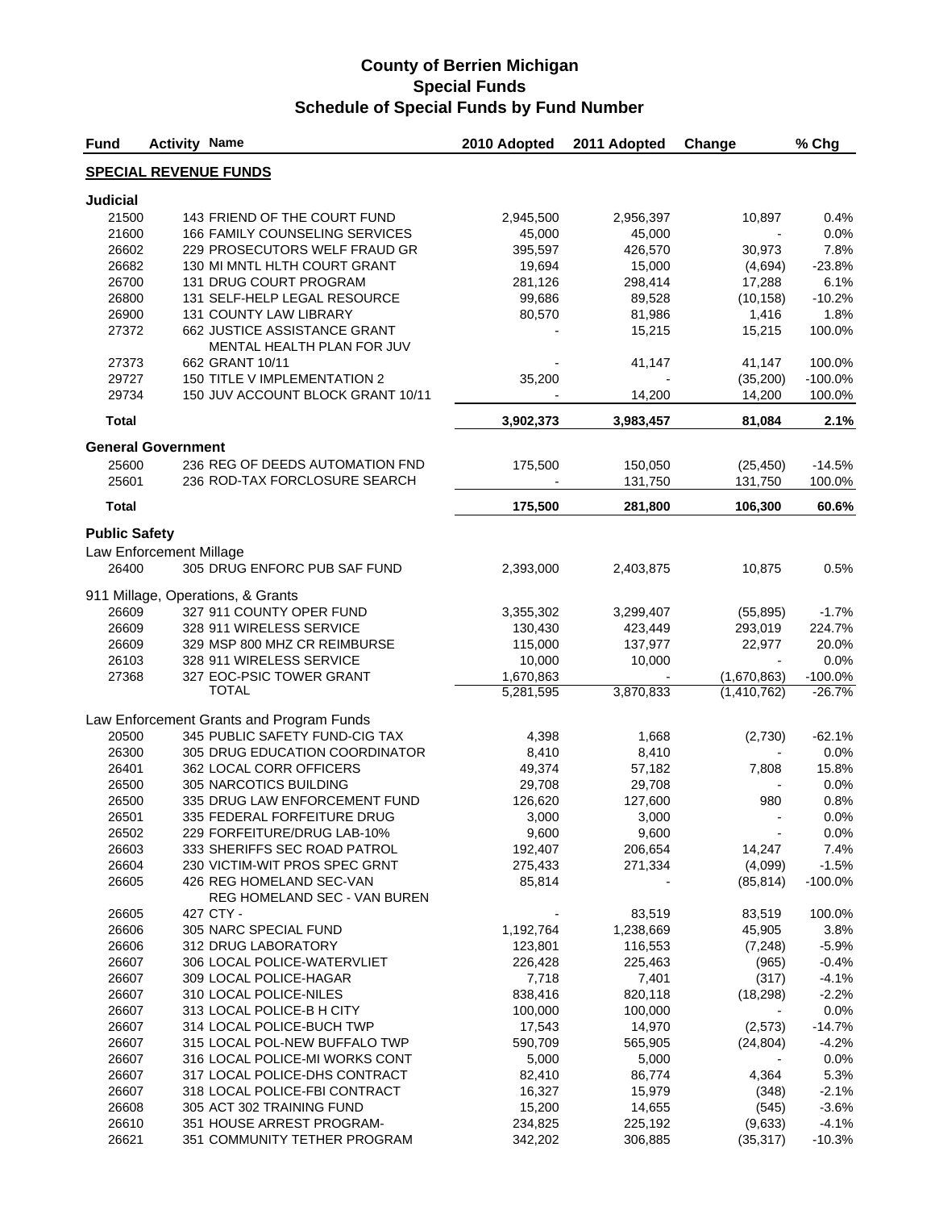# County of Berrien Michigan
## Special Funds
### Schedule of Special Funds by Fund Number

| Fund | Activity | Name | 2010 Adopted | 2011 Adopted | Change | % Chg |
|---|---|---|---|---|---|---|
| **SPECIAL REVENUE FUNDS** | | | | | | |
| **Judicial** | | | | | | |
| 21500 | 143 | FRIEND OF THE COURT FUND | 2,945,500 | 2,956,397 | 10,897 | 0.4% |
| 21600 | 166 | FAMILY COUNSELING SERVICES | 45,000 | 45,000 | - | 0.0% |
| 26602 | 229 | PROSECUTORS WELF FRAUD GR | 395,597 | 426,570 | 30,973 | 7.8% |
| 26682 | 130 | MI MNTL HLTH COURT GRANT | 19,694 | 15,000 | (4,694) | -23.8% |
| 26700 | 131 | DRUG COURT PROGRAM | 281,126 | 298,414 | 17,288 | 6.1% |
| 26800 | 131 | SELF-HELP LEGAL RESOURCE | 99,686 | 89,528 | (10,158) | -10.2% |
| 26900 | 131 | COUNTY LAW LIBRARY | 80,570 | 81,986 | 1,416 | 1.8% |
| 27372 | 662 | JUSTICE ASSISTANCE GRANT | - | 15,215 | 15,215 | 100.0% |
| 27373 | 662 | MENTAL HEALTH PLAN FOR JUV GRANT 10/11 | - | 41,147 | 41,147 | 100.0% |
| 29727 | 150 | TITLE V IMPLEMENTATION 2 | 35,200 | - | (35,200) | -100.0% |
| 29734 | 150 | JUV ACCOUNT BLOCK GRANT 10/11 | - | 14,200 | 14,200 | 100.0% |
| **Total** | | | **3,902,373** | **3,983,457** | **81,084** | **2.1%** |
| **General Government** | | | | | | |
| 25600 | 236 | REG OF DEEDS AUTOMATION FND | 175,500 | 150,050 | (25,450) | -14.5% |
| 25601 | 236 | ROD-TAX FORCLOSURE SEARCH | - | 131,750 | 131,750 | 100.0% |
| **Total** | | | **175,500** | **281,800** | **106,300** | **60.6%** |
| **Public Safety** | | | | | | |
| Law Enforcement Millage | | | | | | |
| 26400 | 305 | DRUG ENFORC PUB SAF FUND | 2,393,000 | 2,403,875 | 10,875 | 0.5% |
| 911 Millage, Operations, & Grants | | | | | | |
| 26609 | 327 | 911 COUNTY OPER FUND | 3,355,302 | 3,299,407 | (55,895) | -1.7% |
| 26609 | 328 | 911 WIRELESS SERVICE | 130,430 | 423,449 | 293,019 | 224.7% |
| 26609 | 329 | MSP 800 MHZ CR REIMBURSE | 115,000 | 137,977 | 22,977 | 20.0% |
| 26103 | 328 | 911 WIRELESS SERVICE | 10,000 | 10,000 | - | 0.0% |
| 27368 | 327 | EOC-PSIC TOWER GRANT | 1,670,863 | - | (1,670,863) | -100.0% |
| | | TOTAL | 5,281,595 | 3,870,833 | (1,410,762) | -26.7% |
| Law Enforcement Grants and Program Funds | | | | | | |
| 20500 | 345 | PUBLIC SAFETY FUND-CIG TAX | 4,398 | 1,668 | (2,730) | -62.1% |
| 26300 | 305 | DRUG EDUCATION COORDINATOR | 8,410 | 8,410 | - | 0.0% |
| 26401 | 362 | LOCAL CORR OFFICERS | 49,374 | 57,182 | 7,808 | 15.8% |
| 26500 | 305 | NARCOTICS BUILDING | 29,708 | 29,708 | - | 0.0% |
| 26500 | 335 | DRUG LAW ENFORCEMENT FUND | 126,620 | 127,600 | 980 | 0.8% |
| 26501 | 335 | FEDERAL FORFEITURE DRUG | 3,000 | 3,000 | - | 0.0% |
| 26502 | 229 | FORFEITURE/DRUG LAB-10% | 9,600 | 9,600 | - | 0.0% |
| 26603 | 333 | SHERIFFS SEC ROAD PATROL | 192,407 | 206,654 | 14,247 | 7.4% |
| 26604 | 230 | VICTIM-WIT PROS SPEC GRNT | 275,433 | 271,334 | (4,099) | -1.5% |
| 26605 | 426 | REG HOMELAND SEC-VAN | 85,814 | - | (85,814) | -100.0% |
| 26605 | 427 | REG HOMELAND SEC - VAN BUREN CTY - | - | 83,519 | 83,519 | 100.0% |
| 26606 | 305 | NARC SPECIAL FUND | 1,192,764 | 1,238,669 | 45,905 | 3.8% |
| 26606 | 312 | DRUG LABORATORY | 123,801 | 116,553 | (7,248) | -5.9% |
| 26607 | 306 | LOCAL POLICE-WATERVLIET | 226,428 | 225,463 | (965) | -0.4% |
| 26607 | 309 | LOCAL POLICE-HAGAR | 7,718 | 7,401 | (317) | -4.1% |
| 26607 | 310 | LOCAL POLICE-NILES | 838,416 | 820,118 | (18,298) | -2.2% |
| 26607 | 313 | LOCAL POLICE-B H CITY | 100,000 | 100,000 | - | 0.0% |
| 26607 | 314 | LOCAL POLICE-BUCH TWP | 17,543 | 14,970 | (2,573) | -14.7% |
| 26607 | 315 | LOCAL POL-NEW BUFFALO TWP | 590,709 | 565,905 | (24,804) | -4.2% |
| 26607 | 316 | LOCAL POLICE-MI WORKS CONT | 5,000 | 5,000 | - | 0.0% |
| 26607 | 317 | LOCAL POLICE-DHS CONTRACT | 82,410 | 86,774 | 4,364 | 5.3% |
| 26607 | 318 | LOCAL POLICE-FBI CONTRACT | 16,327 | 15,979 | (348) | -2.1% |
| 26608 | 305 | ACT 302 TRAINING FUND | 15,200 | 14,655 | (545) | -3.6% |
| 26610 | 351 | HOUSE ARREST PROGRAM- | 234,825 | 225,192 | (9,633) | -4.1% |
| 26621 | 351 | COMMUNITY TETHER PROGRAM | 342,202 | 306,885 | (35,317) | -10.3% |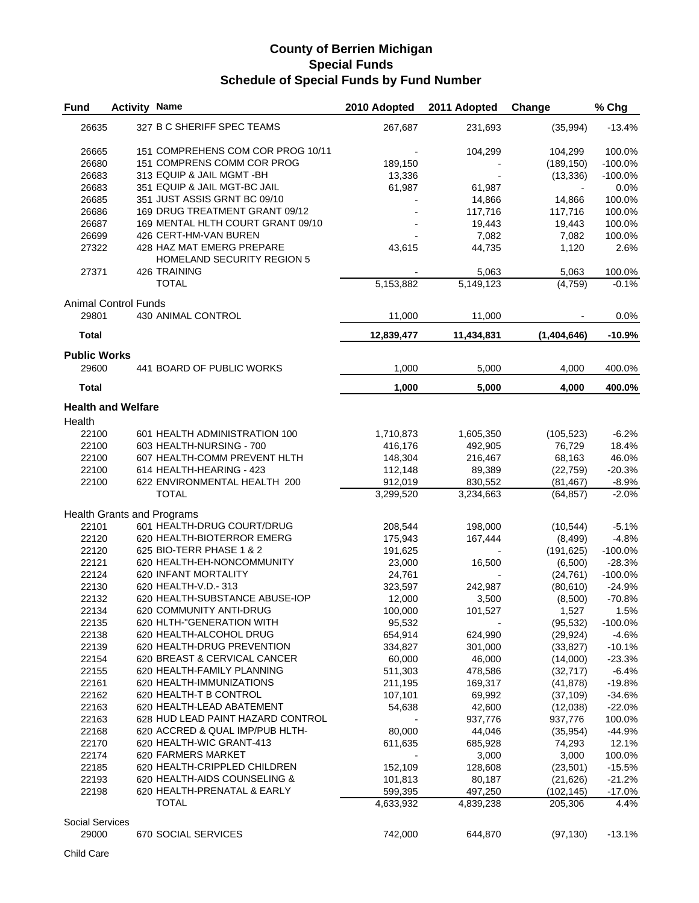# County of Berrien Michigan
## Special Funds
### Schedule of Special Funds by Fund Number

| Fund | Activity | Name | 2010 Adopted | 2011 Adopted | Change | % Chg |
|---|---|---|---|---|---|---|
| 26635 | 327 | B C SHERIFF SPEC TEAMS | 267,687 | 231,693 | (35,994) | -13.4% |
| 26665 | 151 | COMPREHENS COM COR PROG 10/11 | - | 104,299 | 104,299 | 100.0% |
| 26680 | 151 | COMPRENS COMM COR PROG | 189,150 | - | (189,150) | -100.0% |
| 26683 | 313 | EQUIP & JAIL MGMT -BH | 13,336 | - | (13,336) | -100.0% |
| 26683 | 351 | EQUIP & JAIL MGT-BC JAIL | 61,987 | 61,987 | - | 0.0% |
| 26685 | 351 | JUST ASSIS GRNT BC 09/10 | - | 14,866 | 14,866 | 100.0% |
| 26686 | 169 | DRUG TREATMENT GRANT 09/12 | - | 117,716 | 117,716 | 100.0% |
| 26687 | 169 | MENTAL HLTH COURT GRANT 09/10 | - | 19,443 | 19,443 | 100.0% |
| 26699 | 426 | CERT-HM-VAN BUREN | - | 7,082 | 7,082 | 100.0% |
| 27322 | 428 | HAZ MAT EMERG PREPARE HOMELAND SECURITY REGION 5 | 43,615 | 44,735 | 1,120 | 2.6% |
| 27371 | 426 | TRAINING | - | 5,063 | 5,063 | 100.0% |
| | | TOTAL | 5,153,882 | 5,149,123 | (4,759) | -0.1% |
| Animal Control Funds | | | | | | |
| 29801 | 430 | ANIMAL CONTROL | 11,000 | 11,000 | - | 0.0% |
| **Total** | | | **12,839,477** | **11,434,831** | **(1,404,646)** | **-10.9%** |
| **Public Works** | | | | | | |
| 29600 | 441 | BOARD OF PUBLIC WORKS | 1,000 | 5,000 | 4,000 | 400.0% |
| **Total** | | | **1,000** | **5,000** | **4,000** | **400.0%** |
| **Health and Welfare** | | | | | | |
| Health | | | | | | |
| 22100 | 601 | HEALTH ADMINISTRATION 100 | 1,710,873 | 1,605,350 | (105,523) | -6.2% |
| 22100 | 603 | HEALTH-NURSING - 700 | 416,176 | 492,905 | 76,729 | 18.4% |
| 22100 | 607 | HEALTH-COMM PREVENT HLTH | 148,304 | 216,467 | 68,163 | 46.0% |
| 22100 | 614 | HEALTH-HEARING - 423 | 112,148 | 89,389 | (22,759) | -20.3% |
| 22100 | 622 | ENVIRONMENTAL HEALTH 200 | 912,019 | 830,552 | (81,467) | -8.9% |
| | | TOTAL | 3,299,520 | 3,234,663 | (64,857) | -2.0% |
| Health Grants and Programs | | | | | | |
| 22101 | 601 | HEALTH-DRUG COURT/DRUG | 208,544 | 198,000 | (10,544) | -5.1% |
| 22120 | 620 | HEALTH-BIOTERROR EMERG | 175,943 | 167,444 | (8,499) | -4.8% |
| 22120 | 625 | BIO-TERR PHASE 1 & 2 | 191,625 | - | (191,625) | -100.0% |
| 22121 | 620 | HEALTH-EH-NONCOMMUNITY | 23,000 | 16,500 | (6,500) | -28.3% |
| 22124 | 620 | INFANT MORTALITY | 24,761 | - | (24,761) | -100.0% |
| 22130 | 620 | HEALTH-V.D.- 313 | 323,597 | 242,987 | (80,610) | -24.9% |
| 22132 | 620 | HEALTH-SUBSTANCE ABUSE-IOP | 12,000 | 3,500 | (8,500) | -70.8% |
| 22134 | 620 | COMMUNITY ANTI-DRUG | 100,000 | 101,527 | 1,527 | 1.5% |
| 22135 | 620 | HLTH-"GENERATION WITH | 95,532 | - | (95,532) | -100.0% |
| 22138 | 620 | HEALTH-ALCOHOL DRUG | 654,914 | 624,990 | (29,924) | -4.6% |
| 22139 | 620 | HEALTH-DRUG PREVENTION | 334,827 | 301,000 | (33,827) | -10.1% |
| 22154 | 620 | BREAST & CERVICAL CANCER | 60,000 | 46,000 | (14,000) | -23.3% |
| 22155 | 620 | HEALTH-FAMILY PLANNING | 511,303 | 478,586 | (32,717) | -6.4% |
| 22161 | 620 | HEALTH-IMMUNIZATIONS | 211,195 | 169,317 | (41,878) | -19.8% |
| 22162 | 620 | HEALTH-T B CONTROL | 107,101 | 69,992 | (37,109) | -34.6% |
| 22163 | 620 | HEALTH-LEAD ABATEMENT | 54,638 | 42,600 | (12,038) | -22.0% |
| 22163 | 628 | HUD LEAD PAINT HAZARD CONTROL | - | 937,776 | 937,776 | 100.0% |
| 22168 | 620 | ACCRED & QUAL IMP/PUB HLTH- | 80,000 | 44,046 | (35,954) | -44.9% |
| 22170 | 620 | HEALTH-WIC GRANT-413 | 611,635 | 685,928 | 74,293 | 12.1% |
| 22174 | 620 | FARMERS MARKET | - | 3,000 | 3,000 | 100.0% |
| 22185 | 620 | HEALTH-CRIPPLED CHILDREN | 152,109 | 128,608 | (23,501) | -15.5% |
| 22193 | 620 | HEALTH-AIDS COUNSELING & | 101,813 | 80,187 | (21,626) | -21.2% |
| 22198 | 620 | HEALTH-PRENATAL & EARLY | 599,395 | 497,250 | (102,145) | -17.0% |
| | | TOTAL | 4,633,932 | 4,839,238 | 205,306 | 4.4% |
| Social Services | | | | | | |
| 29000 | 670 | SOCIAL SERVICES | 742,000 | 644,870 | (97,130) | -13.1% |
| Child Care | | | | | | |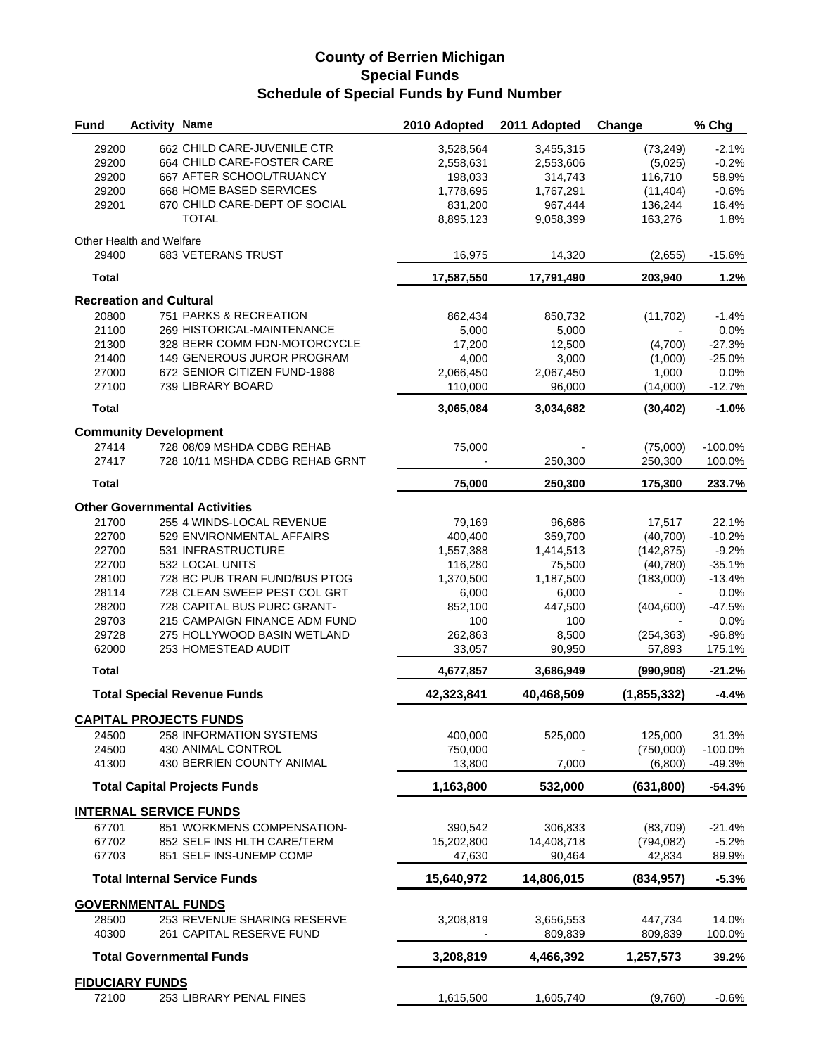# County of Berrien Michigan
## Special Funds
### Schedule of Special Funds by Fund Number

| Fund | Activity | Name | 2010 Adopted | 2011 Adopted | Change | % Chg |
|---|---|---|---|---|---|---|
| 29200 | 662 | CHILD CARE-JUVENILE CTR | 3,528,564 | 3,455,315 | (73,249) | -2.1% |
| 29200 | 664 | CHILD CARE-FOSTER CARE | 2,558,631 | 2,553,606 | (5,025) | -0.2% |
| 29200 | 667 | AFTER SCHOOL/TRUANCY | 198,033 | 314,743 | 116,710 | 58.9% |
| 29200 | 668 | HOME BASED SERVICES | 1,778,695 | 1,767,291 | (11,404) | -0.6% |
| 29201 | 670 | CHILD CARE-DEPT OF SOCIAL | 831,200 | 967,444 | 136,244 | 16.4% |
| | | TOTAL | 8,895,123 | 9,058,399 | 163,276 | 1.8% |
| Other Health and Welfare | | | | | | |
| 29400 | 683 | VETERANS TRUST | 16,975 | 14,320 | (2,655) | -15.6% |
| **Total** | | | **17,587,550** | **17,791,490** | **203,940** | **1.2%** |
| **Recreation and Cultural** | | | | | | |
| 20800 | 751 | PARKS & RECREATION | 862,434 | 850,732 | (11,702) | -1.4% |
| 21100 | 269 | HISTORICAL-MAINTENANCE | 5,000 | 5,000 | - | 0.0% |
| 21300 | 328 | BERR COMM FDN-MOTORCYCLE | 17,200 | 12,500 | (4,700) | -27.3% |
| 21400 | 149 | GENEROUS JUROR PROGRAM | 4,000 | 3,000 | (1,000) | -25.0% |
| 27000 | 672 | SENIOR CITIZEN FUND-1988 | 2,066,450 | 2,067,450 | 1,000 | 0.0% |
| 27100 | 739 | LIBRARY BOARD | 110,000 | 96,000 | (14,000) | -12.7% |
| **Total** | | | **3,065,084** | **3,034,682** | **(30,402)** | **-1.0%** |
| **Community Development** | | | | | | |
| 27414 | 728 | 08/09 MSHDA CDBG REHAB | 75,000 | - | (75,000) | -100.0% |
| 27417 | 728 | 10/11 MSHDA CDBG REHAB GRNT | - | 250,300 | 250,300 | 100.0% |
| **Total** | | | **75,000** | **250,300** | **175,300** | **233.7%** |
| **Other Governmental Activities** | | | | | | |
| 21700 | 255 | 4 WINDS-LOCAL REVENUE | 79,169 | 96,686 | 17,517 | 22.1% |
| 22700 | 529 | ENVIRONMENTAL AFFAIRS | 400,400 | 359,700 | (40,700) | -10.2% |
| 22700 | 531 | INFRASTRUCTURE | 1,557,388 | 1,414,513 | (142,875) | -9.2% |
| 22700 | 532 | LOCAL UNITS | 116,280 | 75,500 | (40,780) | -35.1% |
| 28100 | 728 | BC PUB TRAN FUND/BUS PTOG | 1,370,500 | 1,187,500 | (183,000) | -13.4% |
| 28114 | 728 | CLEAN SWEEP PEST COL GRT | 6,000 | 6,000 | - | 0.0% |
| 28200 | 728 | CAPITAL BUS PURC GRANT- | 852,100 | 447,500 | (404,600) | -47.5% |
| 29703 | 215 | CAMPAIGN FINANCE ADM FUND | 100 | 100 | - | 0.0% |
| 29728 | 275 | HOLLYWOOD BASIN WETLAND | 262,863 | 8,500 | (254,363) | -96.8% |
| 62000 | 253 | HOMESTEAD AUDIT | 33,057 | 90,950 | 57,893 | 175.1% |
| **Total** | | | **4,677,857** | **3,686,949** | **(990,908)** | **-21.2%** |
| **Total Special Revenue Funds** | | | **42,323,841** | **40,468,509** | **(1,855,332)** | **-4.4%** |
| **CAPITAL PROJECTS FUNDS** | | | | | | |
| 24500 | 258 | INFORMATION SYSTEMS | 400,000 | 525,000 | 125,000 | 31.3% |
| 24500 | 430 | ANIMAL CONTROL | 750,000 | - | (750,000) | -100.0% |
| 41300 | 430 | BERRIEN COUNTY ANIMAL | 13,800 | 7,000 | (6,800) | -49.3% |
| **Total Capital Projects Funds** | | | **1,163,800** | **532,000** | **(631,800)** | **-54.3%** |
| **INTERNAL SERVICE FUNDS** | | | | | | |
| 67701 | 851 | WORKMENS COMPENSATION- | 390,542 | 306,833 | (83,709) | -21.4% |
| 67702 | 852 | SELF INS HLTH CARE/TERM | 15,202,800 | 14,408,718 | (794,082) | -5.2% |
| 67703 | 851 | SELF INS-UNEMP COMP | 47,630 | 90,464 | 42,834 | 89.9% |
| **Total Internal Service Funds** | | | **15,640,972** | **14,806,015** | **(834,957)** | **-5.3%** |
| **GOVERNMENTAL FUNDS** | | | | | | |
| 28500 | 253 | REVENUE SHARING RESERVE | 3,208,819 | 3,656,553 | 447,734 | 14.0% |
| 40300 | 261 | CAPITAL RESERVE FUND | - | 809,839 | 809,839 | 100.0% |
| **Total Governmental Funds** | | | **3,208,819** | **4,466,392** | **1,257,573** | **39.2%** |
| **FIDUCIARY FUNDS** | | | | | | |
| 72100 | 253 | LIBRARY PENAL FINES | 1,615,500 | 1,605,740 | (9,760) | -0.6% |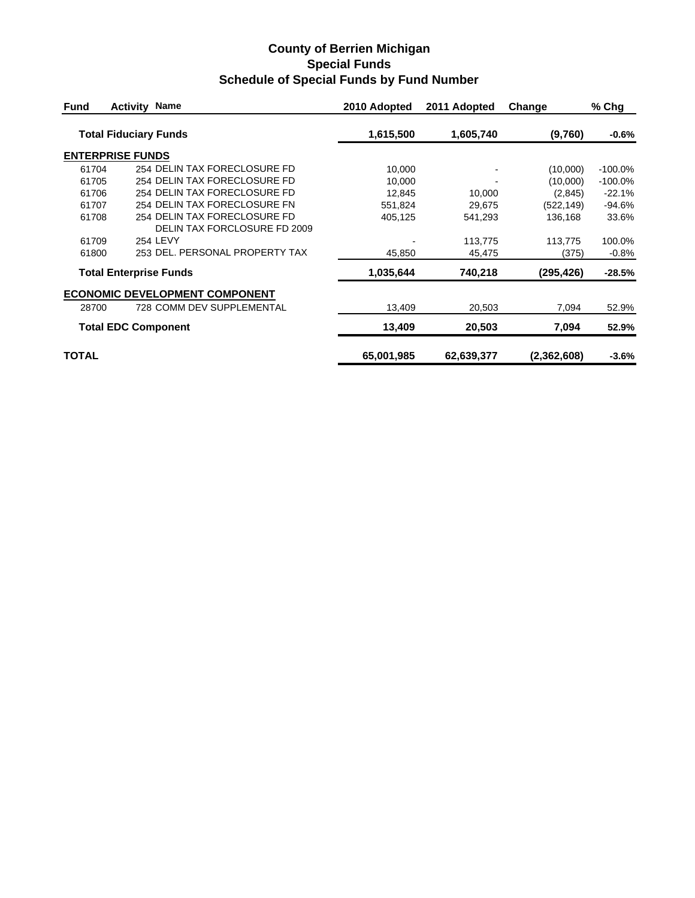# County of Berrien Michigan
## Special Funds
### Schedule of Special Funds by Fund Number

| Fund | Activity | Name | 2010 Adopted | 2011 Adopted | Change | % Chg |
|---|---|---|---|---|---|---|
| **Total Fiduciary Funds** | | | **1,615,500** | **1,605,740** | **(9,760)** | **-0.6%** |
| **ENTERPRISE FUNDS** | | | | | | |
| 61704 | 254 | DELIN TAX FORECLOSURE FD | 10,000 | - | (10,000) | -100.0% |
| 61705 | 254 | DELIN TAX FORECLOSURE FD | 10,000 | - | (10,000) | -100.0% |
| 61706 | 254 | DELIN TAX FORECLOSURE FD | 12,845 | 10,000 | (2,845) | -22.1% |
| 61707 | 254 | DELIN TAX FORECLOSURE FN | 551,824 | 29,675 | (522,149) | -94.6% |
| 61708 | 254 | DELIN TAX FORECLOSURE FD | 405,125 | 541,293 | 136,168 | 33.6% |
| 61709 | 254 | DELIN TAX FORCLOSURE FD 2009 LEVY | - | 113,775 | 113,775 | 100.0% |
| 61800 | 253 | DEL. PERSONAL PROPERTY TAX | 45,850 | 45,475 | (375) | -0.8% |
| **Total Enterprise Funds** | | | **1,035,644** | **740,218** | **(295,426)** | **-28.5%** |
| **ECONOMIC DEVELOPMENT COMPONENT** | | | | | | |
| 28700 | 728 | COMM DEV SUPPLEMENTAL | 13,409 | 20,503 | 7,094 | 52.9% |
| **Total EDC Component** | | | **13,409** | **20,503** | **7,094** | **52.9%** |
| **TOTAL** | | | **65,001,985** | **62,639,377** | **(2,362,608)** | **-3.6%** |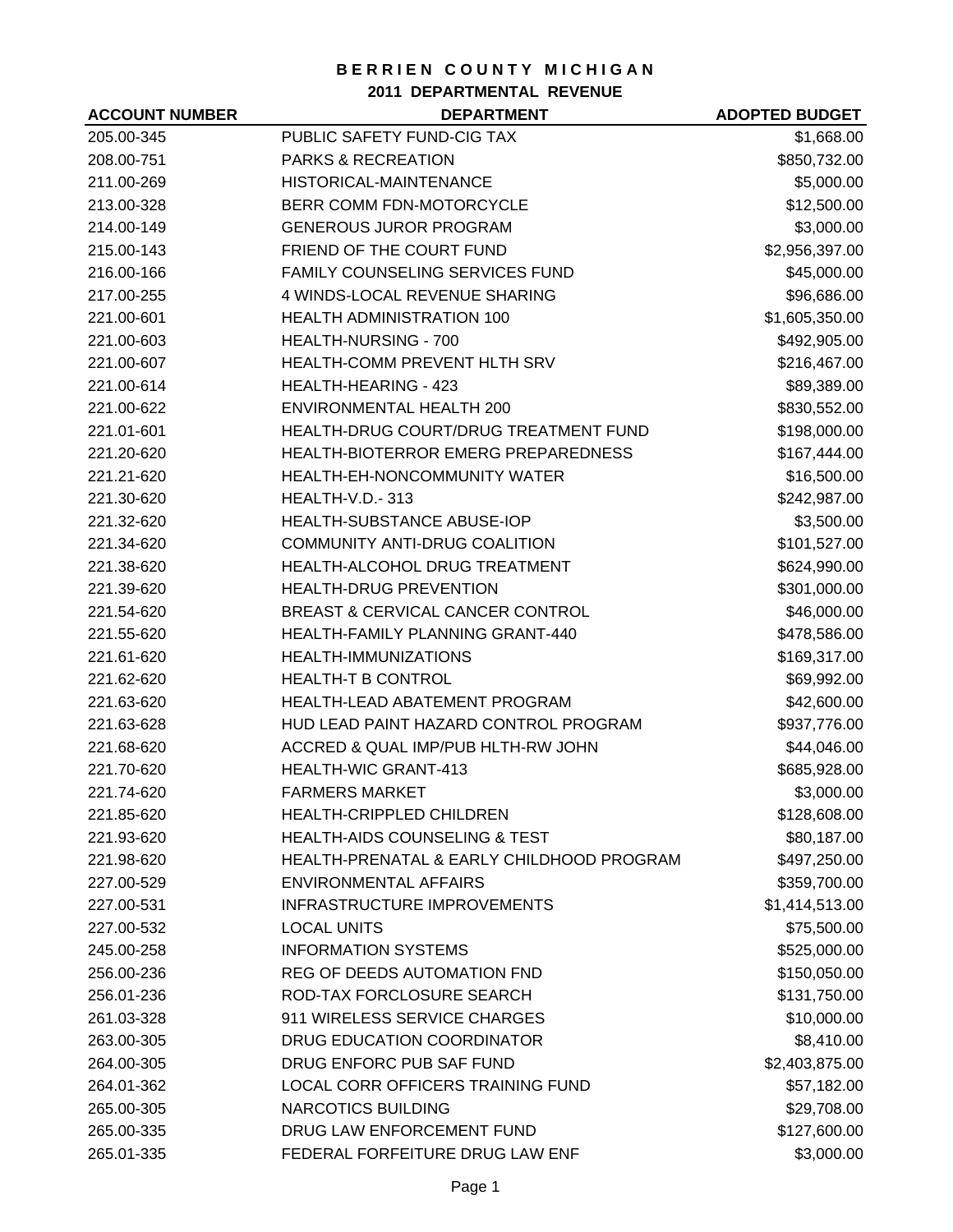# BERRIEN COUNTY MICHIGAN

## 2011 DEPARTMENTAL REVENUE

| ACCOUNT NUMBER | DEPARTMENT | ADOPTED BUDGET |
|---|---|---|
| 205.00-345 | PUBLIC SAFETY FUND-CIG TAX | $1,668.00 |
| 208.00-751 | PARKS & RECREATION | $850,732.00 |
| 211.00-269 | HISTORICAL-MAINTENANCE | $5,000.00 |
| 213.00-328 | BERR COMM FDN-MOTORCYCLE | $12,500.00 |
| 214.00-149 | GENEROUS JUROR PROGRAM | $3,000.00 |
| 215.00-143 | FRIEND OF THE COURT FUND | $2,956,397.00 |
| 216.00-166 | FAMILY COUNSELING SERVICES FUND | $45,000.00 |
| 217.00-255 | 4 WINDS-LOCAL REVENUE SHARING | $96,686.00 |
| 221.00-601 | HEALTH ADMINISTRATION 100 | $1,605,350.00 |
| 221.00-603 | HEALTH-NURSING - 700 | $492,905.00 |
| 221.00-607 | HEALTH-COMM PREVENT HLTH SRV | $216,467.00 |
| 221.00-614 | HEALTH-HEARING - 423 | $89,389.00 |
| 221.00-622 | ENVIRONMENTAL HEALTH 200 | $830,552.00 |
| 221.01-601 | HEALTH-DRUG COURT/DRUG TREATMENT FUND | $198,000.00 |
| 221.20-620 | HEALTH-BIOTERROR EMERG PREPAREDNESS | $167,444.00 |
| 221.21-620 | HEALTH-EH-NONCOMMUNITY WATER | $16,500.00 |
| 221.30-620 | HEALTH-V.D.- 313 | $242,987.00 |
| 221.32-620 | HEALTH-SUBSTANCE ABUSE-IOP | $3,500.00 |
| 221.34-620 | COMMUNITY ANTI-DRUG COALITION | $101,527.00 |
| 221.38-620 | HEALTH-ALCOHOL DRUG TREATMENT | $624,990.00 |
| 221.39-620 | HEALTH-DRUG PREVENTION | $301,000.00 |
| 221.54-620 | BREAST & CERVICAL CANCER CONTROL | $46,000.00 |
| 221.55-620 | HEALTH-FAMILY PLANNING GRANT-440 | $478,586.00 |
| 221.61-620 | HEALTH-IMMUNIZATIONS | $169,317.00 |
| 221.62-620 | HEALTH-T B CONTROL | $69,992.00 |
| 221.63-620 | HEALTH-LEAD ABATEMENT PROGRAM | $42,600.00 |
| 221.63-628 | HUD LEAD PAINT HAZARD CONTROL PROGRAM | $937,776.00 |
| 221.68-620 | ACCRED & QUAL IMP/PUB HLTH-RW JOHN | $44,046.00 |
| 221.70-620 | HEALTH-WIC GRANT-413 | $685,928.00 |
| 221.74-620 | FARMERS MARKET | $3,000.00 |
| 221.85-620 | HEALTH-CRIPPLED CHILDREN | $128,608.00 |
| 221.93-620 | HEALTH-AIDS COUNSELING & TEST | $80,187.00 |
| 221.98-620 | HEALTH-PRENATAL & EARLY CHILDHOOD PROGRAM | $497,250.00 |
| 227.00-529 | ENVIRONMENTAL AFFAIRS | $359,700.00 |
| 227.00-531 | INFRASTRUCTURE IMPROVEMENTS | $1,414,513.00 |
| 227.00-532 | LOCAL UNITS | $75,500.00 |
| 245.00-258 | INFORMATION SYSTEMS | $525,000.00 |
| 256.00-236 | REG OF DEEDS AUTOMATION FND | $150,050.00 |
| 256.01-236 | ROD-TAX FORCLOSURE SEARCH | $131,750.00 |
| 261.03-328 | 911 WIRELESS SERVICE CHARGES | $10,000.00 |
| 263.00-305 | DRUG EDUCATION COORDINATOR | $8,410.00 |
| 264.00-305 | DRUG ENFORC PUB SAF FUND | $2,403,875.00 |
| 264.01-362 | LOCAL CORR OFFICERS TRAINING FUND | $57,182.00 |
| 265.00-305 | NARCOTICS BUILDING | $29,708.00 |
| 265.00-335 | DRUG LAW ENFORCEMENT FUND | $127,600.00 |
| 265.01-335 | FEDERAL FORFEITURE DRUG LAW ENF | $3,000.00 |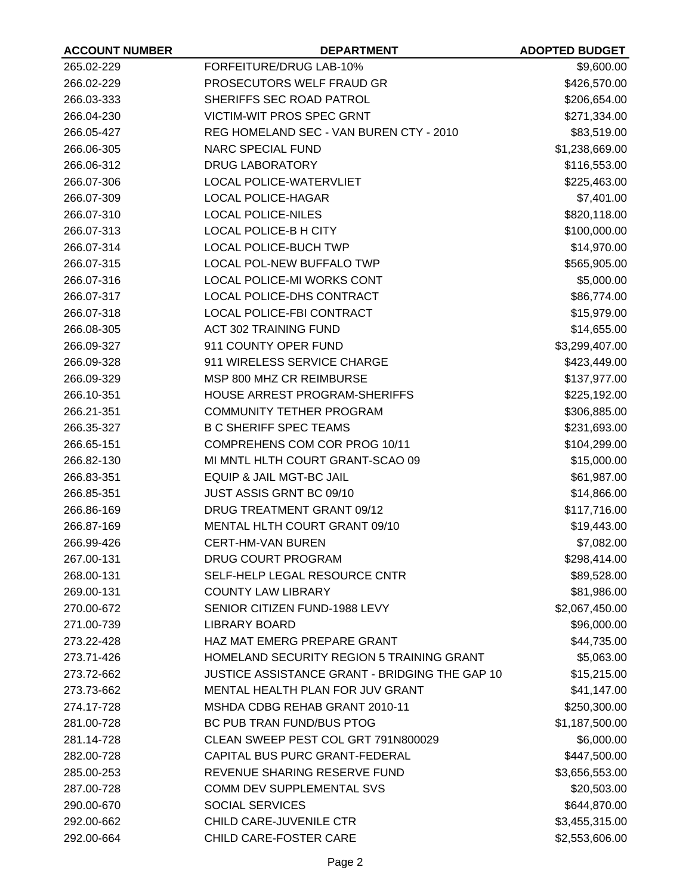| ACCOUNT NUMBER | DEPARTMENT | ADOPTED BUDGET |
|---|---|---|
| 265.02-229 | FORFEITURE/DRUG LAB-10% | $9,600.00 |
| 266.02-229 | PROSECUTORS WELF FRAUD GR | $426,570.00 |
| 266.03-333 | SHERIFFS SEC ROAD PATROL | $206,654.00 |
| 266.04-230 | VICTIM-WIT PROS SPEC GRNT | $271,334.00 |
| 266.05-427 | REG HOMELAND SEC - VAN BUREN CTY - 2010 | $83,519.00 |
| 266.06-305 | NARC SPECIAL FUND | $1,238,669.00 |
| 266.06-312 | DRUG LABORATORY | $116,553.00 |
| 266.07-306 | LOCAL POLICE-WATERVLIET | $225,463.00 |
| 266.07-309 | LOCAL POLICE-HAGAR | $7,401.00 |
| 266.07-310 | LOCAL POLICE-NILES | $820,118.00 |
| 266.07-313 | LOCAL POLICE-B H CITY | $100,000.00 |
| 266.07-314 | LOCAL POLICE-BUCH TWP | $14,970.00 |
| 266.07-315 | LOCAL POL-NEW BUFFALO TWP | $565,905.00 |
| 266.07-316 | LOCAL POLICE-MI WORKS CONT | $5,000.00 |
| 266.07-317 | LOCAL POLICE-DHS CONTRACT | $86,774.00 |
| 266.07-318 | LOCAL POLICE-FBI CONTRACT | $15,979.00 |
| 266.08-305 | ACT 302 TRAINING FUND | $14,655.00 |
| 266.09-327 | 911 COUNTY OPER FUND | $3,299,407.00 |
| 266.09-328 | 911 WIRELESS SERVICE CHARGE | $423,449.00 |
| 266.09-329 | MSP 800 MHZ CR REIMBURSE | $137,977.00 |
| 266.10-351 | HOUSE ARREST PROGRAM-SHERIFFS | $225,192.00 |
| 266.21-351 | COMMUNITY TETHER PROGRAM | $306,885.00 |
| 266.35-327 | B C SHERIFF SPEC TEAMS | $231,693.00 |
| 266.65-151 | COMPREHENS COM COR PROG 10/11 | $104,299.00 |
| 266.82-130 | MI MNTL HLTH COURT GRANT-SCAO 09 | $15,000.00 |
| 266.83-351 | EQUIP & JAIL MGT-BC JAIL | $61,987.00 |
| 266.85-351 | JUST ASSIS GRNT BC 09/10 | $14,866.00 |
| 266.86-169 | DRUG TREATMENT GRANT 09/12 | $117,716.00 |
| 266.87-169 | MENTAL HLTH COURT GRANT 09/10 | $19,443.00 |
| 266.99-426 | CERT-HM-VAN BUREN | $7,082.00 |
| 267.00-131 | DRUG COURT PROGRAM | $298,414.00 |
| 268.00-131 | SELF-HELP LEGAL RESOURCE CNTR | $89,528.00 |
| 269.00-131 | COUNTY LAW LIBRARY | $81,986.00 |
| 270.00-672 | SENIOR CITIZEN FUND-1988 LEVY | $2,067,450.00 |
| 271.00-739 | LIBRARY BOARD | $96,000.00 |
| 273.22-428 | HAZ MAT EMERG PREPARE GRANT | $44,735.00 |
| 273.71-426 | HOMELAND SECURITY REGION 5 TRAINING GRANT | $5,063.00 |
| 273.72-662 | JUSTICE ASSISTANCE GRANT - BRIDGING THE GAP 10 | $15,215.00 |
| 273.73-662 | MENTAL HEALTH PLAN FOR JUV GRANT | $41,147.00 |
| 274.17-728 | MSHDA CDBG REHAB GRANT 2010-11 | $250,300.00 |
| 281.00-728 | BC PUB TRAN FUND/BUS PTOG | $1,187,500.00 |
| 281.14-728 | CLEAN SWEEP PEST COL GRT 791N800029 | $6,000.00 |
| 282.00-728 | CAPITAL BUS PURC GRANT-FEDERAL | $447,500.00 |
| 285.00-253 | REVENUE SHARING RESERVE FUND | $3,656,553.00 |
| 287.00-728 | COMM DEV SUPPLEMENTAL SVS | $20,503.00 |
| 290.00-670 | SOCIAL SERVICES | $644,870.00 |
| 292.00-662 | CHILD CARE-JUVENILE CTR | $3,455,315.00 |
| 292.00-664 | CHILD CARE-FOSTER CARE | $2,553,606.00 |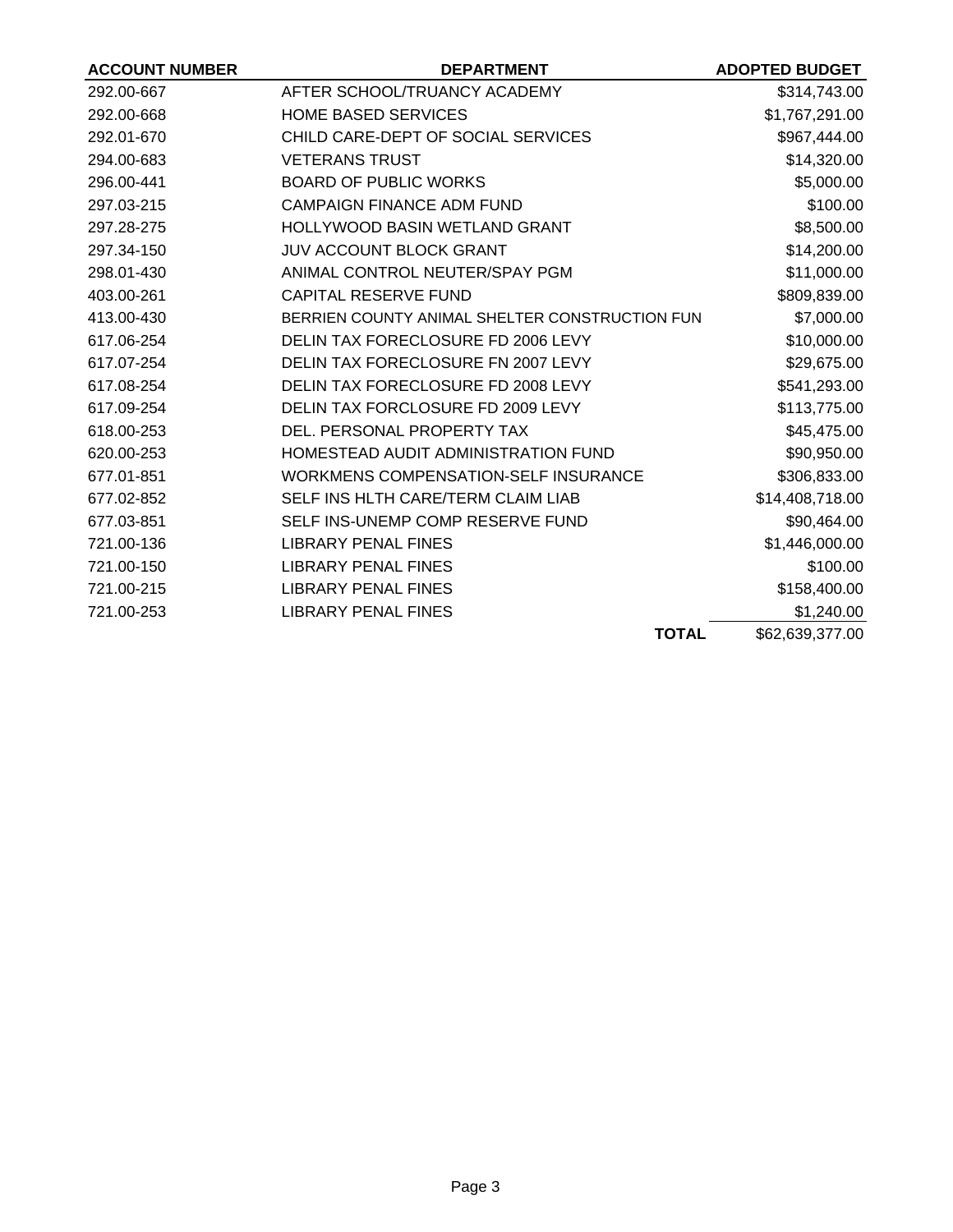| ACCOUNT NUMBER | DEPARTMENT | ADOPTED BUDGET |
| --- | --- | --- |
| 292.00-667 | AFTER SCHOOL/TRUANCY ACADEMY | $314,743.00 |
| 292.00-668 | HOME BASED SERVICES | $1,767,291.00 |
| 292.01-670 | CHILD CARE-DEPT OF SOCIAL SERVICES | $967,444.00 |
| 294.00-683 | VETERANS TRUST | $14,320.00 |
| 296.00-441 | BOARD OF PUBLIC WORKS | $5,000.00 |
| 297.03-215 | CAMPAIGN FINANCE ADM FUND | $100.00 |
| 297.28-275 | HOLLYWOOD BASIN WETLAND GRANT | $8,500.00 |
| 297.34-150 | JUV ACCOUNT BLOCK GRANT | $14,200.00 |
| 298.01-430 | ANIMAL CONTROL NEUTER/SPAY PGM | $11,000.00 |
| 403.00-261 | CAPITAL RESERVE FUND | $809,839.00 |
| 413.00-430 | BERRIEN COUNTY ANIMAL SHELTER CONSTRUCTION FUN | $7,000.00 |
| 617.06-254 | DELIN TAX FORECLOSURE FD 2006 LEVY | $10,000.00 |
| 617.07-254 | DELIN TAX FORECLOSURE FN 2007 LEVY | $29,675.00 |
| 617.08-254 | DELIN TAX FORECLOSURE FD 2008 LEVY | $541,293.00 |
| 617.09-254 | DELIN TAX FORCLOSURE FD 2009 LEVY | $113,775.00 |
| 618.00-253 | DEL. PERSONAL PROPERTY TAX | $45,475.00 |
| 620.00-253 | HOMESTEAD AUDIT ADMINISTRATION FUND | $90,950.00 |
| 677.01-851 | WORKMENS COMPENSATION-SELF INSURANCE | $306,833.00 |
| 677.02-852 | SELF INS HLTH CARE/TERM CLAIM LIAB | $14,408,718.00 |
| 677.03-851 | SELF INS-UNEMP COMP RESERVE FUND | $90,464.00 |
| 721.00-136 | LIBRARY PENAL FINES | $1,446,000.00 |
| 721.00-150 | LIBRARY PENAL FINES | $100.00 |
| 721.00-215 | LIBRARY PENAL FINES | $158,400.00 |
| 721.00-253 | LIBRARY PENAL FINES | $1,240.00 |
| | **TOTAL** | $62,639,377.00 |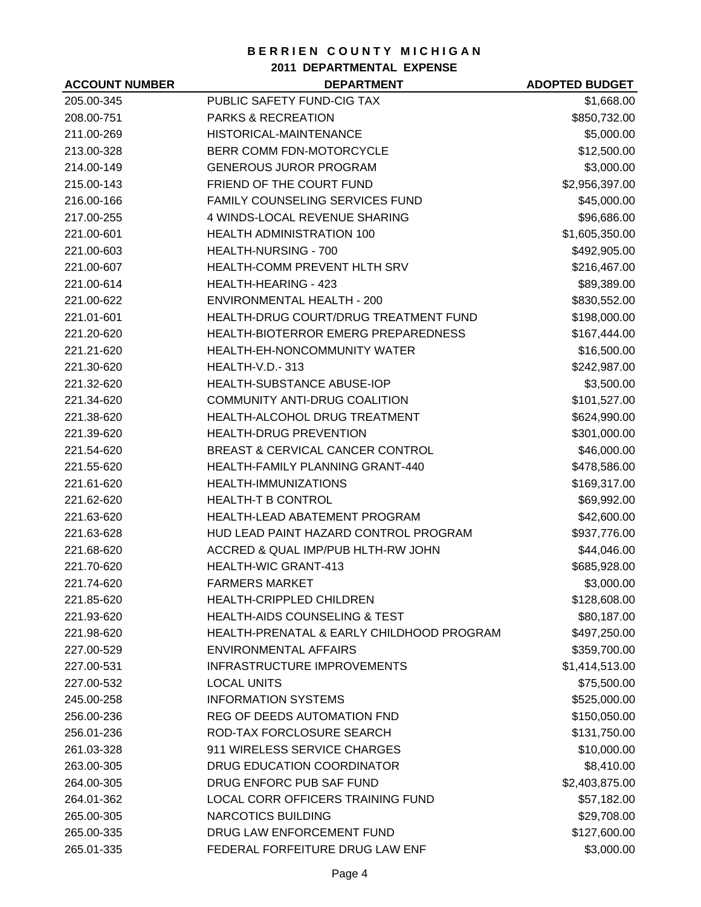# BERRIEN COUNTY MICHIGAN

## 2011 DEPARTMENTAL EXPENSE

| ACCOUNT NUMBER | DEPARTMENT | ADOPTED BUDGET |
|---|---|---|
| 205.00-345 | PUBLIC SAFETY FUND-CIG TAX | $1,668.00 |
| 208.00-751 | PARKS & RECREATION | $850,732.00 |
| 211.00-269 | HISTORICAL-MAINTENANCE | $5,000.00 |
| 213.00-328 | BERR COMM FDN-MOTORCYCLE | $12,500.00 |
| 214.00-149 | GENEROUS JUROR PROGRAM | $3,000.00 |
| 215.00-143 | FRIEND OF THE COURT FUND | $2,956,397.00 |
| 216.00-166 | FAMILY COUNSELING SERVICES FUND | $45,000.00 |
| 217.00-255 | 4 WINDS-LOCAL REVENUE SHARING | $96,686.00 |
| 221.00-601 | HEALTH ADMINISTRATION 100 | $1,605,350.00 |
| 221.00-603 | HEALTH-NURSING - 700 | $492,905.00 |
| 221.00-607 | HEALTH-COMM PREVENT HLTH SRV | $216,467.00 |
| 221.00-614 | HEALTH-HEARING - 423 | $89,389.00 |
| 221.00-622 | ENVIRONMENTAL HEALTH - 200 | $830,552.00 |
| 221.01-601 | HEALTH-DRUG COURT/DRUG TREATMENT FUND | $198,000.00 |
| 221.20-620 | HEALTH-BIOTERROR EMERG PREPAREDNESS | $167,444.00 |
| 221.21-620 | HEALTH-EH-NONCOMMUNITY WATER | $16,500.00 |
| 221.30-620 | HEALTH-V.D.- 313 | $242,987.00 |
| 221.32-620 | HEALTH-SUBSTANCE ABUSE-IOP | $3,500.00 |
| 221.34-620 | COMMUNITY ANTI-DRUG COALITION | $101,527.00 |
| 221.38-620 | HEALTH-ALCOHOL DRUG TREATMENT | $624,990.00 |
| 221.39-620 | HEALTH-DRUG PREVENTION | $301,000.00 |
| 221.54-620 | BREAST & CERVICAL CANCER CONTROL | $46,000.00 |
| 221.55-620 | HEALTH-FAMILY PLANNING GRANT-440 | $478,586.00 |
| 221.61-620 | HEALTH-IMMUNIZATIONS | $169,317.00 |
| 221.62-620 | HEALTH-T B CONTROL | $69,992.00 |
| 221.63-620 | HEALTH-LEAD ABATEMENT PROGRAM | $42,600.00 |
| 221.63-628 | HUD LEAD PAINT HAZARD CONTROL PROGRAM | $937,776.00 |
| 221.68-620 | ACCRED & QUAL IMP/PUB HLTH-RW JOHN | $44,046.00 |
| 221.70-620 | HEALTH-WIC GRANT-413 | $685,928.00 |
| 221.74-620 | FARMERS MARKET | $3,000.00 |
| 221.85-620 | HEALTH-CRIPPLED CHILDREN | $128,608.00 |
| 221.93-620 | HEALTH-AIDS COUNSELING & TEST | $80,187.00 |
| 221.98-620 | HEALTH-PRENATAL & EARLY CHILDHOOD PROGRAM | $497,250.00 |
| 227.00-529 | ENVIRONMENTAL AFFAIRS | $359,700.00 |
| 227.00-531 | INFRASTRUCTURE IMPROVEMENTS | $1,414,513.00 |
| 227.00-532 | LOCAL UNITS | $75,500.00 |
| 245.00-258 | INFORMATION SYSTEMS | $525,000.00 |
| 256.00-236 | REG OF DEEDS AUTOMATION FND | $150,050.00 |
| 256.01-236 | ROD-TAX FORCLOSURE SEARCH | $131,750.00 |
| 261.03-328 | 911 WIRELESS SERVICE CHARGES | $10,000.00 |
| 263.00-305 | DRUG EDUCATION COORDINATOR | $8,410.00 |
| 264.00-305 | DRUG ENFORC PUB SAF FUND | $2,403,875.00 |
| 264.01-362 | LOCAL CORR OFFICERS TRAINING FUND | $57,182.00 |
| 265.00-305 | NARCOTICS BUILDING | $29,708.00 |
| 265.00-335 | DRUG LAW ENFORCEMENT FUND | $127,600.00 |
| 265.01-335 | FEDERAL FORFEITURE DRUG LAW ENF | $3,000.00 |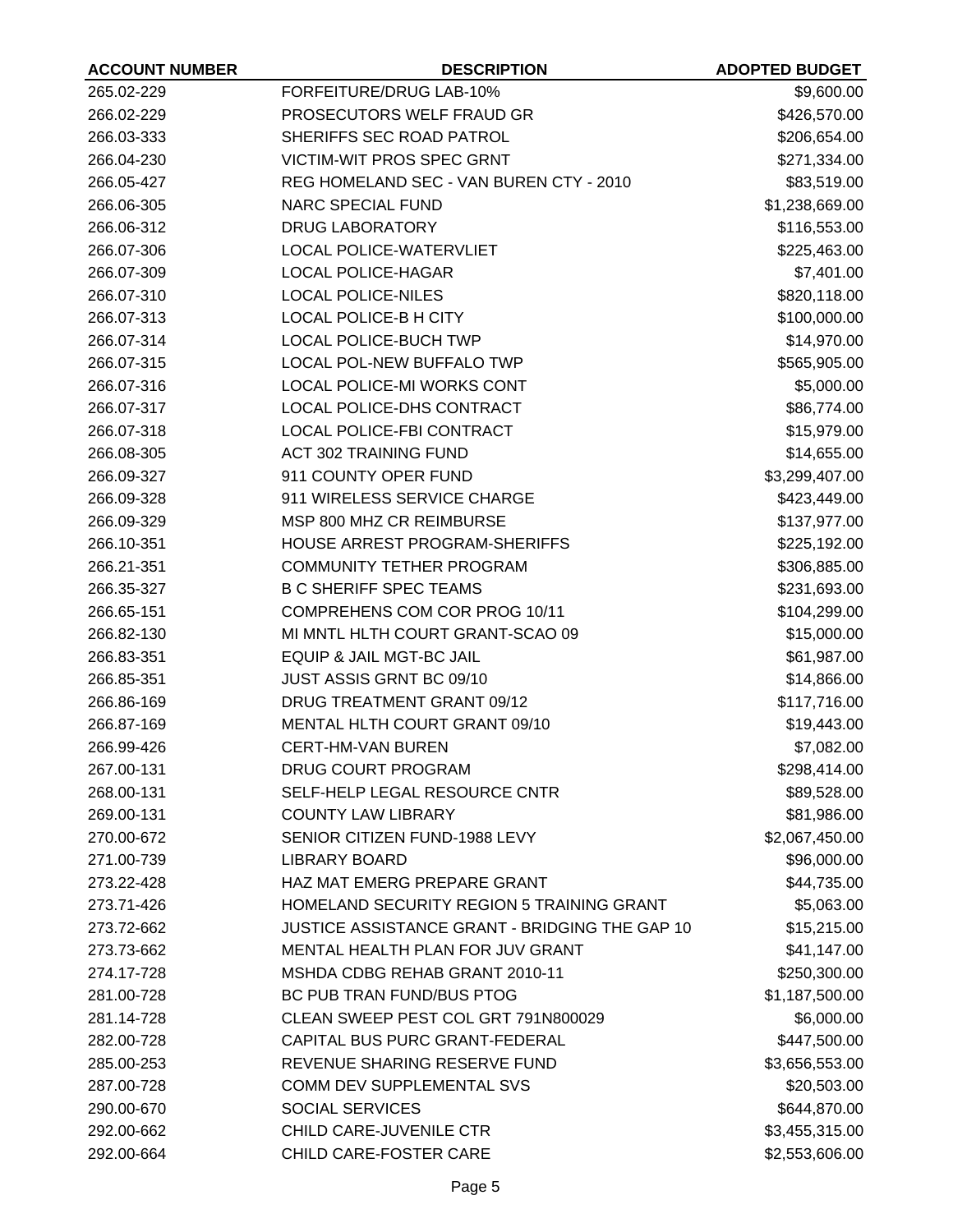| ACCOUNT NUMBER | DESCRIPTION | ADOPTED BUDGET |
| --- | --- | --- |
| 265.02-229 | FORFEITURE/DRUG LAB-10% | $9,600.00 |
| 266.02-229 | PROSECUTORS WELF FRAUD GR | $426,570.00 |
| 266.03-333 | SHERIFFS SEC ROAD PATROL | $206,654.00 |
| 266.04-230 | VICTIM-WIT PROS SPEC GRNT | $271,334.00 |
| 266.05-427 | REG HOMELAND SEC - VAN BUREN CTY - 2010 | $83,519.00 |
| 266.06-305 | NARC SPECIAL FUND | $1,238,669.00 |
| 266.06-312 | DRUG LABORATORY | $116,553.00 |
| 266.07-306 | LOCAL POLICE-WATERVLIET | $225,463.00 |
| 266.07-309 | LOCAL POLICE-HAGAR | $7,401.00 |
| 266.07-310 | LOCAL POLICE-NILES | $820,118.00 |
| 266.07-313 | LOCAL POLICE-B H CITY | $100,000.00 |
| 266.07-314 | LOCAL POLICE-BUCH TWP | $14,970.00 |
| 266.07-315 | LOCAL POL-NEW BUFFALO TWP | $565,905.00 |
| 266.07-316 | LOCAL POLICE-MI WORKS CONT | $5,000.00 |
| 266.07-317 | LOCAL POLICE-DHS CONTRACT | $86,774.00 |
| 266.07-318 | LOCAL POLICE-FBI CONTRACT | $15,979.00 |
| 266.08-305 | ACT 302 TRAINING FUND | $14,655.00 |
| 266.09-327 | 911 COUNTY OPER FUND | $3,299,407.00 |
| 266.09-328 | 911 WIRELESS SERVICE CHARGE | $423,449.00 |
| 266.09-329 | MSP 800 MHZ CR REIMBURSE | $137,977.00 |
| 266.10-351 | HOUSE ARREST PROGRAM-SHERIFFS | $225,192.00 |
| 266.21-351 | COMMUNITY TETHER PROGRAM | $306,885.00 |
| 266.35-327 | B C SHERIFF SPEC TEAMS | $231,693.00 |
| 266.65-151 | COMPREHENS COM COR PROG 10/11 | $104,299.00 |
| 266.82-130 | MI MNTL HLTH COURT GRANT-SCAO 09 | $15,000.00 |
| 266.83-351 | EQUIP & JAIL MGT-BC JAIL | $61,987.00 |
| 266.85-351 | JUST ASSIS GRNT BC 09/10 | $14,866.00 |
| 266.86-169 | DRUG TREATMENT GRANT 09/12 | $117,716.00 |
| 266.87-169 | MENTAL HLTH COURT GRANT 09/10 | $19,443.00 |
| 266.99-426 | CERT-HM-VAN BUREN | $7,082.00 |
| 267.00-131 | DRUG COURT PROGRAM | $298,414.00 |
| 268.00-131 | SELF-HELP LEGAL RESOURCE CNTR | $89,528.00 |
| 269.00-131 | COUNTY LAW LIBRARY | $81,986.00 |
| 270.00-672 | SENIOR CITIZEN FUND-1988 LEVY | $2,067,450.00 |
| 271.00-739 | LIBRARY BOARD | $96,000.00 |
| 273.22-428 | HAZ MAT EMERG PREPARE GRANT | $44,735.00 |
| 273.71-426 | HOMELAND SECURITY REGION 5 TRAINING GRANT | $5,063.00 |
| 273.72-662 | JUSTICE ASSISTANCE GRANT - BRIDGING THE GAP 10 | $15,215.00 |
| 273.73-662 | MENTAL HEALTH PLAN FOR JUV GRANT | $41,147.00 |
| 274.17-728 | MSHDA CDBG REHAB GRANT 2010-11 | $250,300.00 |
| 281.00-728 | BC PUB TRAN FUND/BUS PTOG | $1,187,500.00 |
| 281.14-728 | CLEAN SWEEP PEST COL GRT 791N800029 | $6,000.00 |
| 282.00-728 | CAPITAL BUS PURC GRANT-FEDERAL | $447,500.00 |
| 285.00-253 | REVENUE SHARING RESERVE FUND | $3,656,553.00 |
| 287.00-728 | COMM DEV SUPPLEMENTAL SVS | $20,503.00 |
| 290.00-670 | SOCIAL SERVICES | $644,870.00 |
| 292.00-662 | CHILD CARE-JUVENILE CTR | $3,455,315.00 |
| 292.00-664 | CHILD CARE-FOSTER CARE | $2,553,606.00 |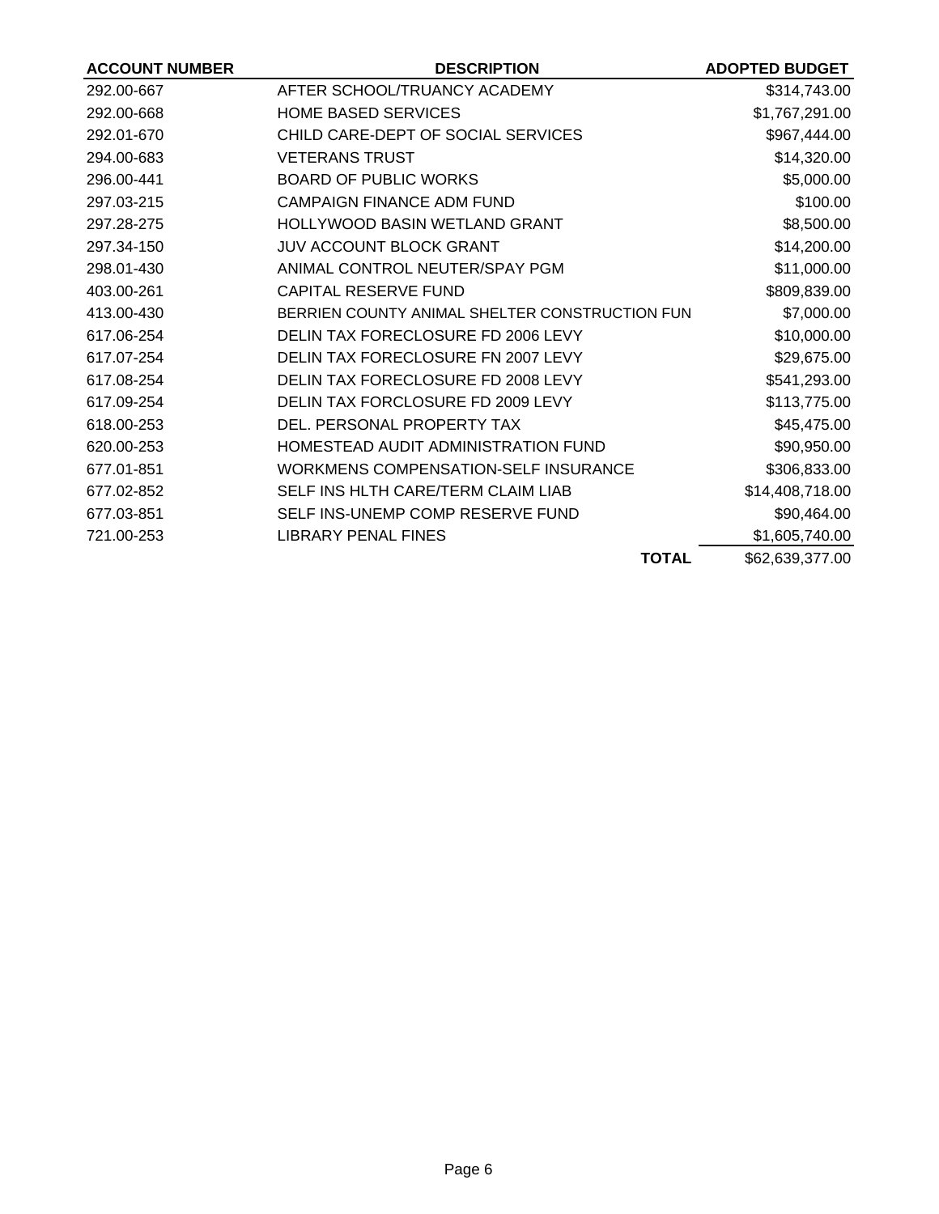| ACCOUNT NUMBER | DESCRIPTION | ADOPTED BUDGET |
| --- | --- | --- |
| 292.00-667 | AFTER SCHOOL/TRUANCY ACADEMY | $314,743.00 |
| 292.00-668 | HOME BASED SERVICES | $1,767,291.00 |
| 292.01-670 | CHILD CARE-DEPT OF SOCIAL SERVICES | $967,444.00 |
| 294.00-683 | VETERANS TRUST | $14,320.00 |
| 296.00-441 | BOARD OF PUBLIC WORKS | $5,000.00 |
| 297.03-215 | CAMPAIGN FINANCE ADM FUND | $100.00 |
| 297.28-275 | HOLLYWOOD BASIN WETLAND GRANT | $8,500.00 |
| 297.34-150 | JUV ACCOUNT BLOCK GRANT | $14,200.00 |
| 298.01-430 | ANIMAL CONTROL NEUTER/SPAY PGM | $11,000.00 |
| 403.00-261 | CAPITAL RESERVE FUND | $809,839.00 |
| 413.00-430 | BERRIEN COUNTY ANIMAL SHELTER CONSTRUCTION FUN | $7,000.00 |
| 617.06-254 | DELIN TAX FORECLOSURE FD 2006 LEVY | $10,000.00 |
| 617.07-254 | DELIN TAX FORECLOSURE FN 2007 LEVY | $29,675.00 |
| 617.08-254 | DELIN TAX FORECLOSURE FD 2008 LEVY | $541,293.00 |
| 617.09-254 | DELIN TAX FORCLOSURE FD 2009 LEVY | $113,775.00 |
| 618.00-253 | DEL. PERSONAL PROPERTY TAX | $45,475.00 |
| 620.00-253 | HOMESTEAD AUDIT ADMINISTRATION FUND | $90,950.00 |
| 677.01-851 | WORKMENS COMPENSATION-SELF INSURANCE | $306,833.00 |
| 677.02-852 | SELF INS HLTH CARE/TERM CLAIM LIAB | $14,408,718.00 |
| 677.03-851 | SELF INS-UNEMP COMP RESERVE FUND | $90,464.00 |
| 721.00-253 | LIBRARY PENAL FINES | $1,605,740.00 |
| | **TOTAL** | $62,639,377.00 |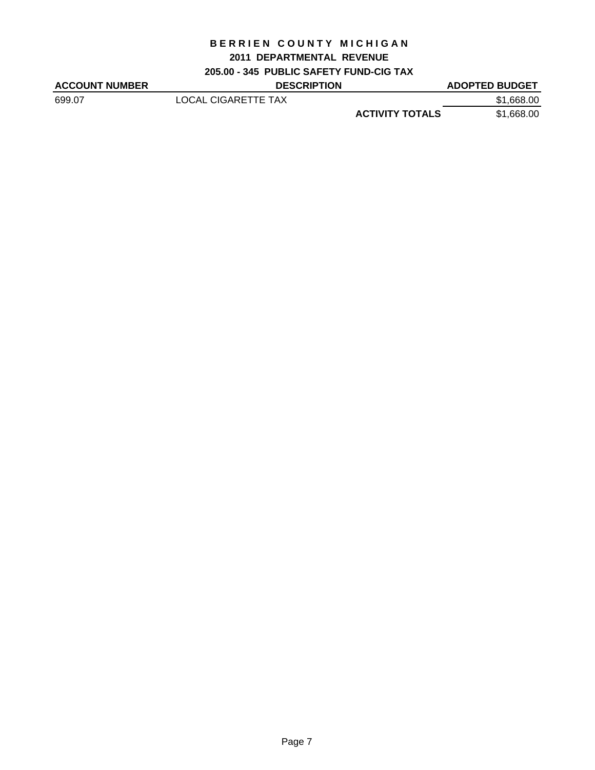# BERRIEN COUNTY MICHIGAN

## 2011 DEPARTMENTAL REVENUE

### 205.00 - 345 PUBLIC SAFETY FUND-CIG TAX

| ACCOUNT NUMBER | DESCRIPTION | | ADOPTED BUDGET |
|---|---|---|---|
| 699.07 | LOCAL CIGARETTE TAX | | $1,668.00 |
| | | **ACTIVITY TOTALS** | $1,668.00 |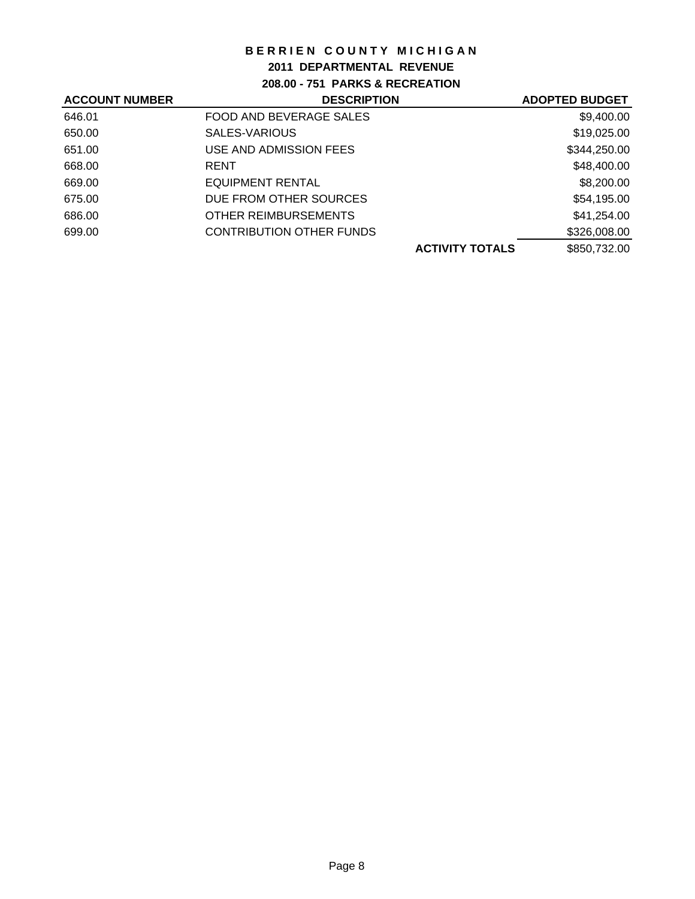# BERRIEN COUNTY MICHIGAN

## 2011 DEPARTMENTAL REVENUE

### 208.00 - 751 PARKS & RECREATION

| ACCOUNT NUMBER | DESCRIPTION | | ADOPTED BUDGET |
|---|---|---|---|
| 646.01 | FOOD AND BEVERAGE SALES | | $9,400.00 |
| 650.00 | SALES-VARIOUS | | $19,025.00 |
| 651.00 | USE AND ADMISSION FEES | | $344,250.00 |
| 668.00 | RENT | | $48,400.00 |
| 669.00 | EQUIPMENT RENTAL | | $8,200.00 |
| 675.00 | DUE FROM OTHER SOURCES | | $54,195.00 |
| 686.00 | OTHER REIMBURSEMENTS | | $41,254.00 |
| 699.00 | CONTRIBUTION OTHER FUNDS | | $326,008.00 |
| | | **ACTIVITY TOTALS** | $850,732.00 |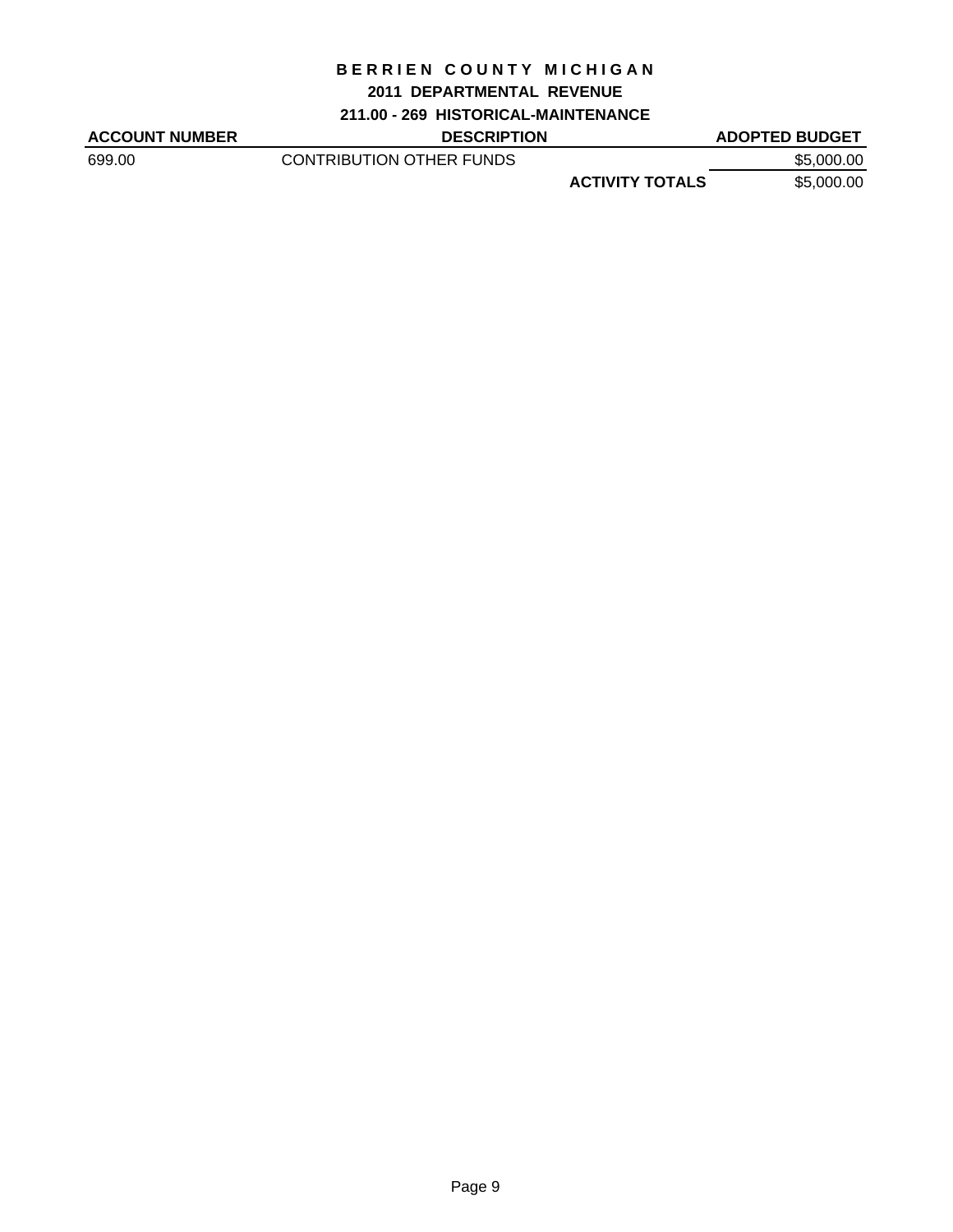# BERRIEN COUNTY MICHIGAN

## 2011 DEPARTMENTAL REVENUE

### 211.00 - 269 HISTORICAL-MAINTENANCE

| ACCOUNT NUMBER | DESCRIPTION | | ADOPTED BUDGET |
|---|---|---|---|
| 699.00 | CONTRIBUTION OTHER FUNDS | | $5,000.00 |
| | | **ACTIVITY TOTALS** | $5,000.00 |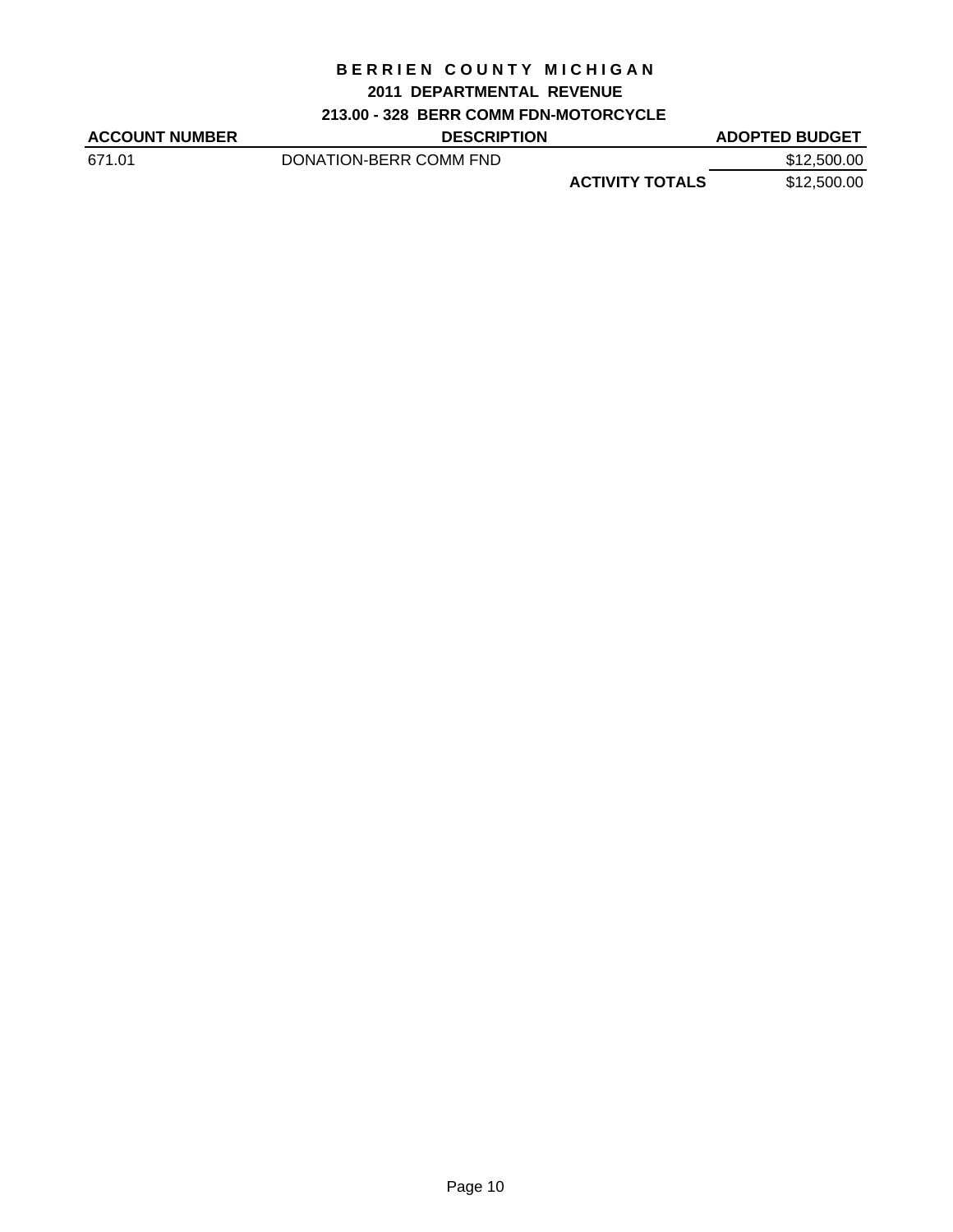# BERRIEN COUNTY MICHIGAN

## 2011 DEPARTMENTAL REVENUE

### 213.00 - 328 BERR COMM FDN-MOTORCYCLE

| ACCOUNT NUMBER | DESCRIPTION | | ADOPTED BUDGET |
|---|---|---|---|
| 671.01 | DONATION-BERR COMM FND | | $12,500.00 |
| | | **ACTIVITY TOTALS** | $12,500.00 |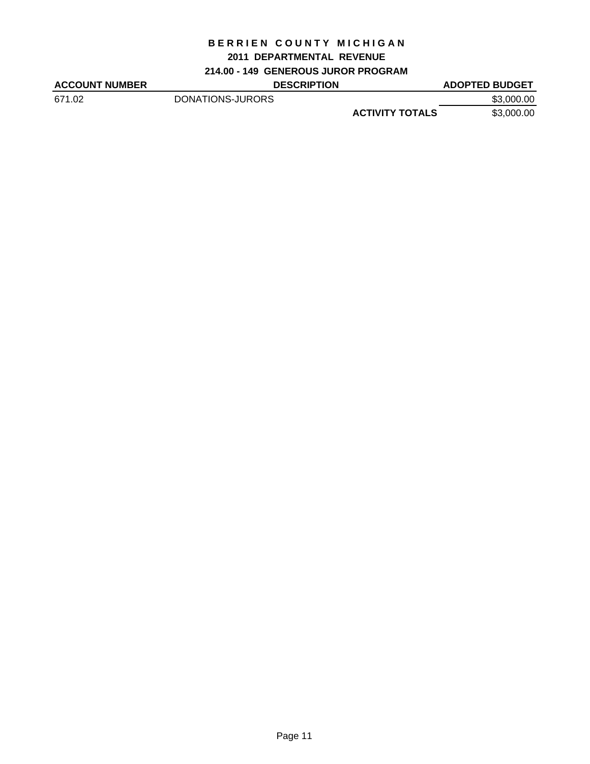# BERRIEN COUNTY MICHIGAN

## 2011 DEPARTMENTAL REVENUE

### 214.00 - 149 GENEROUS JUROR PROGRAM

| ACCOUNT NUMBER | DESCRIPTION | | ADOPTED BUDGET |
|---|---|---|---|
| 671.02 | DONATIONS-JURORS | | $3,000.00 |
| | | **ACTIVITY TOTALS** | $3,000.00 |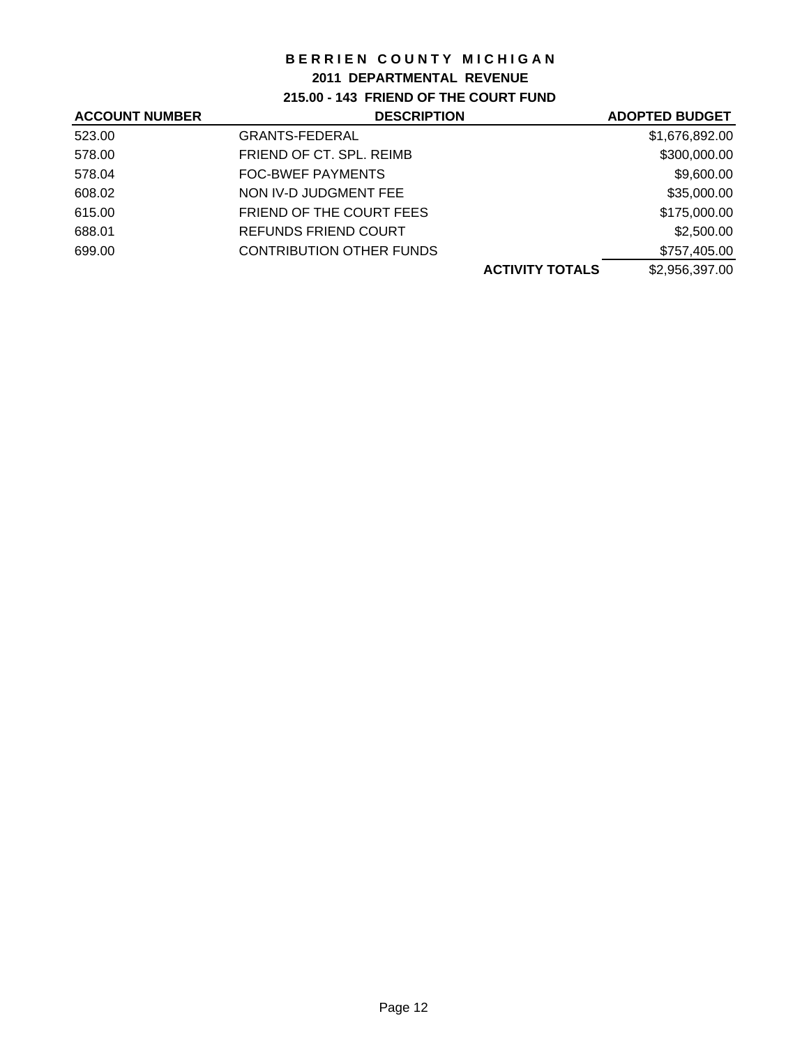# BERRIEN COUNTY MICHIGAN

## 2011 DEPARTMENTAL REVENUE

### 215.00 - 143 FRIEND OF THE COURT FUND

| ACCOUNT NUMBER | DESCRIPTION | | ADOPTED BUDGET |
|---|---|---|---|
| 523.00 | GRANTS-FEDERAL | | $1,676,892.00 |
| 578.00 | FRIEND OF CT. SPL. REIMB | | $300,000.00 |
| 578.04 | FOC-BWEF PAYMENTS | | $9,600.00 |
| 608.02 | NON IV-D JUDGMENT FEE | | $35,000.00 |
| 615.00 | FRIEND OF THE COURT FEES | | $175,000.00 |
| 688.01 | REFUNDS FRIEND COURT | | $2,500.00 |
| 699.00 | CONTRIBUTION OTHER FUNDS | | $757,405.00 |
| | | **ACTIVITY TOTALS** | $2,956,397.00 |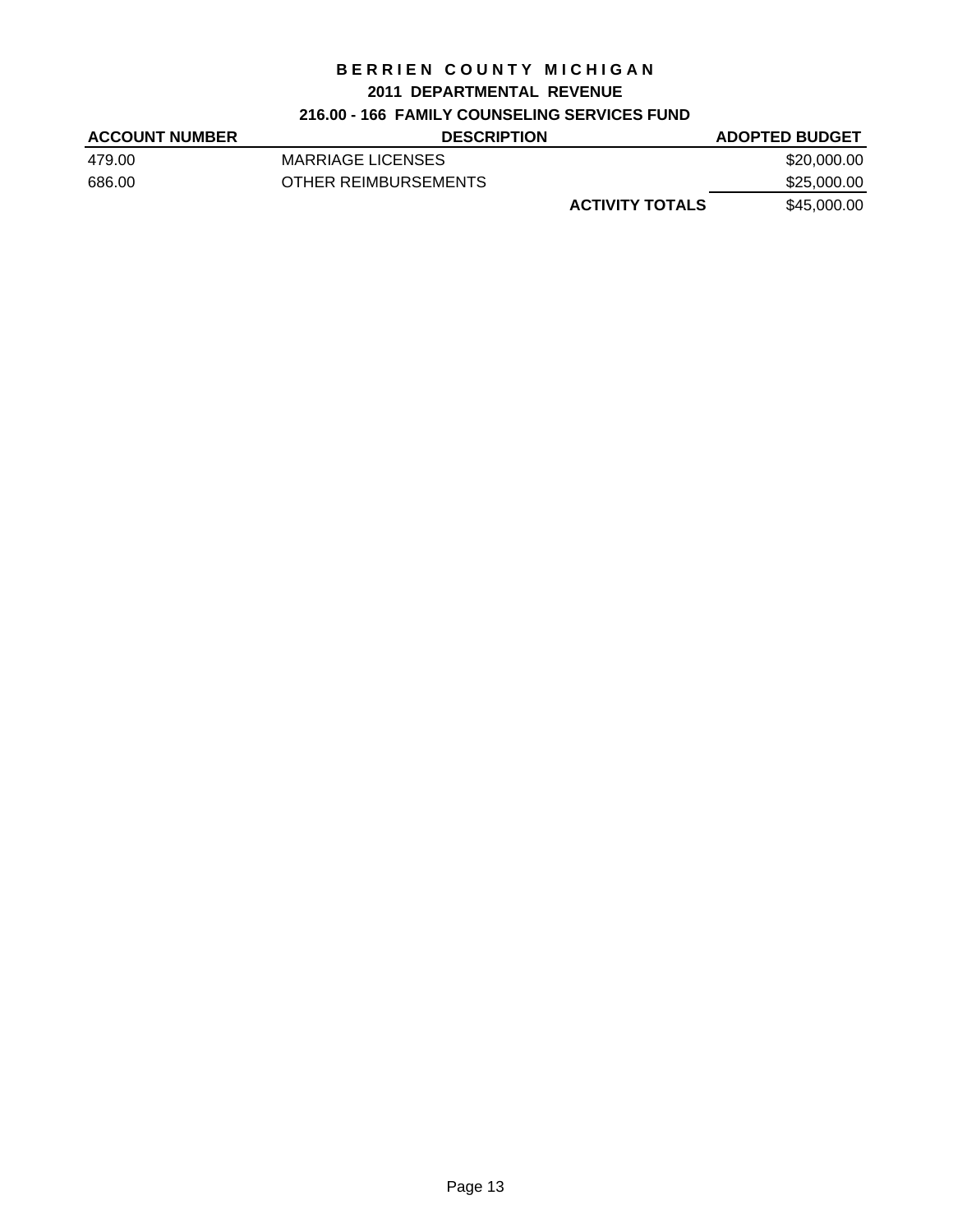# BERRIEN COUNTY MICHIGAN

## 2011 DEPARTMENTAL REVENUE

### 216.00 - 166 FAMILY COUNSELING SERVICES FUND

| ACCOUNT NUMBER | DESCRIPTION | | ADOPTED BUDGET |
|---|---|---|---|
| 479.00 | MARRIAGE LICENSES | | $20,000.00 |
| 686.00 | OTHER REIMBURSEMENTS | | $25,000.00 |
| | | **ACTIVITY TOTALS** | $45,000.00 |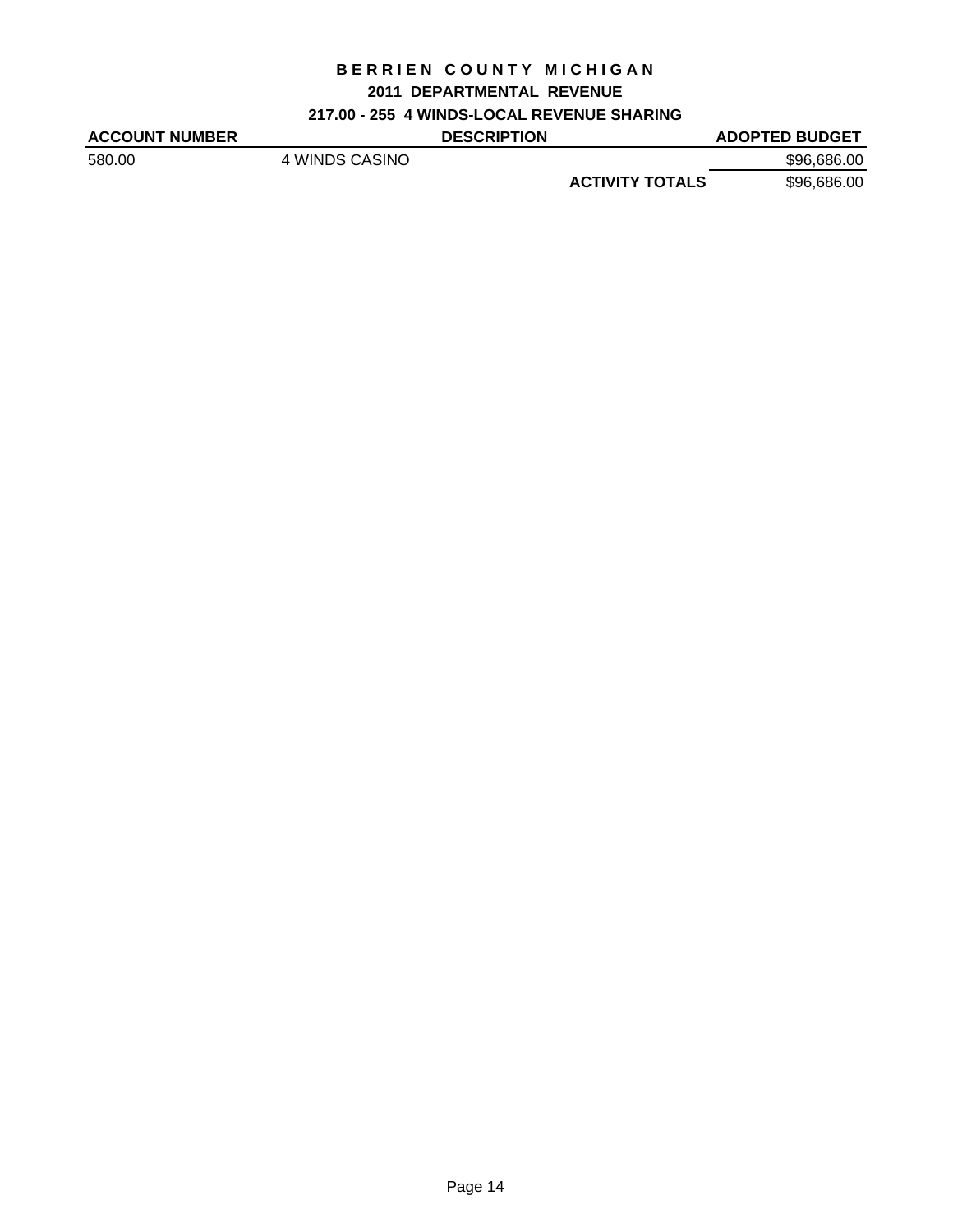# BERRIEN COUNTY MICHIGAN

## 2011 DEPARTMENTAL REVENUE

### 217.00 - 255 4 WINDS-LOCAL REVENUE SHARING

| ACCOUNT NUMBER | DESCRIPTION | | ADOPTED BUDGET |
|---|---|---|---|
| 580.00 | 4 WINDS CASINO | | $96,686.00 |
| | | **ACTIVITY TOTALS** | $96,686.00 |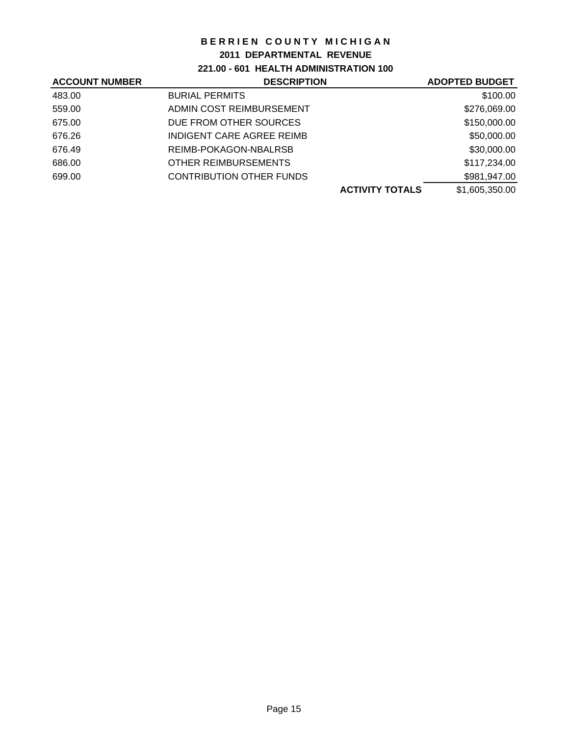# BERRIEN COUNTY MICHIGAN

## 2011 DEPARTMENTAL REVENUE

### 221.00 - 601 HEALTH ADMINISTRATION 100

| ACCOUNT NUMBER | DESCRIPTION | | ADOPTED BUDGET |
|---|---|---|---|
| 483.00 | BURIAL PERMITS | | $100.00 |
| 559.00 | ADMIN COST REIMBURSEMENT | | $276,069.00 |
| 675.00 | DUE FROM OTHER SOURCES | | $150,000.00 |
| 676.26 | INDIGENT CARE AGREE REIMB | | $50,000.00 |
| 676.49 | REIMB-POKAGON-NBALRSB | | $30,000.00 |
| 686.00 | OTHER REIMBURSEMENTS | | $117,234.00 |
| 699.00 | CONTRIBUTION OTHER FUNDS | | $981,947.00 |
| | | **ACTIVITY TOTALS** | $1,605,350.00 |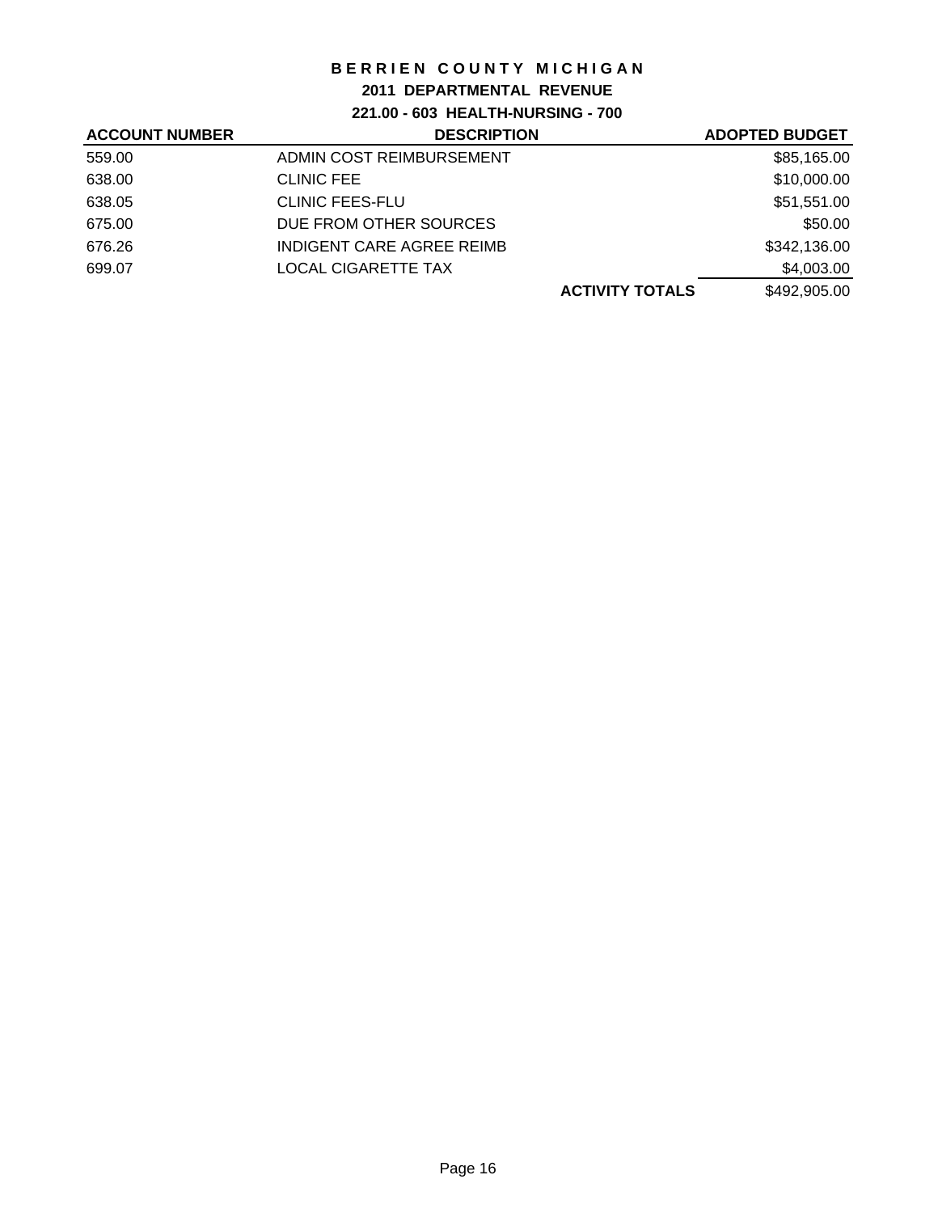# BERRIEN COUNTY MICHIGAN

## 2011 DEPARTMENTAL REVENUE

### 221.00 - 603 HEALTH-NURSING - 700

| ACCOUNT NUMBER | DESCRIPTION | | ADOPTED BUDGET |
|---|---|---|---|
| 559.00 | ADMIN COST REIMBURSEMENT | | $85,165.00 |
| 638.00 | CLINIC FEE | | $10,000.00 |
| 638.05 | CLINIC FEES-FLU | | $51,551.00 |
| 675.00 | DUE FROM OTHER SOURCES | | $50.00 |
| 676.26 | INDIGENT CARE AGREE REIMB | | $342,136.00 |
| 699.07 | LOCAL CIGARETTE TAX | | $4,003.00 |
| | | **ACTIVITY TOTALS** | $492,905.00 |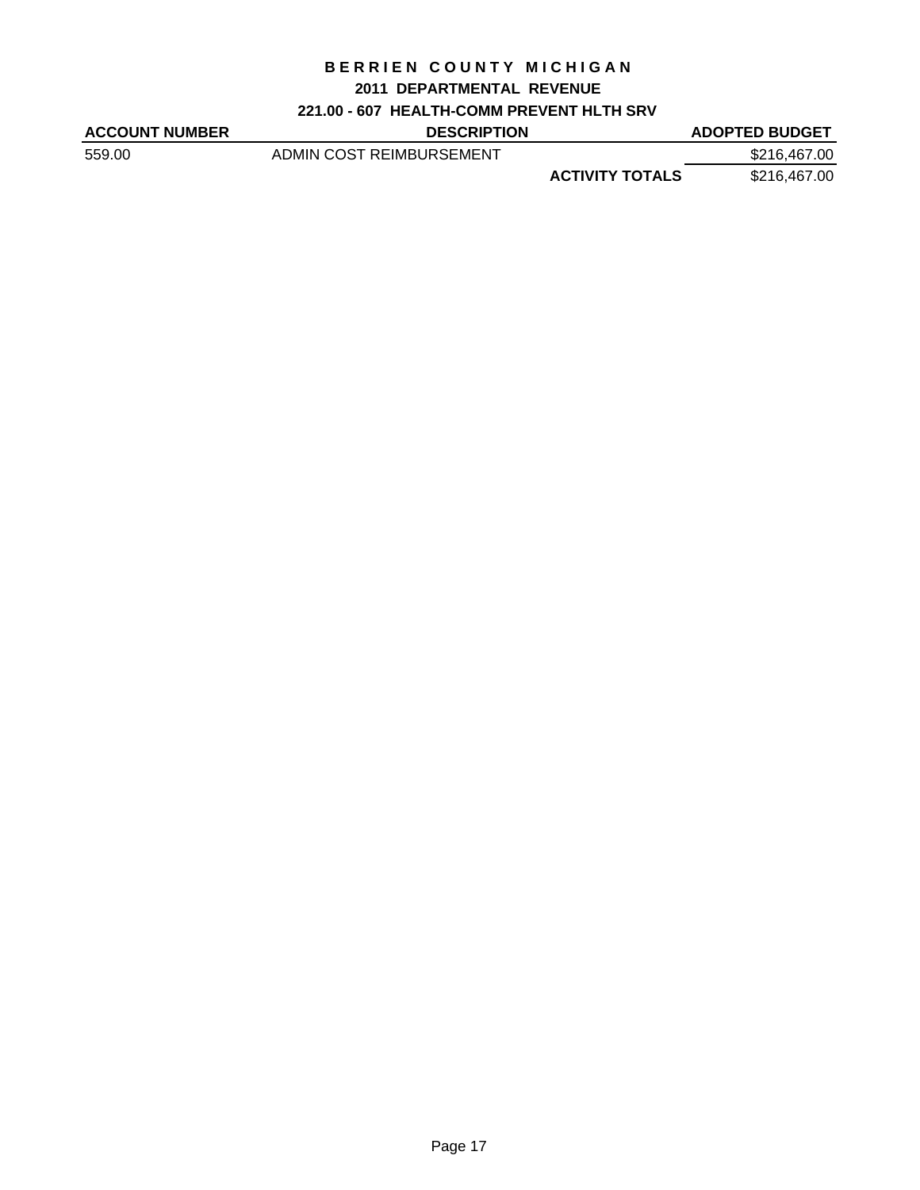# BERRIEN COUNTY MICHIGAN

## 2011 DEPARTMENTAL REVENUE

### 221.00 - 607 HEALTH-COMM PREVENT HLTH SRV

| ACCOUNT NUMBER | DESCRIPTION | | ADOPTED BUDGET |
|---|---|---|---|
| 559.00 | ADMIN COST REIMBURSEMENT | | $216,467.00 |
| | | **ACTIVITY TOTALS** | $216,467.00 |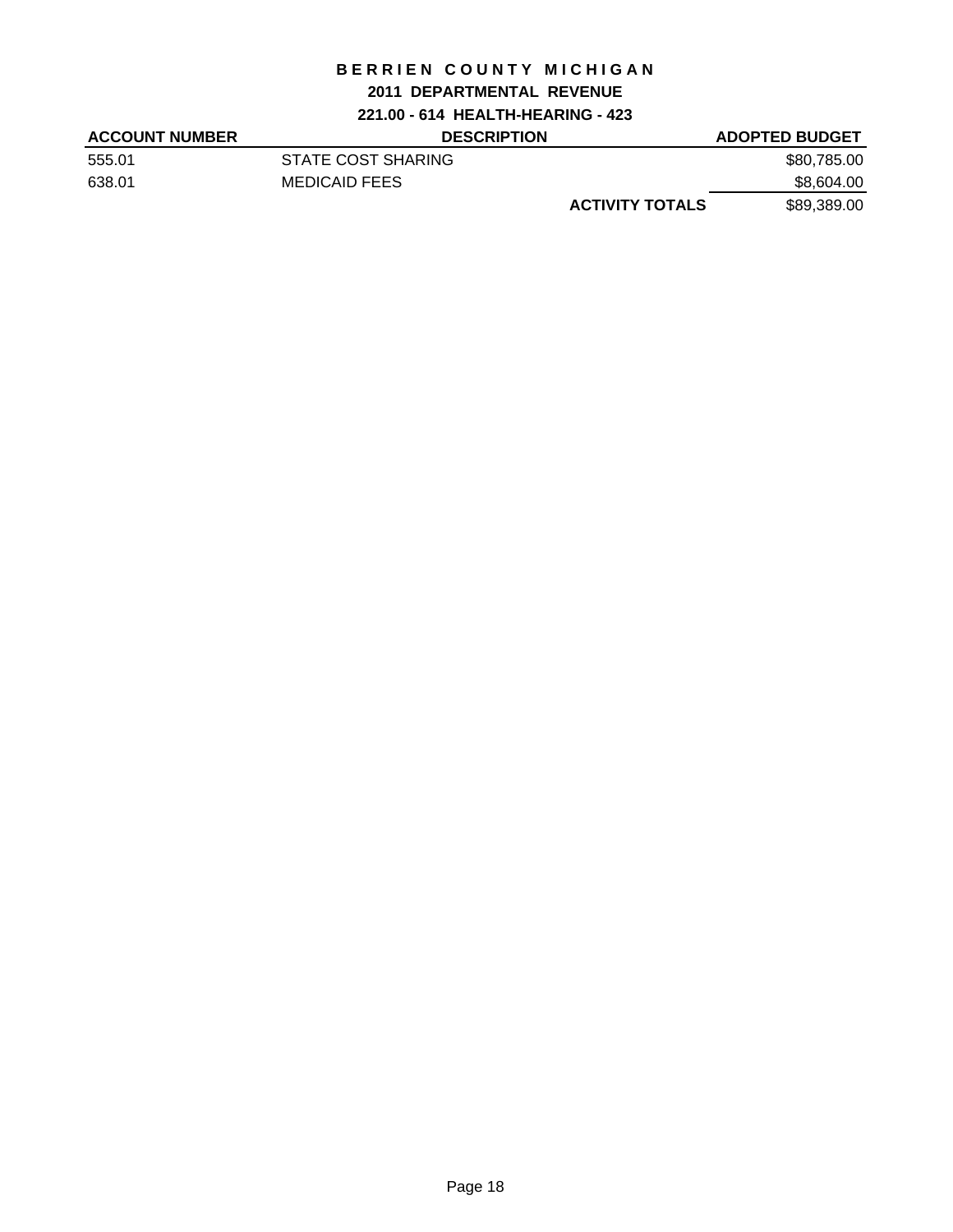# BERRIEN COUNTY MICHIGAN

## 2011 DEPARTMENTAL REVENUE

### 221.00 - 614 HEALTH-HEARING - 423

| ACCOUNT NUMBER | DESCRIPTION | | ADOPTED BUDGET |
|---|---|---|---|
| 555.01 | STATE COST SHARING | | $80,785.00 |
| 638.01 | MEDICAID FEES | | $8,604.00 |
| | | **ACTIVITY TOTALS** | $89,389.00 |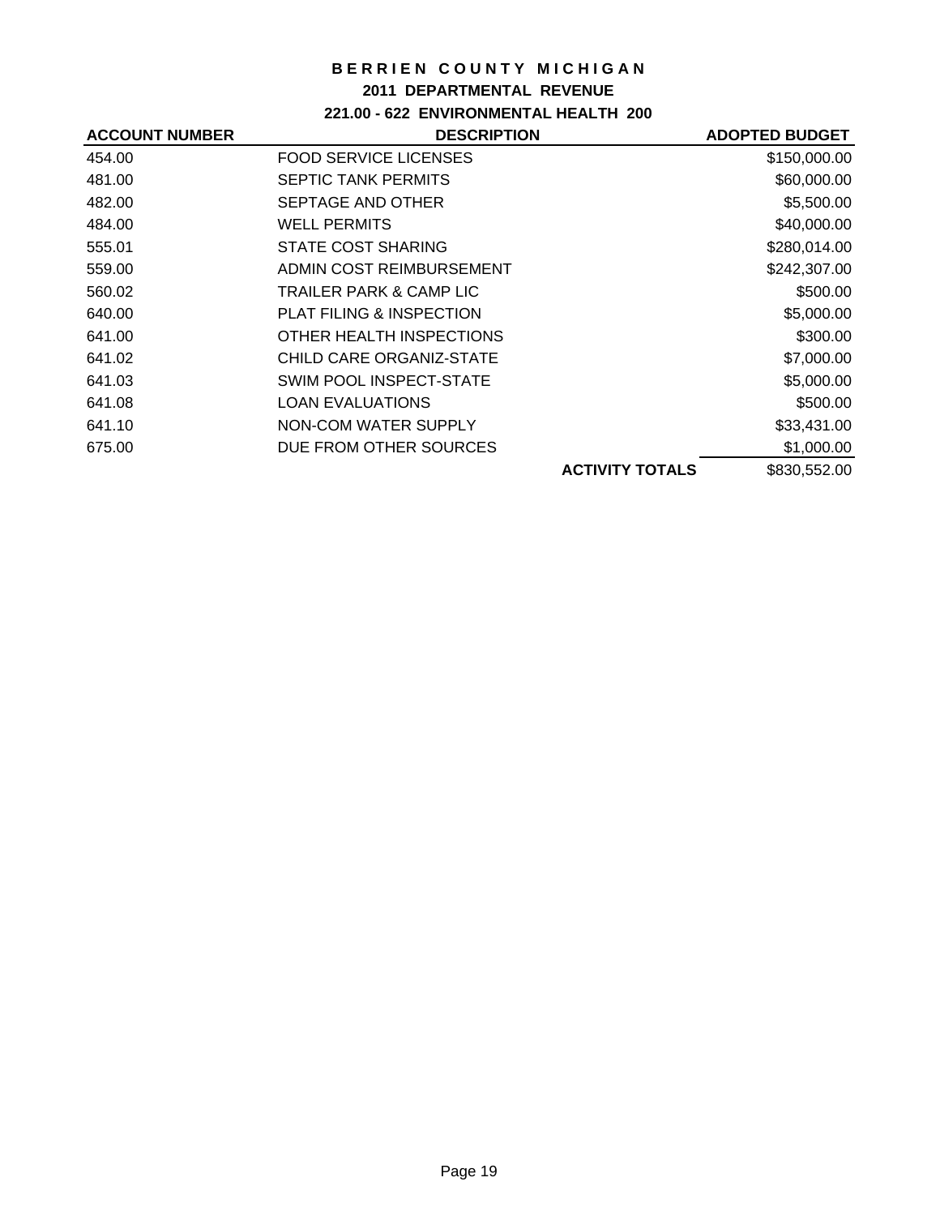# BERRIEN COUNTY MICHIGAN

## 2011 DEPARTMENTAL REVENUE

### 221.00 - 622 ENVIRONMENTAL HEALTH 200

| ACCOUNT NUMBER | DESCRIPTION | ADOPTED BUDGET |
|---|---|---|
| 454.00 | FOOD SERVICE LICENSES | $150,000.00 |
| 481.00 | SEPTIC TANK PERMITS | $60,000.00 |
| 482.00 | SEPTAGE AND OTHER | $5,500.00 |
| 484.00 | WELL PERMITS | $40,000.00 |
| 555.01 | STATE COST SHARING | $280,014.00 |
| 559.00 | ADMIN COST REIMBURSEMENT | $242,307.00 |
| 560.02 | TRAILER PARK & CAMP LIC | $500.00 |
| 640.00 | PLAT FILING & INSPECTION | $5,000.00 |
| 641.00 | OTHER HEALTH INSPECTIONS | $300.00 |
| 641.02 | CHILD CARE ORGANIZ-STATE | $7,000.00 |
| 641.03 | SWIM POOL INSPECT-STATE | $5,000.00 |
| 641.08 | LOAN EVALUATIONS | $500.00 |
| 641.10 | NON-COM WATER SUPPLY | $33,431.00 |
| 675.00 | DUE FROM OTHER SOURCES | $1,000.00 |
| | **ACTIVITY TOTALS** | $830,552.00 |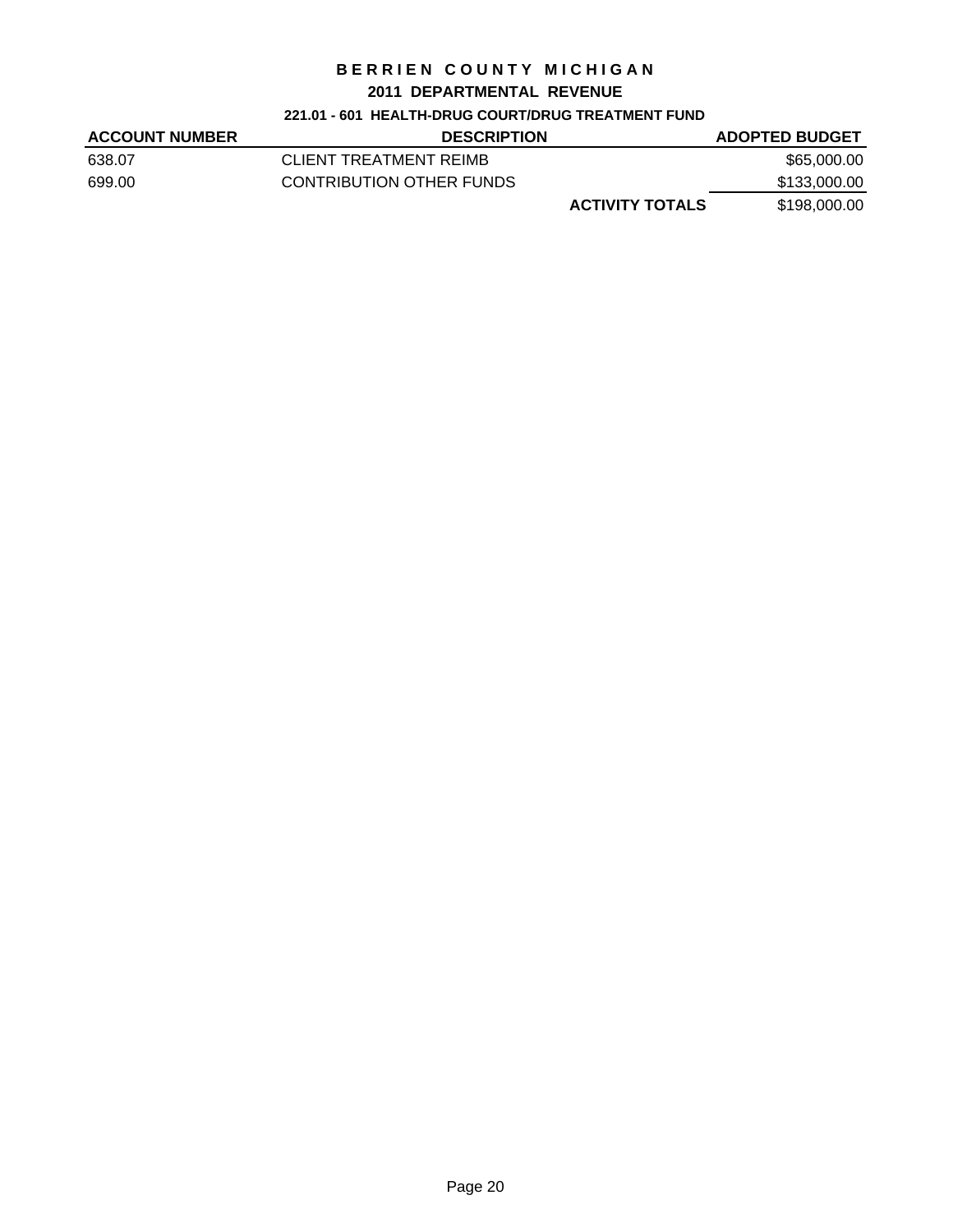# BERRIEN COUNTY MICHIGAN

## 2011 DEPARTMENTAL REVENUE

### 221.01 - 601 HEALTH-DRUG COURT/DRUG TREATMENT FUND

| ACCOUNT NUMBER | DESCRIPTION | | ADOPTED BUDGET |
|---|---|---|---|
| 638.07 | CLIENT TREATMENT REIMB | | $65,000.00 |
| 699.00 | CONTRIBUTION OTHER FUNDS | | $133,000.00 |
| | | **ACTIVITY TOTALS** | $198,000.00 |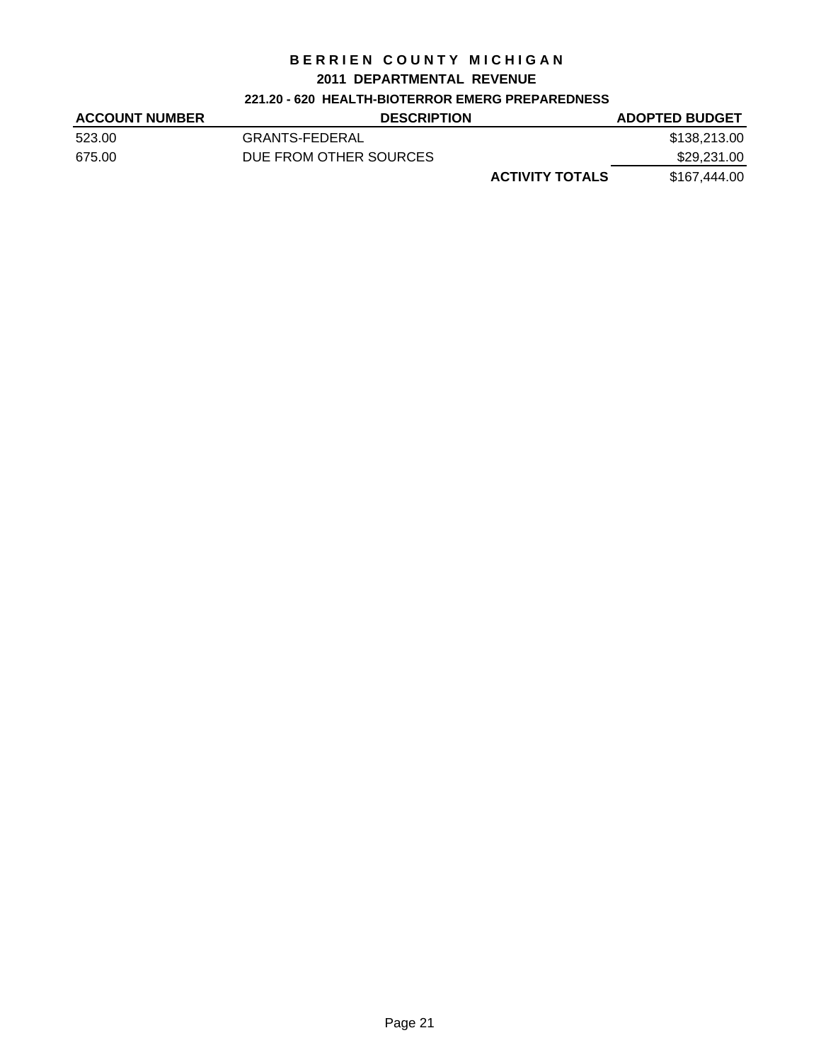# BERRIEN COUNTY MICHIGAN

## 2011 DEPARTMENTAL REVENUE

### 221.20 - 620 HEALTH-BIOTERROR EMERG PREPAREDNESS

| ACCOUNT NUMBER | DESCRIPTION | | ADOPTED BUDGET |
|---|---|---|---|
| 523.00 | GRANTS-FEDERAL | | $138,213.00 |
| 675.00 | DUE FROM OTHER SOURCES | | $29,231.00 |
| | | **ACTIVITY TOTALS** | $167,444.00 |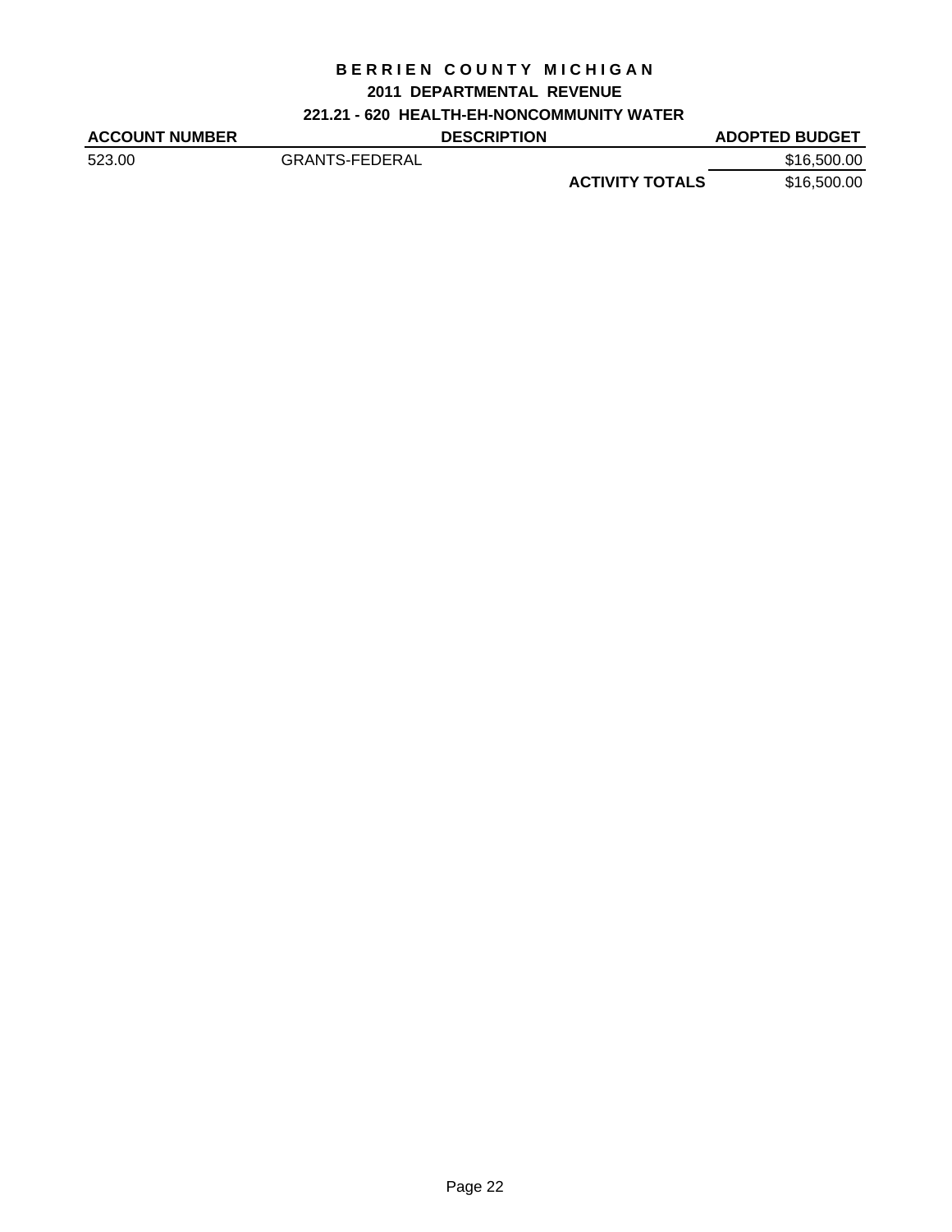# BERRIEN COUNTY MICHIGAN

## 2011 DEPARTMENTAL REVENUE

### 221.21 - 620 HEALTH-EH-NONCOMMUNITY WATER

| ACCOUNT NUMBER | DESCRIPTION | | ADOPTED BUDGET |
|---|---|---|---|
| 523.00 | GRANTS-FEDERAL | | $16,500.00 |
| | | **ACTIVITY TOTALS** | $16,500.00 |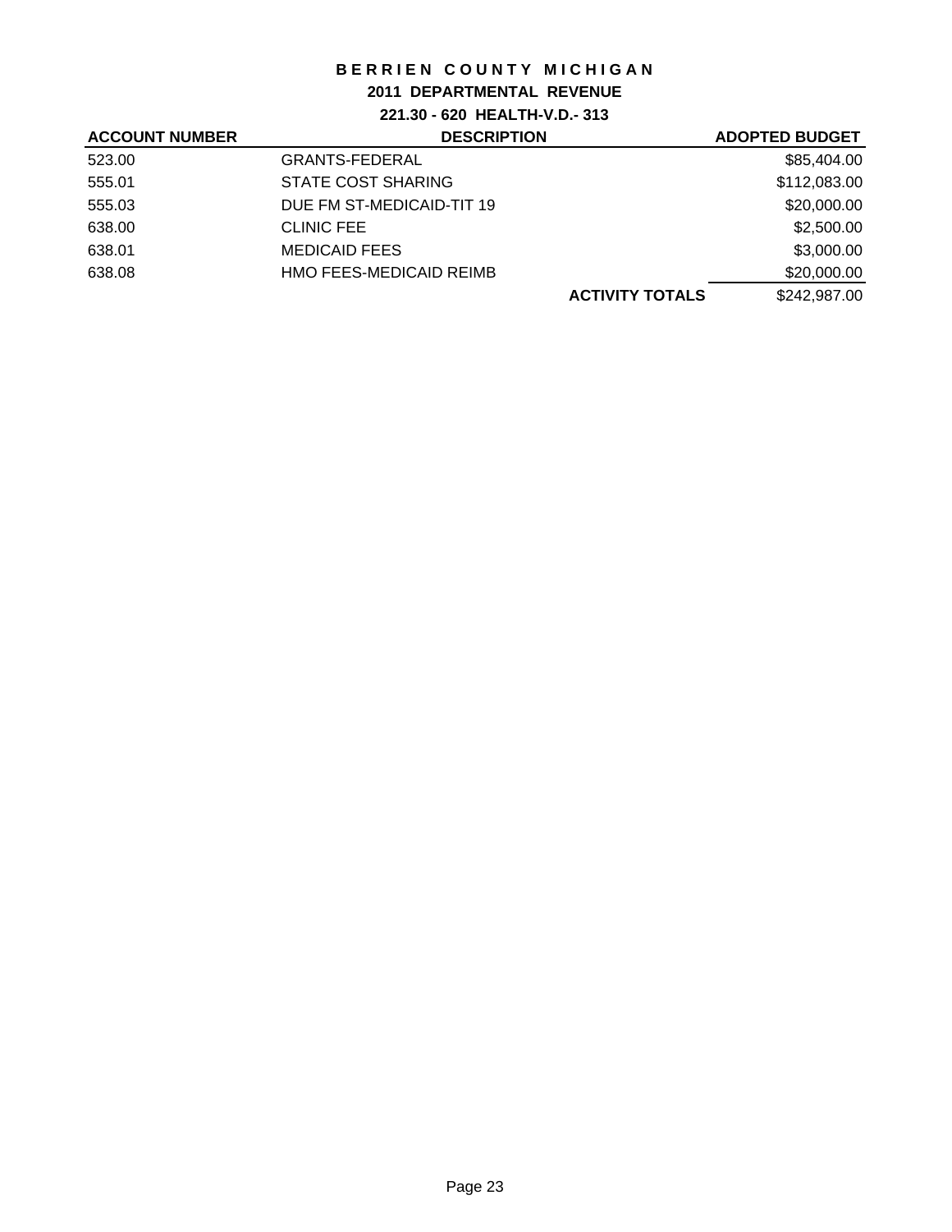# BERRIEN COUNTY MICHIGAN

## 2011 DEPARTMENTAL REVENUE

### 221.30 - 620 HEALTH-V.D.- 313

| ACCOUNT NUMBER | DESCRIPTION | | ADOPTED BUDGET |
|---|---|---|---|
| 523.00 | GRANTS-FEDERAL | | $85,404.00 |
| 555.01 | STATE COST SHARING | | $112,083.00 |
| 555.03 | DUE FM ST-MEDICAID-TIT 19 | | $20,000.00 |
| 638.00 | CLINIC FEE | | $2,500.00 |
| 638.01 | MEDICAID FEES | | $3,000.00 |
| 638.08 | HMO FEES-MEDICAID REIMB | | $20,000.00 |
| | | **ACTIVITY TOTALS** | $242,987.00 |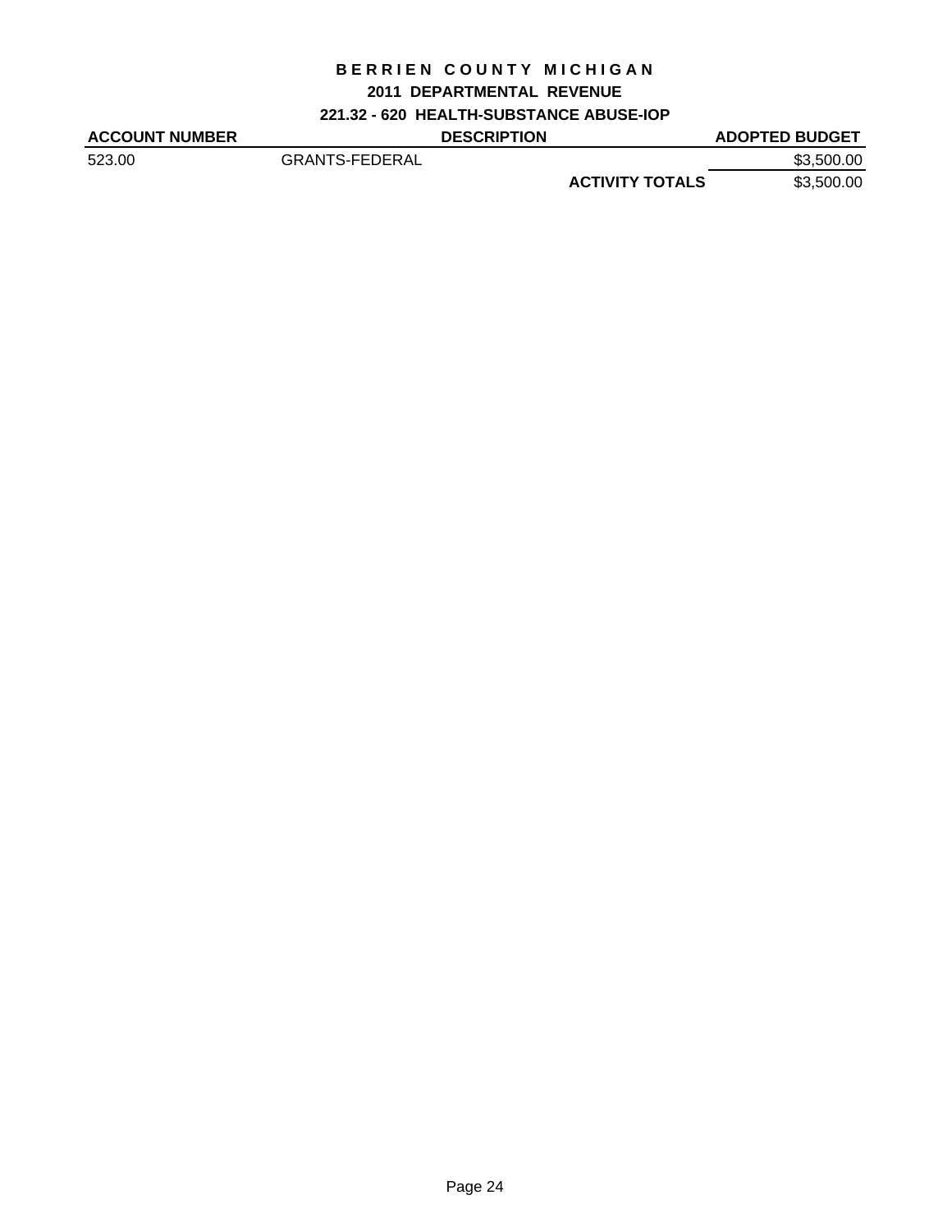# BERRIEN COUNTY MICHIGAN

## 2011 DEPARTMENTAL REVENUE

### 221.32 - 620 HEALTH-SUBSTANCE ABUSE-IOP

| ACCOUNT NUMBER | DESCRIPTION | | ADOPTED BUDGET |
|---|---|---|---|
| 523.00 | GRANTS-FEDERAL | | $3,500.00 |
| | | **ACTIVITY TOTALS** | $3,500.00 |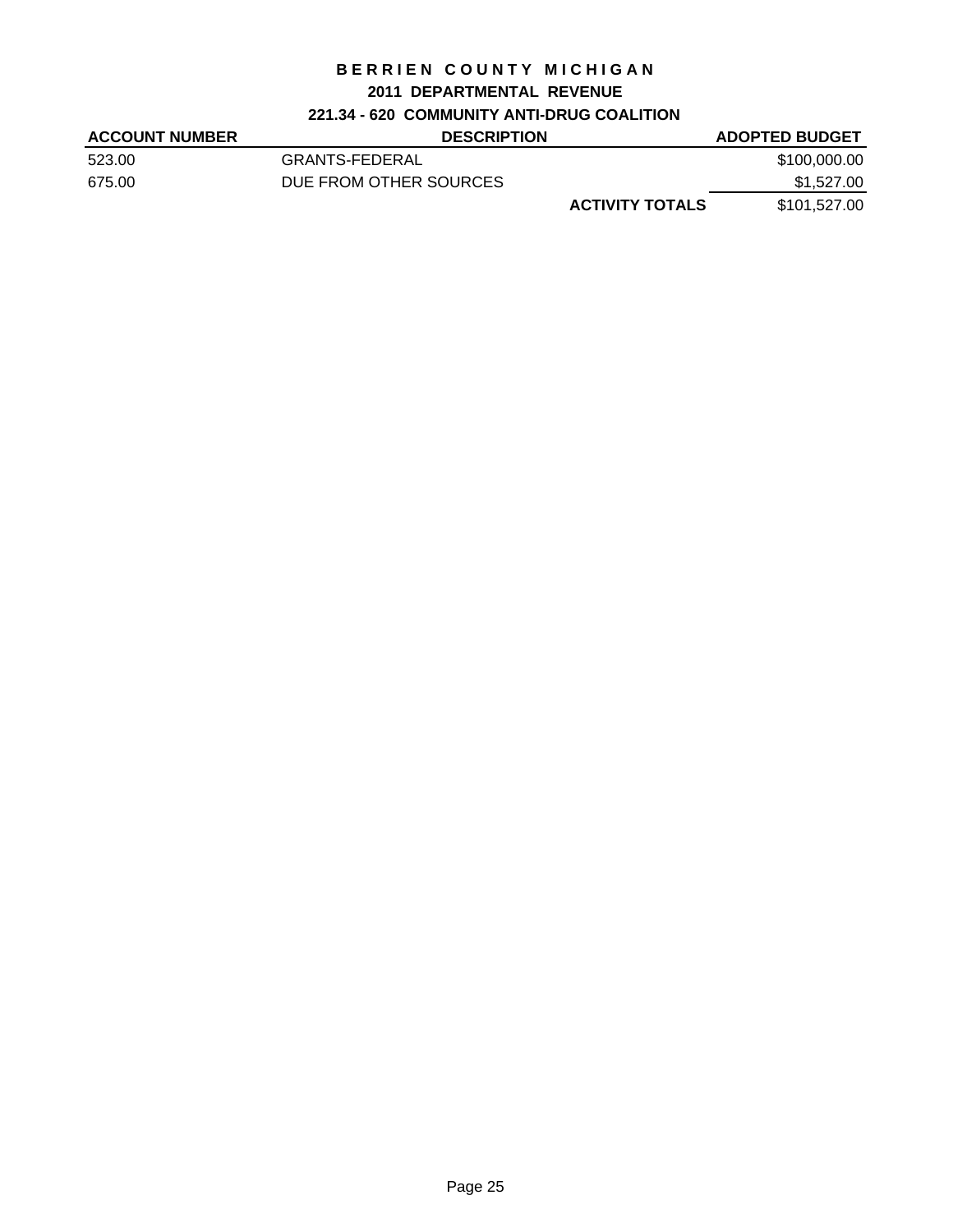# BERRIEN COUNTY MICHIGAN

## 2011 DEPARTMENTAL REVENUE

### 221.34 - 620 COMMUNITY ANTI-DRUG COALITION

| ACCOUNT NUMBER | DESCRIPTION | | ADOPTED BUDGET |
|---|---|---|---|
| 523.00 | GRANTS-FEDERAL | | $100,000.00 |
| 675.00 | DUE FROM OTHER SOURCES | | $1,527.00 |
| | | **ACTIVITY TOTALS** | $101,527.00 |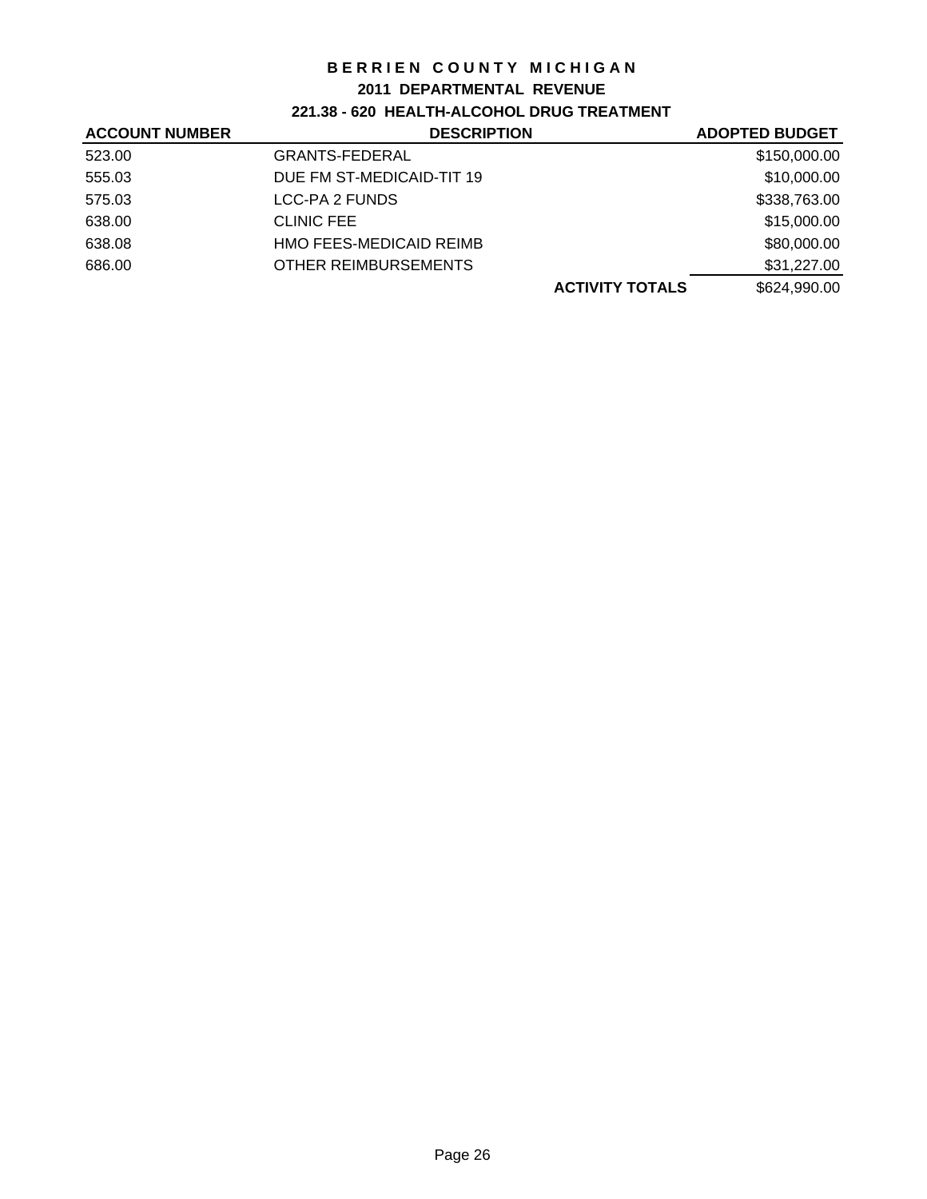# BERRIEN COUNTY MICHIGAN

## 2011 DEPARTMENTAL REVENUE

### 221.38 - 620 HEALTH-ALCOHOL DRUG TREATMENT

| ACCOUNT NUMBER | DESCRIPTION | | ADOPTED BUDGET |
|---|---|---|---|
| 523.00 | GRANTS-FEDERAL | | $150,000.00 |
| 555.03 | DUE FM ST-MEDICAID-TIT 19 | | $10,000.00 |
| 575.03 | LCC-PA 2 FUNDS | | $338,763.00 |
| 638.00 | CLINIC FEE | | $15,000.00 |
| 638.08 | HMO FEES-MEDICAID REIMB | | $80,000.00 |
| 686.00 | OTHER REIMBURSEMENTS | | $31,227.00 |
| | | **ACTIVITY TOTALS** | $624,990.00 |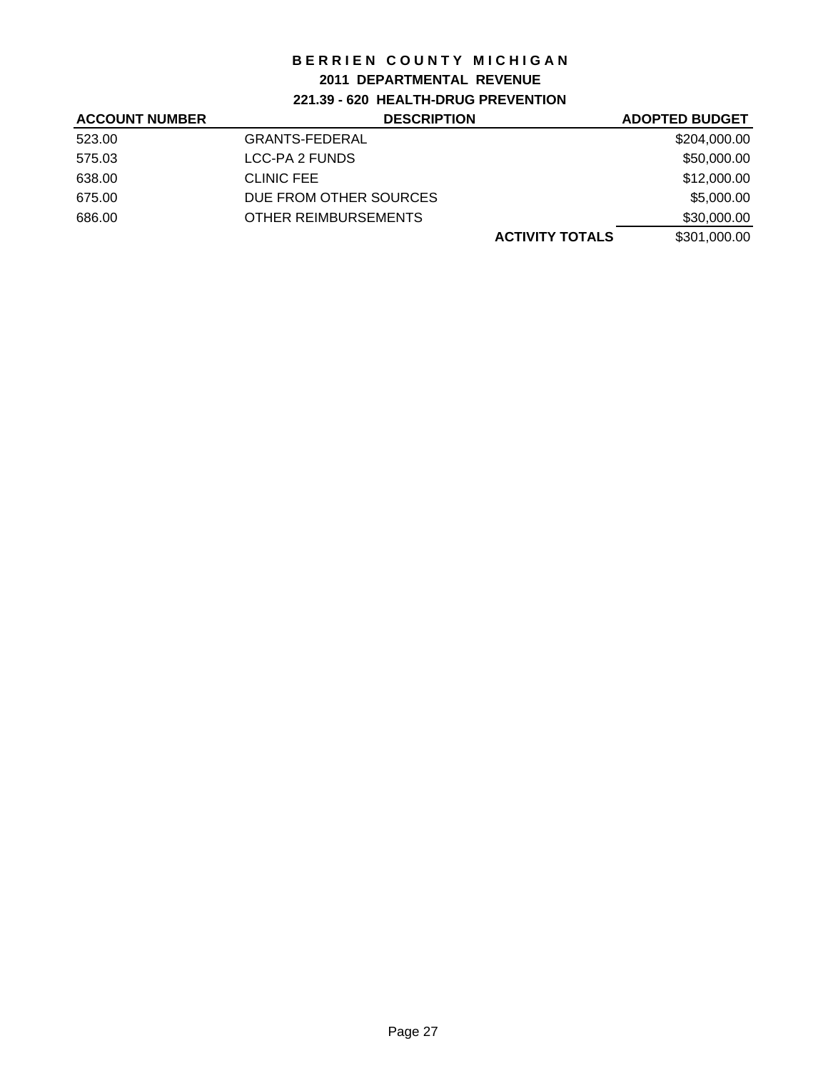# BERRIEN COUNTY MICHIGAN

## 2011 DEPARTMENTAL REVENUE

### 221.39 - 620 HEALTH-DRUG PREVENTION

| ACCOUNT NUMBER | DESCRIPTION | | ADOPTED BUDGET |
|---|---|---|---|
| 523.00 | GRANTS-FEDERAL | | $204,000.00 |
| 575.03 | LCC-PA 2 FUNDS | | $50,000.00 |
| 638.00 | CLINIC FEE | | $12,000.00 |
| 675.00 | DUE FROM OTHER SOURCES | | $5,000.00 |
| 686.00 | OTHER REIMBURSEMENTS | | $30,000.00 |
| | | **ACTIVITY TOTALS** | $301,000.00 |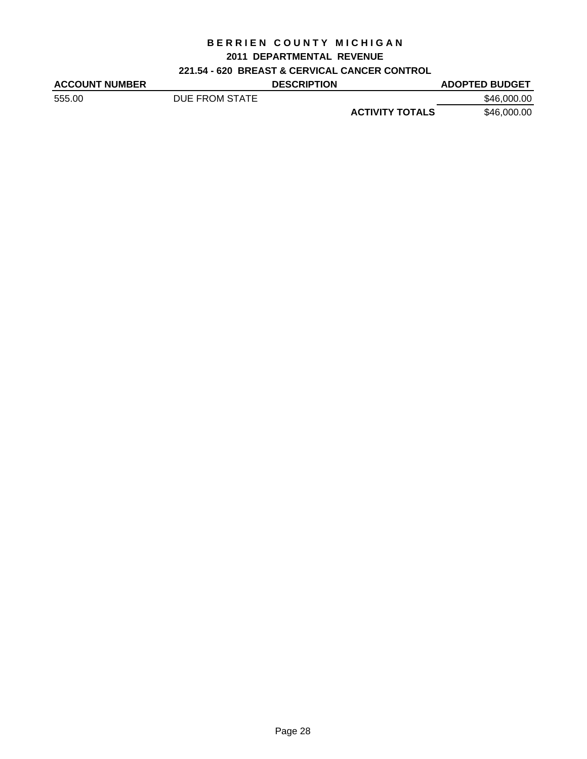# BERRIEN COUNTY MICHIGAN

## 2011 DEPARTMENTAL REVENUE

### 221.54 - 620 BREAST & CERVICAL CANCER CONTROL

| ACCOUNT NUMBER | DESCRIPTION | | ADOPTED BUDGET |
|---|---|---|---|
| 555.00 | DUE FROM STATE | | $46,000.00 |
| | | **ACTIVITY TOTALS** | $46,000.00 |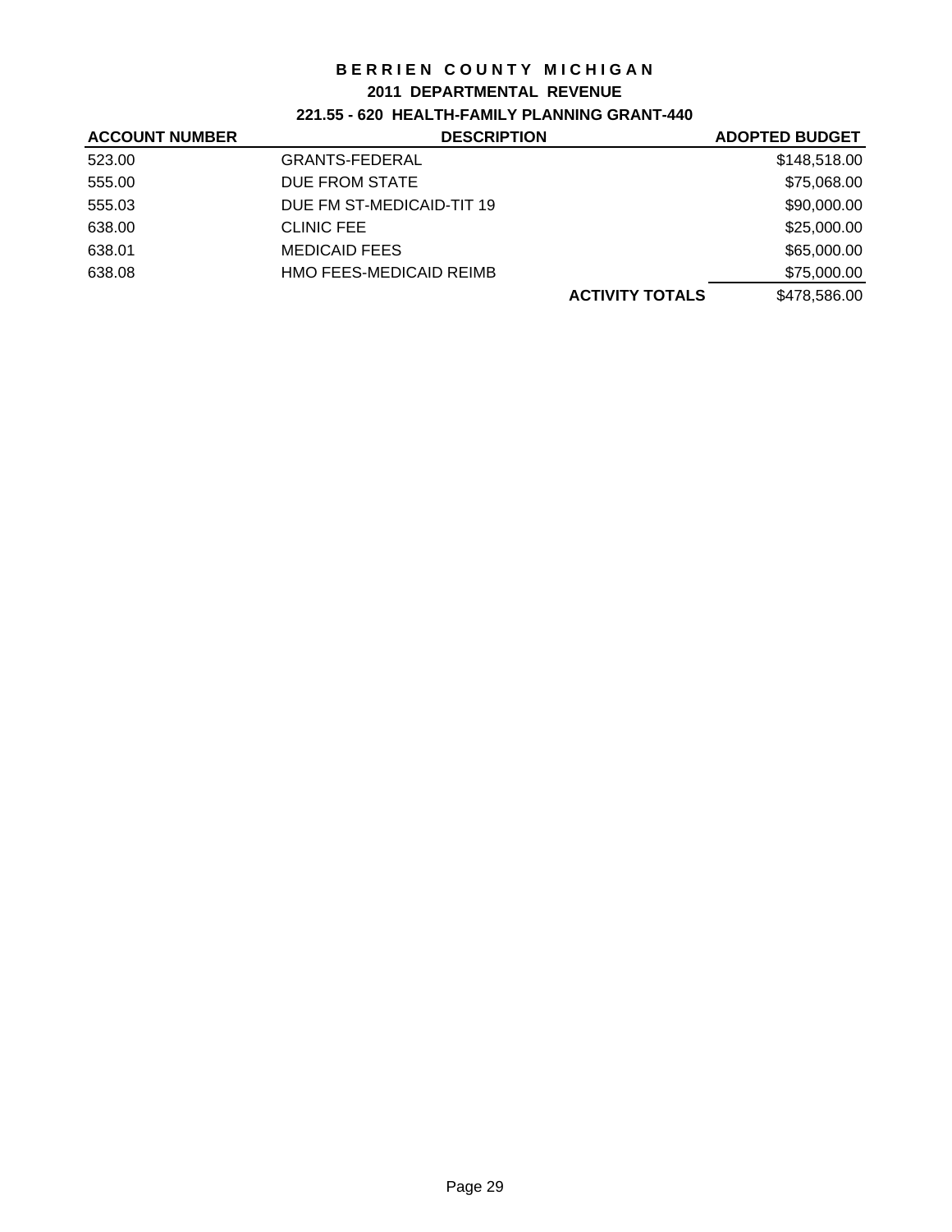# BERRIEN COUNTY MICHIGAN

## 2011 DEPARTMENTAL REVENUE

### 221.55 - 620 HEALTH-FAMILY PLANNING GRANT-440

| ACCOUNT NUMBER | DESCRIPTION | | ADOPTED BUDGET |
|---|---|---|---|
| 523.00 | GRANTS-FEDERAL | | $148,518.00 |
| 555.00 | DUE FROM STATE | | $75,068.00 |
| 555.03 | DUE FM ST-MEDICAID-TIT 19 | | $90,000.00 |
| 638.00 | CLINIC FEE | | $25,000.00 |
| 638.01 | MEDICAID FEES | | $65,000.00 |
| 638.08 | HMO FEES-MEDICAID REIMB | | $75,000.00 |
| | | **ACTIVITY TOTALS** | $478,586.00 |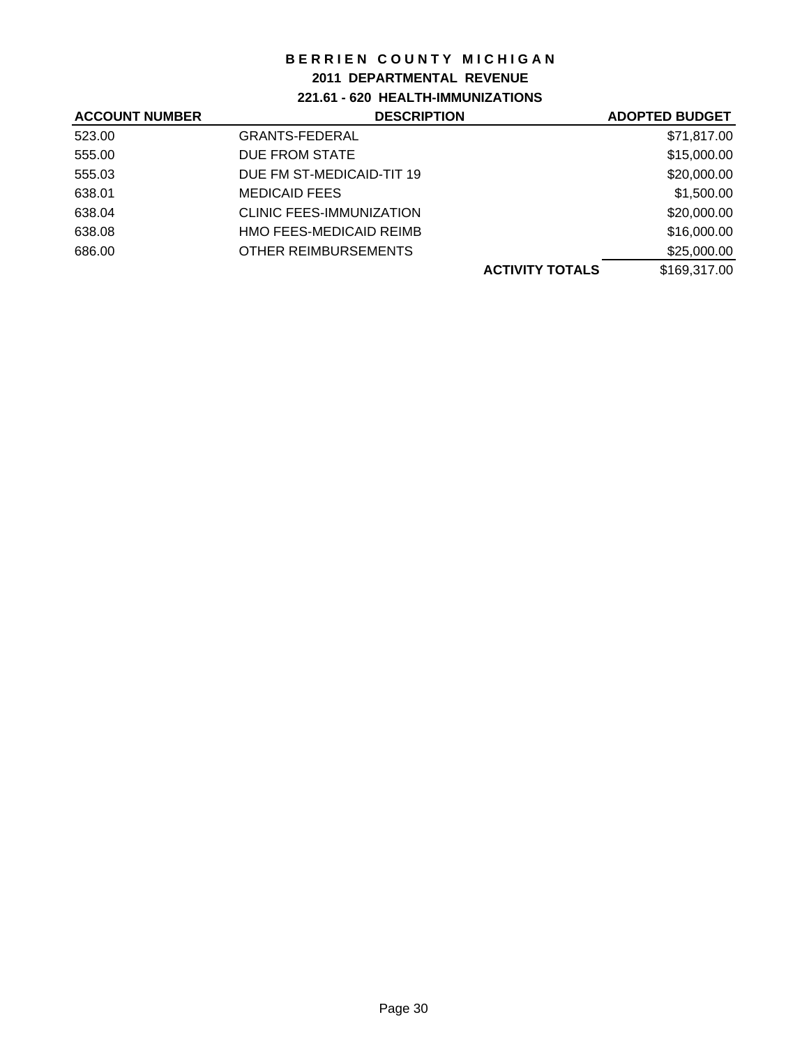# BERRIEN COUNTY MICHIGAN

## 2011 DEPARTMENTAL REVENUE

### 221.61 - 620 HEALTH-IMMUNIZATIONS

| ACCOUNT NUMBER | DESCRIPTION | | ADOPTED BUDGET |
|---|---|---|---|
| 523.00 | GRANTS-FEDERAL | | $71,817.00 |
| 555.00 | DUE FROM STATE | | $15,000.00 |
| 555.03 | DUE FM ST-MEDICAID-TIT 19 | | $20,000.00 |
| 638.01 | MEDICAID FEES | | $1,500.00 |
| 638.04 | CLINIC FEES-IMMUNIZATION | | $20,000.00 |
| 638.08 | HMO FEES-MEDICAID REIMB | | $16,000.00 |
| 686.00 | OTHER REIMBURSEMENTS | | $25,000.00 |
| | | **ACTIVITY TOTALS** | $169,317.00 |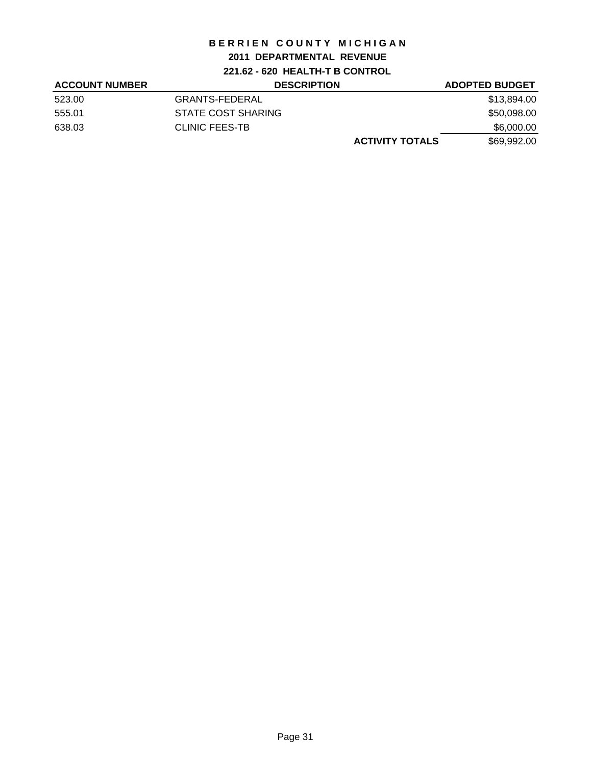# BERRIEN COUNTY MICHIGAN

## 2011 DEPARTMENTAL REVENUE

### 221.62 - 620 HEALTH-T B CONTROL

| ACCOUNT NUMBER | DESCRIPTION | | ADOPTED BUDGET |
|---|---|---|---|
| 523.00 | GRANTS-FEDERAL | | $13,894.00 |
| 555.01 | STATE COST SHARING | | $50,098.00 |
| 638.03 | CLINIC FEES-TB | | $6,000.00 |
| | | **ACTIVITY TOTALS** | $69,992.00 |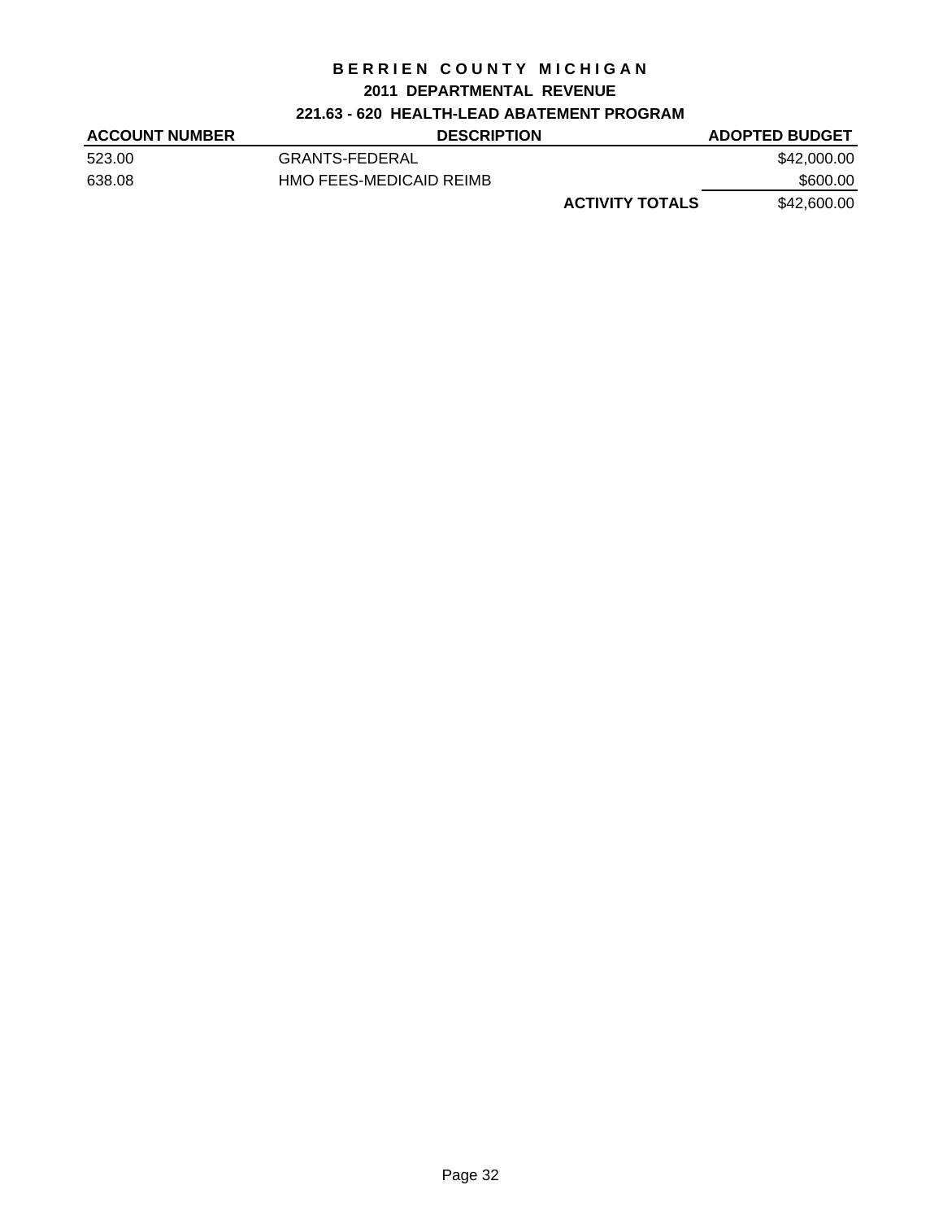# BERRIEN COUNTY MICHIGAN

## 2011 DEPARTMENTAL REVENUE

### 221.63 - 620 HEALTH-LEAD ABATEMENT PROGRAM

| ACCOUNT NUMBER | DESCRIPTION | | ADOPTED BUDGET |
|---|---|---|---|
| 523.00 | GRANTS-FEDERAL | | $42,000.00 |
| 638.08 | HMO FEES-MEDICAID REIMB | | $600.00 |
| | | **ACTIVITY TOTALS** | $42,600.00 |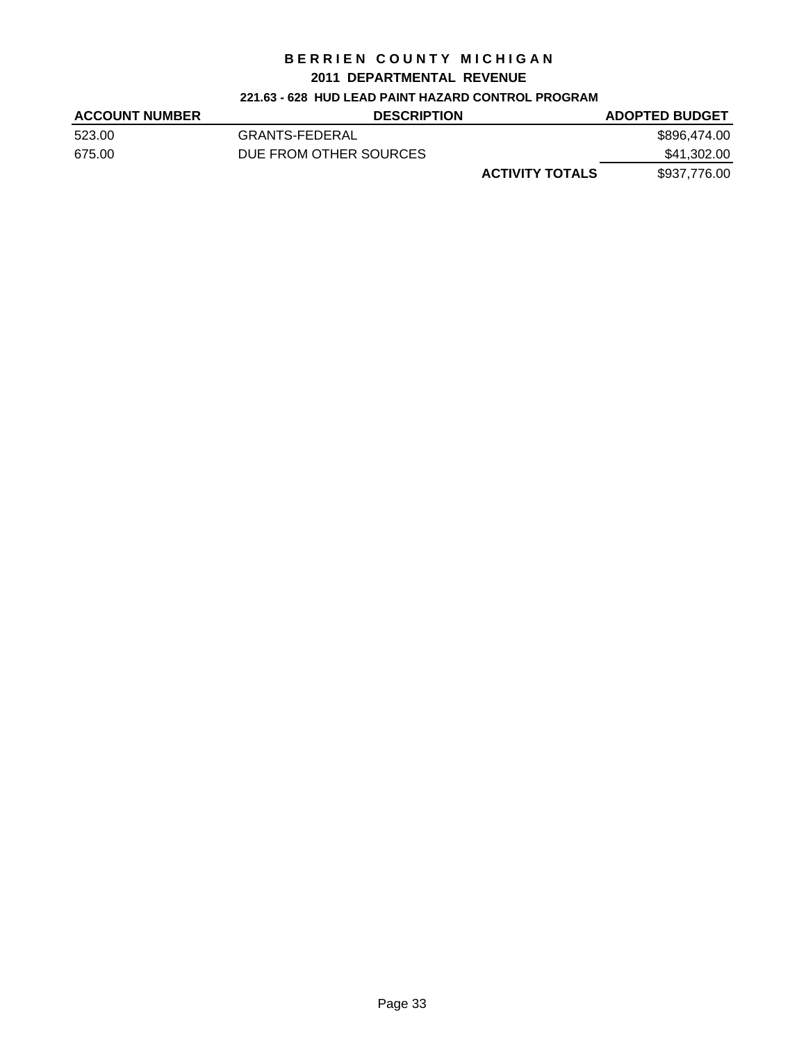# BERRIEN COUNTY MICHIGAN

## 2011 DEPARTMENTAL REVENUE

### 221.63 - 628 HUD LEAD PAINT HAZARD CONTROL PROGRAM

| ACCOUNT NUMBER | DESCRIPTION | | ADOPTED BUDGET |
|---|---|---|---|
| 523.00 | GRANTS-FEDERAL | | $896,474.00 |
| 675.00 | DUE FROM OTHER SOURCES | | $41,302.00 |
| | | **ACTIVITY TOTALS** | $937,776.00 |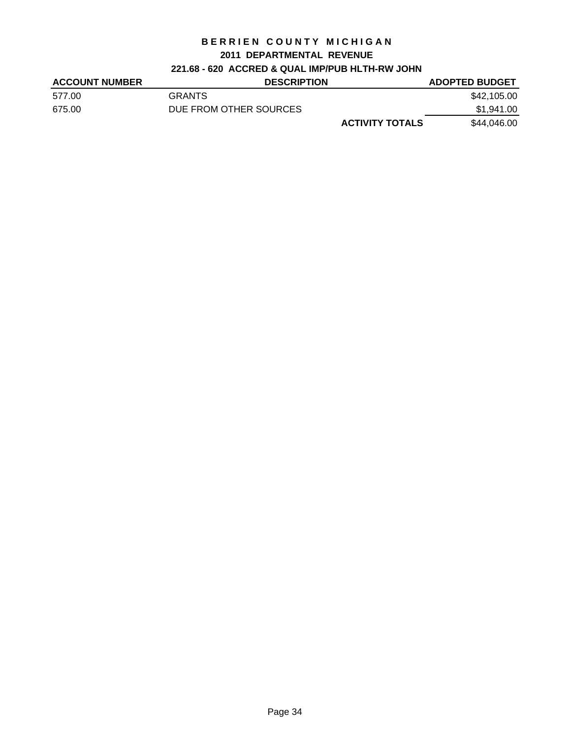# BERRIEN COUNTY MICHIGAN

## 2011 DEPARTMENTAL REVENUE

### 221.68 - 620 ACCRED & QUAL IMP/PUB HLTH-RW JOHN

| ACCOUNT NUMBER | DESCRIPTION | | ADOPTED BUDGET |
|---|---|---|---|
| 577.00 | GRANTS | | $42,105.00 |
| 675.00 | DUE FROM OTHER SOURCES | | $1,941.00 |
| | | **ACTIVITY TOTALS** | $44,046.00 |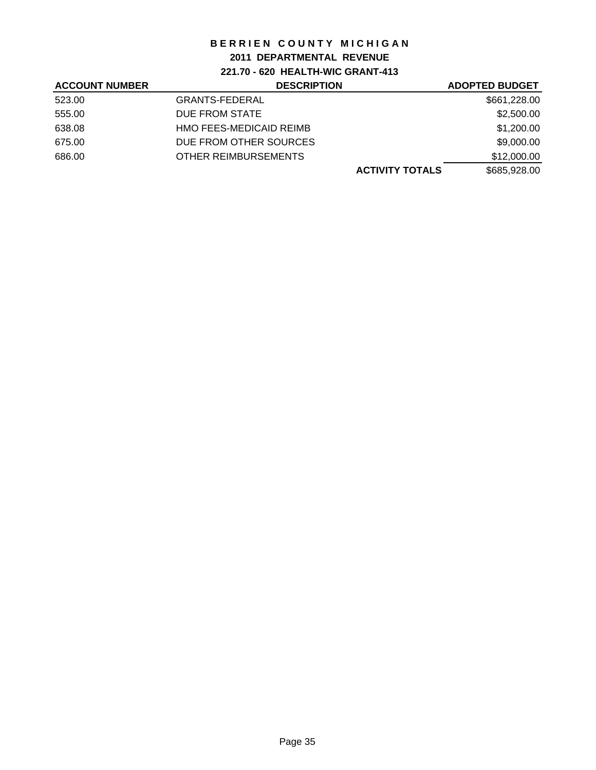# BERRIEN COUNTY MICHIGAN

## 2011 DEPARTMENTAL REVENUE

### 221.70 - 620 HEALTH-WIC GRANT-413

| ACCOUNT NUMBER | DESCRIPTION | | ADOPTED BUDGET |
|---|---|---|---|
| 523.00 | GRANTS-FEDERAL | | $661,228.00 |
| 555.00 | DUE FROM STATE | | $2,500.00 |
| 638.08 | HMO FEES-MEDICAID REIMB | | $1,200.00 |
| 675.00 | DUE FROM OTHER SOURCES | | $9,000.00 |
| 686.00 | OTHER REIMBURSEMENTS | | $12,000.00 |
| | | **ACTIVITY TOTALS** | $685,928.00 |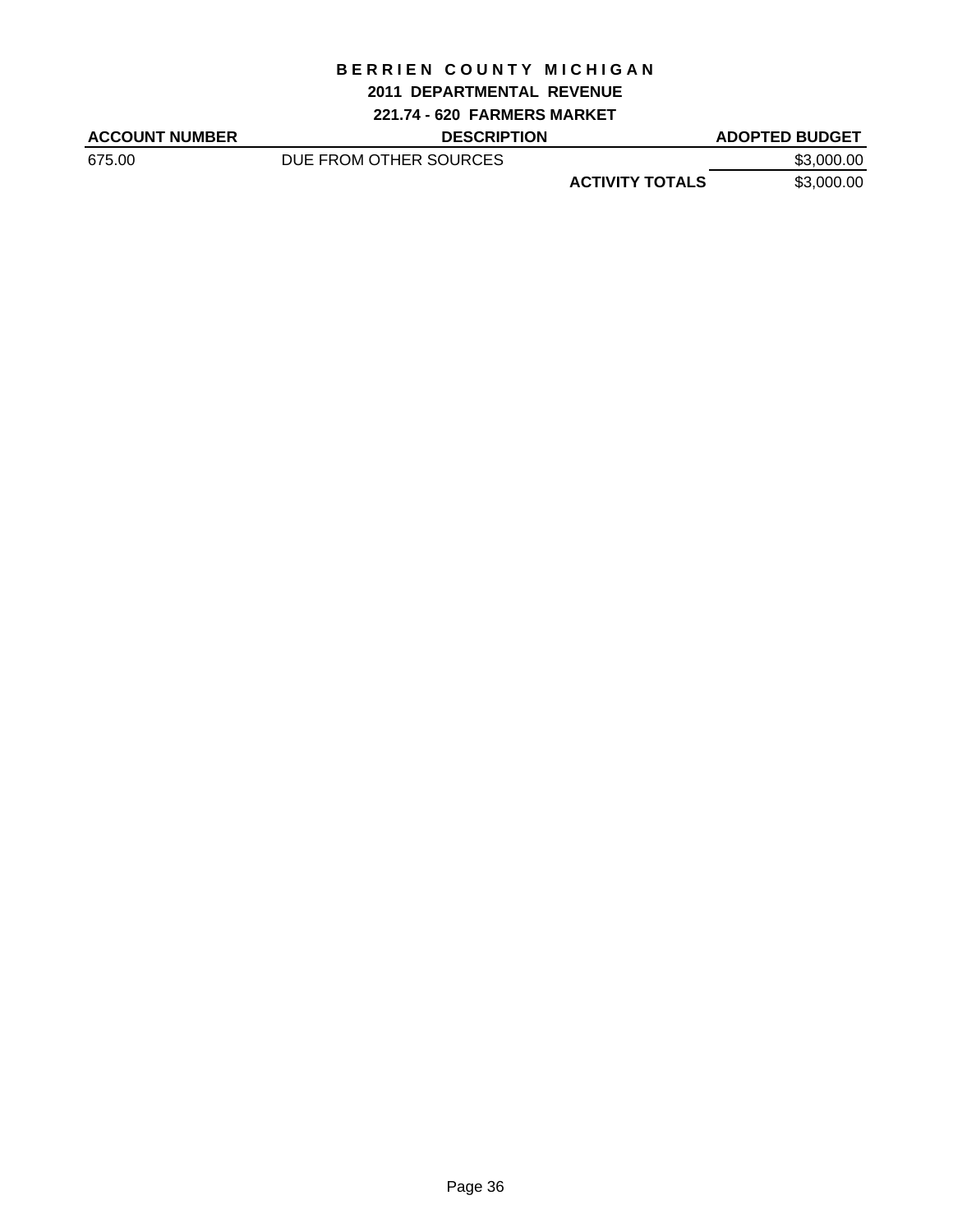# BERRIEN COUNTY MICHIGAN

## 2011 DEPARTMENTAL REVENUE

### 221.74 - 620 FARMERS MARKET

| ACCOUNT NUMBER | DESCRIPTION | | ADOPTED BUDGET |
|---|---|---|---|
| 675.00 | DUE FROM OTHER SOURCES | | $3,000.00 |
| | | **ACTIVITY TOTALS** | $3,000.00 |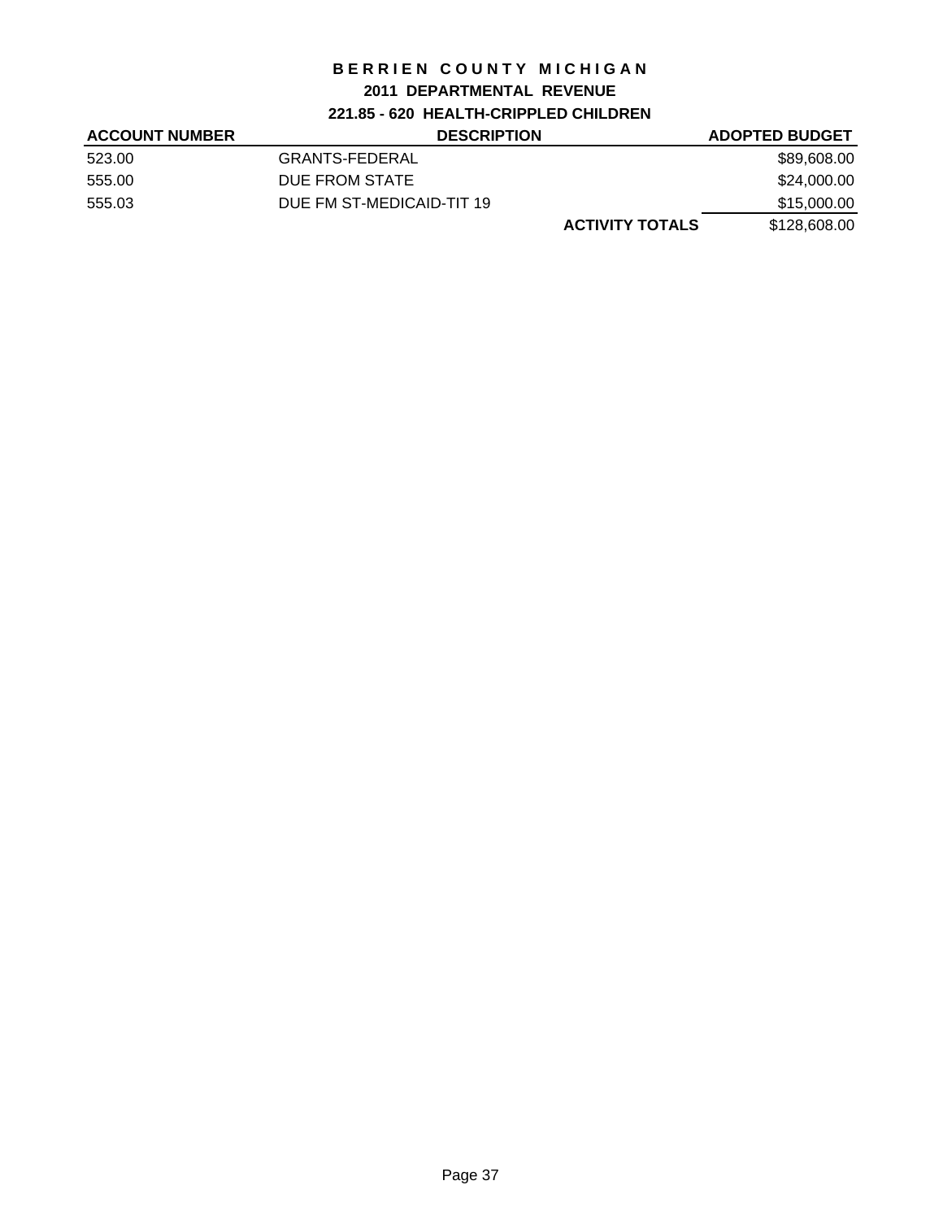# BERRIEN COUNTY MICHIGAN

## 2011 DEPARTMENTAL REVENUE

### 221.85 - 620 HEALTH-CRIPPLED CHILDREN

| ACCOUNT NUMBER | DESCRIPTION | | ADOPTED BUDGET |
|---|---|---|---|
| 523.00 | GRANTS-FEDERAL | | $89,608.00 |
| 555.00 | DUE FROM STATE | | $24,000.00 |
| 555.03 | DUE FM ST-MEDICAID-TIT 19 | | $15,000.00 |
| | | **ACTIVITY TOTALS** | $128,608.00 |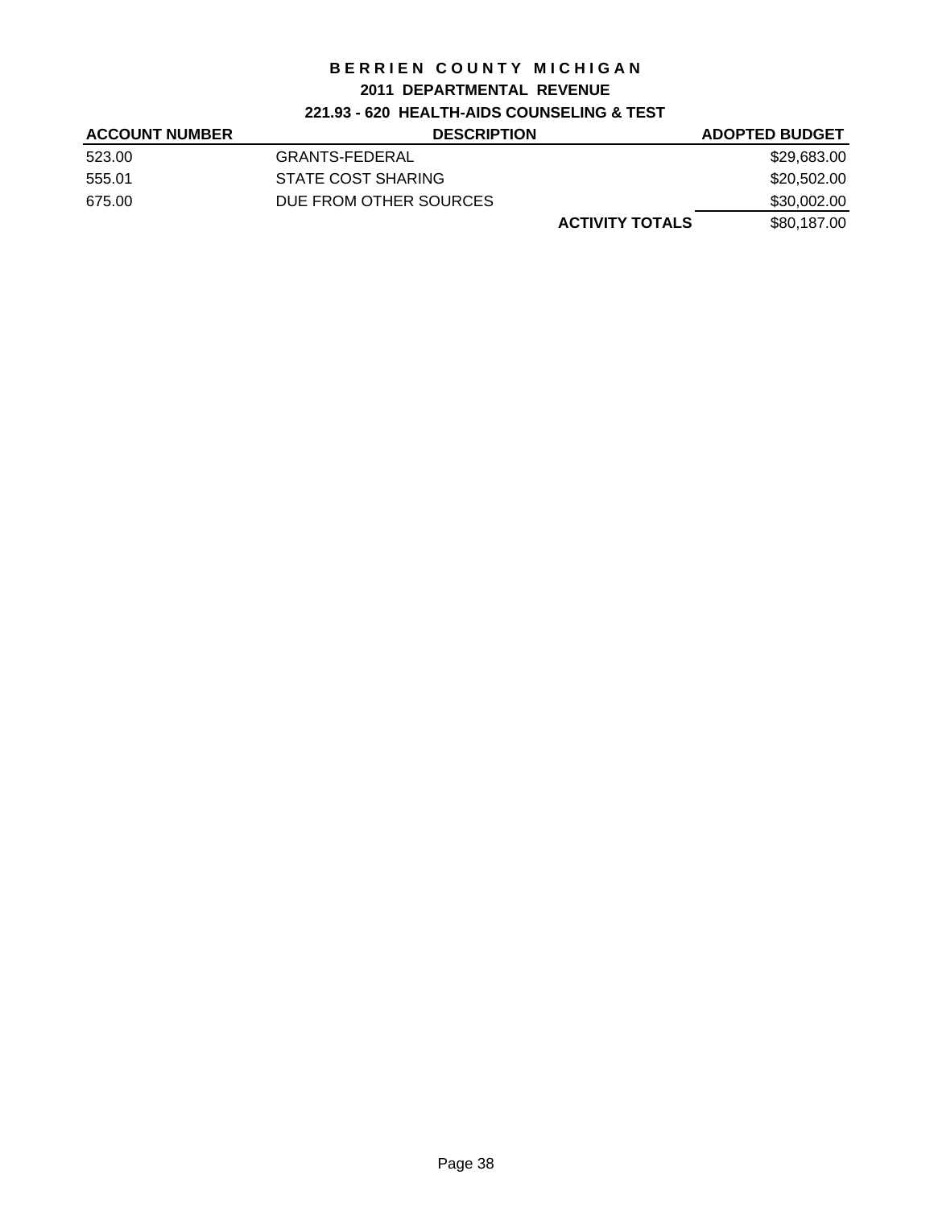# BERRIEN COUNTY MICHIGAN

## 2011 DEPARTMENTAL REVENUE

### 221.93 - 620 HEALTH-AIDS COUNSELING & TEST

| ACCOUNT NUMBER | DESCRIPTION | | ADOPTED BUDGET |
|---|---|---|---|
| 523.00 | GRANTS-FEDERAL | | $29,683.00 |
| 555.01 | STATE COST SHARING | | $20,502.00 |
| 675.00 | DUE FROM OTHER SOURCES | | $30,002.00 |
| | | **ACTIVITY TOTALS** | $80,187.00 |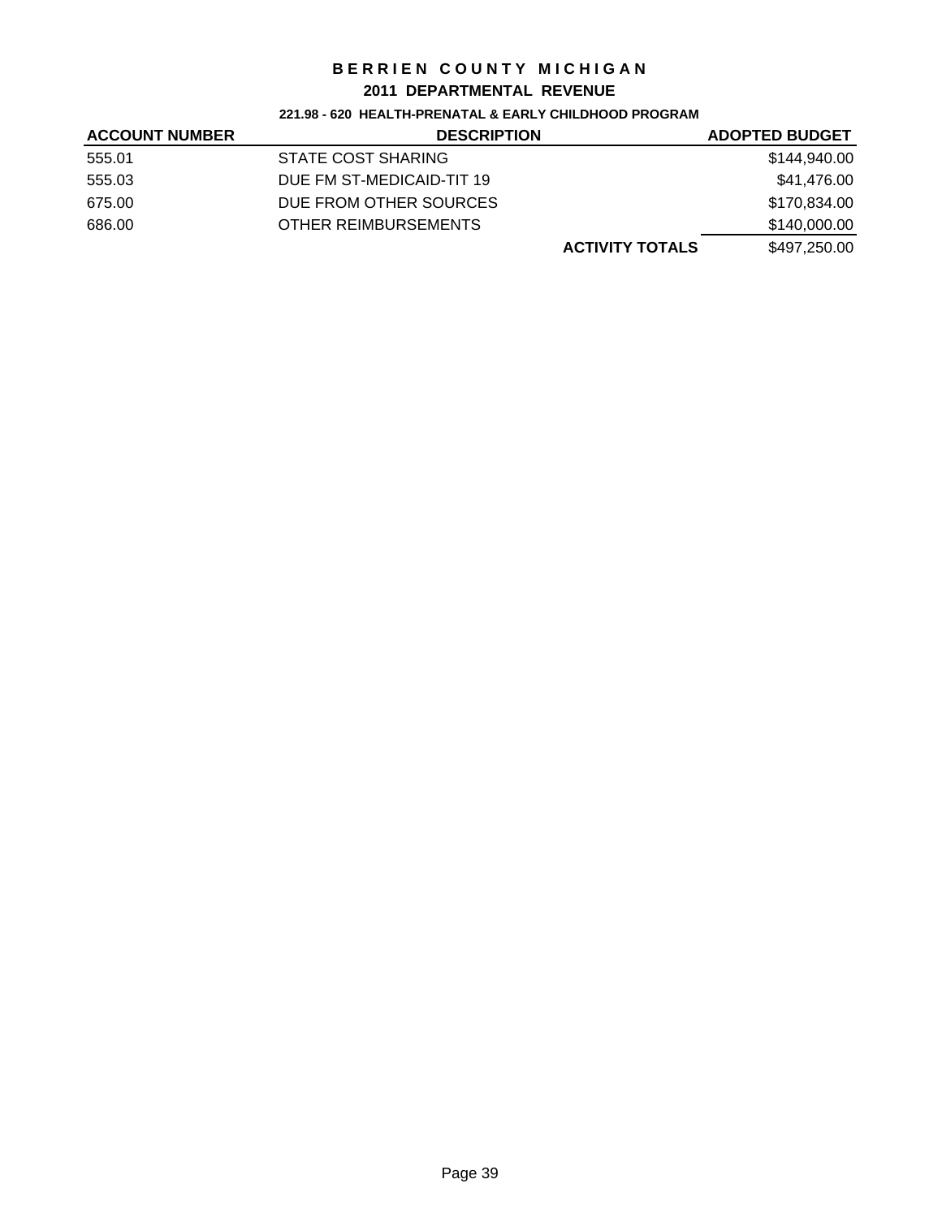# BERRIEN COUNTY MICHIGAN

## 2011 DEPARTMENTAL REVENUE

### 221.98 - 620 HEALTH-PRENATAL & EARLY CHILDHOOD PROGRAM

| ACCOUNT NUMBER | DESCRIPTION | | ADOPTED BUDGET |
|---|---|---|---|
| 555.01 | STATE COST SHARING | | $144,940.00 |
| 555.03 | DUE FM ST-MEDICAID-TIT 19 | | $41,476.00 |
| 675.00 | DUE FROM OTHER SOURCES | | $170,834.00 |
| 686.00 | OTHER REIMBURSEMENTS | | $140,000.00 |
| | | **ACTIVITY TOTALS** | $497,250.00 |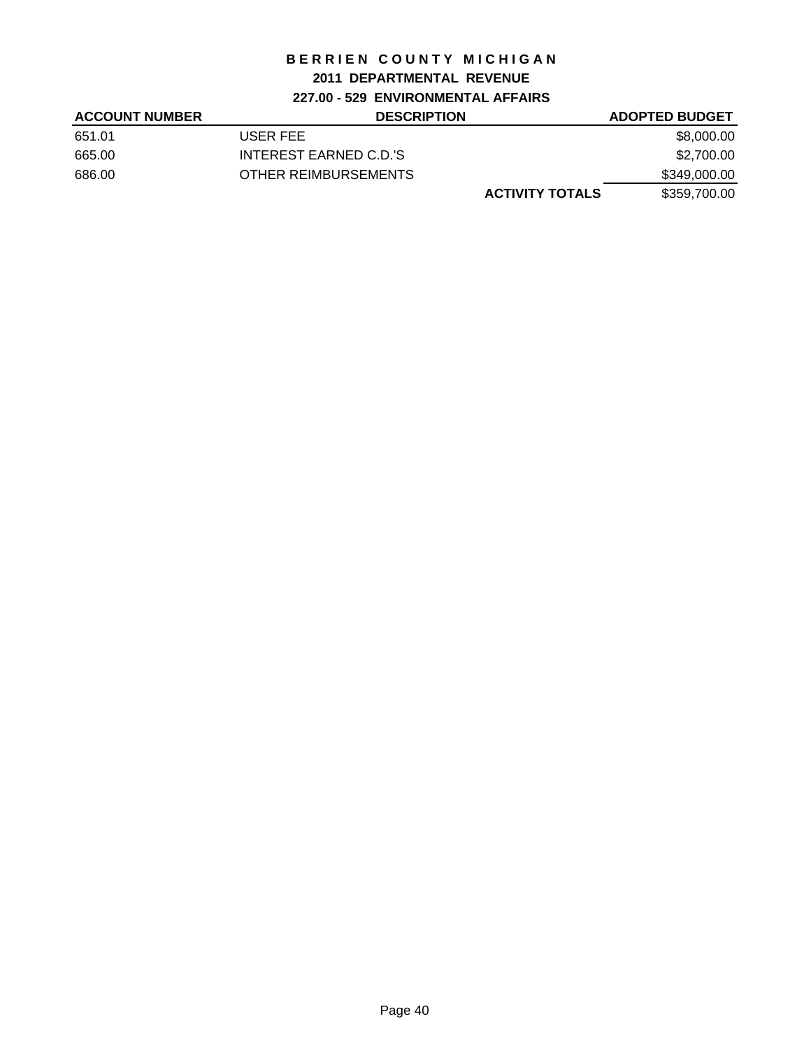# BERRIEN COUNTY MICHIGAN

## 2011 DEPARTMENTAL REVENUE

### 227.00 - 529 ENVIRONMENTAL AFFAIRS

| ACCOUNT NUMBER | DESCRIPTION | | ADOPTED BUDGET |
|---|---|---|---|
| 651.01 | USER FEE | | $8,000.00 |
| 665.00 | INTEREST EARNED C.D.'S | | $2,700.00 |
| 686.00 | OTHER REIMBURSEMENTS | | $349,000.00 |
| | | **ACTIVITY TOTALS** | $359,700.00 |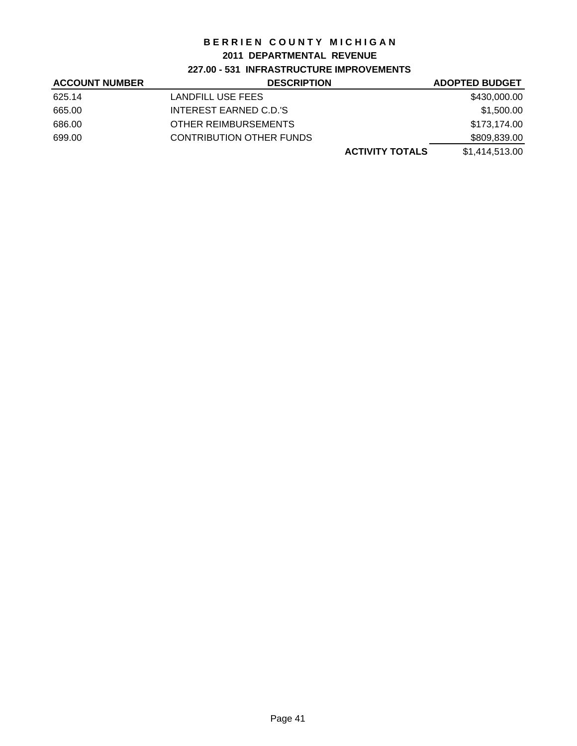# BERRIEN COUNTY MICHIGAN

## 2011 DEPARTMENTAL REVENUE

### 227.00 - 531 INFRASTRUCTURE IMPROVEMENTS

| ACCOUNT NUMBER | DESCRIPTION | | ADOPTED BUDGET |
|---|---|---|---|
| 625.14 | LANDFILL USE FEES | | $430,000.00 |
| 665.00 | INTEREST EARNED C.D.'S | | $1,500.00 |
| 686.00 | OTHER REIMBURSEMENTS | | $173,174.00 |
| 699.00 | CONTRIBUTION OTHER FUNDS | | $809,839.00 |
| | | **ACTIVITY TOTALS** | $1,414,513.00 |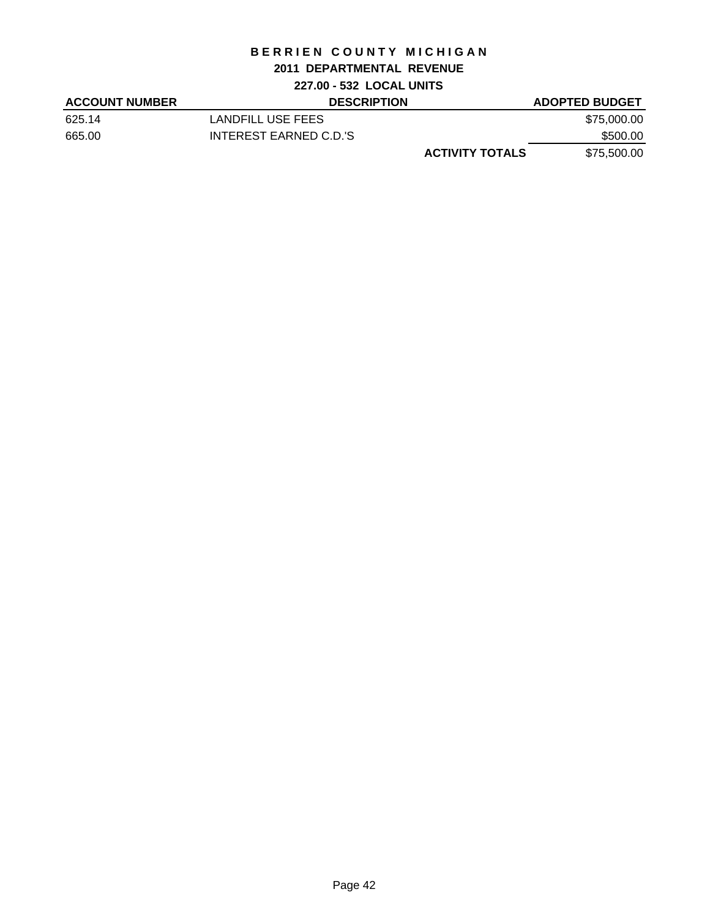# BERRIEN COUNTY MICHIGAN

## 2011 DEPARTMENTAL REVENUE

### 227.00 - 532 LOCAL UNITS

| ACCOUNT NUMBER | DESCRIPTION | | ADOPTED BUDGET |
|---|---|---|---|
| 625.14 | LANDFILL USE FEES | | $75,000.00 |
| 665.00 | INTEREST EARNED C.D.'S | | $500.00 |
| | | **ACTIVITY TOTALS** | $75,500.00 |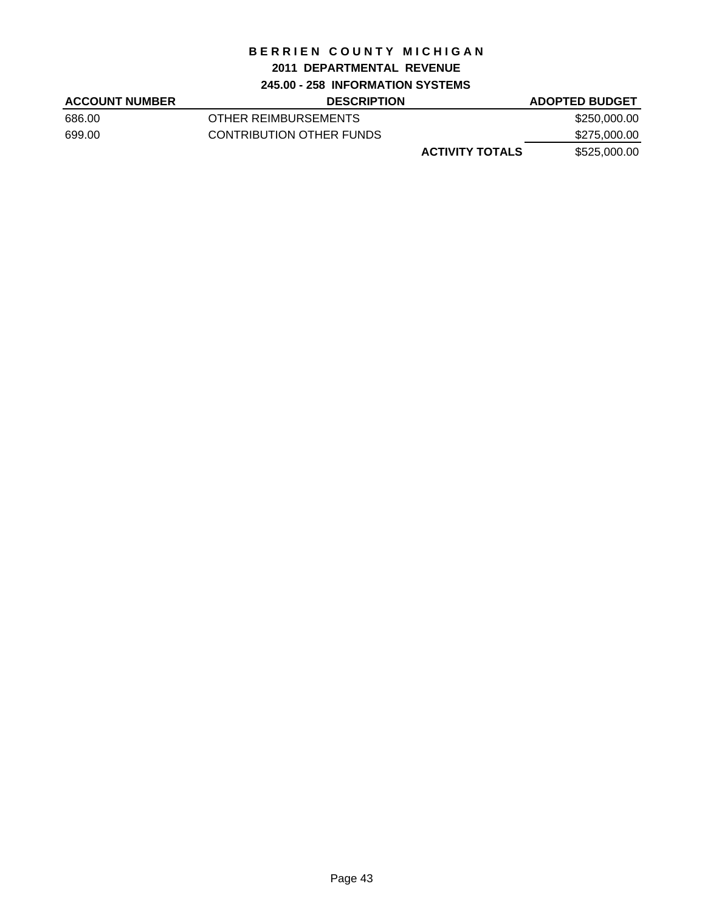# BERRIEN COUNTY MICHIGAN

## 2011 DEPARTMENTAL REVENUE

### 245.00 - 258 INFORMATION SYSTEMS

| ACCOUNT NUMBER | DESCRIPTION | | ADOPTED BUDGET |
|---|---|---|---|
| 686.00 | OTHER REIMBURSEMENTS | | $250,000.00 |
| 699.00 | CONTRIBUTION OTHER FUNDS | | $275,000.00 |
| | | **ACTIVITY TOTALS** | $525,000.00 |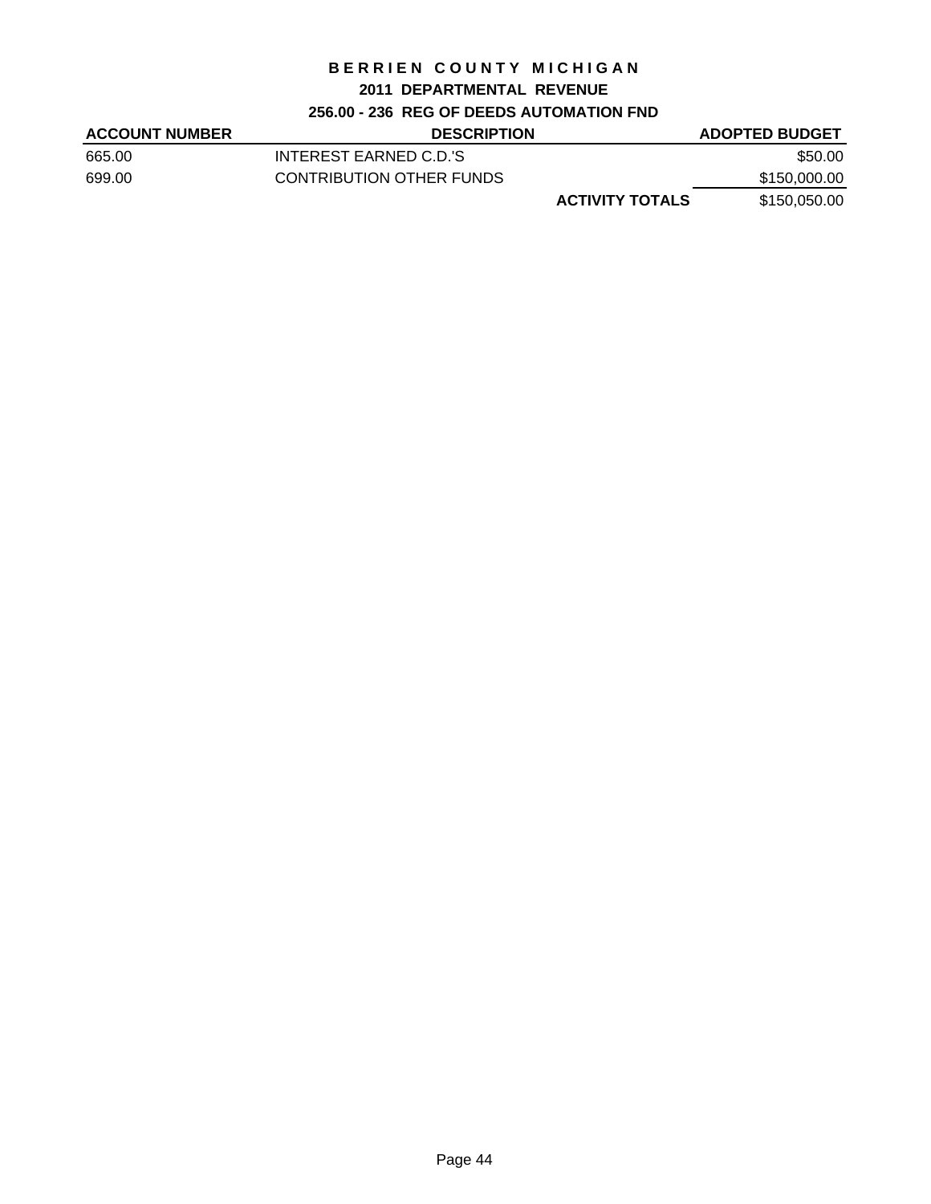# BERRIEN COUNTY MICHIGAN

## 2011 DEPARTMENTAL REVENUE

### 256.00 - 236 REG OF DEEDS AUTOMATION FND

| ACCOUNT NUMBER | DESCRIPTION | | ADOPTED BUDGET |
|---|---|---|---|
| 665.00 | INTEREST EARNED C.D.'S | | $50.00 |
| 699.00 | CONTRIBUTION OTHER FUNDS | | $150,000.00 |
| | | **ACTIVITY TOTALS** | $150,050.00 |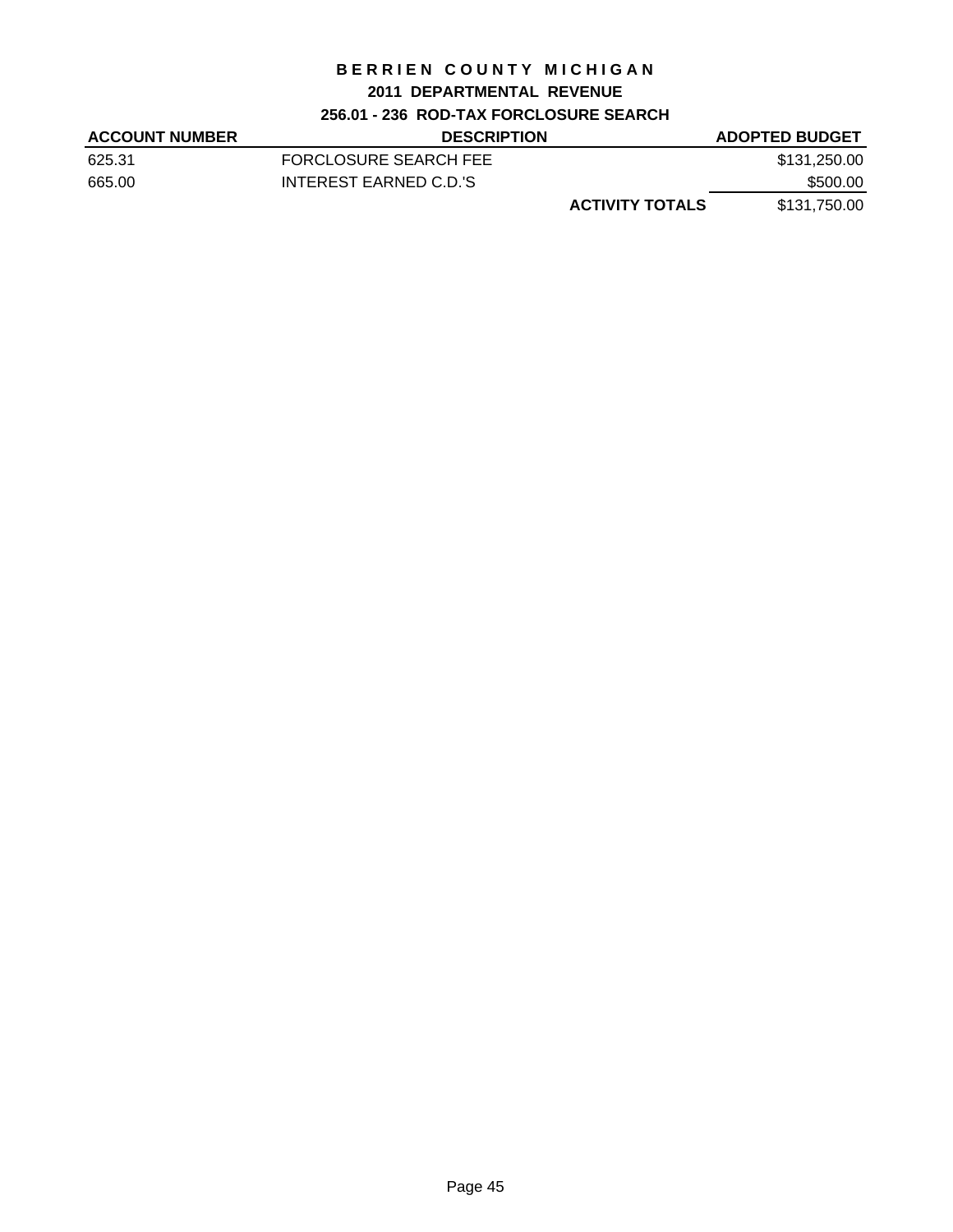# BERRIEN COUNTY MICHIGAN

## 2011 DEPARTMENTAL REVENUE

### 256.01 - 236 ROD-TAX FORCLOSURE SEARCH

| ACCOUNT NUMBER | DESCRIPTION | | ADOPTED BUDGET |
|---|---|---|---|
| 625.31 | FORCLOSURE SEARCH FEE | | $131,250.00 |
| 665.00 | INTEREST EARNED C.D.'S | | $500.00 |
| | | **ACTIVITY TOTALS** | $131,750.00 |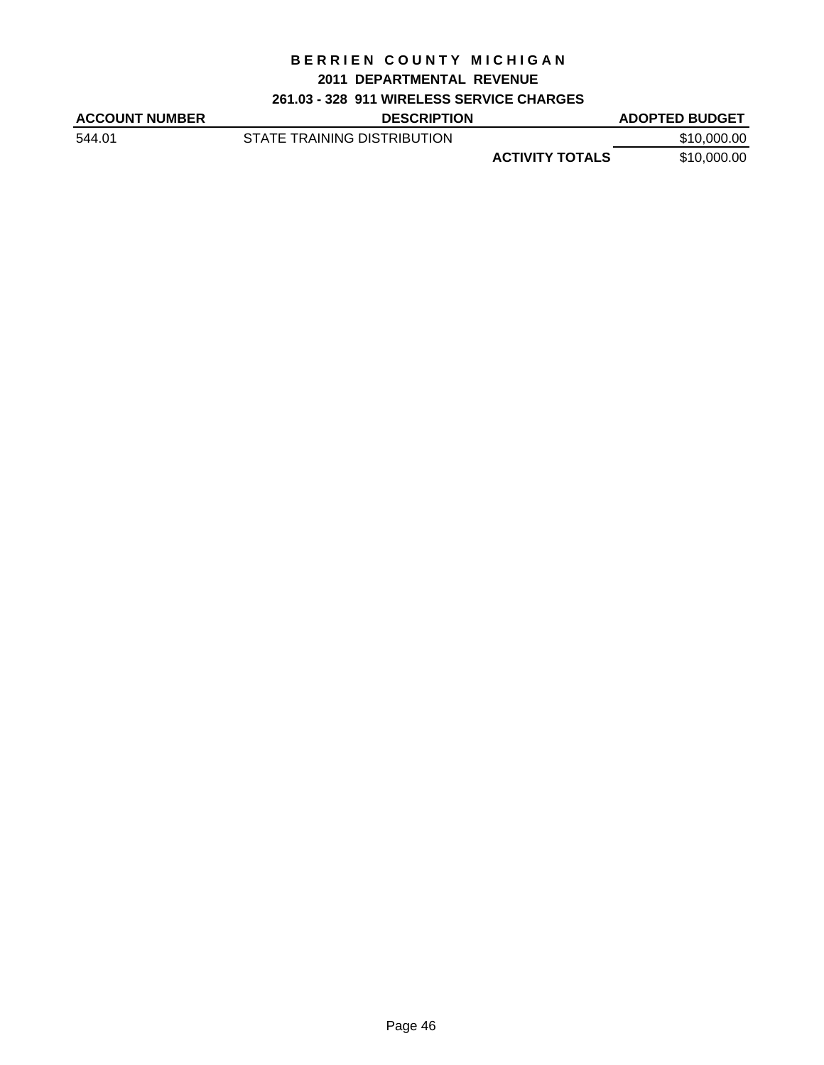# BERRIEN COUNTY MICHIGAN

## 2011 DEPARTMENTAL REVENUE

### 261.03 - 328 911 WIRELESS SERVICE CHARGES

| ACCOUNT NUMBER | DESCRIPTION | | ADOPTED BUDGET |
|---|---|---|---|
| 544.01 | STATE TRAINING DISTRIBUTION | | $10,000.00 |
| | | **ACTIVITY TOTALS** | $10,000.00 |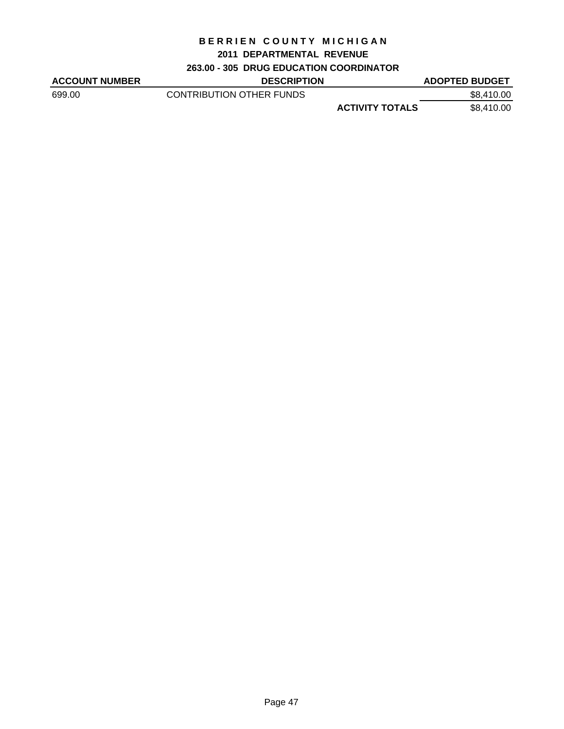# BERRIEN COUNTY MICHIGAN

## 2011 DEPARTMENTAL REVENUE

### 263.00 - 305 DRUG EDUCATION COORDINATOR

| ACCOUNT NUMBER | DESCRIPTION | | ADOPTED BUDGET |
|---|---|---|---|
| 699.00 | CONTRIBUTION OTHER FUNDS | | $8,410.00 |
| | | **ACTIVITY TOTALS** | $8,410.00 |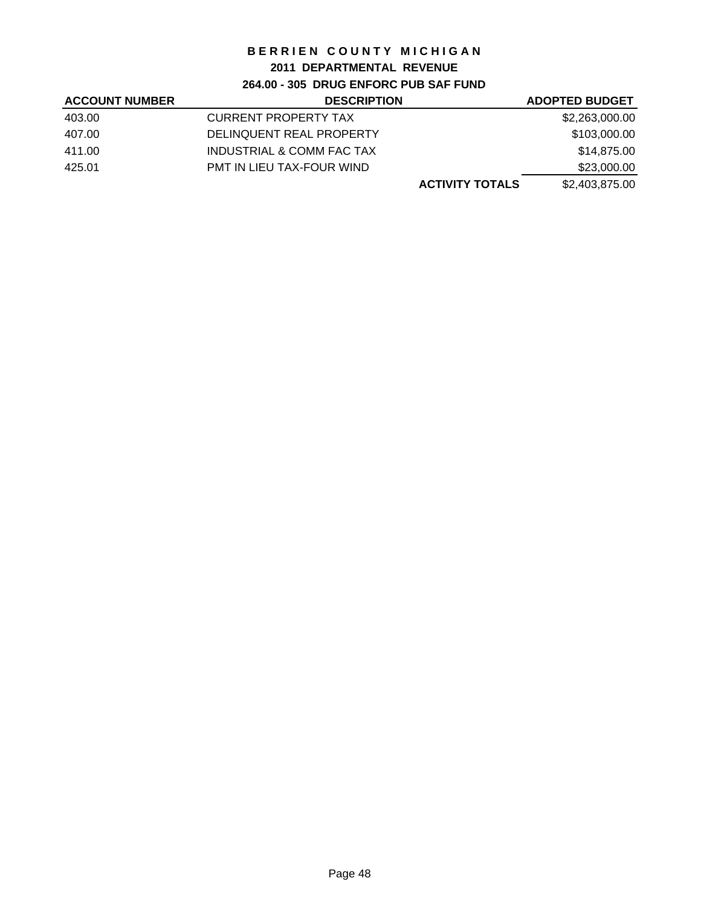# BERRIEN COUNTY MICHIGAN

## 2011 DEPARTMENTAL REVENUE

### 264.00 - 305 DRUG ENFORC PUB SAF FUND

| ACCOUNT NUMBER | DESCRIPTION | | ADOPTED BUDGET |
|---|---|---|---|
| 403.00 | CURRENT PROPERTY TAX | | $2,263,000.00 |
| 407.00 | DELINQUENT REAL PROPERTY | | $103,000.00 |
| 411.00 | INDUSTRIAL & COMM FAC TAX | | $14,875.00 |
| 425.01 | PMT IN LIEU TAX-FOUR WIND | | $23,000.00 |
| | | **ACTIVITY TOTALS** | $2,403,875.00 |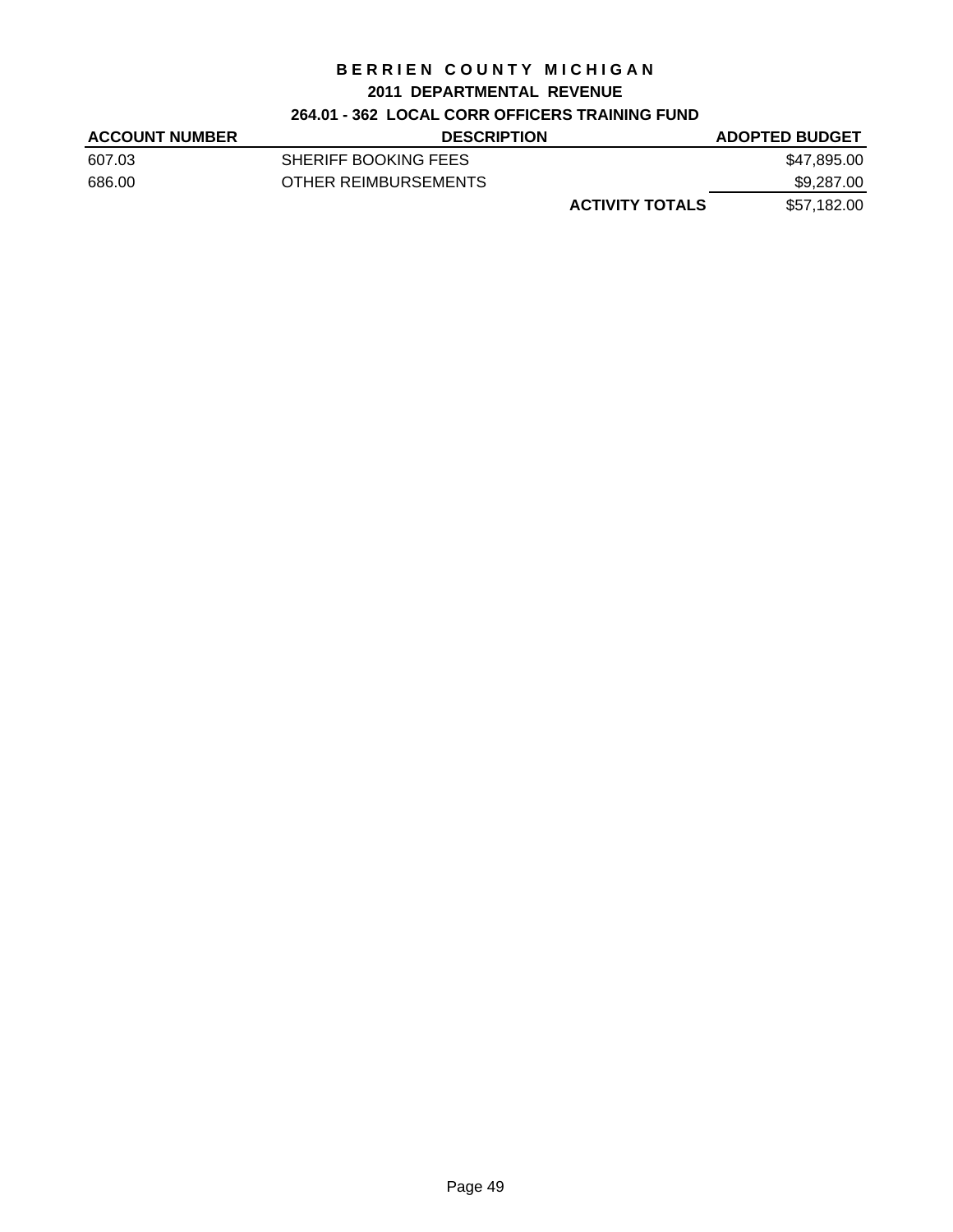# BERRIEN COUNTY MICHIGAN

## 2011 DEPARTMENTAL REVENUE

### 264.01 - 362 LOCAL CORR OFFICERS TRAINING FUND

| ACCOUNT NUMBER | DESCRIPTION | | ADOPTED BUDGET |
|---|---|---|---|
| 607.03 | SHERIFF BOOKING FEES | | $47,895.00 |
| 686.00 | OTHER REIMBURSEMENTS | | $9,287.00 |
| | | **ACTIVITY TOTALS** | $57,182.00 |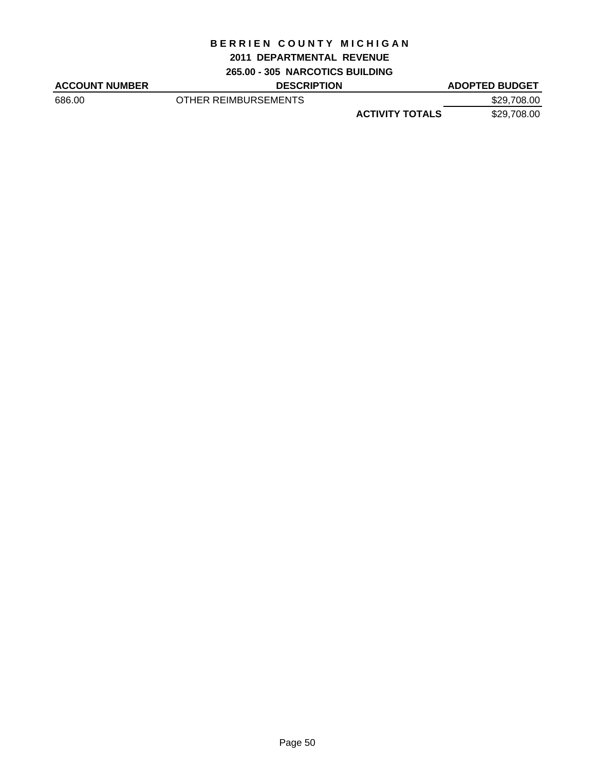# BERRIEN COUNTY MICHIGAN

## 2011 DEPARTMENTAL REVENUE

### 265.00 - 305 NARCOTICS BUILDING

| ACCOUNT NUMBER | DESCRIPTION | | ADOPTED BUDGET |
|---|---|---|---|
| 686.00 | OTHER REIMBURSEMENTS | | $29,708.00 |
| | | **ACTIVITY TOTALS** | $29,708.00 |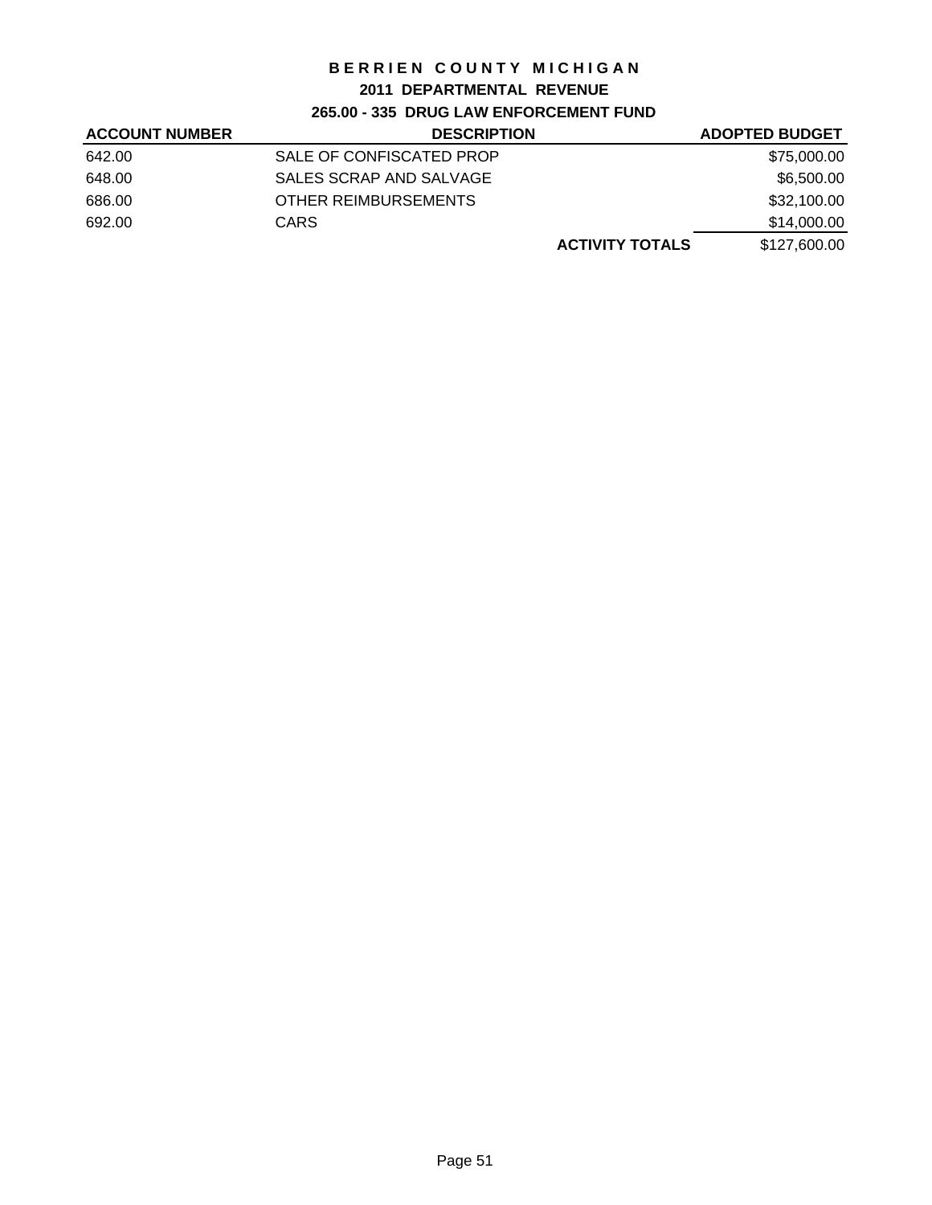# BERRIEN COUNTY MICHIGAN

## 2011 DEPARTMENTAL REVENUE

### 265.00 - 335 DRUG LAW ENFORCEMENT FUND

| ACCOUNT NUMBER | DESCRIPTION | | ADOPTED BUDGET |
|---|---|---|---|
| 642.00 | SALE OF CONFISCATED PROP | | $75,000.00 |
| 648.00 | SALES SCRAP AND SALVAGE | | $6,500.00 |
| 686.00 | OTHER REIMBURSEMENTS | | $32,100.00 |
| 692.00 | CARS | | $14,000.00 |
| | | **ACTIVITY TOTALS** | $127,600.00 |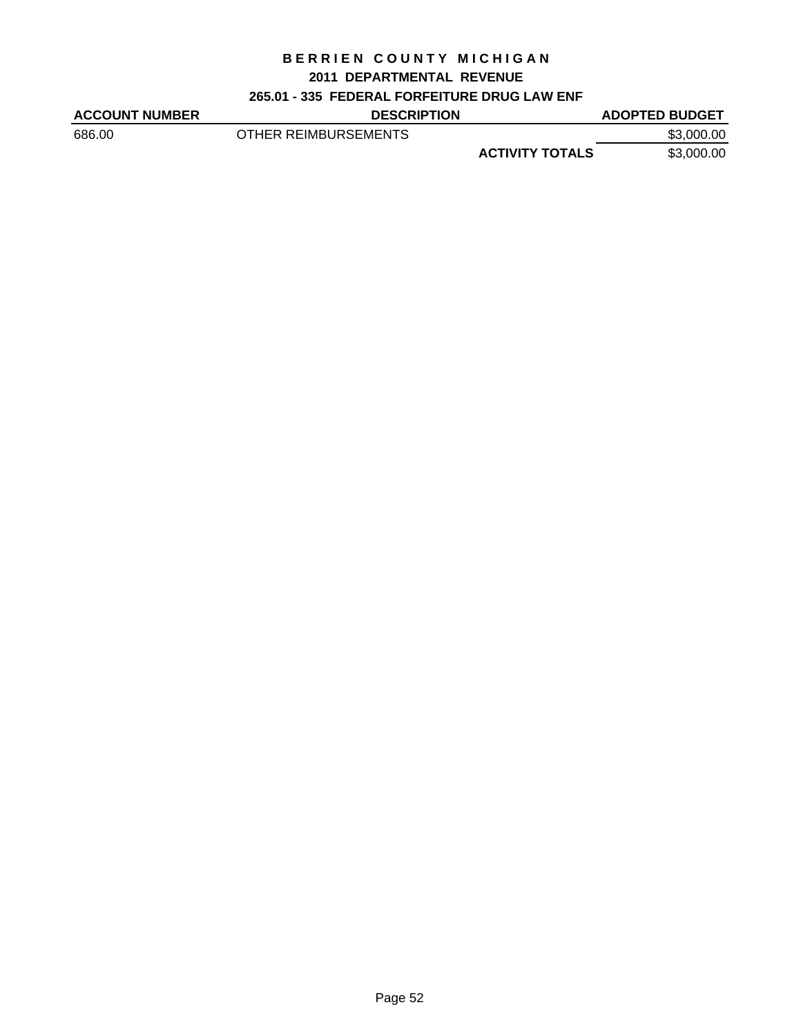# BERRIEN COUNTY MICHIGAN

## 2011 DEPARTMENTAL REVENUE

### 265.01 - 335 FEDERAL FORFEITURE DRUG LAW ENF

| ACCOUNT NUMBER | DESCRIPTION | | ADOPTED BUDGET |
|---|---|---|---|
| 686.00 | OTHER REIMBURSEMENTS | | $3,000.00 |
| | | **ACTIVITY TOTALS** | $3,000.00 |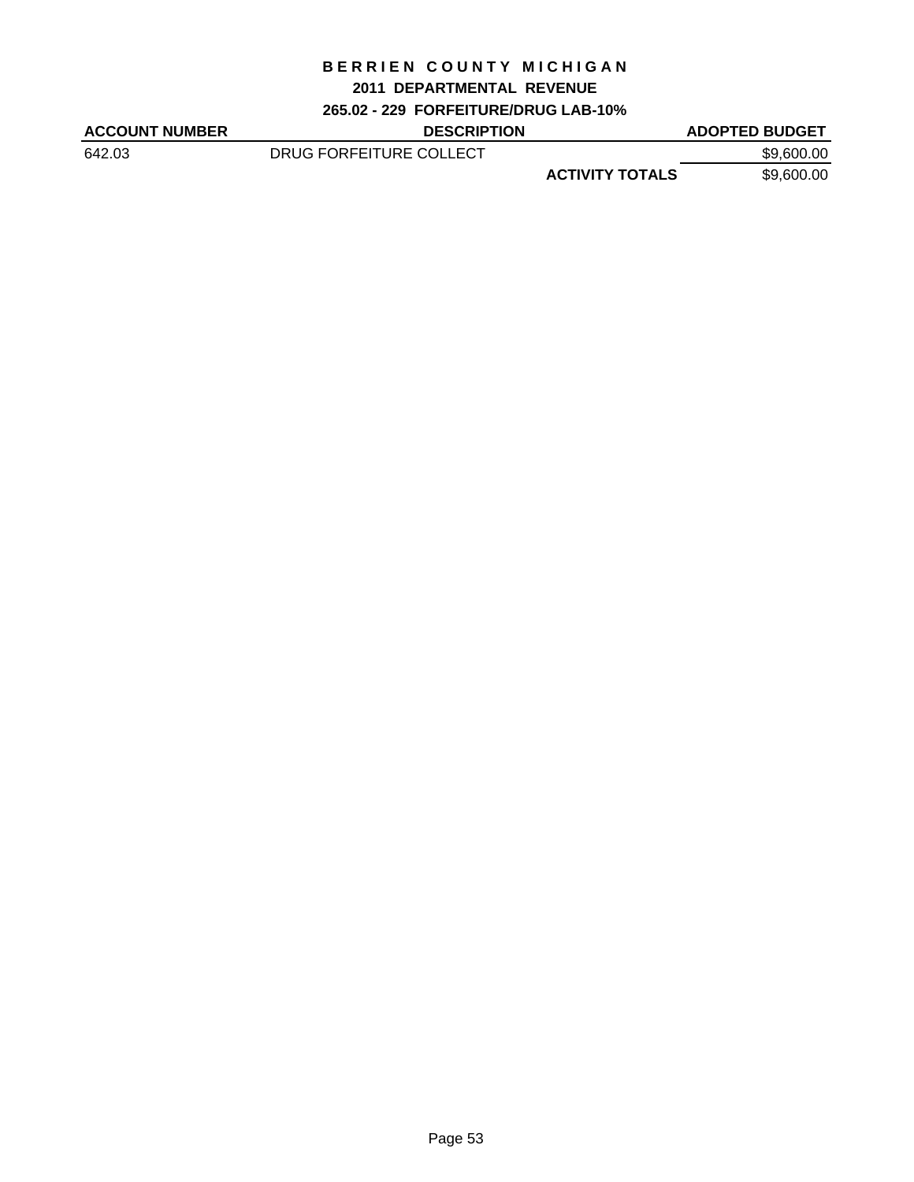# BERRIEN COUNTY MICHIGAN

## 2011 DEPARTMENTAL REVENUE

### 265.02 - 229 FORFEITURE/DRUG LAB-10%

| ACCOUNT NUMBER | DESCRIPTION | | ADOPTED BUDGET |
|---|---|---|---|
| 642.03 | DRUG FORFEITURE COLLECT | | $9,600.00 |
| | | **ACTIVITY TOTALS** | $9,600.00 |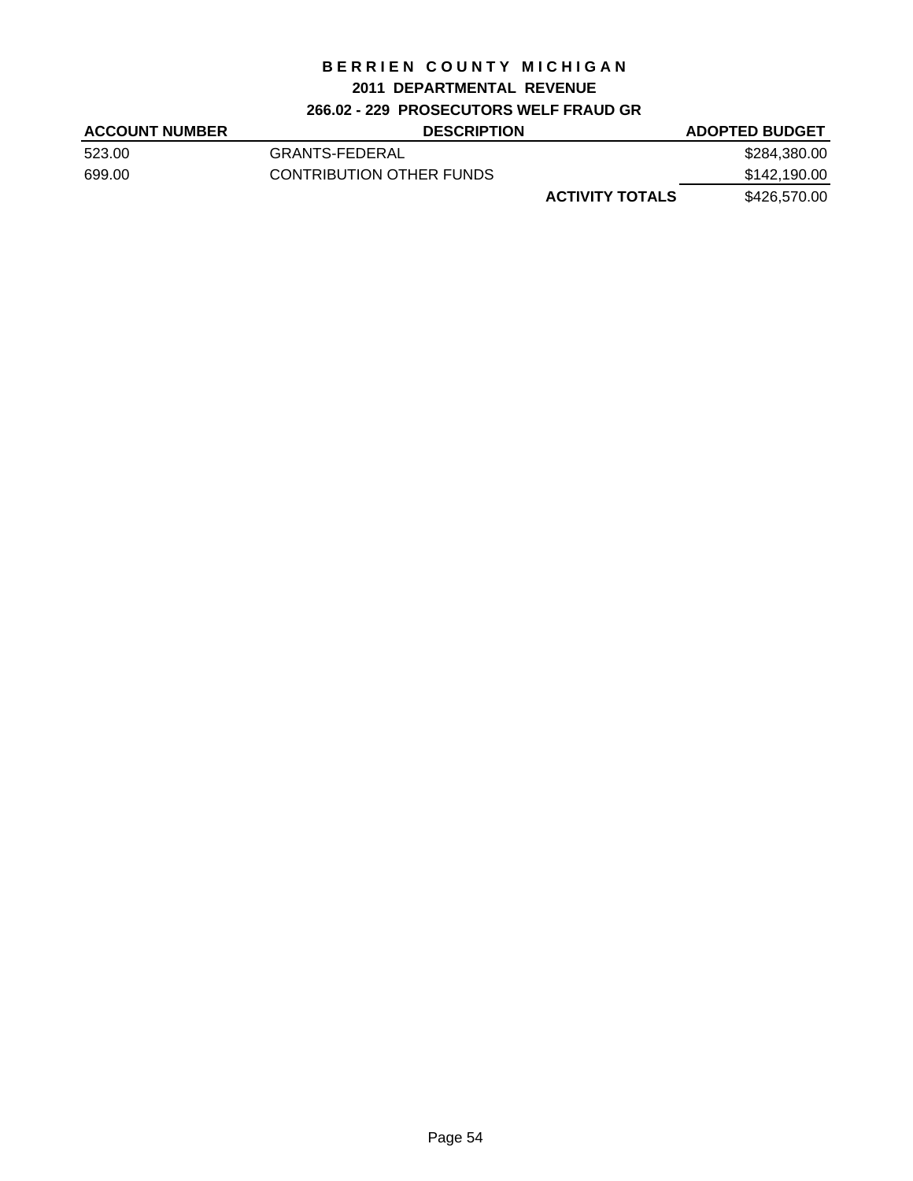# BERRIEN COUNTY MICHIGAN

## 2011 DEPARTMENTAL REVENUE

### 266.02 - 229 PROSECUTORS WELF FRAUD GR

| ACCOUNT NUMBER | DESCRIPTION | | ADOPTED BUDGET |
|---|---|---|---|
| 523.00 | GRANTS-FEDERAL | | $284,380.00 |
| 699.00 | CONTRIBUTION OTHER FUNDS | | $142,190.00 |
| | | **ACTIVITY TOTALS** | $426,570.00 |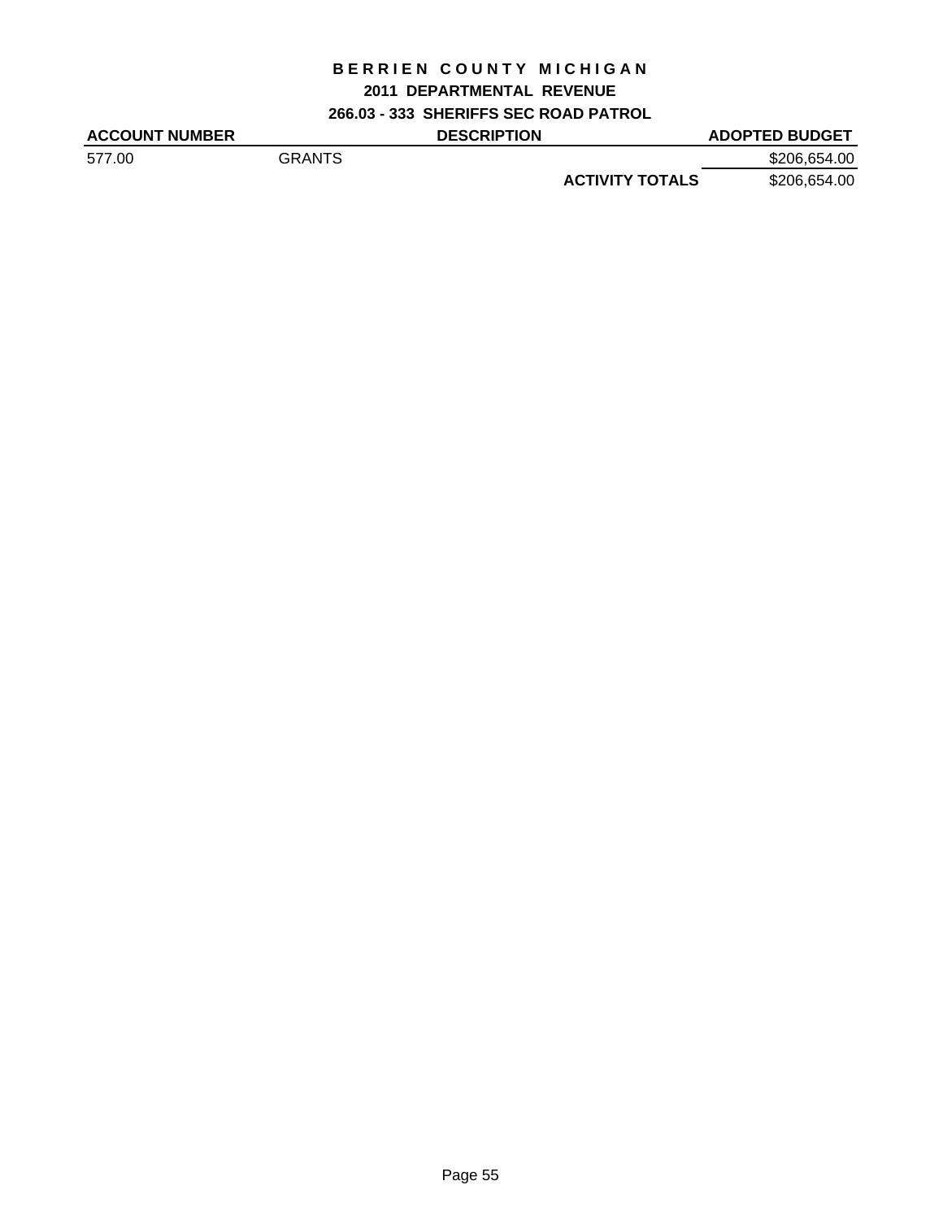# BERRIEN COUNTY MICHIGAN

## 2011 DEPARTMENTAL REVENUE

### 266.03 - 333 SHERIFFS SEC ROAD PATROL

| ACCOUNT NUMBER | DESCRIPTION | | ADOPTED BUDGET |
|---|---|---|---|
| 577.00 | GRANTS | | $206,654.00 |
| | | **ACTIVITY TOTALS** | $206,654.00 |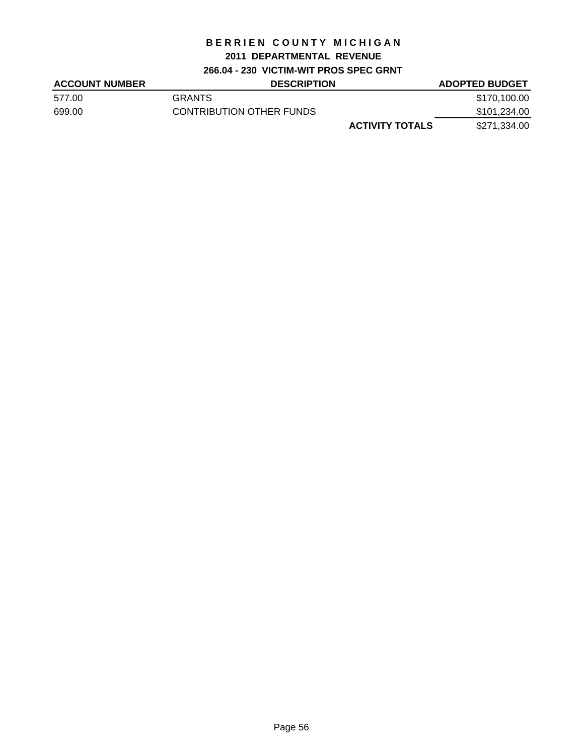# BERRIEN COUNTY MICHIGAN

## 2011 DEPARTMENTAL REVENUE

### 266.04 - 230 VICTIM-WIT PROS SPEC GRNT

| ACCOUNT NUMBER | DESCRIPTION | | ADOPTED BUDGET |
|---|---|---|---|
| 577.00 | GRANTS | | $170,100.00 |
| 699.00 | CONTRIBUTION OTHER FUNDS | | $101,234.00 |
| | | **ACTIVITY TOTALS** | $271,334.00 |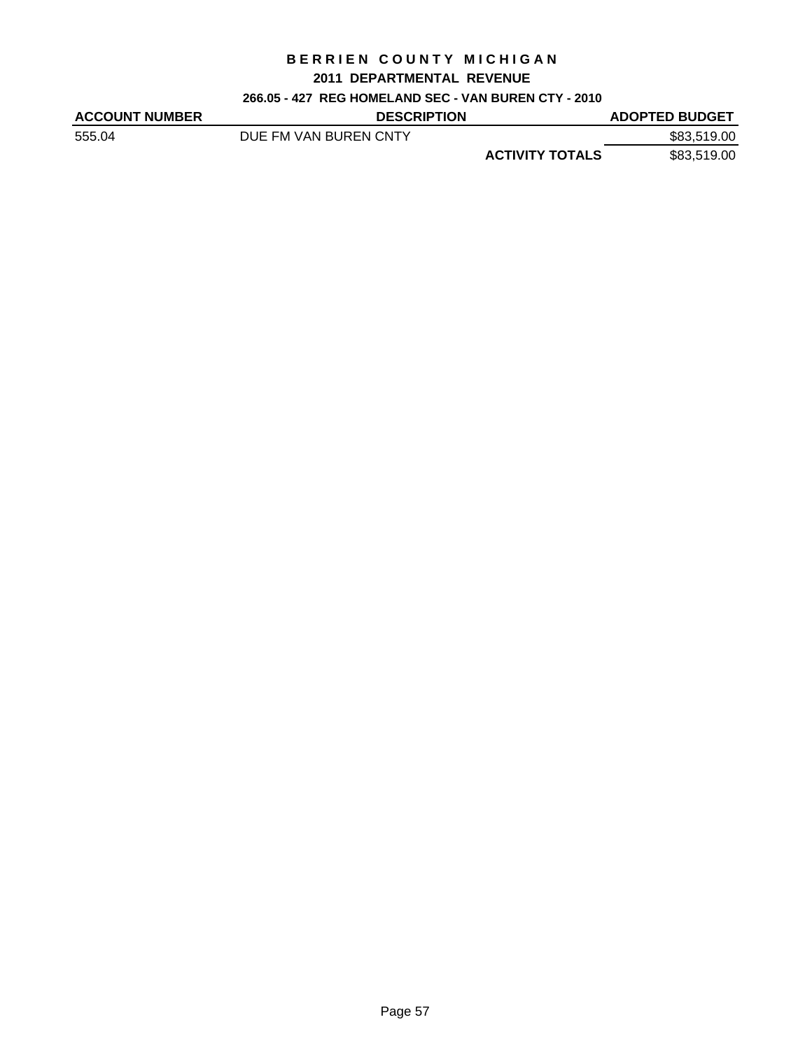# BERRIEN COUNTY MICHIGAN

## 2011 DEPARTMENTAL REVENUE

### 266.05 - 427 REG HOMELAND SEC - VAN BUREN CTY - 2010

| ACCOUNT NUMBER | DESCRIPTION | | ADOPTED BUDGET |
|---|---|---|---|
| 555.04 | DUE FM VAN BUREN CNTY | | $83,519.00 |
| | | **ACTIVITY TOTALS** | $83,519.00 |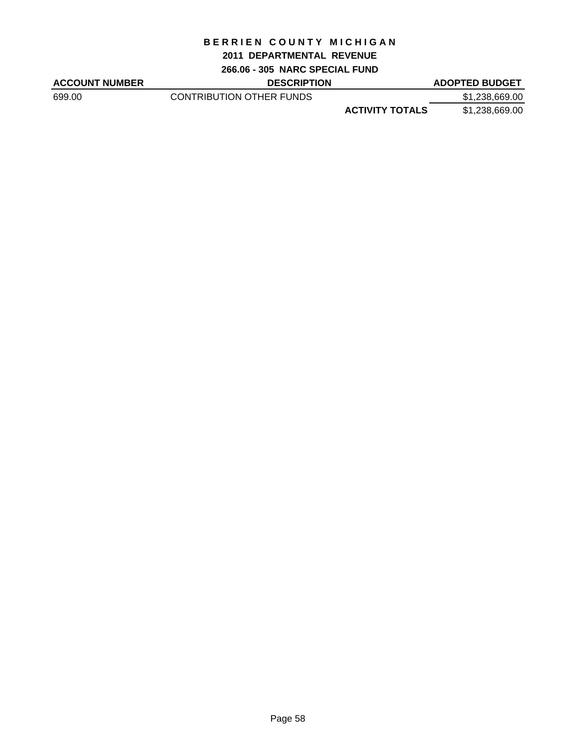# BERRIEN COUNTY MICHIGAN

## 2011 DEPARTMENTAL REVENUE

### 266.06 - 305 NARC SPECIAL FUND

| ACCOUNT NUMBER | DESCRIPTION | | ADOPTED BUDGET |
|---|---|---|---|
| 699.00 | CONTRIBUTION OTHER FUNDS | | $1,238,669.00 |
| | | **ACTIVITY TOTALS** | $1,238,669.00 |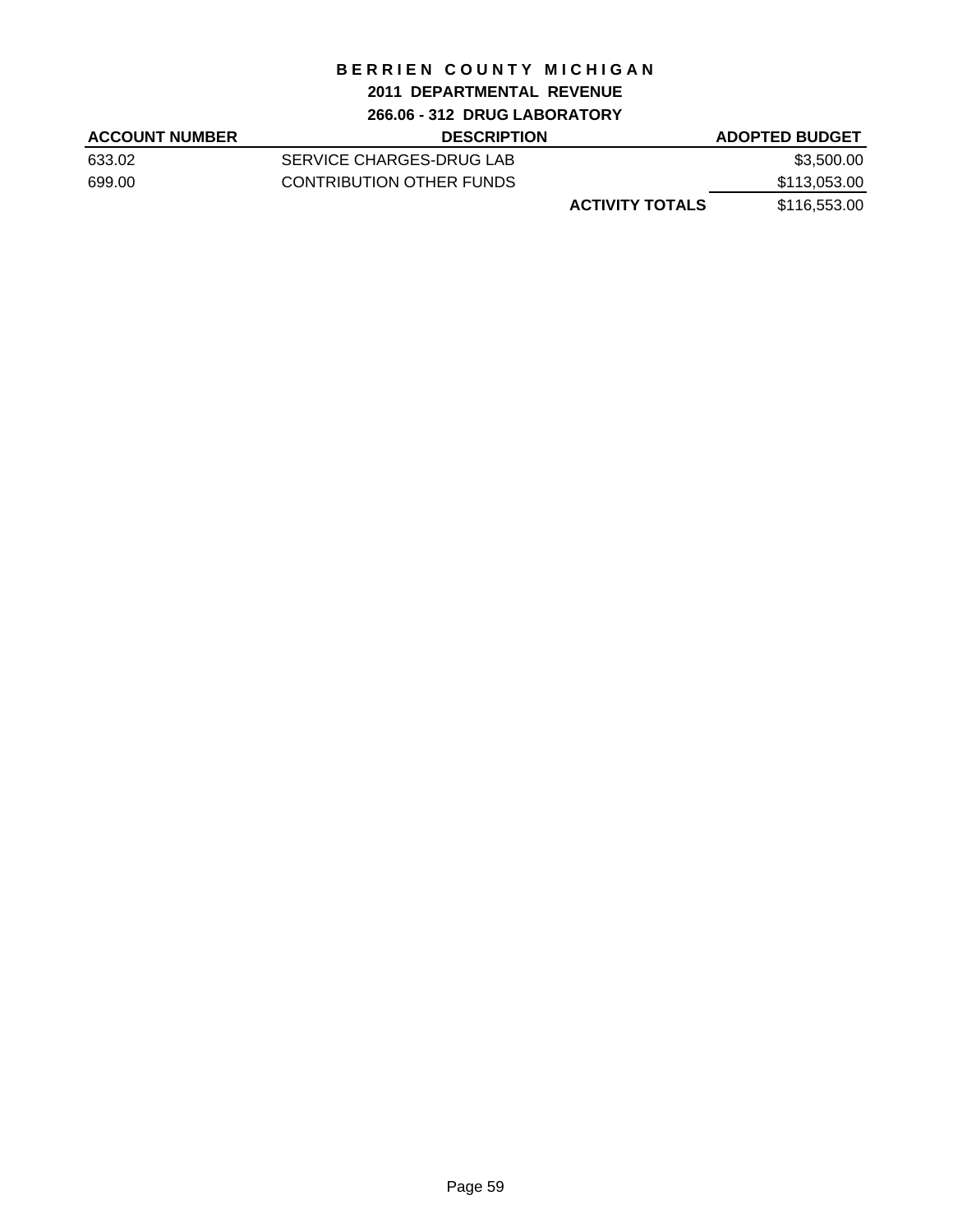# BERRIEN COUNTY MICHIGAN

## 2011 DEPARTMENTAL REVENUE

### 266.06 - 312 DRUG LABORATORY

| ACCOUNT NUMBER | DESCRIPTION | | ADOPTED BUDGET |
|---|---|---|---|
| 633.02 | SERVICE CHARGES-DRUG LAB | | $3,500.00 |
| 699.00 | CONTRIBUTION OTHER FUNDS | | $113,053.00 |
| | | **ACTIVITY TOTALS** | $116,553.00 |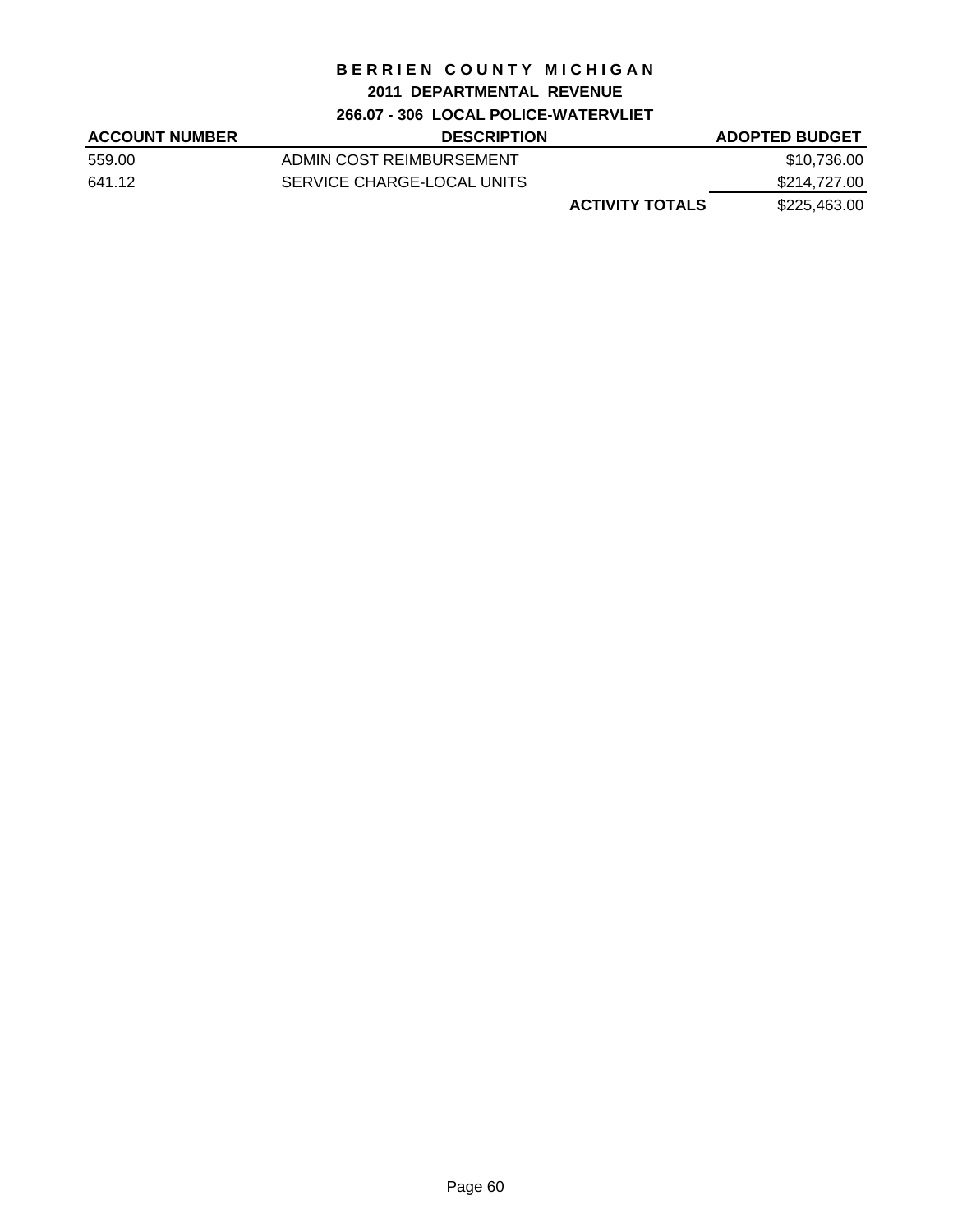# BERRIEN COUNTY MICHIGAN

## 2011 DEPARTMENTAL REVENUE

### 266.07 - 306 LOCAL POLICE-WATERVLIET

| ACCOUNT NUMBER | DESCRIPTION | | ADOPTED BUDGET |
|---|---|---|---|
| 559.00 | ADMIN COST REIMBURSEMENT | | $10,736.00 |
| 641.12 | SERVICE CHARGE-LOCAL UNITS | | $214,727.00 |
| | | **ACTIVITY TOTALS** | $225,463.00 |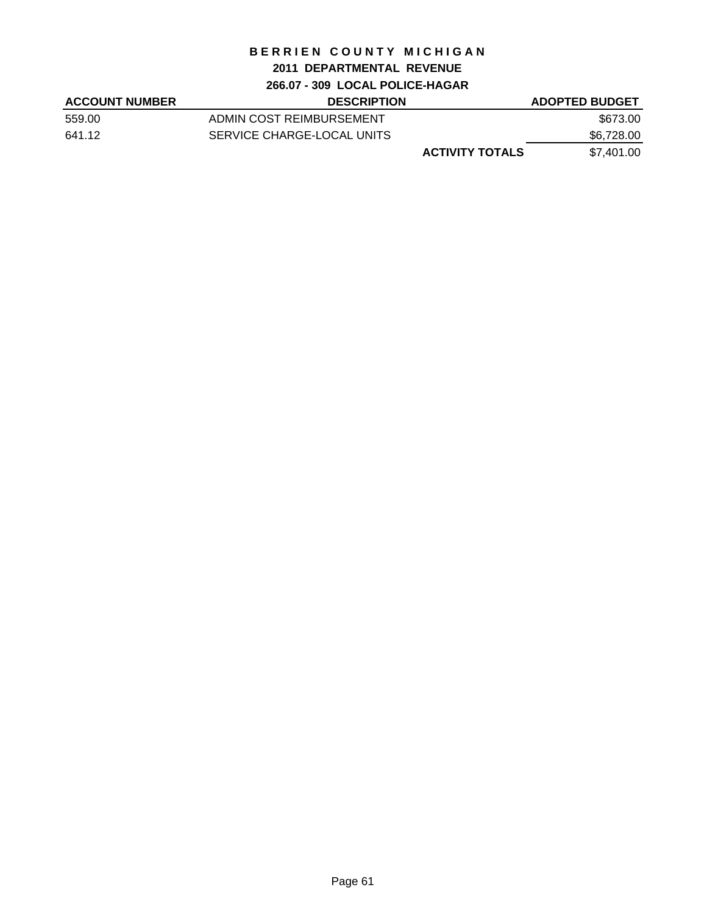# BERRIEN COUNTY MICHIGAN

## 2011 DEPARTMENTAL REVENUE

### 266.07 - 309 LOCAL POLICE-HAGAR

| ACCOUNT NUMBER | DESCRIPTION | | ADOPTED BUDGET |
|---|---|---|---|
| 559.00 | ADMIN COST REIMBURSEMENT | | $673.00 |
| 641.12 | SERVICE CHARGE-LOCAL UNITS | | $6,728.00 |
| | | **ACTIVITY TOTALS** | $7,401.00 |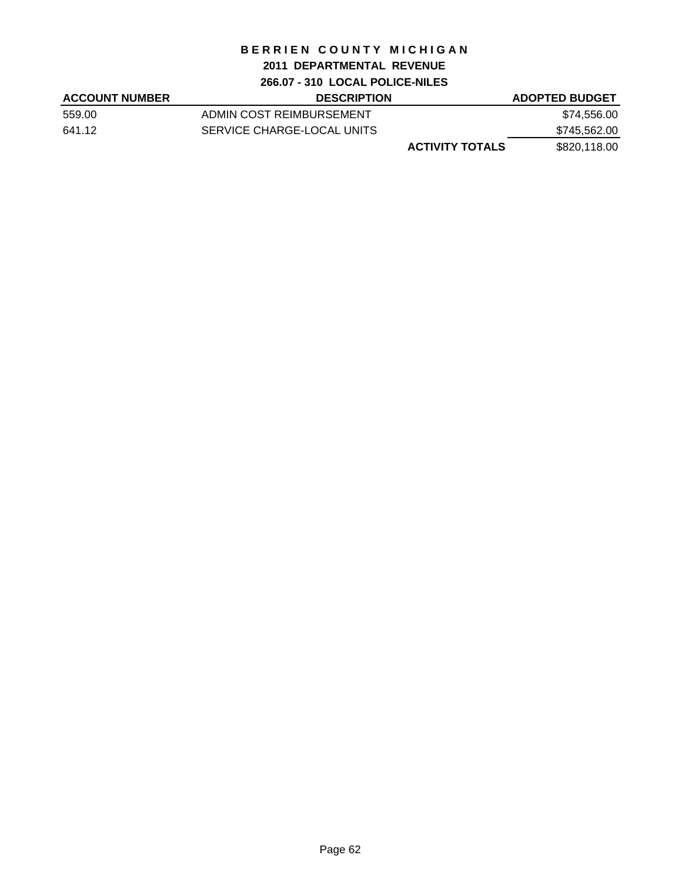# BERRIEN COUNTY MICHIGAN

## 2011 DEPARTMENTAL REVENUE

### 266.07 - 310 LOCAL POLICE-NILES

| ACCOUNT NUMBER | DESCRIPTION | | ADOPTED BUDGET |
|---|---|---|---|
| 559.00 | ADMIN COST REIMBURSEMENT | | \$74,556.00 |
| 641.12 | SERVICE CHARGE-LOCAL UNITS | | \$745,562.00 |
| | | **ACTIVITY TOTALS** | \$820,118.00 |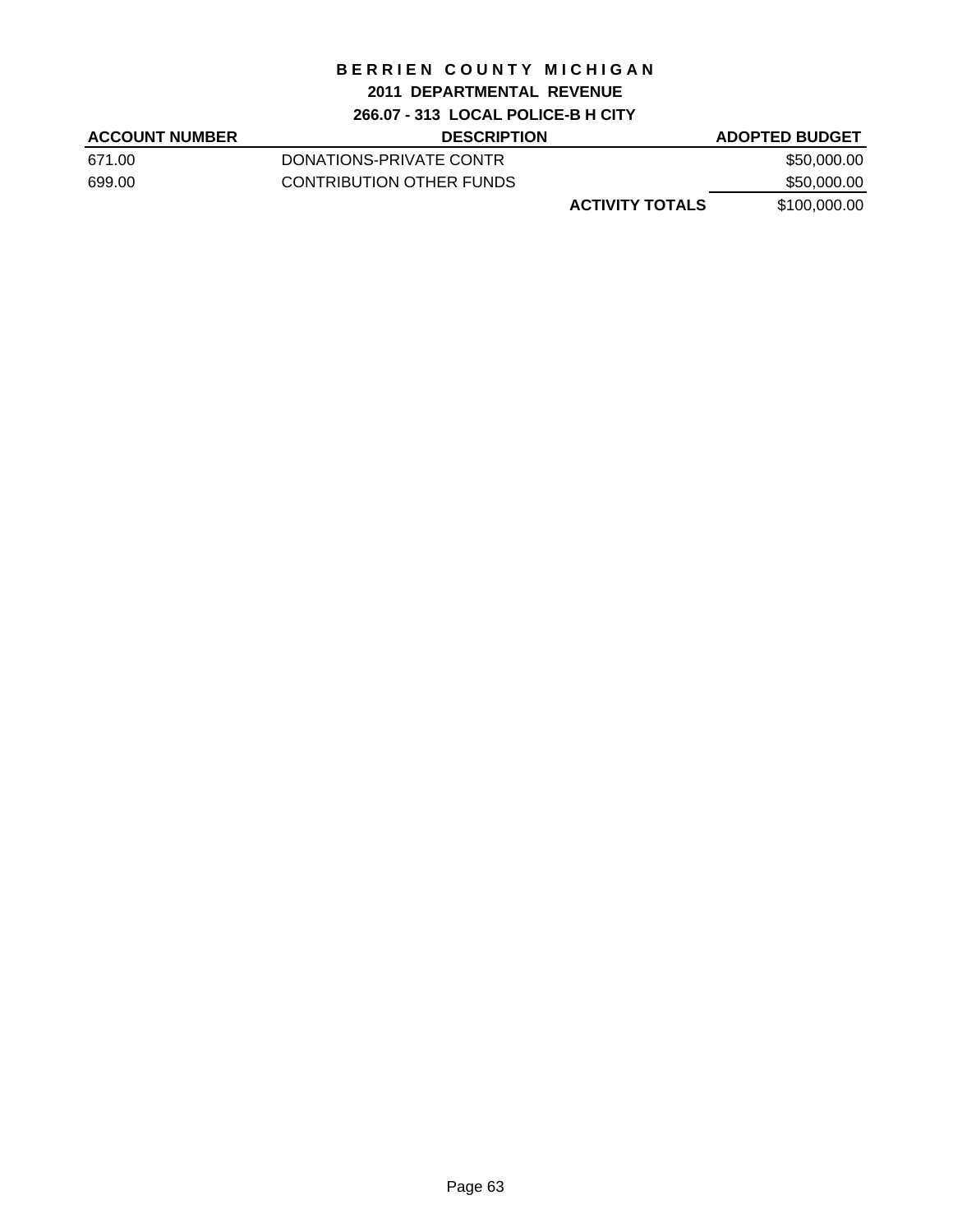# BERRIEN COUNTY MICHIGAN

## 2011 DEPARTMENTAL REVENUE

### 266.07 - 313 LOCAL POLICE-B H CITY

| ACCOUNT NUMBER | DESCRIPTION | | ADOPTED BUDGET |
|---|---|---|---|
| 671.00 | DONATIONS-PRIVATE CONTR | | $50,000.00 |
| 699.00 | CONTRIBUTION OTHER FUNDS | | $50,000.00 |
| | | **ACTIVITY TOTALS** | $100,000.00 |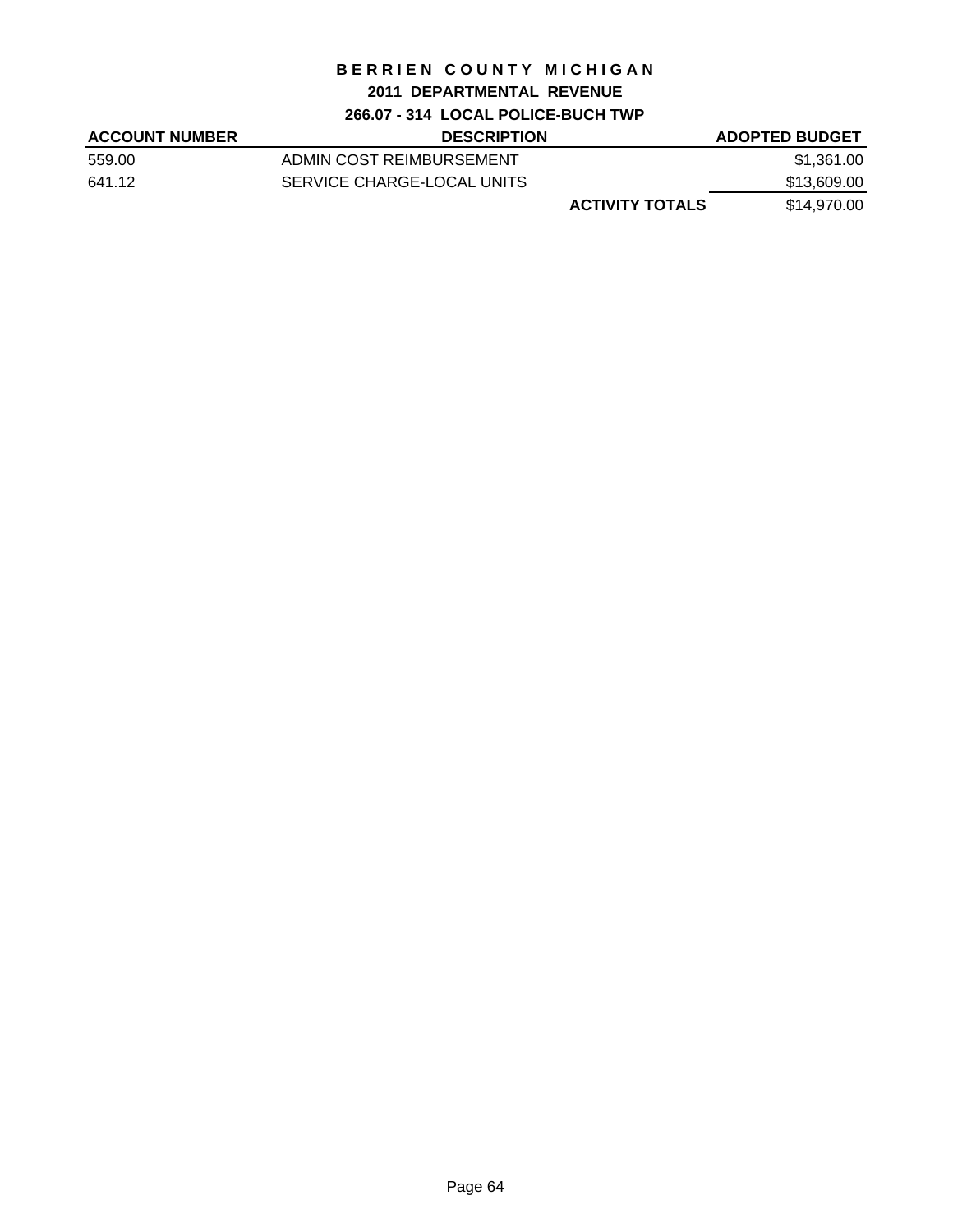# BERRIEN COUNTY MICHIGAN

## 2011 DEPARTMENTAL REVENUE

### 266.07 - 314 LOCAL POLICE-BUCH TWP

| ACCOUNT NUMBER | DESCRIPTION | | ADOPTED BUDGET |
|---|---|---|---|
| 559.00 | ADMIN COST REIMBURSEMENT | | $1,361.00 |
| 641.12 | SERVICE CHARGE-LOCAL UNITS | | $13,609.00 |
| | | **ACTIVITY TOTALS** | $14,970.00 |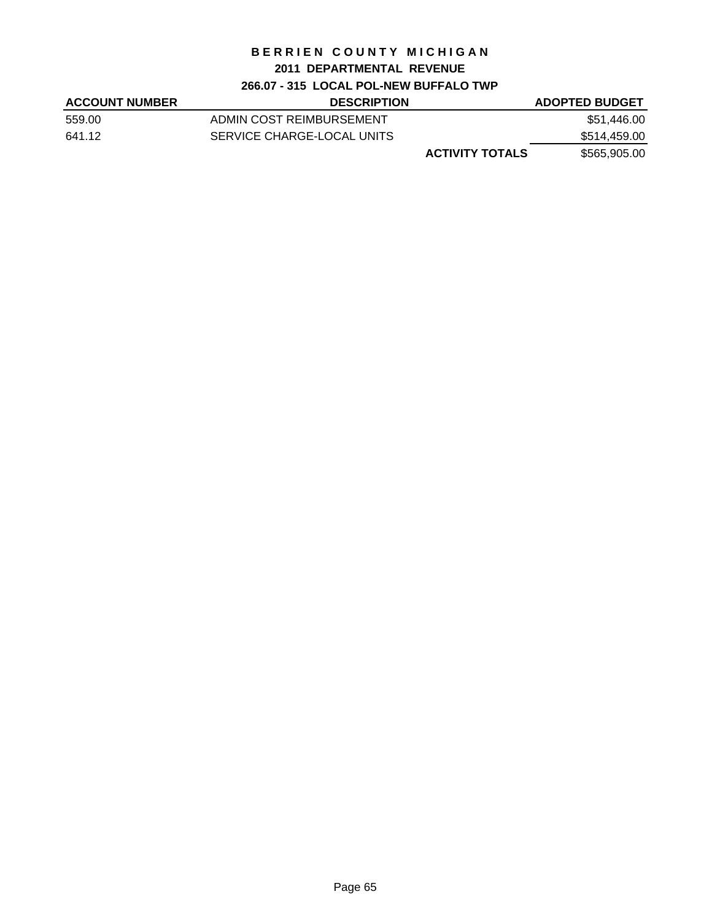# BERRIEN COUNTY MICHIGAN

## 2011 DEPARTMENTAL REVENUE

### 266.07 - 315 LOCAL POL-NEW BUFFALO TWP

| ACCOUNT NUMBER | DESCRIPTION | | ADOPTED BUDGET |
|---|---|---|---|
| 559.00 | ADMIN COST REIMBURSEMENT | | $51,446.00 |
| 641.12 | SERVICE CHARGE-LOCAL UNITS | | $514,459.00 |
| | | **ACTIVITY TOTALS** | $565,905.00 |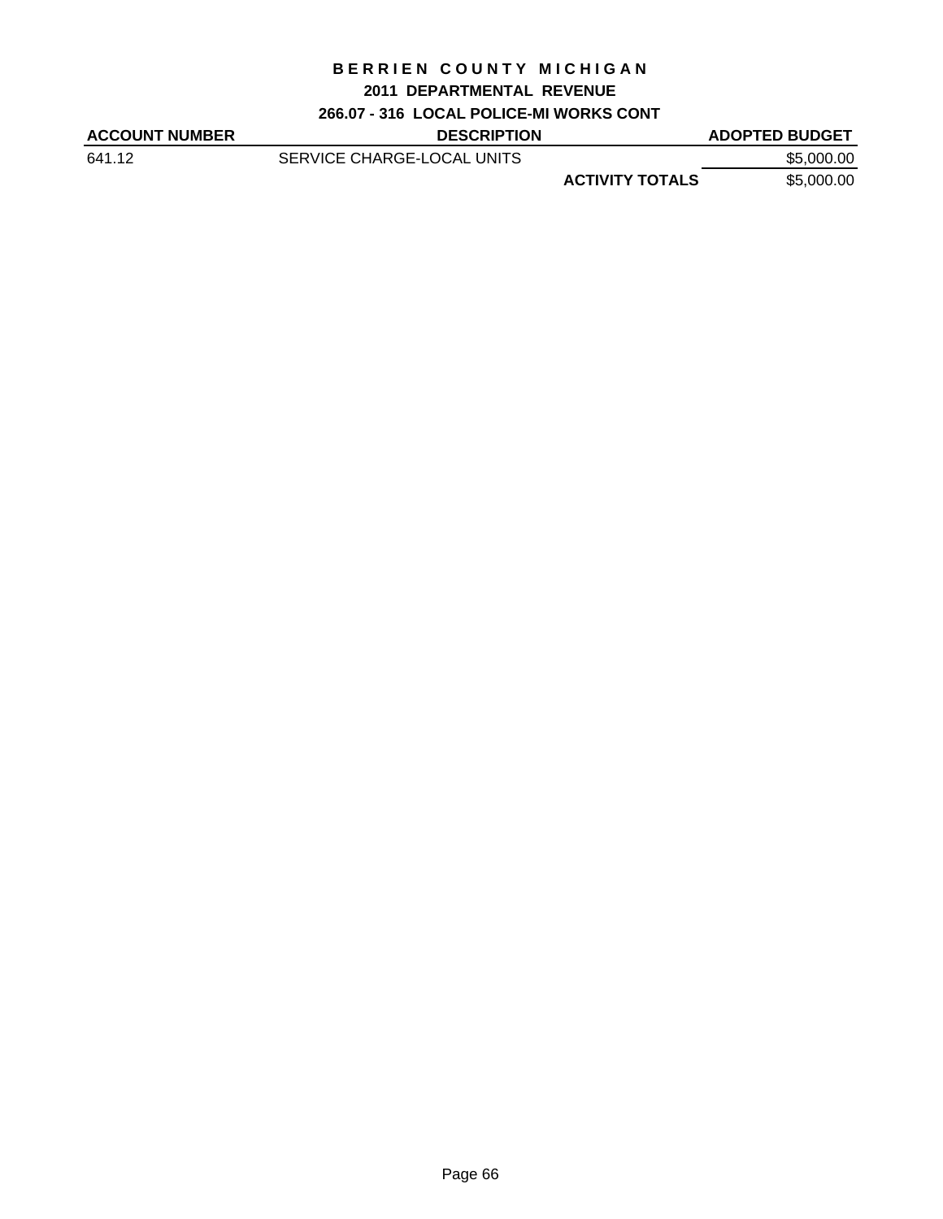# BERRIEN COUNTY MICHIGAN

## 2011 DEPARTMENTAL REVENUE

### 266.07 - 316 LOCAL POLICE-MI WORKS CONT

| ACCOUNT NUMBER | DESCRIPTION | ADOPTED BUDGET |
|---|---|---|
| 641.12 | SERVICE CHARGE-LOCAL UNITS | $5,000.00 |
| | **ACTIVITY TOTALS** | $5,000.00 |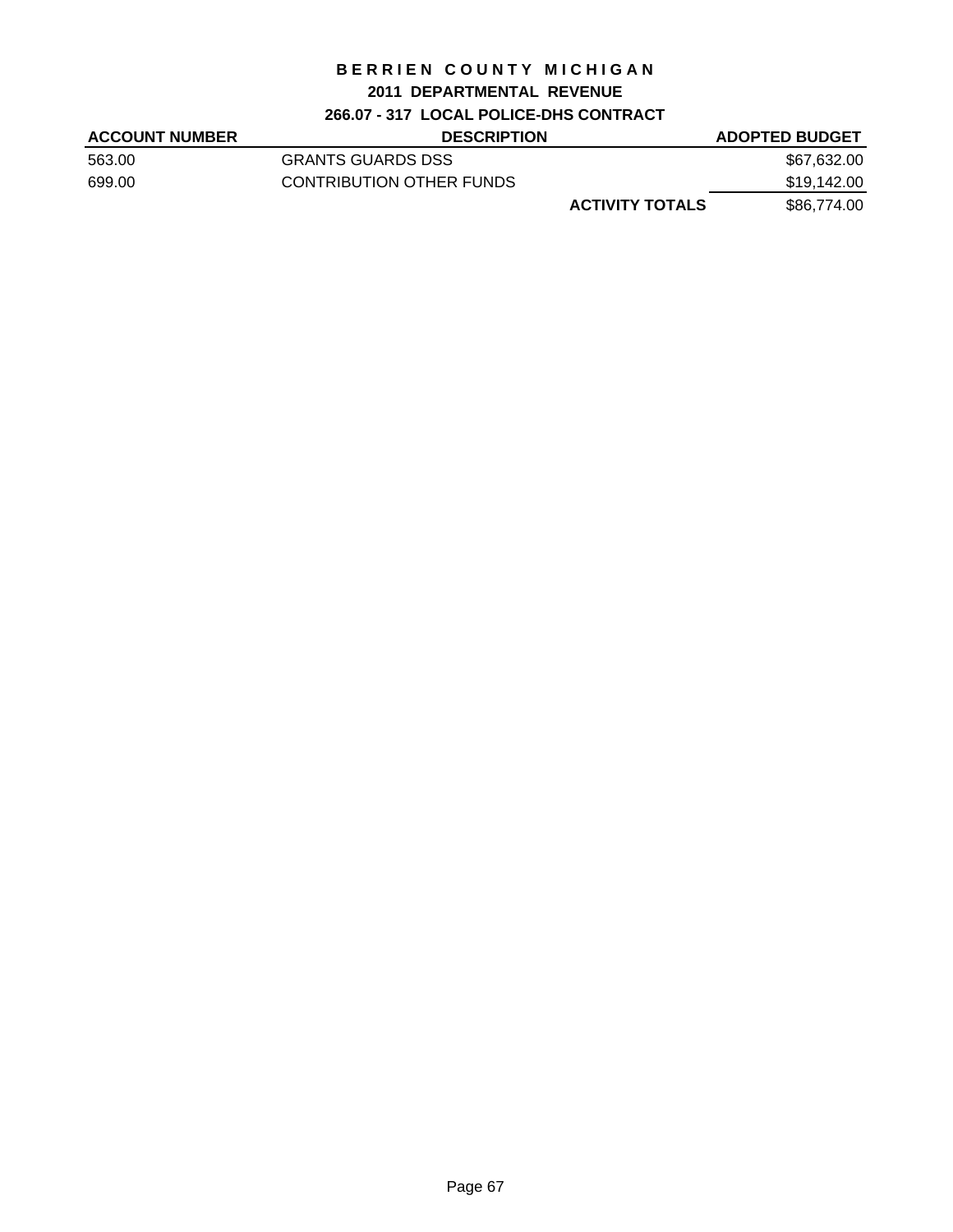# BERRIEN COUNTY MICHIGAN

## 2011 DEPARTMENTAL REVENUE

### 266.07 - 317 LOCAL POLICE-DHS CONTRACT

| ACCOUNT NUMBER | DESCRIPTION | | ADOPTED BUDGET |
|---|---|---|---|
| 563.00 | GRANTS GUARDS DSS | | $67,632.00 |
| 699.00 | CONTRIBUTION OTHER FUNDS | | $19,142.00 |
| | | **ACTIVITY TOTALS** | $86,774.00 |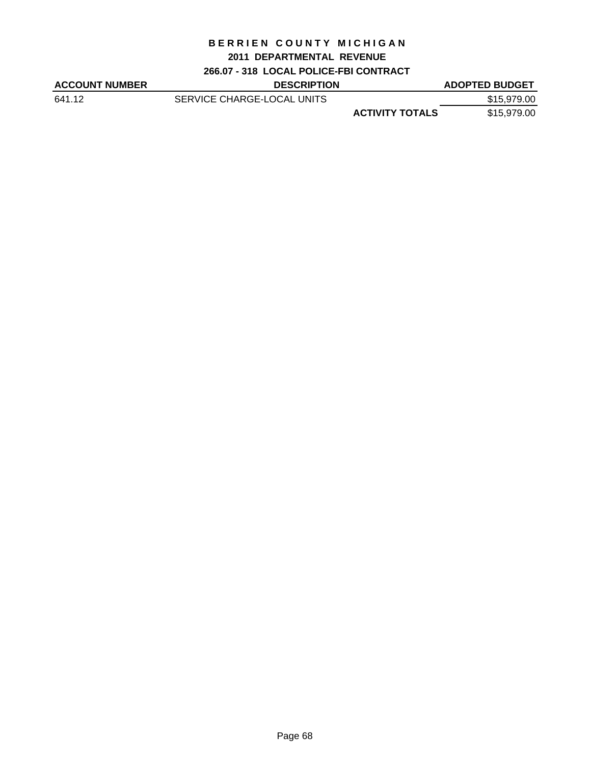# BERRIEN COUNTY MICHIGAN

## 2011 DEPARTMENTAL REVENUE

### 266.07 - 318 LOCAL POLICE-FBI CONTRACT

| ACCOUNT NUMBER | DESCRIPTION | | ADOPTED BUDGET |
|---|---|---|---|
| 641.12 | SERVICE CHARGE-LOCAL UNITS | | $15,979.00 |
| | | **ACTIVITY TOTALS** | $15,979.00 |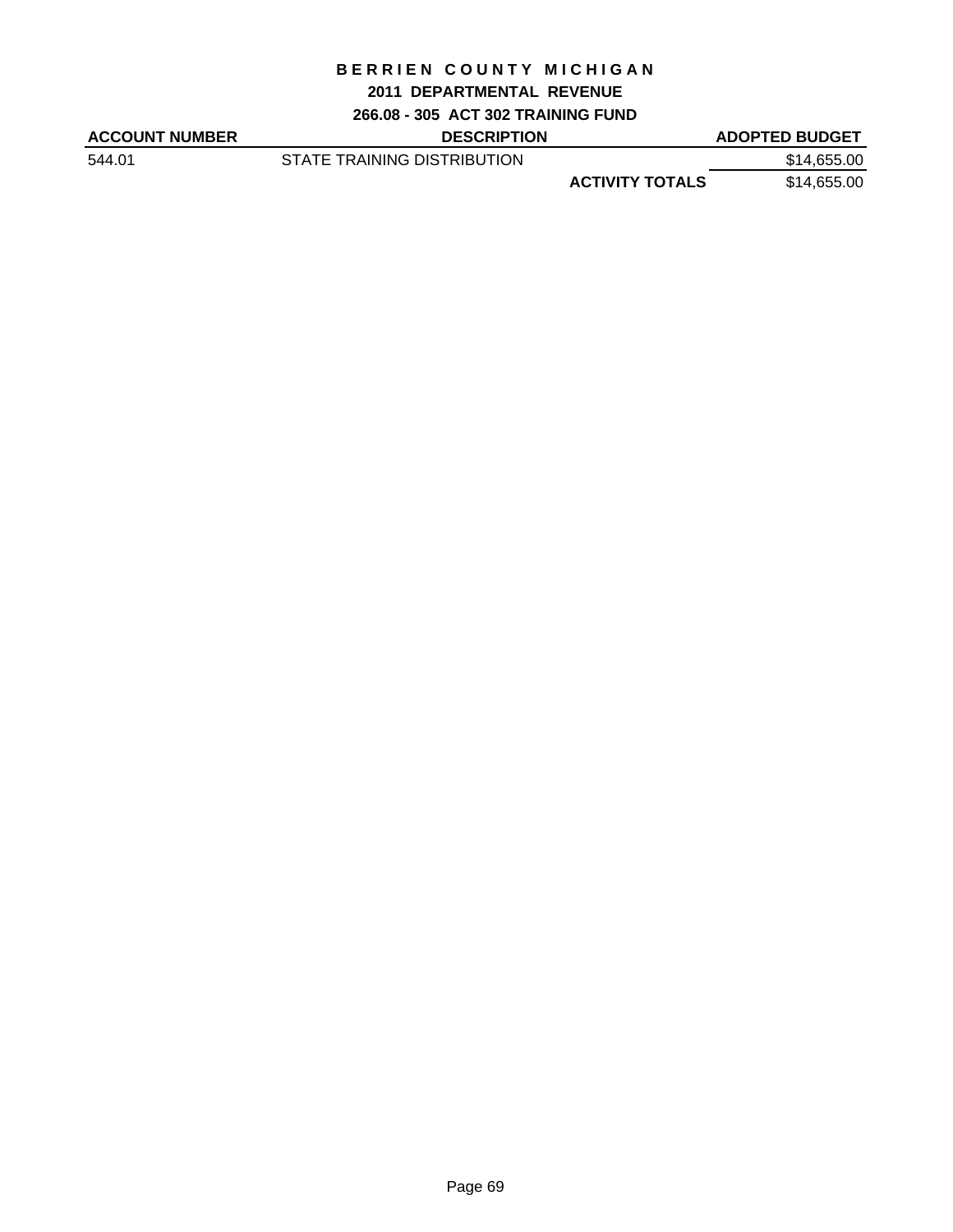# BERRIEN COUNTY MICHIGAN

## 2011 DEPARTMENTAL REVENUE

### 266.08 - 305 ACT 302 TRAINING FUND

| ACCOUNT NUMBER | DESCRIPTION | | ADOPTED BUDGET |
|---|---|---|---|
| 544.01 | STATE TRAINING DISTRIBUTION | | $14,655.00 |
| | | **ACTIVITY TOTALS** | $14,655.00 |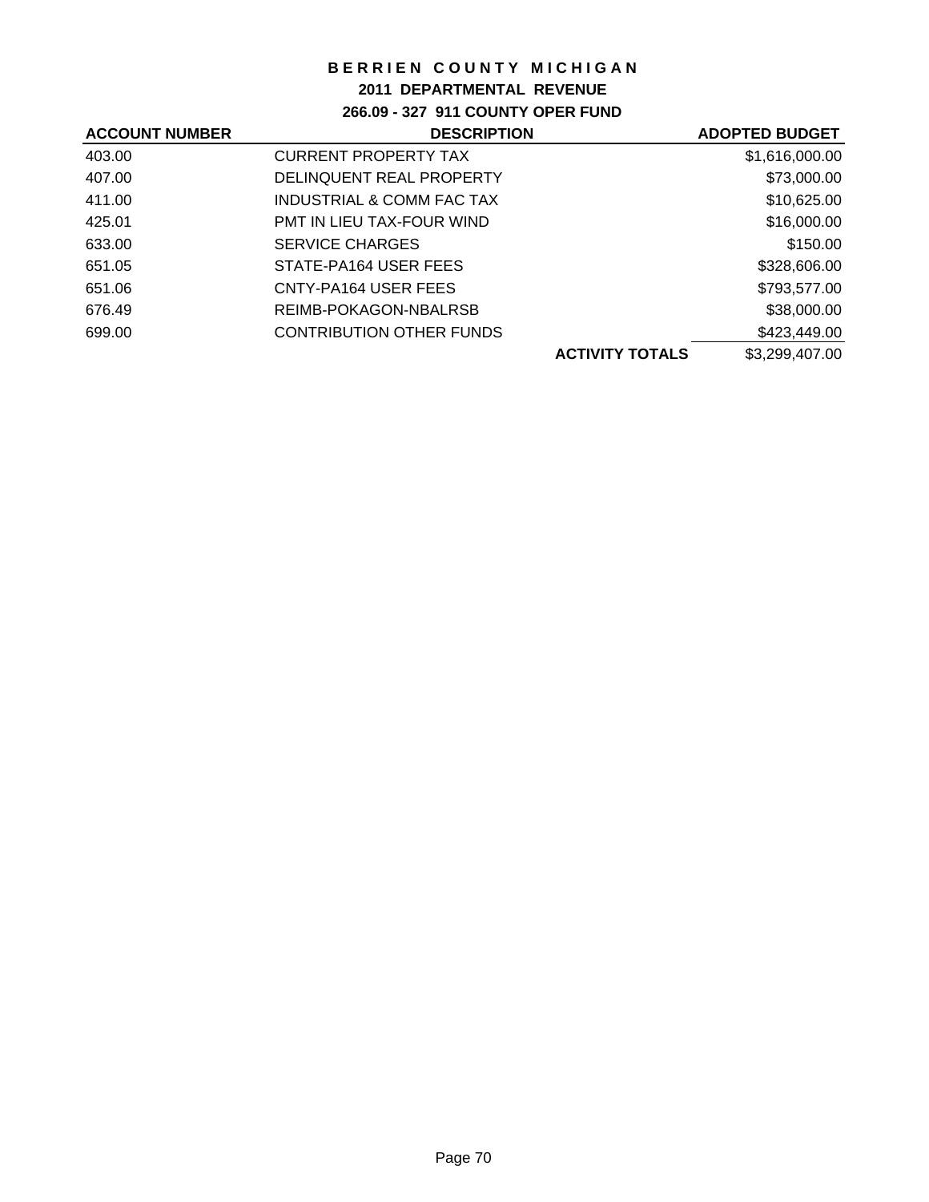# BERRIEN COUNTY MICHIGAN

## 2011 DEPARTMENTAL REVENUE

### 266.09 - 327 911 COUNTY OPER FUND

| ACCOUNT NUMBER | DESCRIPTION | | ADOPTED BUDGET |
|---|---|---|---|
| 403.00 | CURRENT PROPERTY TAX | | $1,616,000.00 |
| 407.00 | DELINQUENT REAL PROPERTY | | $73,000.00 |
| 411.00 | INDUSTRIAL & COMM FAC TAX | | $10,625.00 |
| 425.01 | PMT IN LIEU TAX-FOUR WIND | | $16,000.00 |
| 633.00 | SERVICE CHARGES | | $150.00 |
| 651.05 | STATE-PA164 USER FEES | | $328,606.00 |
| 651.06 | CNTY-PA164 USER FEES | | $793,577.00 |
| 676.49 | REIMB-POKAGON-NBALRSB | | $38,000.00 |
| 699.00 | CONTRIBUTION OTHER FUNDS | | $423,449.00 |
| | | **ACTIVITY TOTALS** | $3,299,407.00 |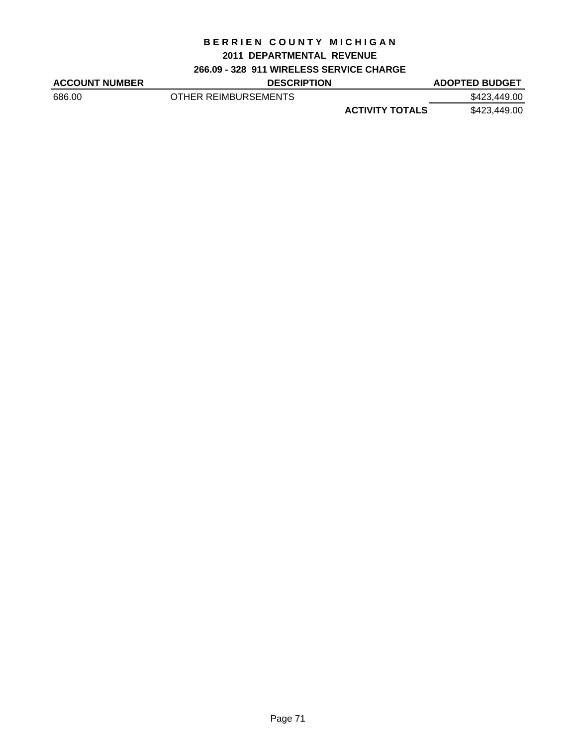# BERRIEN COUNTY MICHIGAN

## 2011 DEPARTMENTAL REVENUE

### 266.09 - 328 911 WIRELESS SERVICE CHARGE

| ACCOUNT NUMBER | DESCRIPTION | | ADOPTED BUDGET |
| --- | --- | --- | --- |
| 686.00 | OTHER REIMBURSEMENTS | | $423,449.00 |
| | | **ACTIVITY TOTALS** | $423,449.00 |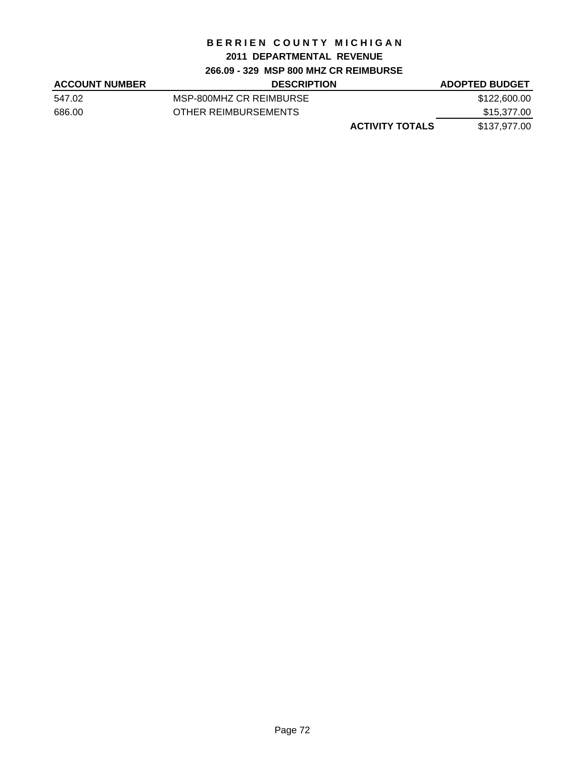# BERRIEN COUNTY MICHIGAN

## 2011 DEPARTMENTAL REVENUE

### 266.09 - 329 MSP 800 MHZ CR REIMBURSE

| ACCOUNT NUMBER | DESCRIPTION | | ADOPTED BUDGET |
|---|---|---|---|
| 547.02 | MSP-800MHZ CR REIMBURSE | | $122,600.00 |
| 686.00 | OTHER REIMBURSEMENTS | | $15,377.00 |
| | | **ACTIVITY TOTALS** | $137,977.00 |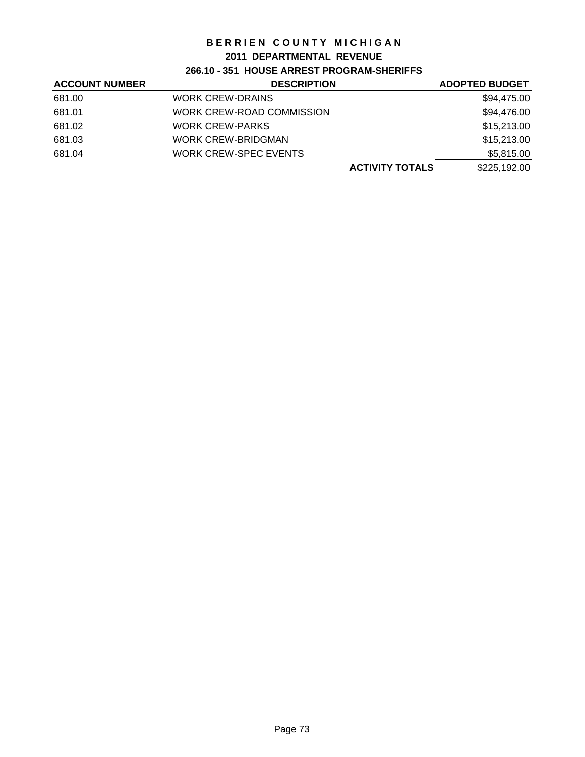# BERRIEN COUNTY MICHIGAN

## 2011 DEPARTMENTAL REVENUE

### 266.10 - 351 HOUSE ARREST PROGRAM-SHERIFFS

| ACCOUNT NUMBER | DESCRIPTION | | ADOPTED BUDGET |
|---|---|---|---|
| 681.00 | WORK CREW-DRAINS | | $94,475.00 |
| 681.01 | WORK CREW-ROAD COMMISSION | | $94,476.00 |
| 681.02 | WORK CREW-PARKS | | $15,213.00 |
| 681.03 | WORK CREW-BRIDGMAN | | $15,213.00 |
| 681.04 | WORK CREW-SPEC EVENTS | | $5,815.00 |
| | | **ACTIVITY TOTALS** | $225,192.00 |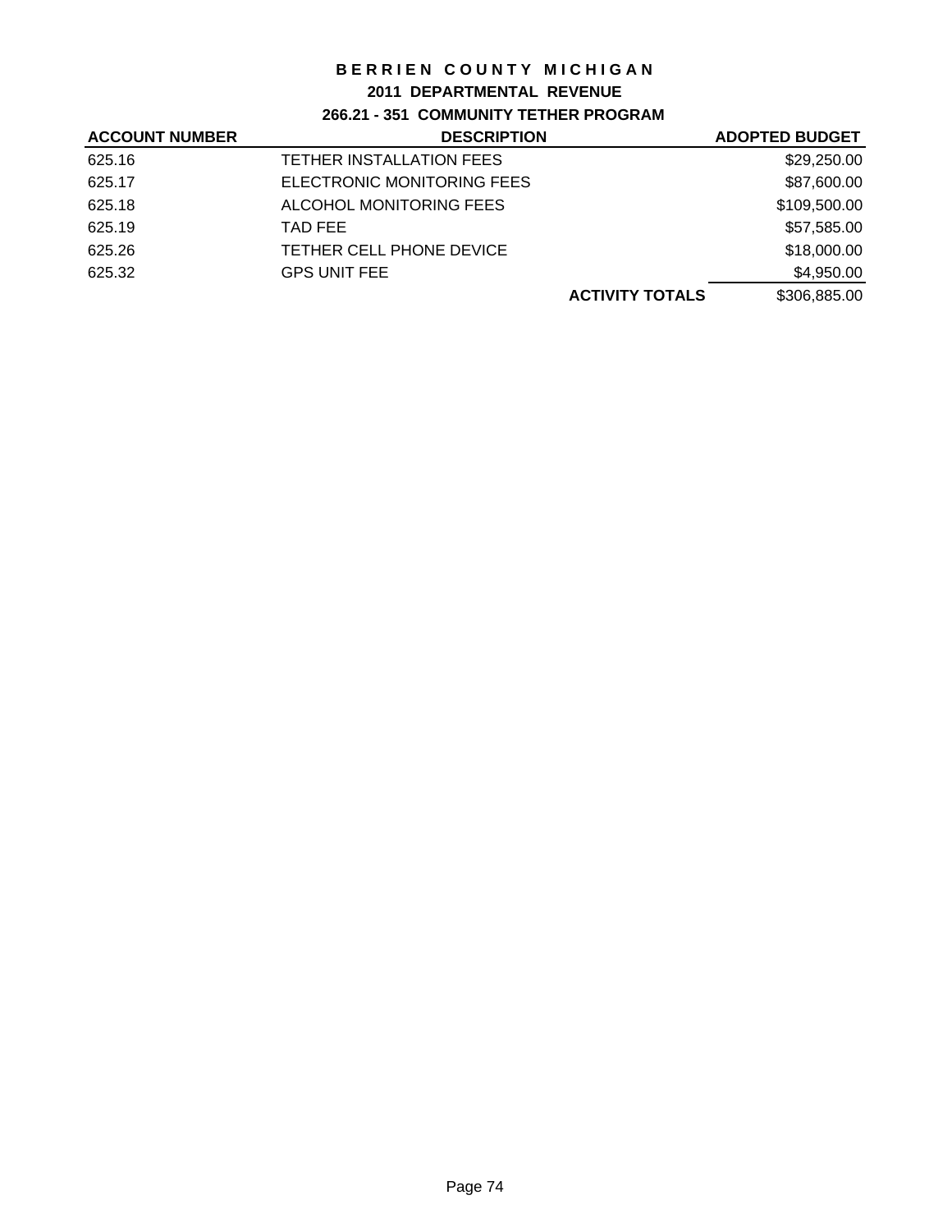# BERRIEN COUNTY MICHIGAN

## 2011 DEPARTMENTAL REVENUE

### 266.21 - 351 COMMUNITY TETHER PROGRAM

| ACCOUNT NUMBER | DESCRIPTION | | ADOPTED BUDGET |
|---|---|---|---|
| 625.16 | TETHER INSTALLATION FEES | | $29,250.00 |
| 625.17 | ELECTRONIC MONITORING FEES | | $87,600.00 |
| 625.18 | ALCOHOL MONITORING FEES | | $109,500.00 |
| 625.19 | TAD FEE | | $57,585.00 |
| 625.26 | TETHER CELL PHONE DEVICE | | $18,000.00 |
| 625.32 | GPS UNIT FEE | | $4,950.00 |
| | | **ACTIVITY TOTALS** | $306,885.00 |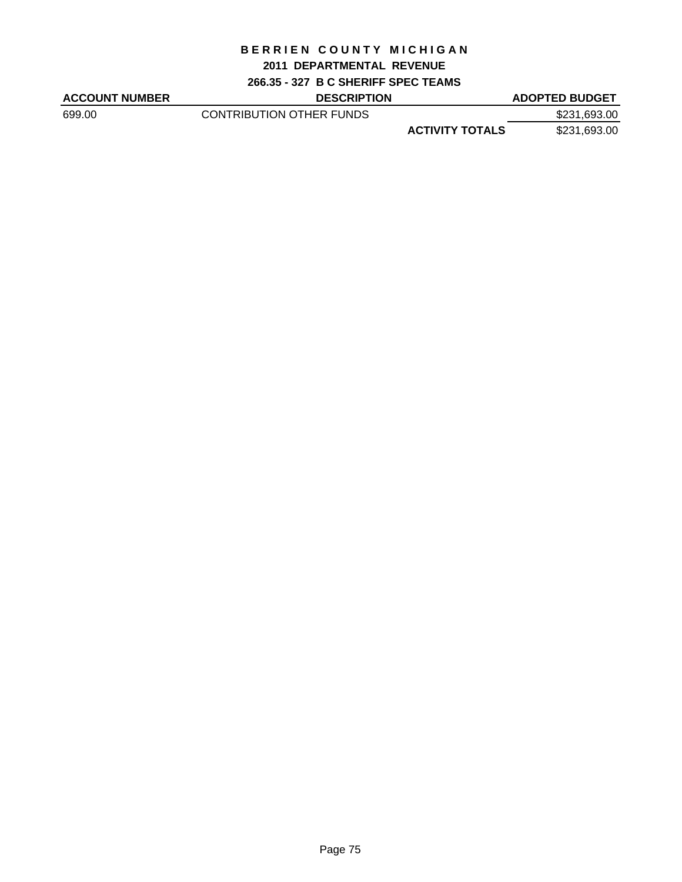# BERRIEN COUNTY MICHIGAN

## 2011 DEPARTMENTAL REVENUE

### 266.35 - 327 B C SHERIFF SPEC TEAMS

| ACCOUNT NUMBER | DESCRIPTION | | ADOPTED BUDGET |
|---|---|---|---|
| 699.00 | CONTRIBUTION OTHER FUNDS | | $231,693.00 |
| | | **ACTIVITY TOTALS** | $231,693.00 |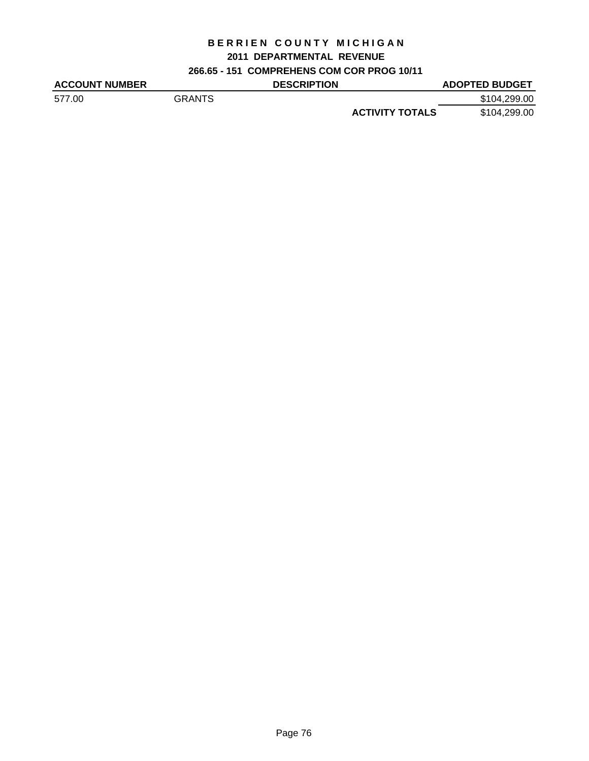# BERRIEN COUNTY MICHIGAN

## 2011 DEPARTMENTAL REVENUE

### 266.65 - 151 COMPREHENS COM COR PROG 10/11

| ACCOUNT NUMBER | DESCRIPTION | | ADOPTED BUDGET |
|---|---|---|---|
| 577.00 | GRANTS | | $104,299.00 |
| | | **ACTIVITY TOTALS** | $104,299.00 |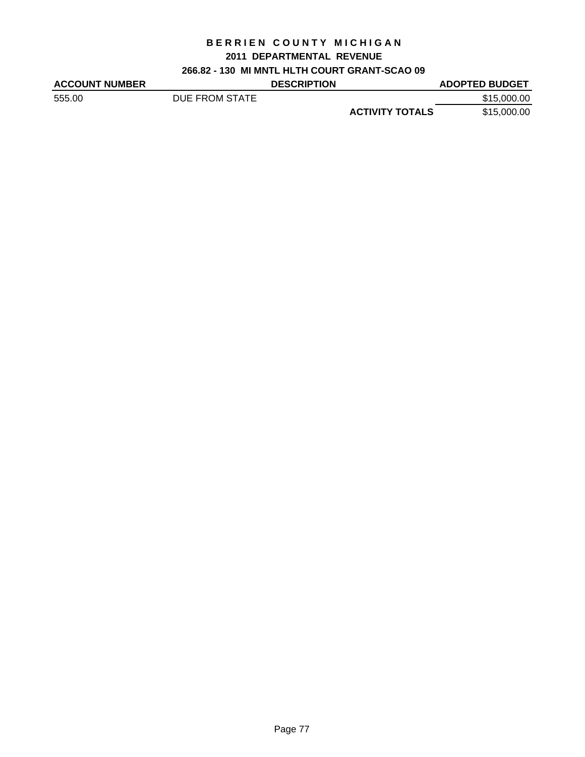# BERRIEN COUNTY MICHIGAN

## 2011 DEPARTMENTAL REVENUE

### 266.82 - 130 MI MNTL HLTH COURT GRANT-SCAO 09

| ACCOUNT NUMBER | DESCRIPTION | | ADOPTED BUDGET |
|---|---|---|---|
| 555.00 | DUE FROM STATE | | $15,000.00 |
| | | **ACTIVITY TOTALS** | $15,000.00 |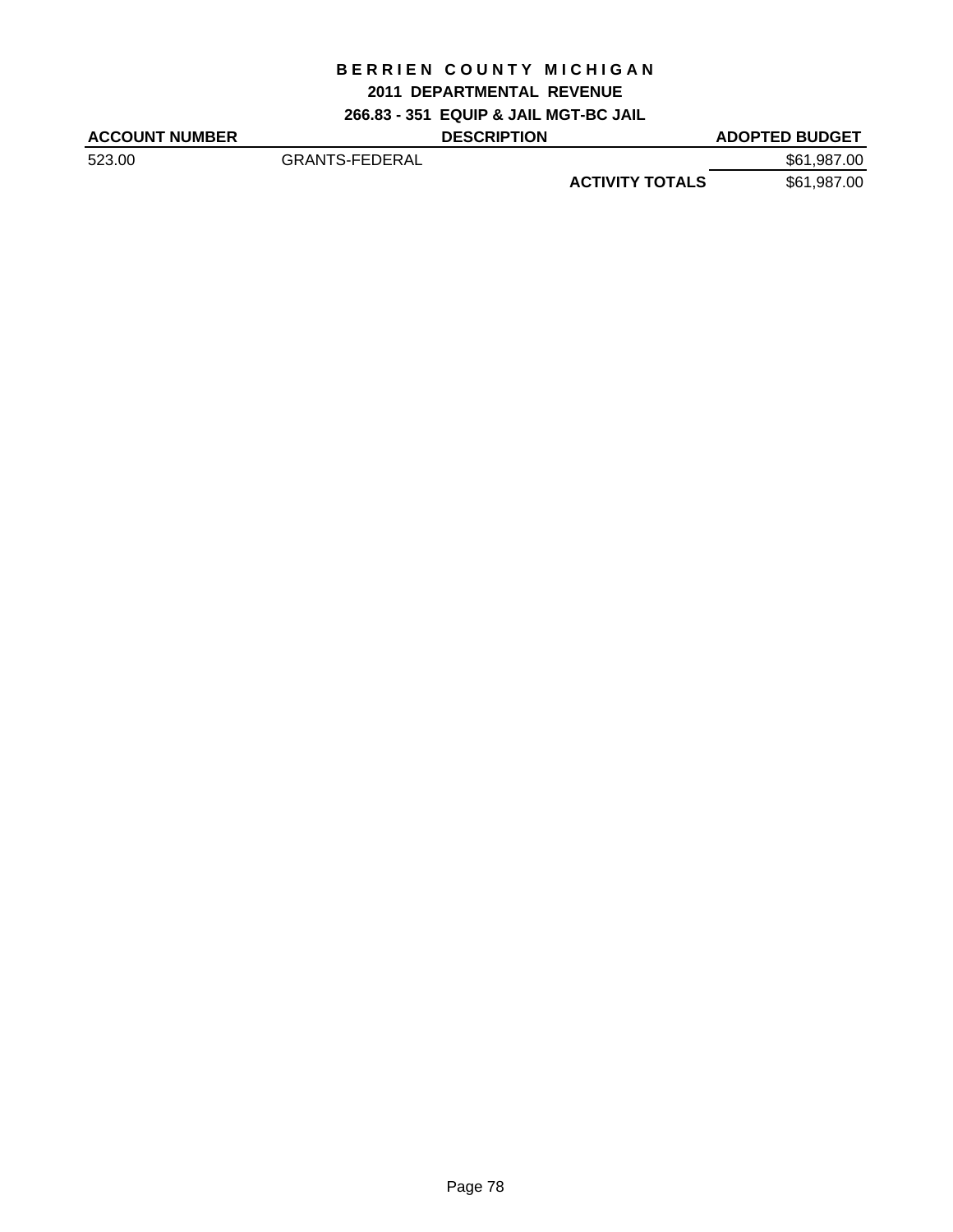# BERRIEN COUNTY MICHIGAN

## 2011 DEPARTMENTAL REVENUE

### 266.83 - 351 EQUIP & JAIL MGT-BC JAIL

| ACCOUNT NUMBER | DESCRIPTION | | ADOPTED BUDGET |
|---|---|---|---|
| 523.00 | GRANTS-FEDERAL | | $61,987.00 |
| | | **ACTIVITY TOTALS** | $61,987.00 |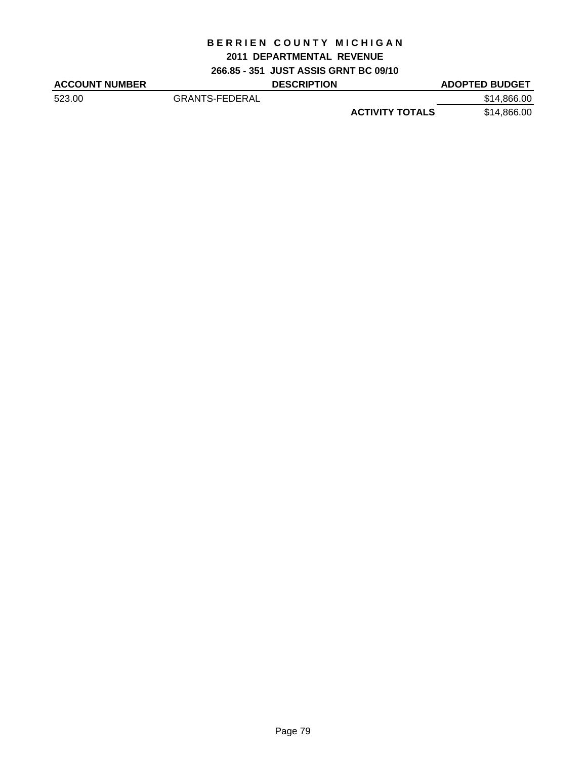# BERRIEN COUNTY MICHIGAN

## 2011 DEPARTMENTAL REVENUE

### 266.85 - 351 JUST ASSIS GRNT BC 09/10

| ACCOUNT NUMBER | DESCRIPTION | | ADOPTED BUDGET |
|---|---|---|---|
| 523.00 | GRANTS-FEDERAL | | $14,866.00 |
| | | **ACTIVITY TOTALS** | $14,866.00 |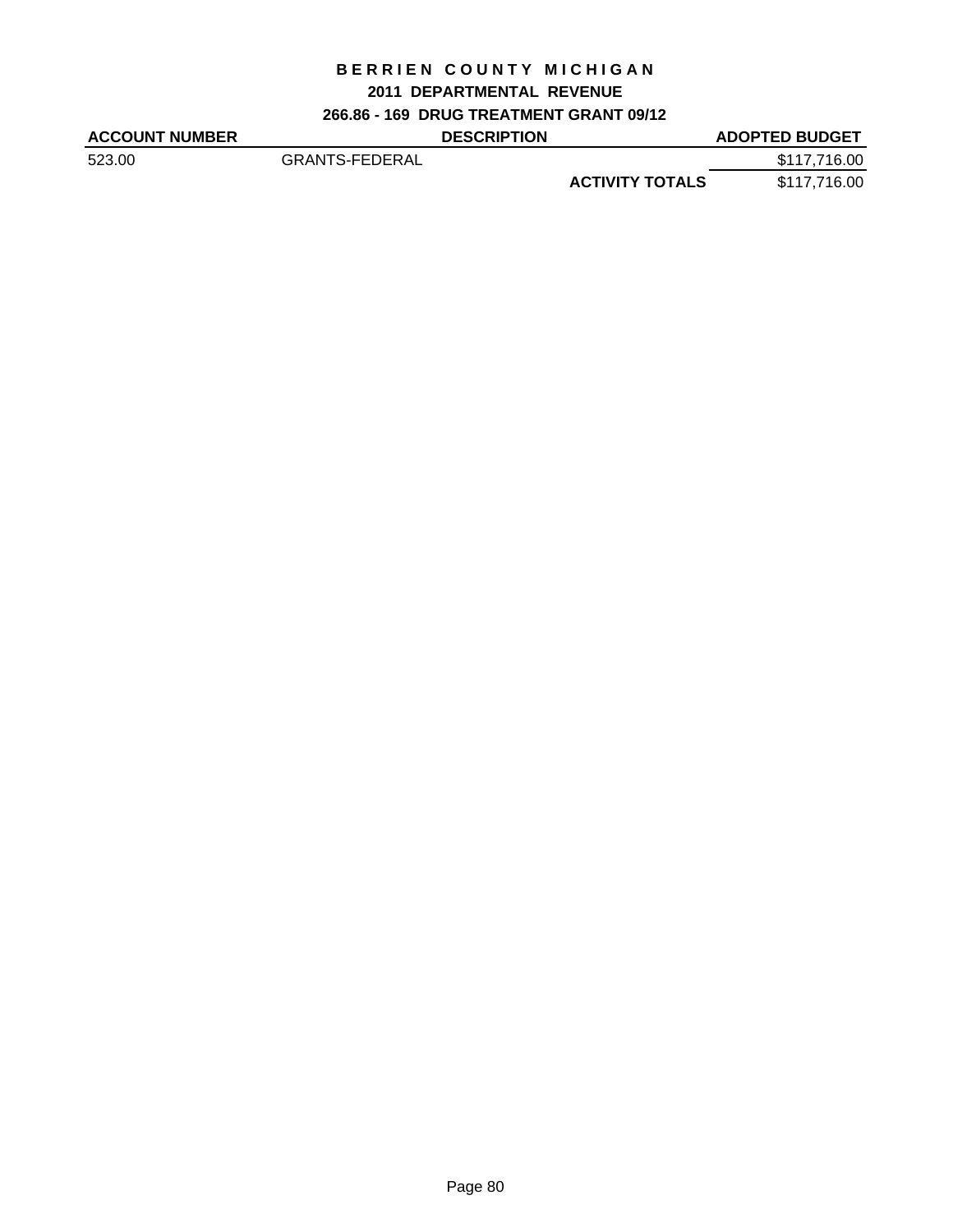# BERRIEN COUNTY MICHIGAN

## 2011 DEPARTMENTAL REVENUE

### 266.86 - 169 DRUG TREATMENT GRANT 09/12

| ACCOUNT NUMBER | DESCRIPTION | | ADOPTED BUDGET |
|---|---|---|---|
| 523.00 | GRANTS-FEDERAL | | $117,716.00 |
| | | **ACTIVITY TOTALS** | $117,716.00 |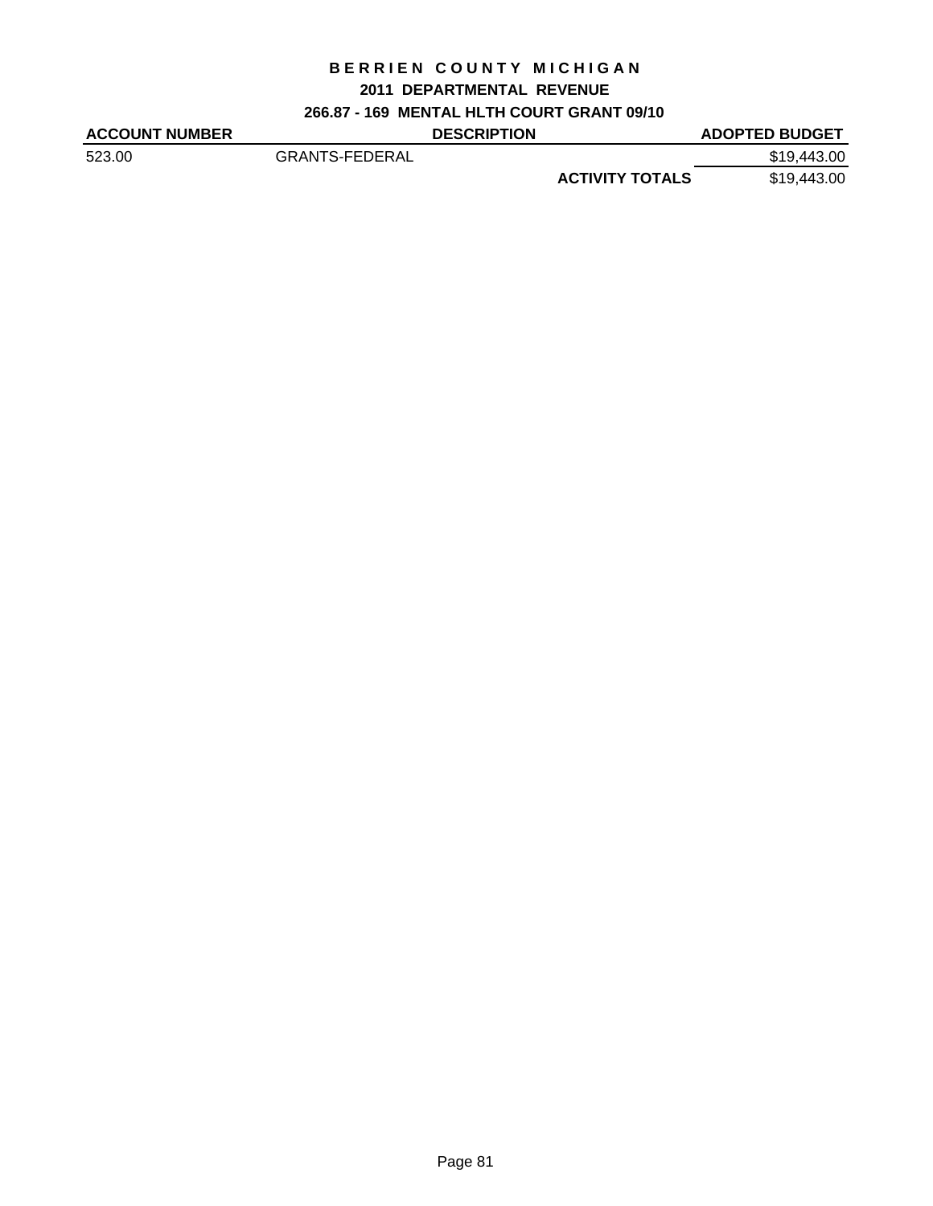# BERRIEN COUNTY MICHIGAN

## 2011 DEPARTMENTAL REVENUE

### 266.87 - 169 MENTAL HLTH COURT GRANT 09/10

| ACCOUNT NUMBER | DESCRIPTION | | ADOPTED BUDGET |
|---|---|---|---|
| 523.00 | GRANTS-FEDERAL | | $19,443.00 |
| | | **ACTIVITY TOTALS** | $19,443.00 |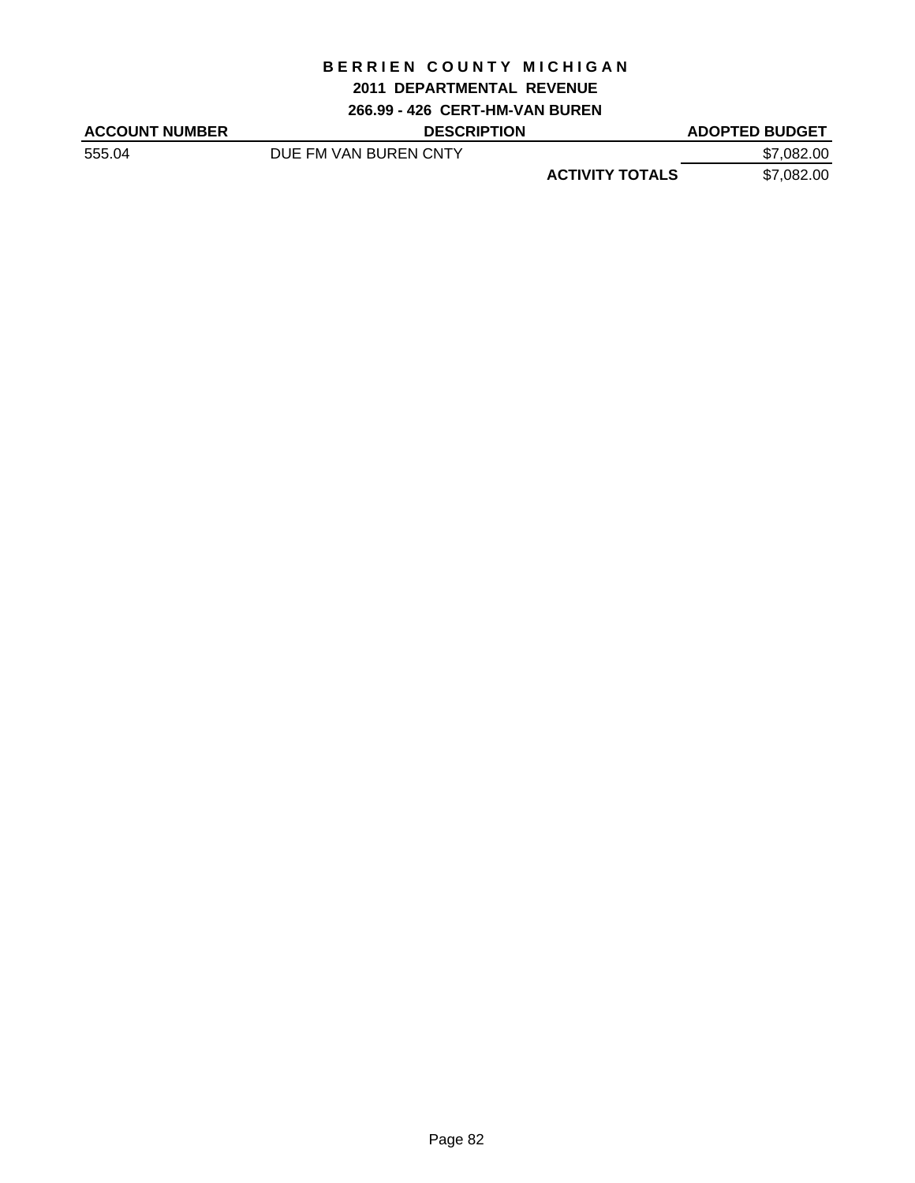# BERRIEN COUNTY MICHIGAN

## 2011 DEPARTMENTAL REVENUE

### 266.99 - 426 CERT-HM-VAN BUREN

| ACCOUNT NUMBER | DESCRIPTION | | ADOPTED BUDGET |
|---|---|---|---|
| 555.04 | DUE FM VAN BUREN CNTY | | $7,082.00 |
| | | **ACTIVITY TOTALS** | $7,082.00 |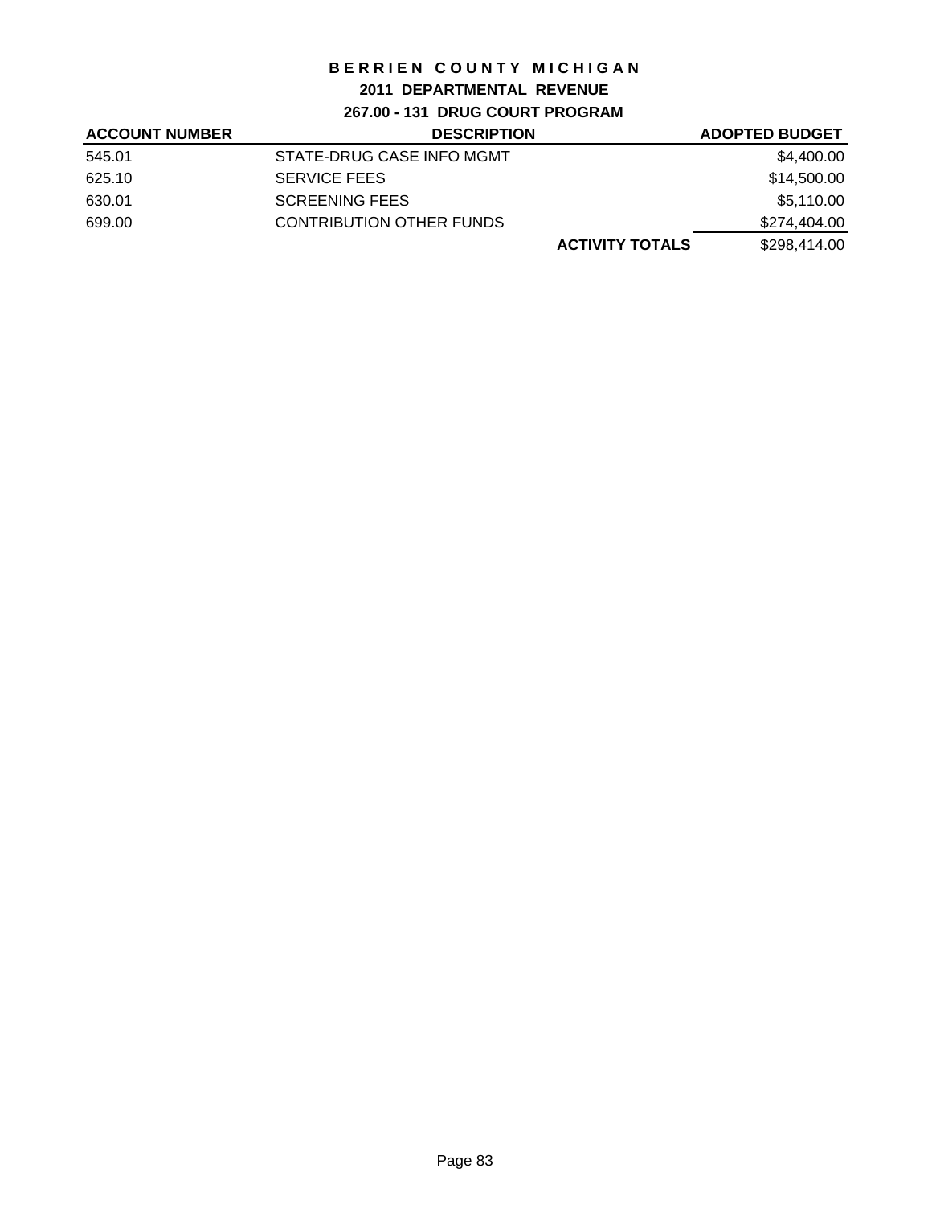# BERRIEN COUNTY MICHIGAN

## 2011 DEPARTMENTAL REVENUE

### 267.00 - 131 DRUG COURT PROGRAM

| ACCOUNT NUMBER | DESCRIPTION | | ADOPTED BUDGET |
|---|---|---|---|
| 545.01 | STATE-DRUG CASE INFO MGMT | | $4,400.00 |
| 625.10 | SERVICE FEES | | $14,500.00 |
| 630.01 | SCREENING FEES | | $5,110.00 |
| 699.00 | CONTRIBUTION OTHER FUNDS | | $274,404.00 |
| | | **ACTIVITY TOTALS** | $298,414.00 |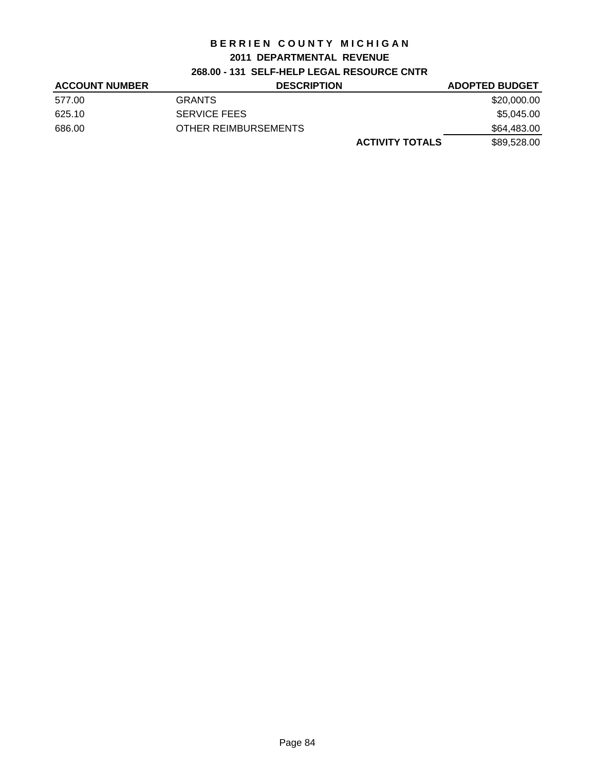# BERRIEN COUNTY MICHIGAN

## 2011 DEPARTMENTAL REVENUE

### 268.00 - 131 SELF-HELP LEGAL RESOURCE CNTR

| ACCOUNT NUMBER | DESCRIPTION | | ADOPTED BUDGET |
|---|---|---|---|
| 577.00 | GRANTS | | $20,000.00 |
| 625.10 | SERVICE FEES | | $5,045.00 |
| 686.00 | OTHER REIMBURSEMENTS | | $64,483.00 |
| | | **ACTIVITY TOTALS** | $89,528.00 |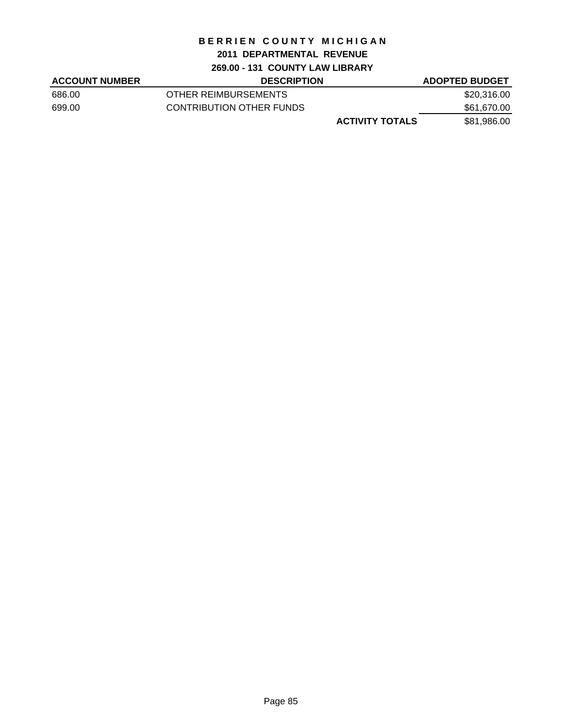# BERRIEN COUNTY MICHIGAN

## 2011 DEPARTMENTAL REVENUE

### 269.00 - 131 COUNTY LAW LIBRARY

| ACCOUNT NUMBER | DESCRIPTION | | ADOPTED BUDGET |
|---|---|---|---|
| 686.00 | OTHER REIMBURSEMENTS | | $20,316.00 |
| 699.00 | CONTRIBUTION OTHER FUNDS | | $61,670.00 |
| | | **ACTIVITY TOTALS** | $81,986.00 |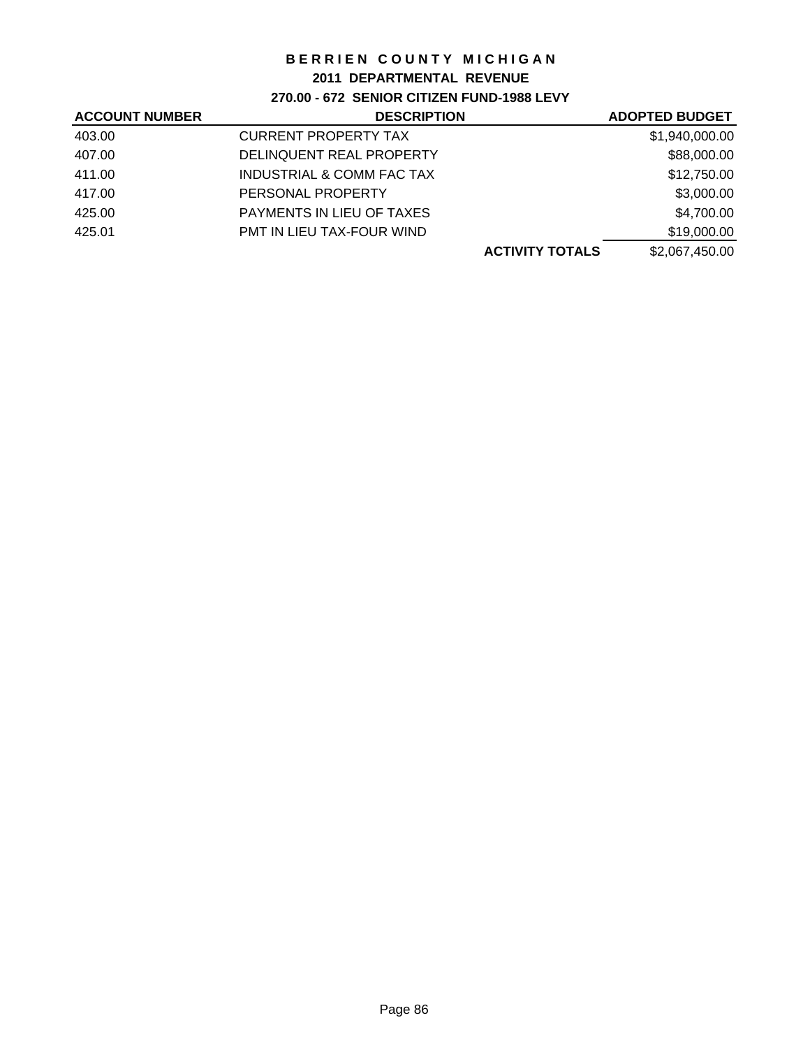# BERRIEN COUNTY MICHIGAN

## 2011 DEPARTMENTAL REVENUE

### 270.00 - 672 SENIOR CITIZEN FUND-1988 LEVY

| ACCOUNT NUMBER | DESCRIPTION | | ADOPTED BUDGET |
|---|---|---|---|
| 403.00 | CURRENT PROPERTY TAX | | $1,940,000.00 |
| 407.00 | DELINQUENT REAL PROPERTY | | $88,000.00 |
| 411.00 | INDUSTRIAL & COMM FAC TAX | | $12,750.00 |
| 417.00 | PERSONAL PROPERTY | | $3,000.00 |
| 425.00 | PAYMENTS IN LIEU OF TAXES | | $4,700.00 |
| 425.01 | PMT IN LIEU TAX-FOUR WIND | | $19,000.00 |
| | | **ACTIVITY TOTALS** | $2,067,450.00 |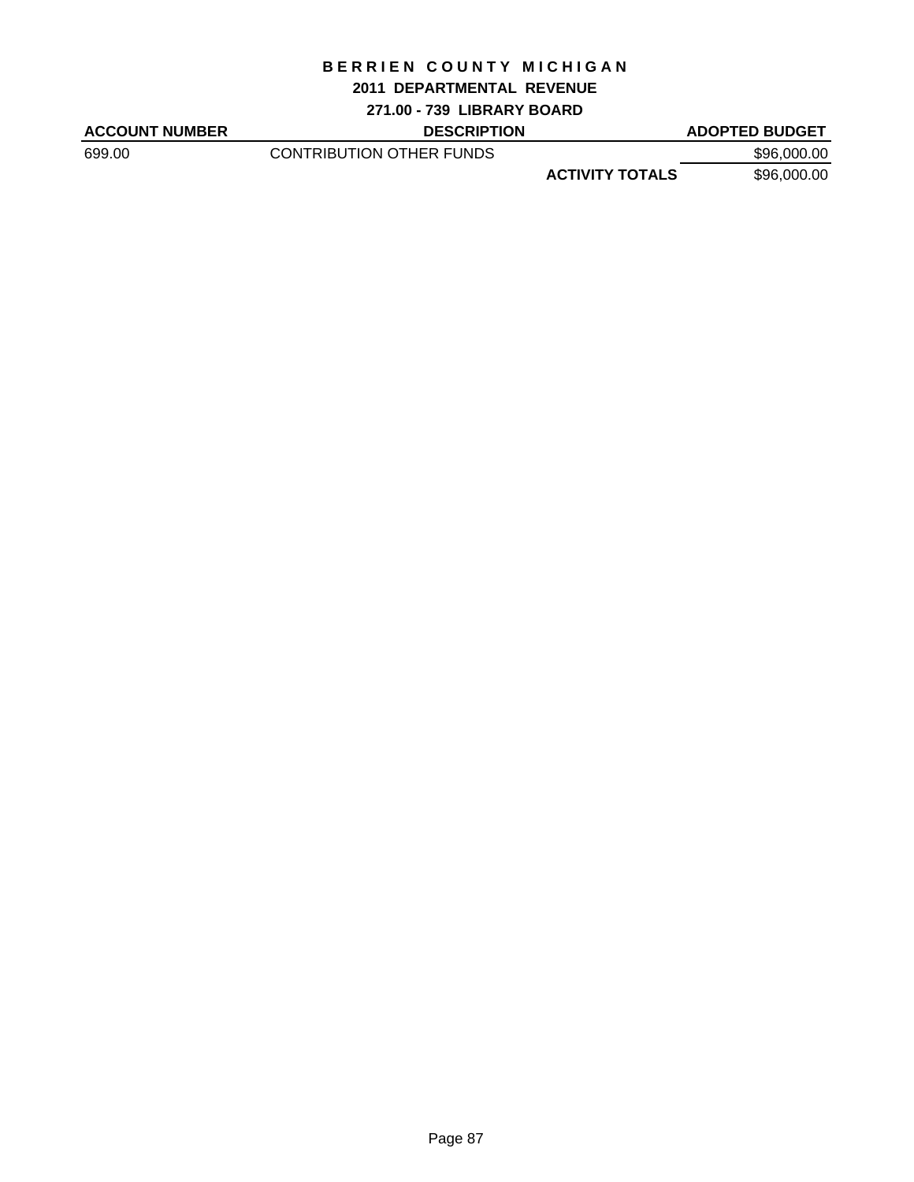# BERRIEN COUNTY MICHIGAN

## 2011 DEPARTMENTAL REVENUE

### 271.00 - 739 LIBRARY BOARD

| ACCOUNT NUMBER | DESCRIPTION | | ADOPTED BUDGET |
|---|---|---|---|
| 699.00 | CONTRIBUTION OTHER FUNDS | | $96,000.00 |
| | | **ACTIVITY TOTALS** | $96,000.00 |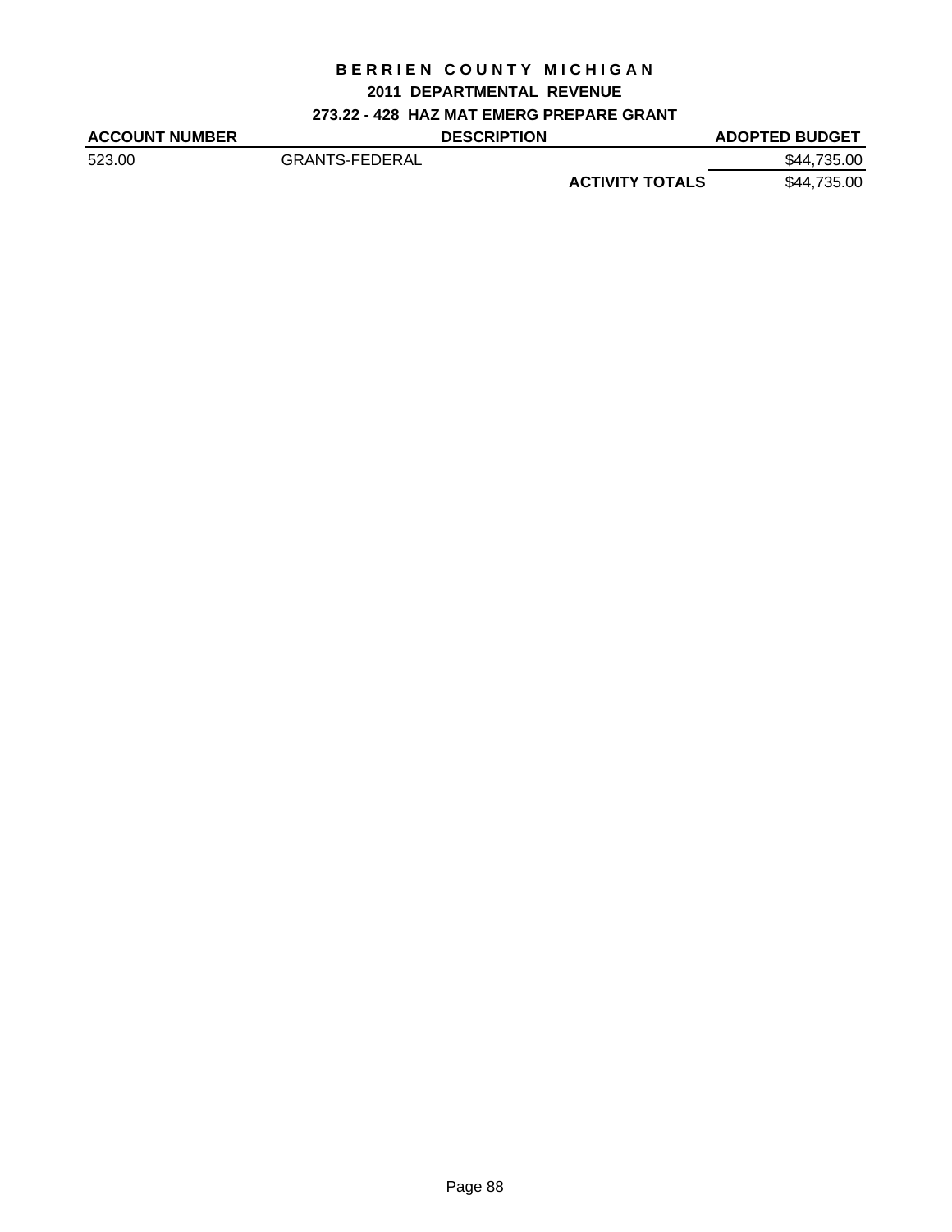# BERRIEN COUNTY MICHIGAN

## 2011 DEPARTMENTAL REVENUE

### 273.22 - 428 HAZ MAT EMERG PREPARE GRANT

| ACCOUNT NUMBER | DESCRIPTION | | ADOPTED BUDGET |
|---|---|---|---|
| 523.00 | GRANTS-FEDERAL | | $44,735.00 |
| | | **ACTIVITY TOTALS** | $44,735.00 |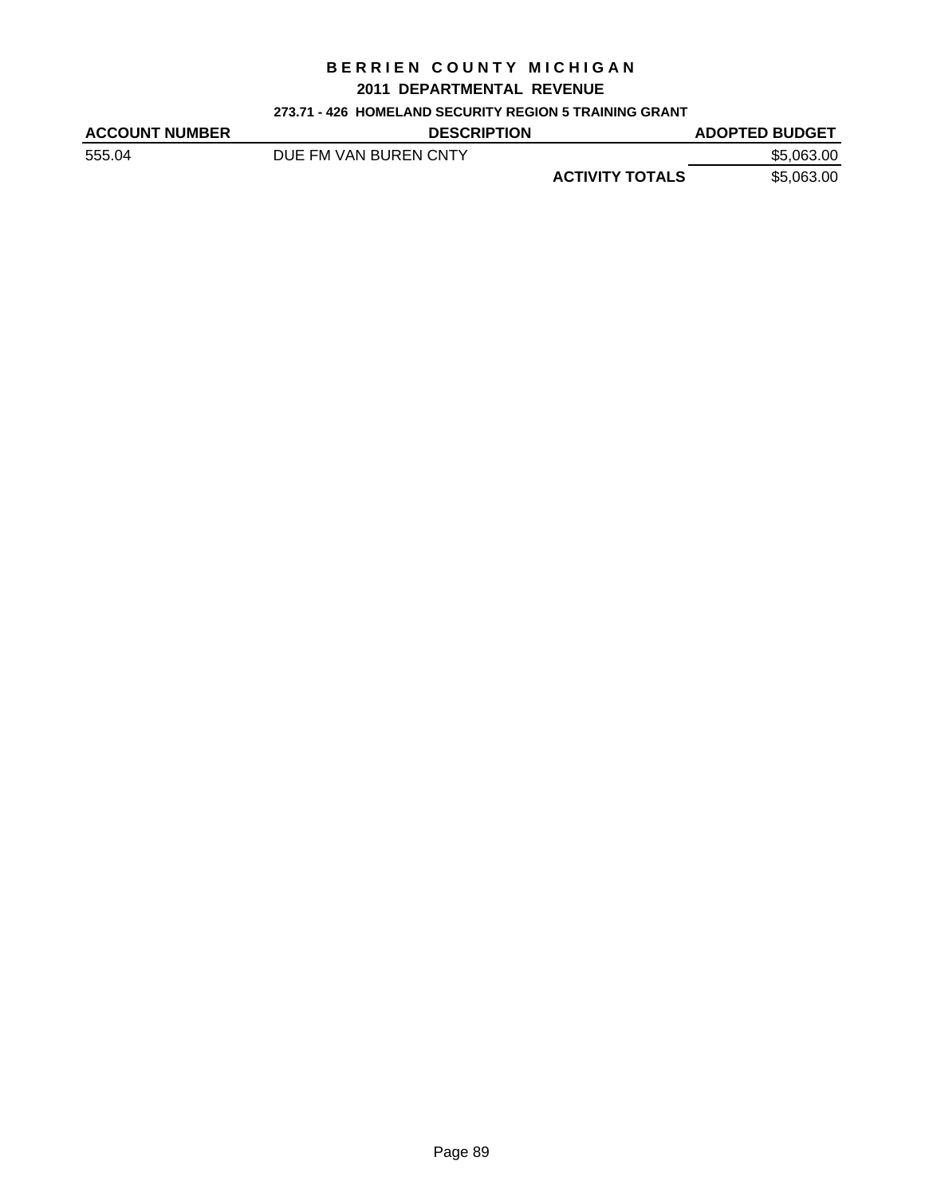# BERRIEN COUNTY MICHIGAN

## 2011 DEPARTMENTAL REVENUE

### 273.71 - 426 HOMELAND SECURITY REGION 5 TRAINING GRANT

| ACCOUNT NUMBER | DESCRIPTION | | ADOPTED BUDGET |
|---|---|---|---|
| 555.04 | DUE FM VAN BUREN CNTY | | $5,063.00 |
| | | **ACTIVITY TOTALS** | $5,063.00 |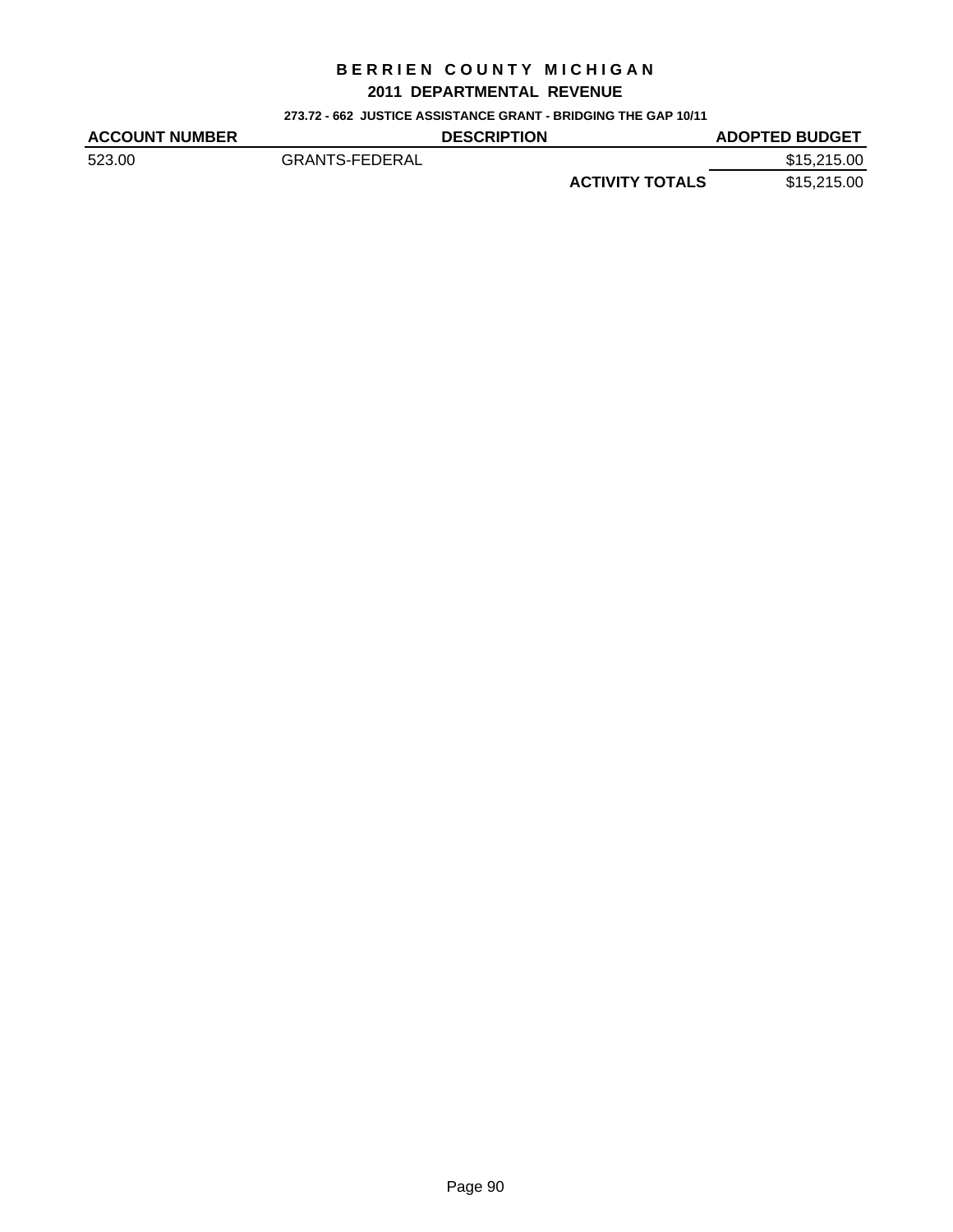# BERRIEN COUNTY MICHIGAN

## 2011 DEPARTMENTAL REVENUE

### 273.72 - 662 JUSTICE ASSISTANCE GRANT - BRIDGING THE GAP 10/11

| ACCOUNT NUMBER | DESCRIPTION | | ADOPTED BUDGET |
|---|---|---|---|
| 523.00 | GRANTS-FEDERAL | | $15,215.00 |
| | | **ACTIVITY TOTALS** | $15,215.00 |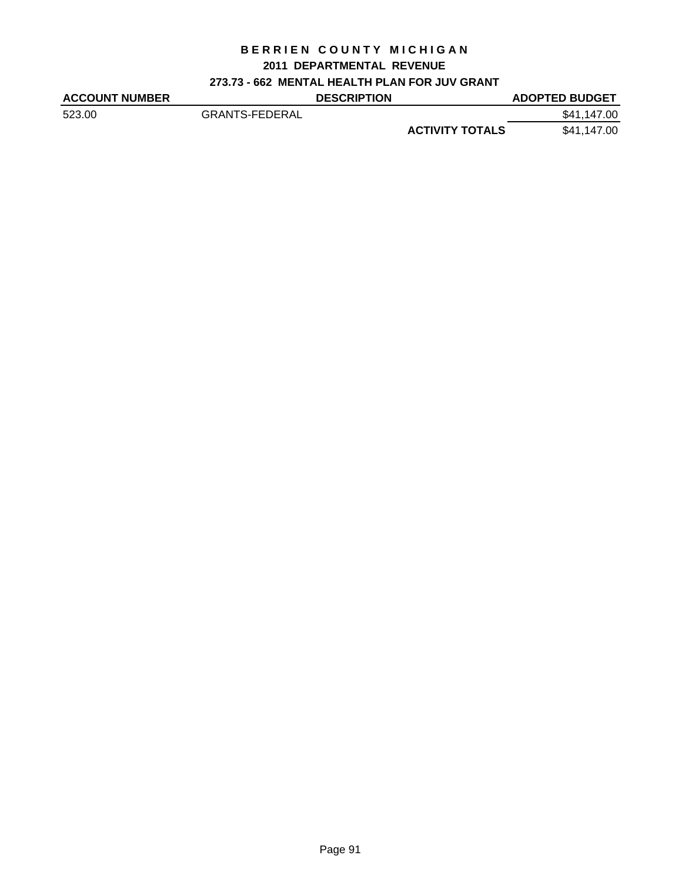# BERRIEN COUNTY MICHIGAN

## 2011 DEPARTMENTAL REVENUE

### 273.73 - 662 MENTAL HEALTH PLAN FOR JUV GRANT

| ACCOUNT NUMBER | DESCRIPTION | | ADOPTED BUDGET |
|---|---|---|---|
| 523.00 | GRANTS-FEDERAL | | $41,147.00 |
| | | **ACTIVITY TOTALS** | $41,147.00 |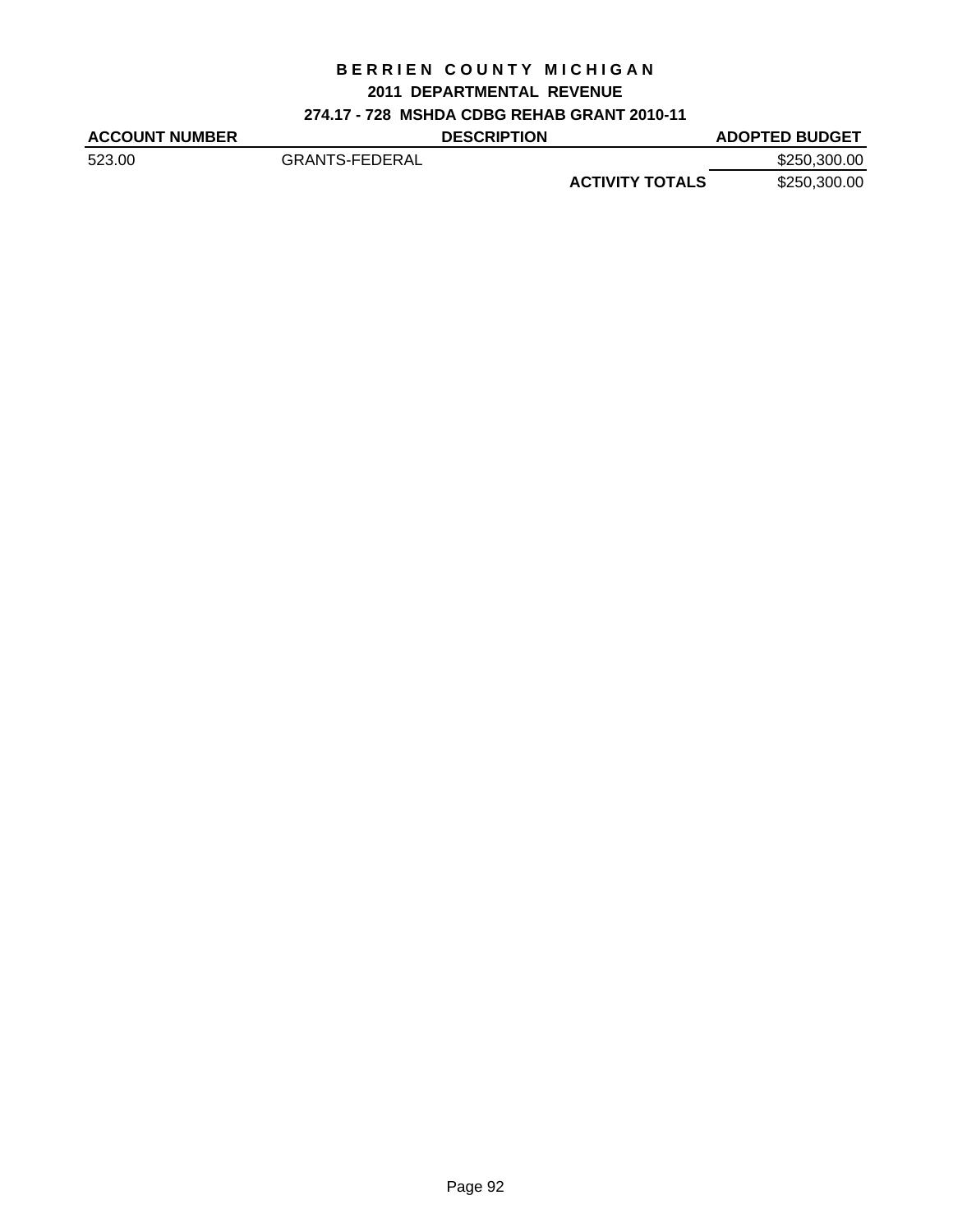# BERRIEN COUNTY MICHIGAN

## 2011 DEPARTMENTAL REVENUE

### 274.17 - 728 MSHDA CDBG REHAB GRANT 2010-11

| ACCOUNT NUMBER | DESCRIPTION | | ADOPTED BUDGET |
|---|---|---|---|
| 523.00 | GRANTS-FEDERAL | | $250,300.00 |
| | | **ACTIVITY TOTALS** | $250,300.00 |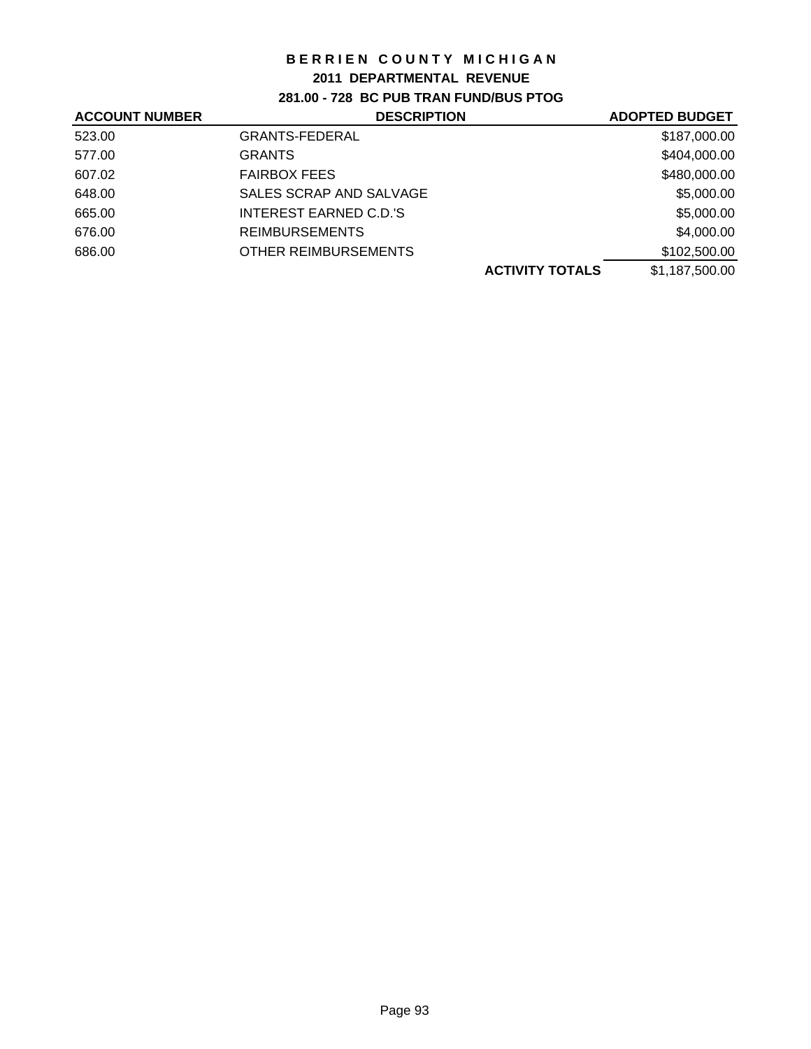# BERRIEN COUNTY MICHIGAN

## 2011 DEPARTMENTAL REVENUE

### 281.00 - 728 BC PUB TRAN FUND/BUS PTOG

| ACCOUNT NUMBER | DESCRIPTION | | ADOPTED BUDGET |
|---|---|---|---|
| 523.00 | GRANTS-FEDERAL | | $187,000.00 |
| 577.00 | GRANTS | | $404,000.00 |
| 607.02 | FAIRBOX FEES | | $480,000.00 |
| 648.00 | SALES SCRAP AND SALVAGE | | $5,000.00 |
| 665.00 | INTEREST EARNED C.D.'S | | $5,000.00 |
| 676.00 | REIMBURSEMENTS | | $4,000.00 |
| 686.00 | OTHER REIMBURSEMENTS | | $102,500.00 |
| | | **ACTIVITY TOTALS** | $1,187,500.00 |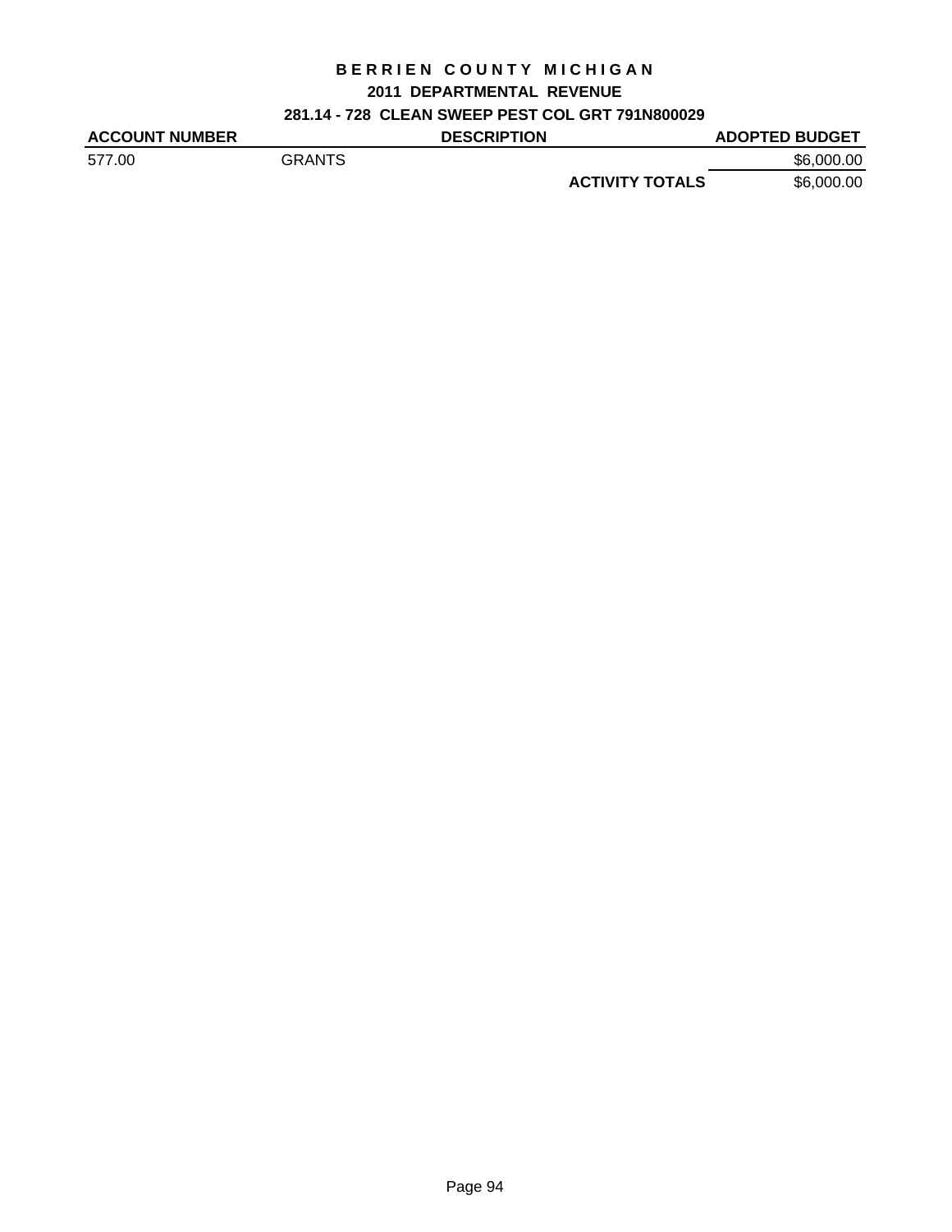# BERRIEN COUNTY MICHIGAN

## 2011 DEPARTMENTAL REVENUE

### 281.14 - 728 CLEAN SWEEP PEST COL GRT 791N800029

| ACCOUNT NUMBER | DESCRIPTION | ADOPTED BUDGET |
|---|---|---|
| 577.00 | GRANTS | $6,000.00 |
| | **ACTIVITY TOTALS** | $6,000.00 |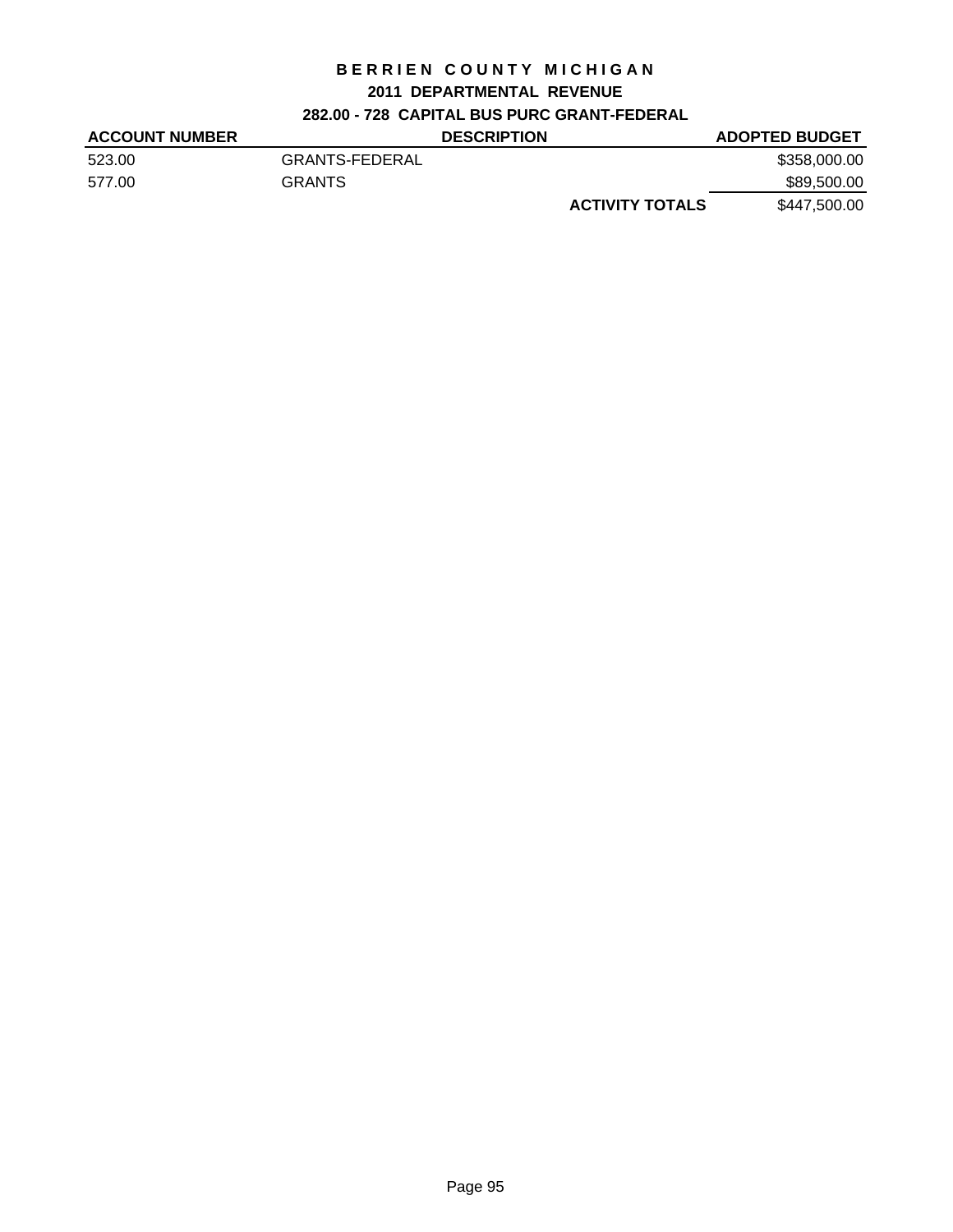# BERRIEN COUNTY MICHIGAN

## 2011 DEPARTMENTAL REVENUE

### 282.00 - 728 CAPITAL BUS PURC GRANT-FEDERAL

| ACCOUNT NUMBER | DESCRIPTION | | ADOPTED BUDGET |
|---|---|---|---|
| 523.00 | GRANTS-FEDERAL | | $358,000.00 |
| 577.00 | GRANTS | | $89,500.00 |
| | | **ACTIVITY TOTALS** | $447,500.00 |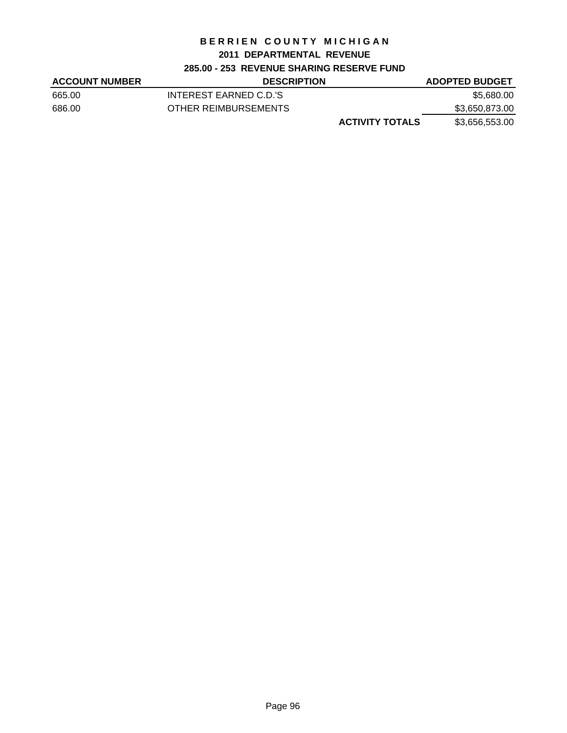# BERRIEN COUNTY MICHIGAN

## 2011 DEPARTMENTAL REVENUE

### 285.00 - 253 REVENUE SHARING RESERVE FUND

| ACCOUNT NUMBER | DESCRIPTION | | ADOPTED BUDGET |
|---|---|---|---|
| 665.00 | INTEREST EARNED C.D.'S | | $5,680.00 |
| 686.00 | OTHER REIMBURSEMENTS | | $3,650,873.00 |
| | | **ACTIVITY TOTALS** | $3,656,553.00 |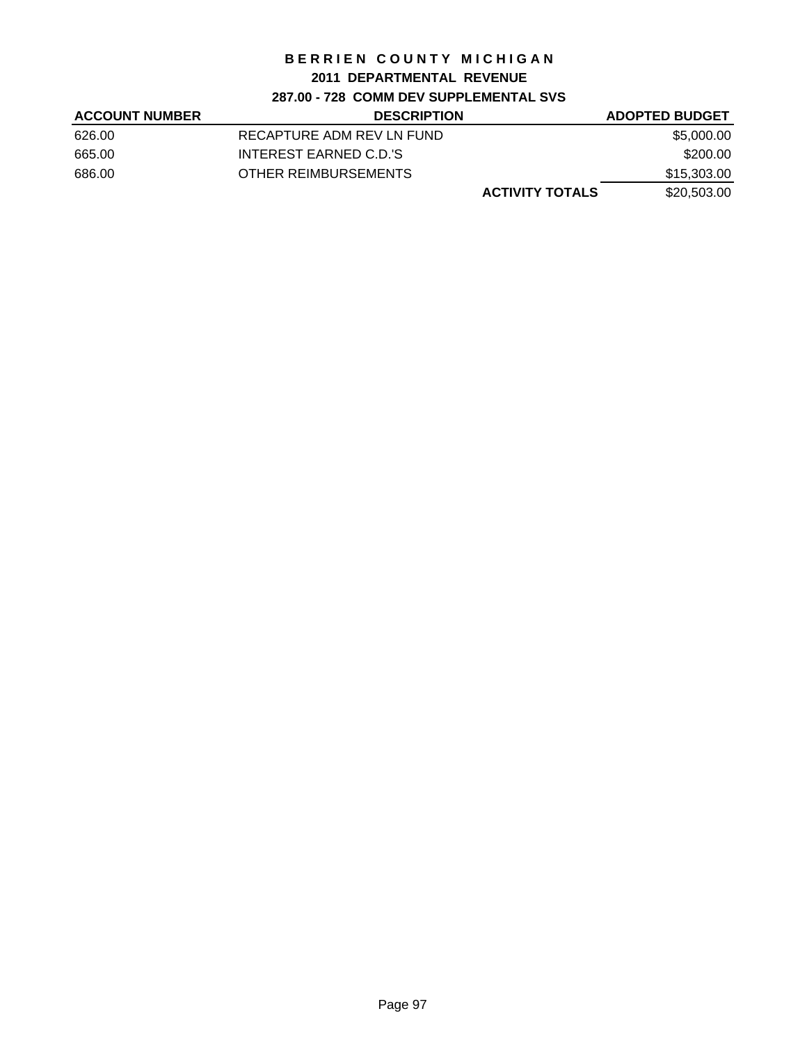# BERRIEN COUNTY MICHIGAN

## 2011 DEPARTMENTAL REVENUE

### 287.00 - 728 COMM DEV SUPPLEMENTAL SVS

| ACCOUNT NUMBER | DESCRIPTION | | ADOPTED BUDGET |
|---|---|---|---|
| 626.00 | RECAPTURE ADM REV LN FUND | | $5,000.00 |
| 665.00 | INTEREST EARNED C.D.'S | | $200.00 |
| 686.00 | OTHER REIMBURSEMENTS | | $15,303.00 |
| | | **ACTIVITY TOTALS** | $20,503.00 |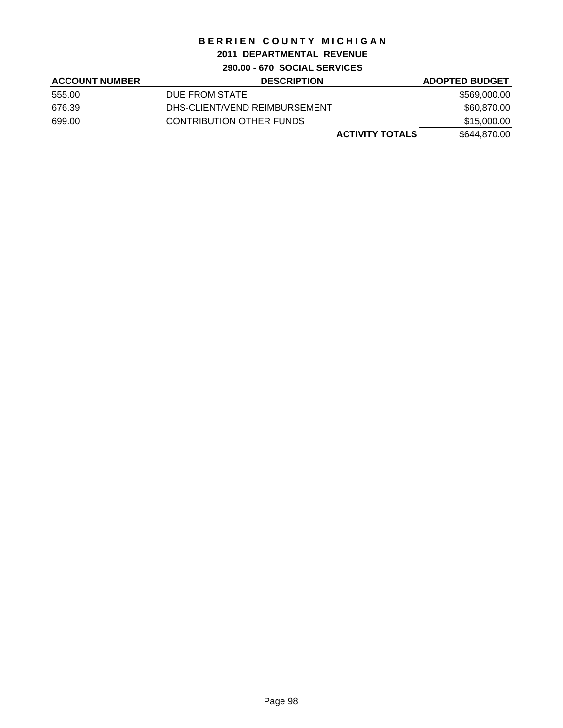# BERRIEN COUNTY MICHIGAN

## 2011 DEPARTMENTAL REVENUE

### 290.00 - 670 SOCIAL SERVICES

| ACCOUNT NUMBER | DESCRIPTION | ADOPTED BUDGET |
|---|---|---|
| 555.00 | DUE FROM STATE | $569,000.00 |
| 676.39 | DHS-CLIENT/VEND REIMBURSEMENT | $60,870.00 |
| 699.00 | CONTRIBUTION OTHER FUNDS | $15,000.00 |
| | **ACTIVITY TOTALS** | $644,870.00 |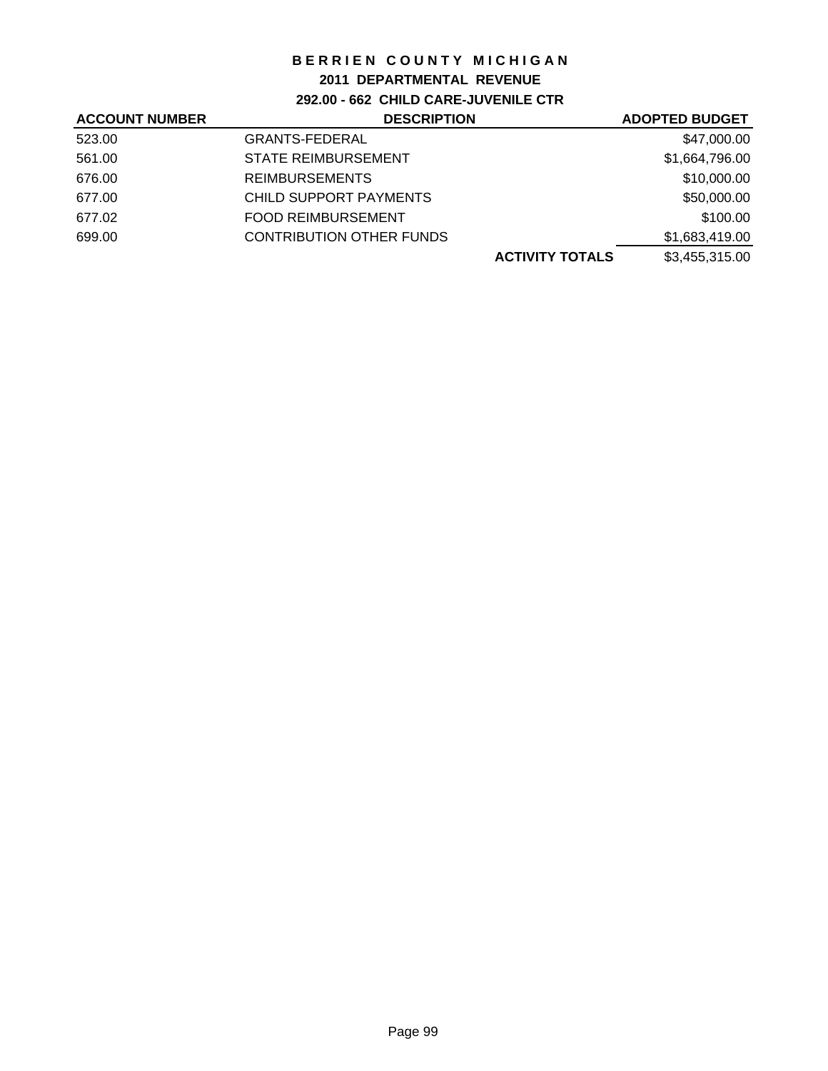# BERRIEN COUNTY MICHIGAN

## 2011 DEPARTMENTAL REVENUE

### 292.00 - 662 CHILD CARE-JUVENILE CTR

| ACCOUNT NUMBER | DESCRIPTION | | ADOPTED BUDGET |
|---|---|---|---|
| 523.00 | GRANTS-FEDERAL | | $47,000.00 |
| 561.00 | STATE REIMBURSEMENT | | $1,664,796.00 |
| 676.00 | REIMBURSEMENTS | | $10,000.00 |
| 677.00 | CHILD SUPPORT PAYMENTS | | $50,000.00 |
| 677.02 | FOOD REIMBURSEMENT | | $100.00 |
| 699.00 | CONTRIBUTION OTHER FUNDS | | $1,683,419.00 |
| | | **ACTIVITY TOTALS** | $3,455,315.00 |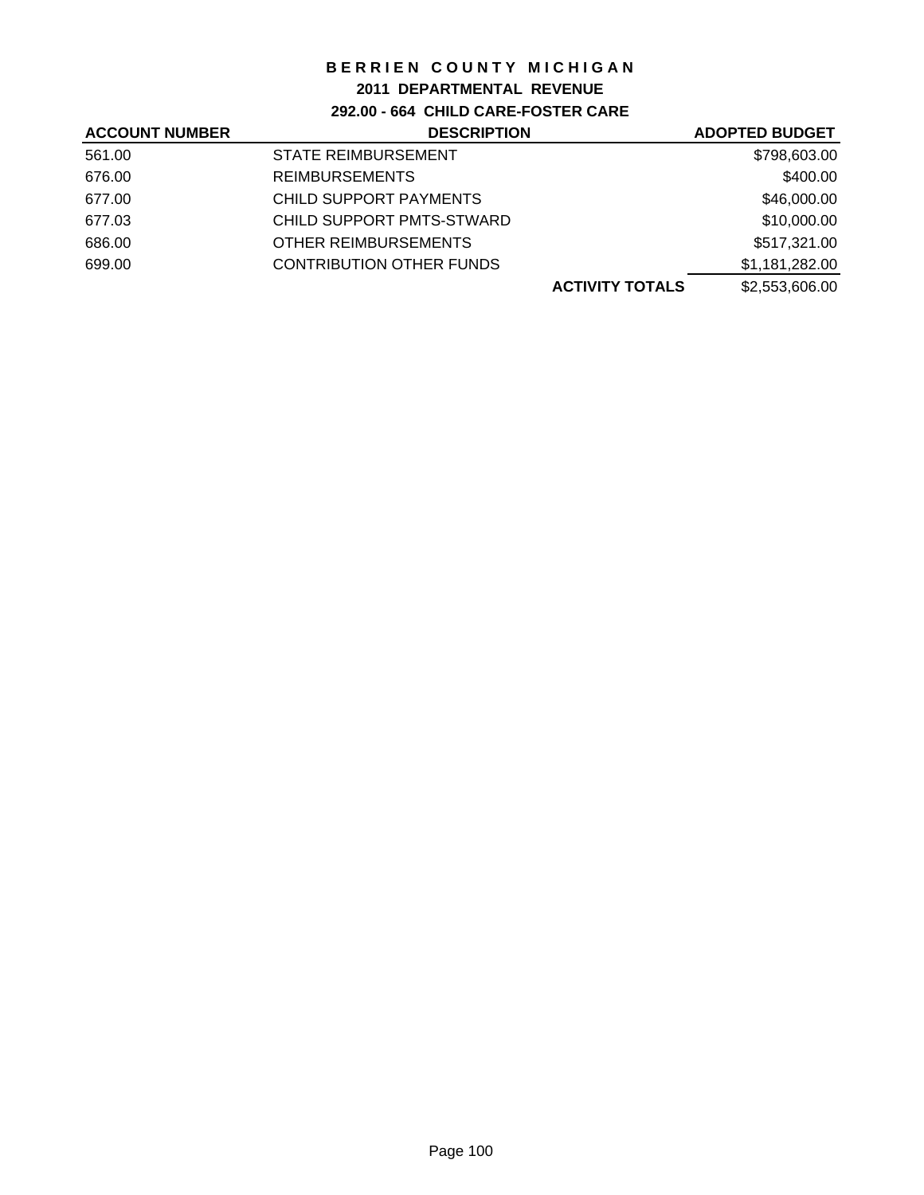# BERRIEN COUNTY MICHIGAN

## 2011 DEPARTMENTAL REVENUE

### 292.00 - 664 CHILD CARE-FOSTER CARE

| ACCOUNT NUMBER | DESCRIPTION | | ADOPTED BUDGET |
|---|---|---|---|
| 561.00 | STATE REIMBURSEMENT | | $798,603.00 |
| 676.00 | REIMBURSEMENTS | | $400.00 |
| 677.00 | CHILD SUPPORT PAYMENTS | | $46,000.00 |
| 677.03 | CHILD SUPPORT PMTS-STWARD | | $10,000.00 |
| 686.00 | OTHER REIMBURSEMENTS | | $517,321.00 |
| 699.00 | CONTRIBUTION OTHER FUNDS | | $1,181,282.00 |
| | | **ACTIVITY TOTALS** | $2,553,606.00 |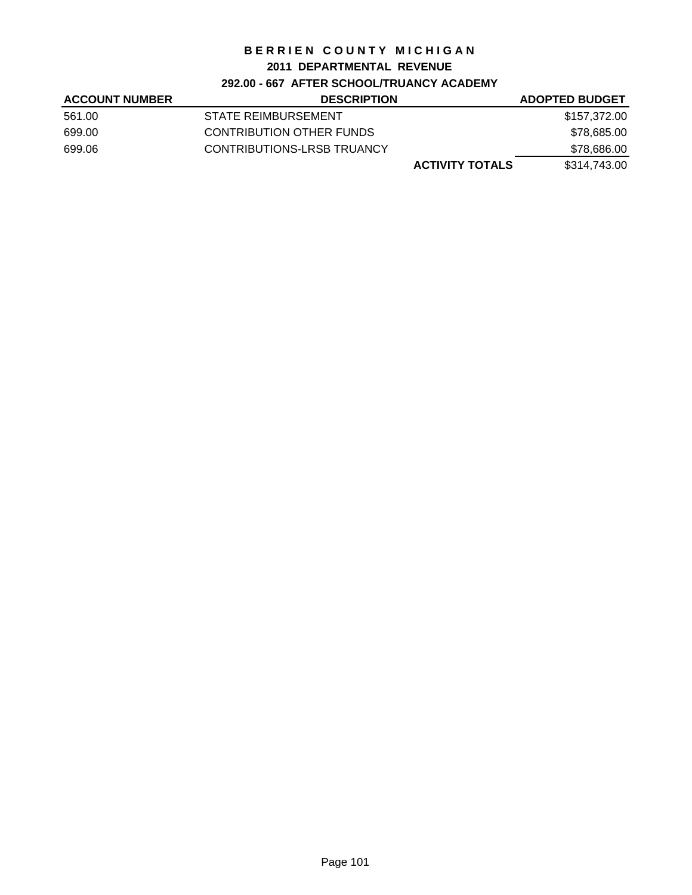# BERRIEN COUNTY MICHIGAN

## 2011 DEPARTMENTAL REVENUE

### 292.00 - 667 AFTER SCHOOL/TRUANCY ACADEMY

| ACCOUNT NUMBER | DESCRIPTION | | ADOPTED BUDGET |
|---|---|---|---|
| 561.00 | STATE REIMBURSEMENT | | $157,372.00 |
| 699.00 | CONTRIBUTION OTHER FUNDS | | $78,685.00 |
| 699.06 | CONTRIBUTIONS-LRSB TRUANCY | | $78,686.00 |
| | | **ACTIVITY TOTALS** | $314,743.00 |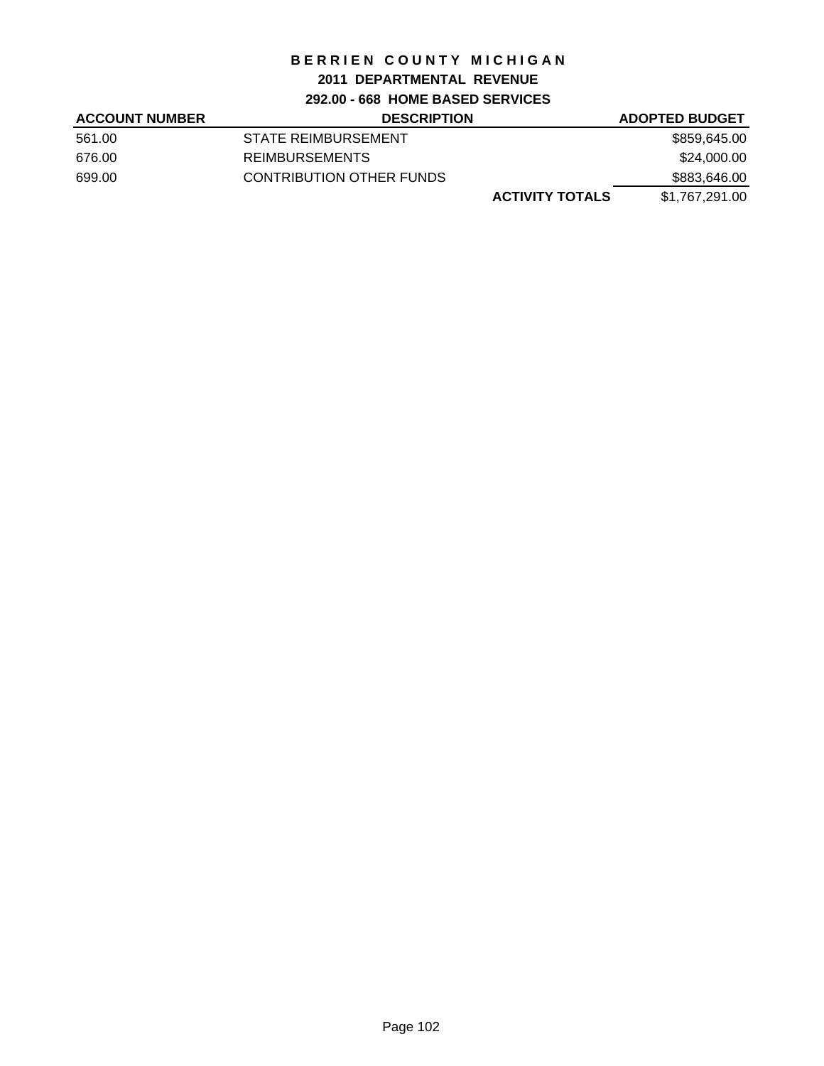# BERRIEN COUNTY MICHIGAN

## 2011 DEPARTMENTAL REVENUE

### 292.00 - 668 HOME BASED SERVICES

| ACCOUNT NUMBER | DESCRIPTION | | ADOPTED BUDGET |
|---|---|---|---|
| 561.00 | STATE REIMBURSEMENT | | $859,645.00 |
| 676.00 | REIMBURSEMENTS | | $24,000.00 |
| 699.00 | CONTRIBUTION OTHER FUNDS | | $883,646.00 |
| | | **ACTIVITY TOTALS** | $1,767,291.00 |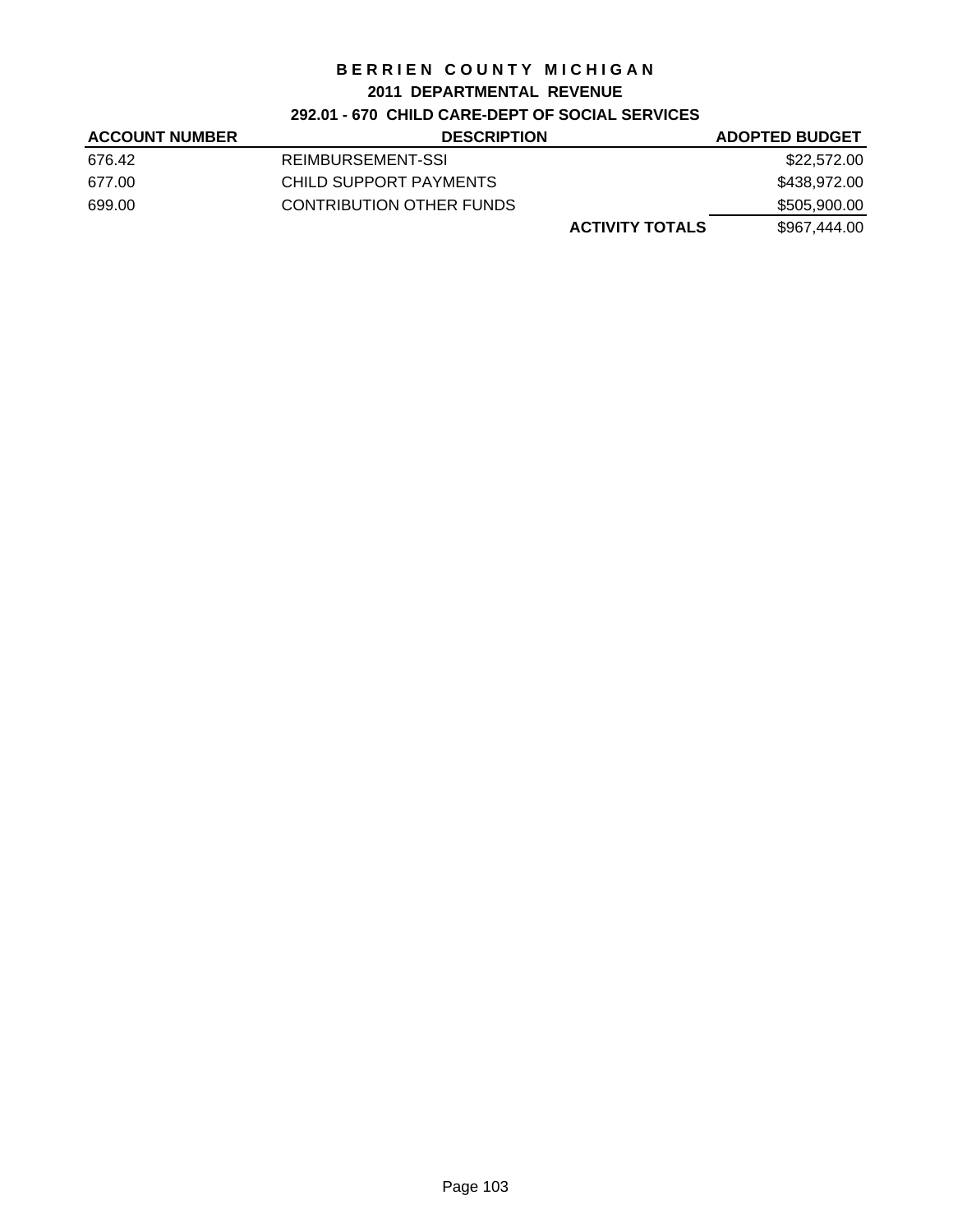# BERRIEN COUNTY MICHIGAN

## 2011 DEPARTMENTAL REVENUE

### 292.01 - 670 CHILD CARE-DEPT OF SOCIAL SERVICES

| ACCOUNT NUMBER | DESCRIPTION | | ADOPTED BUDGET |
|---|---|---|---|
| 676.42 | REIMBURSEMENT-SSI | | $22,572.00 |
| 677.00 | CHILD SUPPORT PAYMENTS | | $438,972.00 |
| 699.00 | CONTRIBUTION OTHER FUNDS | | $505,900.00 |
| | | **ACTIVITY TOTALS** | $967,444.00 |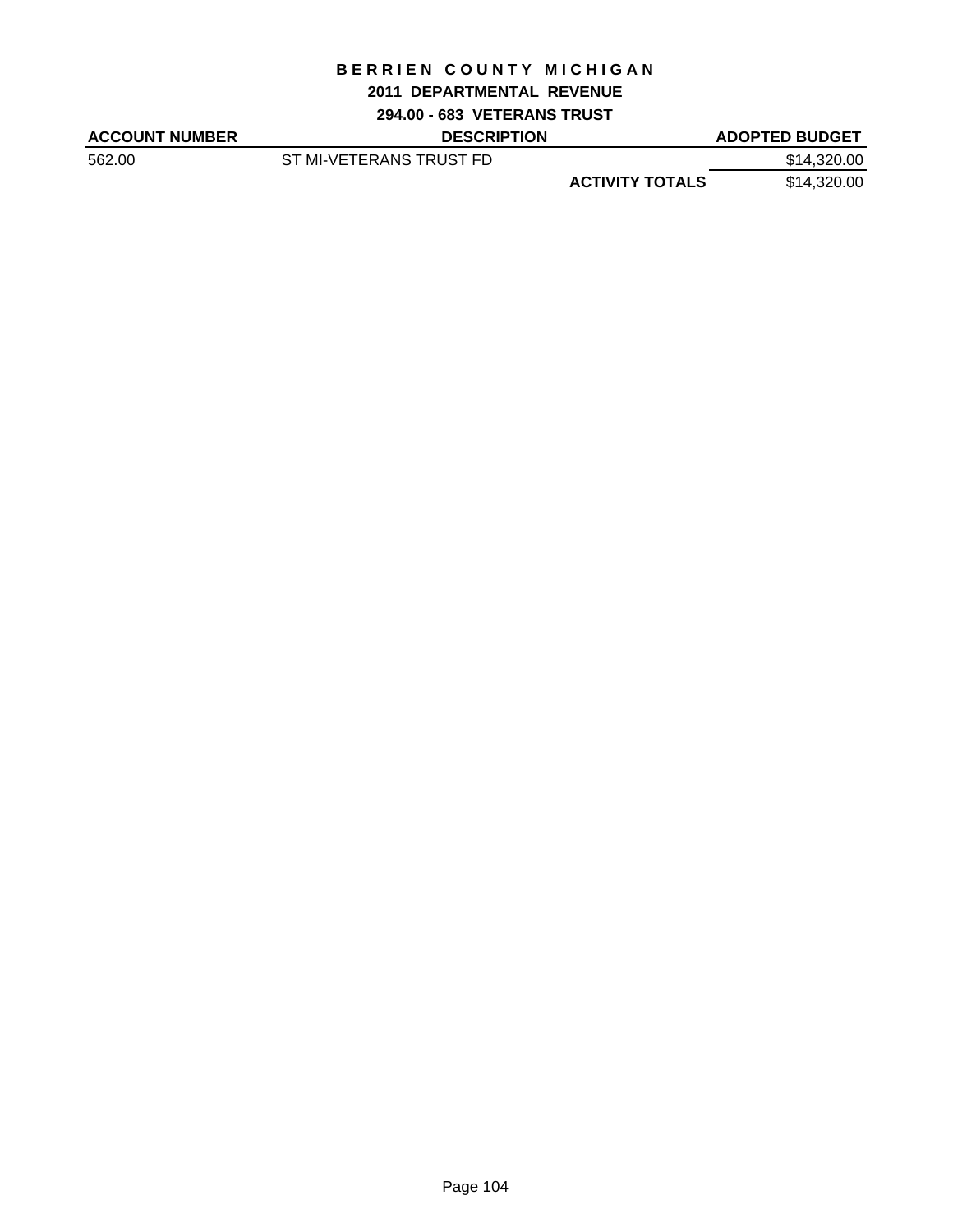# BERRIEN COUNTY MICHIGAN

## 2011 DEPARTMENTAL REVENUE

### 294.00 - 683 VETERANS TRUST

| ACCOUNT NUMBER | DESCRIPTION | | ADOPTED BUDGET |
|---|---|---|---|
| 562.00 | ST MI-VETERANS TRUST FD | | $14,320.00 |
| | | **ACTIVITY TOTALS** | $14,320.00 |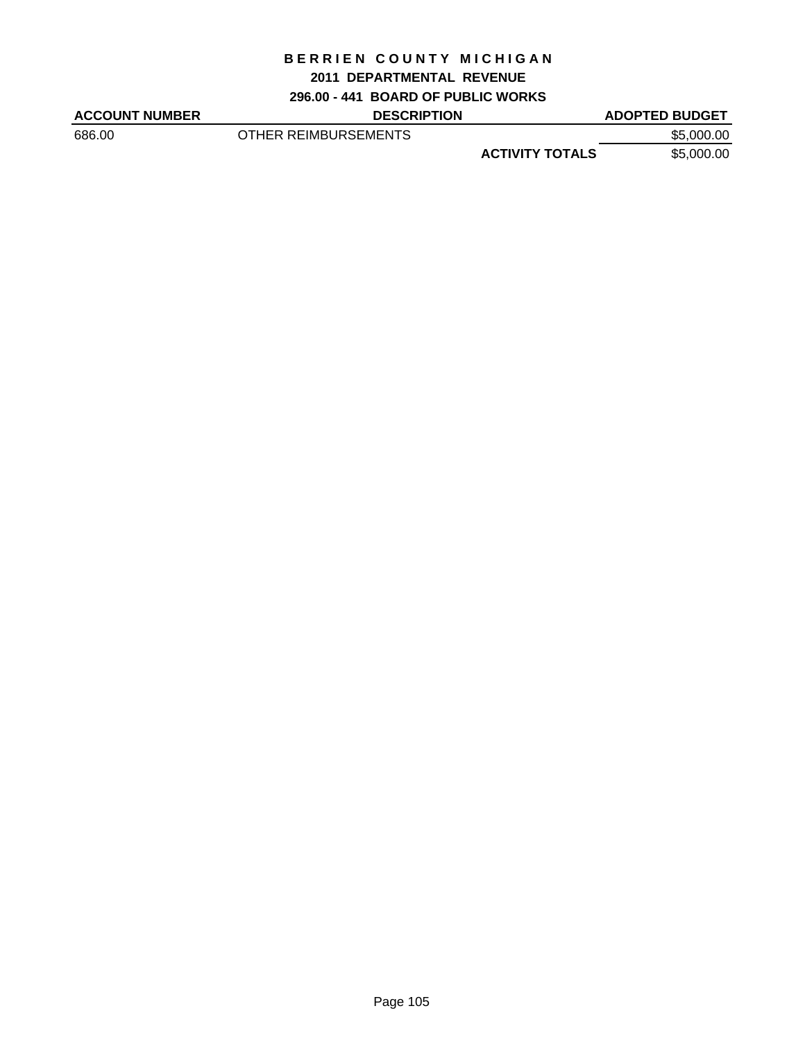# BERRIEN COUNTY MICHIGAN

## 2011 DEPARTMENTAL REVENUE

### 296.00 - 441 BOARD OF PUBLIC WORKS

| ACCOUNT NUMBER | DESCRIPTION | | ADOPTED BUDGET |
|---|---|---|---|
| 686.00 | OTHER REIMBURSEMENTS | | $5,000.00 |
| | | **ACTIVITY TOTALS** | $5,000.00 |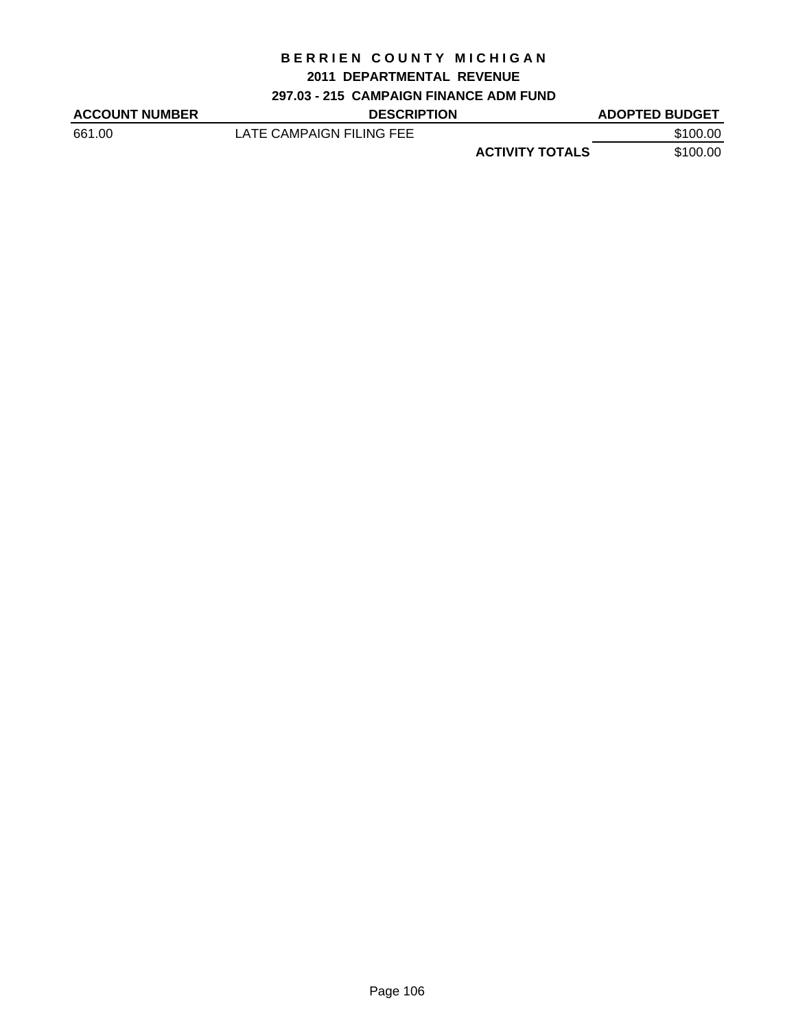# BERRIEN COUNTY MICHIGAN

## 2011 DEPARTMENTAL REVENUE

### 297.03 - 215 CAMPAIGN FINANCE ADM FUND

| ACCOUNT NUMBER | DESCRIPTION | | ADOPTED BUDGET |
|---|---|---|---|
| 661.00 | LATE CAMPAIGN FILING FEE | | $100.00 |
| | | **ACTIVITY TOTALS** | $100.00 |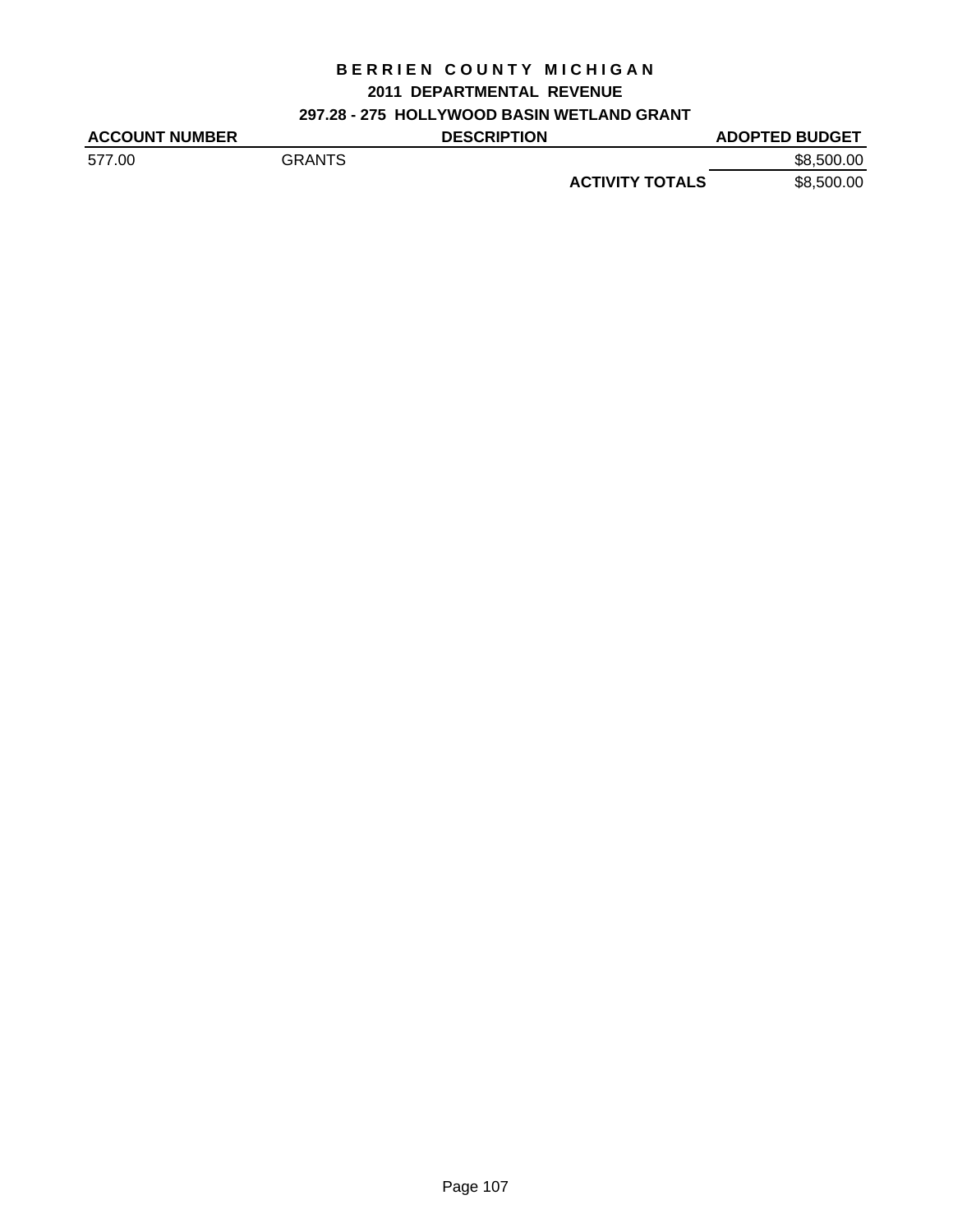# BERRIEN COUNTY MICHIGAN

## 2011 DEPARTMENTAL REVENUE

### 297.28 - 275 HOLLYWOOD BASIN WETLAND GRANT

| ACCOUNT NUMBER | DESCRIPTION | | ADOPTED BUDGET |
|---|---|---|---|
| 577.00 | GRANTS | | $8,500.00 |
| | | **ACTIVITY TOTALS** | $8,500.00 |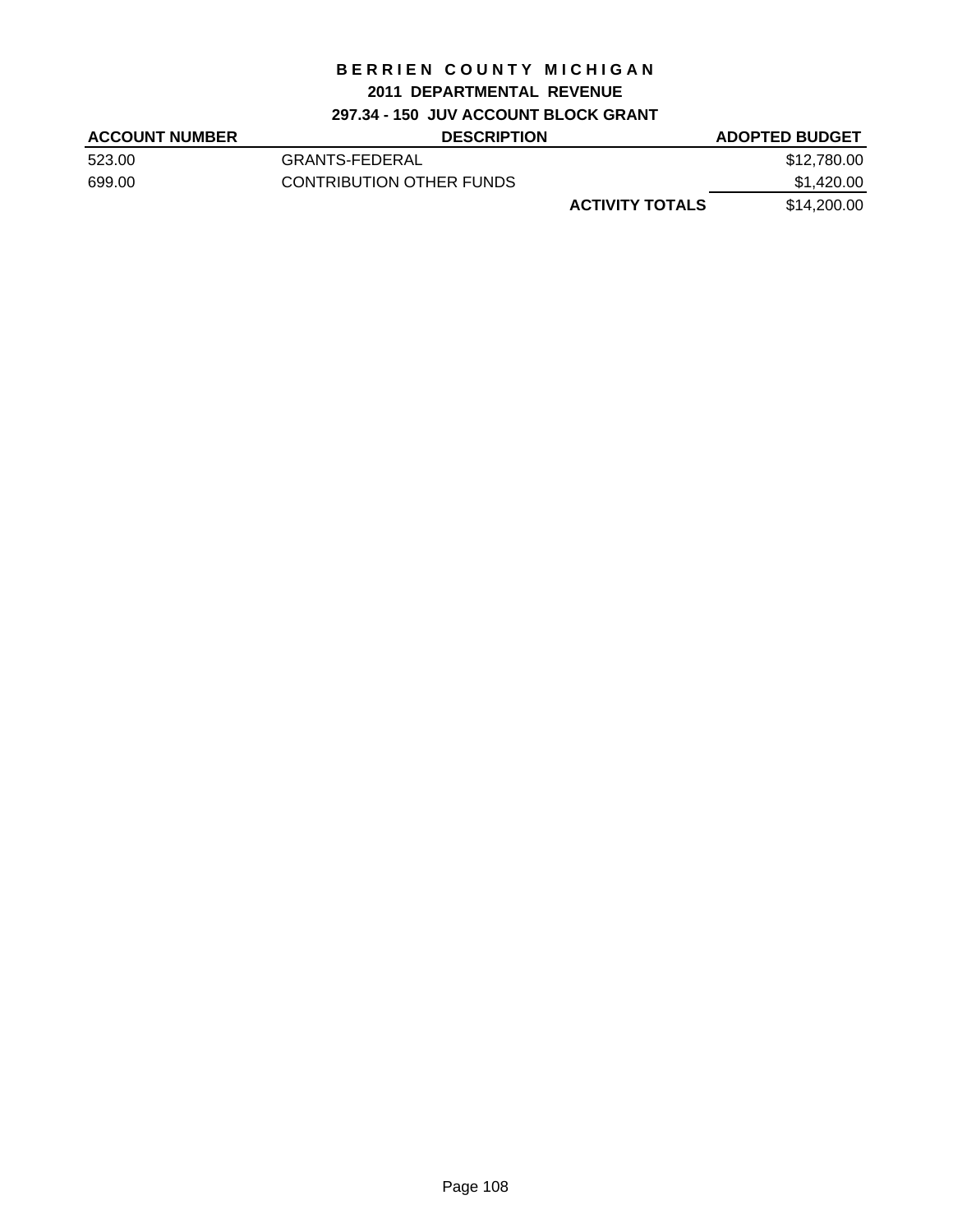# BERRIEN COUNTY MICHIGAN

## 2011 DEPARTMENTAL REVENUE

### 297.34 - 150 JUV ACCOUNT BLOCK GRANT

| ACCOUNT NUMBER | DESCRIPTION | | ADOPTED BUDGET |
|---|---|---|---|
| 523.00 | GRANTS-FEDERAL | | $12,780.00 |
| 699.00 | CONTRIBUTION OTHER FUNDS | | $1,420.00 |
| | | **ACTIVITY TOTALS** | $14,200.00 |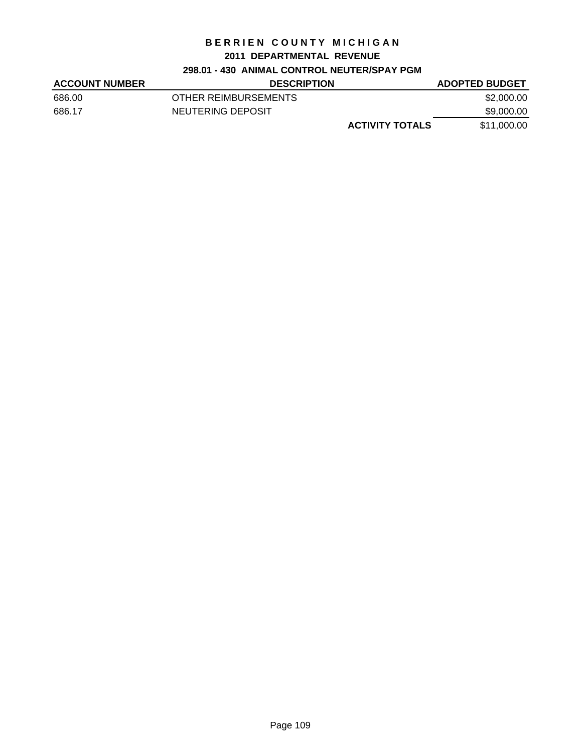# BERRIEN COUNTY MICHIGAN

## 2011 DEPARTMENTAL REVENUE

### 298.01 - 430 ANIMAL CONTROL NEUTER/SPAY PGM

| ACCOUNT NUMBER | DESCRIPTION | | ADOPTED BUDGET |
|---|---|---|---|
| 686.00 | OTHER REIMBURSEMENTS | | $2,000.00 |
| 686.17 | NEUTERING DEPOSIT | | $9,000.00 |
| | | **ACTIVITY TOTALS** | $11,000.00 |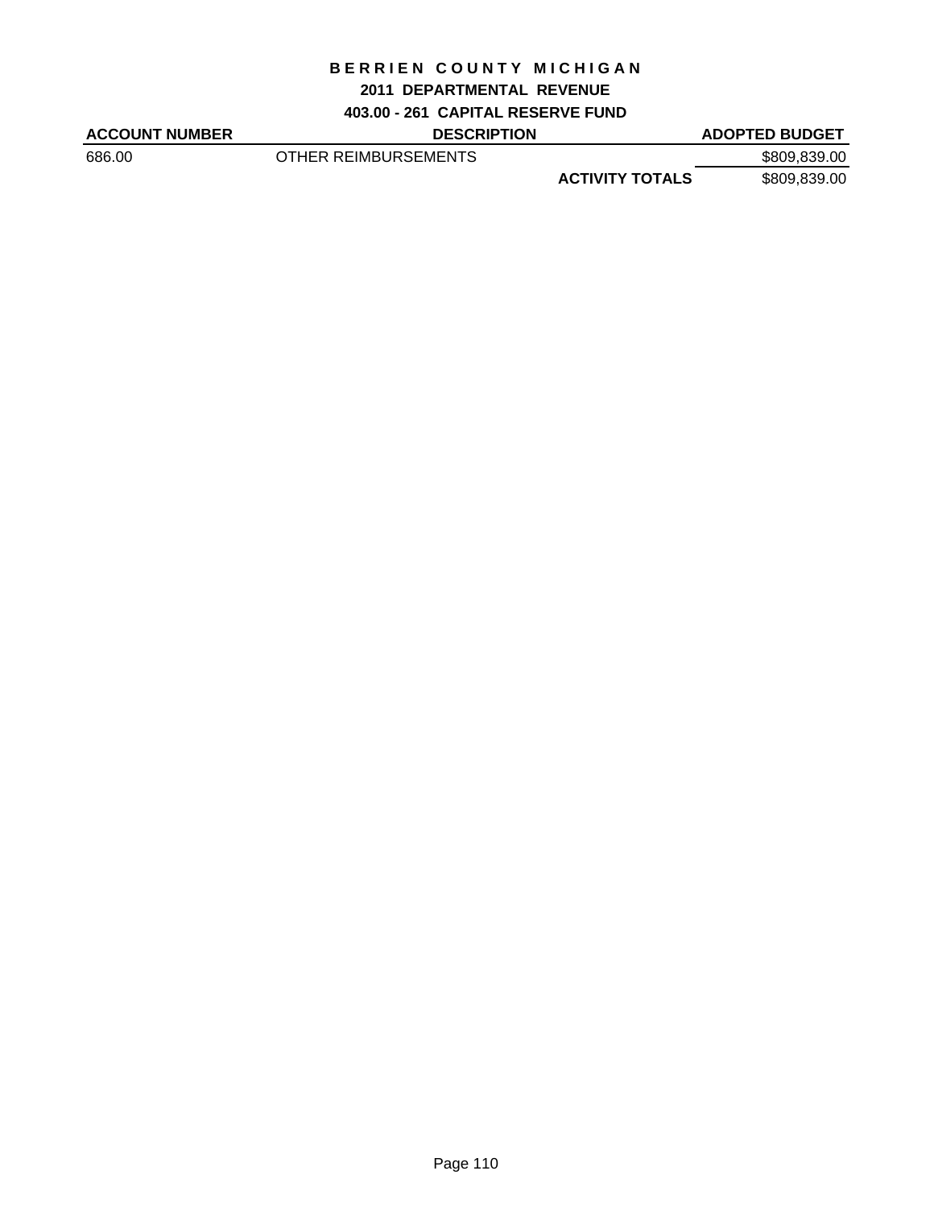# BERRIEN COUNTY MICHIGAN

## 2011 DEPARTMENTAL REVENUE

### 403.00 - 261 CAPITAL RESERVE FUND

| ACCOUNT NUMBER | DESCRIPTION | | ADOPTED BUDGET |
|---|---|---|---|
| 686.00 | OTHER REIMBURSEMENTS | | $809,839.00 |
| | | **ACTIVITY TOTALS** | $809,839.00 |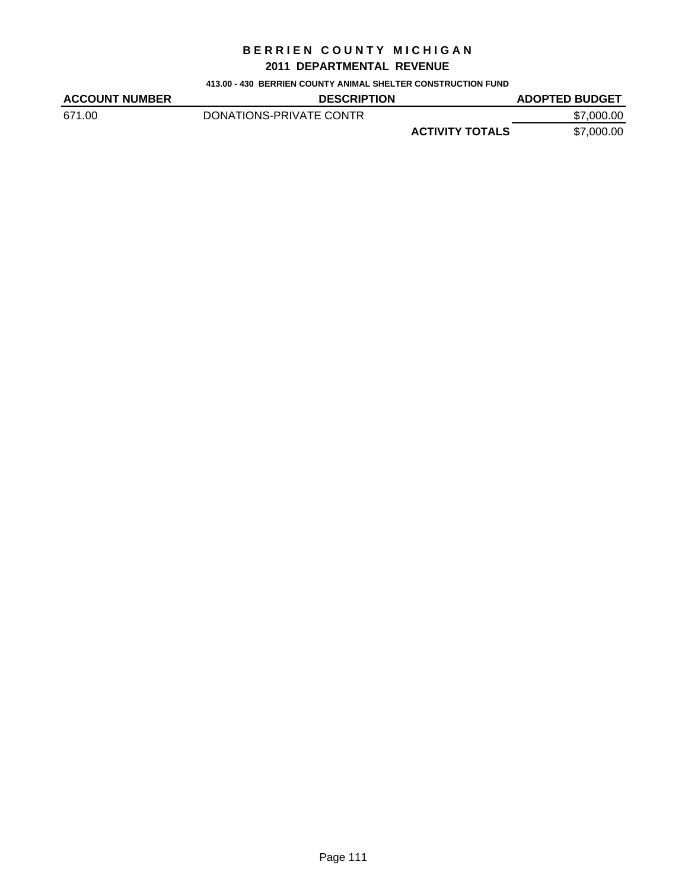# BERRIEN COUNTY MICHIGAN

## 2011 DEPARTMENTAL REVENUE

### 413.00 - 430 BERRIEN COUNTY ANIMAL SHELTER CONSTRUCTION FUND

| ACCOUNT NUMBER | DESCRIPTION | | ADOPTED BUDGET |
|---|---|---|---|
| 671.00 | DONATIONS-PRIVATE CONTR | | $7,000.00 |
| | | **ACTIVITY TOTALS** | $7,000.00 |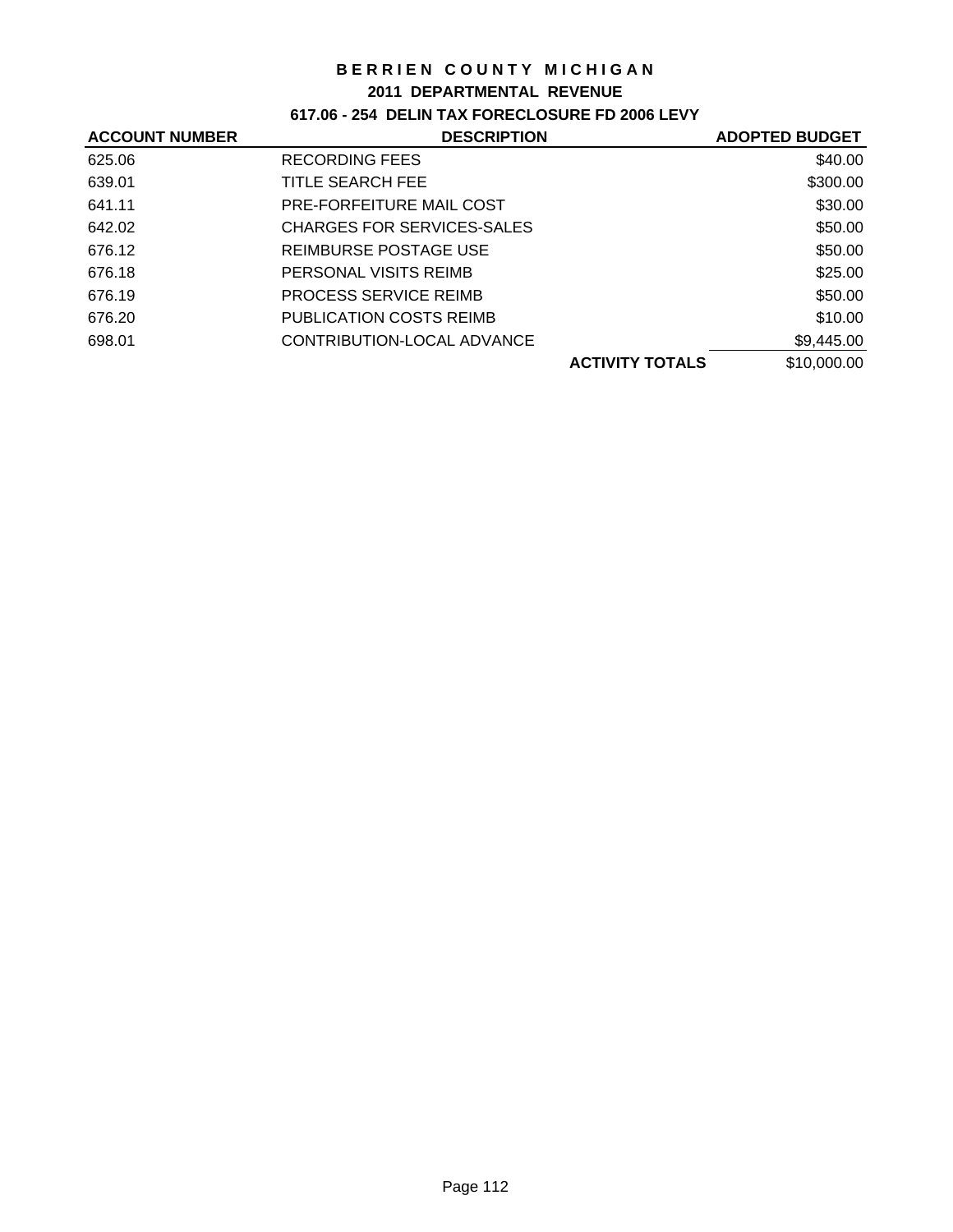# BERRIEN COUNTY MICHIGAN

## 2011 DEPARTMENTAL REVENUE

### 617.06 - 254 DELIN TAX FORECLOSURE FD 2006 LEVY

| ACCOUNT NUMBER | DESCRIPTION | | ADOPTED BUDGET |
|---|---|---|---|
| 625.06 | RECORDING FEES | | $40.00 |
| 639.01 | TITLE SEARCH FEE | | $300.00 |
| 641.11 | PRE-FORFEITURE MAIL COST | | $30.00 |
| 642.02 | CHARGES FOR SERVICES-SALES | | $50.00 |
| 676.12 | REIMBURSE POSTAGE USE | | $50.00 |
| 676.18 | PERSONAL VISITS REIMB | | $25.00 |
| 676.19 | PROCESS SERVICE REIMB | | $50.00 |
| 676.20 | PUBLICATION COSTS REIMB | | $10.00 |
| 698.01 | CONTRIBUTION-LOCAL ADVANCE | | $9,445.00 |
| | | **ACTIVITY TOTALS** | $10,000.00 |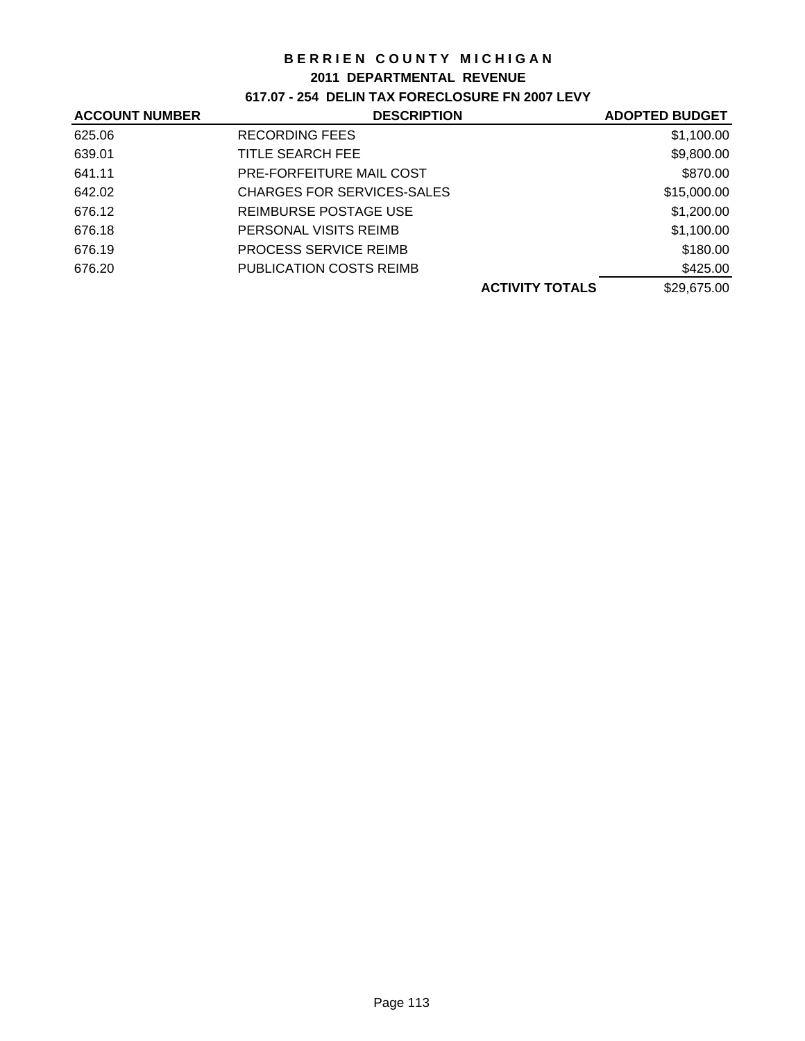# BERRIEN COUNTY MICHIGAN

## 2011 DEPARTMENTAL REVENUE

### 617.07 - 254 DELIN TAX FORECLOSURE FN 2007 LEVY

| ACCOUNT NUMBER | DESCRIPTION | | ADOPTED BUDGET |
|---|---|---|---|
| 625.06 | RECORDING FEES | | $1,100.00 |
| 639.01 | TITLE SEARCH FEE | | $9,800.00 |
| 641.11 | PRE-FORFEITURE MAIL COST | | $870.00 |
| 642.02 | CHARGES FOR SERVICES-SALES | | $15,000.00 |
| 676.12 | REIMBURSE POSTAGE USE | | $1,200.00 |
| 676.18 | PERSONAL VISITS REIMB | | $1,100.00 |
| 676.19 | PROCESS SERVICE REIMB | | $180.00 |
| 676.20 | PUBLICATION COSTS REIMB | | $425.00 |
| | | **ACTIVITY TOTALS** | $29,675.00 |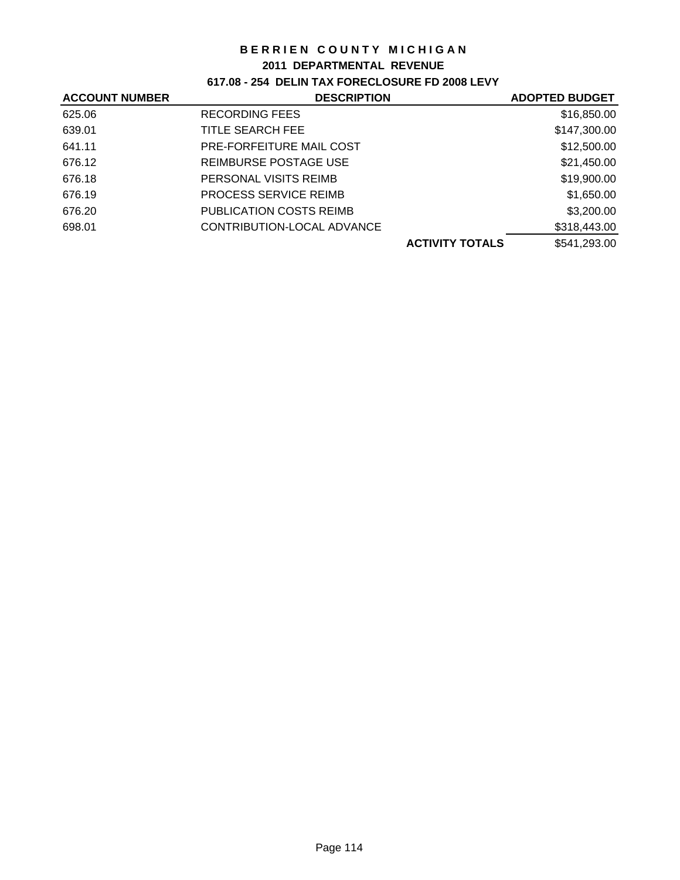# BERRIEN COUNTY MICHIGAN

## 2011 DEPARTMENTAL REVENUE

### 617.08 - 254 DELIN TAX FORECLOSURE FD 2008 LEVY

| ACCOUNT NUMBER | DESCRIPTION | | ADOPTED BUDGET |
|---|---|---|---|
| 625.06 | RECORDING FEES | | $16,850.00 |
| 639.01 | TITLE SEARCH FEE | | $147,300.00 |
| 641.11 | PRE-FORFEITURE MAIL COST | | $12,500.00 |
| 676.12 | REIMBURSE POSTAGE USE | | $21,450.00 |
| 676.18 | PERSONAL VISITS REIMB | | $19,900.00 |
| 676.19 | PROCESS SERVICE REIMB | | $1,650.00 |
| 676.20 | PUBLICATION COSTS REIMB | | $3,200.00 |
| 698.01 | CONTRIBUTION-LOCAL ADVANCE | | $318,443.00 |
| | | **ACTIVITY TOTALS** | $541,293.00 |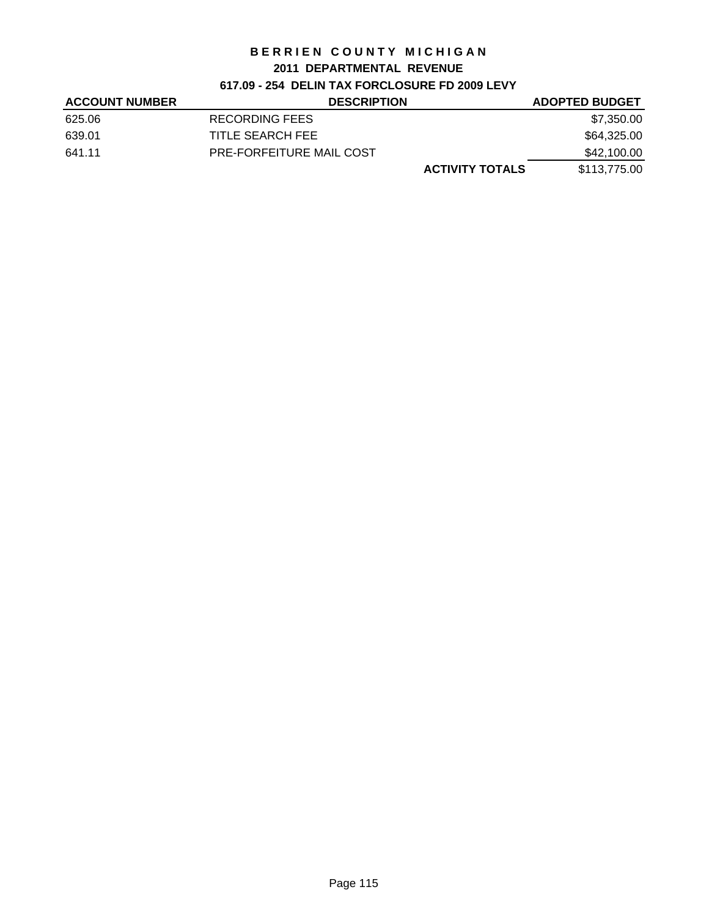# BERRIEN COUNTY MICHIGAN

## 2011 DEPARTMENTAL REVENUE

### 617.09 - 254 DELIN TAX FORCLOSURE FD 2009 LEVY

| ACCOUNT NUMBER | DESCRIPTION | | ADOPTED BUDGET |
|---|---|---|---|
| 625.06 | RECORDING FEES | | $7,350.00 |
| 639.01 | TITLE SEARCH FEE | | $64,325.00 |
| 641.11 | PRE-FORFEITURE MAIL COST | | $42,100.00 |
| | | **ACTIVITY TOTALS** | $113,775.00 |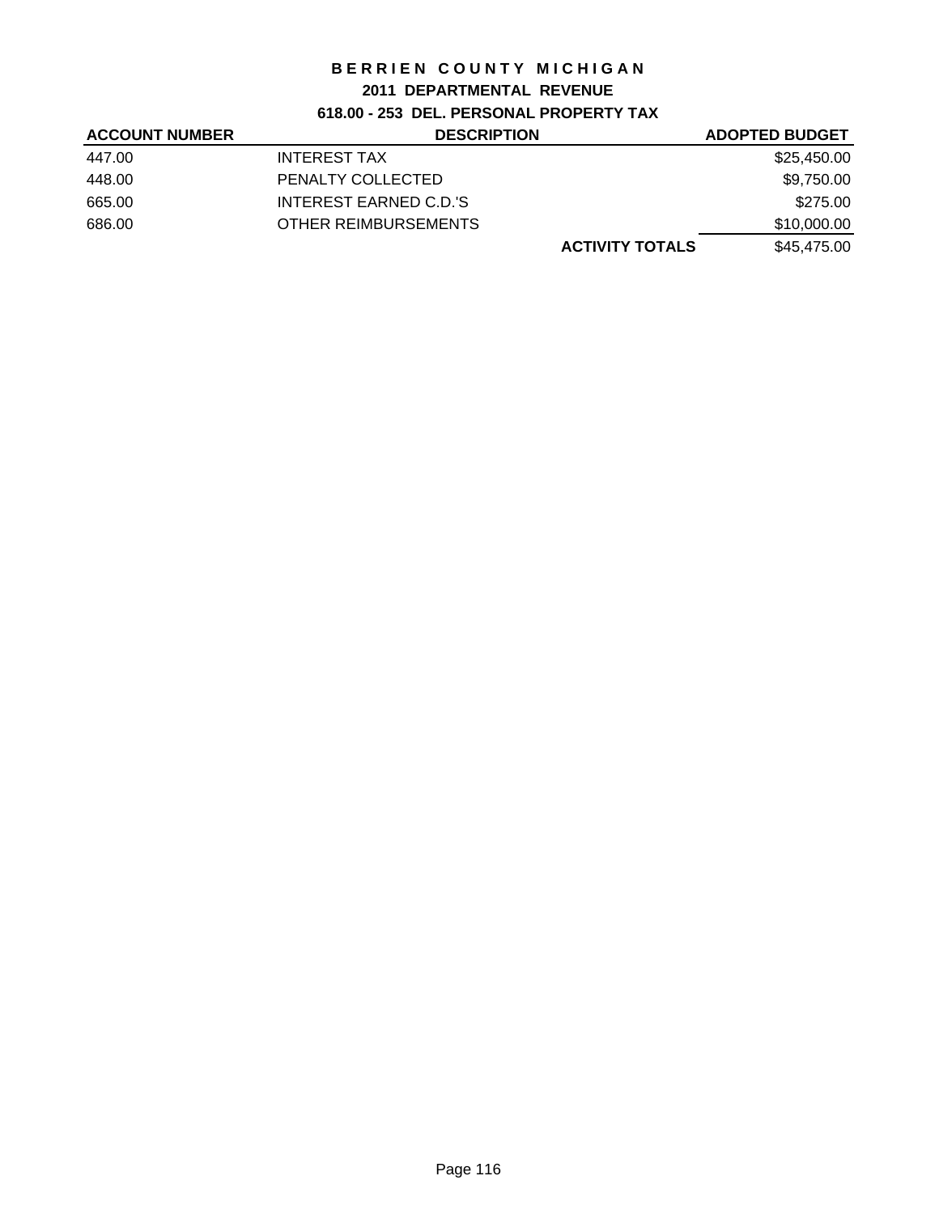# BERRIEN COUNTY MICHIGAN

## 2011 DEPARTMENTAL REVENUE

### 618.00 - 253 DEL. PERSONAL PROPERTY TAX

| ACCOUNT NUMBER | DESCRIPTION | | ADOPTED BUDGET |
|---|---|---|---|
| 447.00 | INTEREST TAX | | $25,450.00 |
| 448.00 | PENALTY COLLECTED | | $9,750.00 |
| 665.00 | INTEREST EARNED C.D.'S | | $275.00 |
| 686.00 | OTHER REIMBURSEMENTS | | $10,000.00 |
| | | **ACTIVITY TOTALS** | $45,475.00 |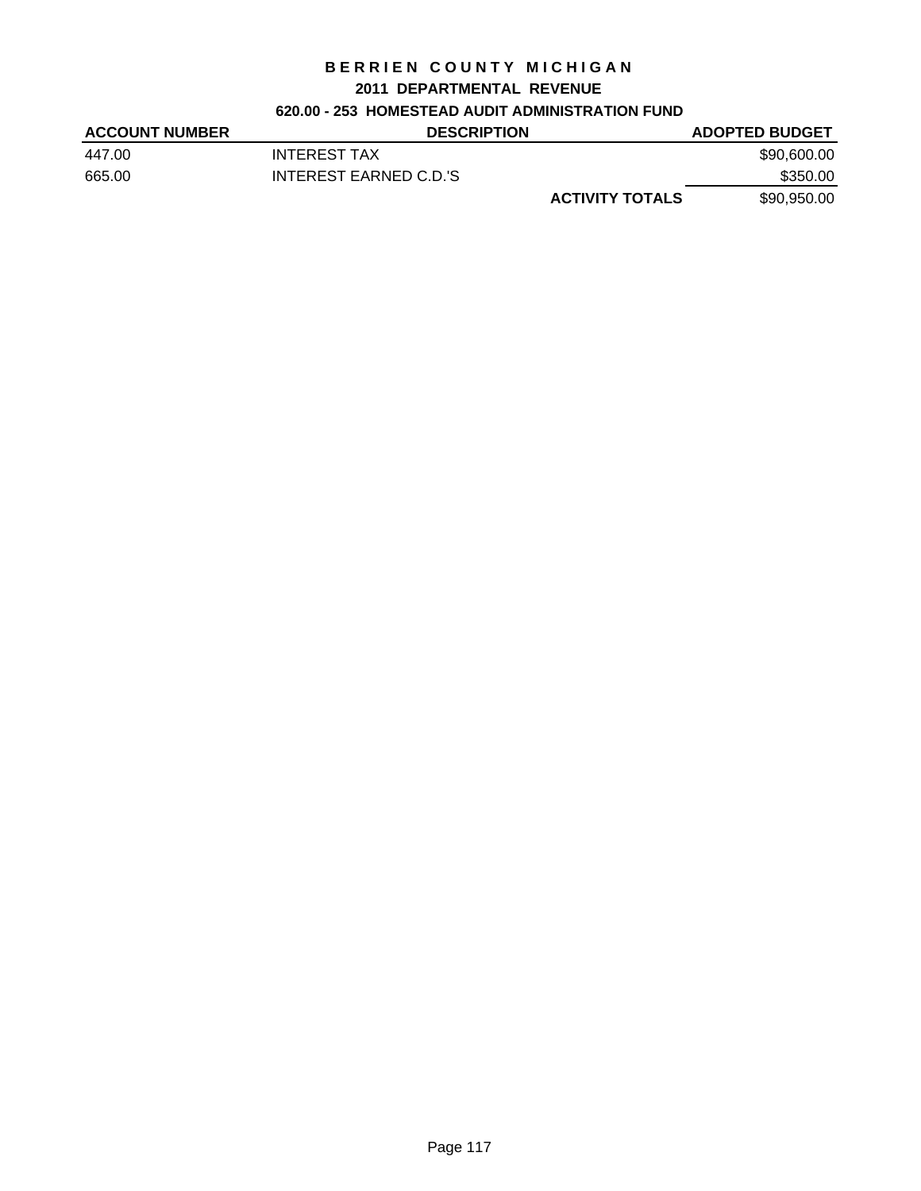# BERRIEN COUNTY MICHIGAN

## 2011 DEPARTMENTAL REVENUE

### 620.00 - 253 HOMESTEAD AUDIT ADMINISTRATION FUND

| ACCOUNT NUMBER | DESCRIPTION | | ADOPTED BUDGET |
|---|---|---|---|
| 447.00 | INTEREST TAX | | \$90,600.00 |
| 665.00 | INTEREST EARNED C.D.'S | | \$350.00 |
| | | **ACTIVITY TOTALS** | \$90,950.00 |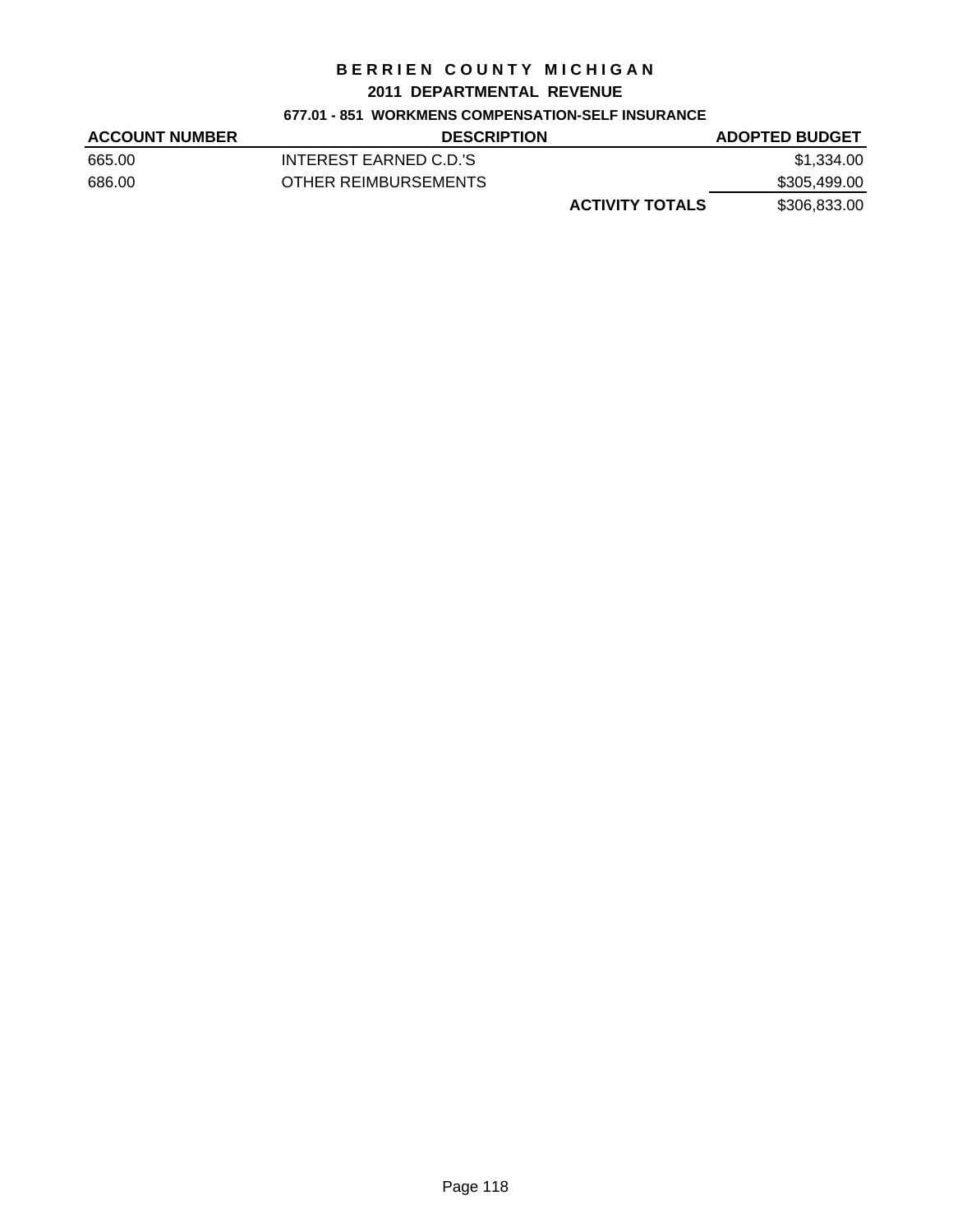# BERRIEN COUNTY MICHIGAN

## 2011 DEPARTMENTAL REVENUE

### 677.01 - 851 WORKMENS COMPENSATION-SELF INSURANCE

| ACCOUNT NUMBER | DESCRIPTION | | ADOPTED BUDGET |
|---|---|---|---|
| 665.00 | INTEREST EARNED C.D.'S | | $1,334.00 |
| 686.00 | OTHER REIMBURSEMENTS | | $305,499.00 |
| | | **ACTIVITY TOTALS** | $306,833.00 |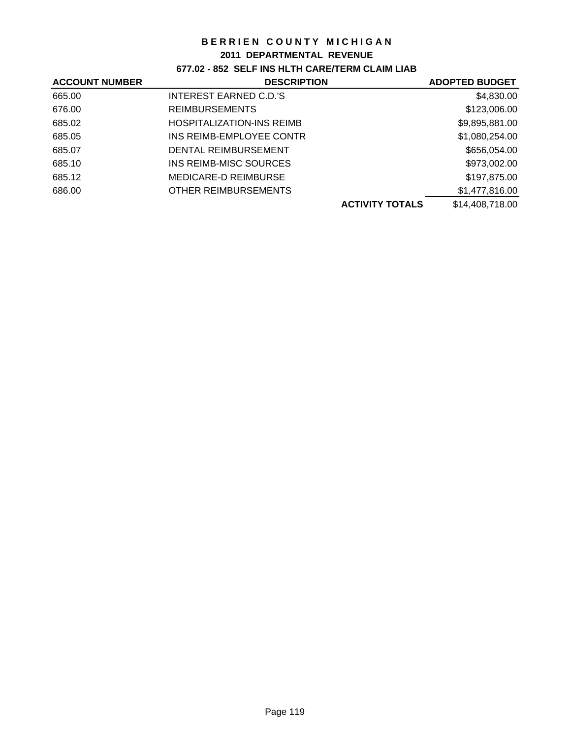# BERRIEN COUNTY MICHIGAN

## 2011 DEPARTMENTAL REVENUE

### 677.02 - 852 SELF INS HLTH CARE/TERM CLAIM LIAB

| ACCOUNT NUMBER | DESCRIPTION | | ADOPTED BUDGET |
|---|---|---|---|
| 665.00 | INTEREST EARNED C.D.'S | | $4,830.00 |
| 676.00 | REIMBURSEMENTS | | $123,006.00 |
| 685.02 | HOSPITALIZATION-INS REIMB | | $9,895,881.00 |
| 685.05 | INS REIMB-EMPLOYEE CONTR | | $1,080,254.00 |
| 685.07 | DENTAL REIMBURSEMENT | | $656,054.00 |
| 685.10 | INS REIMB-MISC SOURCES | | $973,002.00 |
| 685.12 | MEDICARE-D REIMBURSE | | $197,875.00 |
| 686.00 | OTHER REIMBURSEMENTS | | $1,477,816.00 |
| | | **ACTIVITY TOTALS** | $14,408,718.00 |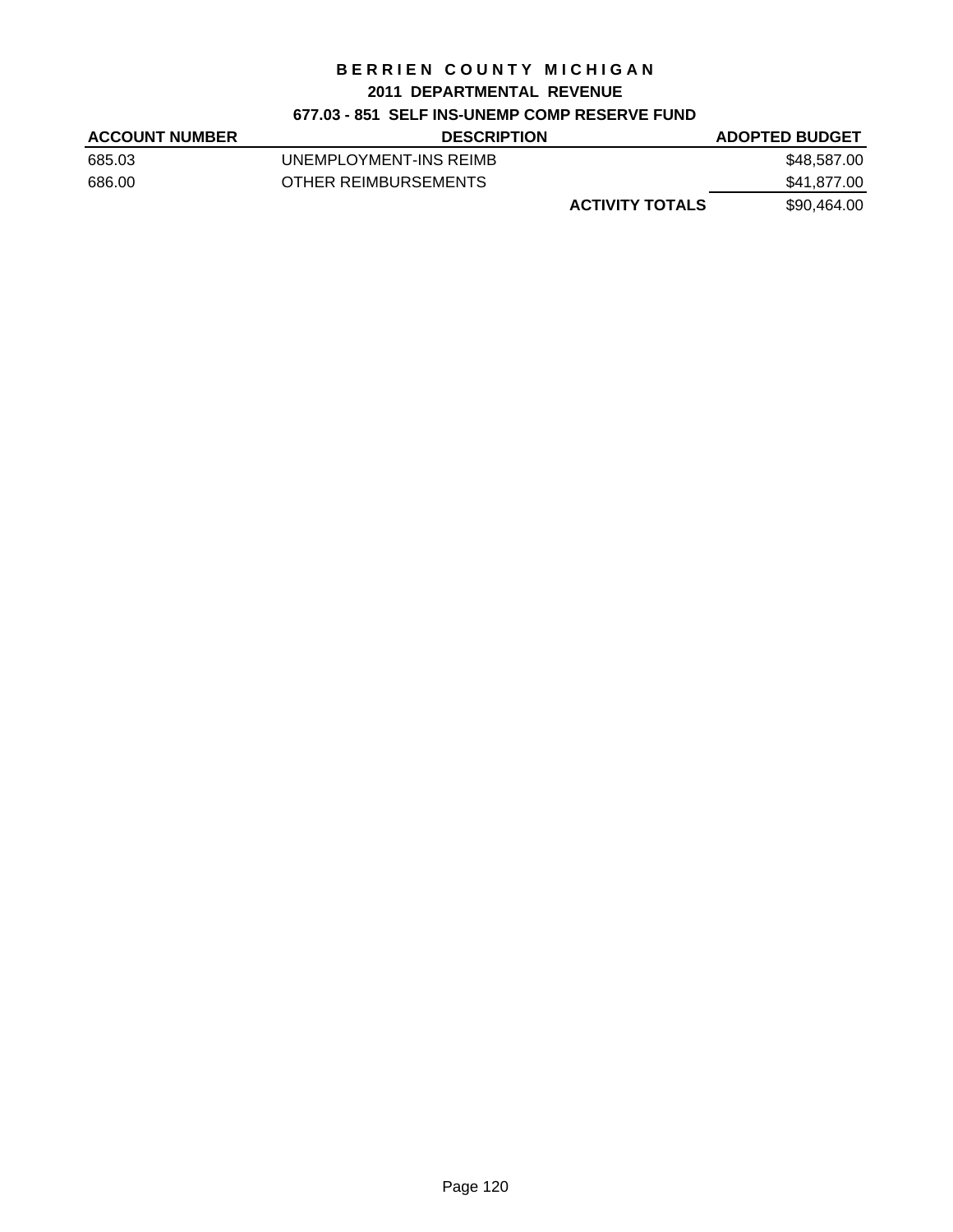# BERRIEN COUNTY MICHIGAN

## 2011 DEPARTMENTAL REVENUE

### 677.03 - 851 SELF INS-UNEMP COMP RESERVE FUND

| ACCOUNT NUMBER | DESCRIPTION | | ADOPTED BUDGET |
|---|---|---|---|
| 685.03 | UNEMPLOYMENT-INS REIMB | | $48,587.00 |
| 686.00 | OTHER REIMBURSEMENTS | | $41,877.00 |
| | | **ACTIVITY TOTALS** | $90,464.00 |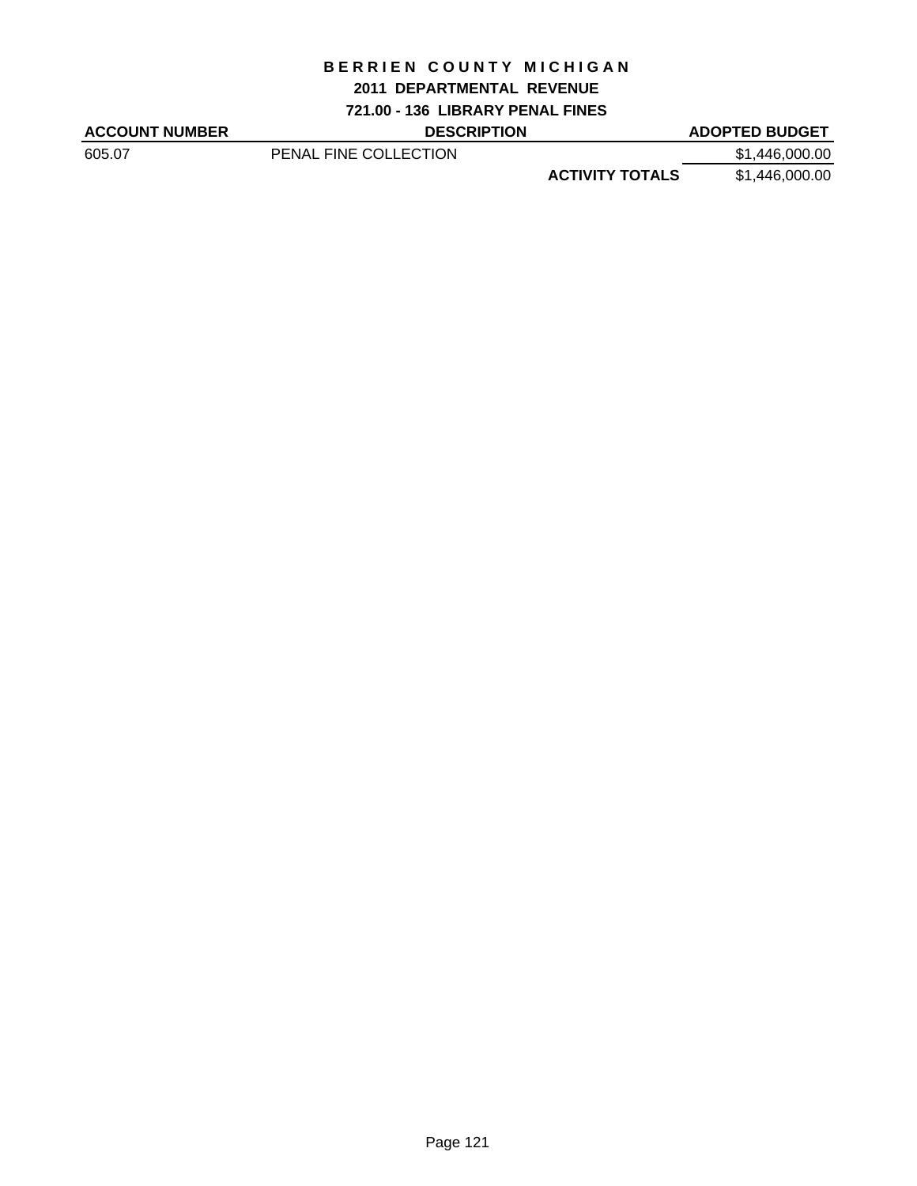# BERRIEN COUNTY MICHIGAN

## 2011 DEPARTMENTAL REVENUE

### 721.00 - 136 LIBRARY PENAL FINES

| ACCOUNT NUMBER | DESCRIPTION | | ADOPTED BUDGET |
|---|---|---|---|
| 605.07 | PENAL FINE COLLECTION | | $1,446,000.00 |
| | | **ACTIVITY TOTALS** | $1,446,000.00 |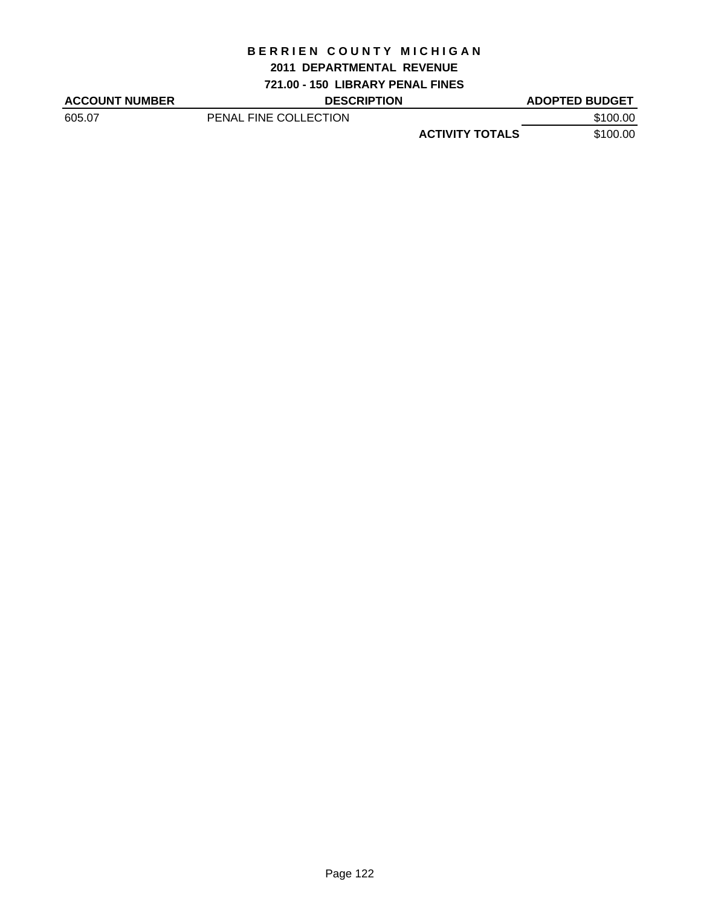# BERRIEN COUNTY MICHIGAN

## 2011 DEPARTMENTAL REVENUE

### 721.00 - 150 LIBRARY PENAL FINES

| ACCOUNT NUMBER | DESCRIPTION | | ADOPTED BUDGET |
|---|---|---|---|
| 605.07 | PENAL FINE COLLECTION | | $100.00 |
| | | **ACTIVITY TOTALS** | $100.00 |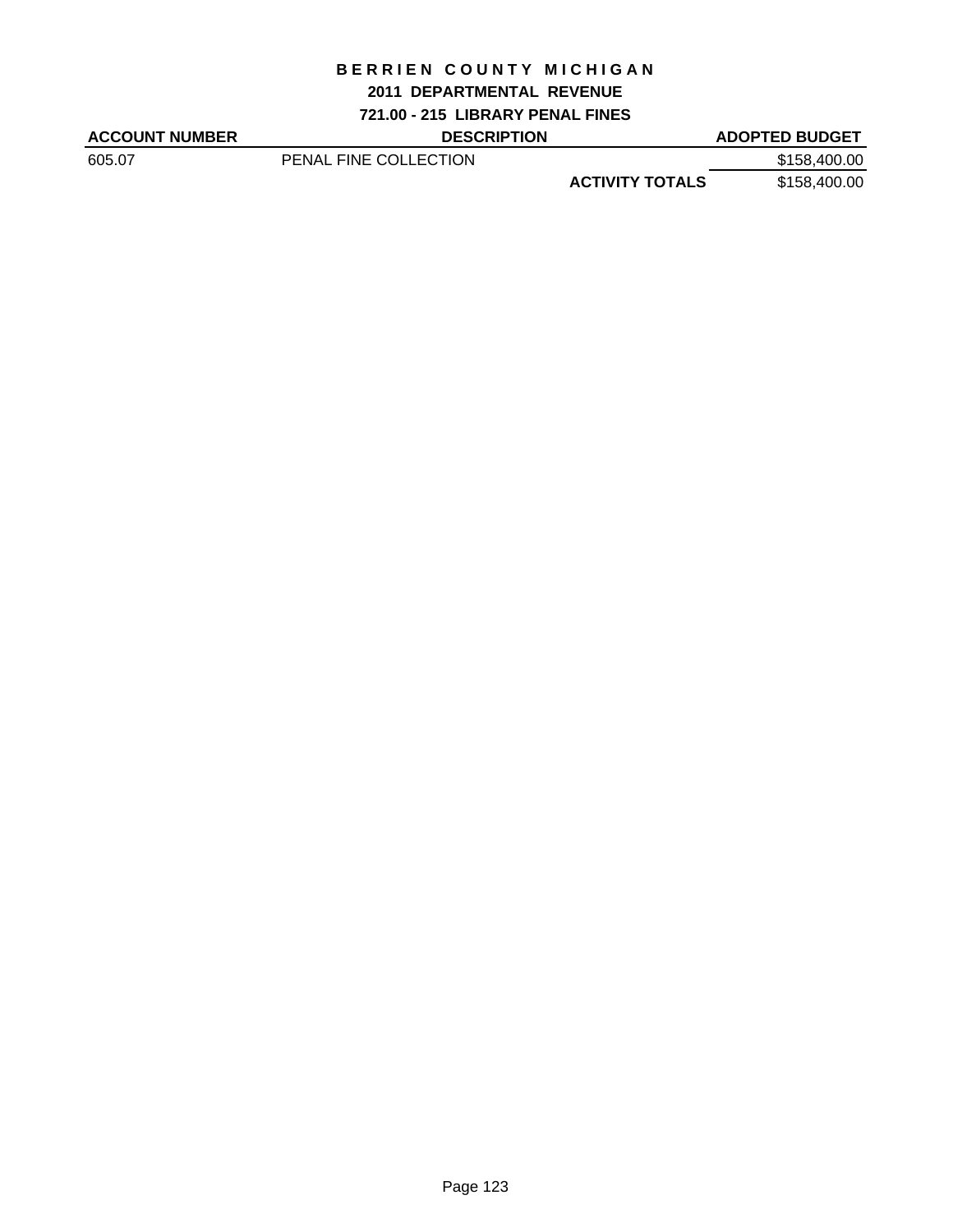# BERRIEN COUNTY MICHIGAN

## 2011 DEPARTMENTAL REVENUE

### 721.00 - 215 LIBRARY PENAL FINES

| ACCOUNT NUMBER | DESCRIPTION | | ADOPTED BUDGET |
|---|---|---|---|
| 605.07 | PENAL FINE COLLECTION | | $158,400.00 |
| | | **ACTIVITY TOTALS** | $158,400.00 |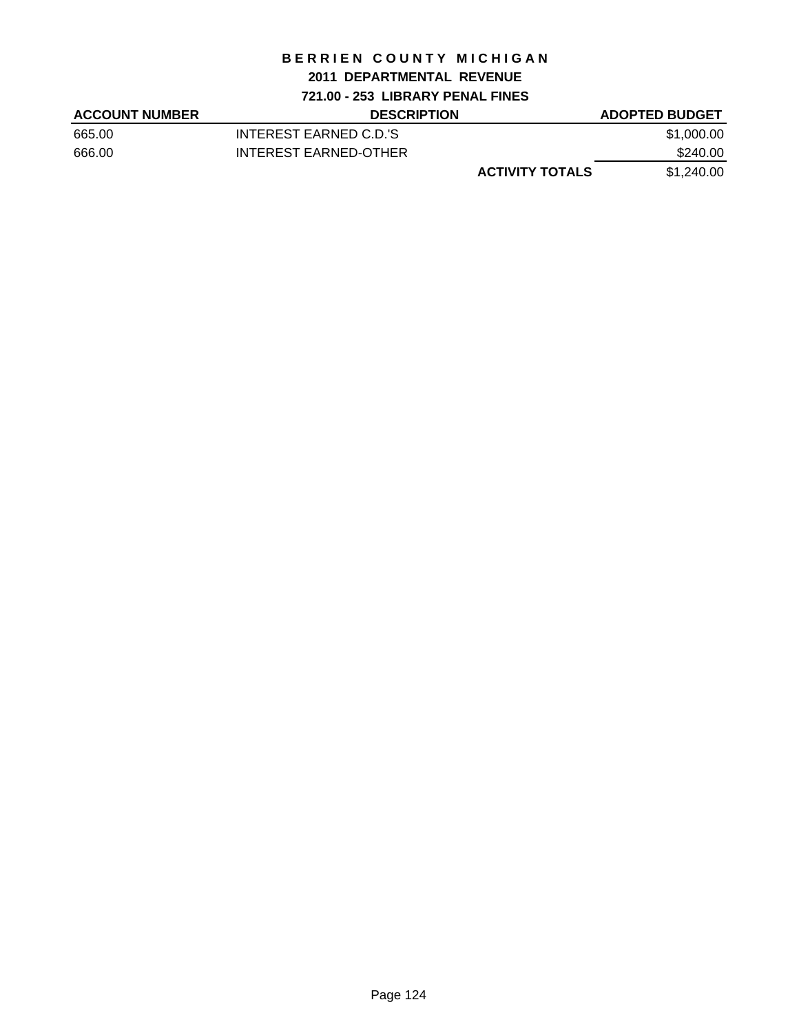# BERRIEN COUNTY MICHIGAN

## 2011 DEPARTMENTAL REVENUE

### 721.00 - 253 LIBRARY PENAL FINES

| ACCOUNT NUMBER | DESCRIPTION | | ADOPTED BUDGET |
|---|---|---|---|
| 665.00 | INTEREST EARNED C.D.'S | | $1,000.00 |
| 666.00 | INTEREST EARNED-OTHER | | $240.00 |
| | | **ACTIVITY TOTALS** | $1,240.00 |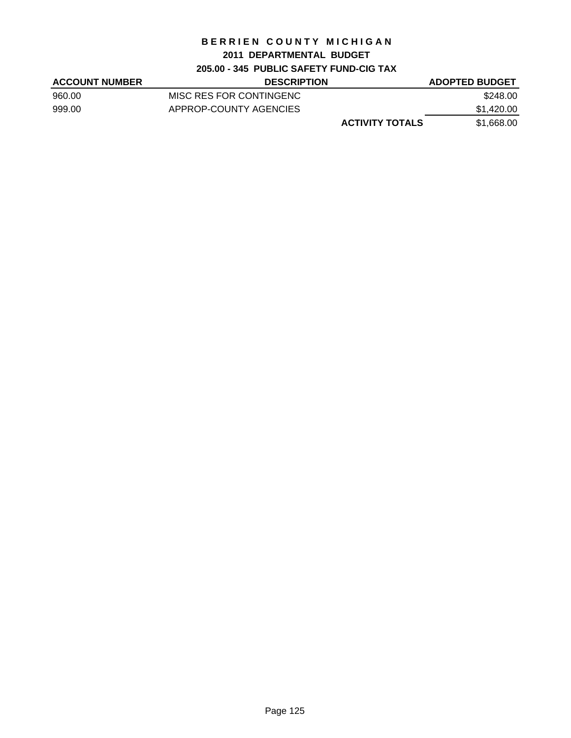# BERRIEN COUNTY MICHIGAN

## 2011 DEPARTMENTAL BUDGET

### 205.00 - 345 PUBLIC SAFETY FUND-CIG TAX

| ACCOUNT NUMBER | DESCRIPTION | | ADOPTED BUDGET |
|---|---|---|---|
| 960.00 | MISC RES FOR CONTINGENC | | $248.00 |
| 999.00 | APPROP-COUNTY AGENCIES | | $1,420.00 |
| | | **ACTIVITY TOTALS** | $1,668.00 |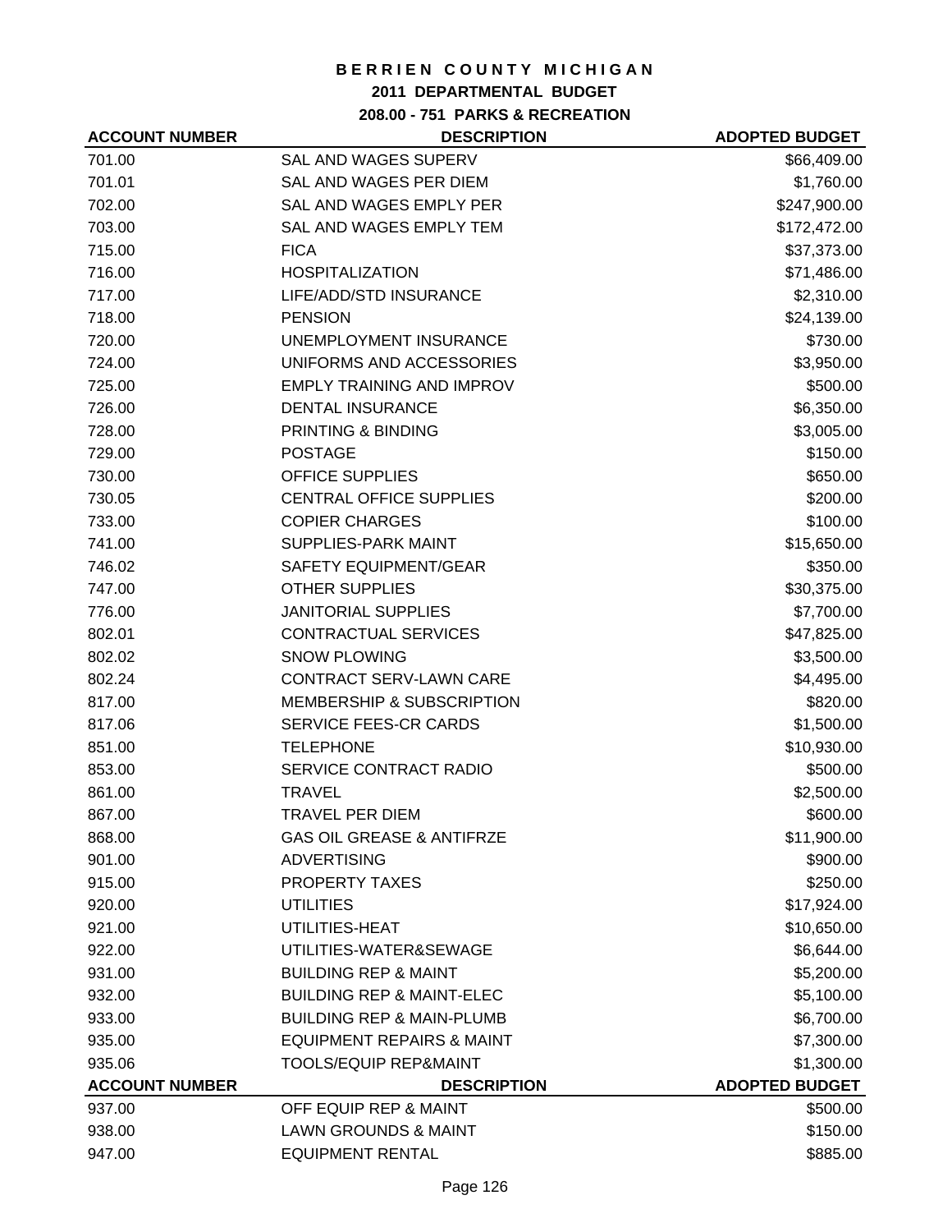# BERRIEN COUNTY MICHIGAN

## 2011 DEPARTMENTAL BUDGET

### 208.00 - 751 PARKS & RECREATION

| ACCOUNT NUMBER | DESCRIPTION | ADOPTED BUDGET |
|---|---|---|
| 701.00 | SAL AND WAGES SUPERV | $66,409.00 |
| 701.01 | SAL AND WAGES PER DIEM | $1,760.00 |
| 702.00 | SAL AND WAGES EMPLY PER | $247,900.00 |
| 703.00 | SAL AND WAGES EMPLY TEM | $172,472.00 |
| 715.00 | FICA | $37,373.00 |
| 716.00 | HOSPITALIZATION | $71,486.00 |
| 717.00 | LIFE/ADD/STD INSURANCE | $2,310.00 |
| 718.00 | PENSION | $24,139.00 |
| 720.00 | UNEMPLOYMENT INSURANCE | $730.00 |
| 724.00 | UNIFORMS AND ACCESSORIES | $3,950.00 |
| 725.00 | EMPLY TRAINING AND IMPROV | $500.00 |
| 726.00 | DENTAL INSURANCE | $6,350.00 |
| 728.00 | PRINTING & BINDING | $3,005.00 |
| 729.00 | POSTAGE | $150.00 |
| 730.00 | OFFICE SUPPLIES | $650.00 |
| 730.05 | CENTRAL OFFICE SUPPLIES | $200.00 |
| 733.00 | COPIER CHARGES | $100.00 |
| 741.00 | SUPPLIES-PARK MAINT | $15,650.00 |
| 746.02 | SAFETY EQUIPMENT/GEAR | $350.00 |
| 747.00 | OTHER SUPPLIES | $30,375.00 |
| 776.00 | JANITORIAL SUPPLIES | $7,700.00 |
| 802.01 | CONTRACTUAL SERVICES | $47,825.00 |
| 802.02 | SNOW PLOWING | $3,500.00 |
| 802.24 | CONTRACT SERV-LAWN CARE | $4,495.00 |
| 817.00 | MEMBERSHIP & SUBSCRIPTION | $820.00 |
| 817.06 | SERVICE FEES-CR CARDS | $1,500.00 |
| 851.00 | TELEPHONE | $10,930.00 |
| 853.00 | SERVICE CONTRACT RADIO | $500.00 |
| 861.00 | TRAVEL | $2,500.00 |
| 867.00 | TRAVEL PER DIEM | $600.00 |
| 868.00 | GAS OIL GREASE & ANTIFRZE | $11,900.00 |
| 901.00 | ADVERTISING | $900.00 |
| 915.00 | PROPERTY TAXES | $250.00 |
| 920.00 | UTILITIES | $17,924.00 |
| 921.00 | UTILITIES-HEAT | $10,650.00 |
| 922.00 | UTILITIES-WATER&SEWAGE | $6,644.00 |
| 931.00 | BUILDING REP & MAINT | $5,200.00 |
| 932.00 | BUILDING REP & MAINT-ELEC | $5,100.00 |
| 933.00 | BUILDING REP & MAIN-PLUMB | $6,700.00 |
| 935.00 | EQUIPMENT REPAIRS & MAINT | $7,300.00 |
| 935.06 | TOOLS/EQUIP REP&MAINT | $1,300.00 |
| 937.00 | OFF EQUIP REP & MAINT | $500.00 |
| 938.00 | LAWN GROUNDS & MAINT | $150.00 |
| 947.00 | EQUIPMENT RENTAL | $885.00 |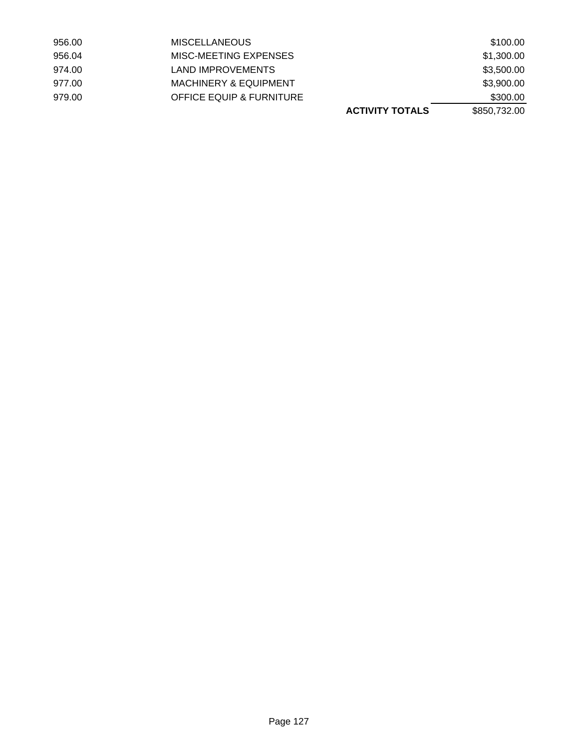| | | | |
|---|---|---|---|
| 956.00 | MISCELLANEOUS | | $100.00 |
| 956.04 | MISC-MEETING EXPENSES | | $1,300.00 |
| 974.00 | LAND IMPROVEMENTS | | $3,500.00 |
| 977.00 | MACHINERY & EQUIPMENT | | $3,900.00 |
| 979.00 | OFFICE EQUIP & FURNITURE | | $300.00 |
| | | **ACTIVITY TOTALS** | $850,732.00 |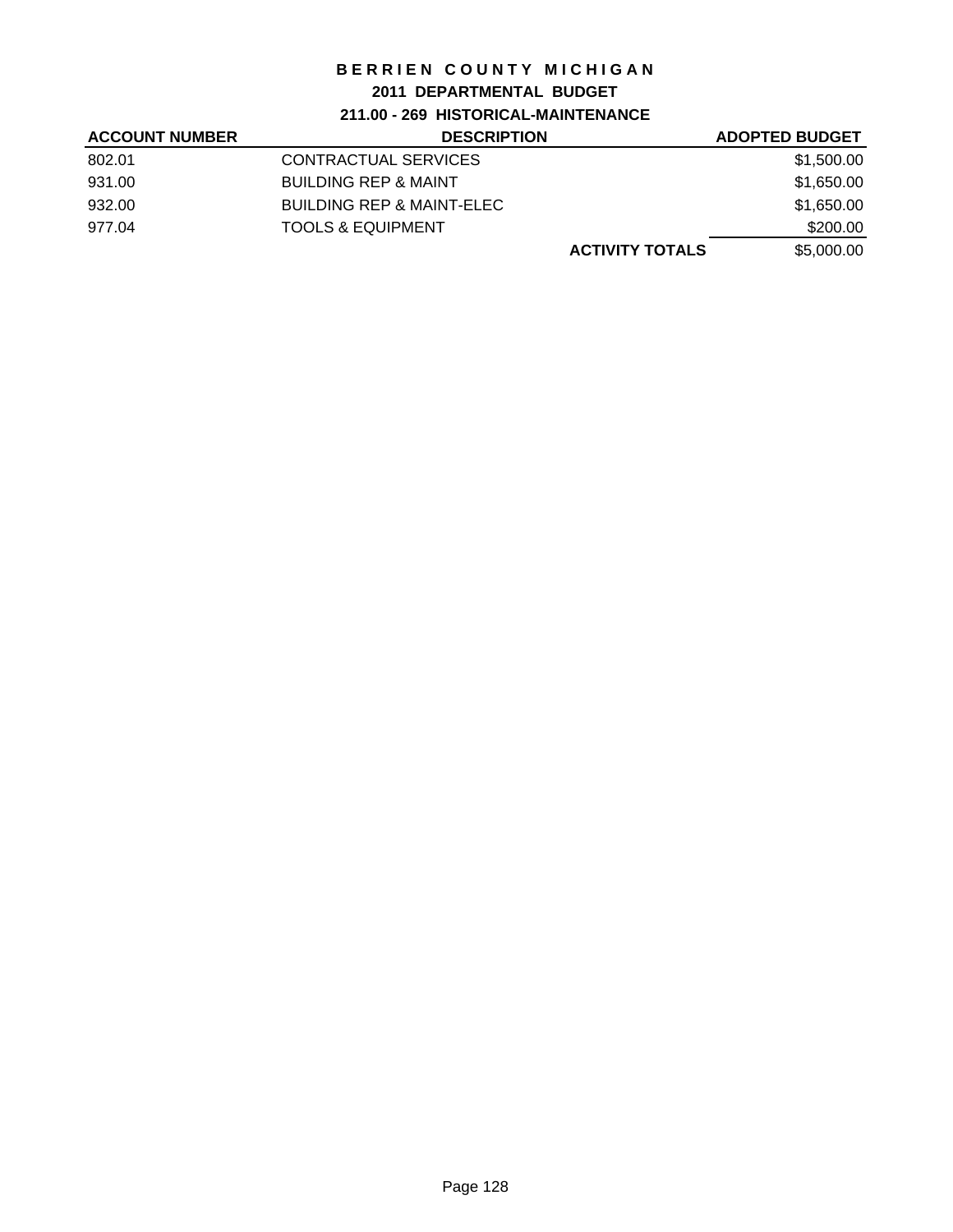# BERRIEN COUNTY MICHIGAN

## 2011 DEPARTMENTAL BUDGET

### 211.00 - 269 HISTORICAL-MAINTENANCE

| ACCOUNT NUMBER | DESCRIPTION | | ADOPTED BUDGET |
|---|---|---|---|
| 802.01 | CONTRACTUAL SERVICES | | $1,500.00 |
| 931.00 | BUILDING REP & MAINT | | $1,650.00 |
| 932.00 | BUILDING REP & MAINT-ELEC | | $1,650.00 |
| 977.04 | TOOLS & EQUIPMENT | | $200.00 |
| | | **ACTIVITY TOTALS** | $5,000.00 |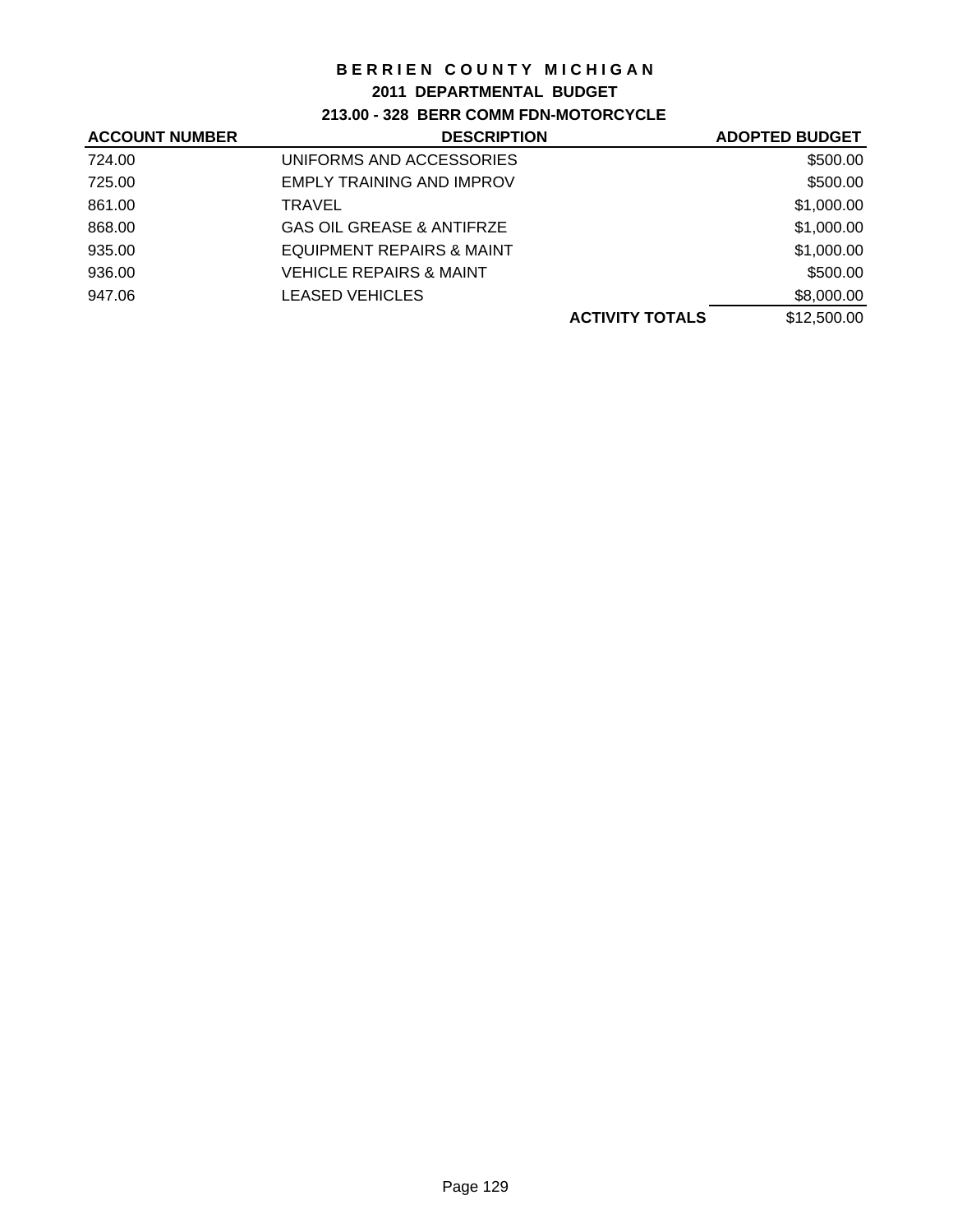# BERRIEN COUNTY MICHIGAN

## 2011 DEPARTMENTAL BUDGET

### 213.00 - 328 BERR COMM FDN-MOTORCYCLE

| ACCOUNT NUMBER | DESCRIPTION | | ADOPTED BUDGET |
|---|---|---|---|
| 724.00 | UNIFORMS AND ACCESSORIES | | $500.00 |
| 725.00 | EMPLY TRAINING AND IMPROV | | $500.00 |
| 861.00 | TRAVEL | | $1,000.00 |
| 868.00 | GAS OIL GREASE & ANTIFRZE | | $1,000.00 |
| 935.00 | EQUIPMENT REPAIRS & MAINT | | $1,000.00 |
| 936.00 | VEHICLE REPAIRS & MAINT | | $500.00 |
| 947.06 | LEASED VEHICLES | | $8,000.00 |
| | | **ACTIVITY TOTALS** | $12,500.00 |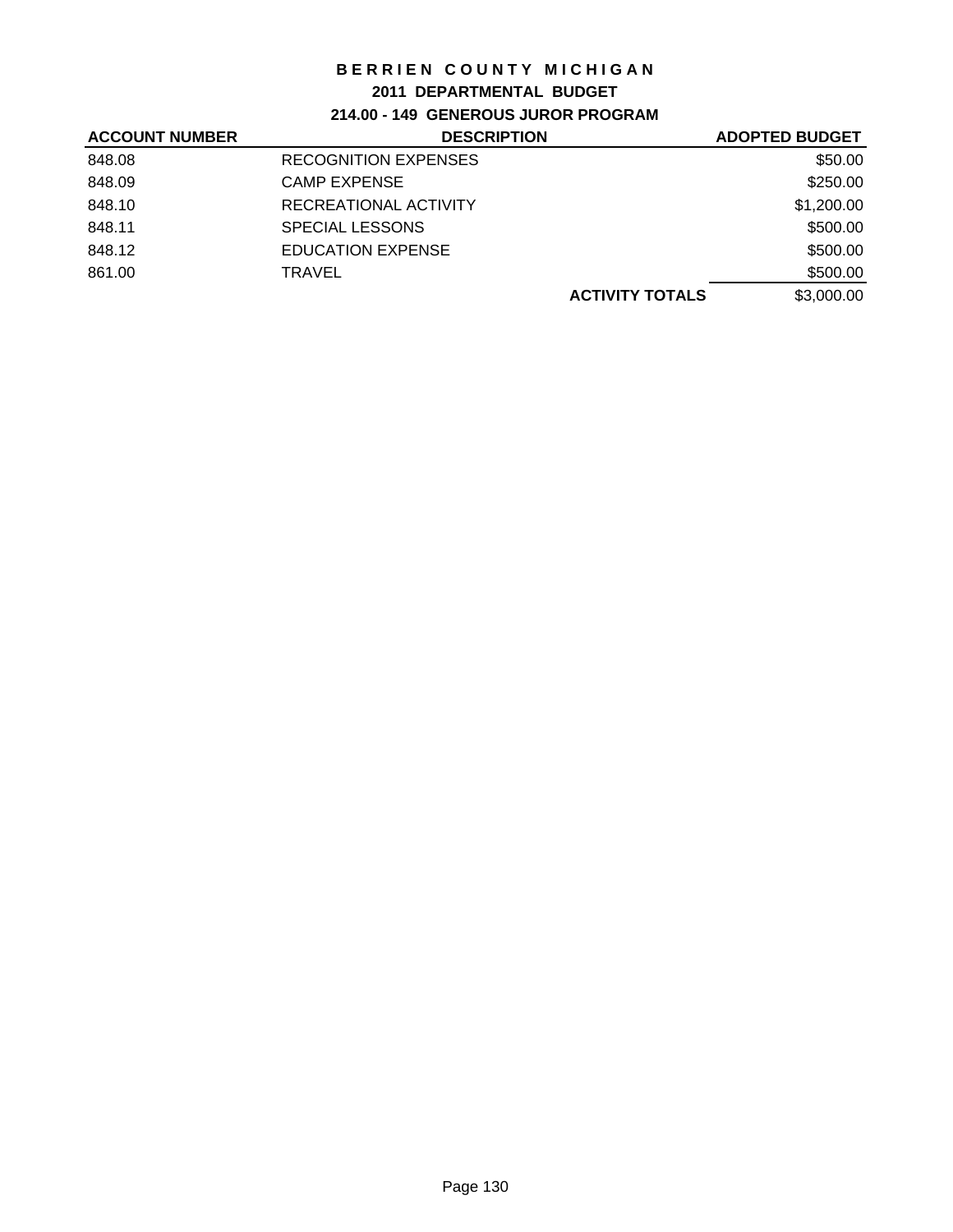# BERRIEN COUNTY MICHIGAN

## 2011 DEPARTMENTAL BUDGET

### 214.00 - 149 GENEROUS JUROR PROGRAM

| ACCOUNT NUMBER | DESCRIPTION | | ADOPTED BUDGET |
|---|---|---|---|
| 848.08 | RECOGNITION EXPENSES | | $50.00 |
| 848.09 | CAMP EXPENSE | | $250.00 |
| 848.10 | RECREATIONAL ACTIVITY | | $1,200.00 |
| 848.11 | SPECIAL LESSONS | | $500.00 |
| 848.12 | EDUCATION EXPENSE | | $500.00 |
| 861.00 | TRAVEL | | $500.00 |
| | | **ACTIVITY TOTALS** | $3,000.00 |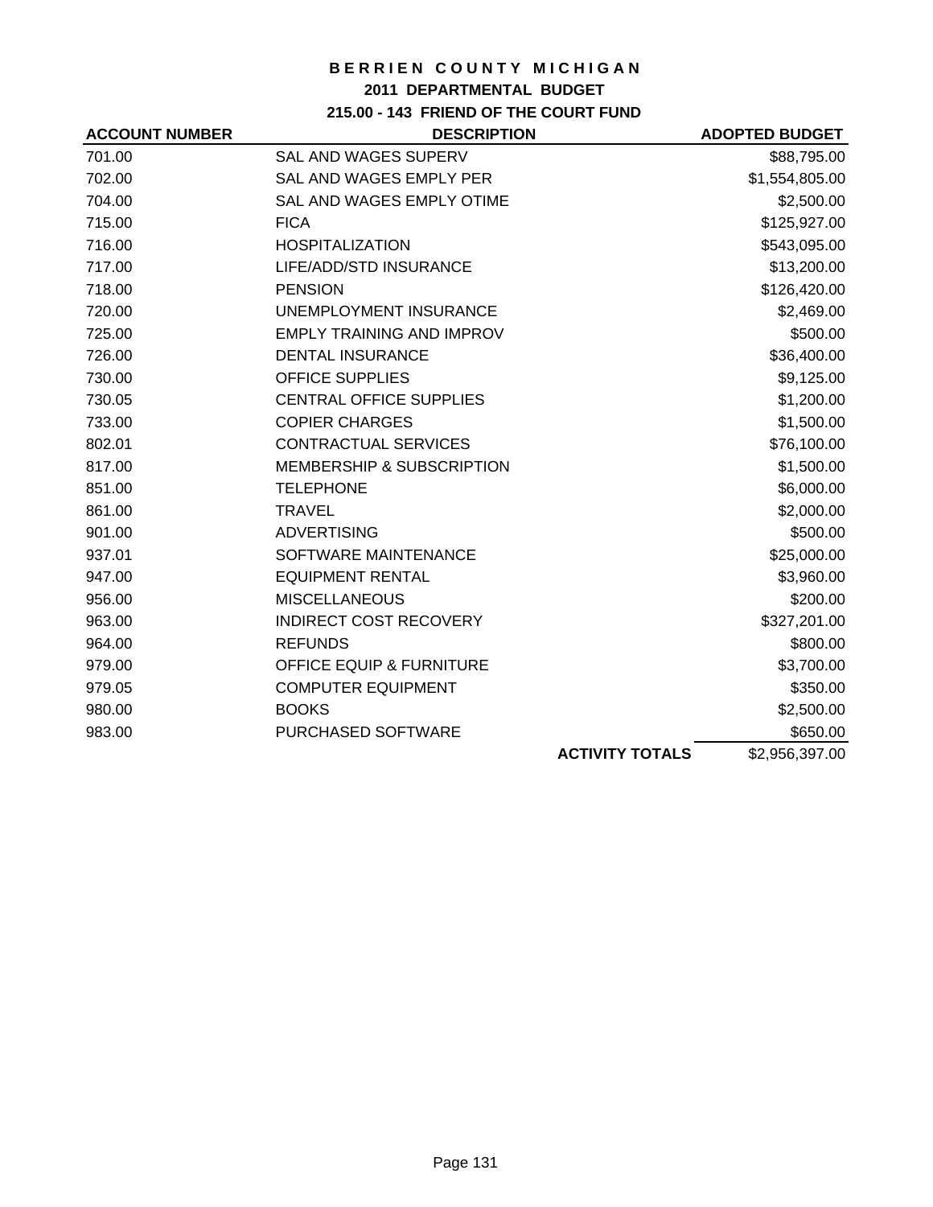# BERRIEN COUNTY MICHIGAN

## 2011 DEPARTMENTAL BUDGET

### 215.00 - 143 FRIEND OF THE COURT FUND

| ACCOUNT NUMBER | DESCRIPTION | ADOPTED BUDGET |
|---|---|---|
| 701.00 | SAL AND WAGES SUPERV | $88,795.00 |
| 702.00 | SAL AND WAGES EMPLY PER | $1,554,805.00 |
| 704.00 | SAL AND WAGES EMPLY OTIME | $2,500.00 |
| 715.00 | FICA | $125,927.00 |
| 716.00 | HOSPITALIZATION | $543,095.00 |
| 717.00 | LIFE/ADD/STD INSURANCE | $13,200.00 |
| 718.00 | PENSION | $126,420.00 |
| 720.00 | UNEMPLOYMENT INSURANCE | $2,469.00 |
| 725.00 | EMPLY TRAINING AND IMPROV | $500.00 |
| 726.00 | DENTAL INSURANCE | $36,400.00 |
| 730.00 | OFFICE SUPPLIES | $9,125.00 |
| 730.05 | CENTRAL OFFICE SUPPLIES | $1,200.00 |
| 733.00 | COPIER CHARGES | $1,500.00 |
| 802.01 | CONTRACTUAL SERVICES | $76,100.00 |
| 817.00 | MEMBERSHIP & SUBSCRIPTION | $1,500.00 |
| 851.00 | TELEPHONE | $6,000.00 |
| 861.00 | TRAVEL | $2,000.00 |
| 901.00 | ADVERTISING | $500.00 |
| 937.01 | SOFTWARE MAINTENANCE | $25,000.00 |
| 947.00 | EQUIPMENT RENTAL | $3,960.00 |
| 956.00 | MISCELLANEOUS | $200.00 |
| 963.00 | INDIRECT COST RECOVERY | $327,201.00 |
| 964.00 | REFUNDS | $800.00 |
| 979.00 | OFFICE EQUIP & FURNITURE | $3,700.00 |
| 979.05 | COMPUTER EQUIPMENT | $350.00 |
| 980.00 | BOOKS | $2,500.00 |
| 983.00 | PURCHASED SOFTWARE | $650.00 |
| | **ACTIVITY TOTALS** | $2,956,397.00 |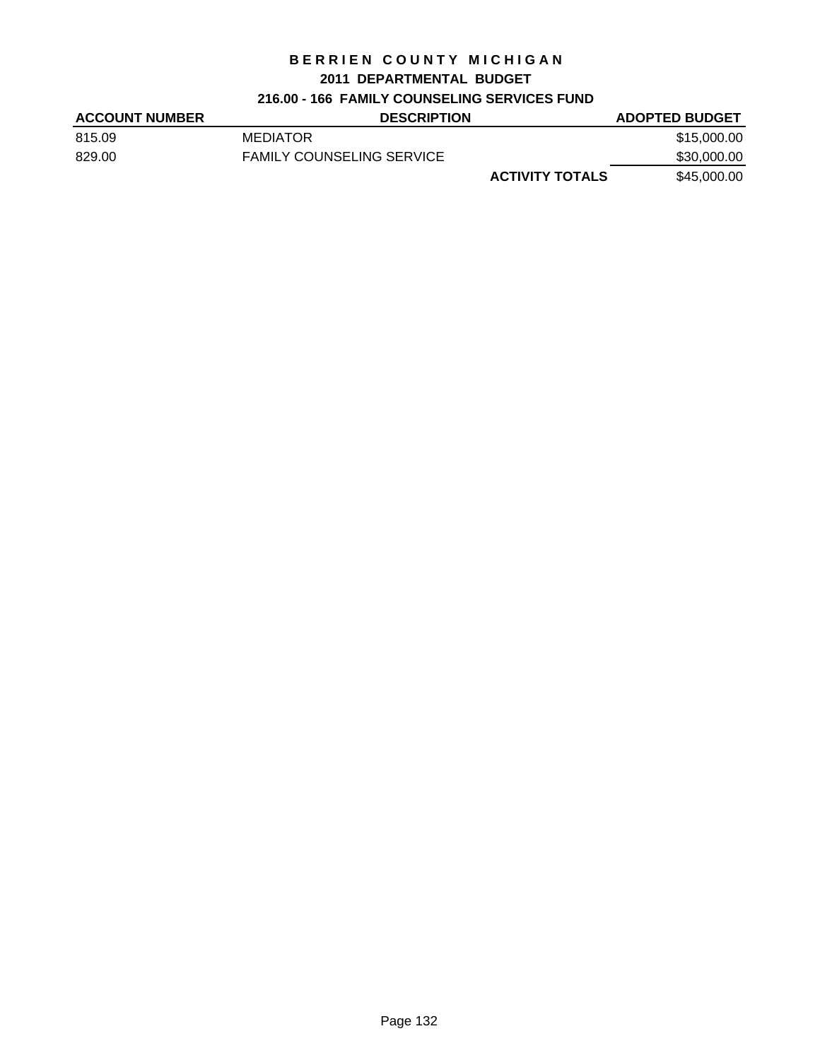# BERRIEN COUNTY MICHIGAN

## 2011 DEPARTMENTAL BUDGET

### 216.00 - 166 FAMILY COUNSELING SERVICES FUND

| ACCOUNT NUMBER | DESCRIPTION | | ADOPTED BUDGET |
|---|---|---|---|
| 815.09 | MEDIATOR | | $15,000.00 |
| 829.00 | FAMILY COUNSELING SERVICE | | $30,000.00 |
| | | **ACTIVITY TOTALS** | $45,000.00 |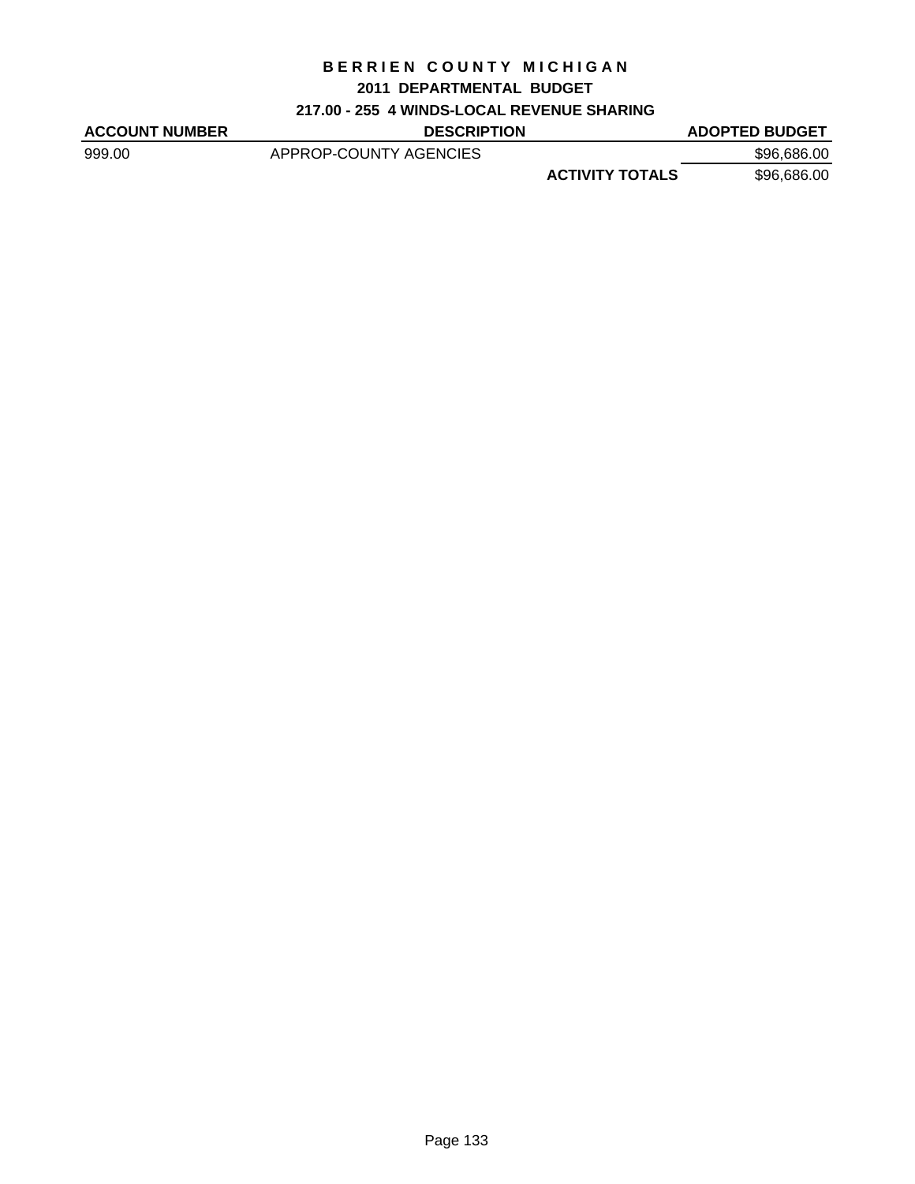# BERRIEN COUNTY MICHIGAN

## 2011 DEPARTMENTAL BUDGET

### 217.00 - 255 4 WINDS-LOCAL REVENUE SHARING

| ACCOUNT NUMBER | DESCRIPTION | | ADOPTED BUDGET |
|---|---|---|---|
| 999.00 | APPROP-COUNTY AGENCIES | | $96,686.00 |
| | | **ACTIVITY TOTALS** | $96,686.00 |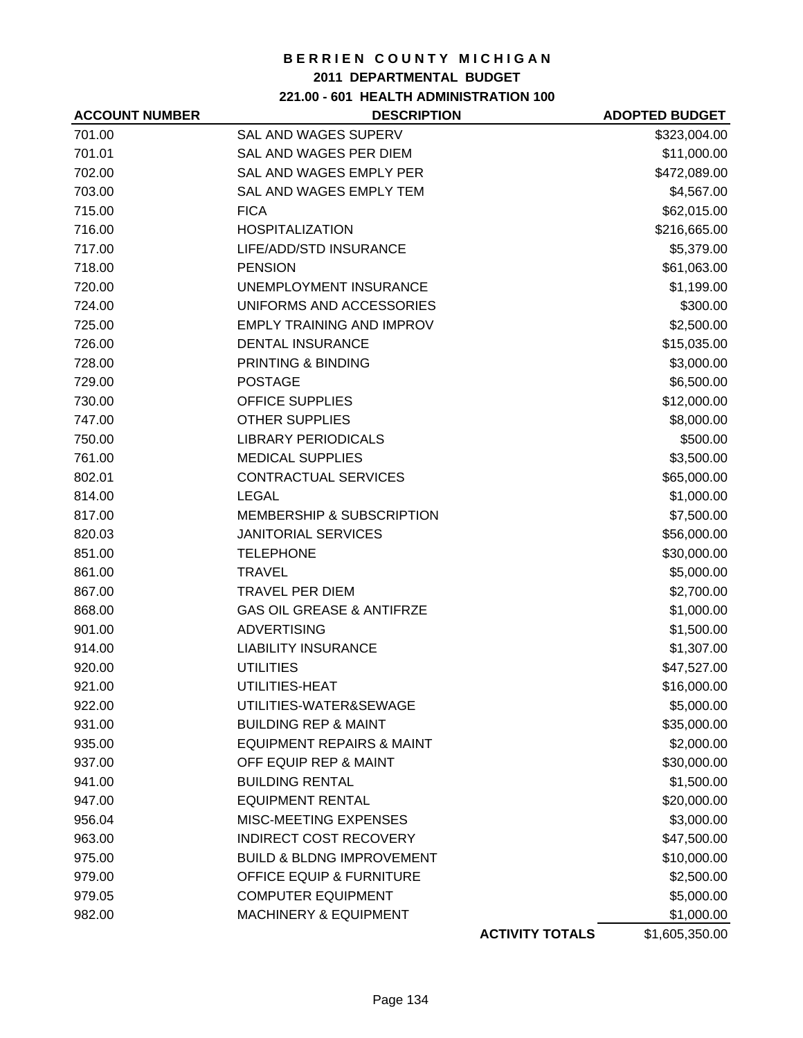# BERRIEN COUNTY MICHIGAN

## 2011 DEPARTMENTAL BUDGET

### 221.00 - 601 HEALTH ADMINISTRATION 100

| ACCOUNT NUMBER | DESCRIPTION | ADOPTED BUDGET |
|---|---|---|
| 701.00 | SAL AND WAGES SUPERV | $323,004.00 |
| 701.01 | SAL AND WAGES PER DIEM | $11,000.00 |
| 702.00 | SAL AND WAGES EMPLY PER | $472,089.00 |
| 703.00 | SAL AND WAGES EMPLY TEM | $4,567.00 |
| 715.00 | FICA | $62,015.00 |
| 716.00 | HOSPITALIZATION | $216,665.00 |
| 717.00 | LIFE/ADD/STD INSURANCE | $5,379.00 |
| 718.00 | PENSION | $61,063.00 |
| 720.00 | UNEMPLOYMENT INSURANCE | $1,199.00 |
| 724.00 | UNIFORMS AND ACCESSORIES | $300.00 |
| 725.00 | EMPLY TRAINING AND IMPROV | $2,500.00 |
| 726.00 | DENTAL INSURANCE | $15,035.00 |
| 728.00 | PRINTING & BINDING | $3,000.00 |
| 729.00 | POSTAGE | $6,500.00 |
| 730.00 | OFFICE SUPPLIES | $12,000.00 |
| 747.00 | OTHER SUPPLIES | $8,000.00 |
| 750.00 | LIBRARY PERIODICALS | $500.00 |
| 761.00 | MEDICAL SUPPLIES | $3,500.00 |
| 802.01 | CONTRACTUAL SERVICES | $65,000.00 |
| 814.00 | LEGAL | $1,000.00 |
| 817.00 | MEMBERSHIP & SUBSCRIPTION | $7,500.00 |
| 820.03 | JANITORIAL SERVICES | $56,000.00 |
| 851.00 | TELEPHONE | $30,000.00 |
| 861.00 | TRAVEL | $5,000.00 |
| 867.00 | TRAVEL PER DIEM | $2,700.00 |
| 868.00 | GAS OIL GREASE & ANTIFRZE | $1,000.00 |
| 901.00 | ADVERTISING | $1,500.00 |
| 914.00 | LIABILITY INSURANCE | $1,307.00 |
| 920.00 | UTILITIES | $47,527.00 |
| 921.00 | UTILITIES-HEAT | $16,000.00 |
| 922.00 | UTILITIES-WATER&SEWAGE | $5,000.00 |
| 931.00 | BUILDING REP & MAINT | $35,000.00 |
| 935.00 | EQUIPMENT REPAIRS & MAINT | $2,000.00 |
| 937.00 | OFF EQUIP REP & MAINT | $30,000.00 |
| 941.00 | BUILDING RENTAL | $1,500.00 |
| 947.00 | EQUIPMENT RENTAL | $20,000.00 |
| 956.04 | MISC-MEETING EXPENSES | $3,000.00 |
| 963.00 | INDIRECT COST RECOVERY | $47,500.00 |
| 975.00 | BUILD & BLDNG IMPROVEMENT | $10,000.00 |
| 979.00 | OFFICE EQUIP & FURNITURE | $2,500.00 |
| 979.05 | COMPUTER EQUIPMENT | $5,000.00 |
| 982.00 | MACHINERY & EQUIPMENT | $1,000.00 |
| | **ACTIVITY TOTALS** | $1,605,350.00 |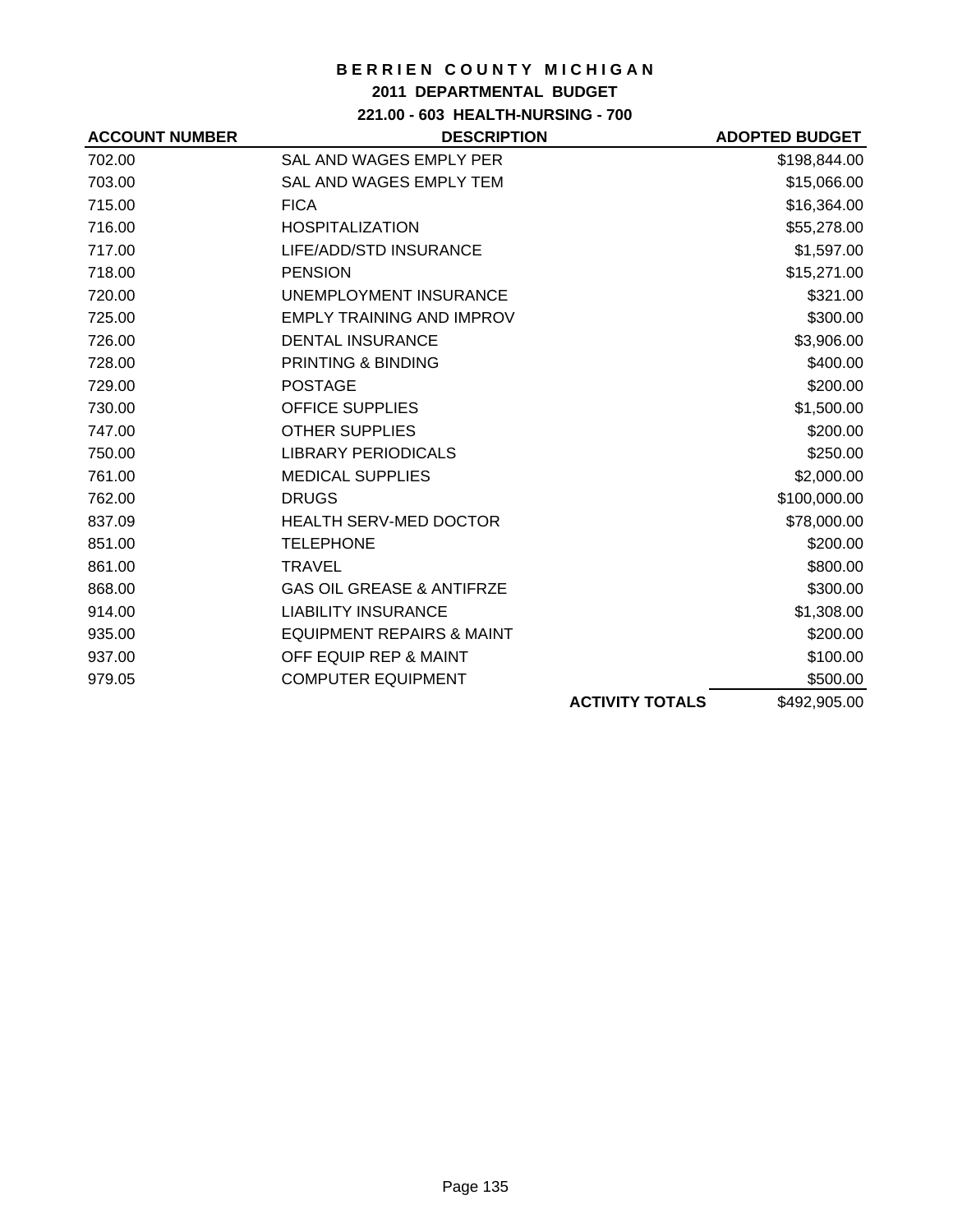**B E R R I E N  C O U N T Y  M I C H I G A N**

**2011 DEPARTMENTAL BUDGET**

**221.00 - 603 HEALTH-NURSING - 700**

| ACCOUNT NUMBER | DESCRIPTION | | ADOPTED BUDGET |
|---|---|---|---|
| 702.00 | SAL AND WAGES EMPLY PER | | $198,844.00 |
| 703.00 | SAL AND WAGES EMPLY TEM | | $15,066.00 |
| 715.00 | FICA | | $16,364.00 |
| 716.00 | HOSPITALIZATION | | $55,278.00 |
| 717.00 | LIFE/ADD/STD INSURANCE | | $1,597.00 |
| 718.00 | PENSION | | $15,271.00 |
| 720.00 | UNEMPLOYMENT INSURANCE | | $321.00 |
| 725.00 | EMPLY TRAINING AND IMPROV | | $300.00 |
| 726.00 | DENTAL INSURANCE | | $3,906.00 |
| 728.00 | PRINTING & BINDING | | $400.00 |
| 729.00 | POSTAGE | | $200.00 |
| 730.00 | OFFICE SUPPLIES | | $1,500.00 |
| 747.00 | OTHER SUPPLIES | | $200.00 |
| 750.00 | LIBRARY PERIODICALS | | $250.00 |
| 761.00 | MEDICAL SUPPLIES | | $2,000.00 |
| 762.00 | DRUGS | | $100,000.00 |
| 837.09 | HEALTH SERV-MED DOCTOR | | $78,000.00 |
| 851.00 | TELEPHONE | | $200.00 |
| 861.00 | TRAVEL | | $800.00 |
| 868.00 | GAS OIL GREASE & ANTIFRZE | | $300.00 |
| 914.00 | LIABILITY INSURANCE | | $1,308.00 |
| 935.00 | EQUIPMENT REPAIRS & MAINT | | $200.00 |
| 937.00 | OFF EQUIP REP & MAINT | | $100.00 |
| 979.05 | COMPUTER EQUIPMENT | | $500.00 |
| | | **ACTIVITY TOTALS** | $492,905.00 |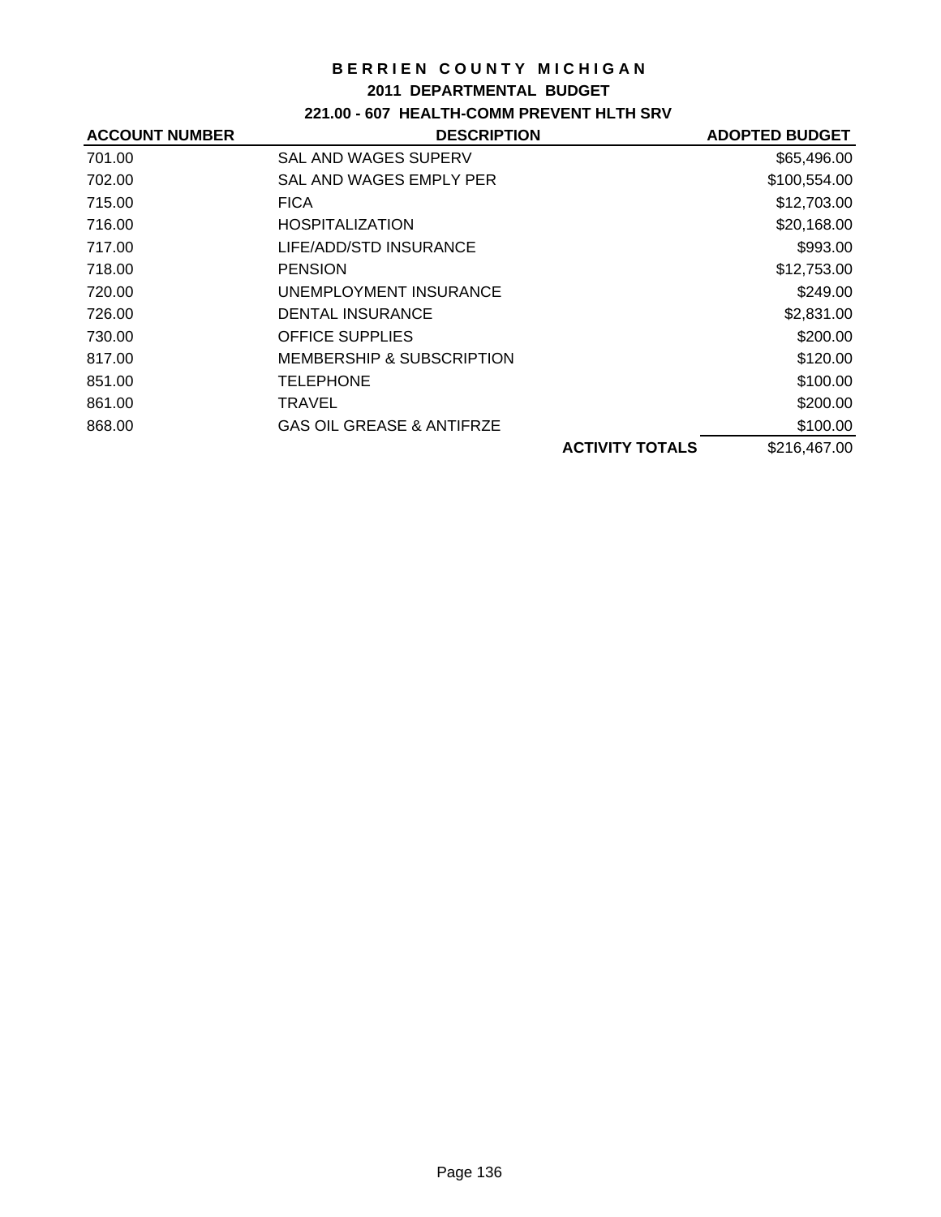# BERRIEN COUNTY MICHIGAN

## 2011 DEPARTMENTAL BUDGET

### 221.00 - 607 HEALTH-COMM PREVENT HLTH SRV

| ACCOUNT NUMBER | DESCRIPTION | ADOPTED BUDGET |
|---|---|---|
| 701.00 | SAL AND WAGES SUPERV | $65,496.00 |
| 702.00 | SAL AND WAGES EMPLY PER | $100,554.00 |
| 715.00 | FICA | $12,703.00 |
| 716.00 | HOSPITALIZATION | $20,168.00 |
| 717.00 | LIFE/ADD/STD INSURANCE | $993.00 |
| 718.00 | PENSION | $12,753.00 |
| 720.00 | UNEMPLOYMENT INSURANCE | $249.00 |
| 726.00 | DENTAL INSURANCE | $2,831.00 |
| 730.00 | OFFICE SUPPLIES | $200.00 |
| 817.00 | MEMBERSHIP & SUBSCRIPTION | $120.00 |
| 851.00 | TELEPHONE | $100.00 |
| 861.00 | TRAVEL | $200.00 |
| 868.00 | GAS OIL GREASE & ANTIFRZE | $100.00 |
| | **ACTIVITY TOTALS** | $216,467.00 |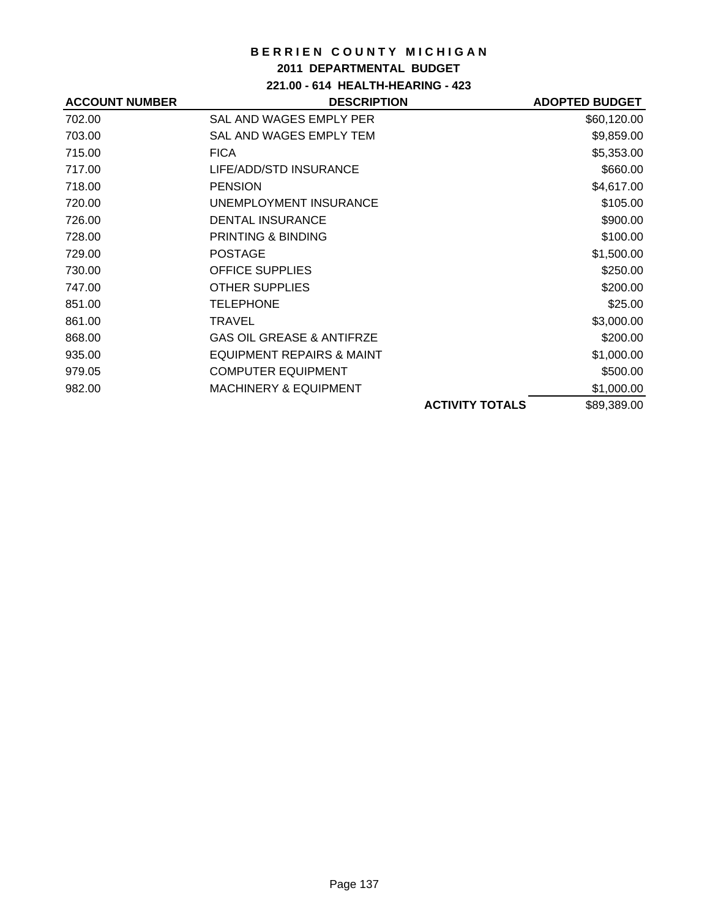# BERRIEN COUNTY MICHIGAN

## 2011 DEPARTMENTAL BUDGET

### 221.00 - 614 HEALTH-HEARING - 423

| ACCOUNT NUMBER | DESCRIPTION | ADOPTED BUDGET |
|---|---|---|
| 702.00 | SAL AND WAGES EMPLY PER | $60,120.00 |
| 703.00 | SAL AND WAGES EMPLY TEM | $9,859.00 |
| 715.00 | FICA | $5,353.00 |
| 717.00 | LIFE/ADD/STD INSURANCE | $660.00 |
| 718.00 | PENSION | $4,617.00 |
| 720.00 | UNEMPLOYMENT INSURANCE | $105.00 |
| 726.00 | DENTAL INSURANCE | $900.00 |
| 728.00 | PRINTING & BINDING | $100.00 |
| 729.00 | POSTAGE | $1,500.00 |
| 730.00 | OFFICE SUPPLIES | $250.00 |
| 747.00 | OTHER SUPPLIES | $200.00 |
| 851.00 | TELEPHONE | $25.00 |
| 861.00 | TRAVEL | $3,000.00 |
| 868.00 | GAS OIL GREASE & ANTIFRZE | $200.00 |
| 935.00 | EQUIPMENT REPAIRS & MAINT | $1,000.00 |
| 979.05 | COMPUTER EQUIPMENT | $500.00 |
| 982.00 | MACHINERY & EQUIPMENT | $1,000.00 |
| | **ACTIVITY TOTALS** | $89,389.00 |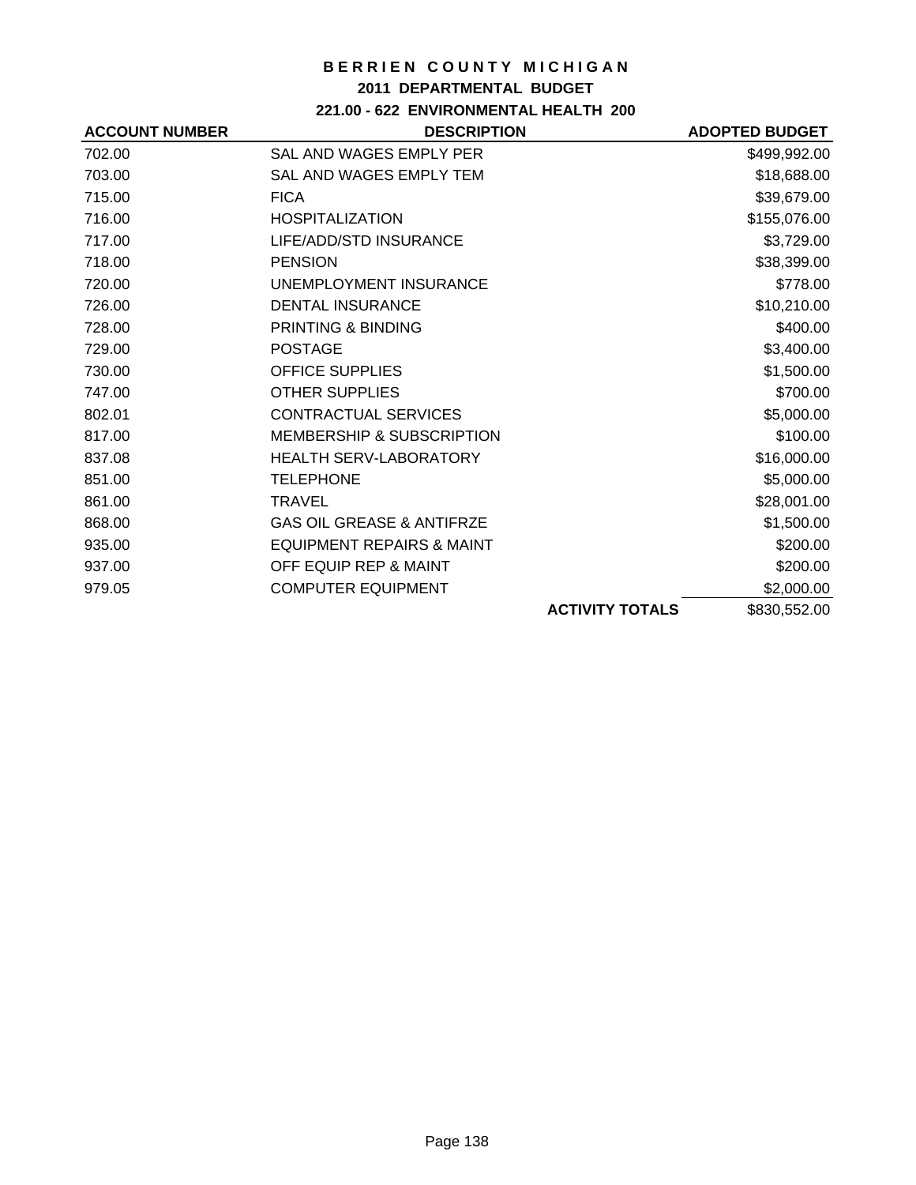# BERRIEN COUNTY MICHIGAN

## 2011 DEPARTMENTAL BUDGET

### 221.00 - 622 ENVIRONMENTAL HEALTH 200

| ACCOUNT NUMBER | DESCRIPTION | | ADOPTED BUDGET |
|---|---|---|---|
| 702.00 | SAL AND WAGES EMPLY PER | | $499,992.00 |
| 703.00 | SAL AND WAGES EMPLY TEM | | $18,688.00 |
| 715.00 | FICA | | $39,679.00 |
| 716.00 | HOSPITALIZATION | | $155,076.00 |
| 717.00 | LIFE/ADD/STD INSURANCE | | $3,729.00 |
| 718.00 | PENSION | | $38,399.00 |
| 720.00 | UNEMPLOYMENT INSURANCE | | $778.00 |
| 726.00 | DENTAL INSURANCE | | $10,210.00 |
| 728.00 | PRINTING & BINDING | | $400.00 |
| 729.00 | POSTAGE | | $3,400.00 |
| 730.00 | OFFICE SUPPLIES | | $1,500.00 |
| 747.00 | OTHER SUPPLIES | | $700.00 |
| 802.01 | CONTRACTUAL SERVICES | | $5,000.00 |
| 817.00 | MEMBERSHIP & SUBSCRIPTION | | $100.00 |
| 837.08 | HEALTH SERV-LABORATORY | | $16,000.00 |
| 851.00 | TELEPHONE | | $5,000.00 |
| 861.00 | TRAVEL | | $28,001.00 |
| 868.00 | GAS OIL GREASE & ANTIFRZE | | $1,500.00 |
| 935.00 | EQUIPMENT REPAIRS & MAINT | | $200.00 |
| 937.00 | OFF EQUIP REP & MAINT | | $200.00 |
| 979.05 | COMPUTER EQUIPMENT | | $2,000.00 |
| | | **ACTIVITY TOTALS** | $830,552.00 |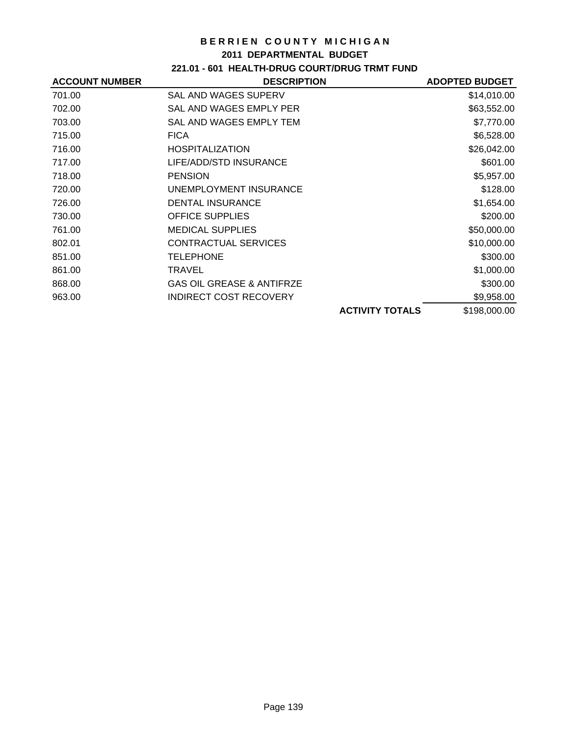# BERRIEN COUNTY MICHIGAN

## 2011 DEPARTMENTAL BUDGET

### 221.01 - 601 HEALTH-DRUG COURT/DRUG TRMT FUND

| ACCOUNT NUMBER | DESCRIPTION | ADOPTED BUDGET |
|---|---|---|
| 701.00 | SAL AND WAGES SUPERV | $14,010.00 |
| 702.00 | SAL AND WAGES EMPLY PER | $63,552.00 |
| 703.00 | SAL AND WAGES EMPLY TEM | $7,770.00 |
| 715.00 | FICA | $6,528.00 |
| 716.00 | HOSPITALIZATION | $26,042.00 |
| 717.00 | LIFE/ADD/STD INSURANCE | $601.00 |
| 718.00 | PENSION | $5,957.00 |
| 720.00 | UNEMPLOYMENT INSURANCE | $128.00 |
| 726.00 | DENTAL INSURANCE | $1,654.00 |
| 730.00 | OFFICE SUPPLIES | $200.00 |
| 761.00 | MEDICAL SUPPLIES | $50,000.00 |
| 802.01 | CONTRACTUAL SERVICES | $10,000.00 |
| 851.00 | TELEPHONE | $300.00 |
| 861.00 | TRAVEL | $1,000.00 |
| 868.00 | GAS OIL GREASE & ANTIFRZE | $300.00 |
| 963.00 | INDIRECT COST RECOVERY | $9,958.00 |
| | **ACTIVITY TOTALS** | $198,000.00 |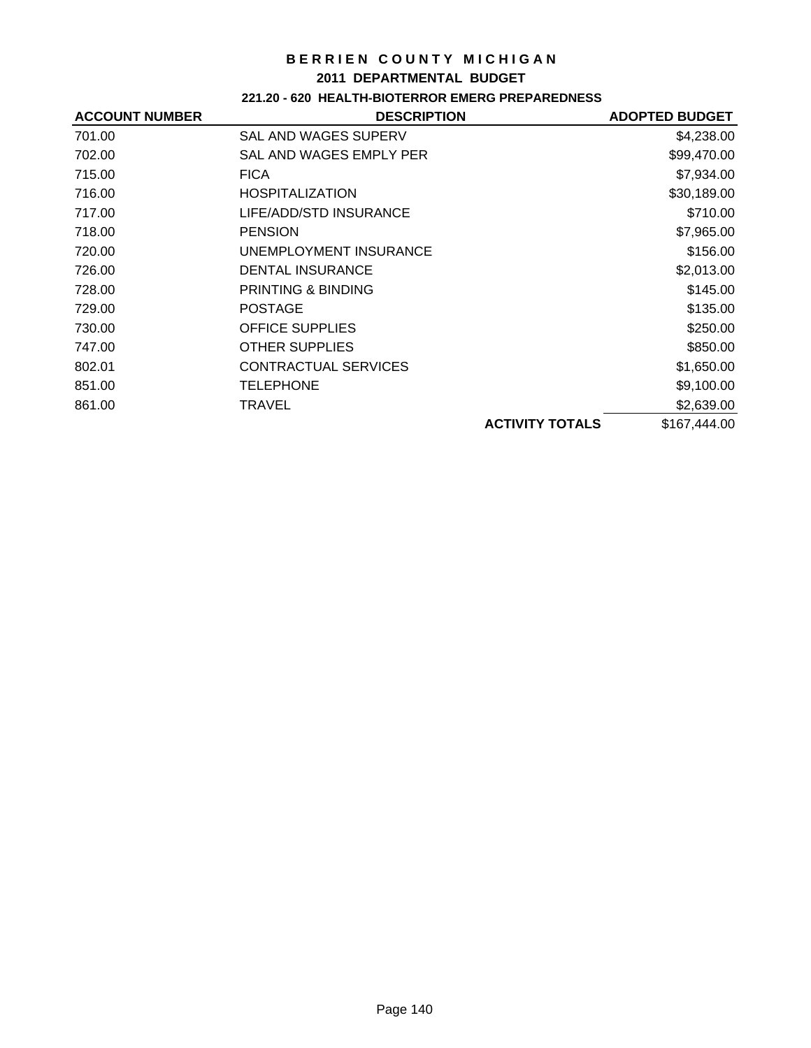# BERRIEN COUNTY MICHIGAN

## 2011 DEPARTMENTAL BUDGET

### 221.20 - 620 HEALTH-BIOTERROR EMERG PREPAREDNESS

| ACCOUNT NUMBER | DESCRIPTION | ADOPTED BUDGET |
|---|---|---|
| 701.00 | SAL AND WAGES SUPERV | $4,238.00 |
| 702.00 | SAL AND WAGES EMPLY PER | $99,470.00 |
| 715.00 | FICA | $7,934.00 |
| 716.00 | HOSPITALIZATION | $30,189.00 |
| 717.00 | LIFE/ADD/STD INSURANCE | $710.00 |
| 718.00 | PENSION | $7,965.00 |
| 720.00 | UNEMPLOYMENT INSURANCE | $156.00 |
| 726.00 | DENTAL INSURANCE | $2,013.00 |
| 728.00 | PRINTING & BINDING | $145.00 |
| 729.00 | POSTAGE | $135.00 |
| 730.00 | OFFICE SUPPLIES | $250.00 |
| 747.00 | OTHER SUPPLIES | $850.00 |
| 802.01 | CONTRACTUAL SERVICES | $1,650.00 |
| 851.00 | TELEPHONE | $9,100.00 |
| 861.00 | TRAVEL | $2,639.00 |
| | **ACTIVITY TOTALS** | $167,444.00 |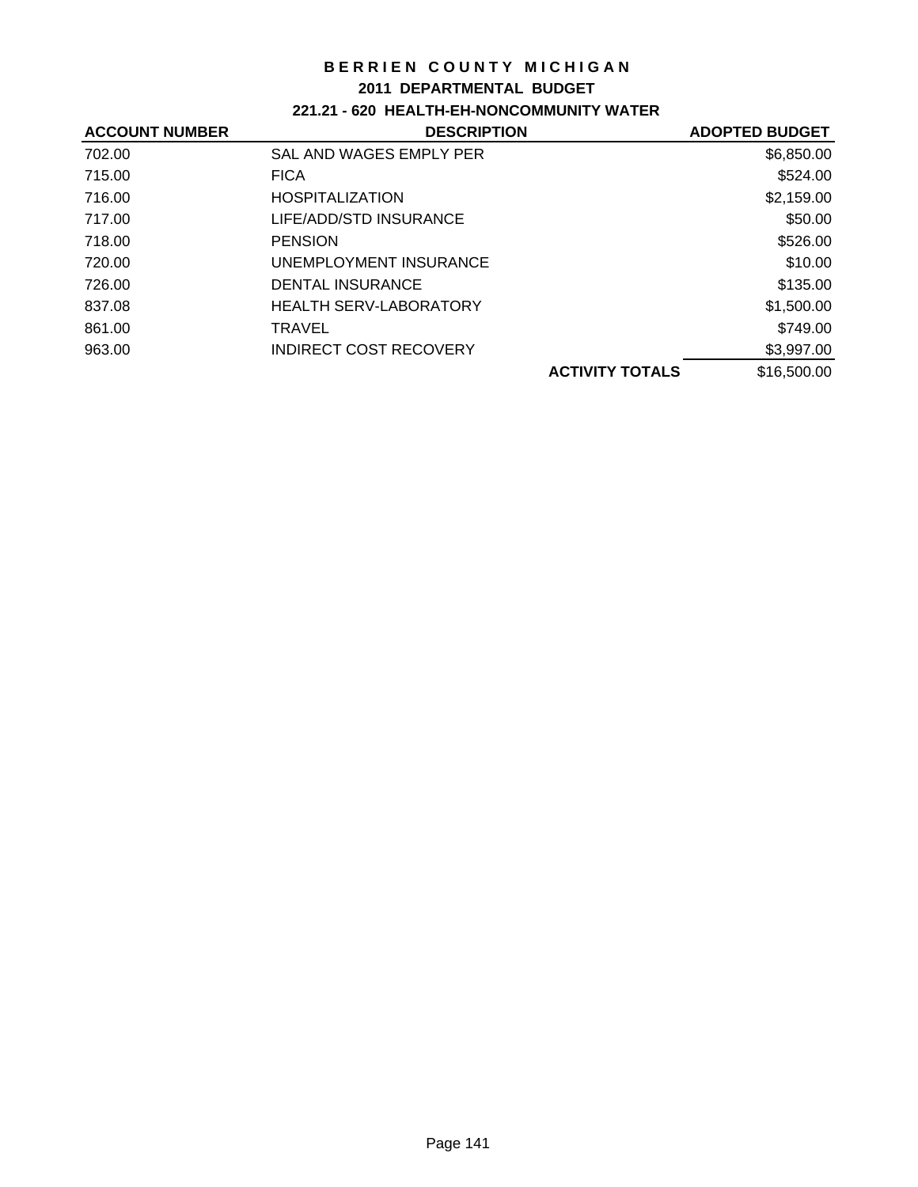# BERRIEN COUNTY MICHIGAN

## 2011 DEPARTMENTAL BUDGET

### 221.21 - 620 HEALTH-EH-NONCOMMUNITY WATER

| ACCOUNT NUMBER | DESCRIPTION | | ADOPTED BUDGET |
|---|---|---|---|
| 702.00 | SAL AND WAGES EMPLY PER | | $6,850.00 |
| 715.00 | FICA | | $524.00 |
| 716.00 | HOSPITALIZATION | | $2,159.00 |
| 717.00 | LIFE/ADD/STD INSURANCE | | $50.00 |
| 718.00 | PENSION | | $526.00 |
| 720.00 | UNEMPLOYMENT INSURANCE | | $10.00 |
| 726.00 | DENTAL INSURANCE | | $135.00 |
| 837.08 | HEALTH SERV-LABORATORY | | $1,500.00 |
| 861.00 | TRAVEL | | $749.00 |
| 963.00 | INDIRECT COST RECOVERY | | $3,997.00 |
| | | **ACTIVITY TOTALS** | $16,500.00 |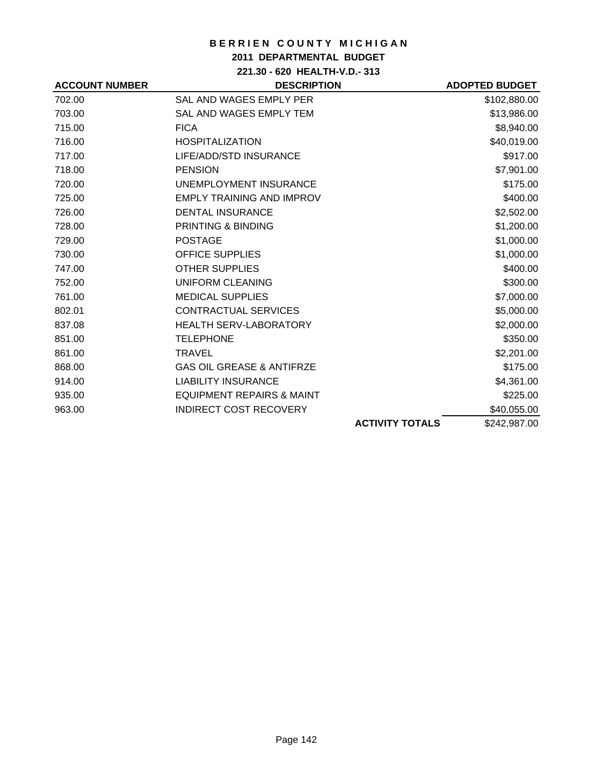# BERRIEN COUNTY MICHIGAN

## 2011 DEPARTMENTAL BUDGET

### 221.30 - 620 HEALTH-V.D.- 313

| ACCOUNT NUMBER | DESCRIPTION | | ADOPTED BUDGET |
|---|---|---|---|
| 702.00 | SAL AND WAGES EMPLY PER | | $102,880.00 |
| 703.00 | SAL AND WAGES EMPLY TEM | | $13,986.00 |
| 715.00 | FICA | | $8,940.00 |
| 716.00 | HOSPITALIZATION | | $40,019.00 |
| 717.00 | LIFE/ADD/STD INSURANCE | | $917.00 |
| 718.00 | PENSION | | $7,901.00 |
| 720.00 | UNEMPLOYMENT INSURANCE | | $175.00 |
| 725.00 | EMPLY TRAINING AND IMPROV | | $400.00 |
| 726.00 | DENTAL INSURANCE | | $2,502.00 |
| 728.00 | PRINTING & BINDING | | $1,200.00 |
| 729.00 | POSTAGE | | $1,000.00 |
| 730.00 | OFFICE SUPPLIES | | $1,000.00 |
| 747.00 | OTHER SUPPLIES | | $400.00 |
| 752.00 | UNIFORM CLEANING | | $300.00 |
| 761.00 | MEDICAL SUPPLIES | | $7,000.00 |
| 802.01 | CONTRACTUAL SERVICES | | $5,000.00 |
| 837.08 | HEALTH SERV-LABORATORY | | $2,000.00 |
| 851.00 | TELEPHONE | | $350.00 |
| 861.00 | TRAVEL | | $2,201.00 |
| 868.00 | GAS OIL GREASE & ANTIFRZE | | $175.00 |
| 914.00 | LIABILITY INSURANCE | | $4,361.00 |
| 935.00 | EQUIPMENT REPAIRS & MAINT | | $225.00 |
| 963.00 | INDIRECT COST RECOVERY | | $40,055.00 |
| | | **ACTIVITY TOTALS** | $242,987.00 |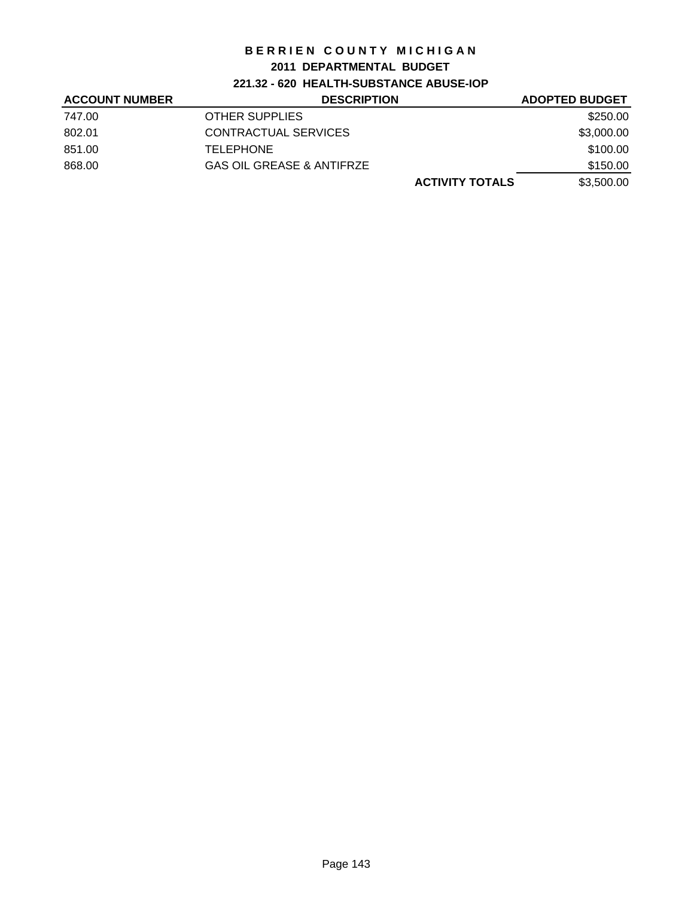# BERRIEN COUNTY MICHIGAN

## 2011 DEPARTMENTAL BUDGET

### 221.32 - 620 HEALTH-SUBSTANCE ABUSE-IOP

| ACCOUNT NUMBER | DESCRIPTION | | ADOPTED BUDGET |
|---|---|---|---|
| 747.00 | OTHER SUPPLIES | | $250.00 |
| 802.01 | CONTRACTUAL SERVICES | | $3,000.00 |
| 851.00 | TELEPHONE | | $100.00 |
| 868.00 | GAS OIL GREASE & ANTIFRZE | | $150.00 |
| | | **ACTIVITY TOTALS** | $3,500.00 |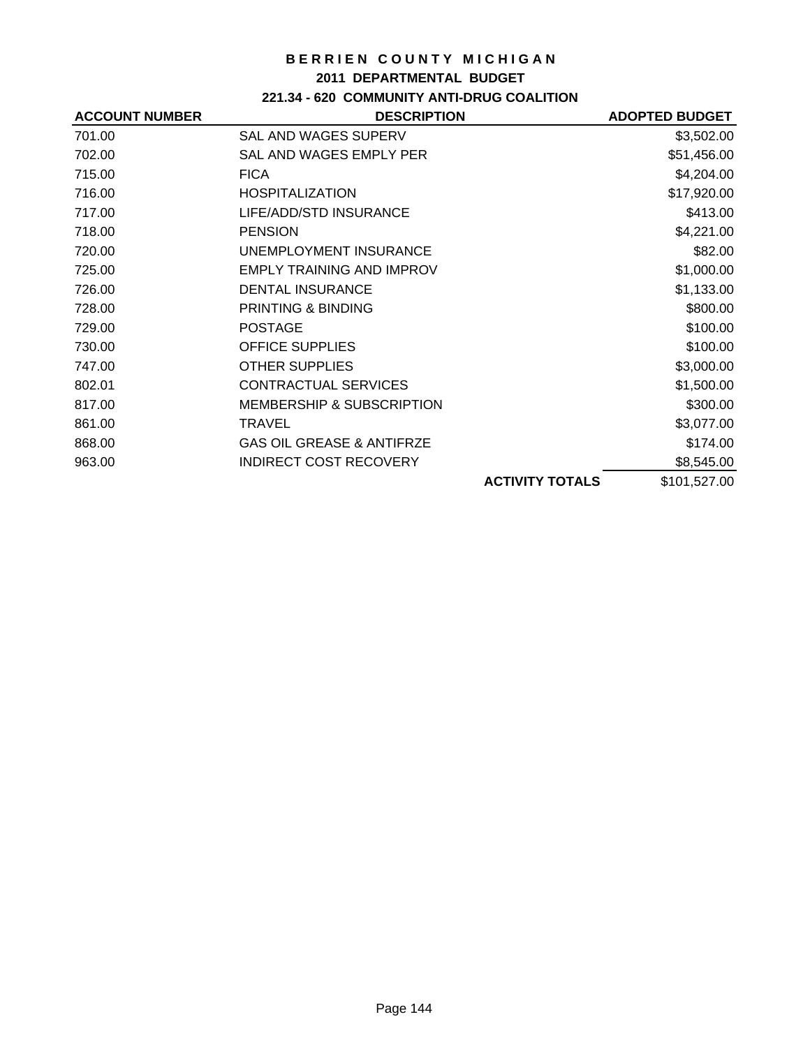# BERRIEN COUNTY MICHIGAN

## 2011 DEPARTMENTAL BUDGET

### 221.34 - 620 COMMUNITY ANTI-DRUG COALITION

| ACCOUNT NUMBER | DESCRIPTION | | ADOPTED BUDGET |
|---|---|---|---|
| 701.00 | SAL AND WAGES SUPERV | | $3,502.00 |
| 702.00 | SAL AND WAGES EMPLY PER | | $51,456.00 |
| 715.00 | FICA | | $4,204.00 |
| 716.00 | HOSPITALIZATION | | $17,920.00 |
| 717.00 | LIFE/ADD/STD INSURANCE | | $413.00 |
| 718.00 | PENSION | | $4,221.00 |
| 720.00 | UNEMPLOYMENT INSURANCE | | $82.00 |
| 725.00 | EMPLY TRAINING AND IMPROV | | $1,000.00 |
| 726.00 | DENTAL INSURANCE | | $1,133.00 |
| 728.00 | PRINTING & BINDING | | $800.00 |
| 729.00 | POSTAGE | | $100.00 |
| 730.00 | OFFICE SUPPLIES | | $100.00 |
| 747.00 | OTHER SUPPLIES | | $3,000.00 |
| 802.01 | CONTRACTUAL SERVICES | | $1,500.00 |
| 817.00 | MEMBERSHIP & SUBSCRIPTION | | $300.00 |
| 861.00 | TRAVEL | | $3,077.00 |
| 868.00 | GAS OIL GREASE & ANTIFRZE | | $174.00 |
| 963.00 | INDIRECT COST RECOVERY | | $8,545.00 |
| | | **ACTIVITY TOTALS** | $101,527.00 |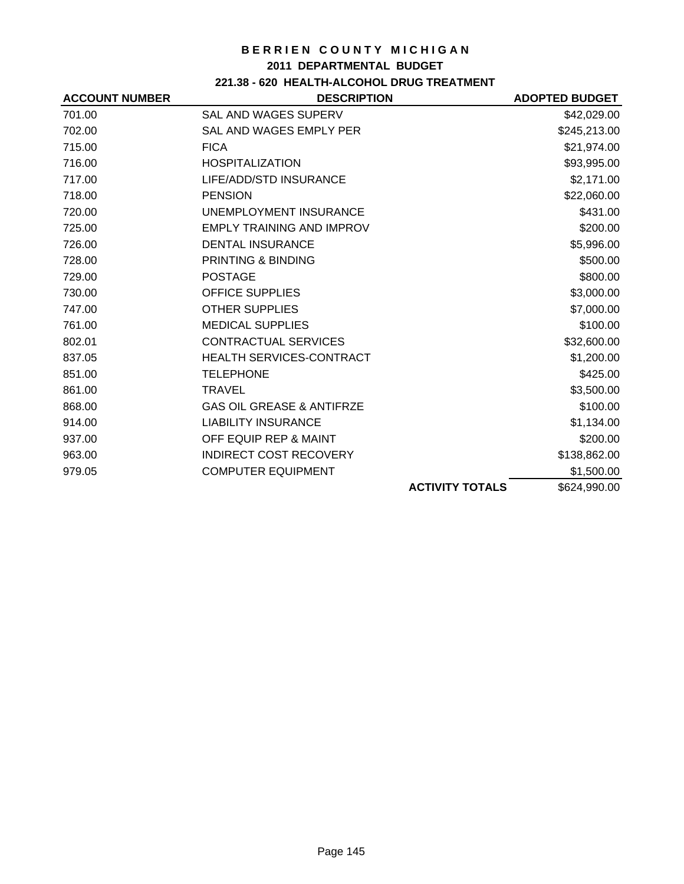# BERRIEN COUNTY MICHIGAN

## 2011 DEPARTMENTAL BUDGET

### 221.38 - 620 HEALTH-ALCOHOL DRUG TREATMENT

| ACCOUNT NUMBER | DESCRIPTION | | ADOPTED BUDGET |
|---|---|---|---|
| 701.00 | SAL AND WAGES SUPERV | | $42,029.00 |
| 702.00 | SAL AND WAGES EMPLY PER | | $245,213.00 |
| 715.00 | FICA | | $21,974.00 |
| 716.00 | HOSPITALIZATION | | $93,995.00 |
| 717.00 | LIFE/ADD/STD INSURANCE | | $2,171.00 |
| 718.00 | PENSION | | $22,060.00 |
| 720.00 | UNEMPLOYMENT INSURANCE | | $431.00 |
| 725.00 | EMPLY TRAINING AND IMPROV | | $200.00 |
| 726.00 | DENTAL INSURANCE | | $5,996.00 |
| 728.00 | PRINTING & BINDING | | $500.00 |
| 729.00 | POSTAGE | | $800.00 |
| 730.00 | OFFICE SUPPLIES | | $3,000.00 |
| 747.00 | OTHER SUPPLIES | | $7,000.00 |
| 761.00 | MEDICAL SUPPLIES | | $100.00 |
| 802.01 | CONTRACTUAL SERVICES | | $32,600.00 |
| 837.05 | HEALTH SERVICES-CONTRACT | | $1,200.00 |
| 851.00 | TELEPHONE | | $425.00 |
| 861.00 | TRAVEL | | $3,500.00 |
| 868.00 | GAS OIL GREASE & ANTIFRZE | | $100.00 |
| 914.00 | LIABILITY INSURANCE | | $1,134.00 |
| 937.00 | OFF EQUIP REP & MAINT | | $200.00 |
| 963.00 | INDIRECT COST RECOVERY | | $138,862.00 |
| 979.05 | COMPUTER EQUIPMENT | | $1,500.00 |
| | | **ACTIVITY TOTALS** | $624,990.00 |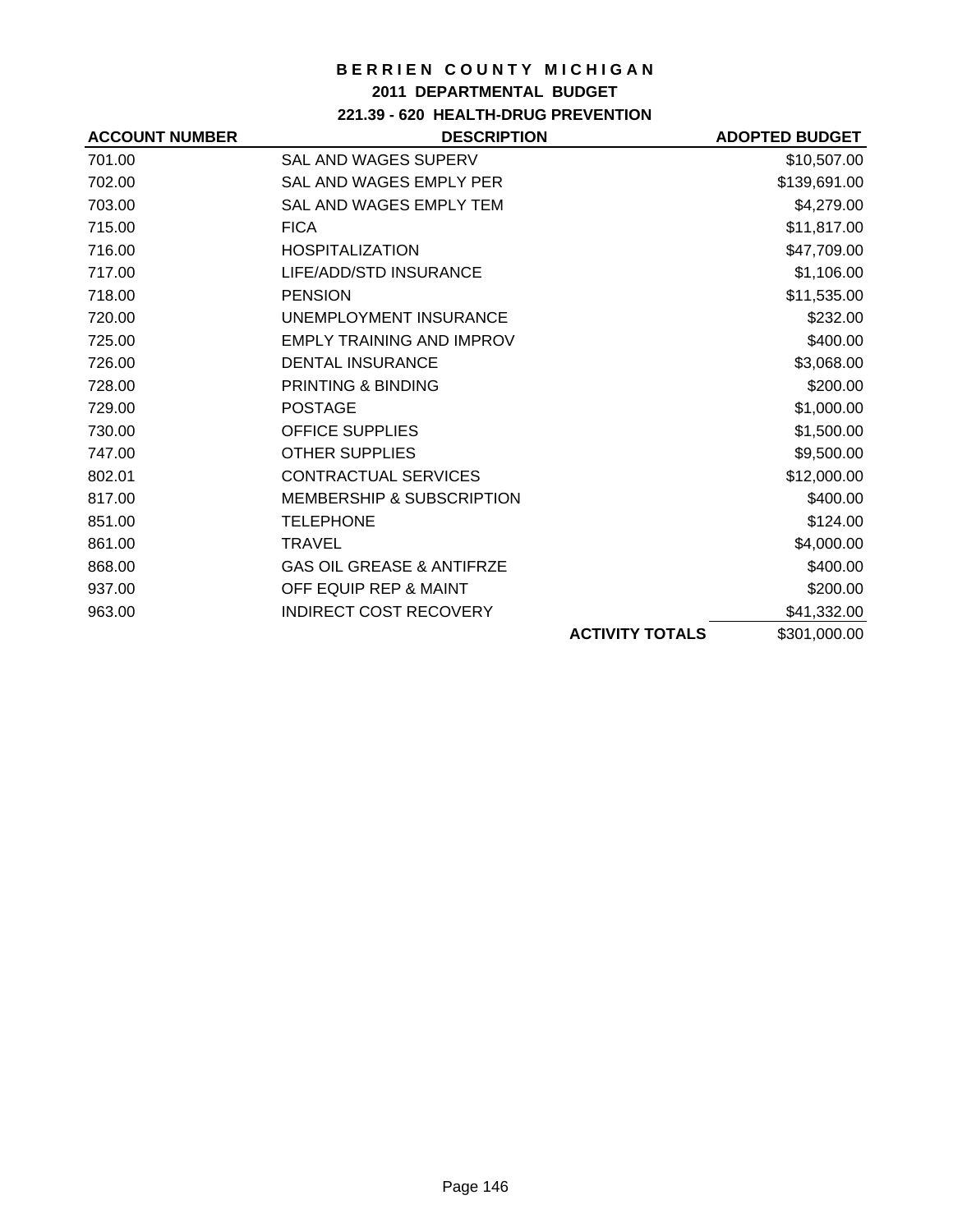# BERRIEN COUNTY MICHIGAN

## 2011 DEPARTMENTAL BUDGET

### 221.39 - 620 HEALTH-DRUG PREVENTION

| ACCOUNT NUMBER | DESCRIPTION | | ADOPTED BUDGET |
|---|---|---|---|
| 701.00 | SAL AND WAGES SUPERV | | $10,507.00 |
| 702.00 | SAL AND WAGES EMPLY PER | | $139,691.00 |
| 703.00 | SAL AND WAGES EMPLY TEM | | $4,279.00 |
| 715.00 | FICA | | $11,817.00 |
| 716.00 | HOSPITALIZATION | | $47,709.00 |
| 717.00 | LIFE/ADD/STD INSURANCE | | $1,106.00 |
| 718.00 | PENSION | | $11,535.00 |
| 720.00 | UNEMPLOYMENT INSURANCE | | $232.00 |
| 725.00 | EMPLY TRAINING AND IMPROV | | $400.00 |
| 726.00 | DENTAL INSURANCE | | $3,068.00 |
| 728.00 | PRINTING & BINDING | | $200.00 |
| 729.00 | POSTAGE | | $1,000.00 |
| 730.00 | OFFICE SUPPLIES | | $1,500.00 |
| 747.00 | OTHER SUPPLIES | | $9,500.00 |
| 802.01 | CONTRACTUAL SERVICES | | $12,000.00 |
| 817.00 | MEMBERSHIP & SUBSCRIPTION | | $400.00 |
| 851.00 | TELEPHONE | | $124.00 |
| 861.00 | TRAVEL | | $4,000.00 |
| 868.00 | GAS OIL GREASE & ANTIFRZE | | $400.00 |
| 937.00 | OFF EQUIP REP & MAINT | | $200.00 |
| 963.00 | INDIRECT COST RECOVERY | | $41,332.00 |
| | | **ACTIVITY TOTALS** | $301,000.00 |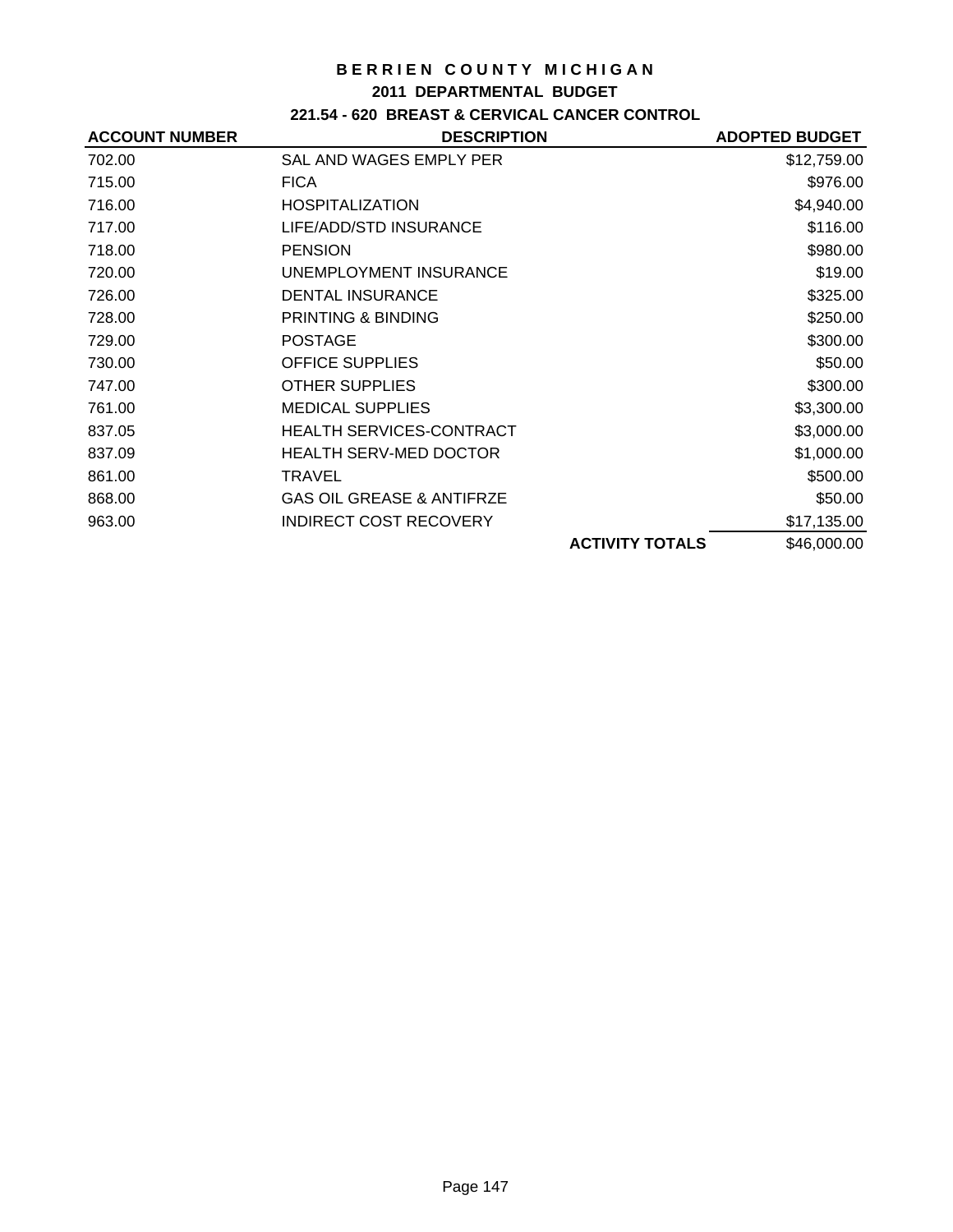# BERRIEN COUNTY MICHIGAN

## 2011 DEPARTMENTAL BUDGET

### 221.54 - 620 BREAST & CERVICAL CANCER CONTROL

| ACCOUNT NUMBER | DESCRIPTION | | ADOPTED BUDGET |
|---|---|---|---|
| 702.00 | SAL AND WAGES EMPLY PER | | $12,759.00 |
| 715.00 | FICA | | $976.00 |
| 716.00 | HOSPITALIZATION | | $4,940.00 |
| 717.00 | LIFE/ADD/STD INSURANCE | | $116.00 |
| 718.00 | PENSION | | $980.00 |
| 720.00 | UNEMPLOYMENT INSURANCE | | $19.00 |
| 726.00 | DENTAL INSURANCE | | $325.00 |
| 728.00 | PRINTING & BINDING | | $250.00 |
| 729.00 | POSTAGE | | $300.00 |
| 730.00 | OFFICE SUPPLIES | | $50.00 |
| 747.00 | OTHER SUPPLIES | | $300.00 |
| 761.00 | MEDICAL SUPPLIES | | $3,300.00 |
| 837.05 | HEALTH SERVICES-CONTRACT | | $3,000.00 |
| 837.09 | HEALTH SERV-MED DOCTOR | | $1,000.00 |
| 861.00 | TRAVEL | | $500.00 |
| 868.00 | GAS OIL GREASE & ANTIFRZE | | $50.00 |
| 963.00 | INDIRECT COST RECOVERY | | $17,135.00 |
| | | **ACTIVITY TOTALS** | $46,000.00 |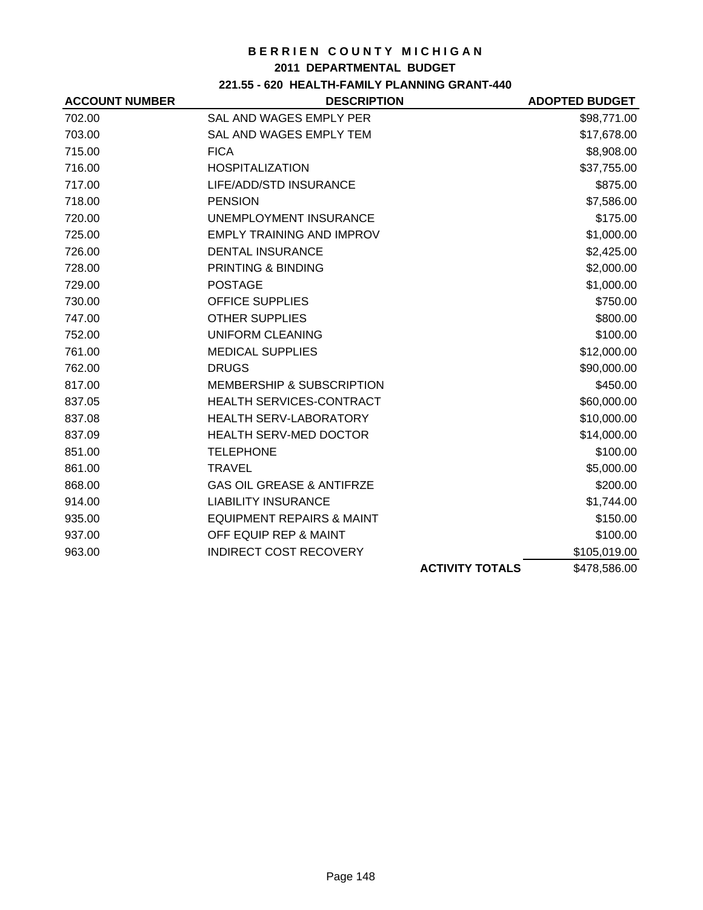# BERRIEN COUNTY MICHIGAN

## 2011 DEPARTMENTAL BUDGET

### 221.55 - 620 HEALTH-FAMILY PLANNING GRANT-440

| ACCOUNT NUMBER | DESCRIPTION | ADOPTED BUDGET |
|---|---|---|
| 702.00 | SAL AND WAGES EMPLY PER | $98,771.00 |
| 703.00 | SAL AND WAGES EMPLY TEM | $17,678.00 |
| 715.00 | FICA | $8,908.00 |
| 716.00 | HOSPITALIZATION | $37,755.00 |
| 717.00 | LIFE/ADD/STD INSURANCE | $875.00 |
| 718.00 | PENSION | $7,586.00 |
| 720.00 | UNEMPLOYMENT INSURANCE | $175.00 |
| 725.00 | EMPLY TRAINING AND IMPROV | $1,000.00 |
| 726.00 | DENTAL INSURANCE | $2,425.00 |
| 728.00 | PRINTING & BINDING | $2,000.00 |
| 729.00 | POSTAGE | $1,000.00 |
| 730.00 | OFFICE SUPPLIES | $750.00 |
| 747.00 | OTHER SUPPLIES | $800.00 |
| 752.00 | UNIFORM CLEANING | $100.00 |
| 761.00 | MEDICAL SUPPLIES | $12,000.00 |
| 762.00 | DRUGS | $90,000.00 |
| 817.00 | MEMBERSHIP & SUBSCRIPTION | $450.00 |
| 837.05 | HEALTH SERVICES-CONTRACT | $60,000.00 |
| 837.08 | HEALTH SERV-LABORATORY | $10,000.00 |
| 837.09 | HEALTH SERV-MED DOCTOR | $14,000.00 |
| 851.00 | TELEPHONE | $100.00 |
| 861.00 | TRAVEL | $5,000.00 |
| 868.00 | GAS OIL GREASE & ANTIFRZE | $200.00 |
| 914.00 | LIABILITY INSURANCE | $1,744.00 |
| 935.00 | EQUIPMENT REPAIRS & MAINT | $150.00 |
| 937.00 | OFF EQUIP REP & MAINT | $100.00 |
| 963.00 | INDIRECT COST RECOVERY | $105,019.00 |
| | **ACTIVITY TOTALS** | $478,586.00 |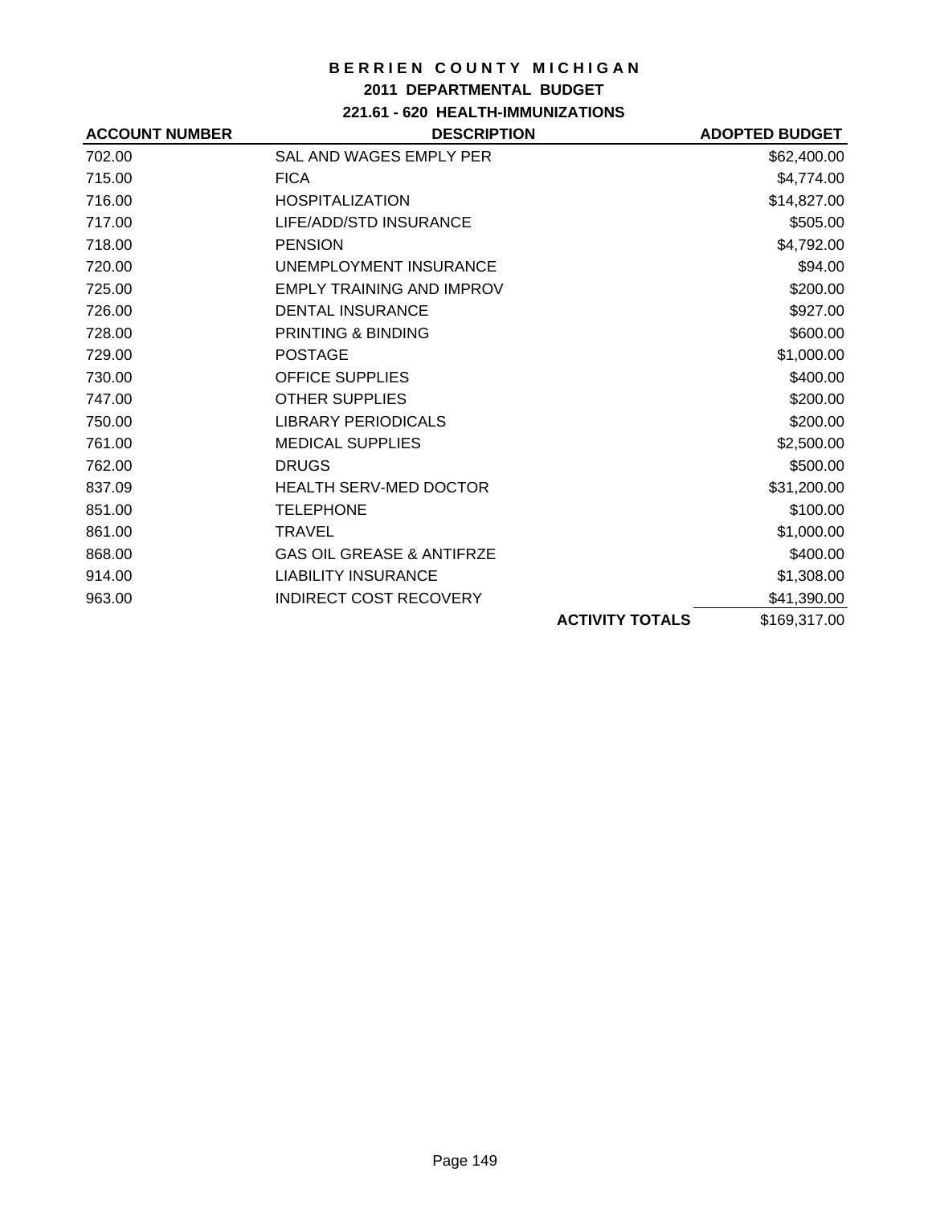# BERRIEN COUNTY MICHIGAN

## 2011 DEPARTMENTAL BUDGET

### 221.61 - 620 HEALTH-IMMUNIZATIONS

| ACCOUNT NUMBER | DESCRIPTION | | ADOPTED BUDGET |
|---|---|---|---|
| 702.00 | SAL AND WAGES EMPLY PER | | $62,400.00 |
| 715.00 | FICA | | $4,774.00 |
| 716.00 | HOSPITALIZATION | | $14,827.00 |
| 717.00 | LIFE/ADD/STD INSURANCE | | $505.00 |
| 718.00 | PENSION | | $4,792.00 |
| 720.00 | UNEMPLOYMENT INSURANCE | | $94.00 |
| 725.00 | EMPLY TRAINING AND IMPROV | | $200.00 |
| 726.00 | DENTAL INSURANCE | | $927.00 |
| 728.00 | PRINTING & BINDING | | $600.00 |
| 729.00 | POSTAGE | | $1,000.00 |
| 730.00 | OFFICE SUPPLIES | | $400.00 |
| 747.00 | OTHER SUPPLIES | | $200.00 |
| 750.00 | LIBRARY PERIODICALS | | $200.00 |
| 761.00 | MEDICAL SUPPLIES | | $2,500.00 |
| 762.00 | DRUGS | | $500.00 |
| 837.09 | HEALTH SERV-MED DOCTOR | | $31,200.00 |
| 851.00 | TELEPHONE | | $100.00 |
| 861.00 | TRAVEL | | $1,000.00 |
| 868.00 | GAS OIL GREASE & ANTIFRZE | | $400.00 |
| 914.00 | LIABILITY INSURANCE | | $1,308.00 |
| 963.00 | INDIRECT COST RECOVERY | | $41,390.00 |
| | | **ACTIVITY TOTALS** | $169,317.00 |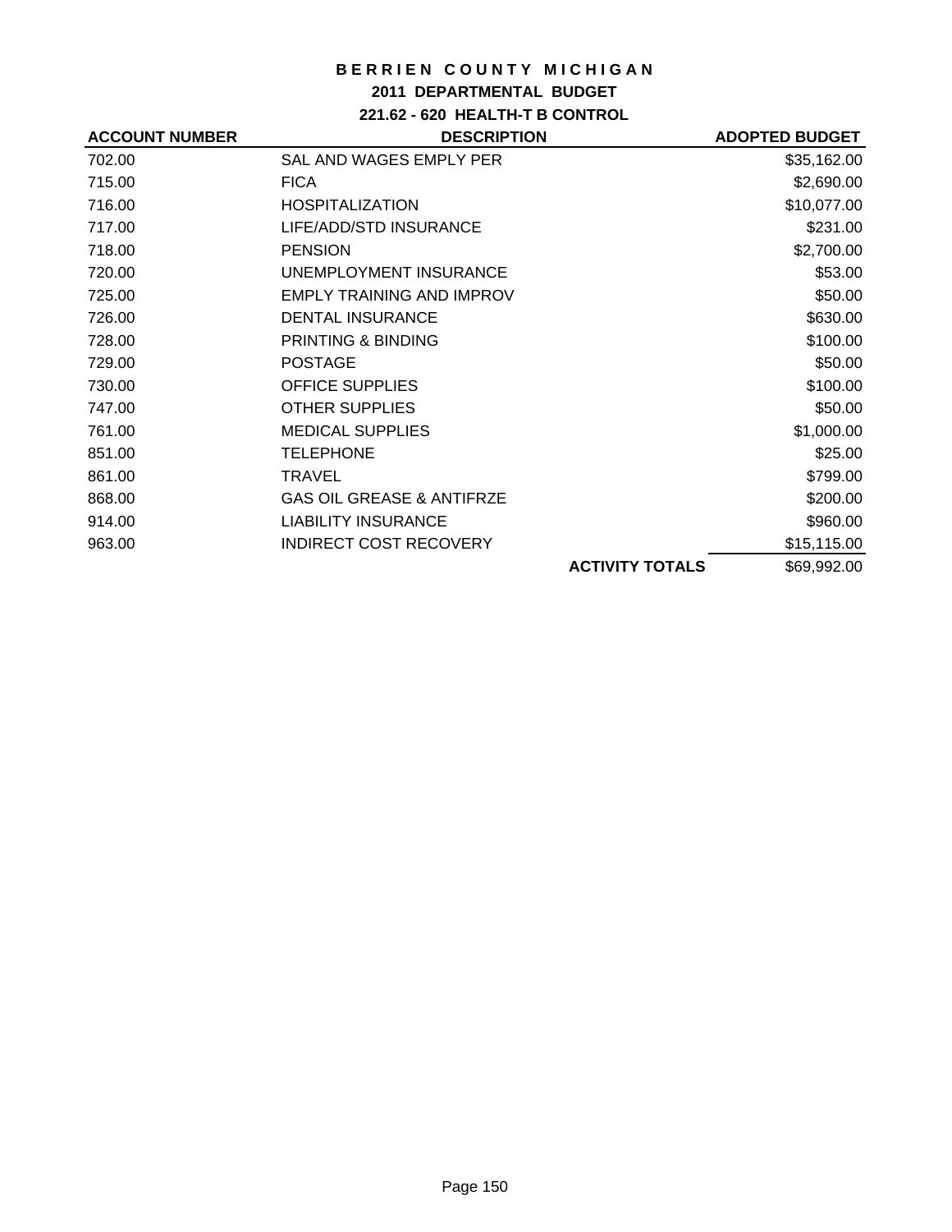# BERRIEN COUNTY MICHIGAN

## 2011 DEPARTMENTAL BUDGET

### 221.62 - 620 HEALTH-T B CONTROL

| ACCOUNT NUMBER | DESCRIPTION | | ADOPTED BUDGET |
|---|---|---|---|
| 702.00 | SAL AND WAGES EMPLY PER | | $35,162.00 |
| 715.00 | FICA | | $2,690.00 |
| 716.00 | HOSPITALIZATION | | $10,077.00 |
| 717.00 | LIFE/ADD/STD INSURANCE | | $231.00 |
| 718.00 | PENSION | | $2,700.00 |
| 720.00 | UNEMPLOYMENT INSURANCE | | $53.00 |
| 725.00 | EMPLY TRAINING AND IMPROV | | $50.00 |
| 726.00 | DENTAL INSURANCE | | $630.00 |
| 728.00 | PRINTING & BINDING | | $100.00 |
| 729.00 | POSTAGE | | $50.00 |
| 730.00 | OFFICE SUPPLIES | | $100.00 |
| 747.00 | OTHER SUPPLIES | | $50.00 |
| 761.00 | MEDICAL SUPPLIES | | $1,000.00 |
| 851.00 | TELEPHONE | | $25.00 |
| 861.00 | TRAVEL | | $799.00 |
| 868.00 | GAS OIL GREASE & ANTIFRZE | | $200.00 |
| 914.00 | LIABILITY INSURANCE | | $960.00 |
| 963.00 | INDIRECT COST RECOVERY | | $15,115.00 |
| | | **ACTIVITY TOTALS** | $69,992.00 |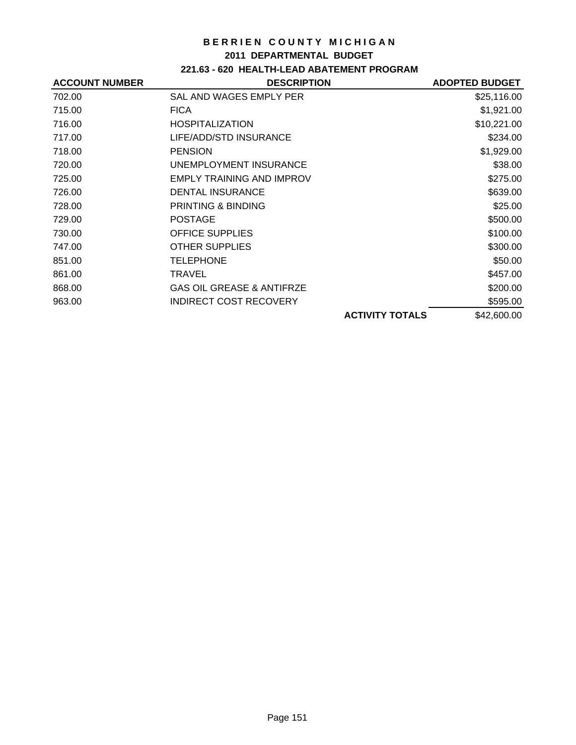# BERRIEN COUNTY MICHIGAN

## 2011 DEPARTMENTAL BUDGET

### 221.63 - 620 HEALTH-LEAD ABATEMENT PROGRAM

| ACCOUNT NUMBER | DESCRIPTION | | ADOPTED BUDGET |
|---|---|---|---|
| 702.00 | SAL AND WAGES EMPLY PER | | $25,116.00 |
| 715.00 | FICA | | $1,921.00 |
| 716.00 | HOSPITALIZATION | | $10,221.00 |
| 717.00 | LIFE/ADD/STD INSURANCE | | $234.00 |
| 718.00 | PENSION | | $1,929.00 |
| 720.00 | UNEMPLOYMENT INSURANCE | | $38.00 |
| 725.00 | EMPLY TRAINING AND IMPROV | | $275.00 |
| 726.00 | DENTAL INSURANCE | | $639.00 |
| 728.00 | PRINTING & BINDING | | $25.00 |
| 729.00 | POSTAGE | | $500.00 |
| 730.00 | OFFICE SUPPLIES | | $100.00 |
| 747.00 | OTHER SUPPLIES | | $300.00 |
| 851.00 | TELEPHONE | | $50.00 |
| 861.00 | TRAVEL | | $457.00 |
| 868.00 | GAS OIL GREASE & ANTIFRZE | | $200.00 |
| 963.00 | INDIRECT COST RECOVERY | | $595.00 |
| | | **ACTIVITY TOTALS** | $42,600.00 |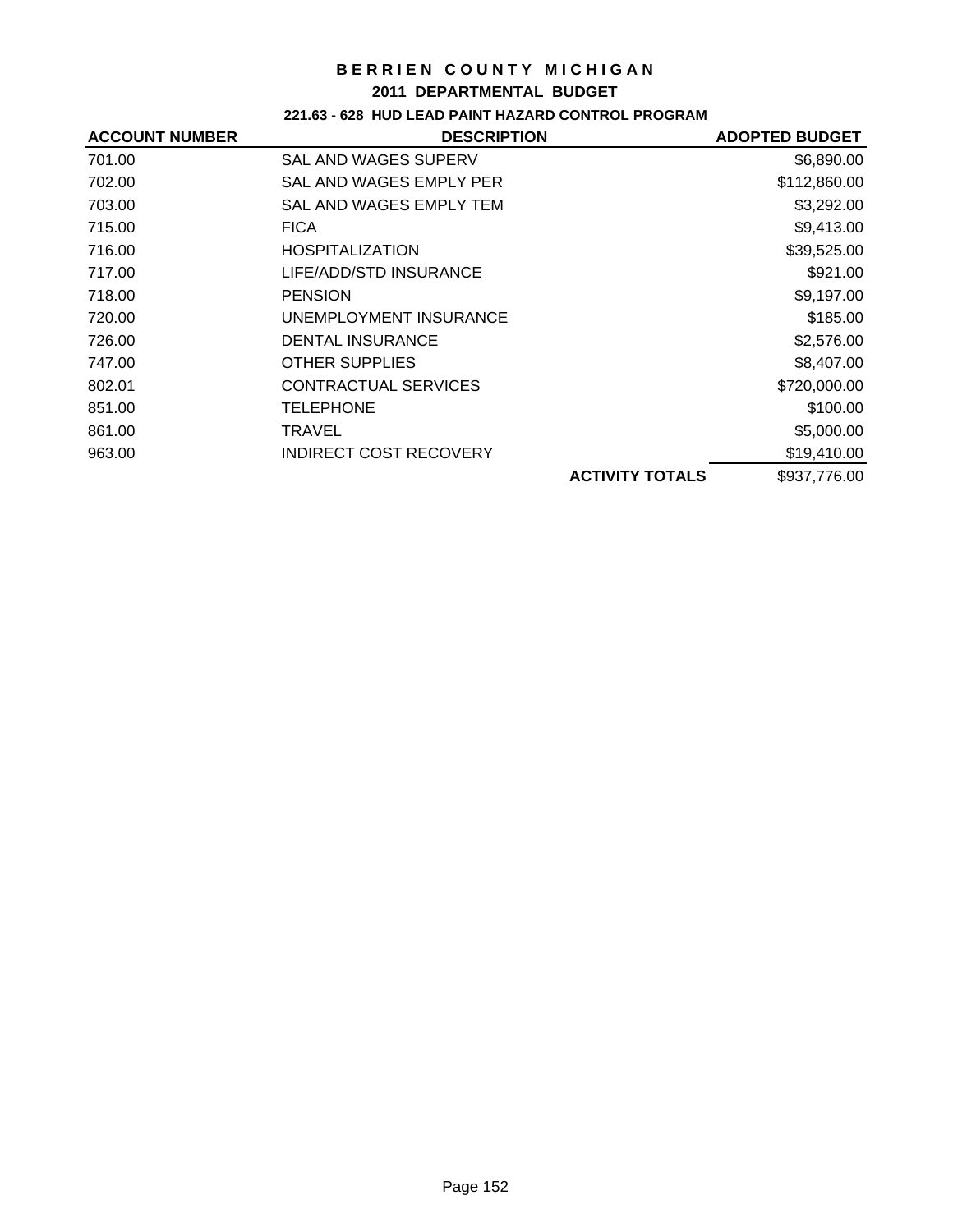# BERRIEN COUNTY MICHIGAN

## 2011 DEPARTMENTAL BUDGET

### 221.63 - 628 HUD LEAD PAINT HAZARD CONTROL PROGRAM

| ACCOUNT NUMBER | DESCRIPTION | | ADOPTED BUDGET |
|---|---|---|---|
| 701.00 | SAL AND WAGES SUPERV | | $6,890.00 |
| 702.00 | SAL AND WAGES EMPLY PER | | $112,860.00 |
| 703.00 | SAL AND WAGES EMPLY TEM | | $3,292.00 |
| 715.00 | FICA | | $9,413.00 |
| 716.00 | HOSPITALIZATION | | $39,525.00 |
| 717.00 | LIFE/ADD/STD INSURANCE | | $921.00 |
| 718.00 | PENSION | | $9,197.00 |
| 720.00 | UNEMPLOYMENT INSURANCE | | $185.00 |
| 726.00 | DENTAL INSURANCE | | $2,576.00 |
| 747.00 | OTHER SUPPLIES | | $8,407.00 |
| 802.01 | CONTRACTUAL SERVICES | | $720,000.00 |
| 851.00 | TELEPHONE | | $100.00 |
| 861.00 | TRAVEL | | $5,000.00 |
| 963.00 | INDIRECT COST RECOVERY | | $19,410.00 |
| | | **ACTIVITY TOTALS** | $937,776.00 |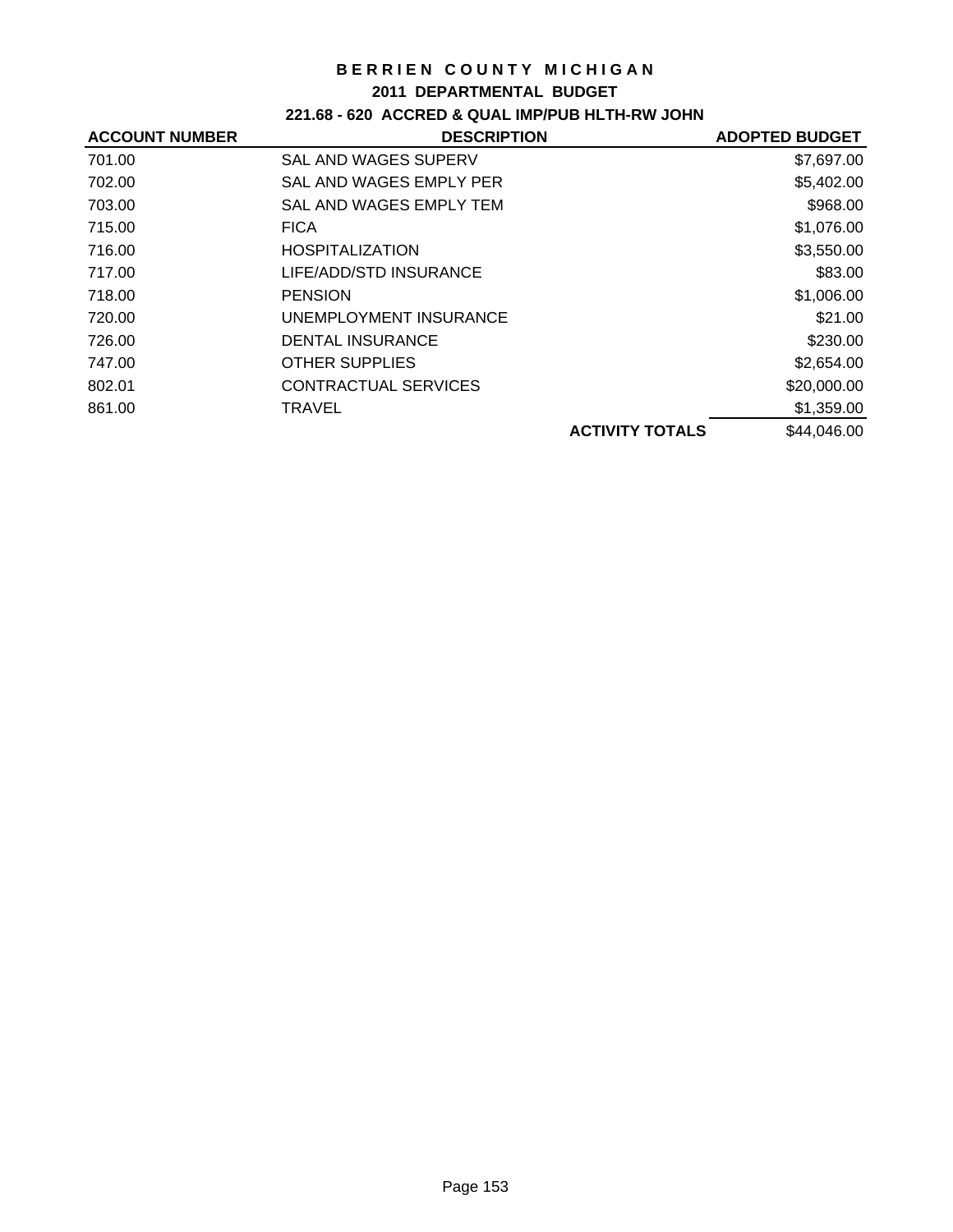# BERRIEN COUNTY MICHIGAN

## 2011 DEPARTMENTAL BUDGET

### 221.68 - 620 ACCRED & QUAL IMP/PUB HLTH-RW JOHN

| ACCOUNT NUMBER | DESCRIPTION | ADOPTED BUDGET |
|---|---|---|
| 701.00 | SAL AND WAGES SUPERV | $7,697.00 |
| 702.00 | SAL AND WAGES EMPLY PER | $5,402.00 |
| 703.00 | SAL AND WAGES EMPLY TEM | $968.00 |
| 715.00 | FICA | $1,076.00 |
| 716.00 | HOSPITALIZATION | $3,550.00 |
| 717.00 | LIFE/ADD/STD INSURANCE | $83.00 |
| 718.00 | PENSION | $1,006.00 |
| 720.00 | UNEMPLOYMENT INSURANCE | $21.00 |
| 726.00 | DENTAL INSURANCE | $230.00 |
| 747.00 | OTHER SUPPLIES | $2,654.00 |
| 802.01 | CONTRACTUAL SERVICES | $20,000.00 |
| 861.00 | TRAVEL | $1,359.00 |
| | **ACTIVITY TOTALS** | $44,046.00 |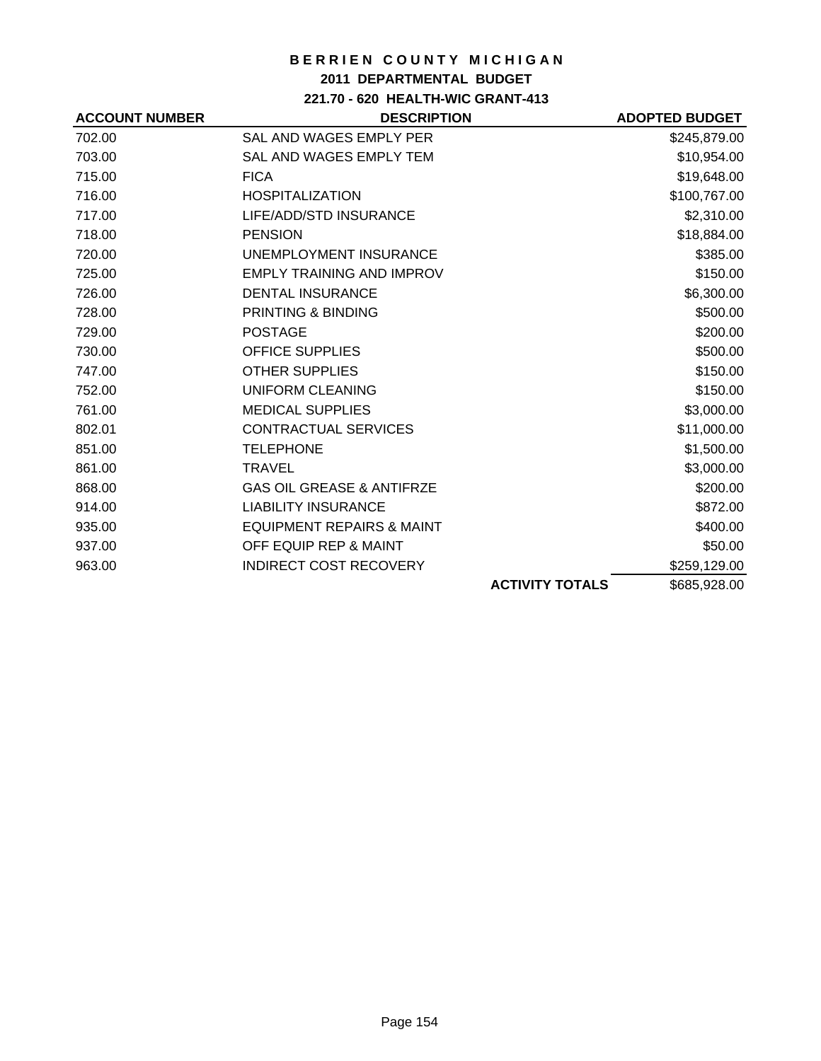# BERRIEN COUNTY MICHIGAN

## 2011 DEPARTMENTAL BUDGET

### 221.70 - 620 HEALTH-WIC GRANT-413

| ACCOUNT NUMBER | DESCRIPTION | | ADOPTED BUDGET |
|---|---|---|---|
| 702.00 | SAL AND WAGES EMPLY PER | | $245,879.00 |
| 703.00 | SAL AND WAGES EMPLY TEM | | $10,954.00 |
| 715.00 | FICA | | $19,648.00 |
| 716.00 | HOSPITALIZATION | | $100,767.00 |
| 717.00 | LIFE/ADD/STD INSURANCE | | $2,310.00 |
| 718.00 | PENSION | | $18,884.00 |
| 720.00 | UNEMPLOYMENT INSURANCE | | $385.00 |
| 725.00 | EMPLY TRAINING AND IMPROV | | $150.00 |
| 726.00 | DENTAL INSURANCE | | $6,300.00 |
| 728.00 | PRINTING & BINDING | | $500.00 |
| 729.00 | POSTAGE | | $200.00 |
| 730.00 | OFFICE SUPPLIES | | $500.00 |
| 747.00 | OTHER SUPPLIES | | $150.00 |
| 752.00 | UNIFORM CLEANING | | $150.00 |
| 761.00 | MEDICAL SUPPLIES | | $3,000.00 |
| 802.01 | CONTRACTUAL SERVICES | | $11,000.00 |
| 851.00 | TELEPHONE | | $1,500.00 |
| 861.00 | TRAVEL | | $3,000.00 |
| 868.00 | GAS OIL GREASE & ANTIFRZE | | $200.00 |
| 914.00 | LIABILITY INSURANCE | | $872.00 |
| 935.00 | EQUIPMENT REPAIRS & MAINT | | $400.00 |
| 937.00 | OFF EQUIP REP & MAINT | | $50.00 |
| 963.00 | INDIRECT COST RECOVERY | | $259,129.00 |
| | | **ACTIVITY TOTALS** | $685,928.00 |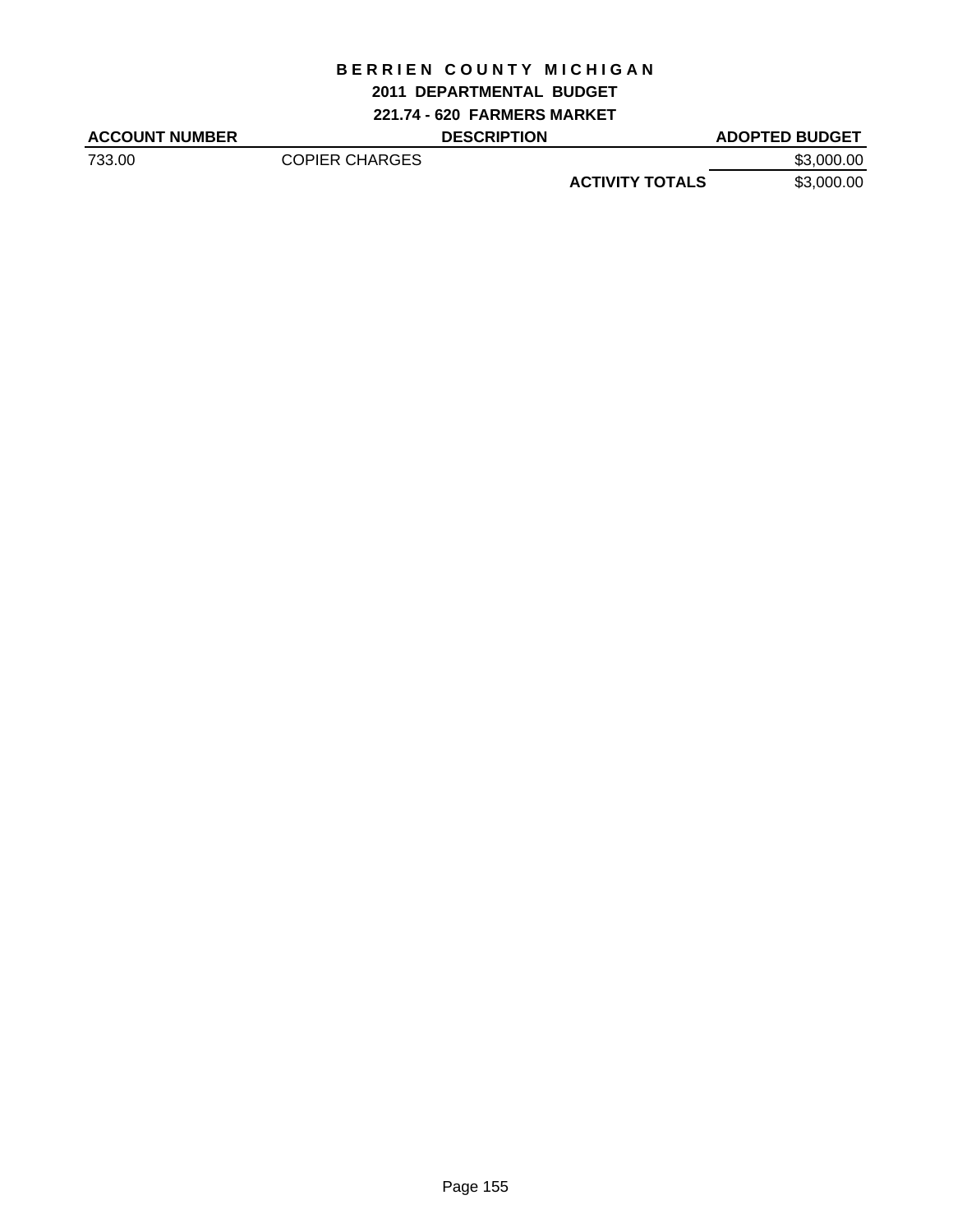# BERRIEN COUNTY MICHIGAN

## 2011 DEPARTMENTAL BUDGET

### 221.74 - 620 FARMERS MARKET

| ACCOUNT NUMBER | DESCRIPTION | | ADOPTED BUDGET |
|---|---|---|---|
| 733.00 | COPIER CHARGES | | \$3,000.00 |
| | | **ACTIVITY TOTALS** | \$3,000.00 |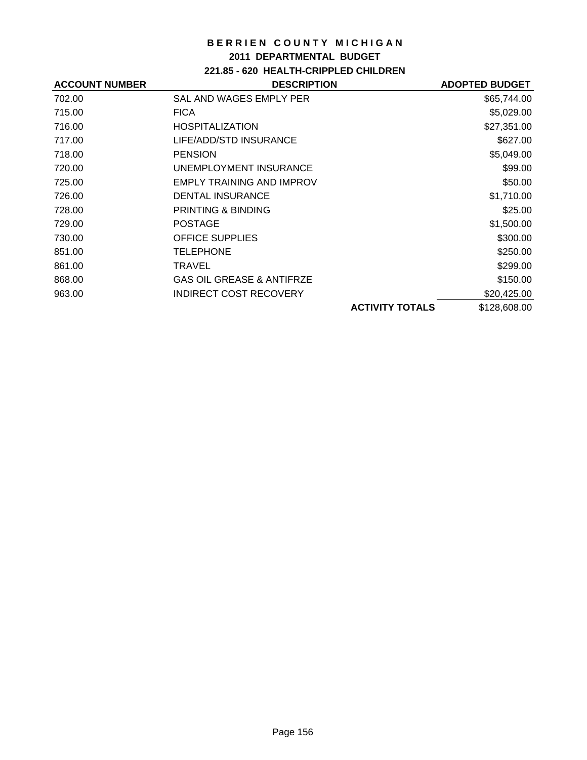# BERRIEN COUNTY MICHIGAN

## 2011 DEPARTMENTAL BUDGET

### 221.85 - 620 HEALTH-CRIPPLED CHILDREN

| ACCOUNT NUMBER | DESCRIPTION | ADOPTED BUDGET |
|---|---|---|
| 702.00 | SAL AND WAGES EMPLY PER | $65,744.00 |
| 715.00 | FICA | $5,029.00 |
| 716.00 | HOSPITALIZATION | $27,351.00 |
| 717.00 | LIFE/ADD/STD INSURANCE | $627.00 |
| 718.00 | PENSION | $5,049.00 |
| 720.00 | UNEMPLOYMENT INSURANCE | $99.00 |
| 725.00 | EMPLY TRAINING AND IMPROV | $50.00 |
| 726.00 | DENTAL INSURANCE | $1,710.00 |
| 728.00 | PRINTING & BINDING | $25.00 |
| 729.00 | POSTAGE | $1,500.00 |
| 730.00 | OFFICE SUPPLIES | $300.00 |
| 851.00 | TELEPHONE | $250.00 |
| 861.00 | TRAVEL | $299.00 |
| 868.00 | GAS OIL GREASE & ANTIFRZE | $150.00 |
| 963.00 | INDIRECT COST RECOVERY | $20,425.00 |
| | **ACTIVITY TOTALS** | $128,608.00 |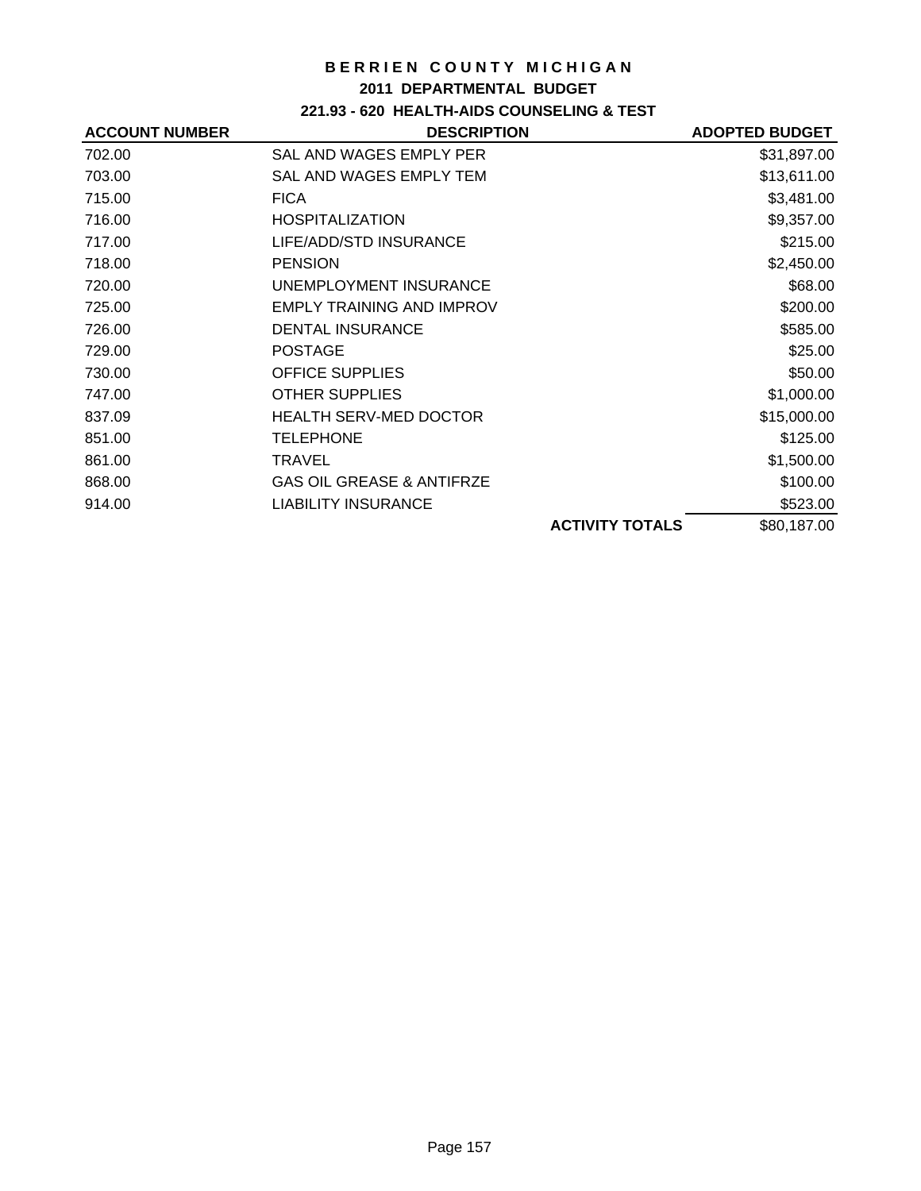# BERRIEN COUNTY MICHIGAN

## 2011 DEPARTMENTAL BUDGET

### 221.93 - 620 HEALTH-AIDS COUNSELING & TEST

| ACCOUNT NUMBER | DESCRIPTION | ADOPTED BUDGET |
|---|---|---|
| 702.00 | SAL AND WAGES EMPLY PER | $31,897.00 |
| 703.00 | SAL AND WAGES EMPLY TEM | $13,611.00 |
| 715.00 | FICA | $3,481.00 |
| 716.00 | HOSPITALIZATION | $9,357.00 |
| 717.00 | LIFE/ADD/STD INSURANCE | $215.00 |
| 718.00 | PENSION | $2,450.00 |
| 720.00 | UNEMPLOYMENT INSURANCE | $68.00 |
| 725.00 | EMPLY TRAINING AND IMPROV | $200.00 |
| 726.00 | DENTAL INSURANCE | $585.00 |
| 729.00 | POSTAGE | $25.00 |
| 730.00 | OFFICE SUPPLIES | $50.00 |
| 747.00 | OTHER SUPPLIES | $1,000.00 |
| 837.09 | HEALTH SERV-MED DOCTOR | $15,000.00 |
| 851.00 | TELEPHONE | $125.00 |
| 861.00 | TRAVEL | $1,500.00 |
| 868.00 | GAS OIL GREASE & ANTIFRZE | $100.00 |
| 914.00 | LIABILITY INSURANCE | $523.00 |
| | **ACTIVITY TOTALS** | $80,187.00 |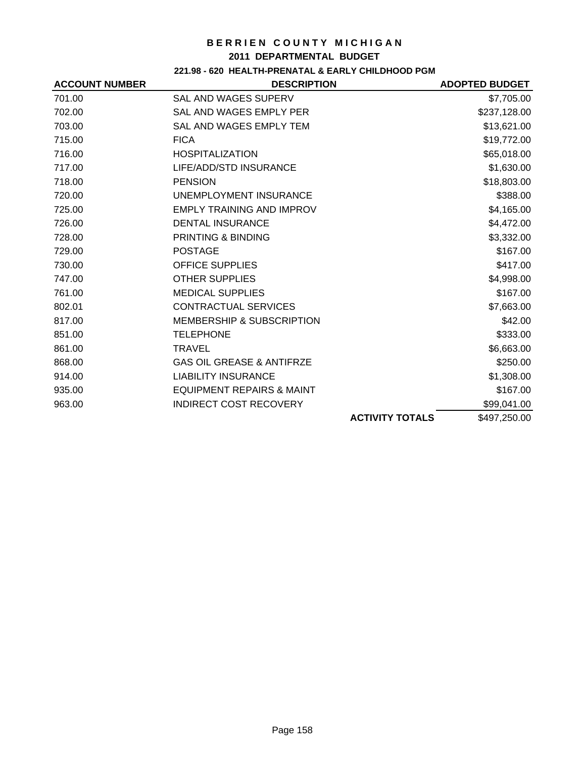# BERRIEN COUNTY MICHIGAN

## 2011 DEPARTMENTAL BUDGET

### 221.98 - 620 HEALTH-PRENATAL & EARLY CHILDHOOD PGM

| ACCOUNT NUMBER | DESCRIPTION | | ADOPTED BUDGET |
|---|---|---|---|
| 701.00 | SAL AND WAGES SUPERV | | $7,705.00 |
| 702.00 | SAL AND WAGES EMPLY PER | | $237,128.00 |
| 703.00 | SAL AND WAGES EMPLY TEM | | $13,621.00 |
| 715.00 | FICA | | $19,772.00 |
| 716.00 | HOSPITALIZATION | | $65,018.00 |
| 717.00 | LIFE/ADD/STD INSURANCE | | $1,630.00 |
| 718.00 | PENSION | | $18,803.00 |
| 720.00 | UNEMPLOYMENT INSURANCE | | $388.00 |
| 725.00 | EMPLY TRAINING AND IMPROV | | $4,165.00 |
| 726.00 | DENTAL INSURANCE | | $4,472.00 |
| 728.00 | PRINTING & BINDING | | $3,332.00 |
| 729.00 | POSTAGE | | $167.00 |
| 730.00 | OFFICE SUPPLIES | | $417.00 |
| 747.00 | OTHER SUPPLIES | | $4,998.00 |
| 761.00 | MEDICAL SUPPLIES | | $167.00 |
| 802.01 | CONTRACTUAL SERVICES | | $7,663.00 |
| 817.00 | MEMBERSHIP & SUBSCRIPTION | | $42.00 |
| 851.00 | TELEPHONE | | $333.00 |
| 861.00 | TRAVEL | | $6,663.00 |
| 868.00 | GAS OIL GREASE & ANTIFRZE | | $250.00 |
| 914.00 | LIABILITY INSURANCE | | $1,308.00 |
| 935.00 | EQUIPMENT REPAIRS & MAINT | | $167.00 |
| 963.00 | INDIRECT COST RECOVERY | | $99,041.00 |
| | | **ACTIVITY TOTALS** | $497,250.00 |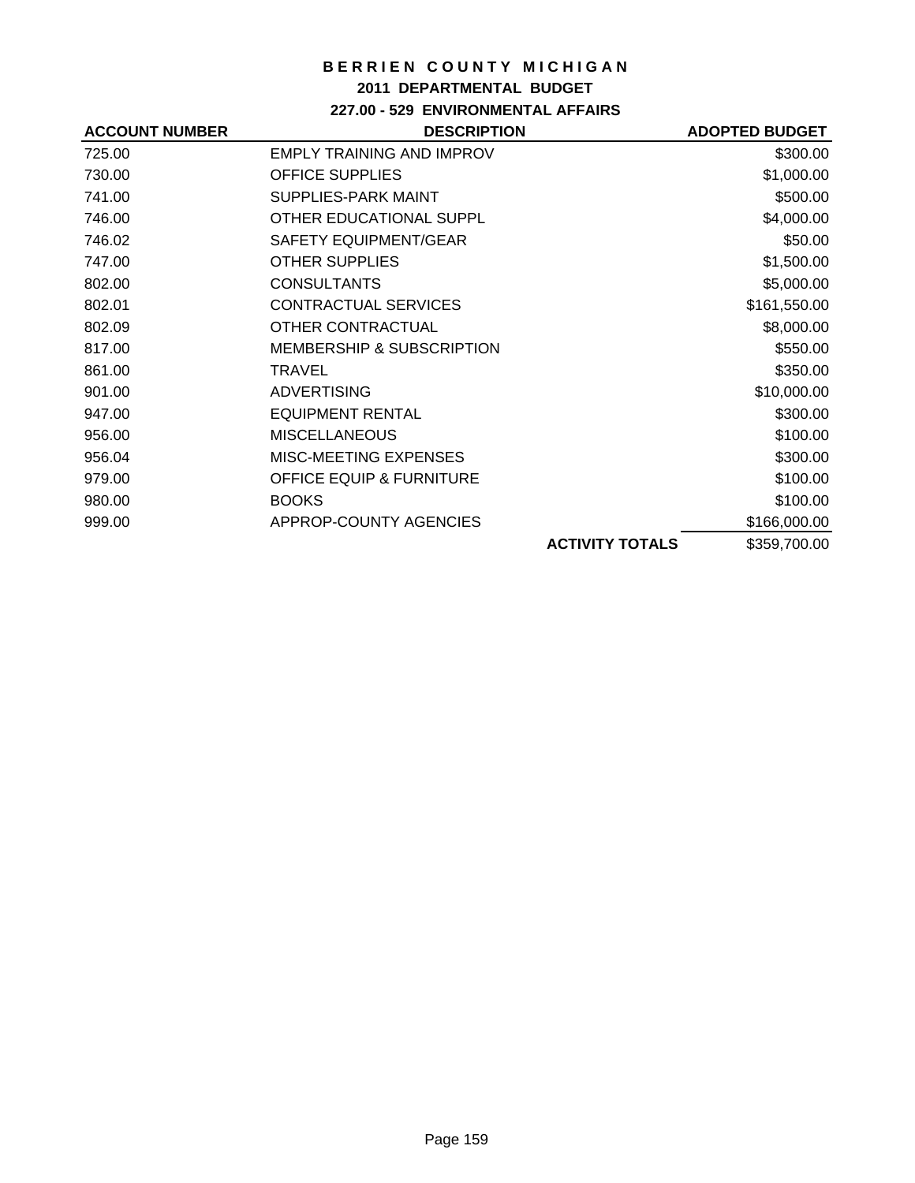# BERRIEN COUNTY MICHIGAN

## 2011 DEPARTMENTAL BUDGET

### 227.00 - 529 ENVIRONMENTAL AFFAIRS

| ACCOUNT NUMBER | DESCRIPTION | ADOPTED BUDGET |
|---|---|---|
| 725.00 | EMPLY TRAINING AND IMPROV | $300.00 |
| 730.00 | OFFICE SUPPLIES | $1,000.00 |
| 741.00 | SUPPLIES-PARK MAINT | $500.00 |
| 746.00 | OTHER EDUCATIONAL SUPPL | $4,000.00 |
| 746.02 | SAFETY EQUIPMENT/GEAR | $50.00 |
| 747.00 | OTHER SUPPLIES | $1,500.00 |
| 802.00 | CONSULTANTS | $5,000.00 |
| 802.01 | CONTRACTUAL SERVICES | $161,550.00 |
| 802.09 | OTHER CONTRACTUAL | $8,000.00 |
| 817.00 | MEMBERSHIP & SUBSCRIPTION | $550.00 |
| 861.00 | TRAVEL | $350.00 |
| 901.00 | ADVERTISING | $10,000.00 |
| 947.00 | EQUIPMENT RENTAL | $300.00 |
| 956.00 | MISCELLANEOUS | $100.00 |
| 956.04 | MISC-MEETING EXPENSES | $300.00 |
| 979.00 | OFFICE EQUIP & FURNITURE | $100.00 |
| 980.00 | BOOKS | $100.00 |
| 999.00 | APPROP-COUNTY AGENCIES | $166,000.00 |
| | **ACTIVITY TOTALS** | $359,700.00 |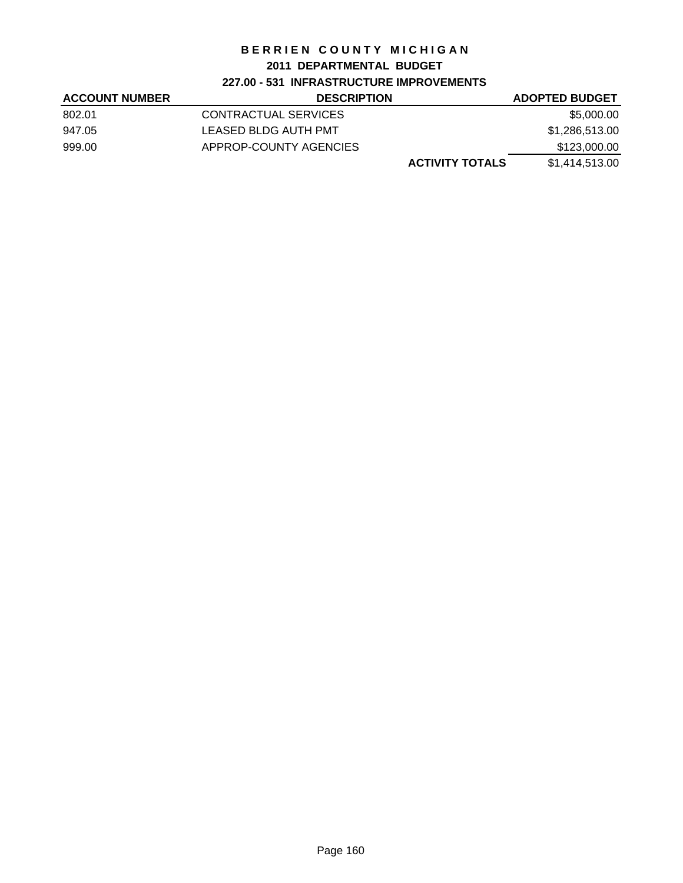# BERRIEN COUNTY MICHIGAN

## 2011 DEPARTMENTAL BUDGET

### 227.00 - 531 INFRASTRUCTURE IMPROVEMENTS

| ACCOUNT NUMBER | DESCRIPTION | | ADOPTED BUDGET |
|---|---|---|---|
| 802.01 | CONTRACTUAL SERVICES | | $5,000.00 |
| 947.05 | LEASED BLDG AUTH PMT | | $1,286,513.00 |
| 999.00 | APPROP-COUNTY AGENCIES | | $123,000.00 |
| | | **ACTIVITY TOTALS** | $1,414,513.00 |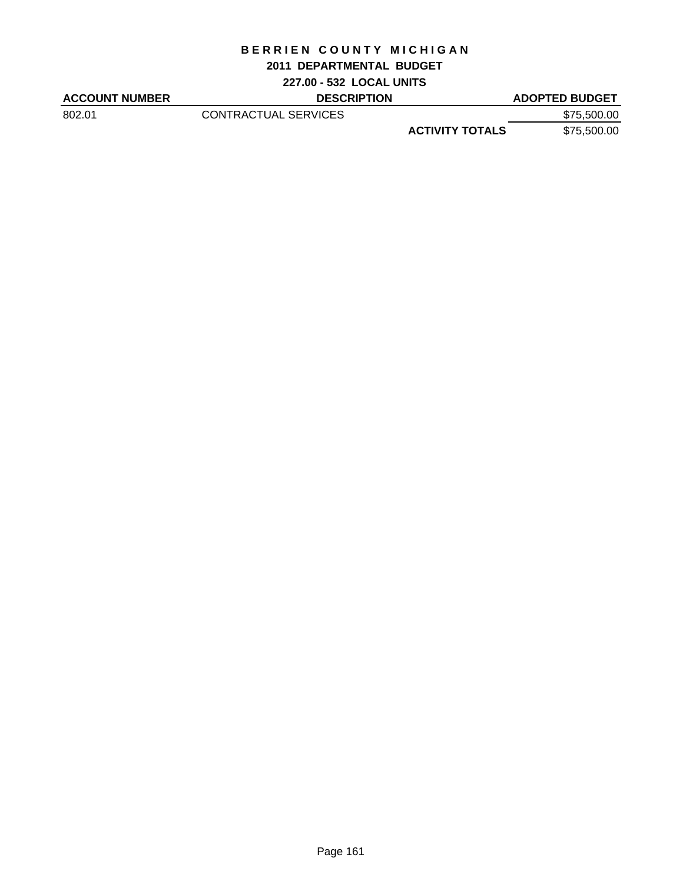# BERRIEN COUNTY MICHIGAN

## 2011 DEPARTMENTAL BUDGET

### 227.00 - 532 LOCAL UNITS

| ACCOUNT NUMBER | DESCRIPTION | | ADOPTED BUDGET |
|---|---|---|---|
| 802.01 | CONTRACTUAL SERVICES | | \$75,500.00 |
| | | **ACTIVITY TOTALS** | \$75,500.00 |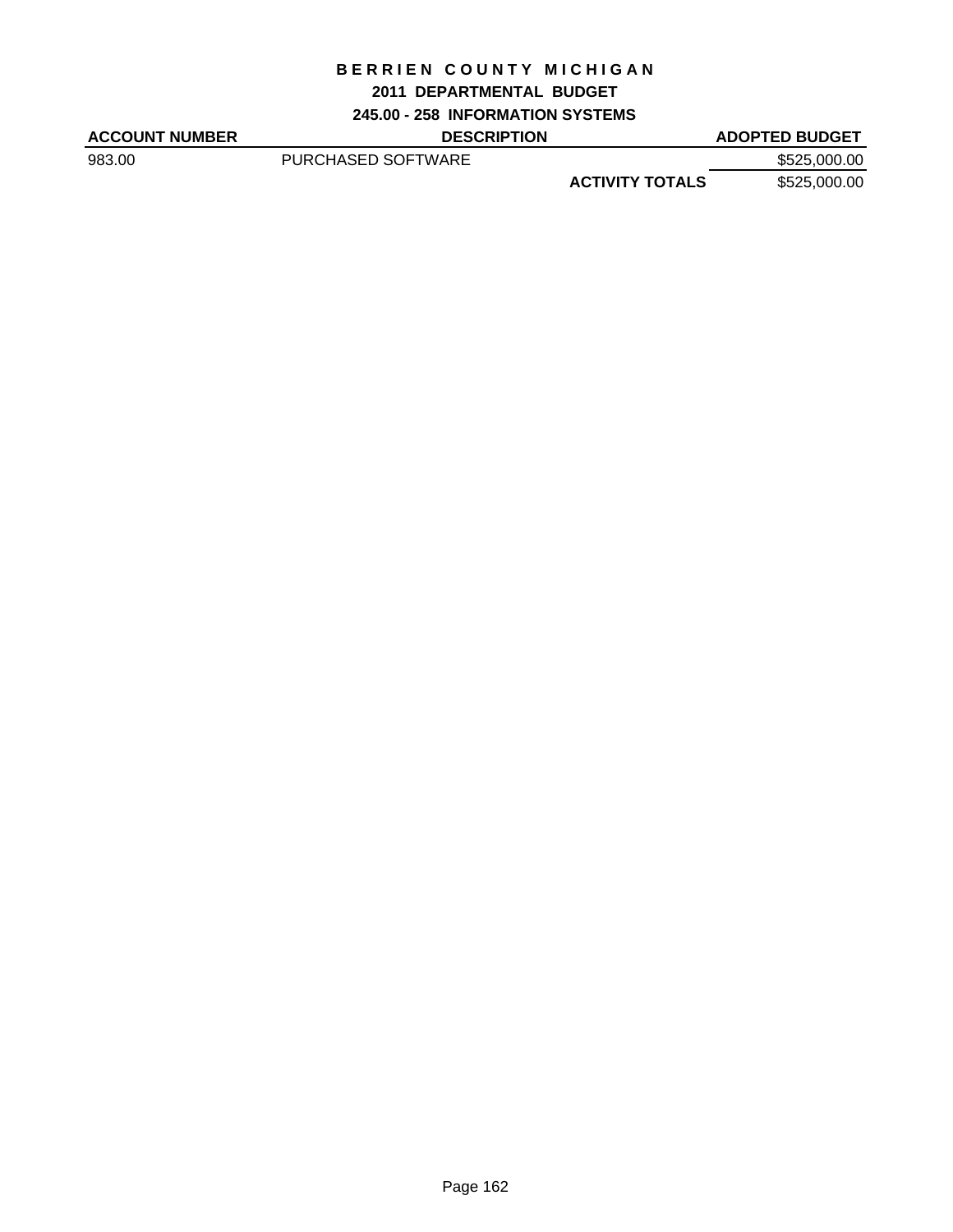# BERRIEN COUNTY MICHIGAN

## 2011 DEPARTMENTAL BUDGET

### 245.00 - 258 INFORMATION SYSTEMS

| ACCOUNT NUMBER | DESCRIPTION | | ADOPTED BUDGET |
|---|---|---|---|
| 983.00 | PURCHASED SOFTWARE | | \$525,000.00 |
| | | **ACTIVITY TOTALS** | \$525,000.00 |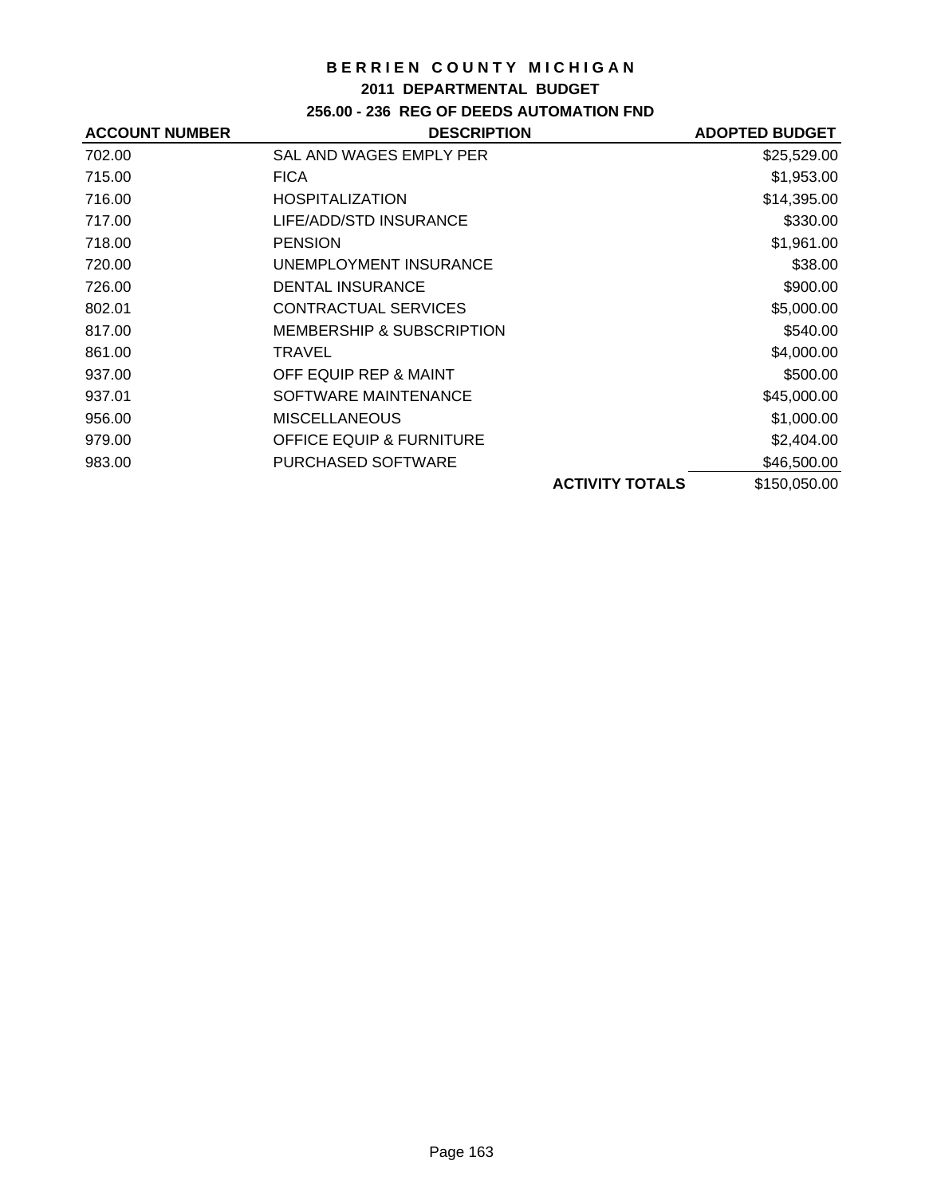# BERRIEN COUNTY MICHIGAN

## 2011 DEPARTMENTAL BUDGET

### 256.00 - 236 REG OF DEEDS AUTOMATION FND

| ACCOUNT NUMBER | DESCRIPTION | | ADOPTED BUDGET |
|---|---|---|---|
| 702.00 | SAL AND WAGES EMPLY PER | | $25,529.00 |
| 715.00 | FICA | | $1,953.00 |
| 716.00 | HOSPITALIZATION | | $14,395.00 |
| 717.00 | LIFE/ADD/STD INSURANCE | | $330.00 |
| 718.00 | PENSION | | $1,961.00 |
| 720.00 | UNEMPLOYMENT INSURANCE | | $38.00 |
| 726.00 | DENTAL INSURANCE | | $900.00 |
| 802.01 | CONTRACTUAL SERVICES | | $5,000.00 |
| 817.00 | MEMBERSHIP & SUBSCRIPTION | | $540.00 |
| 861.00 | TRAVEL | | $4,000.00 |
| 937.00 | OFF EQUIP REP & MAINT | | $500.00 |
| 937.01 | SOFTWARE MAINTENANCE | | $45,000.00 |
| 956.00 | MISCELLANEOUS | | $1,000.00 |
| 979.00 | OFFICE EQUIP & FURNITURE | | $2,404.00 |
| 983.00 | PURCHASED SOFTWARE | | $46,500.00 |
| | | **ACTIVITY TOTALS** | $150,050.00 |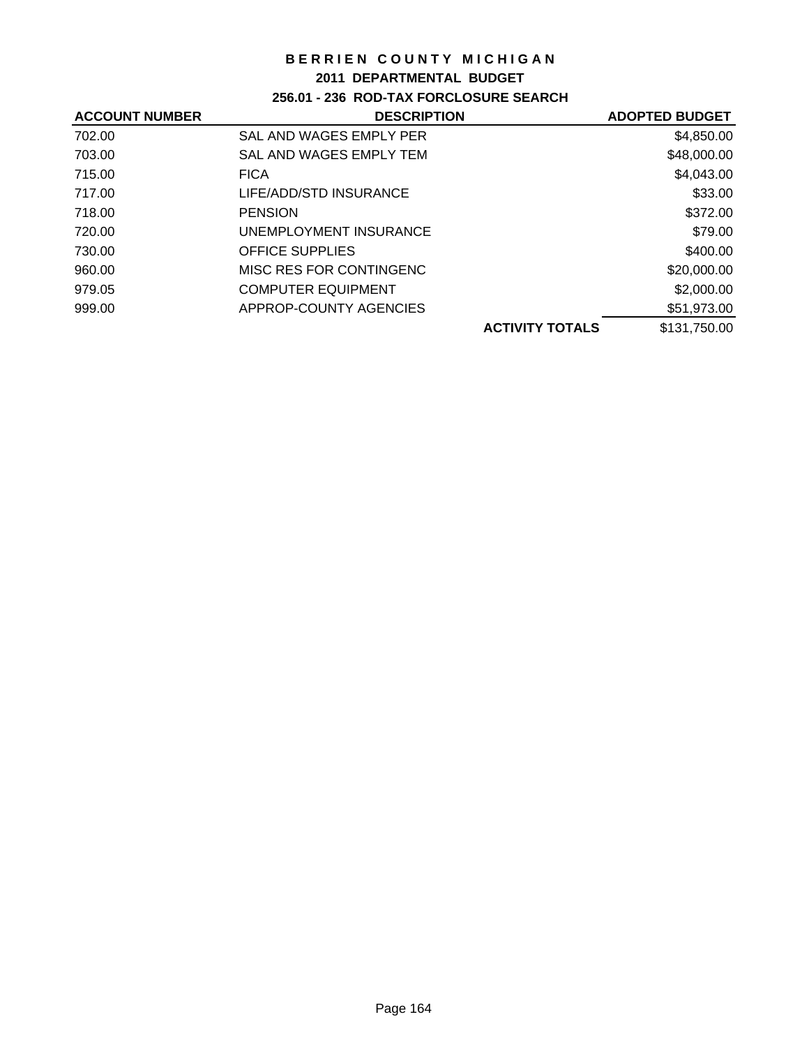# BERRIEN COUNTY MICHIGAN

## 2011 DEPARTMENTAL BUDGET

### 256.01 - 236 ROD-TAX FORCLOSURE SEARCH

| ACCOUNT NUMBER | DESCRIPTION | | ADOPTED BUDGET |
|---|---|---|---|
| 702.00 | SAL AND WAGES EMPLY PER | | $4,850.00 |
| 703.00 | SAL AND WAGES EMPLY TEM | | $48,000.00 |
| 715.00 | FICA | | $4,043.00 |
| 717.00 | LIFE/ADD/STD INSURANCE | | $33.00 |
| 718.00 | PENSION | | $372.00 |
| 720.00 | UNEMPLOYMENT INSURANCE | | $79.00 |
| 730.00 | OFFICE SUPPLIES | | $400.00 |
| 960.00 | MISC RES FOR CONTINGENC | | $20,000.00 |
| 979.05 | COMPUTER EQUIPMENT | | $2,000.00 |
| 999.00 | APPROP-COUNTY AGENCIES | | $51,973.00 |
| | | **ACTIVITY TOTALS** | $131,750.00 |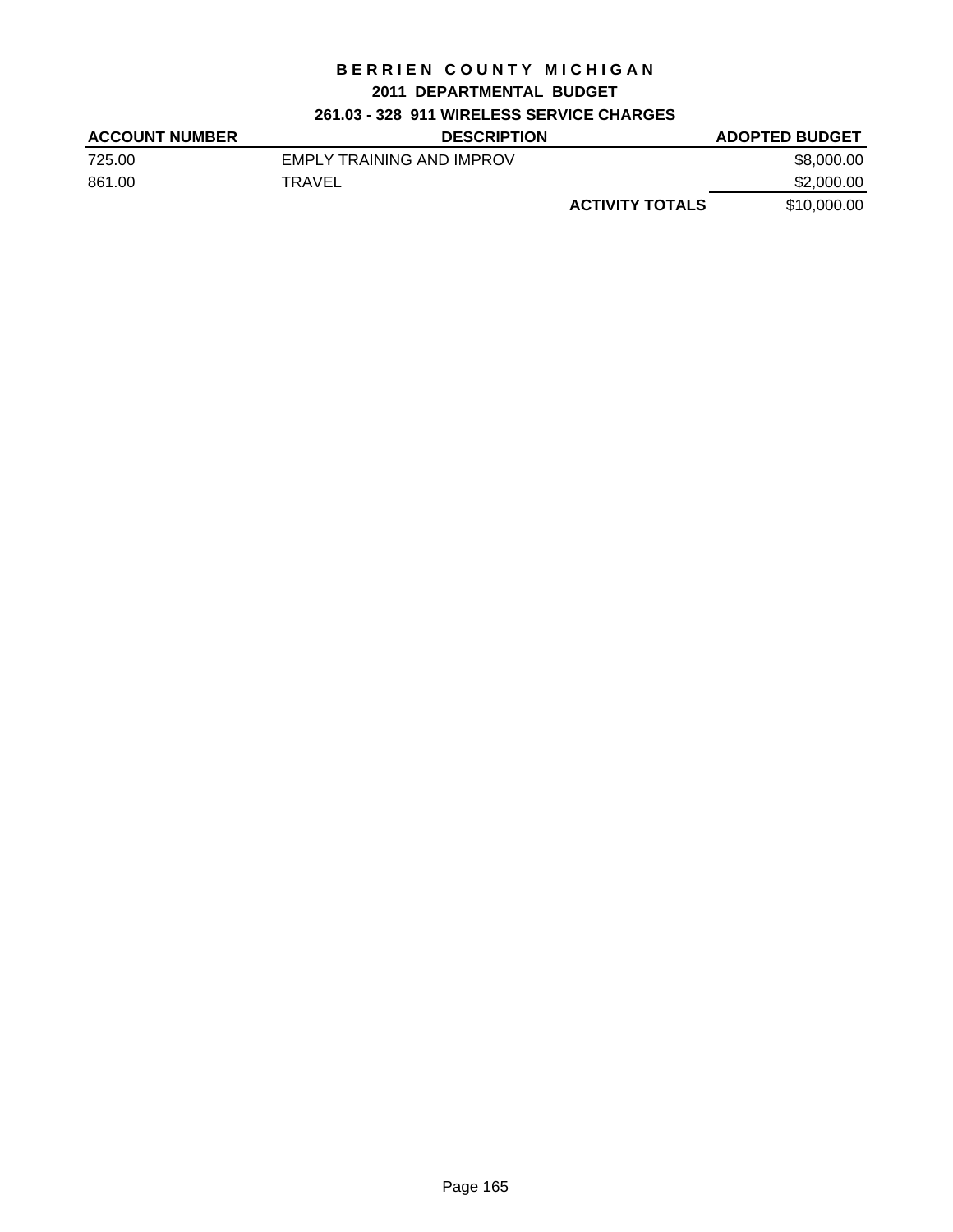# BERRIEN COUNTY MICHIGAN

## 2011 DEPARTMENTAL BUDGET

### 261.03 - 328 911 WIRELESS SERVICE CHARGES

| ACCOUNT NUMBER | DESCRIPTION | | ADOPTED BUDGET |
|---|---|---|---|
| 725.00 | EMPLY TRAINING AND IMPROV | | $8,000.00 |
| 861.00 | TRAVEL | | $2,000.00 |
| | | **ACTIVITY TOTALS** | $10,000.00 |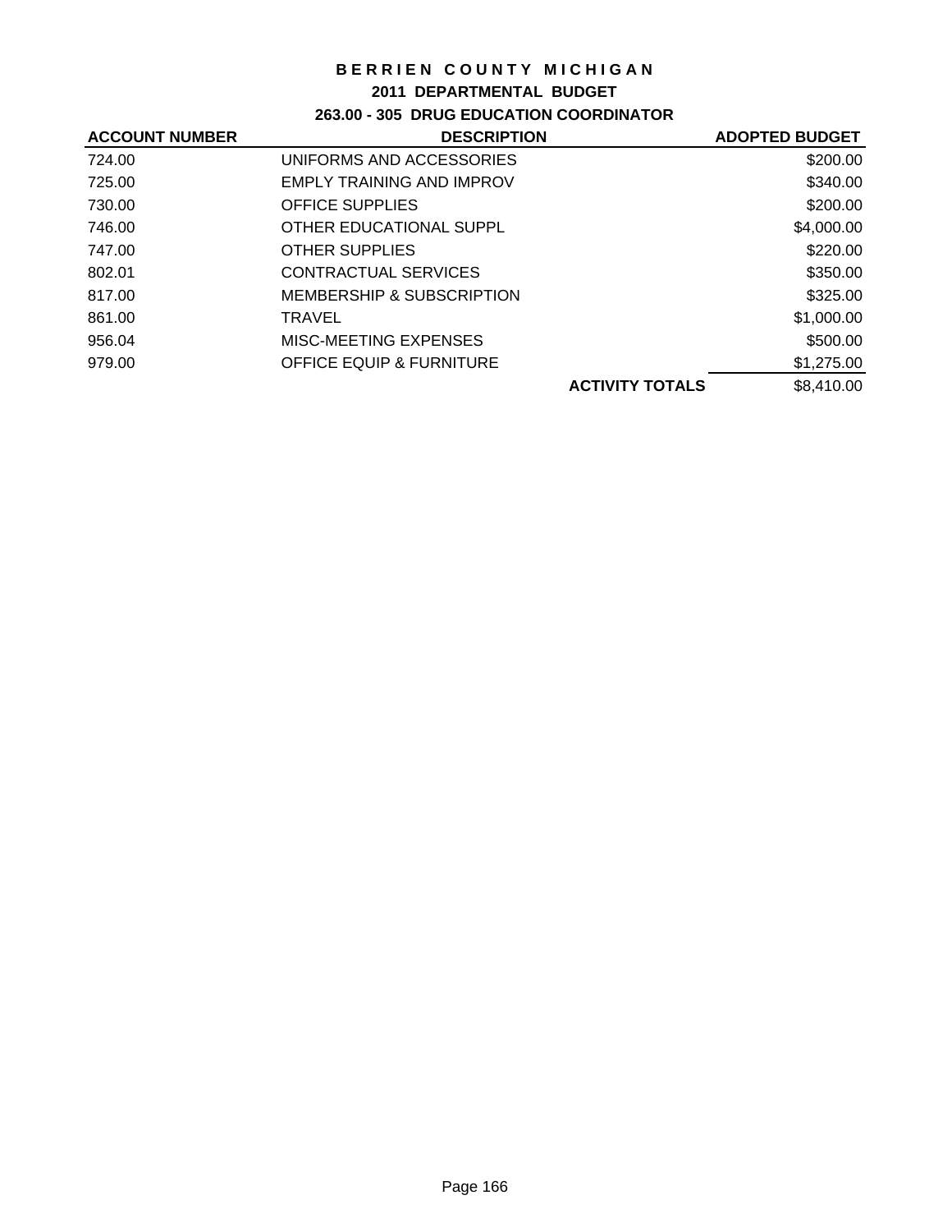# BERRIEN COUNTY MICHIGAN

## 2011 DEPARTMENTAL BUDGET

### 263.00 - 305 DRUG EDUCATION COORDINATOR

| ACCOUNT NUMBER | DESCRIPTION | | ADOPTED BUDGET |
|---|---|---|---|
| 724.00 | UNIFORMS AND ACCESSORIES | | $200.00 |
| 725.00 | EMPLY TRAINING AND IMPROV | | $340.00 |
| 730.00 | OFFICE SUPPLIES | | $200.00 |
| 746.00 | OTHER EDUCATIONAL SUPPL | | $4,000.00 |
| 747.00 | OTHER SUPPLIES | | $220.00 |
| 802.01 | CONTRACTUAL SERVICES | | $350.00 |
| 817.00 | MEMBERSHIP & SUBSCRIPTION | | $325.00 |
| 861.00 | TRAVEL | | $1,000.00 |
| 956.04 | MISC-MEETING EXPENSES | | $500.00 |
| 979.00 | OFFICE EQUIP & FURNITURE | | $1,275.00 |
| | | **ACTIVITY TOTALS** | $8,410.00 |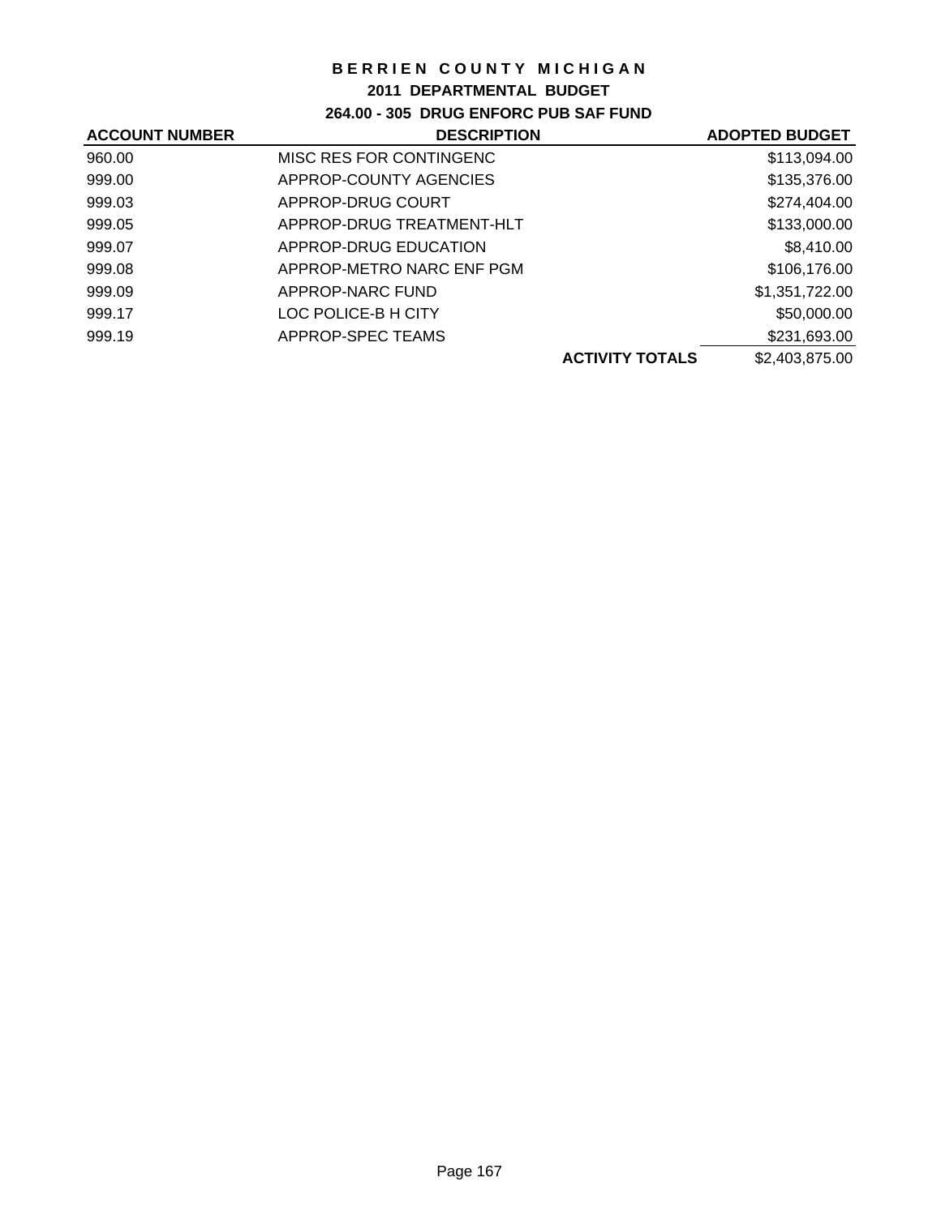# BERRIEN COUNTY MICHIGAN

## 2011 DEPARTMENTAL BUDGET

### 264.00 - 305 DRUG ENFORC PUB SAF FUND

| ACCOUNT NUMBER | DESCRIPTION | | ADOPTED BUDGET |
|---|---|---|---|
| 960.00 | MISC RES FOR CONTINGENC | | $113,094.00 |
| 999.00 | APPROP-COUNTY AGENCIES | | $135,376.00 |
| 999.03 | APPROP-DRUG COURT | | $274,404.00 |
| 999.05 | APPROP-DRUG TREATMENT-HLT | | $133,000.00 |
| 999.07 | APPROP-DRUG EDUCATION | | $8,410.00 |
| 999.08 | APPROP-METRO NARC ENF PGM | | $106,176.00 |
| 999.09 | APPROP-NARC FUND | | $1,351,722.00 |
| 999.17 | LOC POLICE-B H CITY | | $50,000.00 |
| 999.19 | APPROP-SPEC TEAMS | | $231,693.00 |
| | | **ACTIVITY TOTALS** | $2,403,875.00 |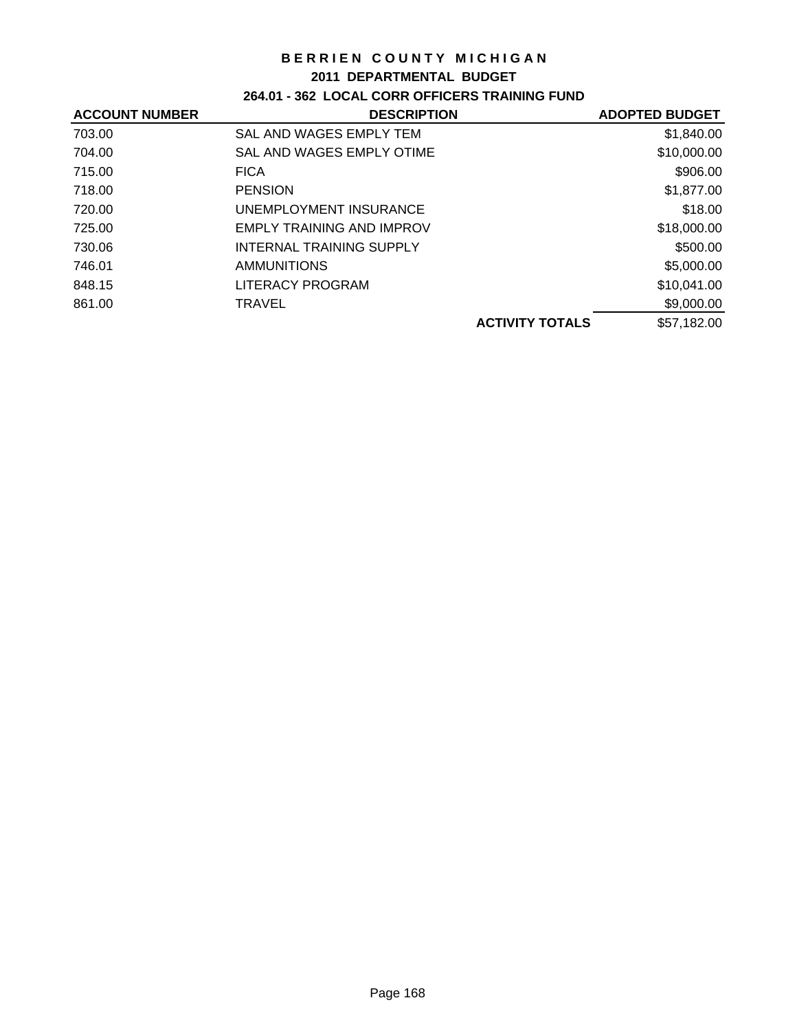# BERRIEN COUNTY MICHIGAN

## 2011 DEPARTMENTAL BUDGET

### 264.01 - 362 LOCAL CORR OFFICERS TRAINING FUND

| ACCOUNT NUMBER | DESCRIPTION | | ADOPTED BUDGET |
|---|---|---|---|
| 703.00 | SAL AND WAGES EMPLY TEM | | $1,840.00 |
| 704.00 | SAL AND WAGES EMPLY OTIME | | $10,000.00 |
| 715.00 | FICA | | $906.00 |
| 718.00 | PENSION | | $1,877.00 |
| 720.00 | UNEMPLOYMENT INSURANCE | | $18.00 |
| 725.00 | EMPLY TRAINING AND IMPROV | | $18,000.00 |
| 730.06 | INTERNAL TRAINING SUPPLY | | $500.00 |
| 746.01 | AMMUNITIONS | | $5,000.00 |
| 848.15 | LITERACY PROGRAM | | $10,041.00 |
| 861.00 | TRAVEL | | $9,000.00 |
| | | **ACTIVITY TOTALS** | $57,182.00 |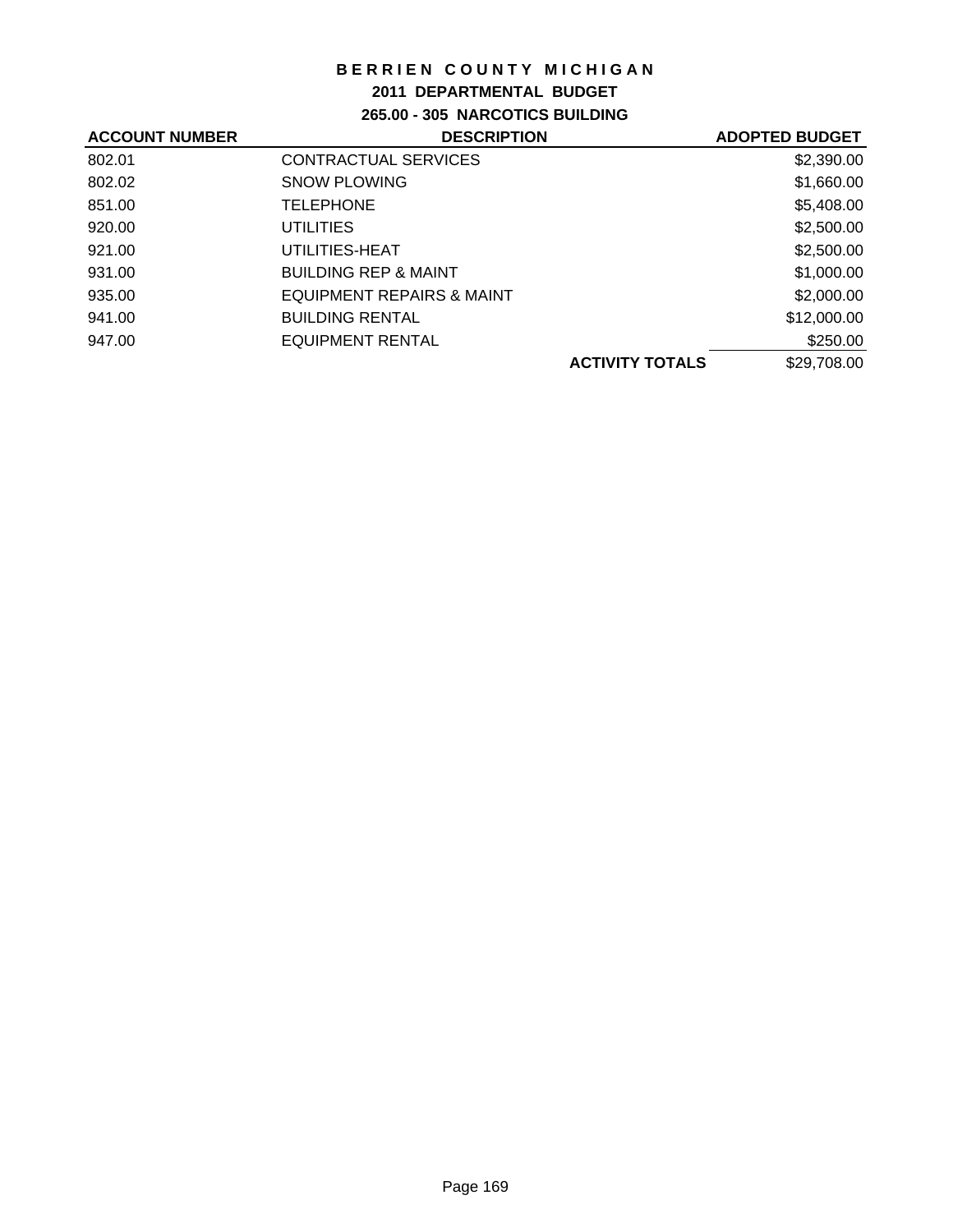# BERRIEN COUNTY MICHIGAN

## 2011 DEPARTMENTAL BUDGET

### 265.00 - 305 NARCOTICS BUILDING

| ACCOUNT NUMBER | DESCRIPTION | | ADOPTED BUDGET |
|---|---|---|---|
| 802.01 | CONTRACTUAL SERVICES | | $2,390.00 |
| 802.02 | SNOW PLOWING | | $1,660.00 |
| 851.00 | TELEPHONE | | $5,408.00 |
| 920.00 | UTILITIES | | $2,500.00 |
| 921.00 | UTILITIES-HEAT | | $2,500.00 |
| 931.00 | BUILDING REP & MAINT | | $1,000.00 |
| 935.00 | EQUIPMENT REPAIRS & MAINT | | $2,000.00 |
| 941.00 | BUILDING RENTAL | | $12,000.00 |
| 947.00 | EQUIPMENT RENTAL | | $250.00 |
| | | **ACTIVITY TOTALS** | $29,708.00 |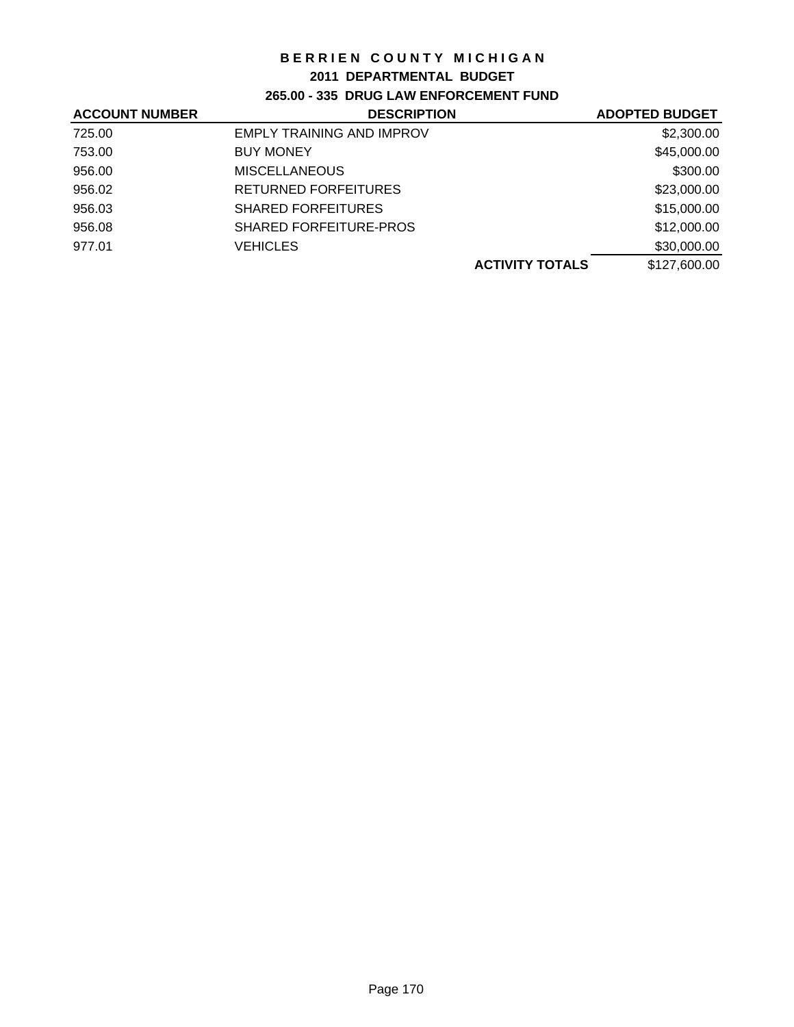# BERRIEN COUNTY MICHIGAN

## 2011 DEPARTMENTAL BUDGET

### 265.00 - 335 DRUG LAW ENFORCEMENT FUND

| ACCOUNT NUMBER | DESCRIPTION | | ADOPTED BUDGET |
|---|---|---|---|
| 725.00 | EMPLY TRAINING AND IMPROV | | $2,300.00 |
| 753.00 | BUY MONEY | | $45,000.00 |
| 956.00 | MISCELLANEOUS | | $300.00 |
| 956.02 | RETURNED FORFEITURES | | $23,000.00 |
| 956.03 | SHARED FORFEITURES | | $15,000.00 |
| 956.08 | SHARED FORFEITURE-PROS | | $12,000.00 |
| 977.01 | VEHICLES | | $30,000.00 |
| | | **ACTIVITY TOTALS** | $127,600.00 |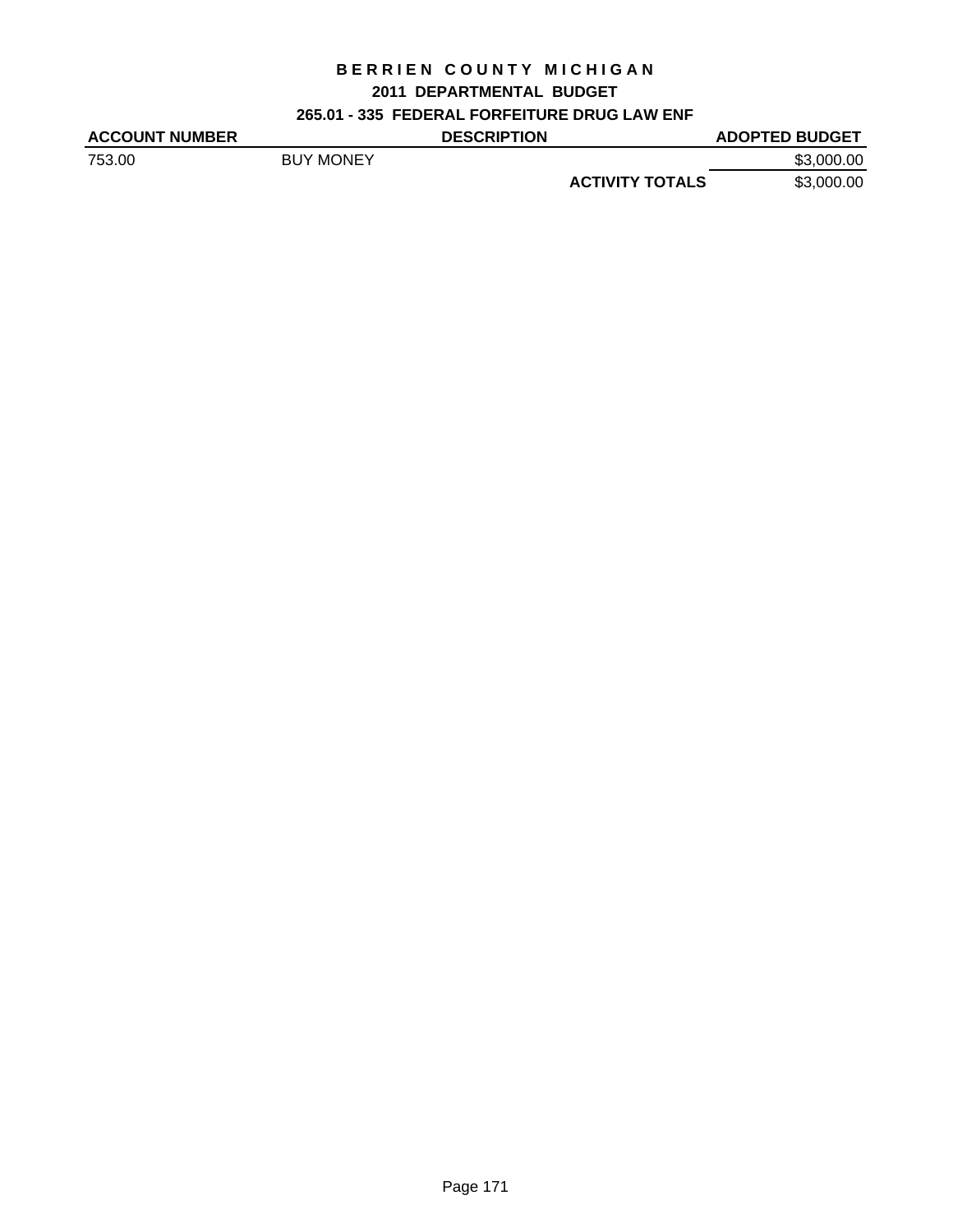# BERRIEN COUNTY MICHIGAN

## 2011 DEPARTMENTAL BUDGET

### 265.01 - 335 FEDERAL FORFEITURE DRUG LAW ENF

| ACCOUNT NUMBER | DESCRIPTION | ADOPTED BUDGET |
|---|---|---|
| 753.00 | BUY MONEY | \$3,000.00 |
| | **ACTIVITY TOTALS** | \$3,000.00 |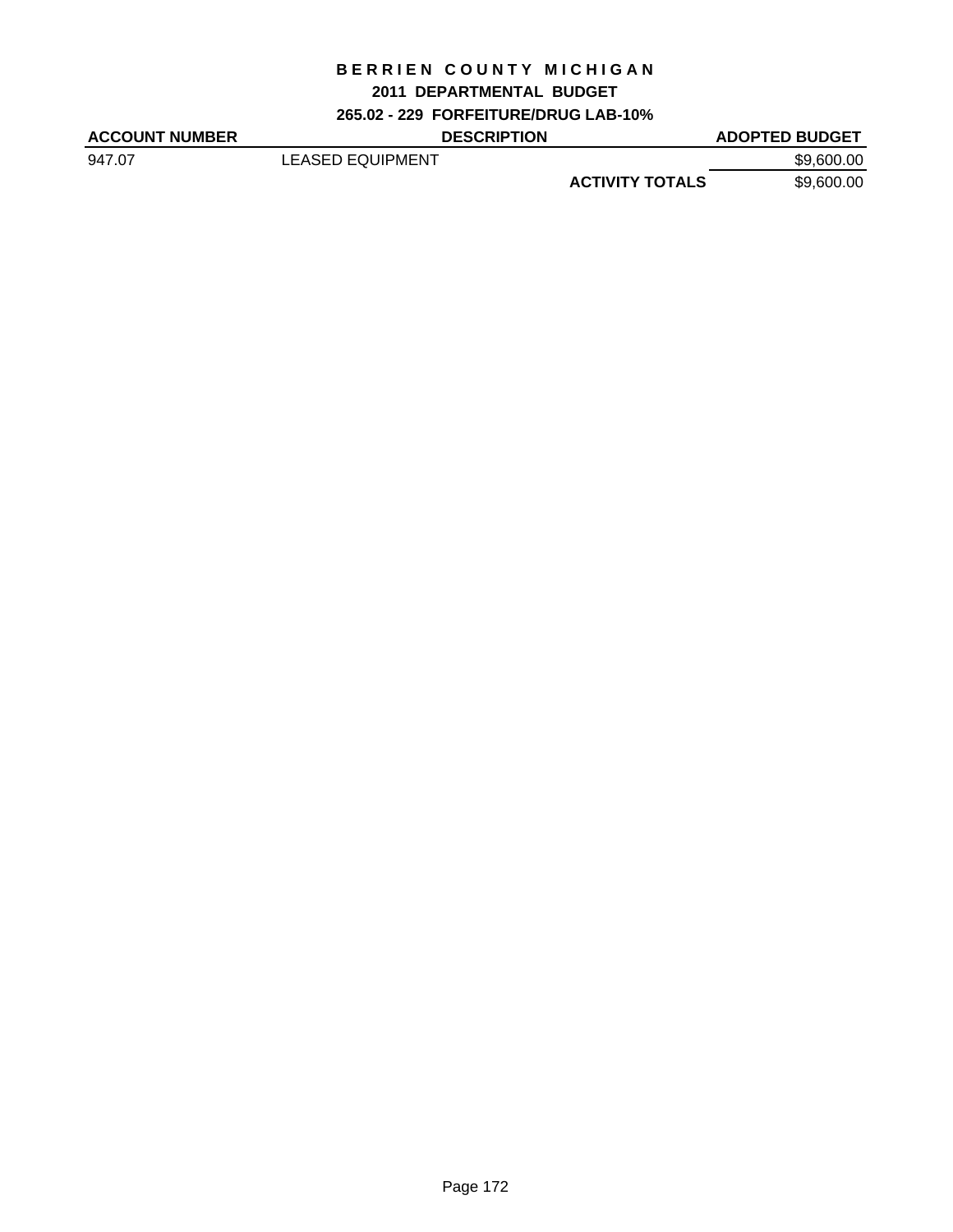# BERRIEN COUNTY MICHIGAN

## 2011 DEPARTMENTAL BUDGET

### 265.02 - 229 FORFEITURE/DRUG LAB-10%

| ACCOUNT NUMBER | DESCRIPTION | ADOPTED BUDGET |
|---|---|---|
| 947.07 | LEASED EQUIPMENT | $9,600.00 |
| | **ACTIVITY TOTALS** | $9,600.00 |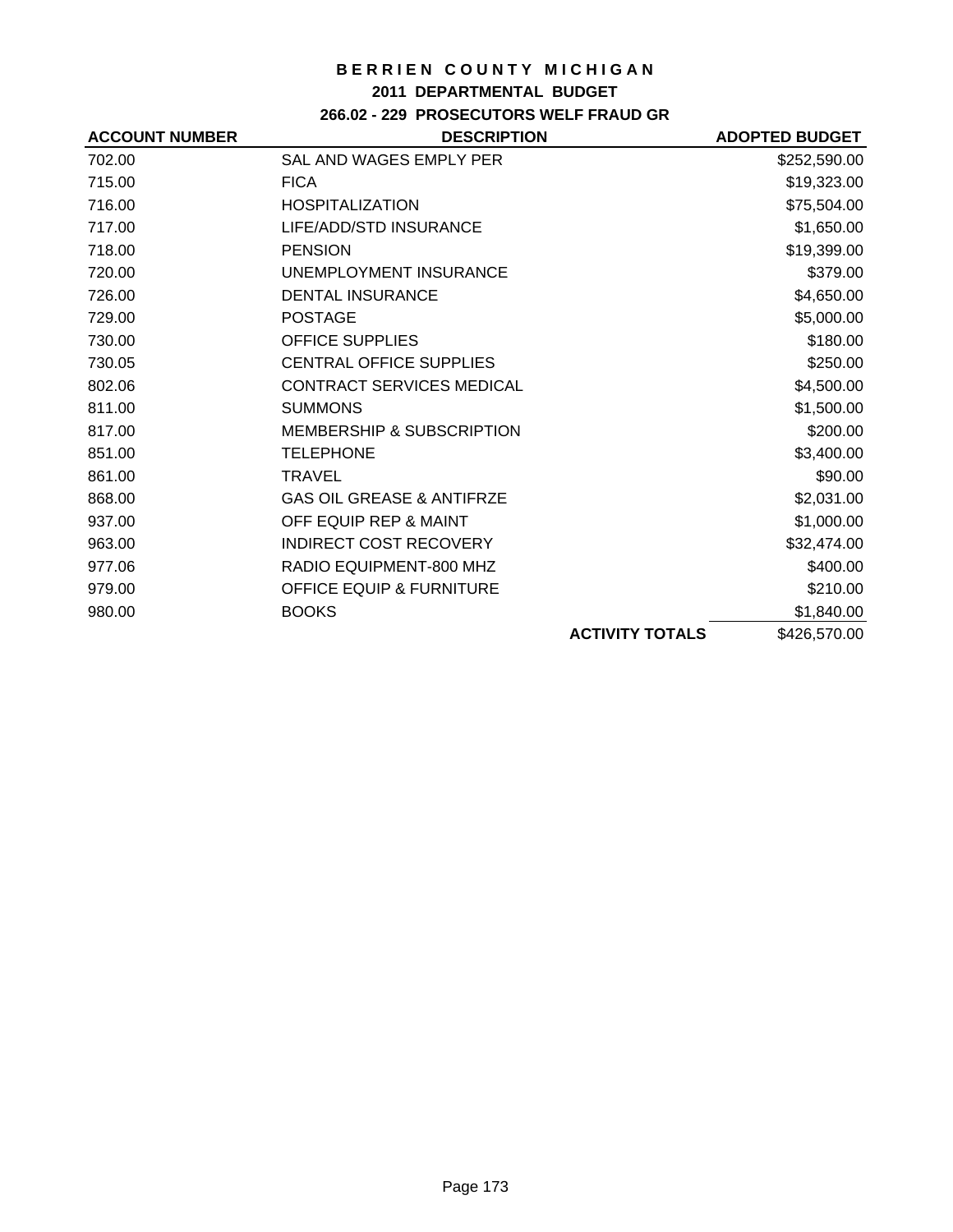# BERRIEN COUNTY MICHIGAN

## 2011 DEPARTMENTAL BUDGET

### 266.02 - 229 PROSECUTORS WELF FRAUD GR

| ACCOUNT NUMBER | DESCRIPTION | ADOPTED BUDGET |
|---|---|---|
| 702.00 | SAL AND WAGES EMPLY PER | $252,590.00 |
| 715.00 | FICA | $19,323.00 |
| 716.00 | HOSPITALIZATION | $75,504.00 |
| 717.00 | LIFE/ADD/STD INSURANCE | $1,650.00 |
| 718.00 | PENSION | $19,399.00 |
| 720.00 | UNEMPLOYMENT INSURANCE | $379.00 |
| 726.00 | DENTAL INSURANCE | $4,650.00 |
| 729.00 | POSTAGE | $5,000.00 |
| 730.00 | OFFICE SUPPLIES | $180.00 |
| 730.05 | CENTRAL OFFICE SUPPLIES | $250.00 |
| 802.06 | CONTRACT SERVICES MEDICAL | $4,500.00 |
| 811.00 | SUMMONS | $1,500.00 |
| 817.00 | MEMBERSHIP & SUBSCRIPTION | $200.00 |
| 851.00 | TELEPHONE | $3,400.00 |
| 861.00 | TRAVEL | $90.00 |
| 868.00 | GAS OIL GREASE & ANTIFRZE | $2,031.00 |
| 937.00 | OFF EQUIP REP & MAINT | $1,000.00 |
| 963.00 | INDIRECT COST RECOVERY | $32,474.00 |
| 977.06 | RADIO EQUIPMENT-800 MHZ | $400.00 |
| 979.00 | OFFICE EQUIP & FURNITURE | $210.00 |
| 980.00 | BOOKS | $1,840.00 |
| | **ACTIVITY TOTALS** | $426,570.00 |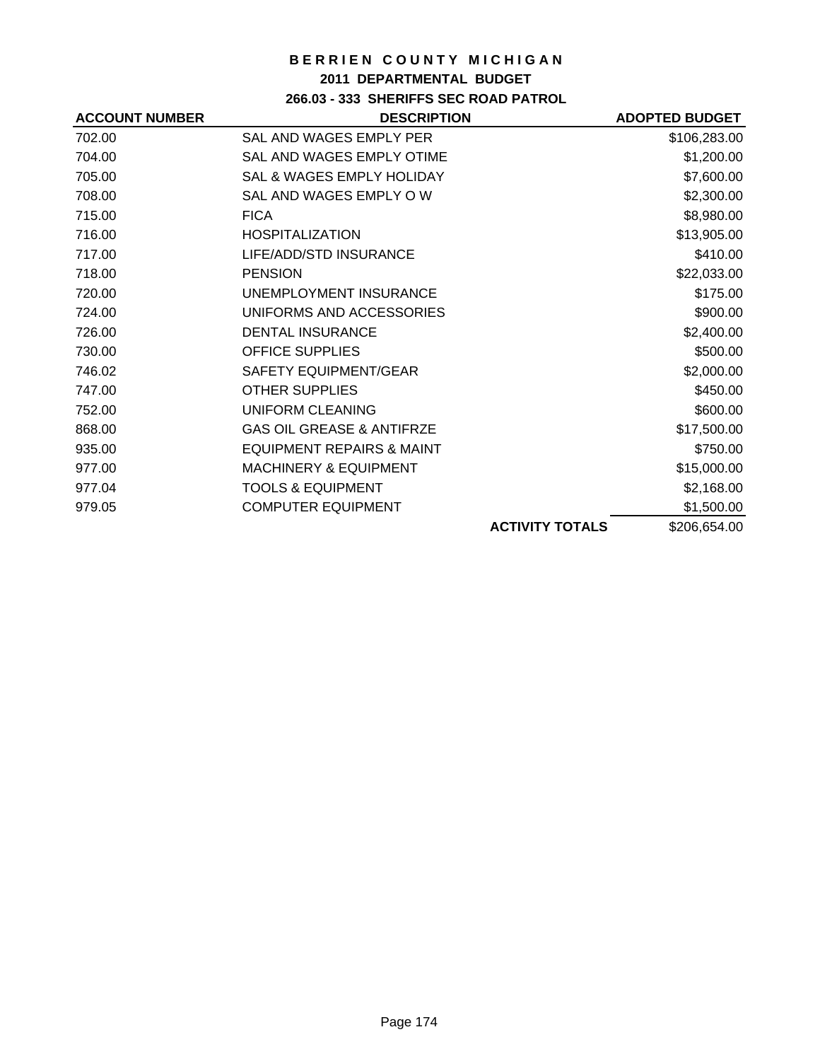# BERRIEN COUNTY MICHIGAN

## 2011 DEPARTMENTAL BUDGET

### 266.03 - 333 SHERIFFS SEC ROAD PATROL

| ACCOUNT NUMBER | DESCRIPTION | ADOPTED BUDGET |
|---|---|---|
| 702.00 | SAL AND WAGES EMPLY PER | $106,283.00 |
| 704.00 | SAL AND WAGES EMPLY OTIME | $1,200.00 |
| 705.00 | SAL & WAGES EMPLY HOLIDAY | $7,600.00 |
| 708.00 | SAL AND WAGES EMPLY O W | $2,300.00 |
| 715.00 | FICA | $8,980.00 |
| 716.00 | HOSPITALIZATION | $13,905.00 |
| 717.00 | LIFE/ADD/STD INSURANCE | $410.00 |
| 718.00 | PENSION | $22,033.00 |
| 720.00 | UNEMPLOYMENT INSURANCE | $175.00 |
| 724.00 | UNIFORMS AND ACCESSORIES | $900.00 |
| 726.00 | DENTAL INSURANCE | $2,400.00 |
| 730.00 | OFFICE SUPPLIES | $500.00 |
| 746.02 | SAFETY EQUIPMENT/GEAR | $2,000.00 |
| 747.00 | OTHER SUPPLIES | $450.00 |
| 752.00 | UNIFORM CLEANING | $600.00 |
| 868.00 | GAS OIL GREASE & ANTIFRZE | $17,500.00 |
| 935.00 | EQUIPMENT REPAIRS & MAINT | $750.00 |
| 977.00 | MACHINERY & EQUIPMENT | $15,000.00 |
| 977.04 | TOOLS & EQUIPMENT | $2,168.00 |
| 979.05 | COMPUTER EQUIPMENT | $1,500.00 |
| | **ACTIVITY TOTALS** | $206,654.00 |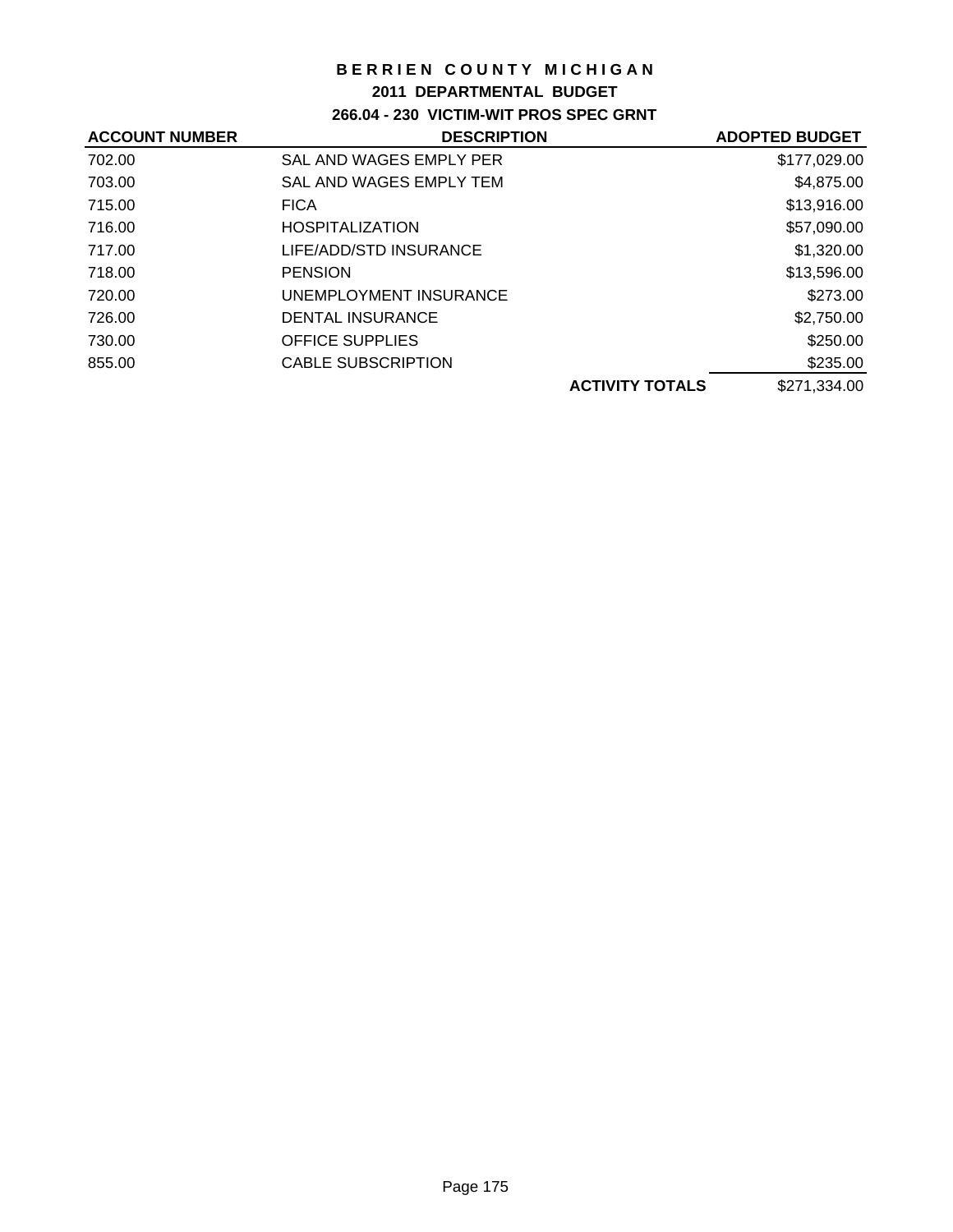# BERRIEN COUNTY MICHIGAN

## 2011 DEPARTMENTAL BUDGET

### 266.04 - 230 VICTIM-WIT PROS SPEC GRNT

| ACCOUNT NUMBER | DESCRIPTION | | ADOPTED BUDGET |
|---|---|---|---|
| 702.00 | SAL AND WAGES EMPLY PER | | $177,029.00 |
| 703.00 | SAL AND WAGES EMPLY TEM | | $4,875.00 |
| 715.00 | FICA | | $13,916.00 |
| 716.00 | HOSPITALIZATION | | $57,090.00 |
| 717.00 | LIFE/ADD/STD INSURANCE | | $1,320.00 |
| 718.00 | PENSION | | $13,596.00 |
| 720.00 | UNEMPLOYMENT INSURANCE | | $273.00 |
| 726.00 | DENTAL INSURANCE | | $2,750.00 |
| 730.00 | OFFICE SUPPLIES | | $250.00 |
| 855.00 | CABLE SUBSCRIPTION | | $235.00 |
| | | **ACTIVITY TOTALS** | $271,334.00 |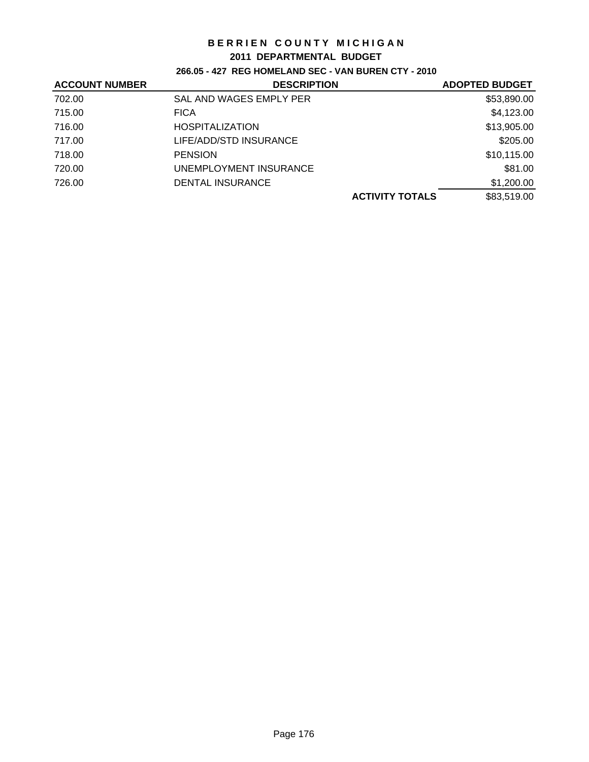# BERRIEN COUNTY MICHIGAN

## 2011 DEPARTMENTAL BUDGET

### 266.05 - 427 REG HOMELAND SEC - VAN BUREN CTY - 2010

| ACCOUNT NUMBER | DESCRIPTION | | ADOPTED BUDGET |
|---|---|---|---|
| 702.00 | SAL AND WAGES EMPLY PER | | $53,890.00 |
| 715.00 | FICA | | $4,123.00 |
| 716.00 | HOSPITALIZATION | | $13,905.00 |
| 717.00 | LIFE/ADD/STD INSURANCE | | $205.00 |
| 718.00 | PENSION | | $10,115.00 |
| 720.00 | UNEMPLOYMENT INSURANCE | | $81.00 |
| 726.00 | DENTAL INSURANCE | | $1,200.00 |
| | | **ACTIVITY TOTALS** | $83,519.00 |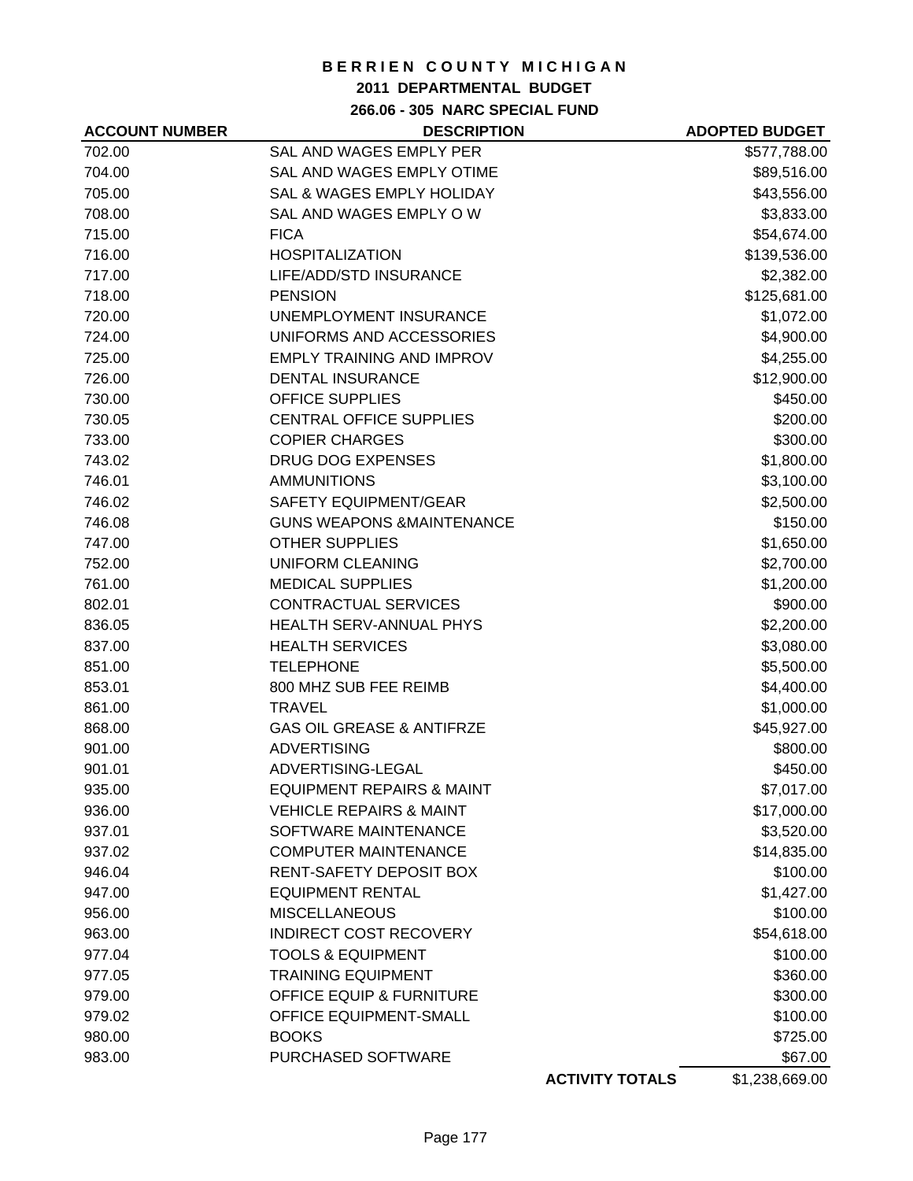# BERRIEN COUNTY MICHIGAN

## 2011 DEPARTMENTAL BUDGET

### 266.06 - 305 NARC SPECIAL FUND

| ACCOUNT NUMBER | DESCRIPTION | ADOPTED BUDGET |
|---|---|---|
| 702.00 | SAL AND WAGES EMPLY PER | $577,788.00 |
| 704.00 | SAL AND WAGES EMPLY OTIME | $89,516.00 |
| 705.00 | SAL & WAGES EMPLY HOLIDAY | $43,556.00 |
| 708.00 | SAL AND WAGES EMPLY O W | $3,833.00 |
| 715.00 | FICA | $54,674.00 |
| 716.00 | HOSPITALIZATION | $139,536.00 |
| 717.00 | LIFE/ADD/STD INSURANCE | $2,382.00 |
| 718.00 | PENSION | $125,681.00 |
| 720.00 | UNEMPLOYMENT INSURANCE | $1,072.00 |
| 724.00 | UNIFORMS AND ACCESSORIES | $4,900.00 |
| 725.00 | EMPLY TRAINING AND IMPROV | $4,255.00 |
| 726.00 | DENTAL INSURANCE | $12,900.00 |
| 730.00 | OFFICE SUPPLIES | $450.00 |
| 730.05 | CENTRAL OFFICE SUPPLIES | $200.00 |
| 733.00 | COPIER CHARGES | $300.00 |
| 743.02 | DRUG DOG EXPENSES | $1,800.00 |
| 746.01 | AMMUNITIONS | $3,100.00 |
| 746.02 | SAFETY EQUIPMENT/GEAR | $2,500.00 |
| 746.08 | GUNS WEAPONS &MAINTENANCE | $150.00 |
| 747.00 | OTHER SUPPLIES | $1,650.00 |
| 752.00 | UNIFORM CLEANING | $2,700.00 |
| 761.00 | MEDICAL SUPPLIES | $1,200.00 |
| 802.01 | CONTRACTUAL SERVICES | $900.00 |
| 836.05 | HEALTH SERV-ANNUAL PHYS | $2,200.00 |
| 837.00 | HEALTH SERVICES | $3,080.00 |
| 851.00 | TELEPHONE | $5,500.00 |
| 853.01 | 800 MHZ SUB FEE REIMB | $4,400.00 |
| 861.00 | TRAVEL | $1,000.00 |
| 868.00 | GAS OIL GREASE & ANTIFRZE | $45,927.00 |
| 901.00 | ADVERTISING | $800.00 |
| 901.01 | ADVERTISING-LEGAL | $450.00 |
| 935.00 | EQUIPMENT REPAIRS & MAINT | $7,017.00 |
| 936.00 | VEHICLE REPAIRS & MAINT | $17,000.00 |
| 937.01 | SOFTWARE MAINTENANCE | $3,520.00 |
| 937.02 | COMPUTER MAINTENANCE | $14,835.00 |
| 946.04 | RENT-SAFETY DEPOSIT BOX | $100.00 |
| 947.00 | EQUIPMENT RENTAL | $1,427.00 |
| 956.00 | MISCELLANEOUS | $100.00 |
| 963.00 | INDIRECT COST RECOVERY | $54,618.00 |
| 977.04 | TOOLS & EQUIPMENT | $100.00 |
| 977.05 | TRAINING EQUIPMENT | $360.00 |
| 979.00 | OFFICE EQUIP & FURNITURE | $300.00 |
| 979.02 | OFFICE EQUIPMENT-SMALL | $100.00 |
| 980.00 | BOOKS | $725.00 |
| 983.00 | PURCHASED SOFTWARE | $67.00 |
| | **ACTIVITY TOTALS** | $1,238,669.00 |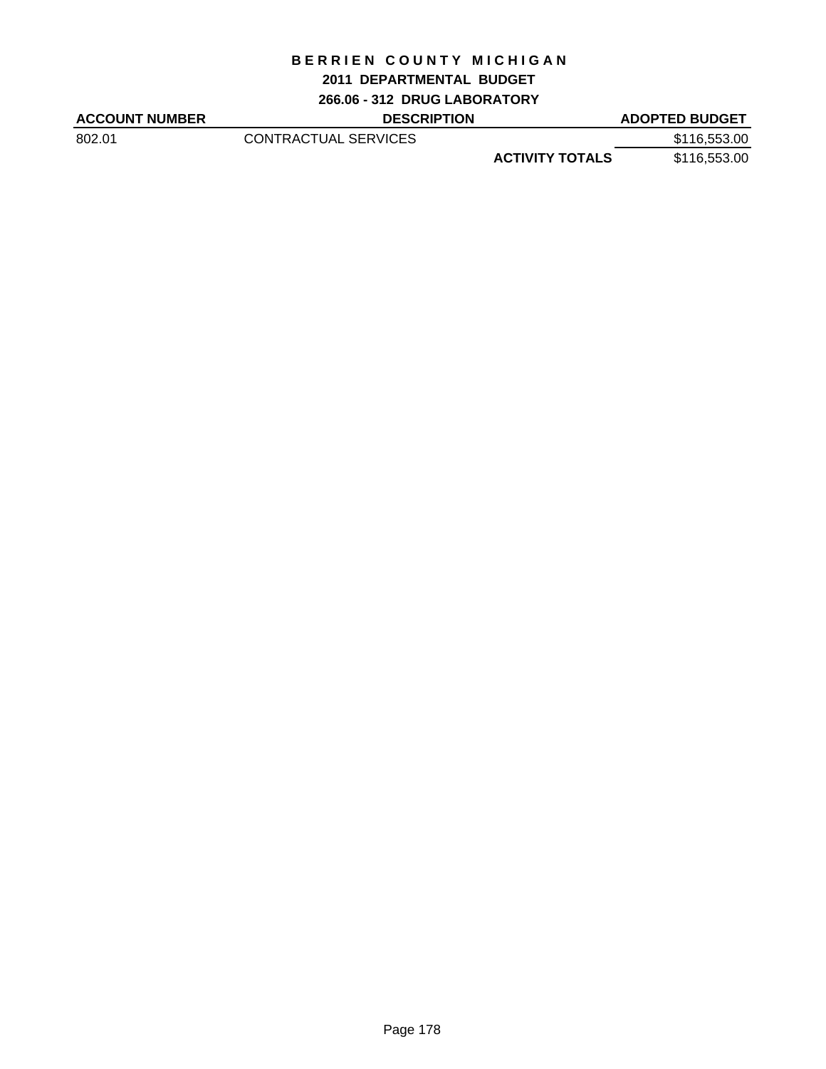# BERRIEN COUNTY MICHIGAN

## 2011 DEPARTMENTAL BUDGET

### 266.06 - 312 DRUG LABORATORY

| ACCOUNT NUMBER | DESCRIPTION | | ADOPTED BUDGET |
|---|---|---|---|
| 802.01 | CONTRACTUAL SERVICES | | $116,553.00 |
| | | **ACTIVITY TOTALS** | $116,553.00 |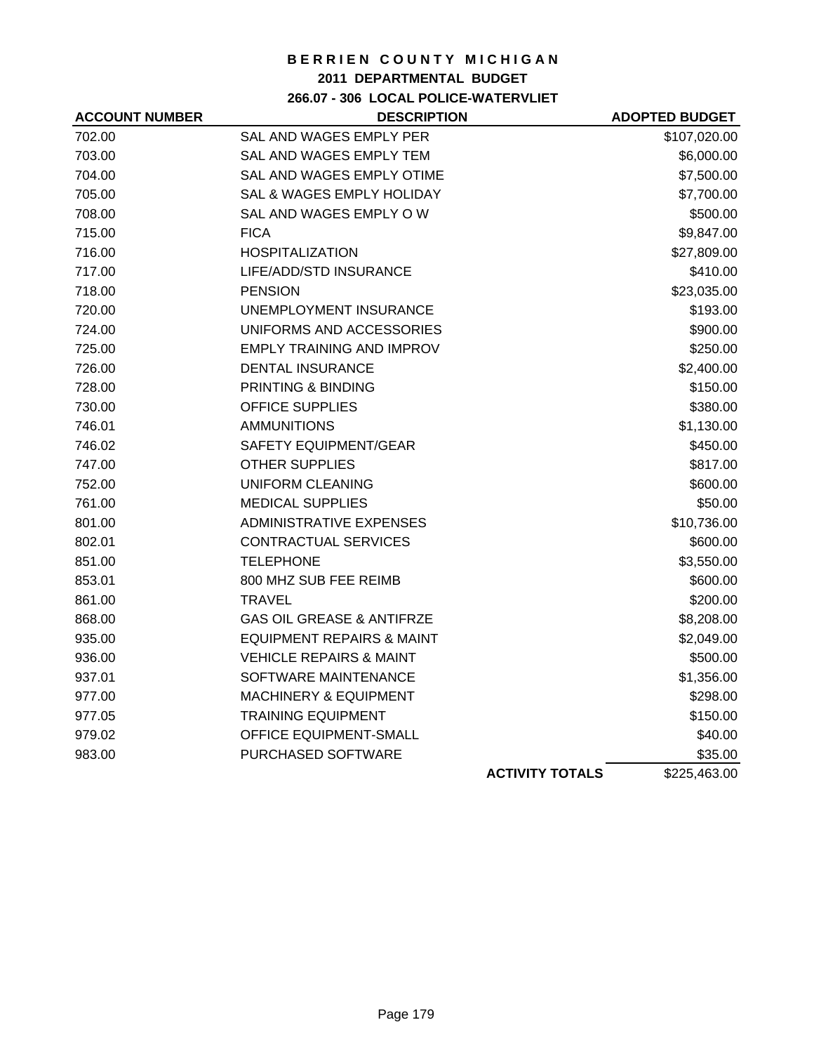# BERRIEN COUNTY MICHIGAN

## 2011 DEPARTMENTAL BUDGET

### 266.07 - 306 LOCAL POLICE-WATERVLIET

| ACCOUNT NUMBER | DESCRIPTION | ADOPTED BUDGET |
|---|---|---|
| 702.00 | SAL AND WAGES EMPLY PER | $107,020.00 |
| 703.00 | SAL AND WAGES EMPLY TEM | $6,000.00 |
| 704.00 | SAL AND WAGES EMPLY OTIME | $7,500.00 |
| 705.00 | SAL & WAGES EMPLY HOLIDAY | $7,700.00 |
| 708.00 | SAL AND WAGES EMPLY O W | $500.00 |
| 715.00 | FICA | $9,847.00 |
| 716.00 | HOSPITALIZATION | $27,809.00 |
| 717.00 | LIFE/ADD/STD INSURANCE | $410.00 |
| 718.00 | PENSION | $23,035.00 |
| 720.00 | UNEMPLOYMENT INSURANCE | $193.00 |
| 724.00 | UNIFORMS AND ACCESSORIES | $900.00 |
| 725.00 | EMPLY TRAINING AND IMPROV | $250.00 |
| 726.00 | DENTAL INSURANCE | $2,400.00 |
| 728.00 | PRINTING & BINDING | $150.00 |
| 730.00 | OFFICE SUPPLIES | $380.00 |
| 746.01 | AMMUNITIONS | $1,130.00 |
| 746.02 | SAFETY EQUIPMENT/GEAR | $450.00 |
| 747.00 | OTHER SUPPLIES | $817.00 |
| 752.00 | UNIFORM CLEANING | $600.00 |
| 761.00 | MEDICAL SUPPLIES | $50.00 |
| 801.00 | ADMINISTRATIVE EXPENSES | $10,736.00 |
| 802.01 | CONTRACTUAL SERVICES | $600.00 |
| 851.00 | TELEPHONE | $3,550.00 |
| 853.01 | 800 MHZ SUB FEE REIMB | $600.00 |
| 861.00 | TRAVEL | $200.00 |
| 868.00 | GAS OIL GREASE & ANTIFRZE | $8,208.00 |
| 935.00 | EQUIPMENT REPAIRS & MAINT | $2,049.00 |
| 936.00 | VEHICLE REPAIRS & MAINT | $500.00 |
| 937.01 | SOFTWARE MAINTENANCE | $1,356.00 |
| 977.00 | MACHINERY & EQUIPMENT | $298.00 |
| 977.05 | TRAINING EQUIPMENT | $150.00 |
| 979.02 | OFFICE EQUIPMENT-SMALL | $40.00 |
| 983.00 | PURCHASED SOFTWARE | $35.00 |
| | **ACTIVITY TOTALS** | $225,463.00 |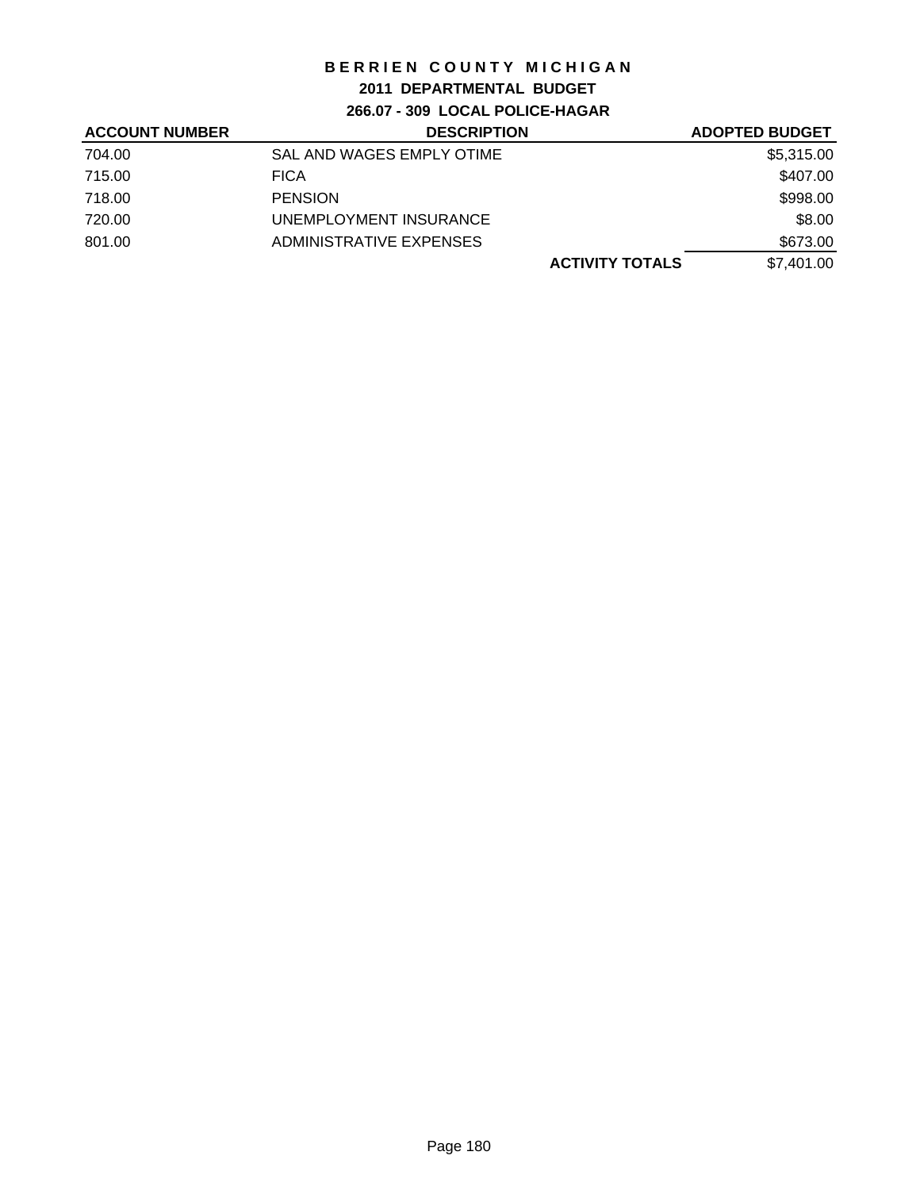# BERRIEN COUNTY MICHIGAN

## 2011 DEPARTMENTAL BUDGET

### 266.07 - 309 LOCAL POLICE-HAGAR

| ACCOUNT NUMBER | DESCRIPTION | | ADOPTED BUDGET |
|---|---|---|---|
| 704.00 | SAL AND WAGES EMPLY OTIME | | $5,315.00 |
| 715.00 | FICA | | $407.00 |
| 718.00 | PENSION | | $998.00 |
| 720.00 | UNEMPLOYMENT INSURANCE | | $8.00 |
| 801.00 | ADMINISTRATIVE EXPENSES | | $673.00 |
| | | **ACTIVITY TOTALS** | $7,401.00 |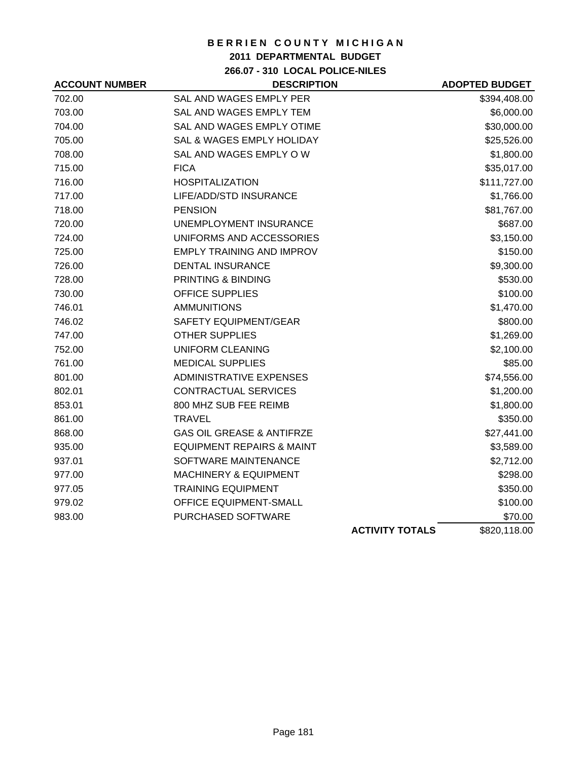# BERRIEN COUNTY MICHIGAN

## 2011 DEPARTMENTAL BUDGET

### 266.07 - 310 LOCAL POLICE-NILES

| ACCOUNT NUMBER | DESCRIPTION | ADOPTED BUDGET |
|---|---|---|
| 702.00 | SAL AND WAGES EMPLY PER | $394,408.00 |
| 703.00 | SAL AND WAGES EMPLY TEM | $6,000.00 |
| 704.00 | SAL AND WAGES EMPLY OTIME | $30,000.00 |
| 705.00 | SAL & WAGES EMPLY HOLIDAY | $25,526.00 |
| 708.00 | SAL AND WAGES EMPLY O W | $1,800.00 |
| 715.00 | FICA | $35,017.00 |
| 716.00 | HOSPITALIZATION | $111,727.00 |
| 717.00 | LIFE/ADD/STD INSURANCE | $1,766.00 |
| 718.00 | PENSION | $81,767.00 |
| 720.00 | UNEMPLOYMENT INSURANCE | $687.00 |
| 724.00 | UNIFORMS AND ACCESSORIES | $3,150.00 |
| 725.00 | EMPLY TRAINING AND IMPROV | $150.00 |
| 726.00 | DENTAL INSURANCE | $9,300.00 |
| 728.00 | PRINTING & BINDING | $530.00 |
| 730.00 | OFFICE SUPPLIES | $100.00 |
| 746.01 | AMMUNITIONS | $1,470.00 |
| 746.02 | SAFETY EQUIPMENT/GEAR | $800.00 |
| 747.00 | OTHER SUPPLIES | $1,269.00 |
| 752.00 | UNIFORM CLEANING | $2,100.00 |
| 761.00 | MEDICAL SUPPLIES | $85.00 |
| 801.00 | ADMINISTRATIVE EXPENSES | $74,556.00 |
| 802.01 | CONTRACTUAL SERVICES | $1,200.00 |
| 853.01 | 800 MHZ SUB FEE REIMB | $1,800.00 |
| 861.00 | TRAVEL | $350.00 |
| 868.00 | GAS OIL GREASE & ANTIFRZE | $27,441.00 |
| 935.00 | EQUIPMENT REPAIRS & MAINT | $3,589.00 |
| 937.01 | SOFTWARE MAINTENANCE | $2,712.00 |
| 977.00 | MACHINERY & EQUIPMENT | $298.00 |
| 977.05 | TRAINING EQUIPMENT | $350.00 |
| 979.02 | OFFICE EQUIPMENT-SMALL | $100.00 |
| 983.00 | PURCHASED SOFTWARE | $70.00 |
| | **ACTIVITY TOTALS** | $820,118.00 |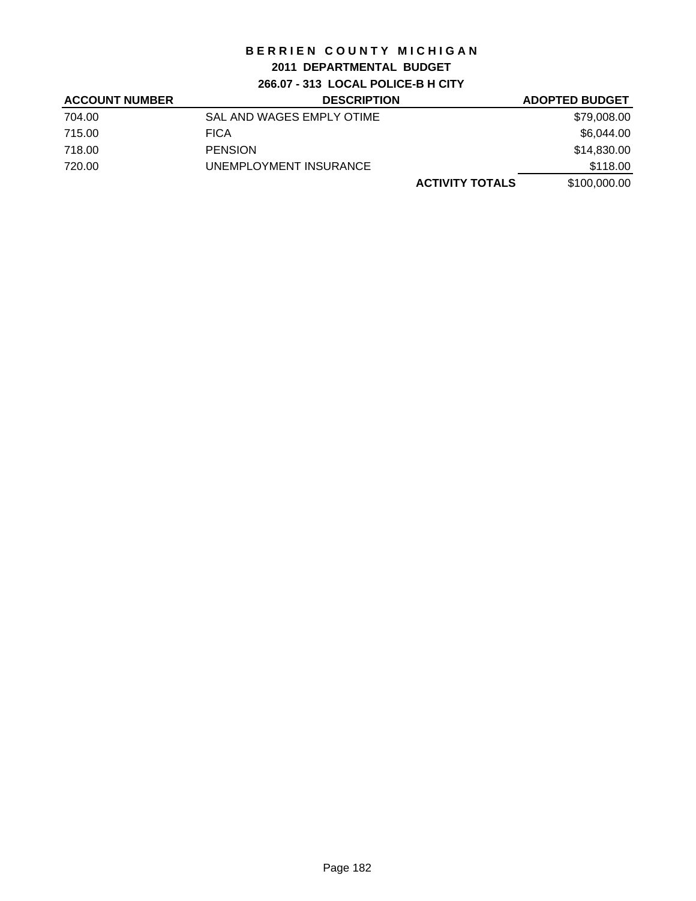# BERRIEN COUNTY MICHIGAN
## 2011 DEPARTMENTAL BUDGET
### 266.07 - 313 LOCAL POLICE-B H CITY

| ACCOUNT NUMBER | DESCRIPTION | | ADOPTED BUDGET |
|---|---|---|---|
| 704.00 | SAL AND WAGES EMPLY OTIME | | $79,008.00 |
| 715.00 | FICA | | $6,044.00 |
| 718.00 | PENSION | | $14,830.00 |
| 720.00 | UNEMPLOYMENT INSURANCE | | $118.00 |
| | | **ACTIVITY TOTALS** | $100,000.00 |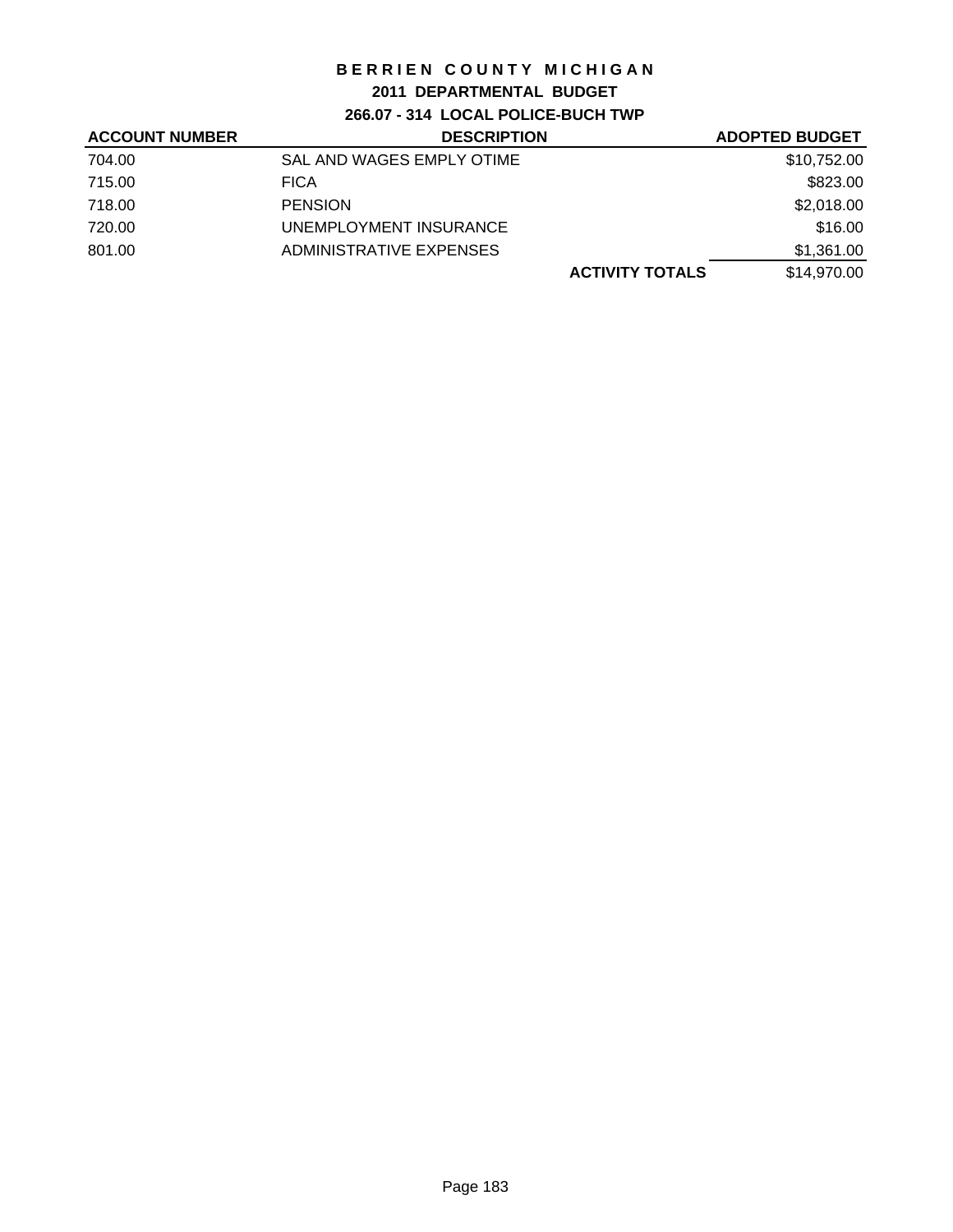# BERRIEN COUNTY MICHIGAN

## 2011 DEPARTMENTAL BUDGET

### 266.07 - 314 LOCAL POLICE-BUCH TWP

| ACCOUNT NUMBER | DESCRIPTION | | ADOPTED BUDGET |
|---|---|---|---|
| 704.00 | SAL AND WAGES EMPLY OTIME | | $10,752.00 |
| 715.00 | FICA | | $823.00 |
| 718.00 | PENSION | | $2,018.00 |
| 720.00 | UNEMPLOYMENT INSURANCE | | $16.00 |
| 801.00 | ADMINISTRATIVE EXPENSES | | $1,361.00 |
| | | **ACTIVITY TOTALS** | $14,970.00 |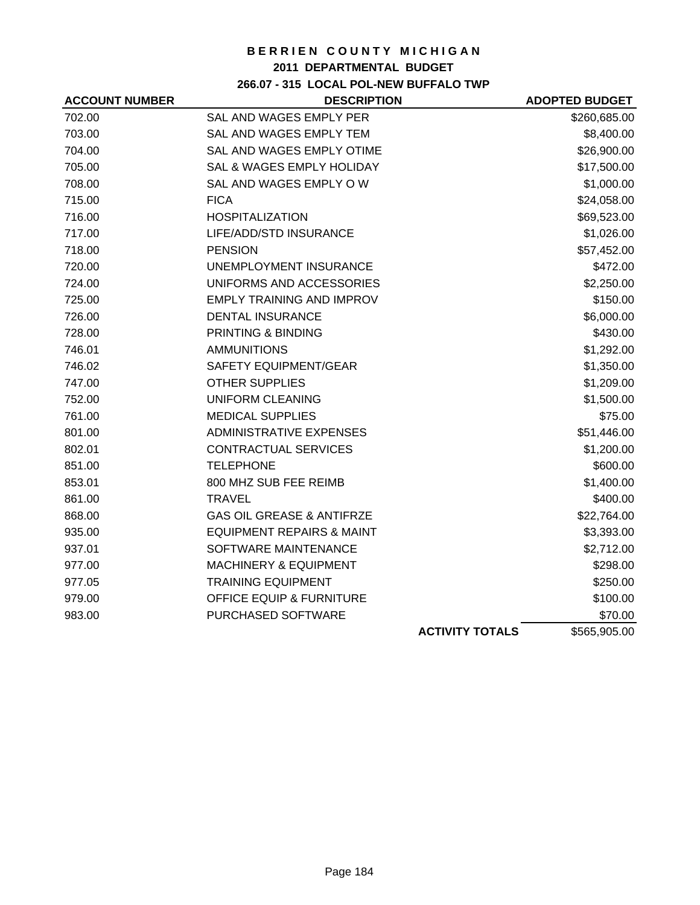# BERRIEN COUNTY MICHIGAN

## 2011 DEPARTMENTAL BUDGET

### 266.07 - 315 LOCAL POL-NEW BUFFALO TWP

| ACCOUNT NUMBER | DESCRIPTION | ADOPTED BUDGET |
|---|---|---|
| 702.00 | SAL AND WAGES EMPLY PER | $260,685.00 |
| 703.00 | SAL AND WAGES EMPLY TEM | $8,400.00 |
| 704.00 | SAL AND WAGES EMPLY OTIME | $26,900.00 |
| 705.00 | SAL & WAGES EMPLY HOLIDAY | $17,500.00 |
| 708.00 | SAL AND WAGES EMPLY O W | $1,000.00 |
| 715.00 | FICA | $24,058.00 |
| 716.00 | HOSPITALIZATION | $69,523.00 |
| 717.00 | LIFE/ADD/STD INSURANCE | $1,026.00 |
| 718.00 | PENSION | $57,452.00 |
| 720.00 | UNEMPLOYMENT INSURANCE | $472.00 |
| 724.00 | UNIFORMS AND ACCESSORIES | $2,250.00 |
| 725.00 | EMPLY TRAINING AND IMPROV | $150.00 |
| 726.00 | DENTAL INSURANCE | $6,000.00 |
| 728.00 | PRINTING & BINDING | $430.00 |
| 746.01 | AMMUNITIONS | $1,292.00 |
| 746.02 | SAFETY EQUIPMENT/GEAR | $1,350.00 |
| 747.00 | OTHER SUPPLIES | $1,209.00 |
| 752.00 | UNIFORM CLEANING | $1,500.00 |
| 761.00 | MEDICAL SUPPLIES | $75.00 |
| 801.00 | ADMINISTRATIVE EXPENSES | $51,446.00 |
| 802.01 | CONTRACTUAL SERVICES | $1,200.00 |
| 851.00 | TELEPHONE | $600.00 |
| 853.01 | 800 MHZ SUB FEE REIMB | $1,400.00 |
| 861.00 | TRAVEL | $400.00 |
| 868.00 | GAS OIL GREASE & ANTIFRZE | $22,764.00 |
| 935.00 | EQUIPMENT REPAIRS & MAINT | $3,393.00 |
| 937.01 | SOFTWARE MAINTENANCE | $2,712.00 |
| 977.00 | MACHINERY & EQUIPMENT | $298.00 |
| 977.05 | TRAINING EQUIPMENT | $250.00 |
| 979.00 | OFFICE EQUIP & FURNITURE | $100.00 |
| 983.00 | PURCHASED SOFTWARE | $70.00 |
| | **ACTIVITY TOTALS** | $565,905.00 |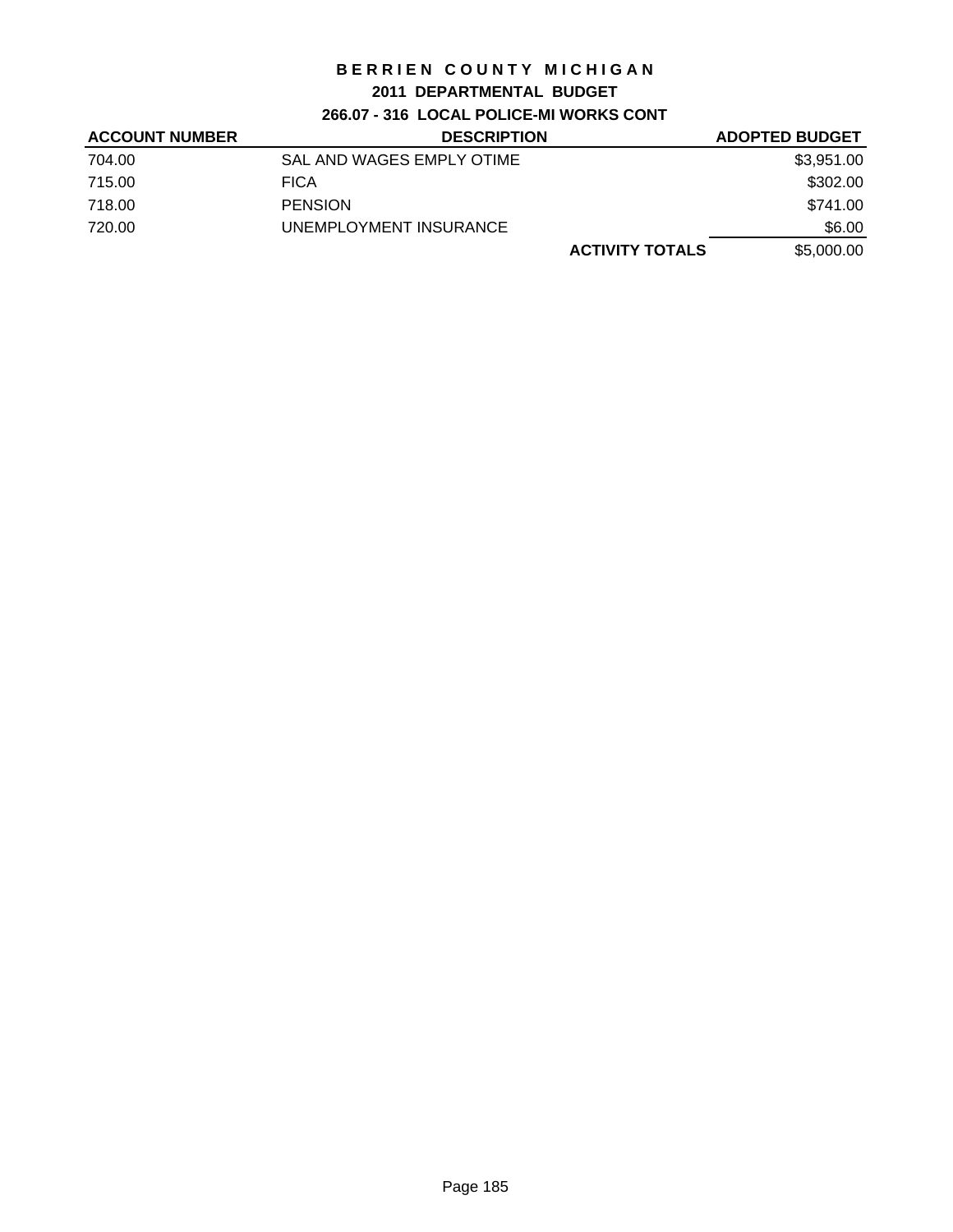# BERRIEN COUNTY MICHIGAN

## 2011 DEPARTMENTAL BUDGET

### 266.07 - 316 LOCAL POLICE-MI WORKS CONT

| ACCOUNT NUMBER | DESCRIPTION | | ADOPTED BUDGET |
|---|---|---|---|
| 704.00 | SAL AND WAGES EMPLY OTIME | | $3,951.00 |
| 715.00 | FICA | | $302.00 |
| 718.00 | PENSION | | $741.00 |
| 720.00 | UNEMPLOYMENT INSURANCE | | $6.00 |
| | | **ACTIVITY TOTALS** | $5,000.00 |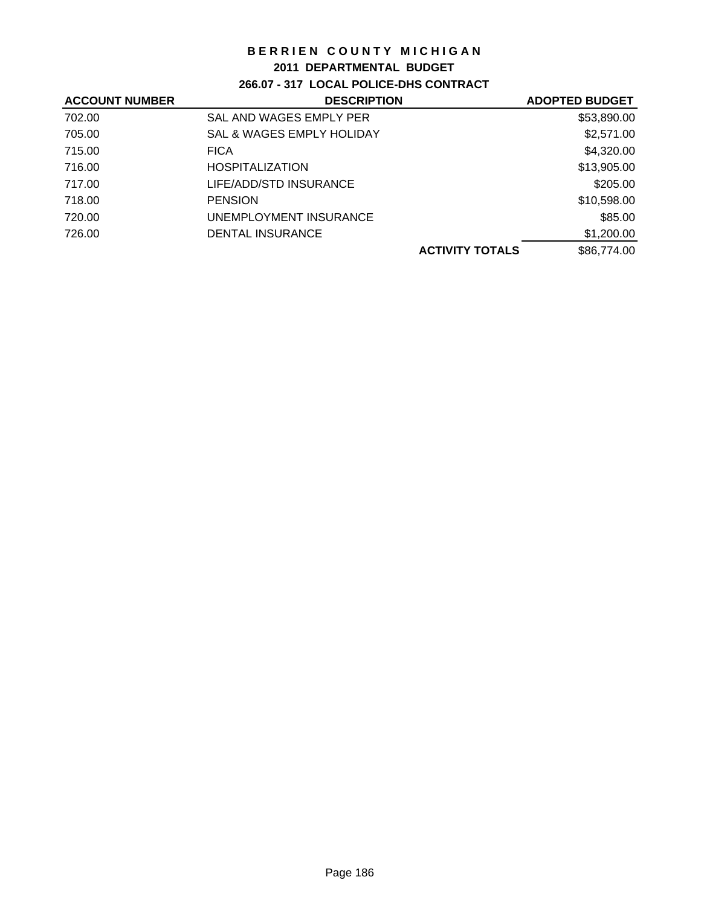# BERRIEN COUNTY MICHIGAN

## 2011 DEPARTMENTAL BUDGET

### 266.07 - 317 LOCAL POLICE-DHS CONTRACT

| ACCOUNT NUMBER | DESCRIPTION | | ADOPTED BUDGET |
|---|---|---|---|
| 702.00 | SAL AND WAGES EMPLY PER | | $53,890.00 |
| 705.00 | SAL & WAGES EMPLY HOLIDAY | | $2,571.00 |
| 715.00 | FICA | | $4,320.00 |
| 716.00 | HOSPITALIZATION | | $13,905.00 |
| 717.00 | LIFE/ADD/STD INSURANCE | | $205.00 |
| 718.00 | PENSION | | $10,598.00 |
| 720.00 | UNEMPLOYMENT INSURANCE | | $85.00 |
| 726.00 | DENTAL INSURANCE | | $1,200.00 |
| | | **ACTIVITY TOTALS** | $86,774.00 |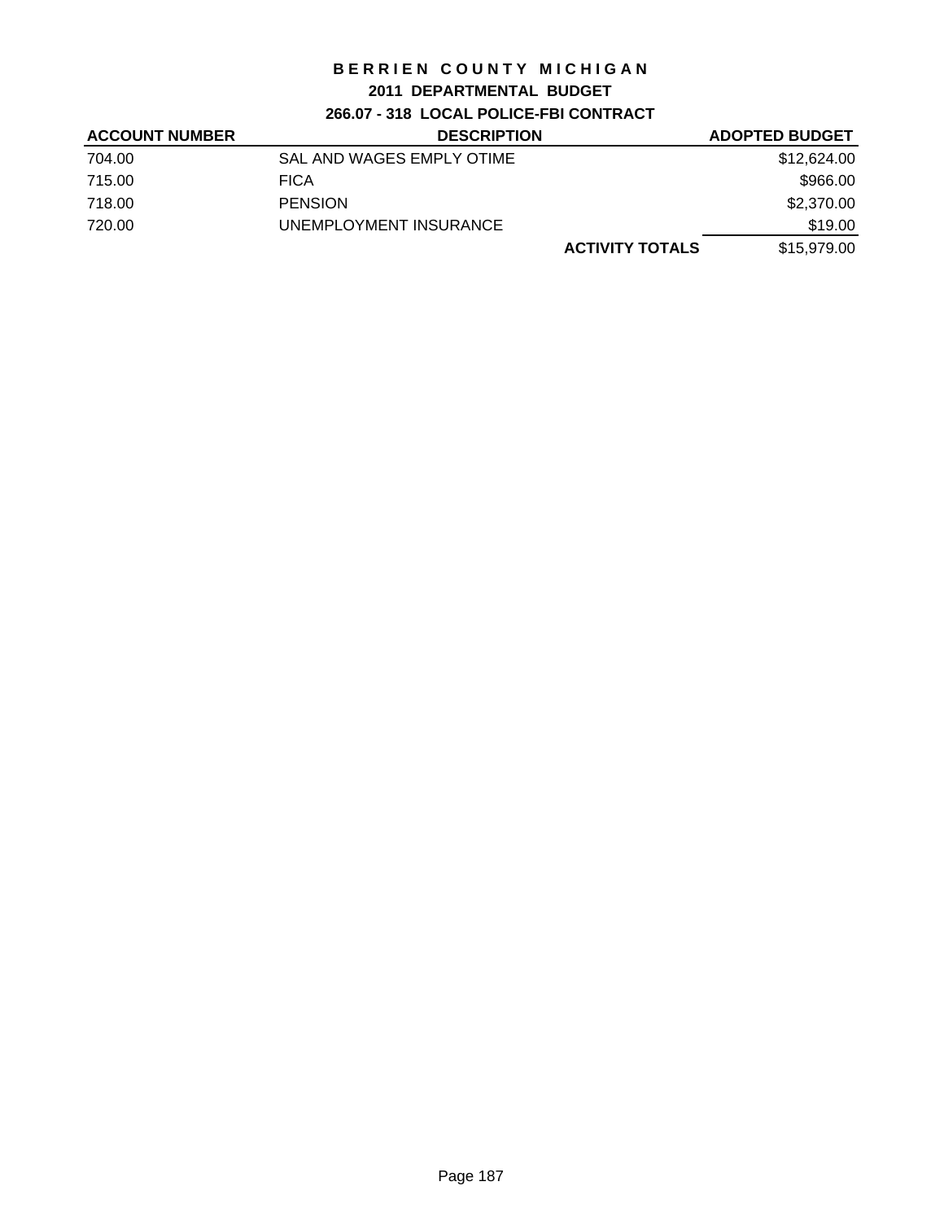# BERRIEN COUNTY MICHIGAN

## 2011 DEPARTMENTAL BUDGET

### 266.07 - 318 LOCAL POLICE-FBI CONTRACT

| ACCOUNT NUMBER | DESCRIPTION | | ADOPTED BUDGET |
|---|---|---|---|
| 704.00 | SAL AND WAGES EMPLY OTIME | | $12,624.00 |
| 715.00 | FICA | | $966.00 |
| 718.00 | PENSION | | $2,370.00 |
| 720.00 | UNEMPLOYMENT INSURANCE | | $19.00 |
| | | **ACTIVITY TOTALS** | $15,979.00 |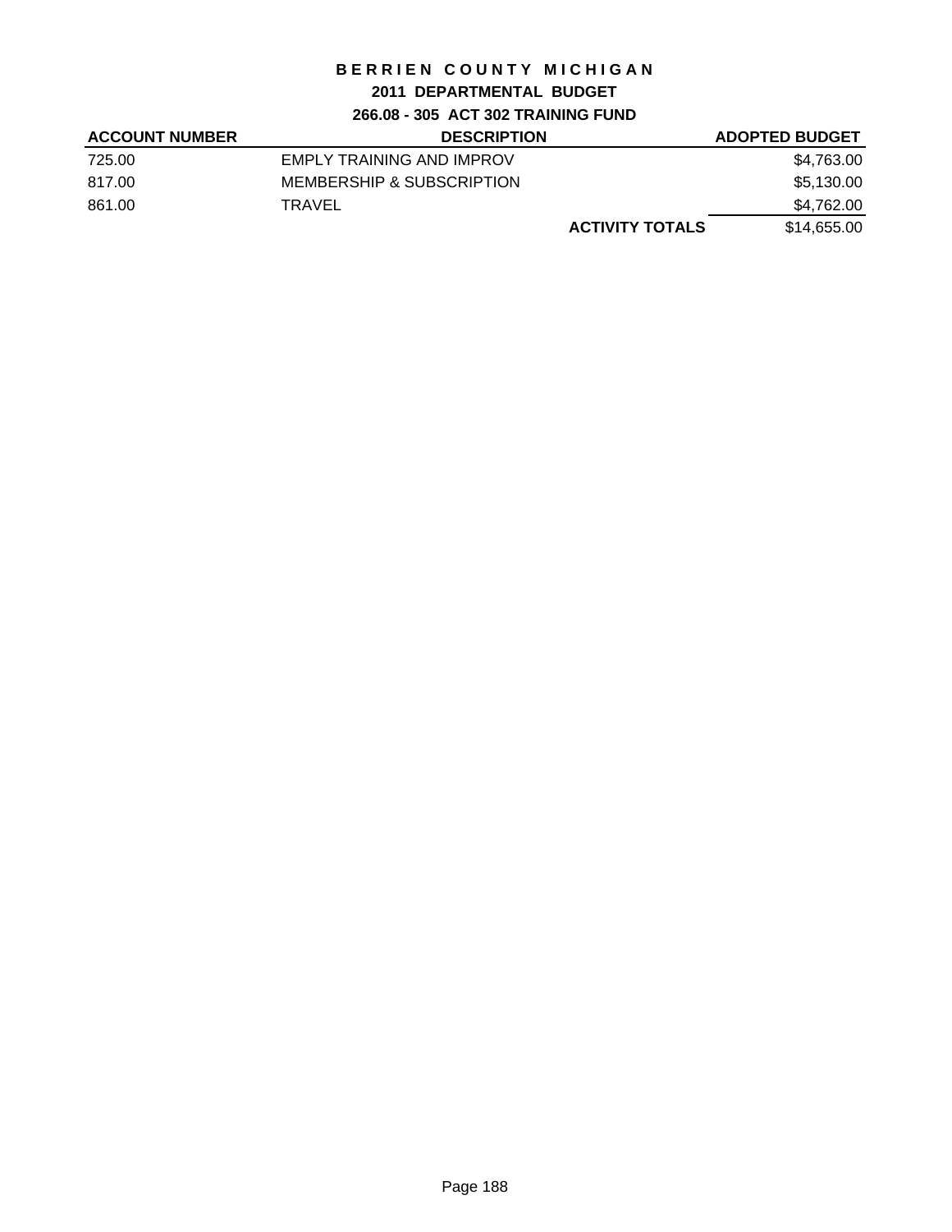# BERRIEN COUNTY MICHIGAN

## 2011 DEPARTMENTAL BUDGET

### 266.08 - 305 ACT 302 TRAINING FUND

| ACCOUNT NUMBER | DESCRIPTION | | ADOPTED BUDGET |
|---|---|---|---|
| 725.00 | EMPLY TRAINING AND IMPROV | | $4,763.00 |
| 817.00 | MEMBERSHIP & SUBSCRIPTION | | $5,130.00 |
| 861.00 | TRAVEL | | $4,762.00 |
| | | **ACTIVITY TOTALS** | $14,655.00 |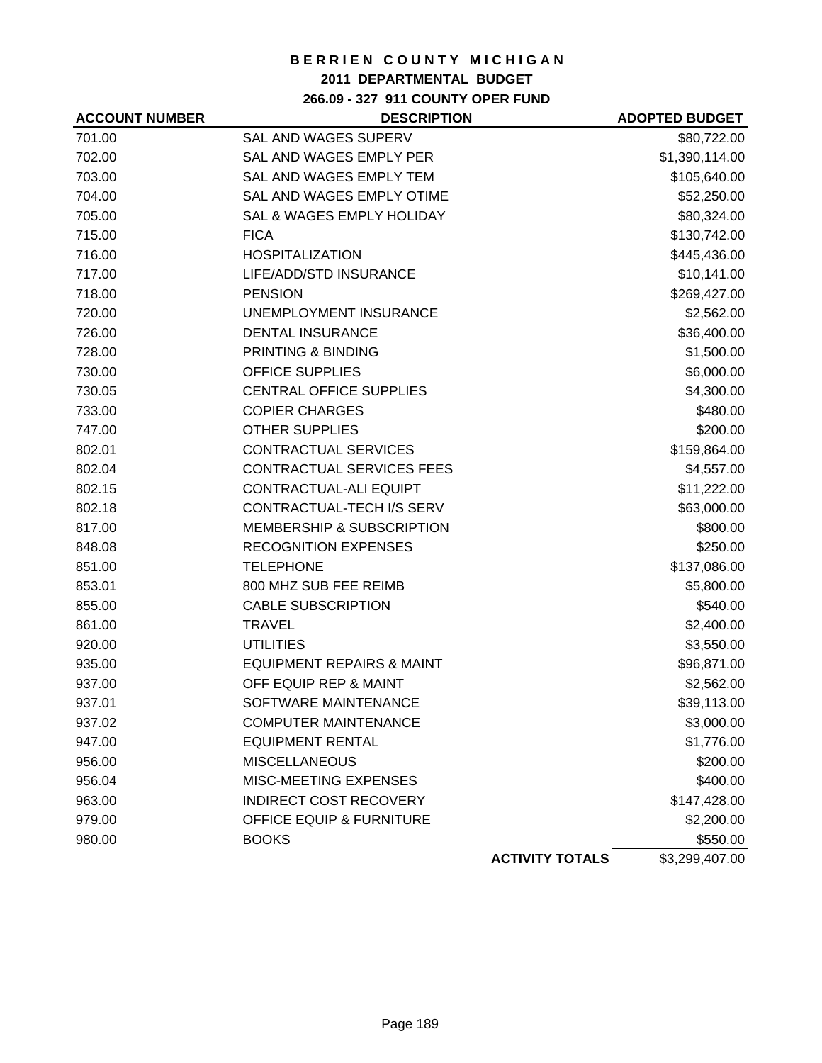# BERRIEN COUNTY MICHIGAN

## 2011 DEPARTMENTAL BUDGET

### 266.09 - 327 911 COUNTY OPER FUND

| ACCOUNT NUMBER | DESCRIPTION | | ADOPTED BUDGET |
|---|---|---|---|
| 701.00 | SAL AND WAGES SUPERV | | $80,722.00 |
| 702.00 | SAL AND WAGES EMPLY PER | | $1,390,114.00 |
| 703.00 | SAL AND WAGES EMPLY TEM | | $105,640.00 |
| 704.00 | SAL AND WAGES EMPLY OTIME | | $52,250.00 |
| 705.00 | SAL & WAGES EMPLY HOLIDAY | | $80,324.00 |
| 715.00 | FICA | | $130,742.00 |
| 716.00 | HOSPITALIZATION | | $445,436.00 |
| 717.00 | LIFE/ADD/STD INSURANCE | | $10,141.00 |
| 718.00 | PENSION | | $269,427.00 |
| 720.00 | UNEMPLOYMENT INSURANCE | | $2,562.00 |
| 726.00 | DENTAL INSURANCE | | $36,400.00 |
| 728.00 | PRINTING & BINDING | | $1,500.00 |
| 730.00 | OFFICE SUPPLIES | | $6,000.00 |
| 730.05 | CENTRAL OFFICE SUPPLIES | | $4,300.00 |
| 733.00 | COPIER CHARGES | | $480.00 |
| 747.00 | OTHER SUPPLIES | | $200.00 |
| 802.01 | CONTRACTUAL SERVICES | | $159,864.00 |
| 802.04 | CONTRACTUAL SERVICES FEES | | $4,557.00 |
| 802.15 | CONTRACTUAL-ALI EQUIPT | | $11,222.00 |
| 802.18 | CONTRACTUAL-TECH I/S SERV | | $63,000.00 |
| 817.00 | MEMBERSHIP & SUBSCRIPTION | | $800.00 |
| 848.08 | RECOGNITION EXPENSES | | $250.00 |
| 851.00 | TELEPHONE | | $137,086.00 |
| 853.01 | 800 MHZ SUB FEE REIMB | | $5,800.00 |
| 855.00 | CABLE SUBSCRIPTION | | $540.00 |
| 861.00 | TRAVEL | | $2,400.00 |
| 920.00 | UTILITIES | | $3,550.00 |
| 935.00 | EQUIPMENT REPAIRS & MAINT | | $96,871.00 |
| 937.00 | OFF EQUIP REP & MAINT | | $2,562.00 |
| 937.01 | SOFTWARE MAINTENANCE | | $39,113.00 |
| 937.02 | COMPUTER MAINTENANCE | | $3,000.00 |
| 947.00 | EQUIPMENT RENTAL | | $1,776.00 |
| 956.00 | MISCELLANEOUS | | $200.00 |
| 956.04 | MISC-MEETING EXPENSES | | $400.00 |
| 963.00 | INDIRECT COST RECOVERY | | $147,428.00 |
| 979.00 | OFFICE EQUIP & FURNITURE | | $2,200.00 |
| 980.00 | BOOKS | | $550.00 |
| | | **ACTIVITY TOTALS** | $3,299,407.00 |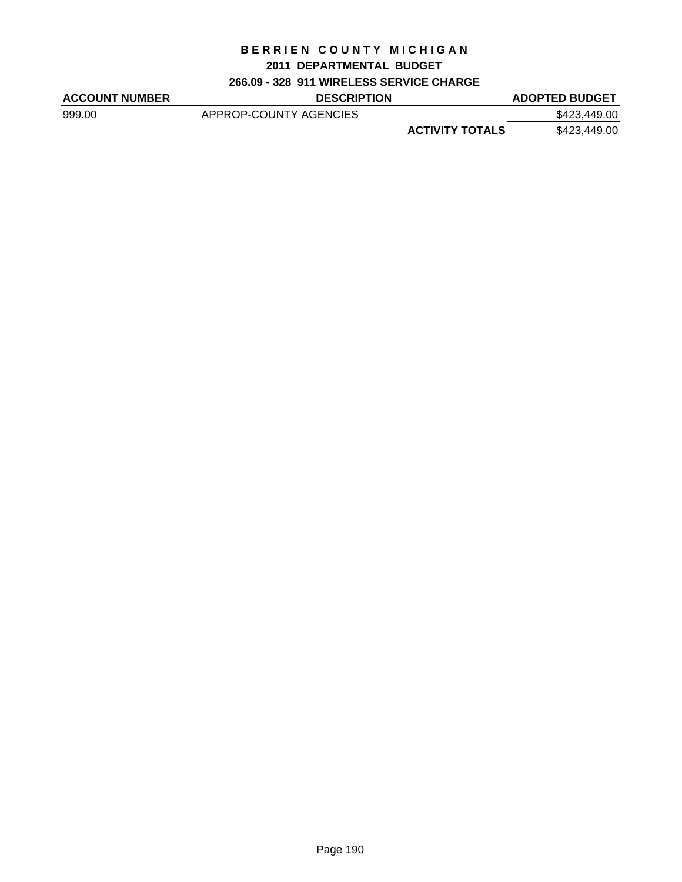# BERRIEN COUNTY MICHIGAN

## 2011 DEPARTMENTAL BUDGET

### 266.09 - 328 911 WIRELESS SERVICE CHARGE

| ACCOUNT NUMBER | DESCRIPTION | | ADOPTED BUDGET |
|---|---|---|---|
| 999.00 | APPROP-COUNTY AGENCIES | | $423,449.00 |
| | | **ACTIVITY TOTALS** | $423,449.00 |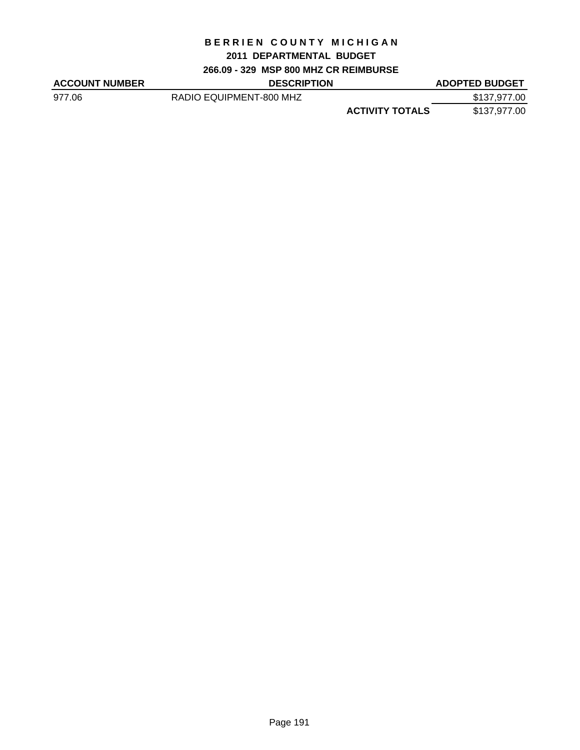# BERRIEN COUNTY MICHIGAN

## 2011 DEPARTMENTAL BUDGET

### 266.09 - 329 MSP 800 MHZ CR REIMBURSE

| ACCOUNT NUMBER | DESCRIPTION | | ADOPTED BUDGET |
| --- | --- | --- | --- |
| 977.06 | RADIO EQUIPMENT-800 MHZ | | $137,977.00 |
| | | **ACTIVITY TOTALS** | $137,977.00 |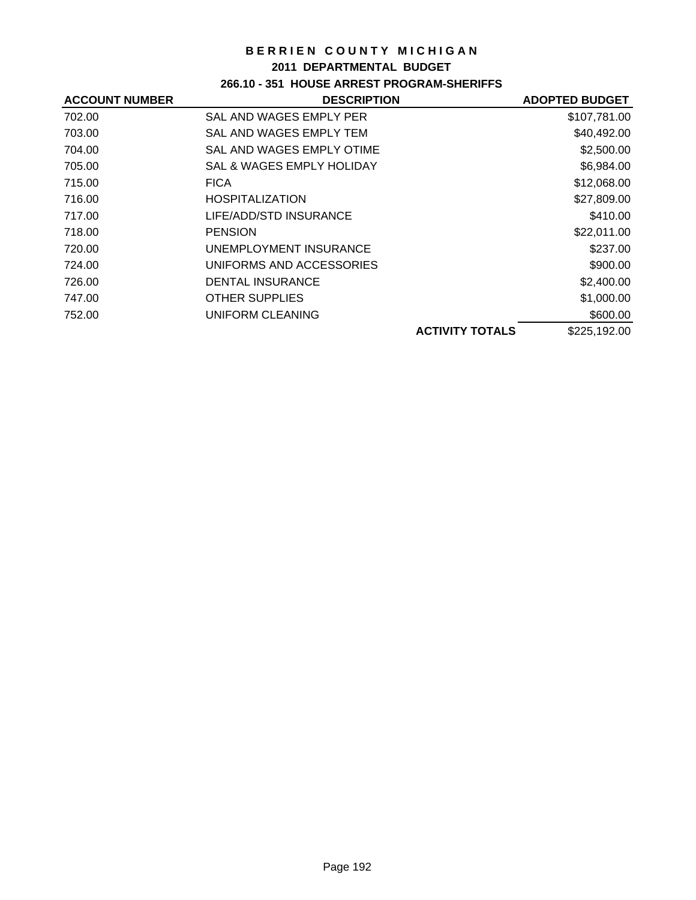# BERRIEN COUNTY MICHIGAN

## 2011 DEPARTMENTAL BUDGET

### 266.10 - 351 HOUSE ARREST PROGRAM-SHERIFFS

| ACCOUNT NUMBER | DESCRIPTION | | ADOPTED BUDGET |
|---|---|---|---|
| 702.00 | SAL AND WAGES EMPLY PER | | $107,781.00 |
| 703.00 | SAL AND WAGES EMPLY TEM | | $40,492.00 |
| 704.00 | SAL AND WAGES EMPLY OTIME | | $2,500.00 |
| 705.00 | SAL & WAGES EMPLY HOLIDAY | | $6,984.00 |
| 715.00 | FICA | | $12,068.00 |
| 716.00 | HOSPITALIZATION | | $27,809.00 |
| 717.00 | LIFE/ADD/STD INSURANCE | | $410.00 |
| 718.00 | PENSION | | $22,011.00 |
| 720.00 | UNEMPLOYMENT INSURANCE | | $237.00 |
| 724.00 | UNIFORMS AND ACCESSORIES | | $900.00 |
| 726.00 | DENTAL INSURANCE | | $2,400.00 |
| 747.00 | OTHER SUPPLIES | | $1,000.00 |
| 752.00 | UNIFORM CLEANING | | $600.00 |
| | | **ACTIVITY TOTALS** | $225,192.00 |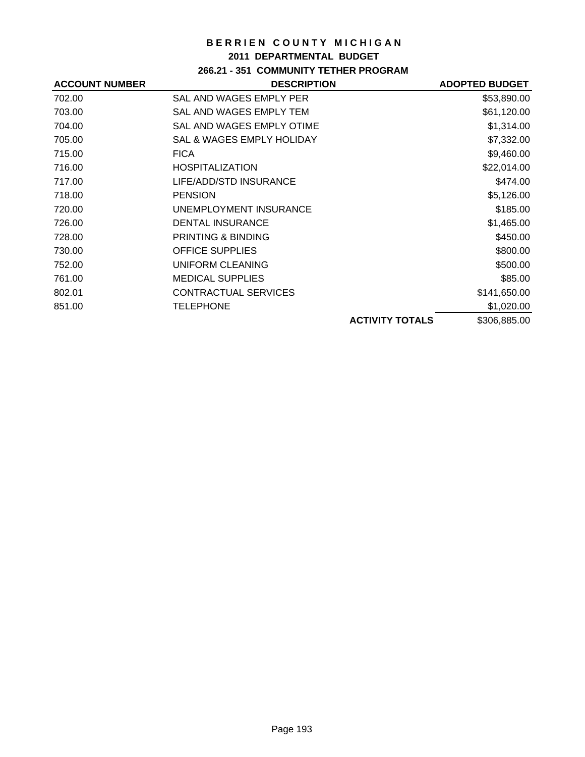# BERRIEN COUNTY MICHIGAN

## 2011 DEPARTMENTAL BUDGET

### 266.21 - 351 COMMUNITY TETHER PROGRAM

| ACCOUNT NUMBER | DESCRIPTION | | ADOPTED BUDGET |
|---|---|---|---|
| 702.00 | SAL AND WAGES EMPLY PER | | $53,890.00 |
| 703.00 | SAL AND WAGES EMPLY TEM | | $61,120.00 |
| 704.00 | SAL AND WAGES EMPLY OTIME | | $1,314.00 |
| 705.00 | SAL & WAGES EMPLY HOLIDAY | | $7,332.00 |
| 715.00 | FICA | | $9,460.00 |
| 716.00 | HOSPITALIZATION | | $22,014.00 |
| 717.00 | LIFE/ADD/STD INSURANCE | | $474.00 |
| 718.00 | PENSION | | $5,126.00 |
| 720.00 | UNEMPLOYMENT INSURANCE | | $185.00 |
| 726.00 | DENTAL INSURANCE | | $1,465.00 |
| 728.00 | PRINTING & BINDING | | $450.00 |
| 730.00 | OFFICE SUPPLIES | | $800.00 |
| 752.00 | UNIFORM CLEANING | | $500.00 |
| 761.00 | MEDICAL SUPPLIES | | $85.00 |
| 802.01 | CONTRACTUAL SERVICES | | $141,650.00 |
| 851.00 | TELEPHONE | | $1,020.00 |
| | | **ACTIVITY TOTALS** | $306,885.00 |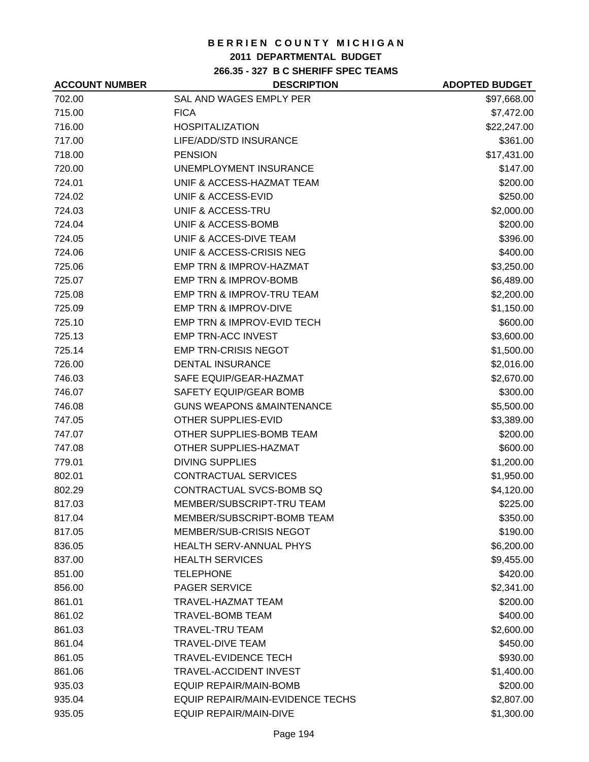# BERRIEN COUNTY MICHIGAN

## 2011 DEPARTMENTAL BUDGET

### 266.35 - 327 B C SHERIFF SPEC TEAMS

| ACCOUNT NUMBER | DESCRIPTION | ADOPTED BUDGET |
|---|---|---|
| 702.00 | SAL AND WAGES EMPLY PER | $97,668.00 |
| 715.00 | FICA | $7,472.00 |
| 716.00 | HOSPITALIZATION | $22,247.00 |
| 717.00 | LIFE/ADD/STD INSURANCE | $361.00 |
| 718.00 | PENSION | $17,431.00 |
| 720.00 | UNEMPLOYMENT INSURANCE | $147.00 |
| 724.01 | UNIF & ACCESS-HAZMAT TEAM | $200.00 |
| 724.02 | UNIF & ACCESS-EVID | $250.00 |
| 724.03 | UNIF & ACCESS-TRU | $2,000.00 |
| 724.04 | UNIF & ACCESS-BOMB | $200.00 |
| 724.05 | UNIF & ACCES-DIVE TEAM | $396.00 |
| 724.06 | UNIF & ACCESS-CRISIS NEG | $400.00 |
| 725.06 | EMP TRN & IMPROV-HAZMAT | $3,250.00 |
| 725.07 | EMP TRN & IMPROV-BOMB | $6,489.00 |
| 725.08 | EMP TRN & IMPROV-TRU TEAM | $2,200.00 |
| 725.09 | EMP TRN & IMPROV-DIVE | $1,150.00 |
| 725.10 | EMP TRN & IMPROV-EVID TECH | $600.00 |
| 725.13 | EMP TRN-ACC INVEST | $3,600.00 |
| 725.14 | EMP TRN-CRISIS NEGOT | $1,500.00 |
| 726.00 | DENTAL INSURANCE | $2,016.00 |
| 746.03 | SAFE EQUIP/GEAR-HAZMAT | $2,670.00 |
| 746.07 | SAFETY EQUIP/GEAR BOMB | $300.00 |
| 746.08 | GUNS WEAPONS &MAINTENANCE | $5,500.00 |
| 747.05 | OTHER SUPPLIES-EVID | $3,389.00 |
| 747.07 | OTHER SUPPLIES-BOMB TEAM | $200.00 |
| 747.08 | OTHER SUPPLIES-HAZMAT | $600.00 |
| 779.01 | DIVING SUPPLIES | $1,200.00 |
| 802.01 | CONTRACTUAL SERVICES | $1,950.00 |
| 802.29 | CONTRACTUAL SVCS-BOMB SQ | $4,120.00 |
| 817.03 | MEMBER/SUBSCRIPT-TRU TEAM | $225.00 |
| 817.04 | MEMBER/SUBSCRIPT-BOMB TEAM | $350.00 |
| 817.05 | MEMBER/SUB-CRISIS NEGOT | $190.00 |
| 836.05 | HEALTH SERV-ANNUAL PHYS | $6,200.00 |
| 837.00 | HEALTH SERVICES | $9,455.00 |
| 851.00 | TELEPHONE | $420.00 |
| 856.00 | PAGER SERVICE | $2,341.00 |
| 861.01 | TRAVEL-HAZMAT TEAM | $200.00 |
| 861.02 | TRAVEL-BOMB TEAM | $400.00 |
| 861.03 | TRAVEL-TRU TEAM | $2,600.00 |
| 861.04 | TRAVEL-DIVE TEAM | $450.00 |
| 861.05 | TRAVEL-EVIDENCE TECH | $930.00 |
| 861.06 | TRAVEL-ACCIDENT INVEST | $1,400.00 |
| 935.03 | EQUIP REPAIR/MAIN-BOMB | $200.00 |
| 935.04 | EQUIP REPAIR/MAIN-EVIDENCE TECHS | $2,807.00 |
| 935.05 | EQUIP REPAIR/MAIN-DIVE | $1,300.00 |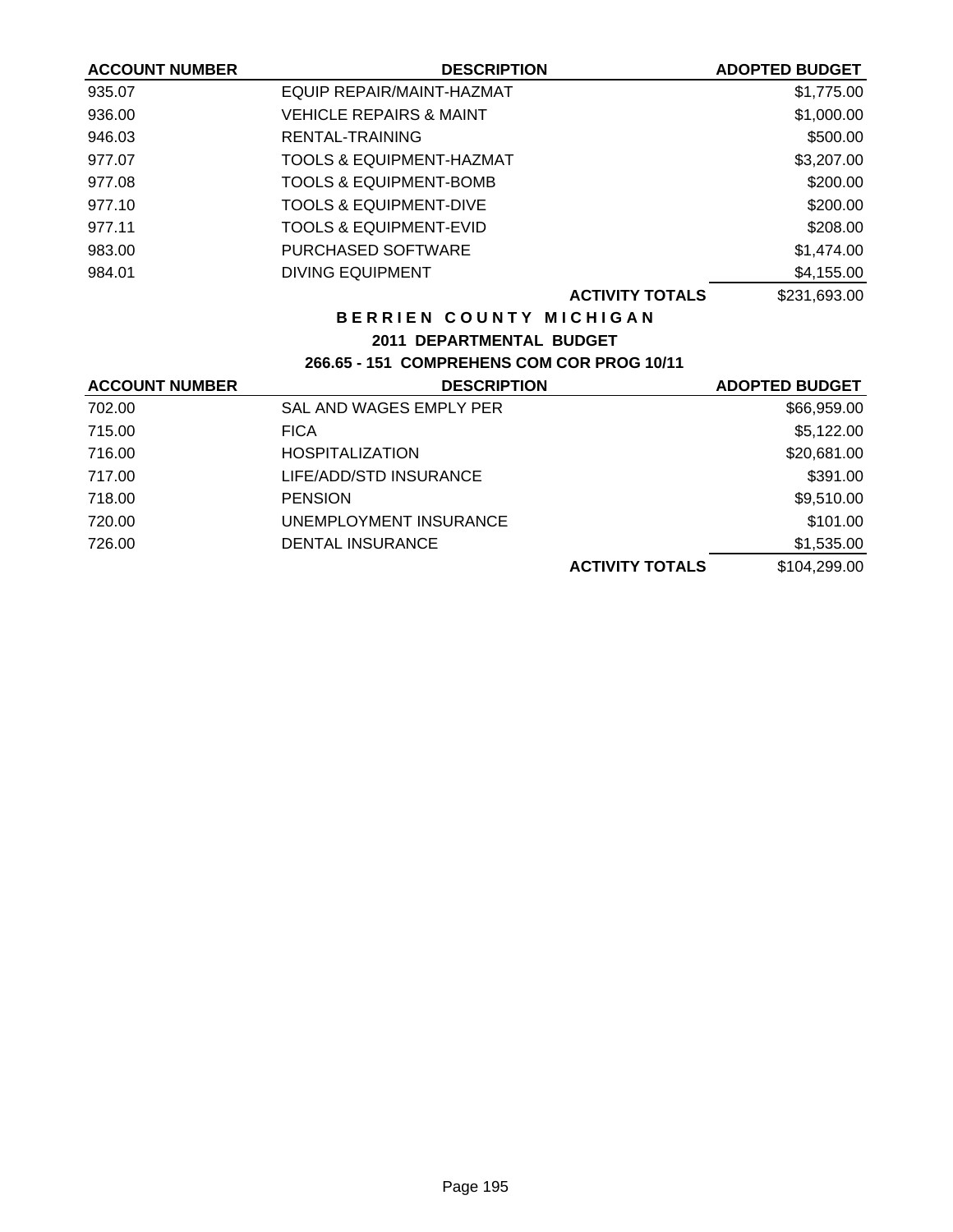| ACCOUNT NUMBER | DESCRIPTION | ADOPTED BUDGET |
|---|---|---|
| 935.07 | EQUIP REPAIR/MAINT-HAZMAT | $1,775.00 |
| 936.00 | VEHICLE REPAIRS & MAINT | $1,000.00 |
| 946.03 | RENTAL-TRAINING | $500.00 |
| 977.07 | TOOLS & EQUIPMENT-HAZMAT | $3,207.00 |
| 977.08 | TOOLS & EQUIPMENT-BOMB | $200.00 |
| 977.10 | TOOLS & EQUIPMENT-DIVE | $200.00 |
| 977.11 | TOOLS & EQUIPMENT-EVID | $208.00 |
| 983.00 | PURCHASED SOFTWARE | $1,474.00 |
| 984.01 | DIVING EQUIPMENT | $4,155.00 |
| | **ACTIVITY TOTALS** | $231,693.00 |

**BERRIEN COUNTY MICHIGAN**

**2011 DEPARTMENTAL BUDGET**

**266.65 - 151 COMPREHENS COM COR PROG 10/11**

| ACCOUNT NUMBER | DESCRIPTION | ADOPTED BUDGET |
|---|---|---|
| 702.00 | SAL AND WAGES EMPLY PER | $66,959.00 |
| 715.00 | FICA | $5,122.00 |
| 716.00 | HOSPITALIZATION | $20,681.00 |
| 717.00 | LIFE/ADD/STD INSURANCE | $391.00 |
| 718.00 | PENSION | $9,510.00 |
| 720.00 | UNEMPLOYMENT INSURANCE | $101.00 |
| 726.00 | DENTAL INSURANCE | $1,535.00 |
| | **ACTIVITY TOTALS** | $104,299.00 |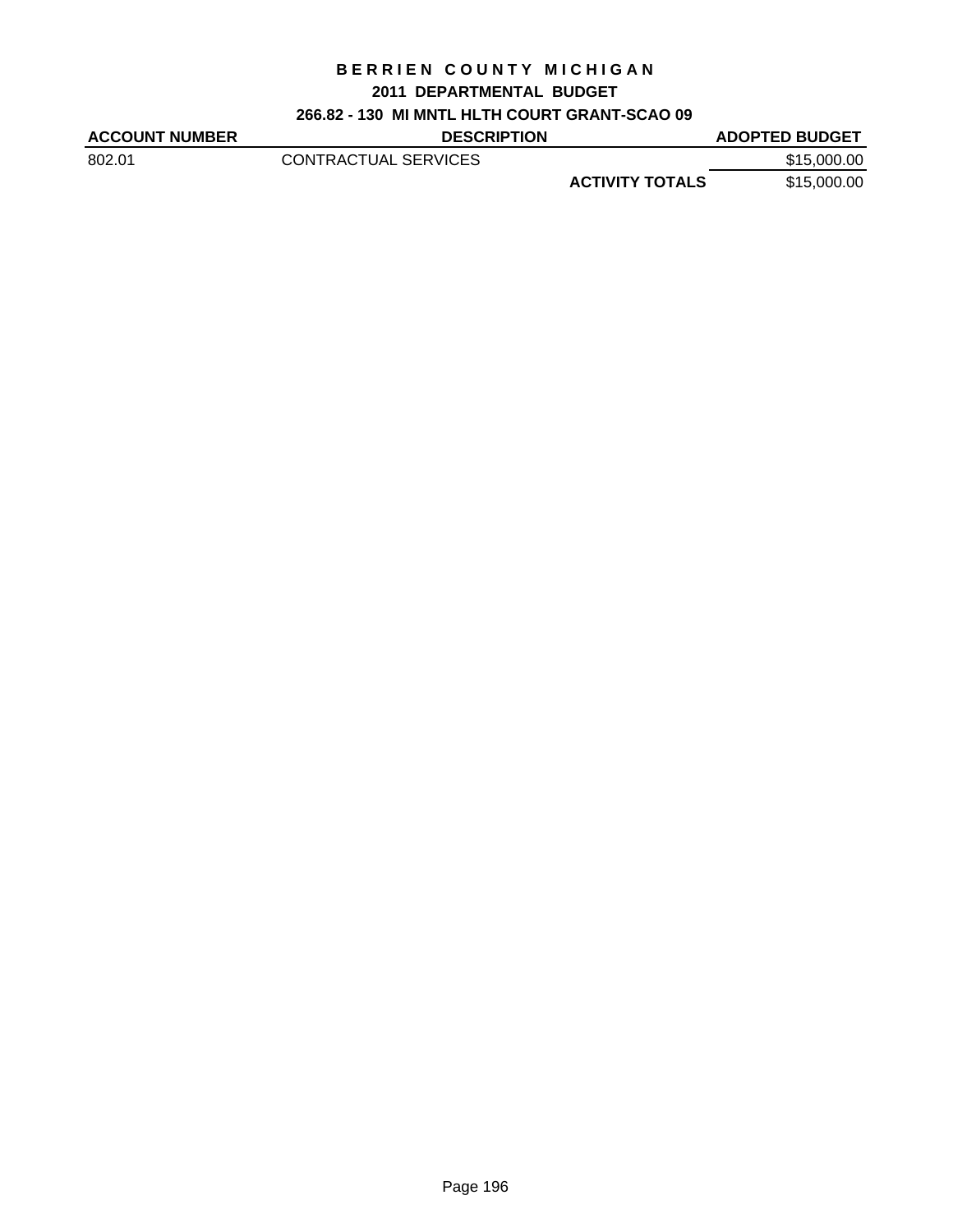# BERRIEN COUNTY MICHIGAN

## 2011 DEPARTMENTAL BUDGET

### 266.82 - 130 MI MNTL HLTH COURT GRANT-SCAO 09

| ACCOUNT NUMBER | DESCRIPTION | | ADOPTED BUDGET |
|---|---|---|---|
| 802.01 | CONTRACTUAL SERVICES | | $15,000.00 |
| | | **ACTIVITY TOTALS** | $15,000.00 |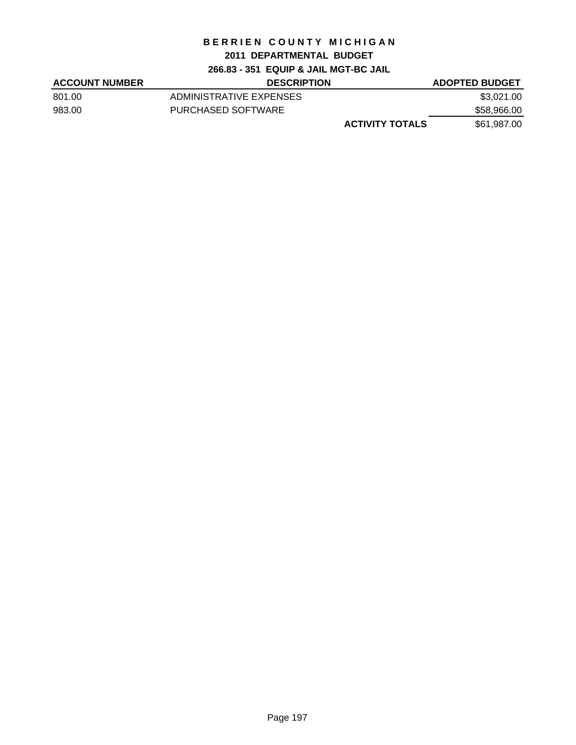# BERRIEN COUNTY MICHIGAN

## 2011 DEPARTMENTAL BUDGET

### 266.83 - 351 EQUIP & JAIL MGT-BC JAIL

| ACCOUNT NUMBER | DESCRIPTION | | ADOPTED BUDGET |
|---|---|---|---|
| 801.00 | ADMINISTRATIVE EXPENSES | | $3,021.00 |
| 983.00 | PURCHASED SOFTWARE | | $58,966.00 |
| | | **ACTIVITY TOTALS** | $61,987.00 |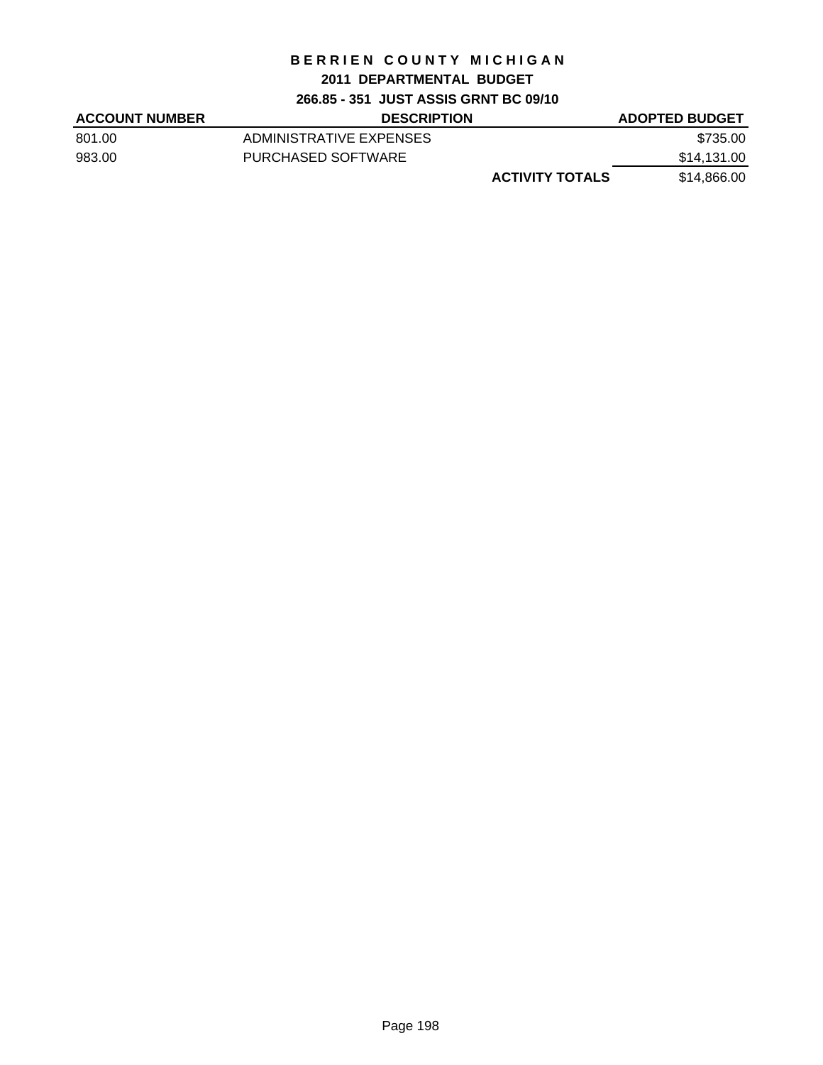# BERRIEN COUNTY MICHIGAN

## 2011 DEPARTMENTAL BUDGET

### 266.85 - 351 JUST ASSIS GRNT BC 09/10

| ACCOUNT NUMBER | DESCRIPTION | | ADOPTED BUDGET |
|---|---|---|---|
| 801.00 | ADMINISTRATIVE EXPENSES | | $735.00 |
| 983.00 | PURCHASED SOFTWARE | | $14,131.00 |
| | | **ACTIVITY TOTALS** | $14,866.00 |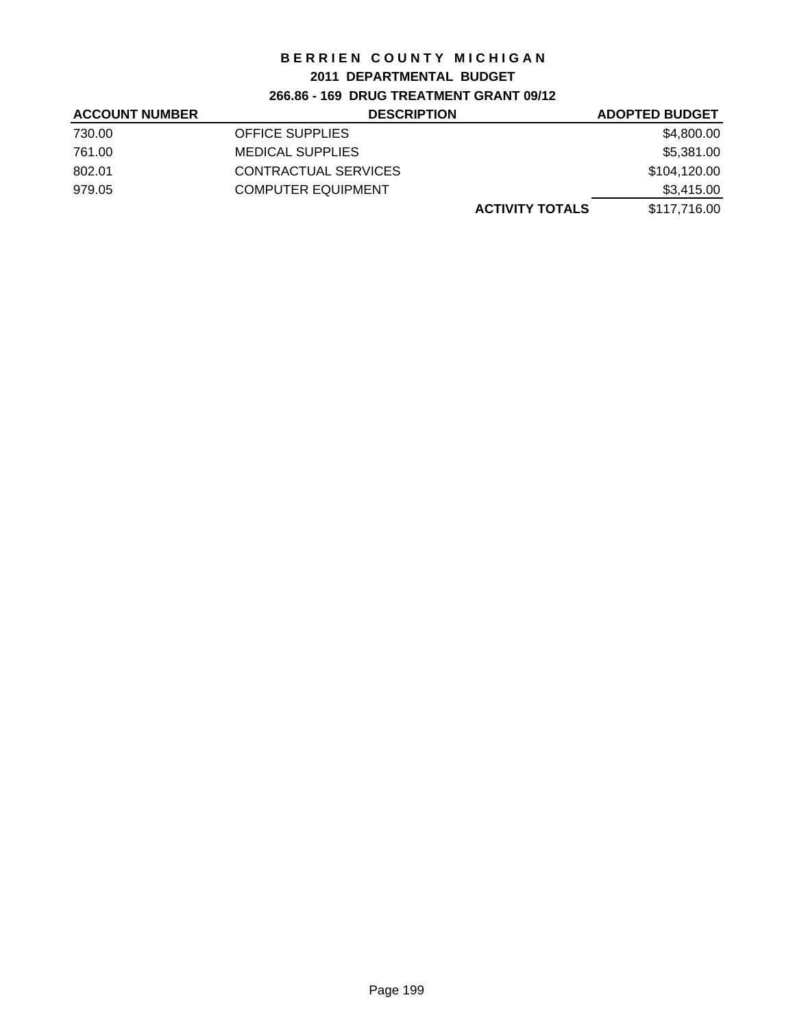# BERRIEN COUNTY MICHIGAN

## 2011 DEPARTMENTAL BUDGET

### 266.86 - 169 DRUG TREATMENT GRANT 09/12

| ACCOUNT NUMBER | DESCRIPTION | | ADOPTED BUDGET |
|---|---|---|---|
| 730.00 | OFFICE SUPPLIES | | $4,800.00 |
| 761.00 | MEDICAL SUPPLIES | | $5,381.00 |
| 802.01 | CONTRACTUAL SERVICES | | $104,120.00 |
| 979.05 | COMPUTER EQUIPMENT | | $3,415.00 |
| | | **ACTIVITY TOTALS** | $117,716.00 |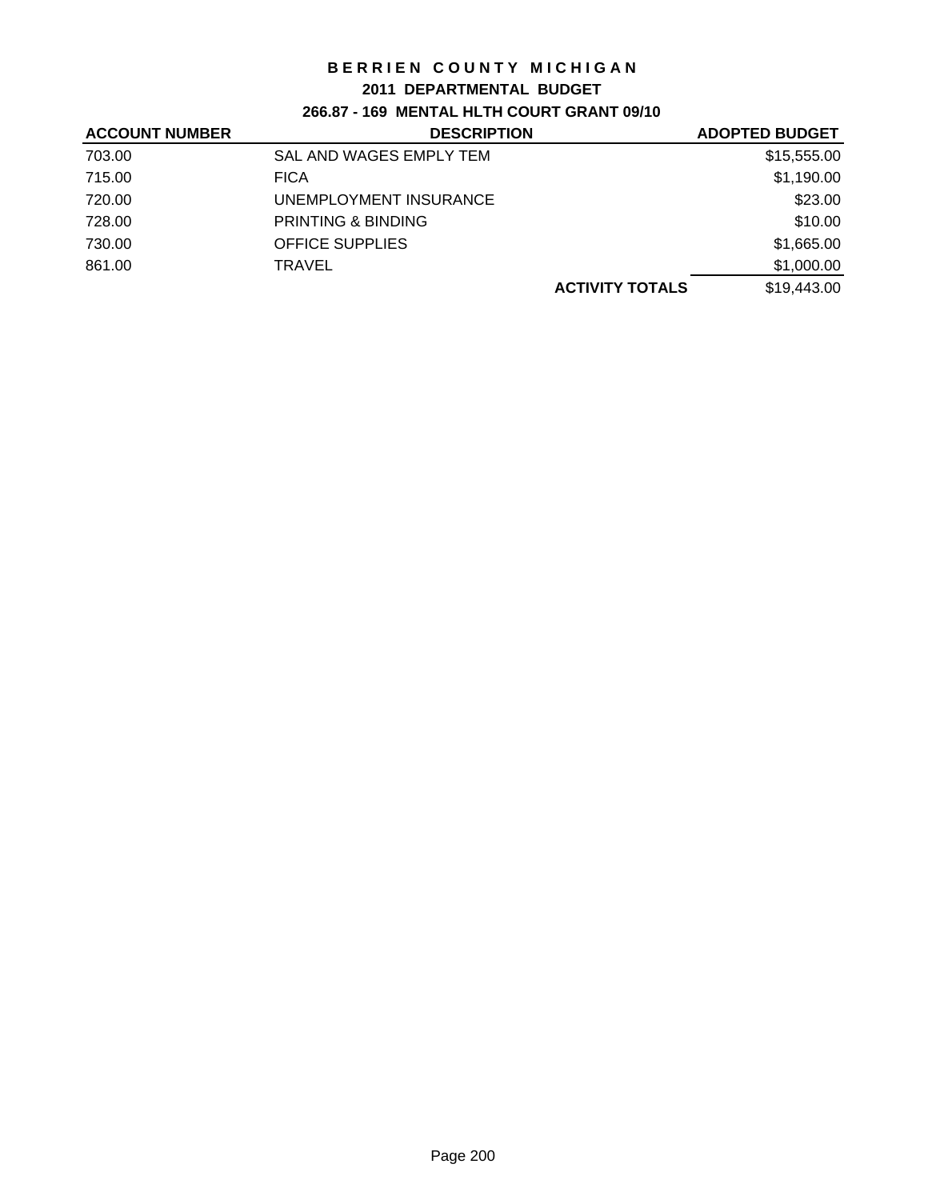# BERRIEN COUNTY MICHIGAN

## 2011 DEPARTMENTAL BUDGET

### 266.87 - 169 MENTAL HLTH COURT GRANT 09/10

| ACCOUNT NUMBER | DESCRIPTION | | ADOPTED BUDGET |
|---|---|---|---|
| 703.00 | SAL AND WAGES EMPLY TEM | | $15,555.00 |
| 715.00 | FICA | | $1,190.00 |
| 720.00 | UNEMPLOYMENT INSURANCE | | $23.00 |
| 728.00 | PRINTING & BINDING | | $10.00 |
| 730.00 | OFFICE SUPPLIES | | $1,665.00 |
| 861.00 | TRAVEL | | $1,000.00 |
| | | **ACTIVITY TOTALS** | $19,443.00 |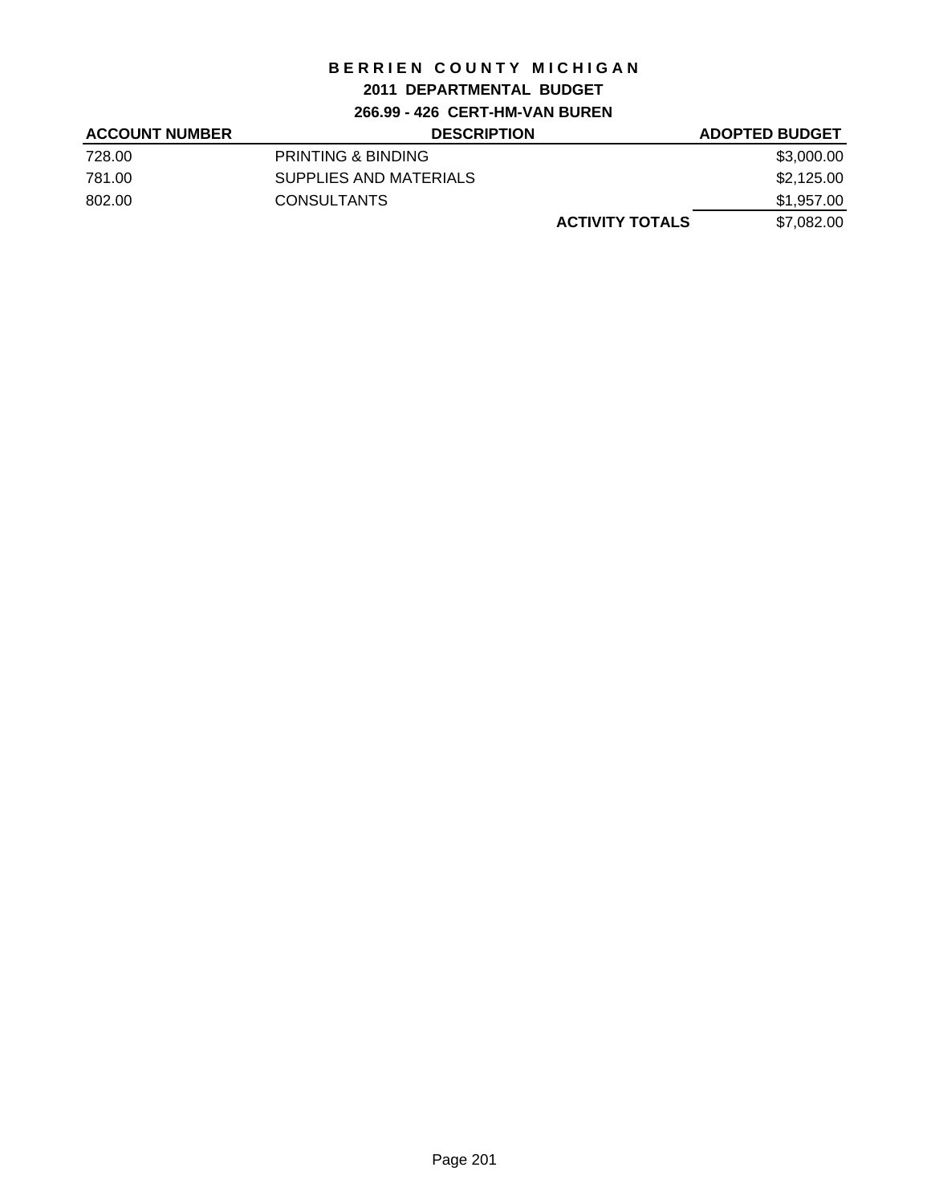# BERRIEN COUNTY MICHIGAN

## 2011 DEPARTMENTAL BUDGET

### 266.99 - 426 CERT-HM-VAN BUREN

| ACCOUNT NUMBER | DESCRIPTION | | ADOPTED BUDGET |
|---|---|---|---|
| 728.00 | PRINTING & BINDING | | $3,000.00 |
| 781.00 | SUPPLIES AND MATERIALS | | $2,125.00 |
| 802.00 | CONSULTANTS | | $1,957.00 |
| | | **ACTIVITY TOTALS** | $7,082.00 |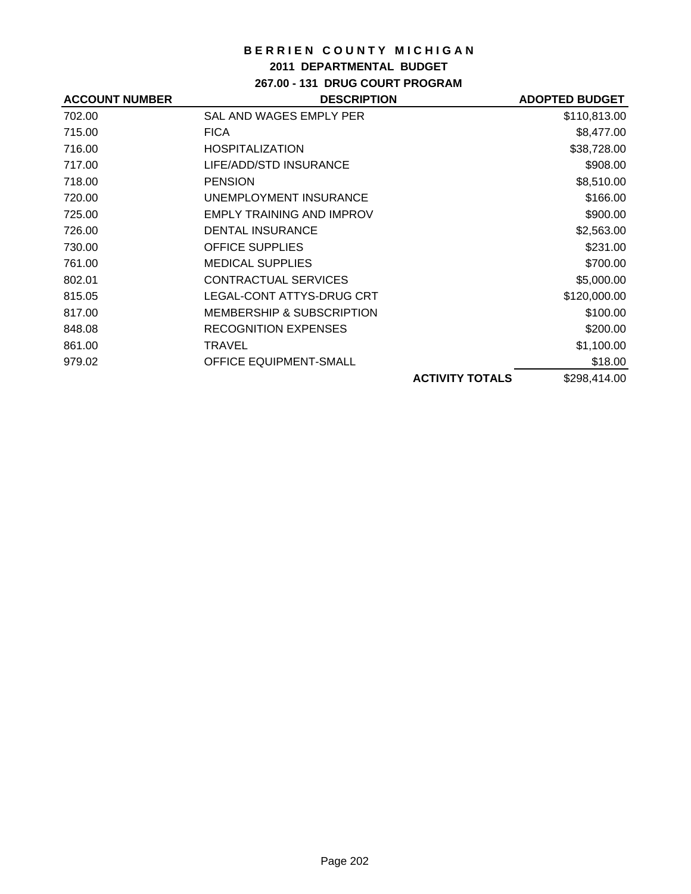# BERRIEN COUNTY MICHIGAN

## 2011 DEPARTMENTAL BUDGET

### 267.00 - 131 DRUG COURT PROGRAM

| ACCOUNT NUMBER | DESCRIPTION | | ADOPTED BUDGET |
|---|---|---|---|
| 702.00 | SAL AND WAGES EMPLY PER | | $110,813.00 |
| 715.00 | FICA | | $8,477.00 |
| 716.00 | HOSPITALIZATION | | $38,728.00 |
| 717.00 | LIFE/ADD/STD INSURANCE | | $908.00 |
| 718.00 | PENSION | | $8,510.00 |
| 720.00 | UNEMPLOYMENT INSURANCE | | $166.00 |
| 725.00 | EMPLY TRAINING AND IMPROV | | $900.00 |
| 726.00 | DENTAL INSURANCE | | $2,563.00 |
| 730.00 | OFFICE SUPPLIES | | $231.00 |
| 761.00 | MEDICAL SUPPLIES | | $700.00 |
| 802.01 | CONTRACTUAL SERVICES | | $5,000.00 |
| 815.05 | LEGAL-CONT ATTYS-DRUG CRT | | $120,000.00 |
| 817.00 | MEMBERSHIP & SUBSCRIPTION | | $100.00 |
| 848.08 | RECOGNITION EXPENSES | | $200.00 |
| 861.00 | TRAVEL | | $1,100.00 |
| 979.02 | OFFICE EQUIPMENT-SMALL | | $18.00 |
| | | **ACTIVITY TOTALS** | $298,414.00 |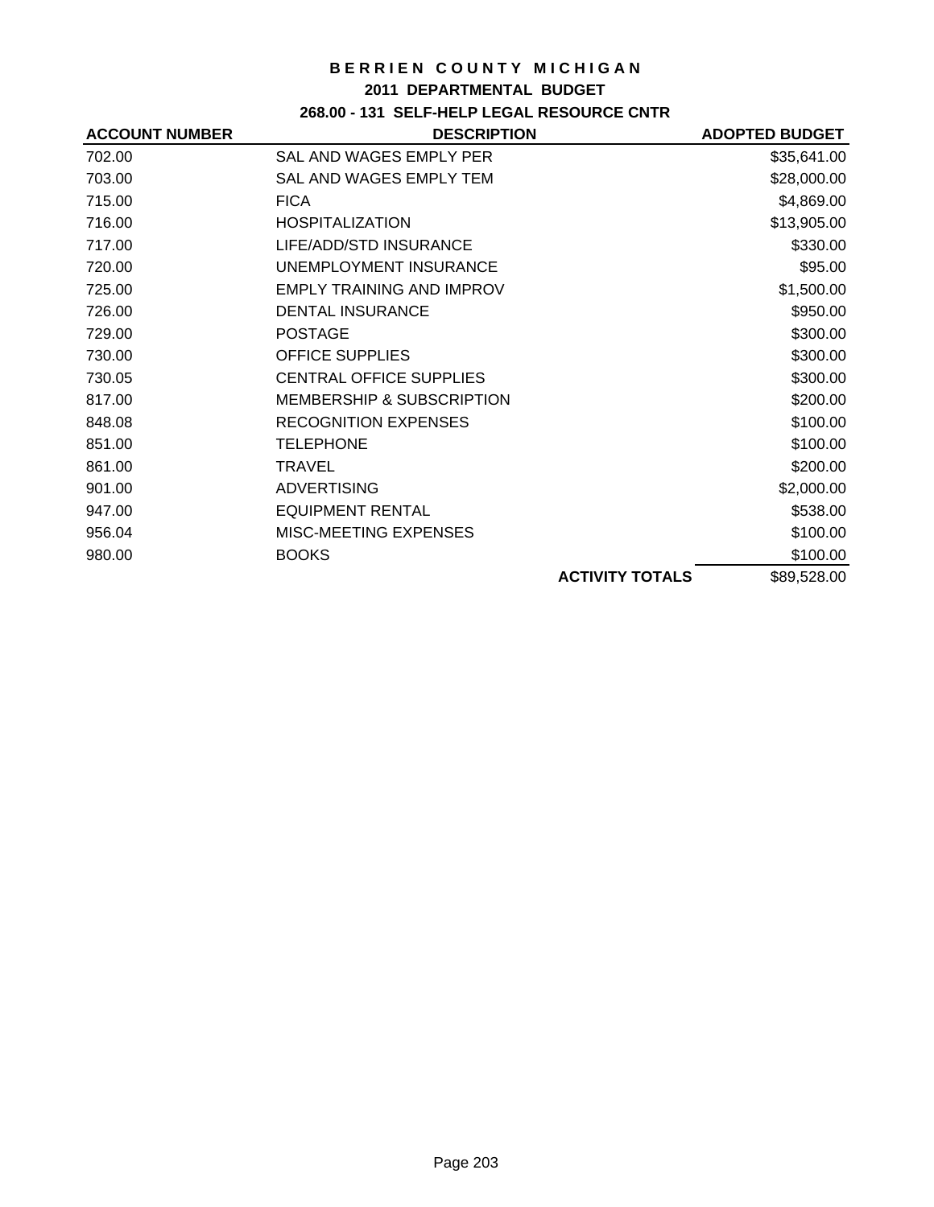# BERRIEN COUNTY MICHIGAN

## 2011 DEPARTMENTAL BUDGET

### 268.00 - 131 SELF-HELP LEGAL RESOURCE CNTR

| ACCOUNT NUMBER | DESCRIPTION | ADOPTED BUDGET |
|---|---|---|
| 702.00 | SAL AND WAGES EMPLY PER | $35,641.00 |
| 703.00 | SAL AND WAGES EMPLY TEM | $28,000.00 |
| 715.00 | FICA | $4,869.00 |
| 716.00 | HOSPITALIZATION | $13,905.00 |
| 717.00 | LIFE/ADD/STD INSURANCE | $330.00 |
| 720.00 | UNEMPLOYMENT INSURANCE | $95.00 |
| 725.00 | EMPLY TRAINING AND IMPROV | $1,500.00 |
| 726.00 | DENTAL INSURANCE | $950.00 |
| 729.00 | POSTAGE | $300.00 |
| 730.00 | OFFICE SUPPLIES | $300.00 |
| 730.05 | CENTRAL OFFICE SUPPLIES | $300.00 |
| 817.00 | MEMBERSHIP & SUBSCRIPTION | $200.00 |
| 848.08 | RECOGNITION EXPENSES | $100.00 |
| 851.00 | TELEPHONE | $100.00 |
| 861.00 | TRAVEL | $200.00 |
| 901.00 | ADVERTISING | $2,000.00 |
| 947.00 | EQUIPMENT RENTAL | $538.00 |
| 956.04 | MISC-MEETING EXPENSES | $100.00 |
| 980.00 | BOOKS | $100.00 |
| | **ACTIVITY TOTALS** | $89,528.00 |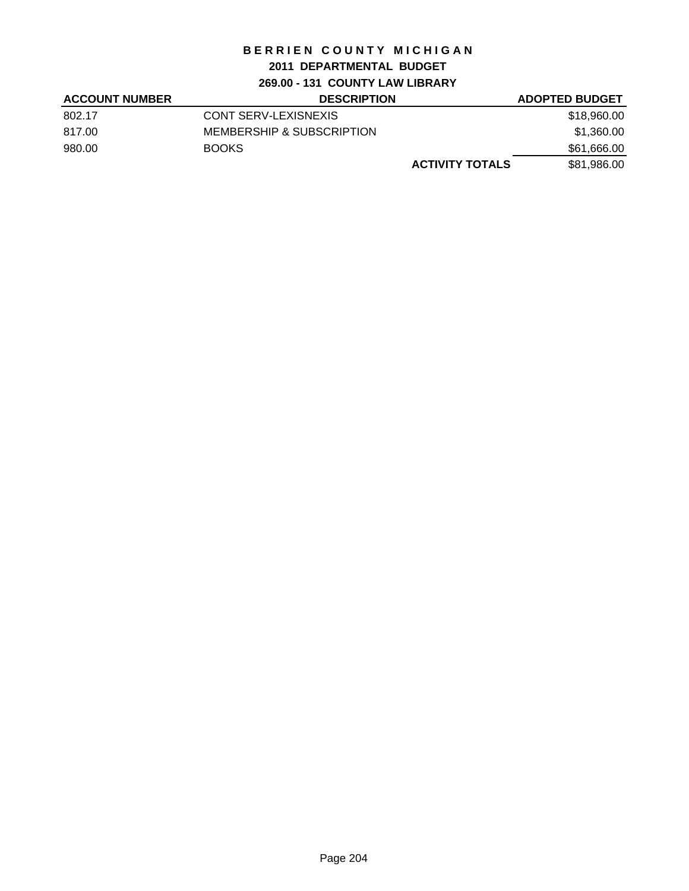# BERRIEN COUNTY MICHIGAN

## 2011 DEPARTMENTAL BUDGET

### 269.00 - 131 COUNTY LAW LIBRARY

| ACCOUNT NUMBER | DESCRIPTION | | ADOPTED BUDGET |
|---|---|---|---|
| 802.17 | CONT SERV-LEXISNEXIS | | $18,960.00 |
| 817.00 | MEMBERSHIP & SUBSCRIPTION | | $1,360.00 |
| 980.00 | BOOKS | | $61,666.00 |
| | | **ACTIVITY TOTALS** | $81,986.00 |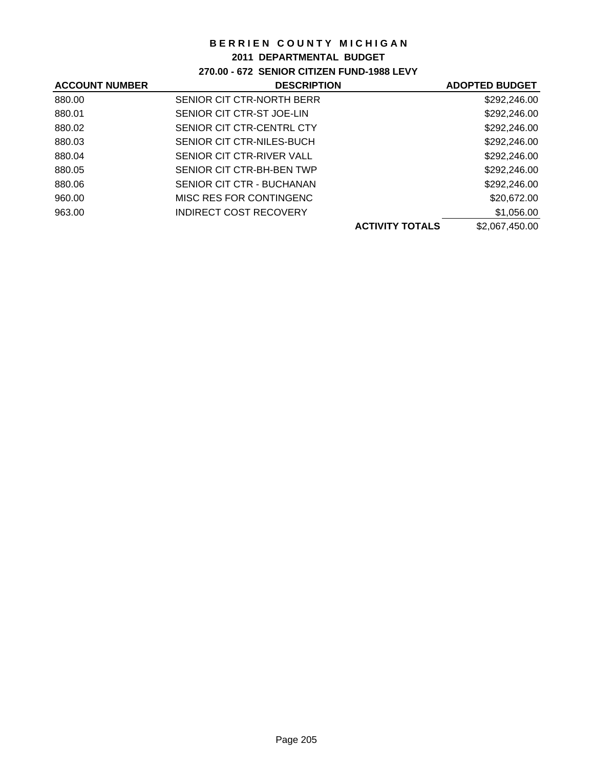# BERRIEN COUNTY MICHIGAN

## 2011 DEPARTMENTAL BUDGET

### 270.00 - 672 SENIOR CITIZEN FUND-1988 LEVY

| ACCOUNT NUMBER | DESCRIPTION | | ADOPTED BUDGET |
|---|---|---|---|
| 880.00 | SENIOR CIT CTR-NORTH BERR | | $292,246.00 |
| 880.01 | SENIOR CIT CTR-ST JOE-LIN | | $292,246.00 |
| 880.02 | SENIOR CIT CTR-CENTRL CTY | | $292,246.00 |
| 880.03 | SENIOR CIT CTR-NILES-BUCH | | $292,246.00 |
| 880.04 | SENIOR CIT CTR-RIVER VALL | | $292,246.00 |
| 880.05 | SENIOR CIT CTR-BH-BEN TWP | | $292,246.00 |
| 880.06 | SENIOR CIT CTR - BUCHANAN | | $292,246.00 |
| 960.00 | MISC RES FOR CONTINGENC | | $20,672.00 |
| 963.00 | INDIRECT COST RECOVERY | | $1,056.00 |
| | | **ACTIVITY TOTALS** | $2,067,450.00 |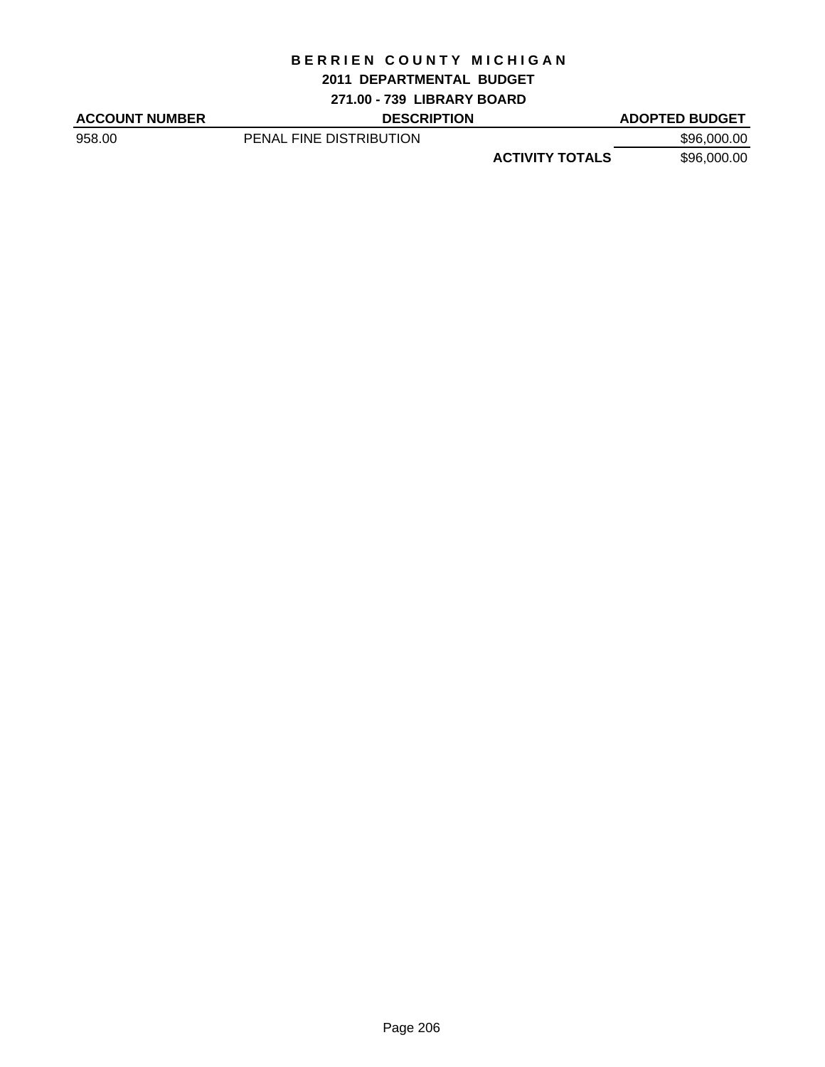# BERRIEN COUNTY MICHIGAN

## 2011 DEPARTMENTAL BUDGET

### 271.00 - 739 LIBRARY BOARD

| ACCOUNT NUMBER | DESCRIPTION | | ADOPTED BUDGET |
|---|---|---|---|
| 958.00 | PENAL FINE DISTRIBUTION | | $96,000.00 |
| | | **ACTIVITY TOTALS** | $96,000.00 |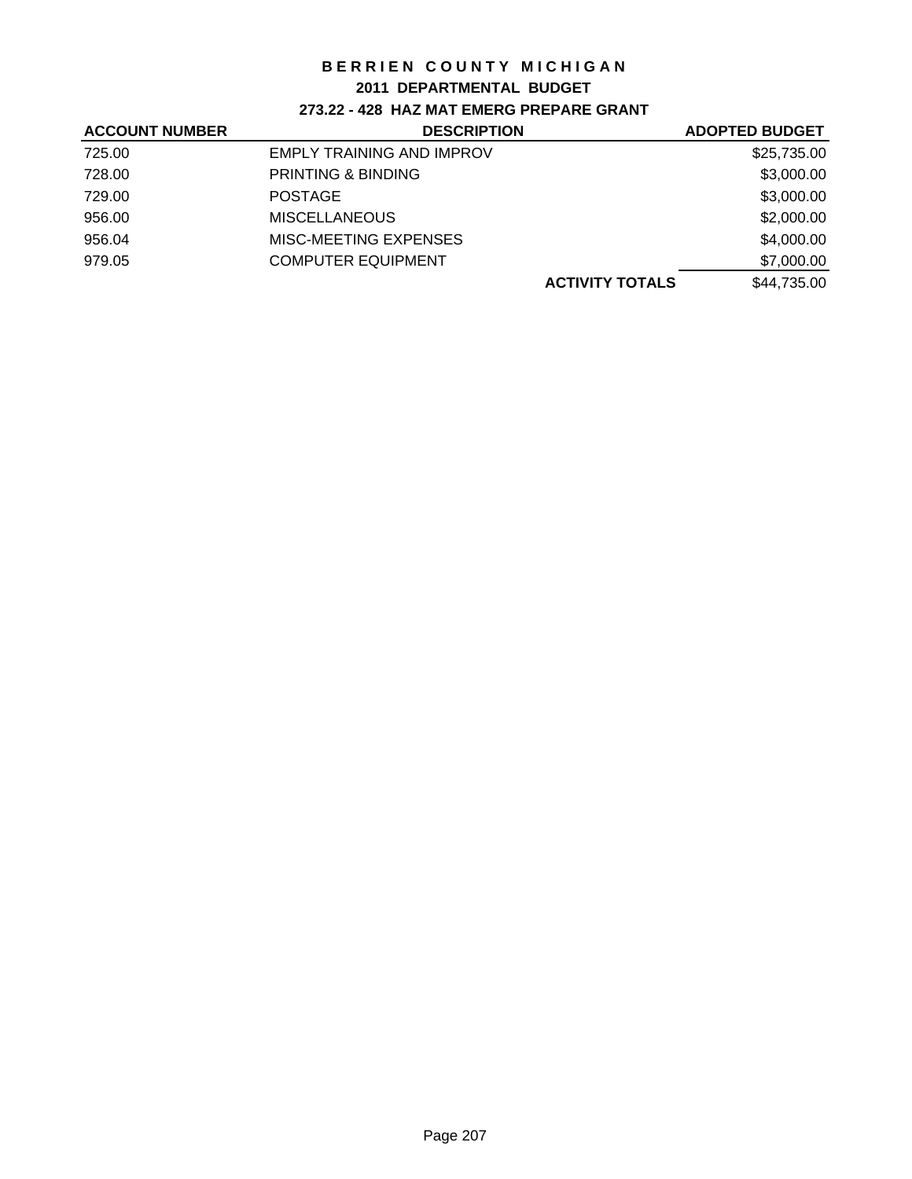# BERRIEN COUNTY MICHIGAN

## 2011 DEPARTMENTAL BUDGET

### 273.22 - 428 HAZ MAT EMERG PREPARE GRANT

| ACCOUNT NUMBER | DESCRIPTION | | ADOPTED BUDGET |
|---|---|---|---|
| 725.00 | EMPLY TRAINING AND IMPROV | | $25,735.00 |
| 728.00 | PRINTING & BINDING | | $3,000.00 |
| 729.00 | POSTAGE | | $3,000.00 |
| 956.00 | MISCELLANEOUS | | $2,000.00 |
| 956.04 | MISC-MEETING EXPENSES | | $4,000.00 |
| 979.05 | COMPUTER EQUIPMENT | | $7,000.00 |
| | | **ACTIVITY TOTALS** | $44,735.00 |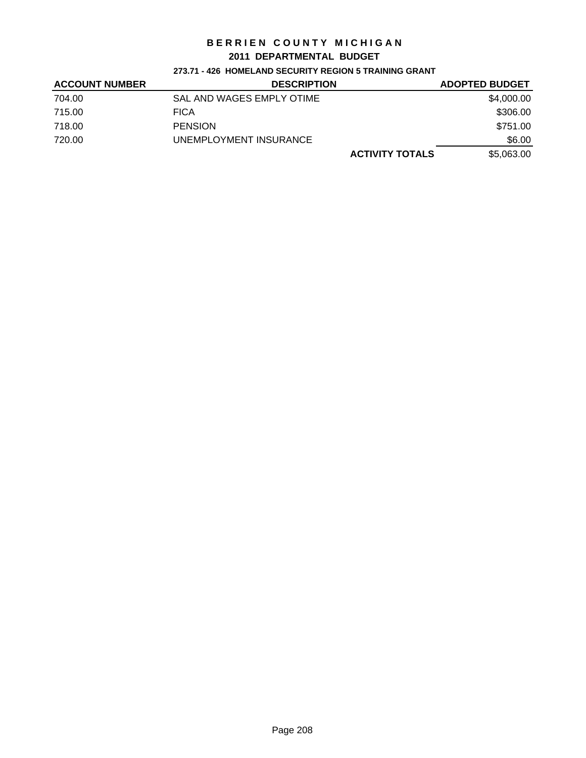# BERRIEN COUNTY MICHIGAN

## 2011 DEPARTMENTAL BUDGET

### 273.71 - 426 HOMELAND SECURITY REGION 5 TRAINING GRANT

| ACCOUNT NUMBER | DESCRIPTION | ADOPTED BUDGET |
|---|---|---|
| 704.00 | SAL AND WAGES EMPLY OTIME | $4,000.00 |
| 715.00 | FICA | $306.00 |
| 718.00 | PENSION | $751.00 |
| 720.00 | UNEMPLOYMENT INSURANCE | $6.00 |
| | **ACTIVITY TOTALS** | $5,063.00 |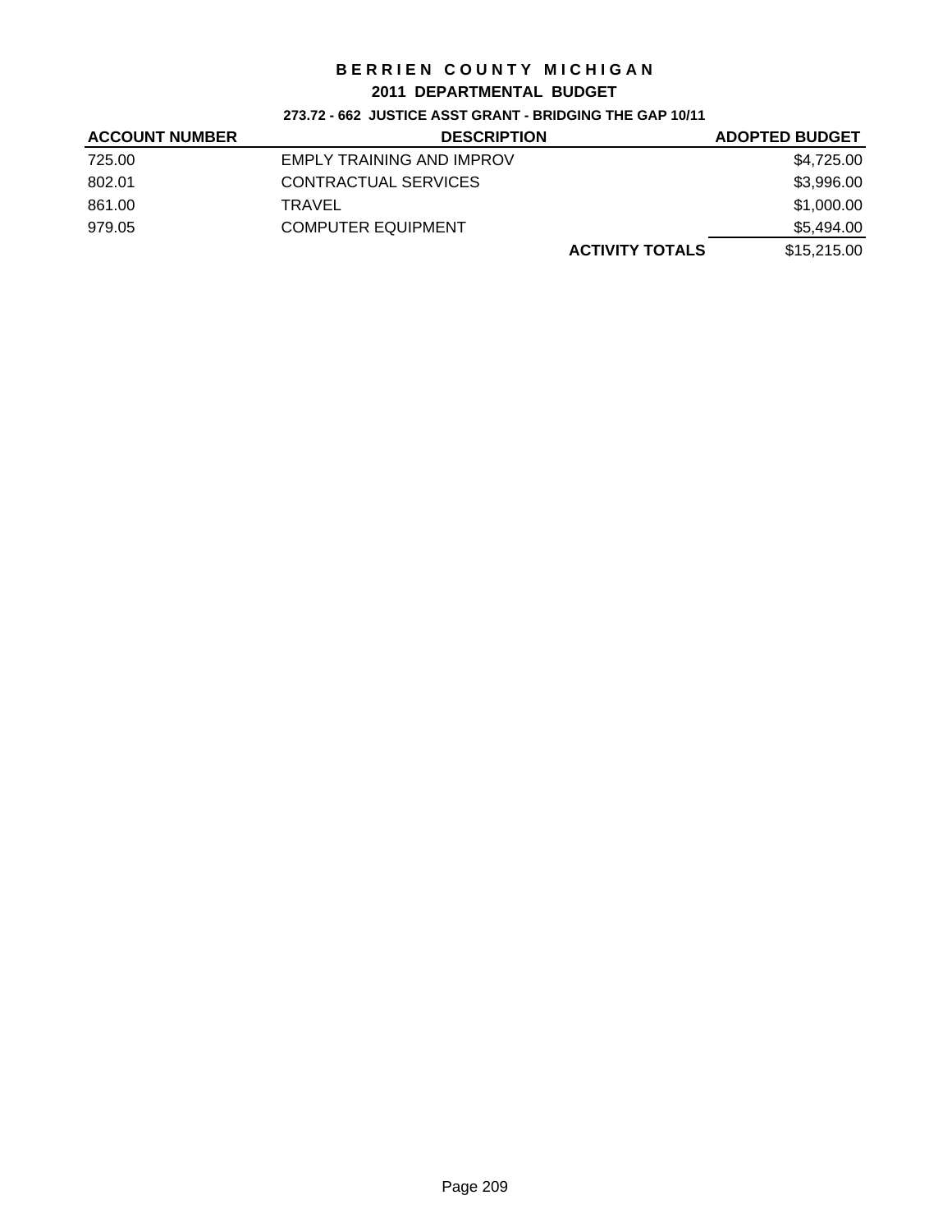# BERRIEN COUNTY MICHIGAN

## 2011 DEPARTMENTAL BUDGET

### 273.72 - 662 JUSTICE ASST GRANT - BRIDGING THE GAP 10/11

| ACCOUNT NUMBER | DESCRIPTION | | ADOPTED BUDGET |
|---|---|---|---|
| 725.00 | EMPLY TRAINING AND IMPROV | | $4,725.00 |
| 802.01 | CONTRACTUAL SERVICES | | $3,996.00 |
| 861.00 | TRAVEL | | $1,000.00 |
| 979.05 | COMPUTER EQUIPMENT | | $5,494.00 |
| | | **ACTIVITY TOTALS** | $15,215.00 |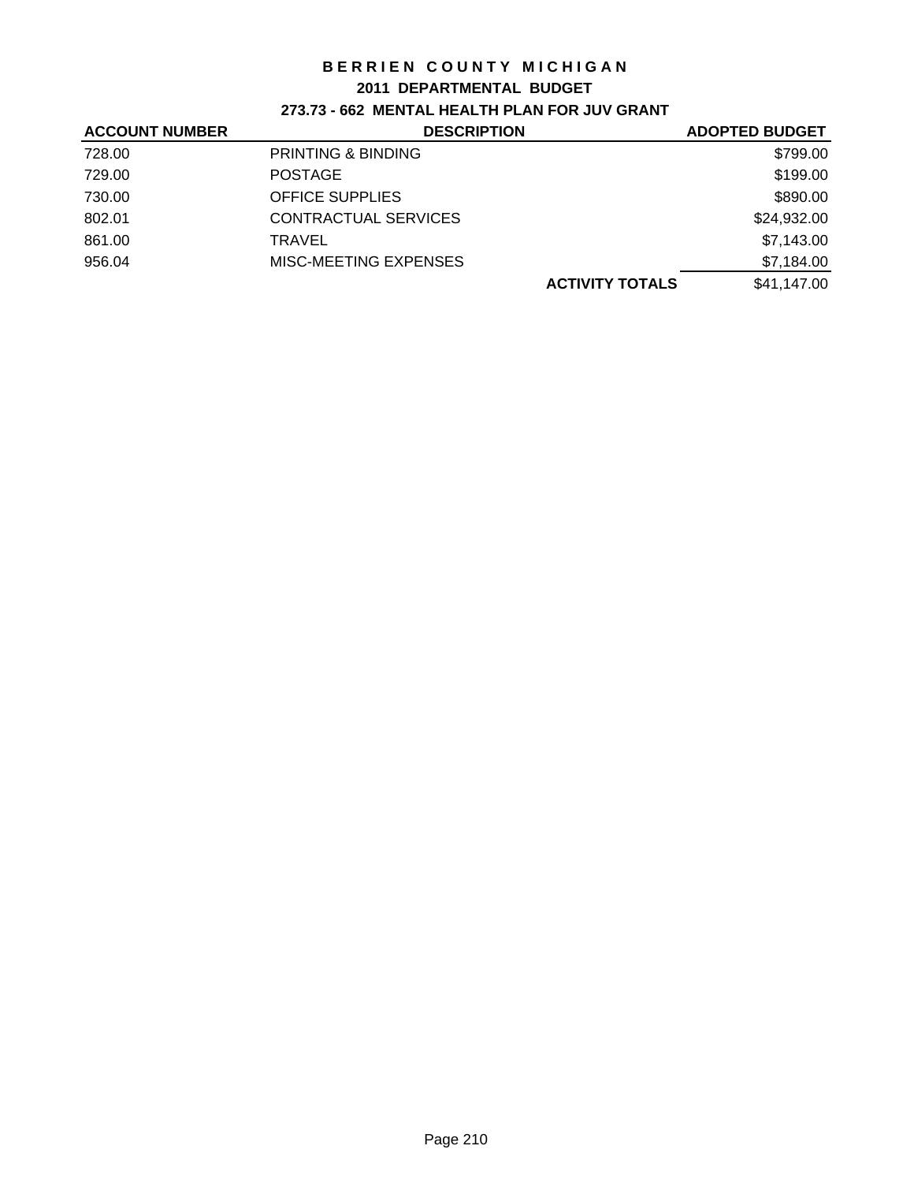# BERRIEN COUNTY MICHIGAN

## 2011 DEPARTMENTAL BUDGET

### 273.73 - 662 MENTAL HEALTH PLAN FOR JUV GRANT

| ACCOUNT NUMBER | DESCRIPTION | | ADOPTED BUDGET |
|---|---|---|---|
| 728.00 | PRINTING & BINDING | | $799.00 |
| 729.00 | POSTAGE | | $199.00 |
| 730.00 | OFFICE SUPPLIES | | $890.00 |
| 802.01 | CONTRACTUAL SERVICES | | $24,932.00 |
| 861.00 | TRAVEL | | $7,143.00 |
| 956.04 | MISC-MEETING EXPENSES | | $7,184.00 |
| | | **ACTIVITY TOTALS** | $41,147.00 |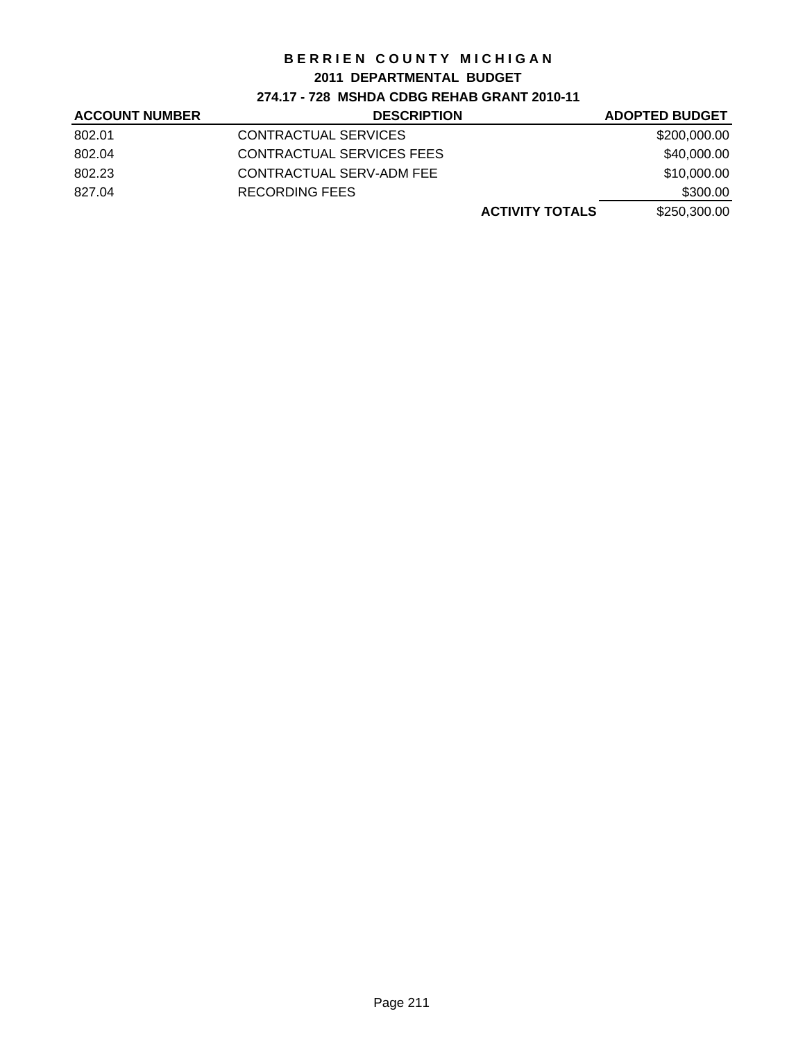# BERRIEN COUNTY MICHIGAN

## 2011 DEPARTMENTAL BUDGET

### 274.17 - 728 MSHDA CDBG REHAB GRANT 2010-11

| ACCOUNT NUMBER | DESCRIPTION | | ADOPTED BUDGET |
|---|---|---|---|
| 802.01 | CONTRACTUAL SERVICES | | $200,000.00 |
| 802.04 | CONTRACTUAL SERVICES FEES | | $40,000.00 |
| 802.23 | CONTRACTUAL SERV-ADM FEE | | $10,000.00 |
| 827.04 | RECORDING FEES | | $300.00 |
| | | **ACTIVITY TOTALS** | $250,300.00 |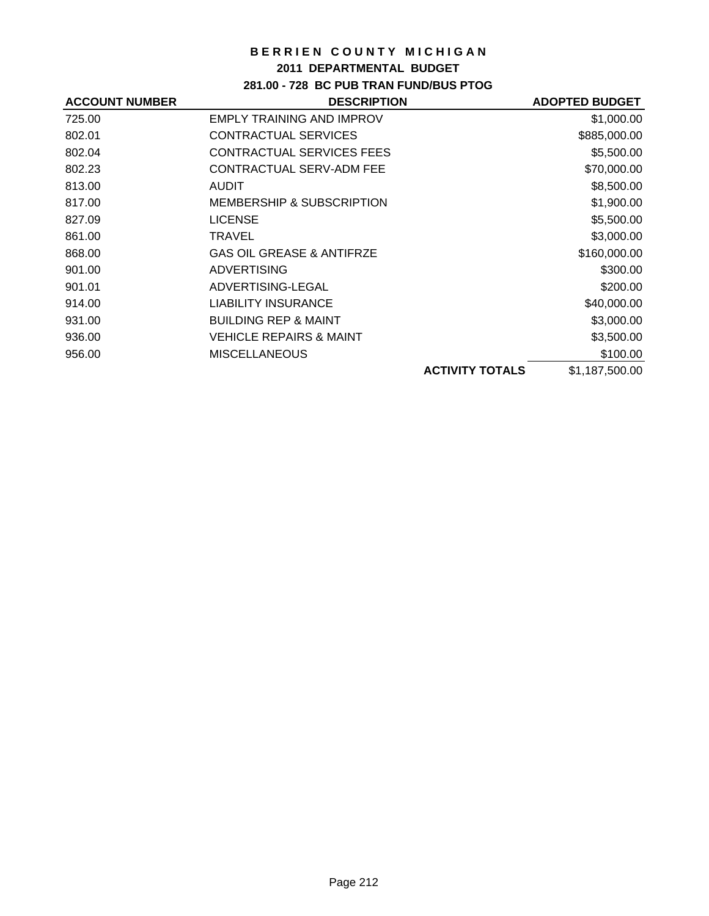# BERRIEN COUNTY MICHIGAN

## 2011 DEPARTMENTAL BUDGET

### 281.00 - 728 BC PUB TRAN FUND/BUS PTOG

| ACCOUNT NUMBER | DESCRIPTION | | ADOPTED BUDGET |
|---|---|---|---|
| 725.00 | EMPLY TRAINING AND IMPROV | | $1,000.00 |
| 802.01 | CONTRACTUAL SERVICES | | $885,000.00 |
| 802.04 | CONTRACTUAL SERVICES FEES | | $5,500.00 |
| 802.23 | CONTRACTUAL SERV-ADM FEE | | $70,000.00 |
| 813.00 | AUDIT | | $8,500.00 |
| 817.00 | MEMBERSHIP & SUBSCRIPTION | | $1,900.00 |
| 827.09 | LICENSE | | $5,500.00 |
| 861.00 | TRAVEL | | $3,000.00 |
| 868.00 | GAS OIL GREASE & ANTIFRZE | | $160,000.00 |
| 901.00 | ADVERTISING | | $300.00 |
| 901.01 | ADVERTISING-LEGAL | | $200.00 |
| 914.00 | LIABILITY INSURANCE | | $40,000.00 |
| 931.00 | BUILDING REP & MAINT | | $3,000.00 |
| 936.00 | VEHICLE REPAIRS & MAINT | | $3,500.00 |
| 956.00 | MISCELLANEOUS | | $100.00 |
| | | **ACTIVITY TOTALS** | $1,187,500.00 |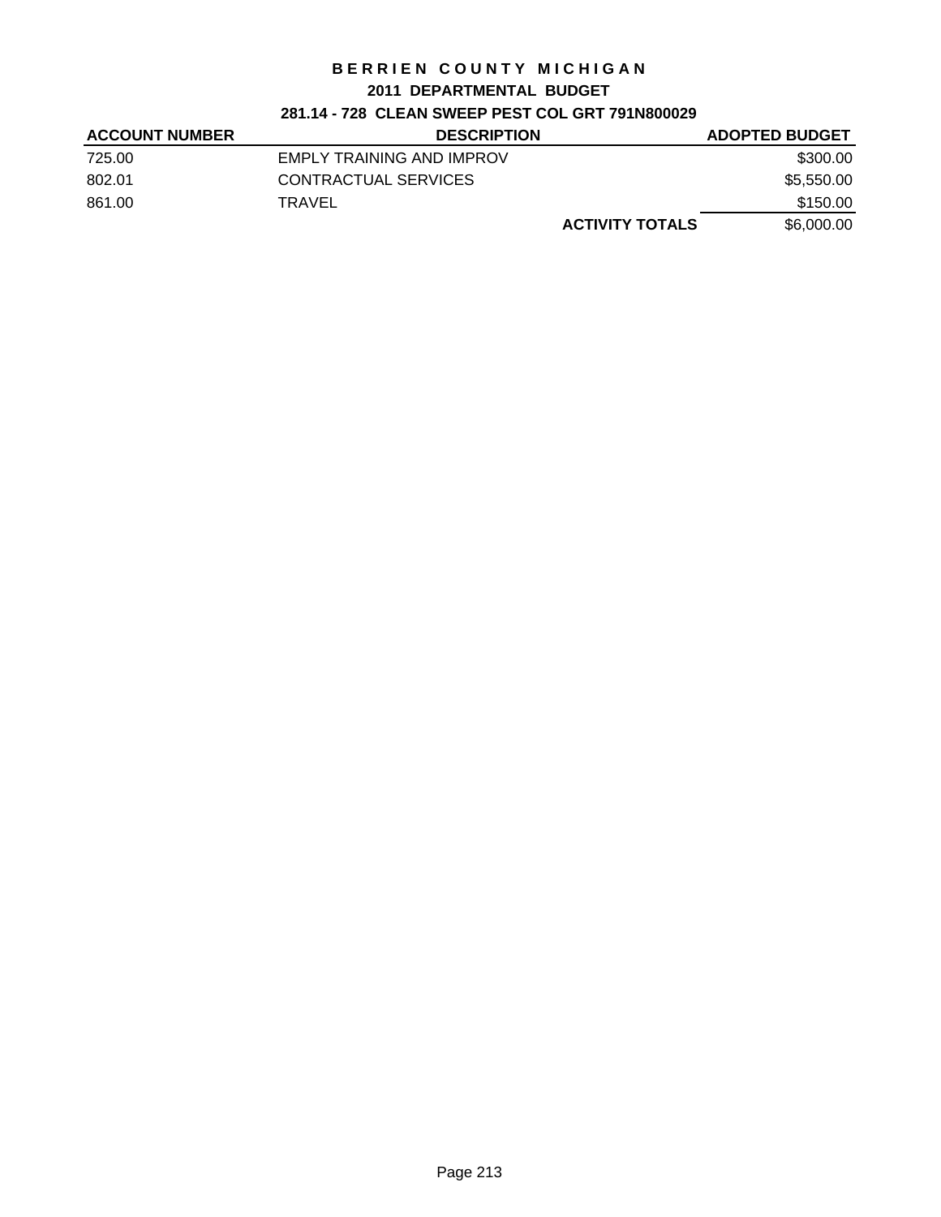# BERRIEN COUNTY MICHIGAN

## 2011 DEPARTMENTAL BUDGET

### 281.14 - 728 CLEAN SWEEP PEST COL GRT 791N800029

| ACCOUNT NUMBER | DESCRIPTION | | ADOPTED BUDGET |
|---|---|---|---|
| 725.00 | EMPLY TRAINING AND IMPROV | | $300.00 |
| 802.01 | CONTRACTUAL SERVICES | | $5,550.00 |
| 861.00 | TRAVEL | | $150.00 |
| | | **ACTIVITY TOTALS** | $6,000.00 |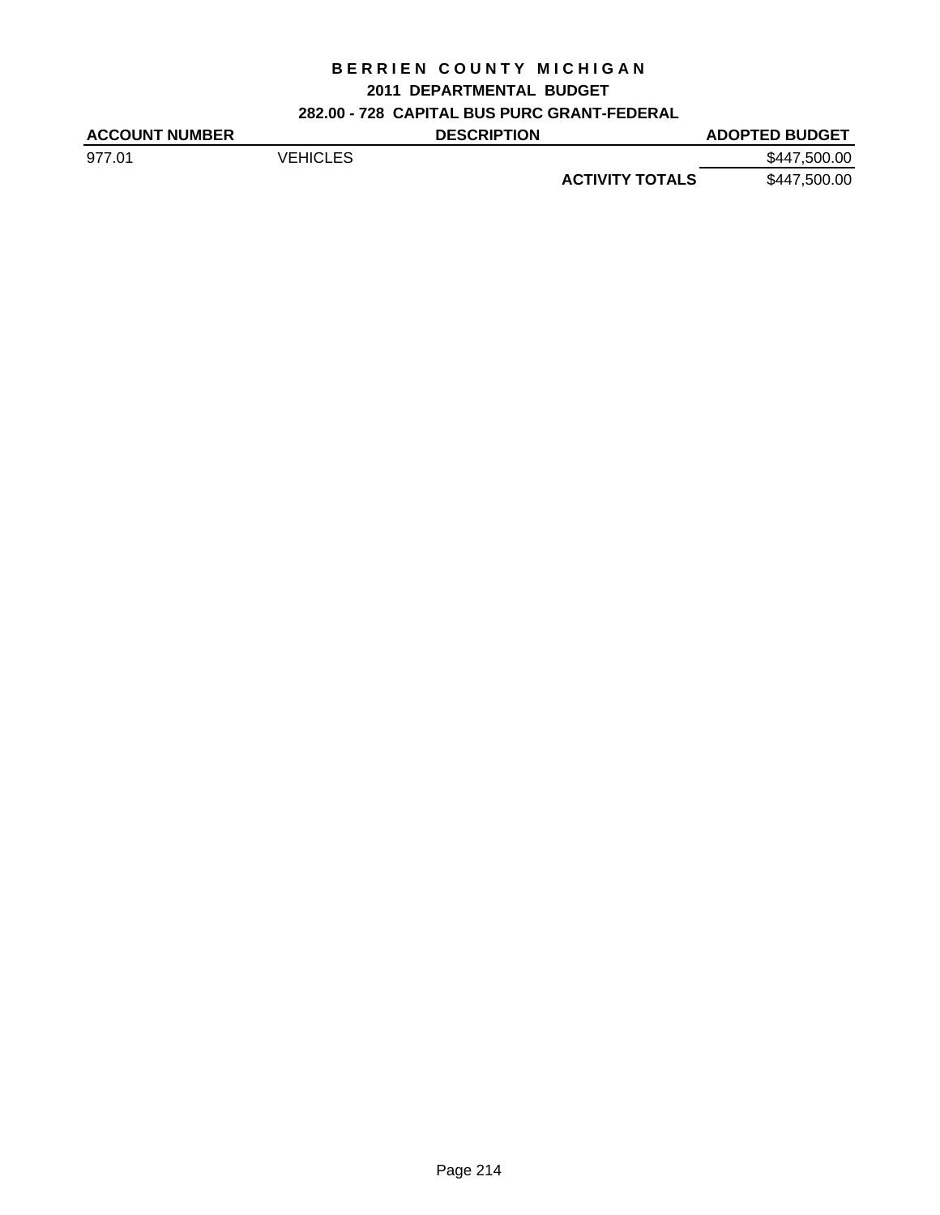# BERRIEN COUNTY MICHIGAN

## 2011 DEPARTMENTAL BUDGET

### 282.00 - 728 CAPITAL BUS PURC GRANT-FEDERAL

| ACCOUNT NUMBER | DESCRIPTION | | ADOPTED BUDGET |
|---|---|---|---|
| 977.01 | VEHICLES | | $447,500.00 |
| | | **ACTIVITY TOTALS** | $447,500.00 |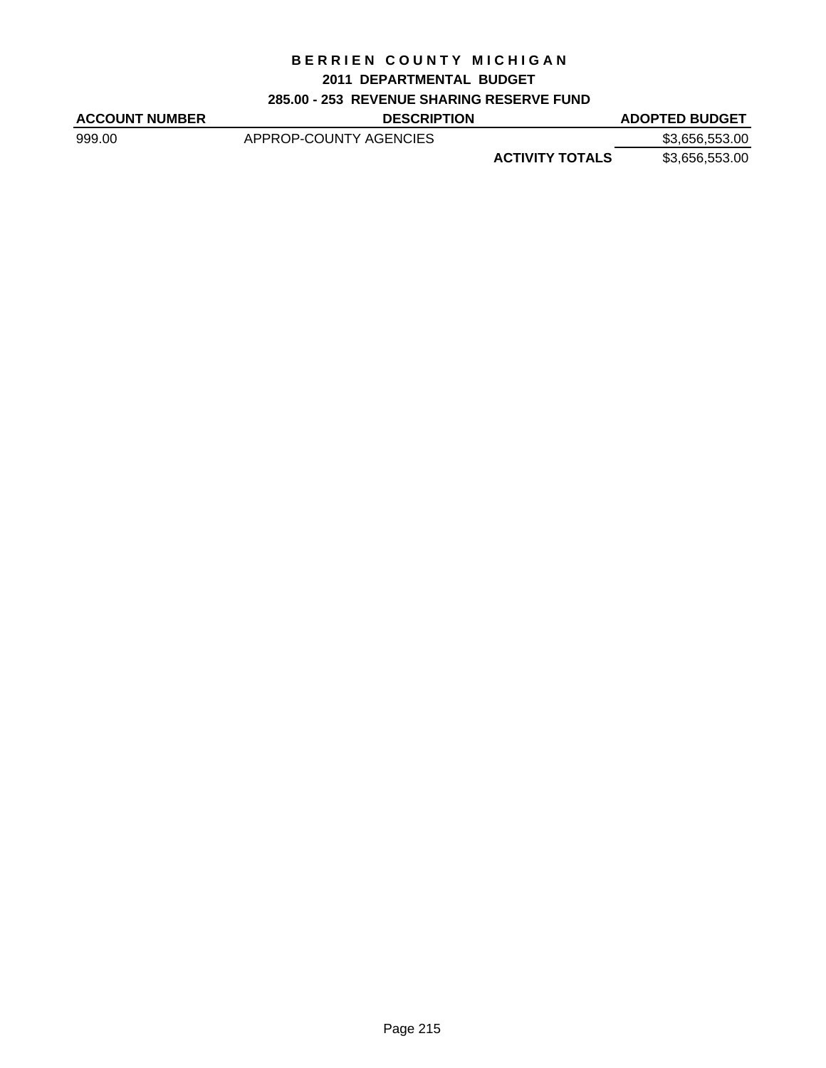# BERRIEN COUNTY MICHIGAN

## 2011 DEPARTMENTAL BUDGET

### 285.00 - 253 REVENUE SHARING RESERVE FUND

| ACCOUNT NUMBER | DESCRIPTION | | ADOPTED BUDGET |
|---|---|---|---|
| 999.00 | APPROP-COUNTY AGENCIES | | $3,656,553.00 |
| | | **ACTIVITY TOTALS** | $3,656,553.00 |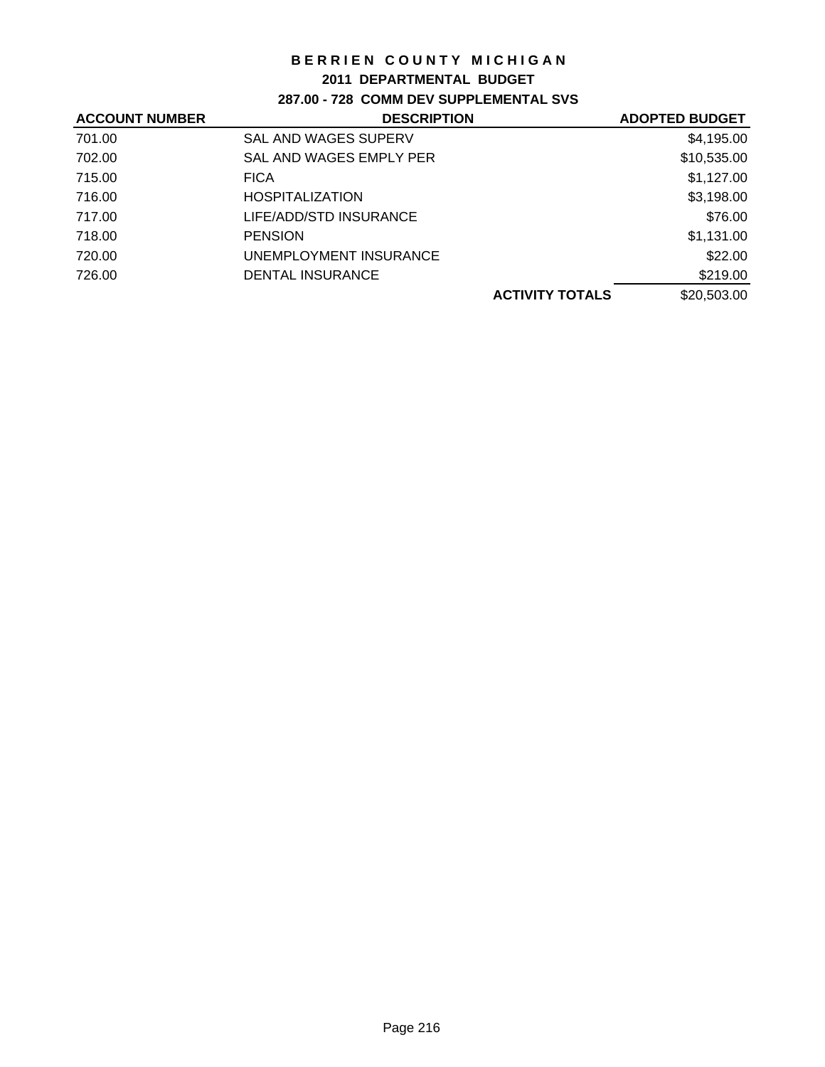# BERRIEN COUNTY MICHIGAN

## 2011 DEPARTMENTAL BUDGET

### 287.00 - 728 COMM DEV SUPPLEMENTAL SVS

| ACCOUNT NUMBER | DESCRIPTION | ADOPTED BUDGET |
|---|---|---|
| 701.00 | SAL AND WAGES SUPERV | $4,195.00 |
| 702.00 | SAL AND WAGES EMPLY PER | $10,535.00 |
| 715.00 | FICA | $1,127.00 |
| 716.00 | HOSPITALIZATION | $3,198.00 |
| 717.00 | LIFE/ADD/STD INSURANCE | $76.00 |
| 718.00 | PENSION | $1,131.00 |
| 720.00 | UNEMPLOYMENT INSURANCE | $22.00 |
| 726.00 | DENTAL INSURANCE | $219.00 |
| | **ACTIVITY TOTALS** | $20,503.00 |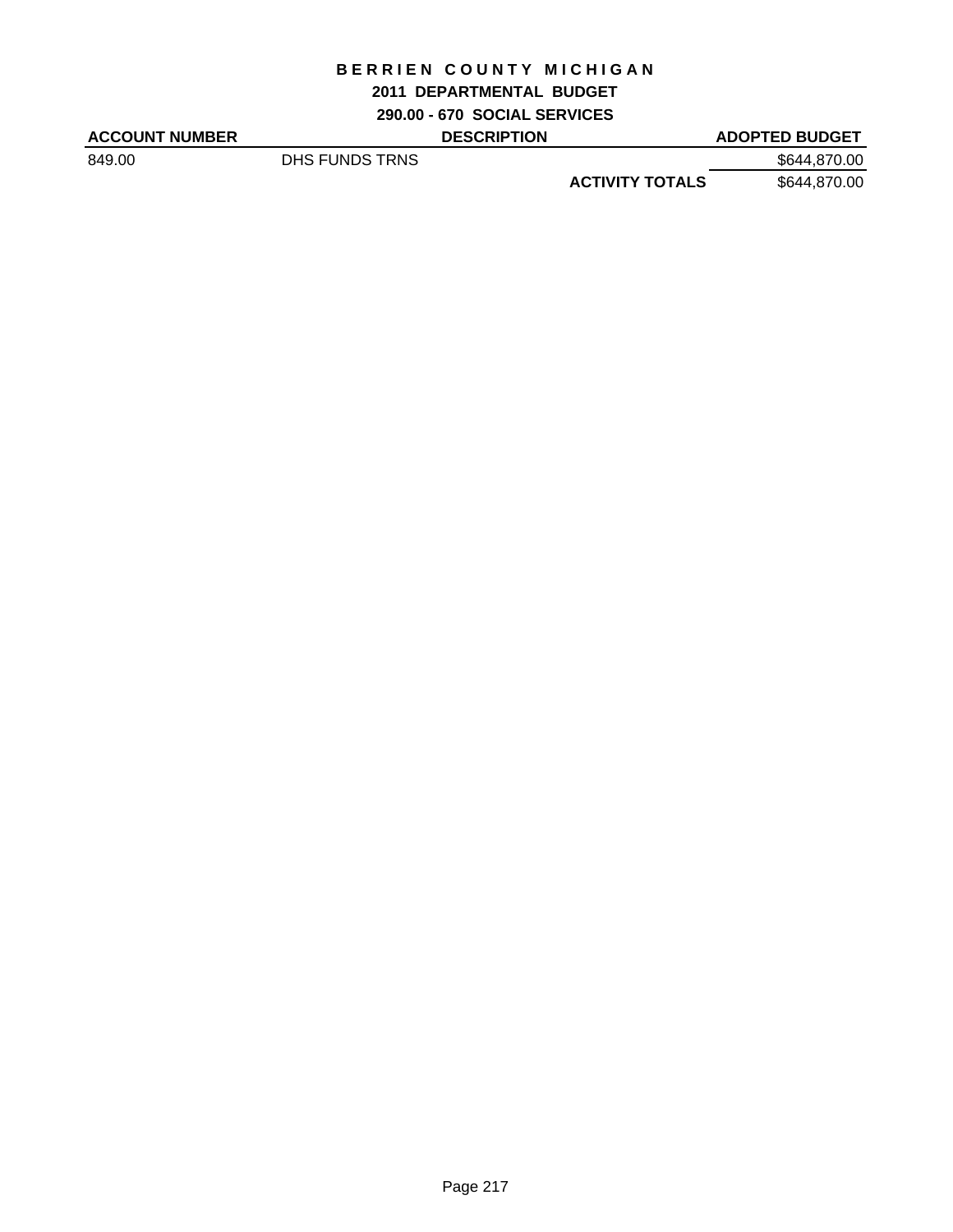# BERRIEN COUNTY MICHIGAN

## 2011 DEPARTMENTAL BUDGET

### 290.00 - 670 SOCIAL SERVICES

| ACCOUNT NUMBER | DESCRIPTION | | ADOPTED BUDGET |
|---|---|---|---|
| 849.00 | DHS FUNDS TRNS | | $644,870.00 |
| | | **ACTIVITY TOTALS** | $644,870.00 |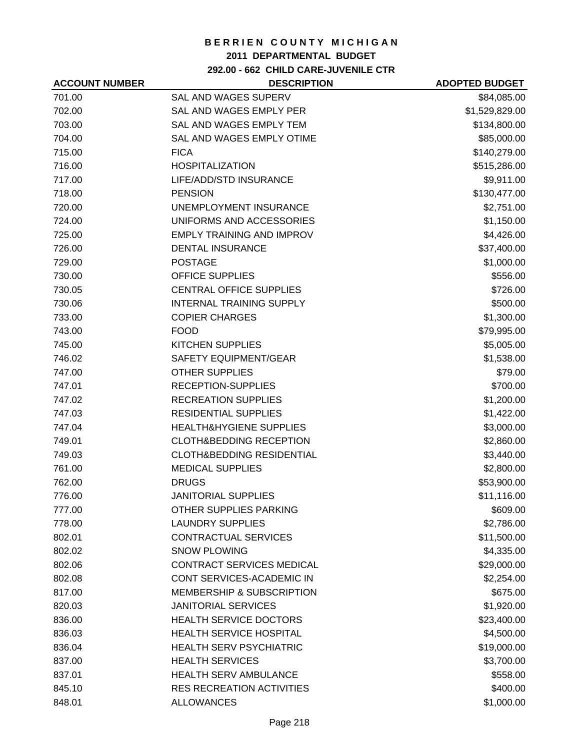**BERRIEN COUNTY MICHIGAN**

**2011 DEPARTMENTAL BUDGET**

**292.00 - 662 CHILD CARE-JUVENILE CTR**

| ACCOUNT NUMBER | DESCRIPTION | ADOPTED BUDGET |
|---|---|---|
| 701.00 | SAL AND WAGES SUPERV | $84,085.00 |
| 702.00 | SAL AND WAGES EMPLY PER | $1,529,829.00 |
| 703.00 | SAL AND WAGES EMPLY TEM | $134,800.00 |
| 704.00 | SAL AND WAGES EMPLY OTIME | $85,000.00 |
| 715.00 | FICA | $140,279.00 |
| 716.00 | HOSPITALIZATION | $515,286.00 |
| 717.00 | LIFE/ADD/STD INSURANCE | $9,911.00 |
| 718.00 | PENSION | $130,477.00 |
| 720.00 | UNEMPLOYMENT INSURANCE | $2,751.00 |
| 724.00 | UNIFORMS AND ACCESSORIES | $1,150.00 |
| 725.00 | EMPLY TRAINING AND IMPROV | $4,426.00 |
| 726.00 | DENTAL INSURANCE | $37,400.00 |
| 729.00 | POSTAGE | $1,000.00 |
| 730.00 | OFFICE SUPPLIES | $556.00 |
| 730.05 | CENTRAL OFFICE SUPPLIES | $726.00 |
| 730.06 | INTERNAL TRAINING SUPPLY | $500.00 |
| 733.00 | COPIER CHARGES | $1,300.00 |
| 743.00 | FOOD | $79,995.00 |
| 745.00 | KITCHEN SUPPLIES | $5,005.00 |
| 746.02 | SAFETY EQUIPMENT/GEAR | $1,538.00 |
| 747.00 | OTHER SUPPLIES | $79.00 |
| 747.01 | RECEPTION-SUPPLIES | $700.00 |
| 747.02 | RECREATION SUPPLIES | $1,200.00 |
| 747.03 | RESIDENTIAL SUPPLIES | $1,422.00 |
| 747.04 | HEALTH&HYGIENE SUPPLIES | $3,000.00 |
| 749.01 | CLOTH&BEDDING RECEPTION | $2,860.00 |
| 749.03 | CLOTH&BEDDING RESIDENTIAL | $3,440.00 |
| 761.00 | MEDICAL SUPPLIES | $2,800.00 |
| 762.00 | DRUGS | $53,900.00 |
| 776.00 | JANITORIAL SUPPLIES | $11,116.00 |
| 777.00 | OTHER SUPPLIES PARKING | $609.00 |
| 778.00 | LAUNDRY SUPPLIES | $2,786.00 |
| 802.01 | CONTRACTUAL SERVICES | $11,500.00 |
| 802.02 | SNOW PLOWING | $4,335.00 |
| 802.06 | CONTRACT SERVICES MEDICAL | $29,000.00 |
| 802.08 | CONT SERVICES-ACADEMIC IN | $2,254.00 |
| 817.00 | MEMBERSHIP & SUBSCRIPTION | $675.00 |
| 820.03 | JANITORIAL SERVICES | $1,920.00 |
| 836.00 | HEALTH SERVICE DOCTORS | $23,400.00 |
| 836.03 | HEALTH SERVICE HOSPITAL | $4,500.00 |
| 836.04 | HEALTH SERV PSYCHIATRIC | $19,000.00 |
| 837.00 | HEALTH SERVICES | $3,700.00 |
| 837.01 | HEALTH SERV AMBULANCE | $558.00 |
| 845.10 | RES RECREATION ACTIVITIES | $400.00 |
| 848.01 | ALLOWANCES | $1,000.00 |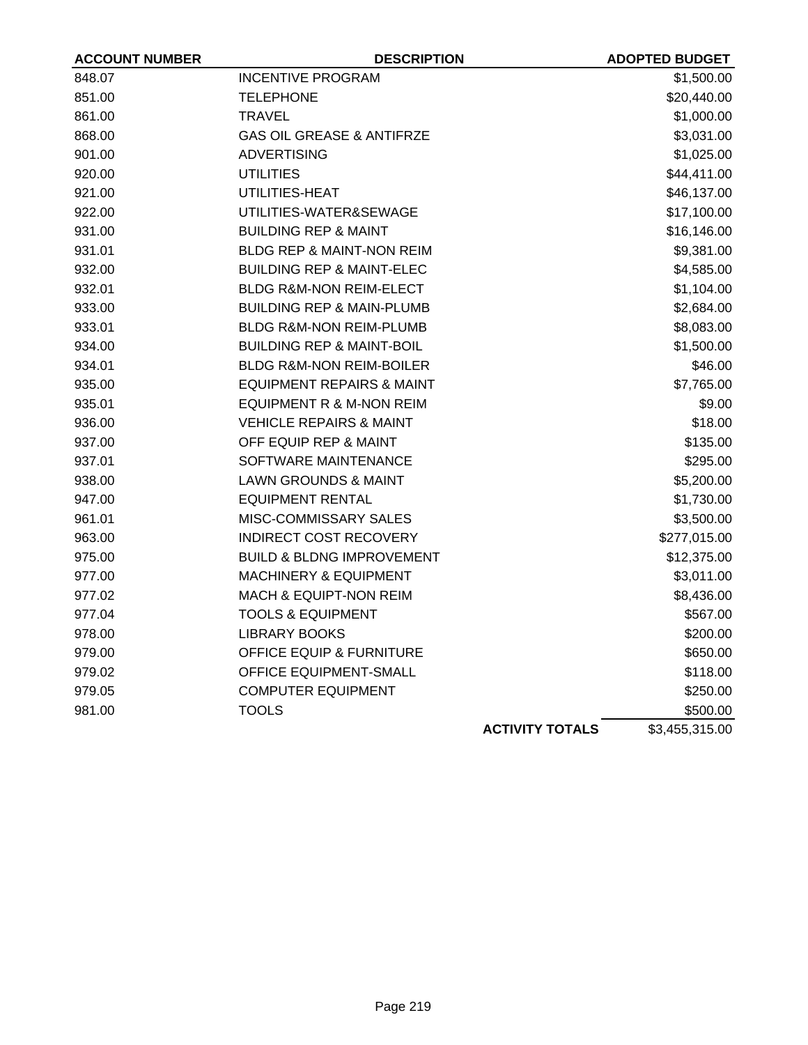| ACCOUNT NUMBER | DESCRIPTION | ADOPTED BUDGET |
|---|---|---|
| 848.07 | INCENTIVE PROGRAM | $1,500.00 |
| 851.00 | TELEPHONE | $20,440.00 |
| 861.00 | TRAVEL | $1,000.00 |
| 868.00 | GAS OIL GREASE & ANTIFRZE | $3,031.00 |
| 901.00 | ADVERTISING | $1,025.00 |
| 920.00 | UTILITIES | $44,411.00 |
| 921.00 | UTILITIES-HEAT | $46,137.00 |
| 922.00 | UTILITIES-WATER&SEWAGE | $17,100.00 |
| 931.00 | BUILDING REP & MAINT | $16,146.00 |
| 931.01 | BLDG REP & MAINT-NON REIM | $9,381.00 |
| 932.00 | BUILDING REP & MAINT-ELEC | $4,585.00 |
| 932.01 | BLDG R&M-NON REIM-ELECT | $1,104.00 |
| 933.00 | BUILDING REP & MAIN-PLUMB | $2,684.00 |
| 933.01 | BLDG R&M-NON REIM-PLUMB | $8,083.00 |
| 934.00 | BUILDING REP & MAINT-BOIL | $1,500.00 |
| 934.01 | BLDG R&M-NON REIM-BOILER | $46.00 |
| 935.00 | EQUIPMENT REPAIRS & MAINT | $7,765.00 |
| 935.01 | EQUIPMENT R & M-NON REIM | $9.00 |
| 936.00 | VEHICLE REPAIRS & MAINT | $18.00 |
| 937.00 | OFF EQUIP REP & MAINT | $135.00 |
| 937.01 | SOFTWARE MAINTENANCE | $295.00 |
| 938.00 | LAWN GROUNDS & MAINT | $5,200.00 |
| 947.00 | EQUIPMENT RENTAL | $1,730.00 |
| 961.01 | MISC-COMMISSARY SALES | $3,500.00 |
| 963.00 | INDIRECT COST RECOVERY | $277,015.00 |
| 975.00 | BUILD & BLDNG IMPROVEMENT | $12,375.00 |
| 977.00 | MACHINERY & EQUIPMENT | $3,011.00 |
| 977.02 | MACH & EQUIPT-NON REIM | $8,436.00 |
| 977.04 | TOOLS & EQUIPMENT | $567.00 |
| 978.00 | LIBRARY BOOKS | $200.00 |
| 979.00 | OFFICE EQUIP & FURNITURE | $650.00 |
| 979.02 | OFFICE EQUIPMENT-SMALL | $118.00 |
| 979.05 | COMPUTER EQUIPMENT | $250.00 |
| 981.00 | TOOLS | $500.00 |
| | **ACTIVITY TOTALS** | $3,455,315.00 |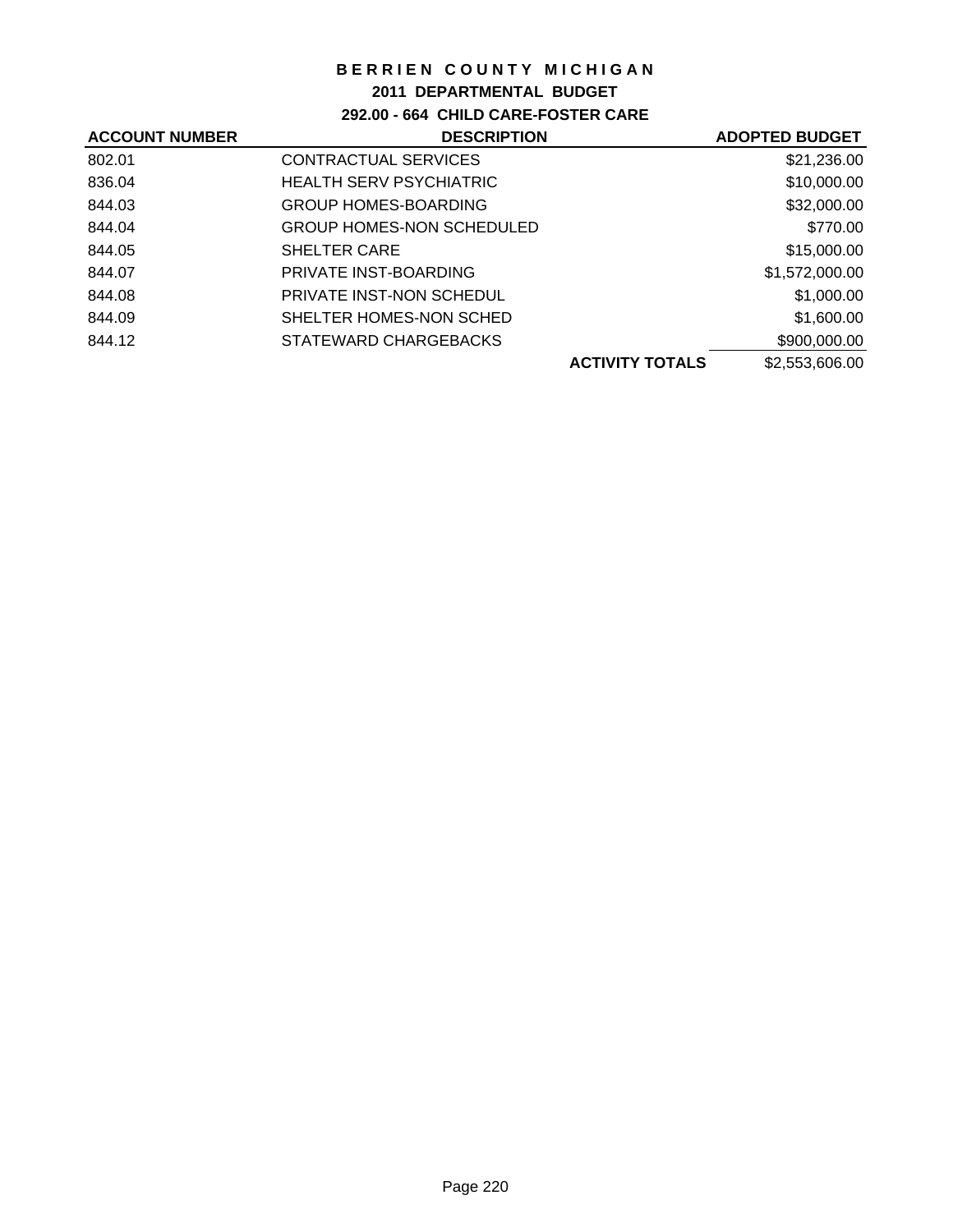# BERRIEN COUNTY MICHIGAN

## 2011 DEPARTMENTAL BUDGET

### 292.00 - 664 CHILD CARE-FOSTER CARE

| ACCOUNT NUMBER | DESCRIPTION | | ADOPTED BUDGET |
|---|---|---|---|
| 802.01 | CONTRACTUAL SERVICES | | $21,236.00 |
| 836.04 | HEALTH SERV PSYCHIATRIC | | $10,000.00 |
| 844.03 | GROUP HOMES-BOARDING | | $32,000.00 |
| 844.04 | GROUP HOMES-NON SCHEDULED | | $770.00 |
| 844.05 | SHELTER CARE | | $15,000.00 |
| 844.07 | PRIVATE INST-BOARDING | | $1,572,000.00 |
| 844.08 | PRIVATE INST-NON SCHEDUL | | $1,000.00 |
| 844.09 | SHELTER HOMES-NON SCHED | | $1,600.00 |
| 844.12 | STATEWARD CHARGEBACKS | | $900,000.00 |
| | | **ACTIVITY TOTALS** | $2,553,606.00 |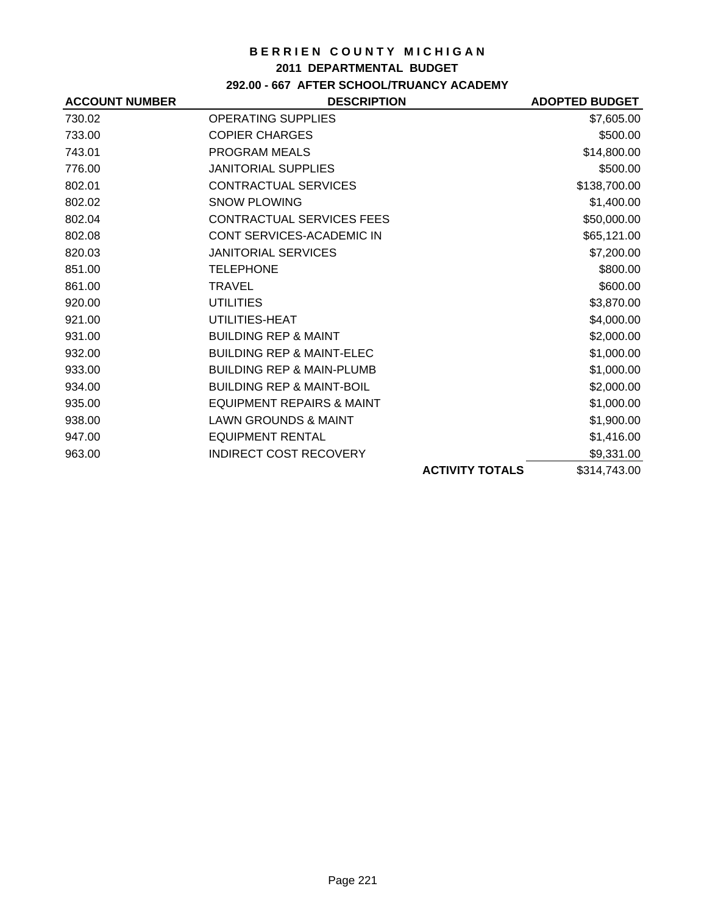# BERRIEN COUNTY MICHIGAN

## 2011 DEPARTMENTAL BUDGET

### 292.00 - 667 AFTER SCHOOL/TRUANCY ACADEMY

| ACCOUNT NUMBER | DESCRIPTION | | ADOPTED BUDGET |
|---|---|---|---|
| 730.02 | OPERATING SUPPLIES | | $7,605.00 |
| 733.00 | COPIER CHARGES | | $500.00 |
| 743.01 | PROGRAM MEALS | | $14,800.00 |
| 776.00 | JANITORIAL SUPPLIES | | $500.00 |
| 802.01 | CONTRACTUAL SERVICES | | $138,700.00 |
| 802.02 | SNOW PLOWING | | $1,400.00 |
| 802.04 | CONTRACTUAL SERVICES FEES | | $50,000.00 |
| 802.08 | CONT SERVICES-ACADEMIC IN | | $65,121.00 |
| 820.03 | JANITORIAL SERVICES | | $7,200.00 |
| 851.00 | TELEPHONE | | $800.00 |
| 861.00 | TRAVEL | | $600.00 |
| 920.00 | UTILITIES | | $3,870.00 |
| 921.00 | UTILITIES-HEAT | | $4,000.00 |
| 931.00 | BUILDING REP & MAINT | | $2,000.00 |
| 932.00 | BUILDING REP & MAINT-ELEC | | $1,000.00 |
| 933.00 | BUILDING REP & MAIN-PLUMB | | $1,000.00 |
| 934.00 | BUILDING REP & MAINT-BOIL | | $2,000.00 |
| 935.00 | EQUIPMENT REPAIRS & MAINT | | $1,000.00 |
| 938.00 | LAWN GROUNDS & MAINT | | $1,900.00 |
| 947.00 | EQUIPMENT RENTAL | | $1,416.00 |
| 963.00 | INDIRECT COST RECOVERY | | $9,331.00 |
| | | **ACTIVITY TOTALS** | $314,743.00 |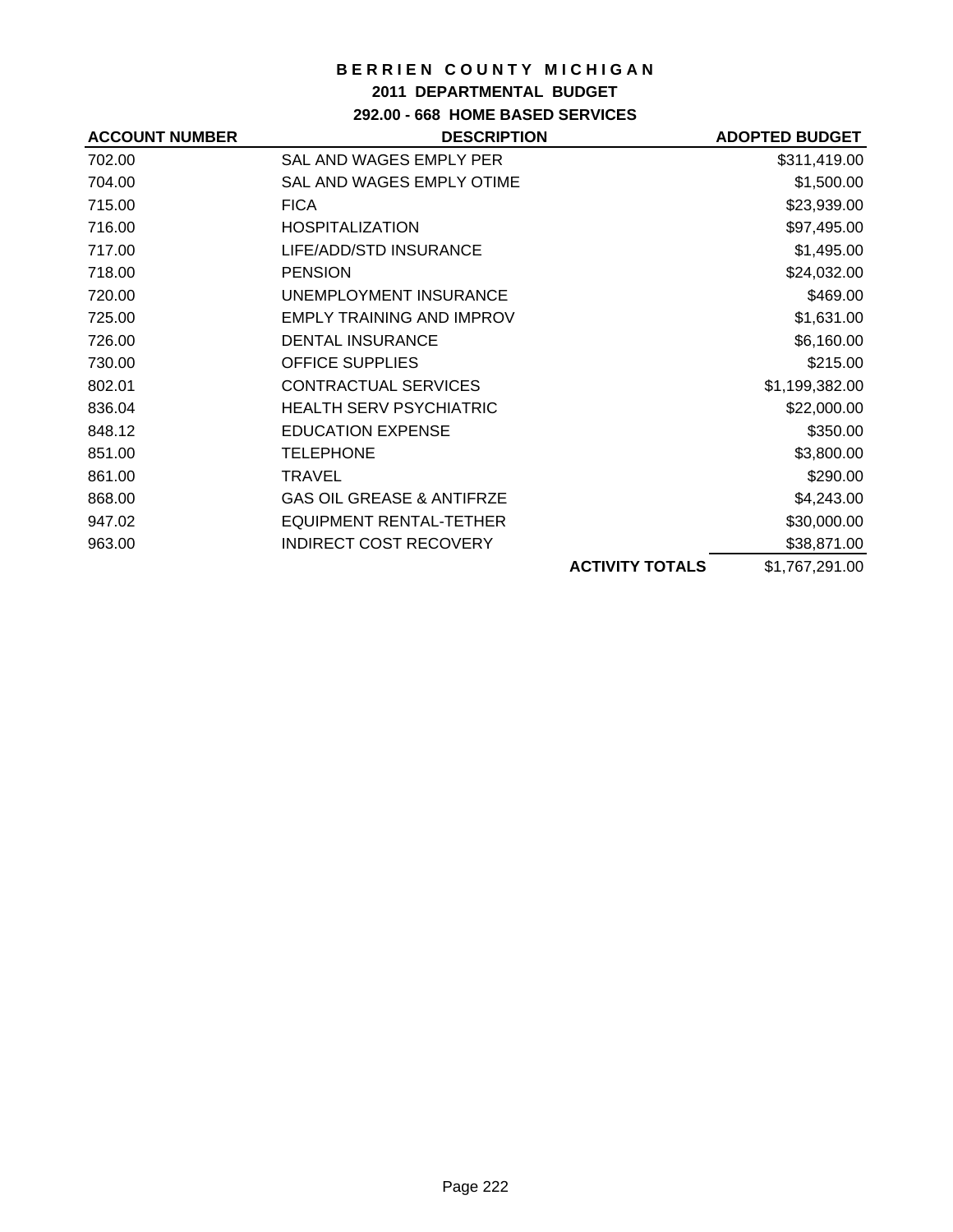# BERRIEN COUNTY MICHIGAN

## 2011 DEPARTMENTAL BUDGET

### 292.00 - 668 HOME BASED SERVICES

| ACCOUNT NUMBER | DESCRIPTION | | ADOPTED BUDGET |
|---|---|---|---|
| 702.00 | SAL AND WAGES EMPLY PER | | $311,419.00 |
| 704.00 | SAL AND WAGES EMPLY OTIME | | $1,500.00 |
| 715.00 | FICA | | $23,939.00 |
| 716.00 | HOSPITALIZATION | | $97,495.00 |
| 717.00 | LIFE/ADD/STD INSURANCE | | $1,495.00 |
| 718.00 | PENSION | | $24,032.00 |
| 720.00 | UNEMPLOYMENT INSURANCE | | $469.00 |
| 725.00 | EMPLY TRAINING AND IMPROV | | $1,631.00 |
| 726.00 | DENTAL INSURANCE | | $6,160.00 |
| 730.00 | OFFICE SUPPLIES | | $215.00 |
| 802.01 | CONTRACTUAL SERVICES | | $1,199,382.00 |
| 836.04 | HEALTH SERV PSYCHIATRIC | | $22,000.00 |
| 848.12 | EDUCATION EXPENSE | | $350.00 |
| 851.00 | TELEPHONE | | $3,800.00 |
| 861.00 | TRAVEL | | $290.00 |
| 868.00 | GAS OIL GREASE & ANTIFRZE | | $4,243.00 |
| 947.02 | EQUIPMENT RENTAL-TETHER | | $30,000.00 |
| 963.00 | INDIRECT COST RECOVERY | | $38,871.00 |
| | | **ACTIVITY TOTALS** | $1,767,291.00 |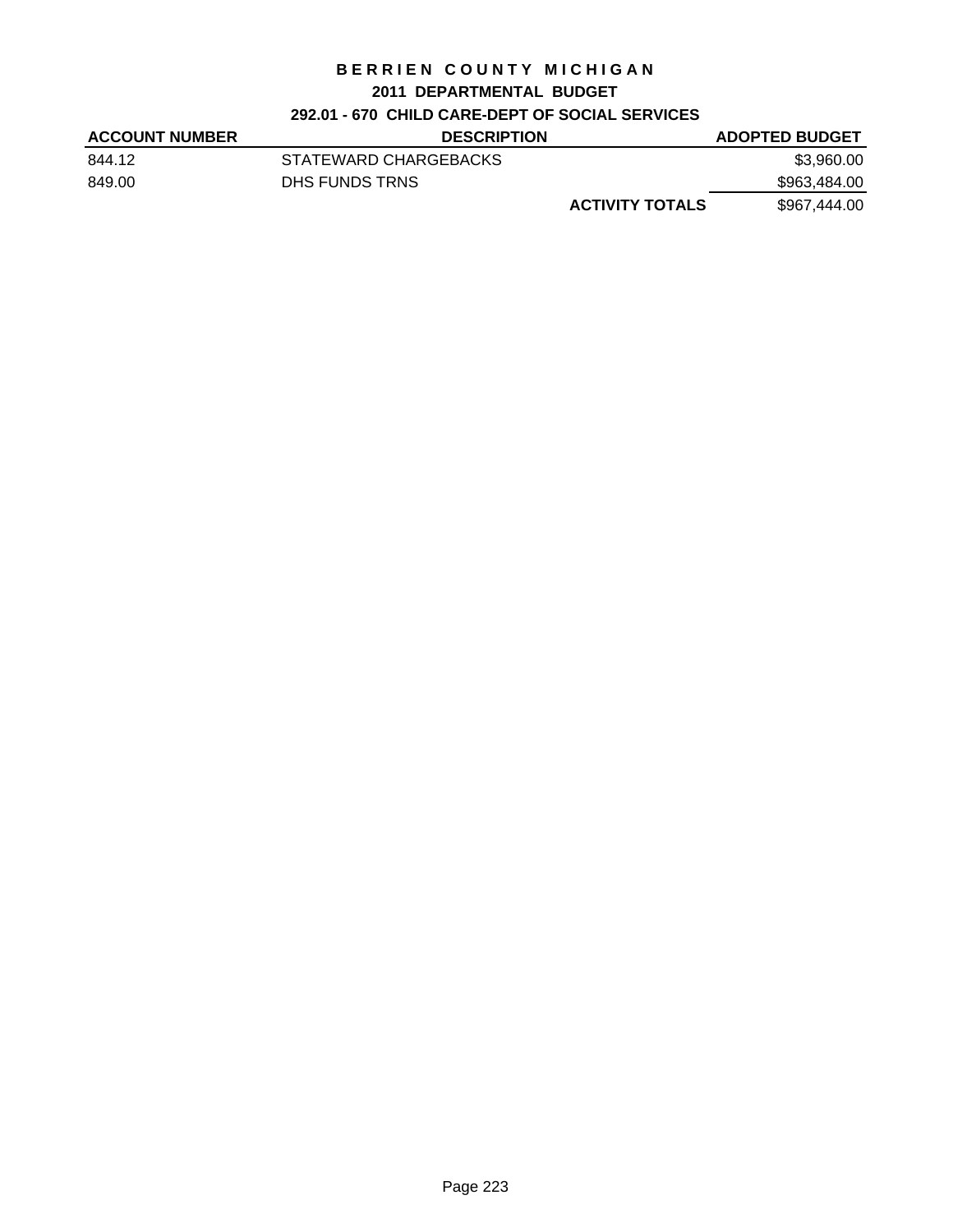# BERRIEN COUNTY MICHIGAN

## 2011 DEPARTMENTAL BUDGET

### 292.01 - 670 CHILD CARE-DEPT OF SOCIAL SERVICES

| ACCOUNT NUMBER | DESCRIPTION | | ADOPTED BUDGET |
|---|---|---|---|
| 844.12 | STATEWARD CHARGEBACKS | | $3,960.00 |
| 849.00 | DHS FUNDS TRNS | | $963,484.00 |
| | | **ACTIVITY TOTALS** | $967,444.00 |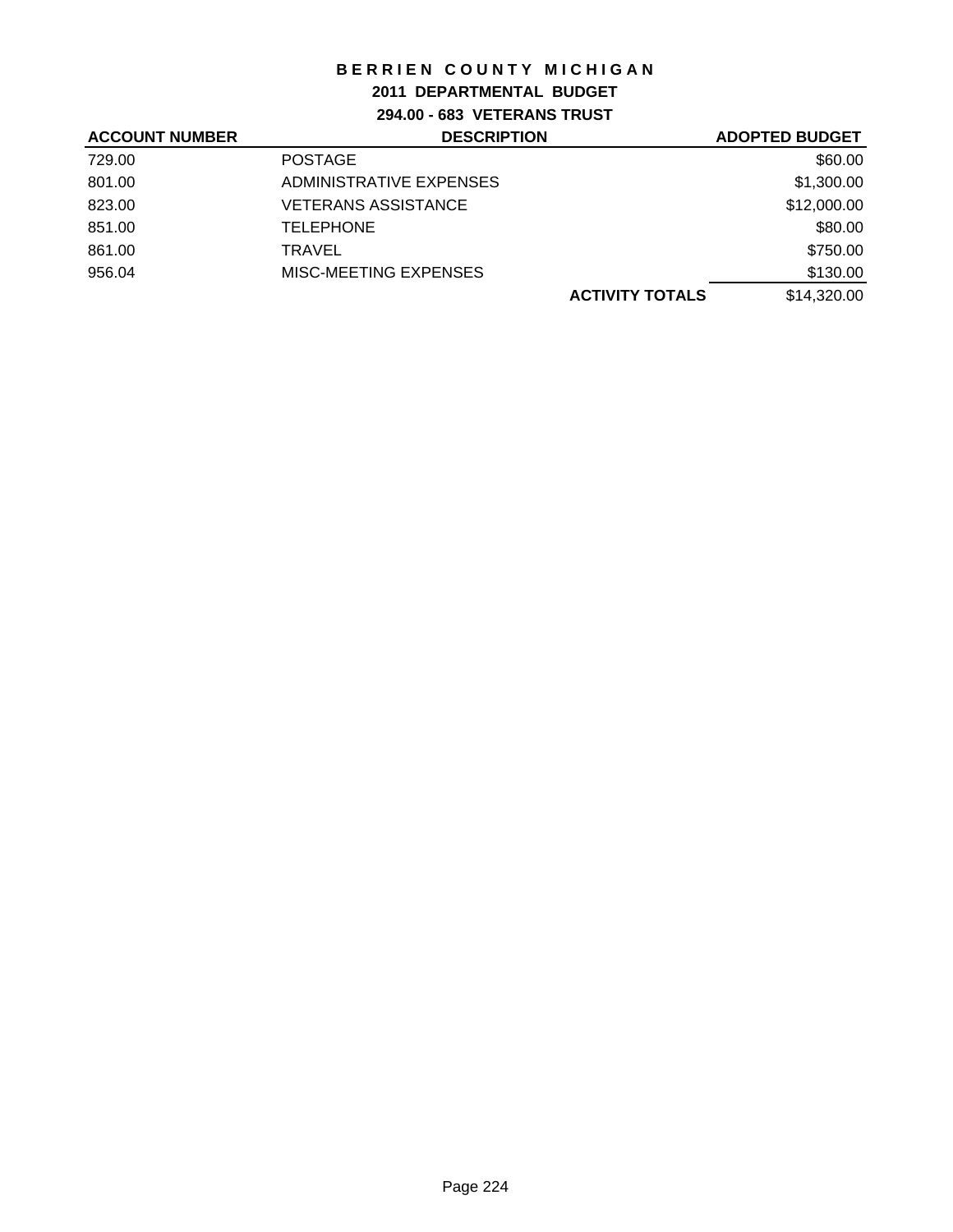# BERRIEN COUNTY MICHIGAN

## 2011 DEPARTMENTAL BUDGET

### 294.00 - 683 VETERANS TRUST

| ACCOUNT NUMBER | DESCRIPTION | ADOPTED BUDGET |
|---|---|---|
| 729.00 | POSTAGE | $60.00 |
| 801.00 | ADMINISTRATIVE EXPENSES | $1,300.00 |
| 823.00 | VETERANS ASSISTANCE | $12,000.00 |
| 851.00 | TELEPHONE | $80.00 |
| 861.00 | TRAVEL | $750.00 |
| 956.04 | MISC-MEETING EXPENSES | $130.00 |
| | **ACTIVITY TOTALS** | $14,320.00 |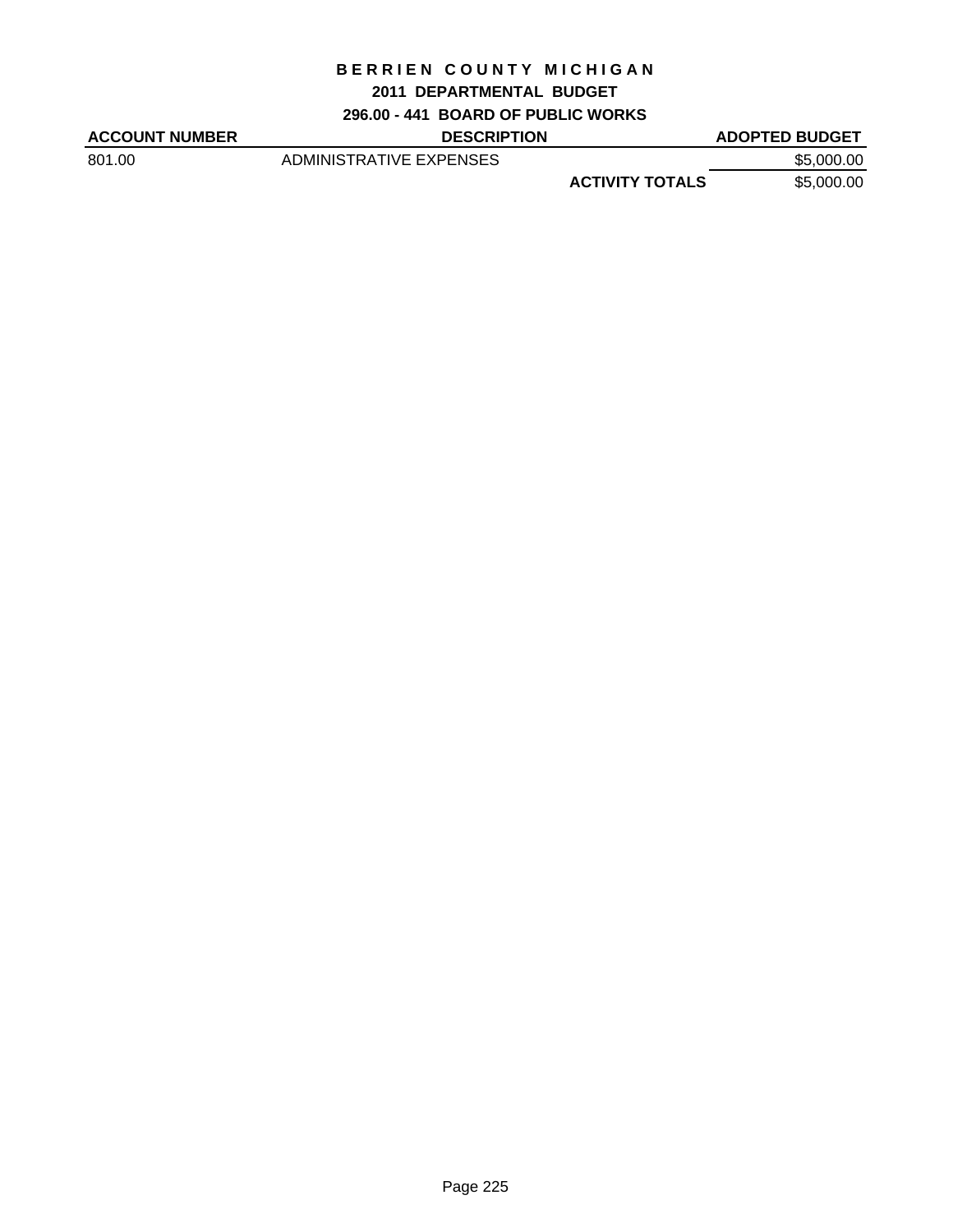# BERRIEN COUNTY MICHIGAN

## 2011 DEPARTMENTAL BUDGET

### 296.00 - 441 BOARD OF PUBLIC WORKS

| ACCOUNT NUMBER | DESCRIPTION | | ADOPTED BUDGET |
|---|---|---|---|
| 801.00 | ADMINISTRATIVE EXPENSES | | $5,000.00 |
| | | **ACTIVITY TOTALS** | $5,000.00 |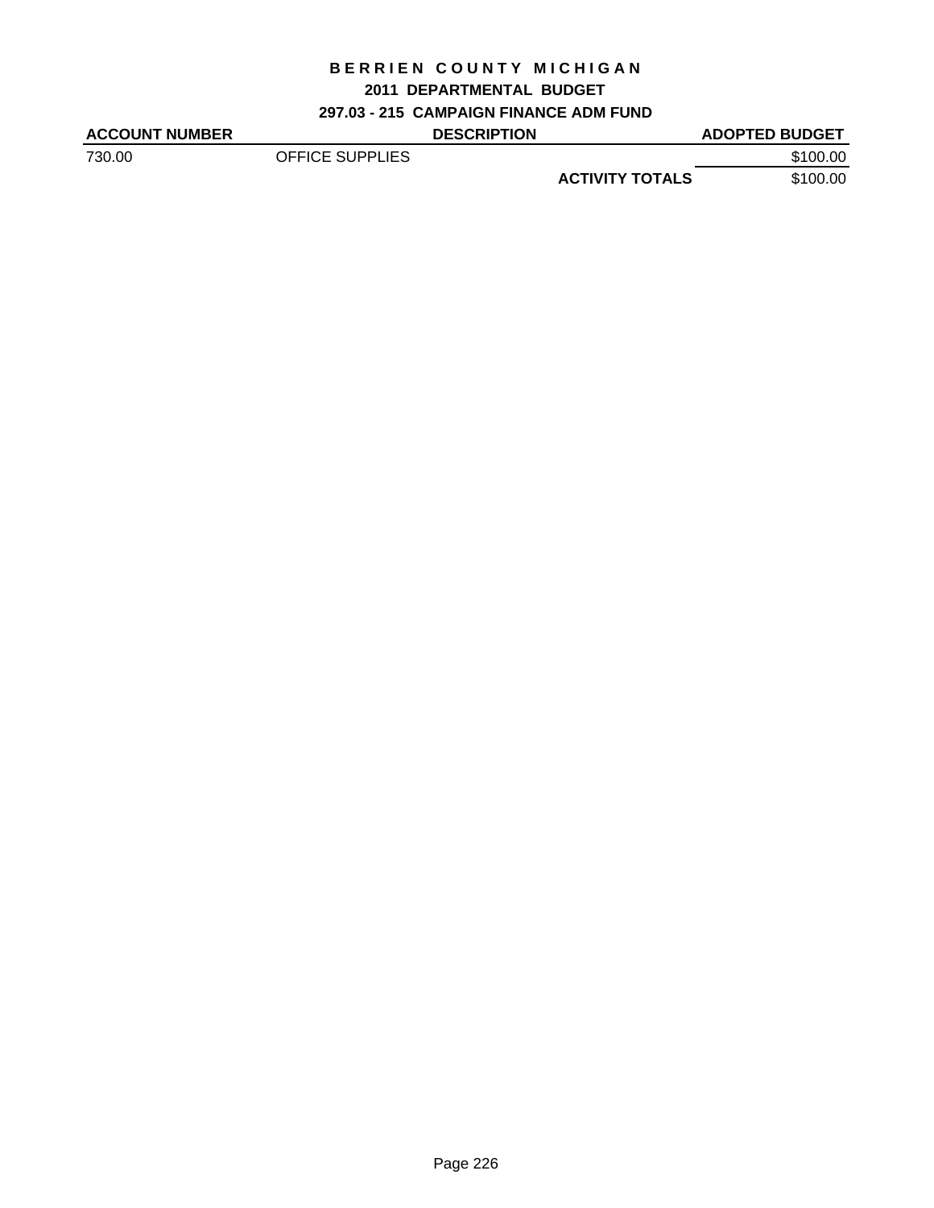# BERRIEN COUNTY MICHIGAN

## 2011 DEPARTMENTAL BUDGET

### 297.03 - 215 CAMPAIGN FINANCE ADM FUND

| ACCOUNT NUMBER | DESCRIPTION | | ADOPTED BUDGET |
|---|---|---|---|
| 730.00 | OFFICE SUPPLIES | | $100.00 |
| | | **ACTIVITY TOTALS** | $100.00 |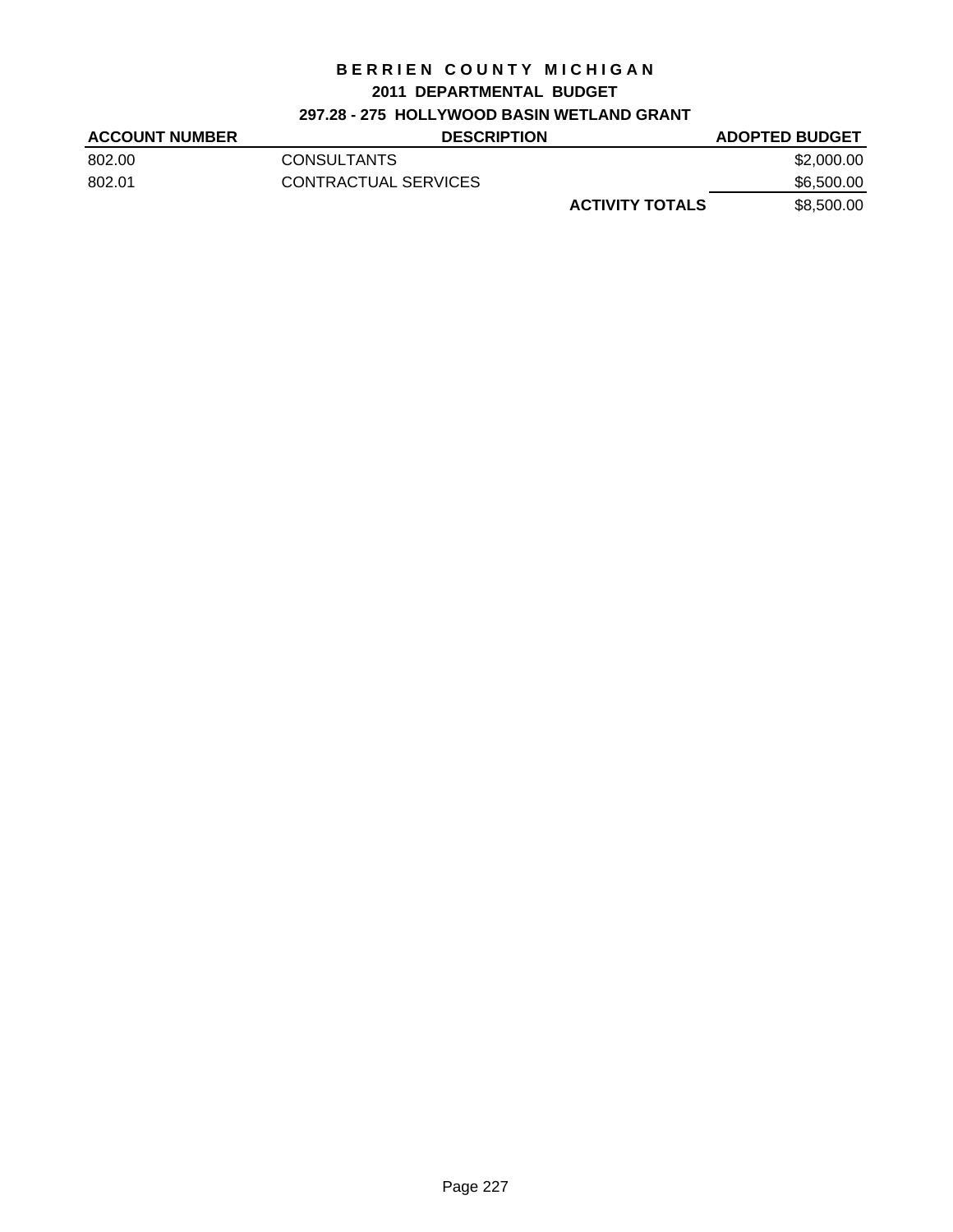# BERRIEN COUNTY MICHIGAN

## 2011 DEPARTMENTAL BUDGET

### 297.28 - 275 HOLLYWOOD BASIN WETLAND GRANT

| ACCOUNT NUMBER | DESCRIPTION | | ADOPTED BUDGET |
|---|---|---|---|
| 802.00 | CONSULTANTS | | $2,000.00 |
| 802.01 | CONTRACTUAL SERVICES | | $6,500.00 |
| | | **ACTIVITY TOTALS** | $8,500.00 |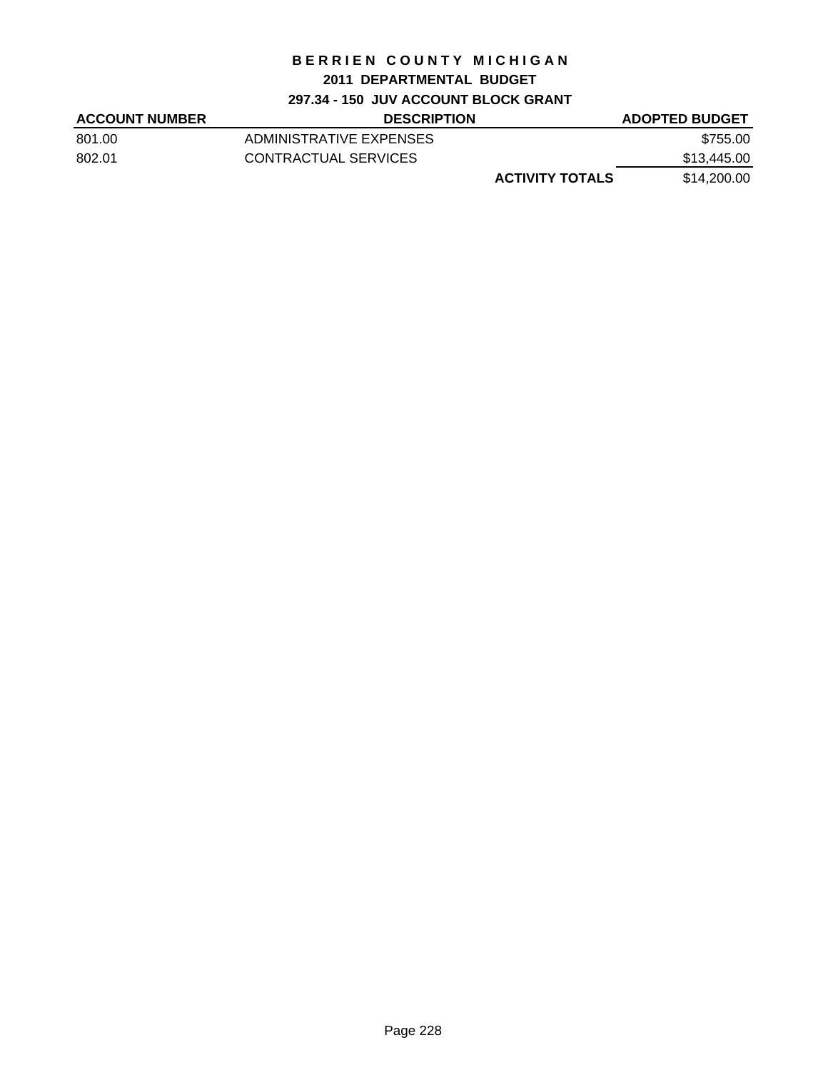# BERRIEN COUNTY MICHIGAN

## 2011 DEPARTMENTAL BUDGET

### 297.34 - 150 JUV ACCOUNT BLOCK GRANT

| ACCOUNT NUMBER | DESCRIPTION | | ADOPTED BUDGET |
|---|---|---|---|
| 801.00 | ADMINISTRATIVE EXPENSES | | $755.00 |
| 802.01 | CONTRACTUAL SERVICES | | $13,445.00 |
| | | **ACTIVITY TOTALS** | $14,200.00 |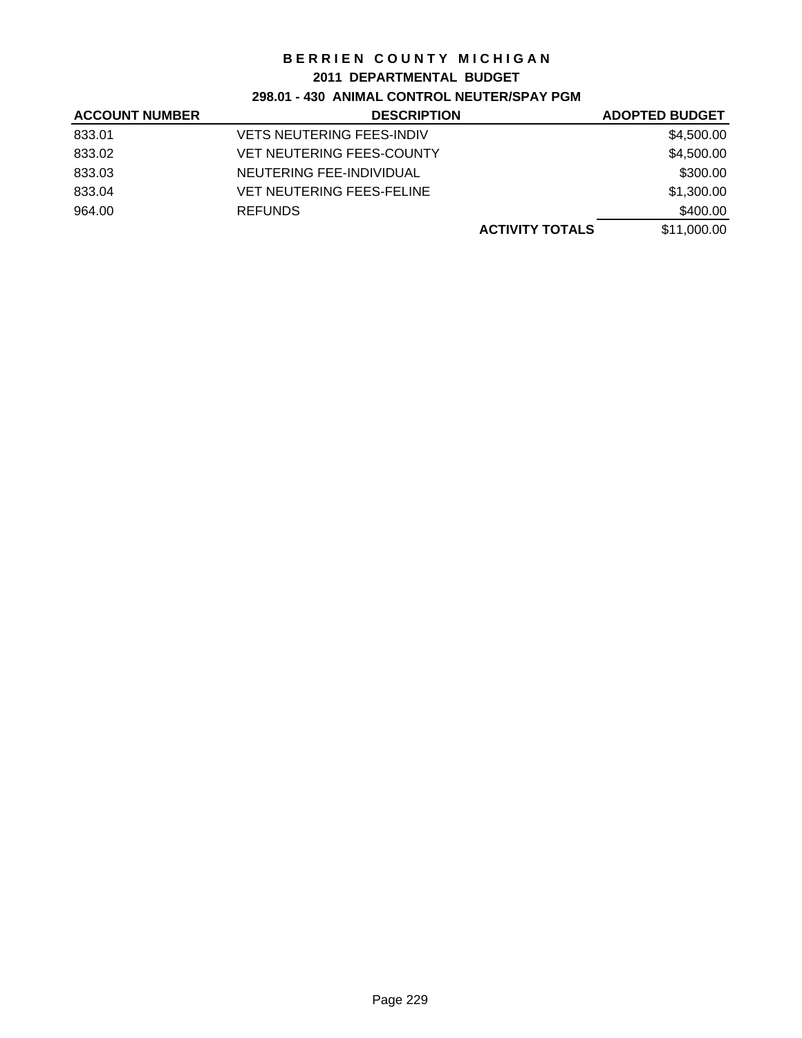# BERRIEN COUNTY MICHIGAN

## 2011 DEPARTMENTAL BUDGET

### 298.01 - 430 ANIMAL CONTROL NEUTER/SPAY PGM

| ACCOUNT NUMBER | DESCRIPTION | | ADOPTED BUDGET |
|---|---|---|---|
| 833.01 | VETS NEUTERING FEES-INDIV | | $4,500.00 |
| 833.02 | VET NEUTERING FEES-COUNTY | | $4,500.00 |
| 833.03 | NEUTERING FEE-INDIVIDUAL | | $300.00 |
| 833.04 | VET NEUTERING FEES-FELINE | | $1,300.00 |
| 964.00 | REFUNDS | | $400.00 |
| | | **ACTIVITY TOTALS** | $11,000.00 |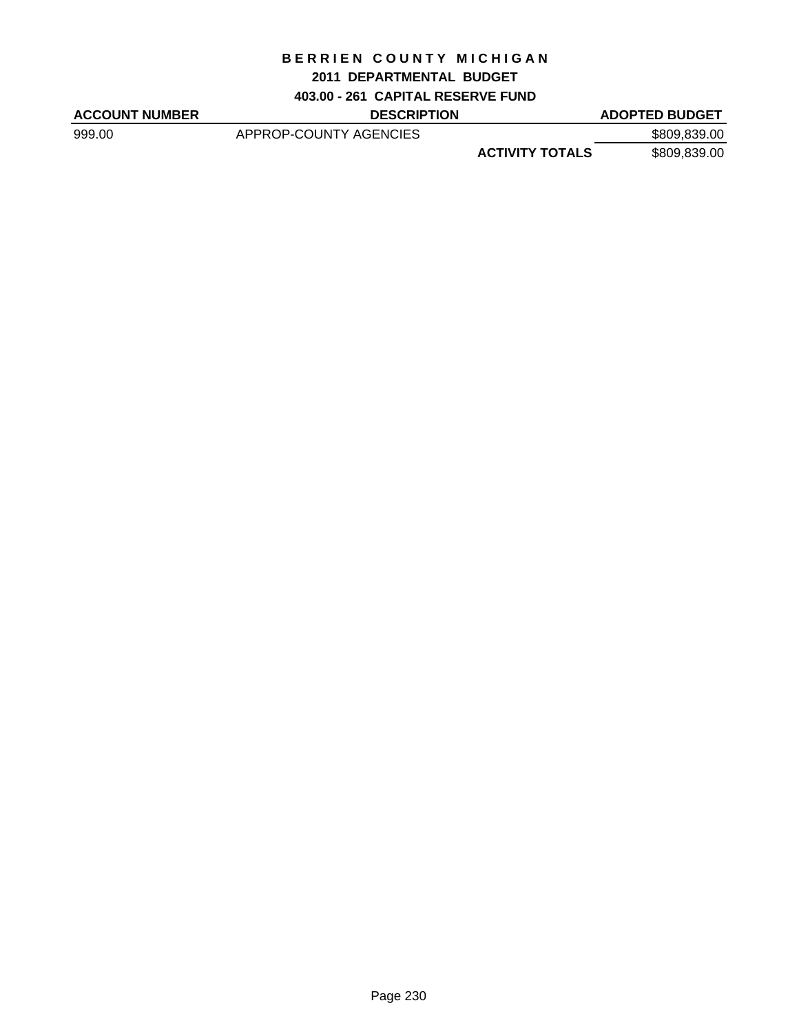# BERRIEN COUNTY MICHIGAN

## 2011 DEPARTMENTAL BUDGET

### 403.00 - 261 CAPITAL RESERVE FUND

| ACCOUNT NUMBER | DESCRIPTION | | ADOPTED BUDGET |
|---|---|---|---|
| 999.00 | APPROP-COUNTY AGENCIES | | $809,839.00 |
| | | **ACTIVITY TOTALS** | $809,839.00 |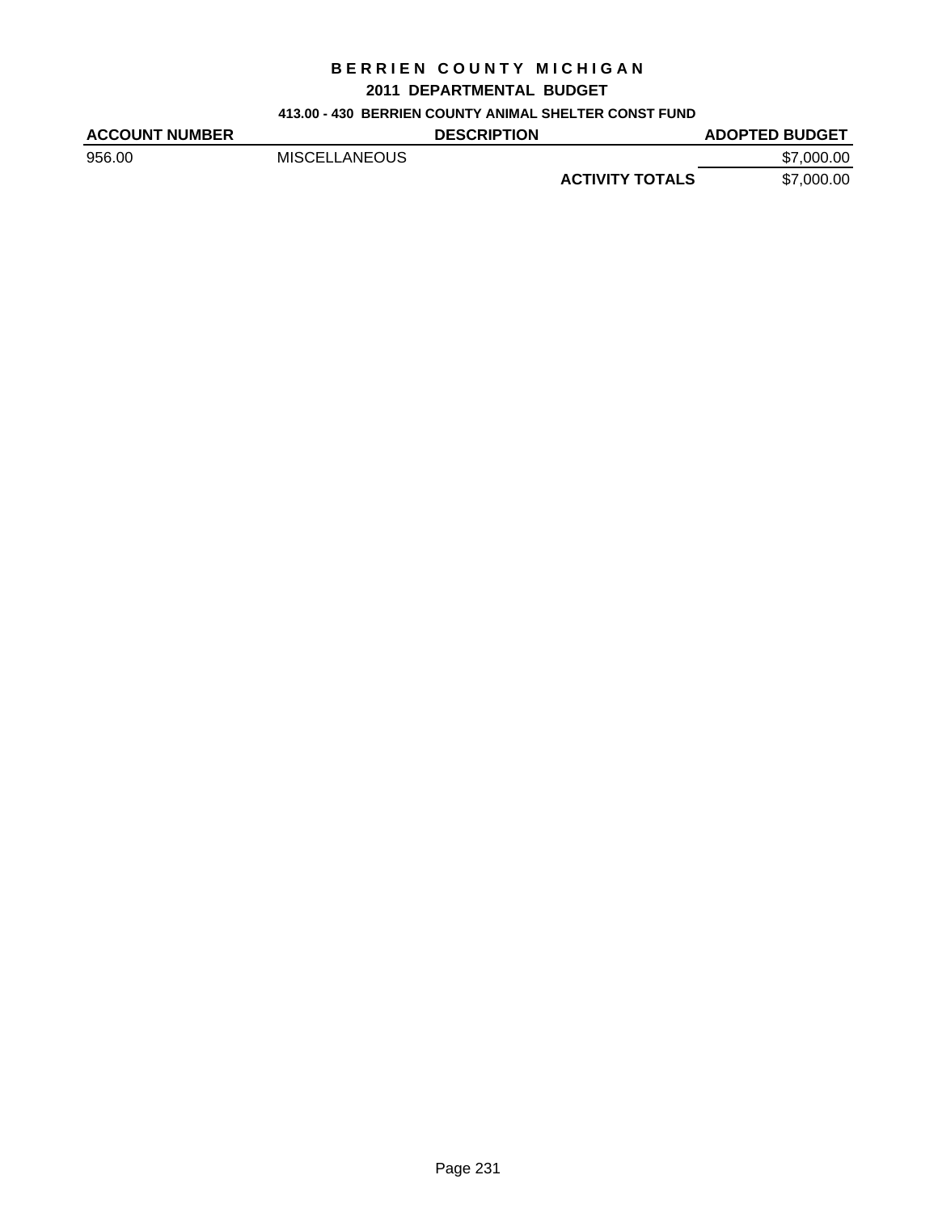# BERRIEN COUNTY MICHIGAN

## 2011 DEPARTMENTAL BUDGET

### 413.00 - 430 BERRIEN COUNTY ANIMAL SHELTER CONST FUND

| ACCOUNT NUMBER | DESCRIPTION | | ADOPTED BUDGET |
|---|---|---|---|
| 956.00 | MISCELLANEOUS | | $7,000.00 |
| | | **ACTIVITY TOTALS** | $7,000.00 |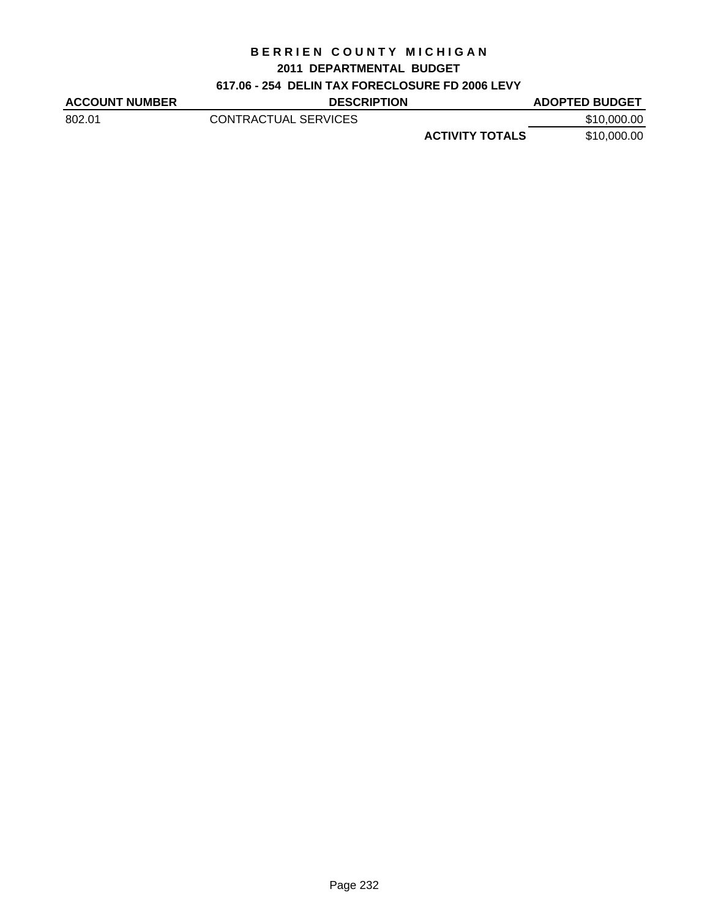# BERRIEN COUNTY MICHIGAN

## 2011 DEPARTMENTAL BUDGET

### 617.06 - 254 DELIN TAX FORECLOSURE FD 2006 LEVY

| ACCOUNT NUMBER | DESCRIPTION | | ADOPTED BUDGET |
|---|---|---|---|
| 802.01 | CONTRACTUAL SERVICES | | \$10,000.00 |
| | | **ACTIVITY TOTALS** | \$10,000.00 |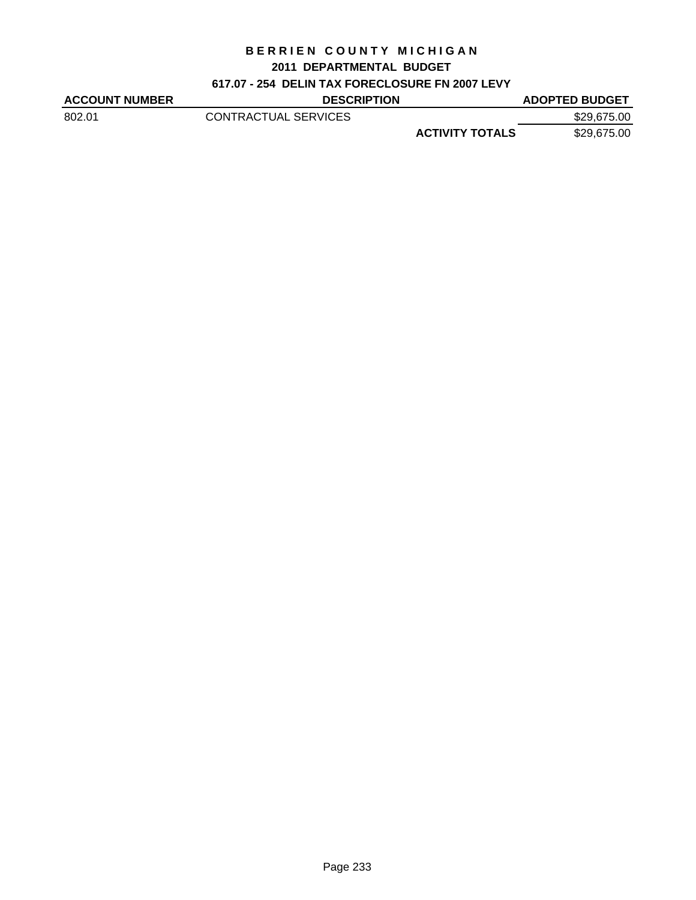# BERRIEN COUNTY MICHIGAN

## 2011 DEPARTMENTAL BUDGET

### 617.07 - 254 DELIN TAX FORECLOSURE FN 2007 LEVY

| ACCOUNT NUMBER | DESCRIPTION | | ADOPTED BUDGET |
|---|---|---|---|
| 802.01 | CONTRACTUAL SERVICES | | $29,675.00 |
| | | **ACTIVITY TOTALS** | $29,675.00 |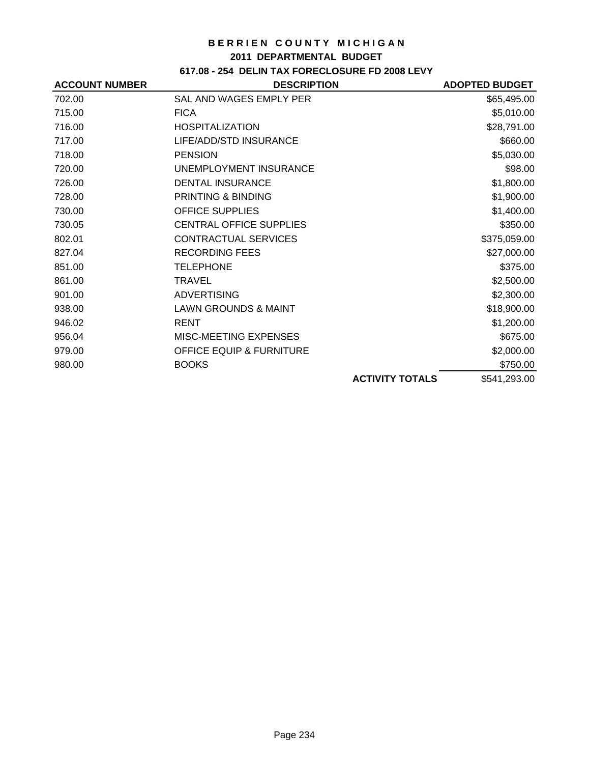# BERRIEN COUNTY MICHIGAN

## 2011 DEPARTMENTAL BUDGET

### 617.08 - 254 DELIN TAX FORECLOSURE FD 2008 LEVY

| ACCOUNT NUMBER | DESCRIPTION | ADOPTED BUDGET |
|---|---|---|
| 702.00 | SAL AND WAGES EMPLY PER | $65,495.00 |
| 715.00 | FICA | $5,010.00 |
| 716.00 | HOSPITALIZATION | $28,791.00 |
| 717.00 | LIFE/ADD/STD INSURANCE | $660.00 |
| 718.00 | PENSION | $5,030.00 |
| 720.00 | UNEMPLOYMENT INSURANCE | $98.00 |
| 726.00 | DENTAL INSURANCE | $1,800.00 |
| 728.00 | PRINTING & BINDING | $1,900.00 |
| 730.00 | OFFICE SUPPLIES | $1,400.00 |
| 730.05 | CENTRAL OFFICE SUPPLIES | $350.00 |
| 802.01 | CONTRACTUAL SERVICES | $375,059.00 |
| 827.04 | RECORDING FEES | $27,000.00 |
| 851.00 | TELEPHONE | $375.00 |
| 861.00 | TRAVEL | $2,500.00 |
| 901.00 | ADVERTISING | $2,300.00 |
| 938.00 | LAWN GROUNDS & MAINT | $18,900.00 |
| 946.02 | RENT | $1,200.00 |
| 956.04 | MISC-MEETING EXPENSES | $675.00 |
| 979.00 | OFFICE EQUIP & FURNITURE | $2,000.00 |
| 980.00 | BOOKS | $750.00 |
| | **ACTIVITY TOTALS** | $541,293.00 |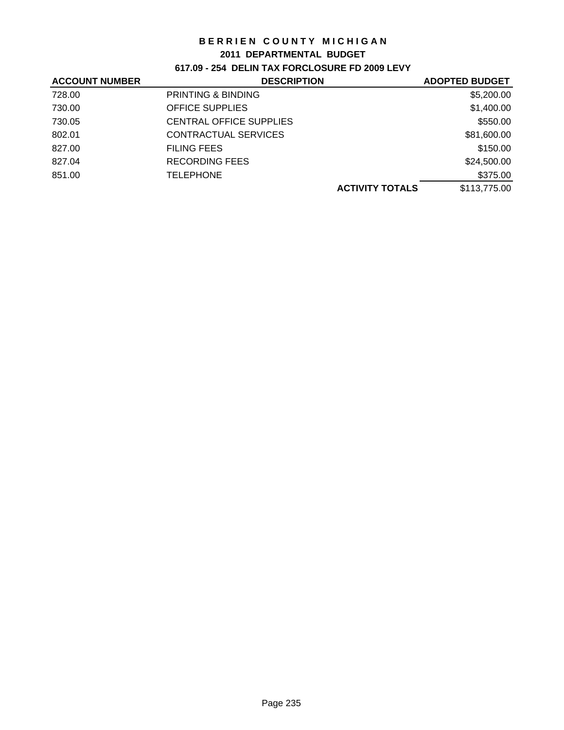# BERRIEN COUNTY MICHIGAN

## 2011 DEPARTMENTAL BUDGET

### 617.09 - 254 DELIN TAX FORCLOSURE FD 2009 LEVY

| ACCOUNT NUMBER | DESCRIPTION | | ADOPTED BUDGET |
|---|---|---|---|
| 728.00 | PRINTING & BINDING | | $5,200.00 |
| 730.00 | OFFICE SUPPLIES | | $1,400.00 |
| 730.05 | CENTRAL OFFICE SUPPLIES | | $550.00 |
| 802.01 | CONTRACTUAL SERVICES | | $81,600.00 |
| 827.00 | FILING FEES | | $150.00 |
| 827.04 | RECORDING FEES | | $24,500.00 |
| 851.00 | TELEPHONE | | $375.00 |
| | | **ACTIVITY TOTALS** | $113,775.00 |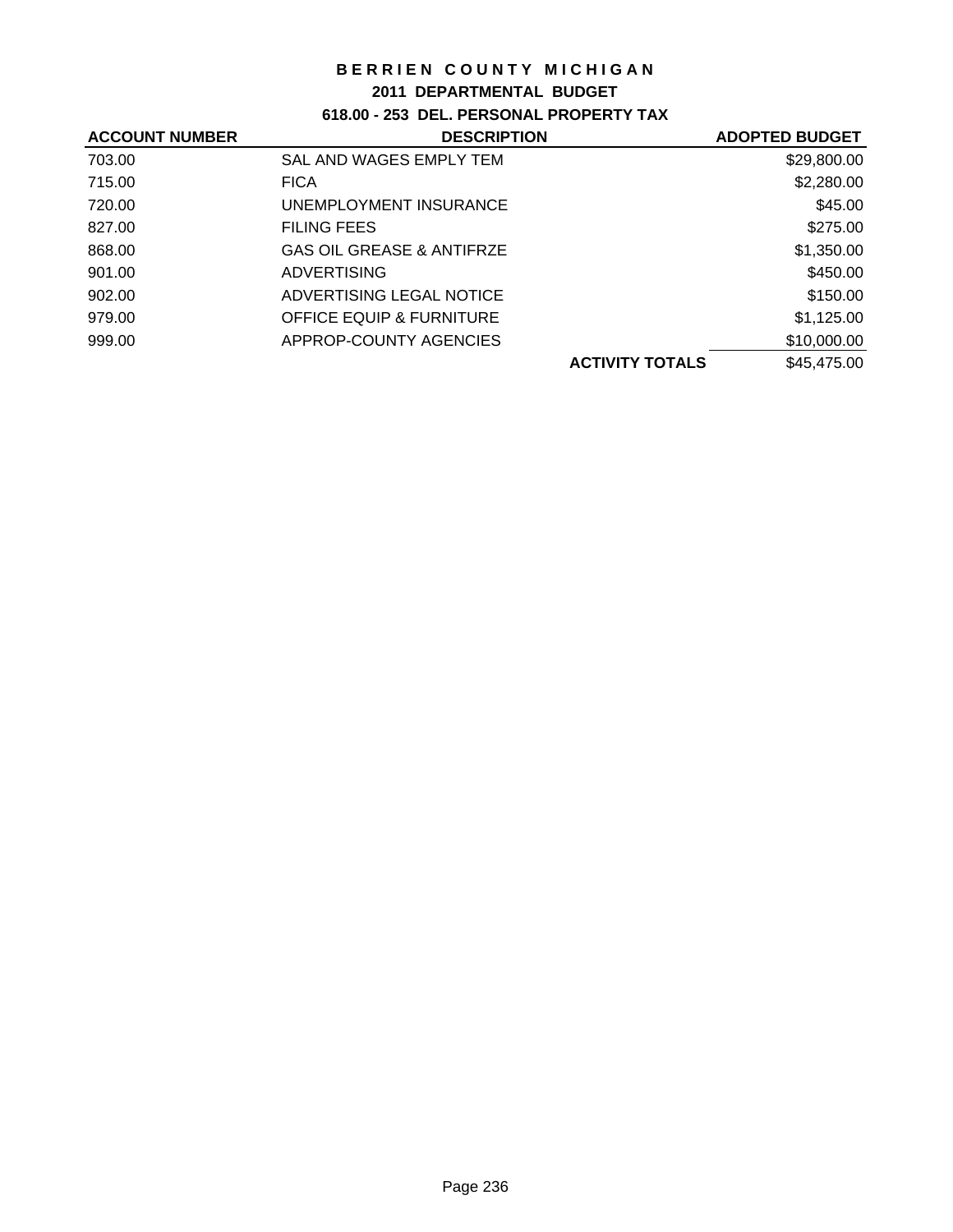# BERRIEN COUNTY MICHIGAN

## 2011 DEPARTMENTAL BUDGET

### 618.00 - 253 DEL. PERSONAL PROPERTY TAX

| ACCOUNT NUMBER | DESCRIPTION | | ADOPTED BUDGET |
|---|---|---|---|
| 703.00 | SAL AND WAGES EMPLY TEM | | $29,800.00 |
| 715.00 | FICA | | $2,280.00 |
| 720.00 | UNEMPLOYMENT INSURANCE | | $45.00 |
| 827.00 | FILING FEES | | $275.00 |
| 868.00 | GAS OIL GREASE & ANTIFRZE | | $1,350.00 |
| 901.00 | ADVERTISING | | $450.00 |
| 902.00 | ADVERTISING LEGAL NOTICE | | $150.00 |
| 979.00 | OFFICE EQUIP & FURNITURE | | $1,125.00 |
| 999.00 | APPROP-COUNTY AGENCIES | | $10,000.00 |
| | | **ACTIVITY TOTALS** | $45,475.00 |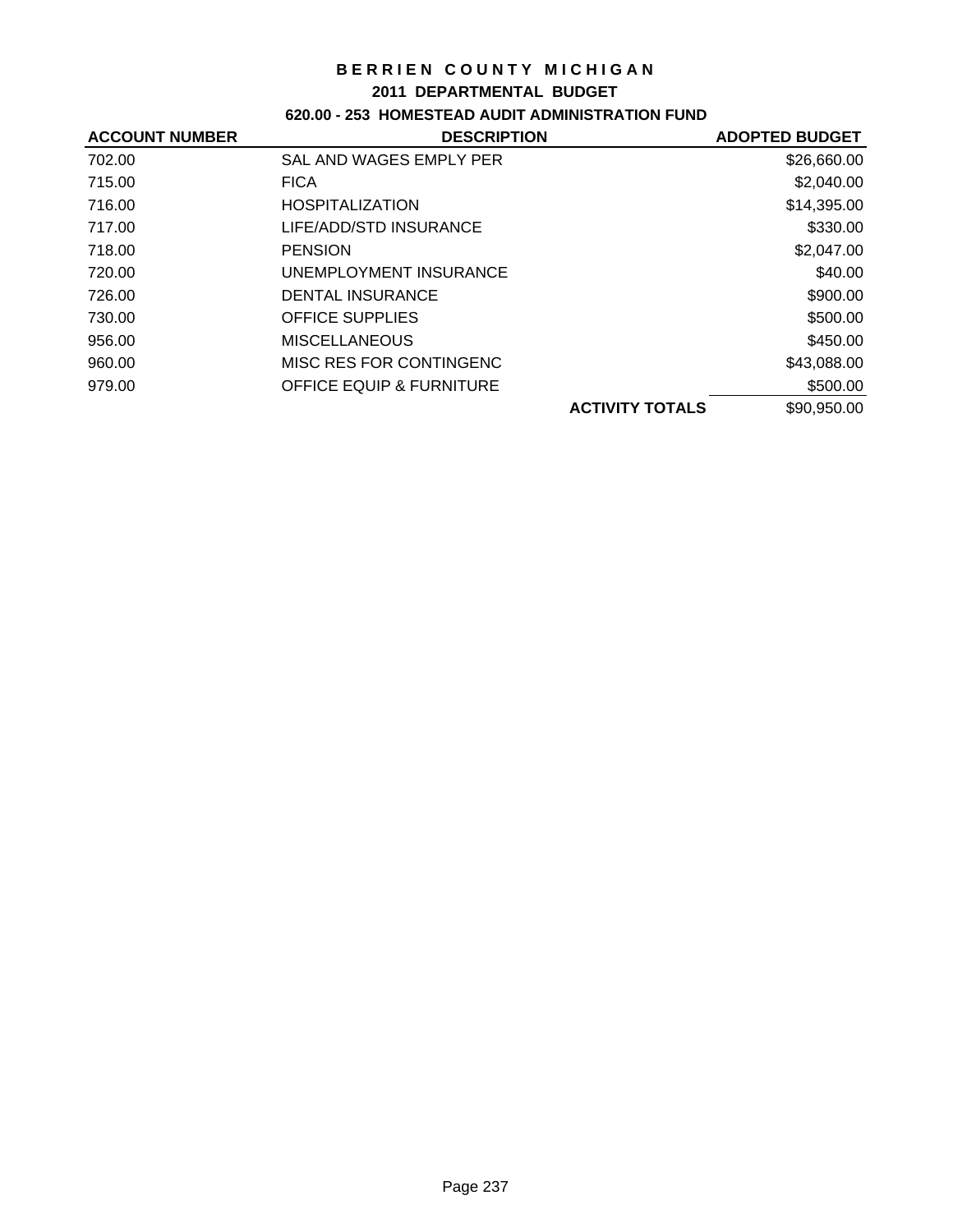# BERRIEN COUNTY MICHIGAN

## 2011 DEPARTMENTAL BUDGET

### 620.00 - 253 HOMESTEAD AUDIT ADMINISTRATION FUND

| ACCOUNT NUMBER | DESCRIPTION | | ADOPTED BUDGET |
|---|---|---|---|
| 702.00 | SAL AND WAGES EMPLY PER | | $26,660.00 |
| 715.00 | FICA | | $2,040.00 |
| 716.00 | HOSPITALIZATION | | $14,395.00 |
| 717.00 | LIFE/ADD/STD INSURANCE | | $330.00 |
| 718.00 | PENSION | | $2,047.00 |
| 720.00 | UNEMPLOYMENT INSURANCE | | $40.00 |
| 726.00 | DENTAL INSURANCE | | $900.00 |
| 730.00 | OFFICE SUPPLIES | | $500.00 |
| 956.00 | MISCELLANEOUS | | $450.00 |
| 960.00 | MISC RES FOR CONTINGENC | | $43,088.00 |
| 979.00 | OFFICE EQUIP & FURNITURE | | $500.00 |
| | | **ACTIVITY TOTALS** | $90,950.00 |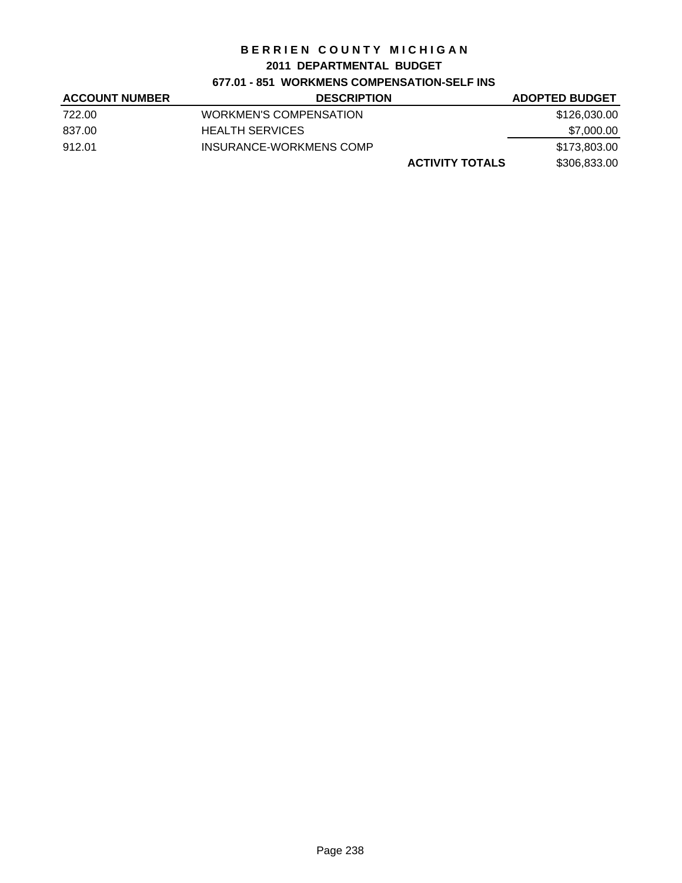# BERRIEN COUNTY MICHIGAN

## 2011 DEPARTMENTAL BUDGET

### 677.01 - 851 WORKMENS COMPENSATION-SELF INS

| ACCOUNT NUMBER | DESCRIPTION | | ADOPTED BUDGET |
|---|---|---|---|
| 722.00 | WORKMEN'S COMPENSATION | | $126,030.00 |
| 837.00 | HEALTH SERVICES | | $7,000.00 |
| 912.01 | INSURANCE-WORKMENS COMP | | $173,803.00 |
| | | **ACTIVITY TOTALS** | $306,833.00 |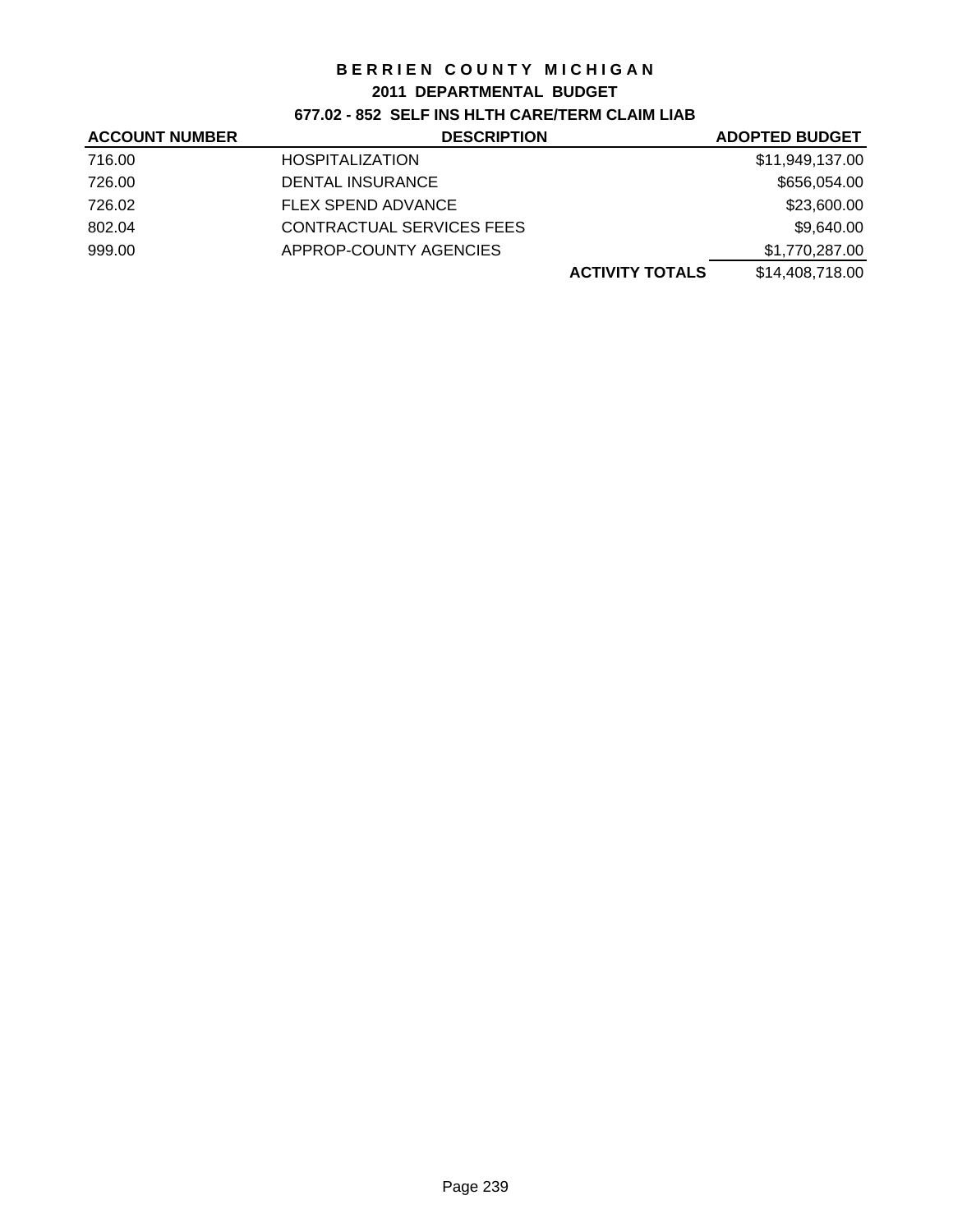# BERRIEN COUNTY MICHIGAN

## 2011 DEPARTMENTAL BUDGET

### 677.02 - 852 SELF INS HLTH CARE/TERM CLAIM LIAB

| ACCOUNT NUMBER | DESCRIPTION | | ADOPTED BUDGET |
|---|---|---|---|
| 716.00 | HOSPITALIZATION | | $11,949,137.00 |
| 726.00 | DENTAL INSURANCE | | $656,054.00 |
| 726.02 | FLEX SPEND ADVANCE | | $23,600.00 |
| 802.04 | CONTRACTUAL SERVICES FEES | | $9,640.00 |
| 999.00 | APPROP-COUNTY AGENCIES | | $1,770,287.00 |
| | | **ACTIVITY TOTALS** | $14,408,718.00 |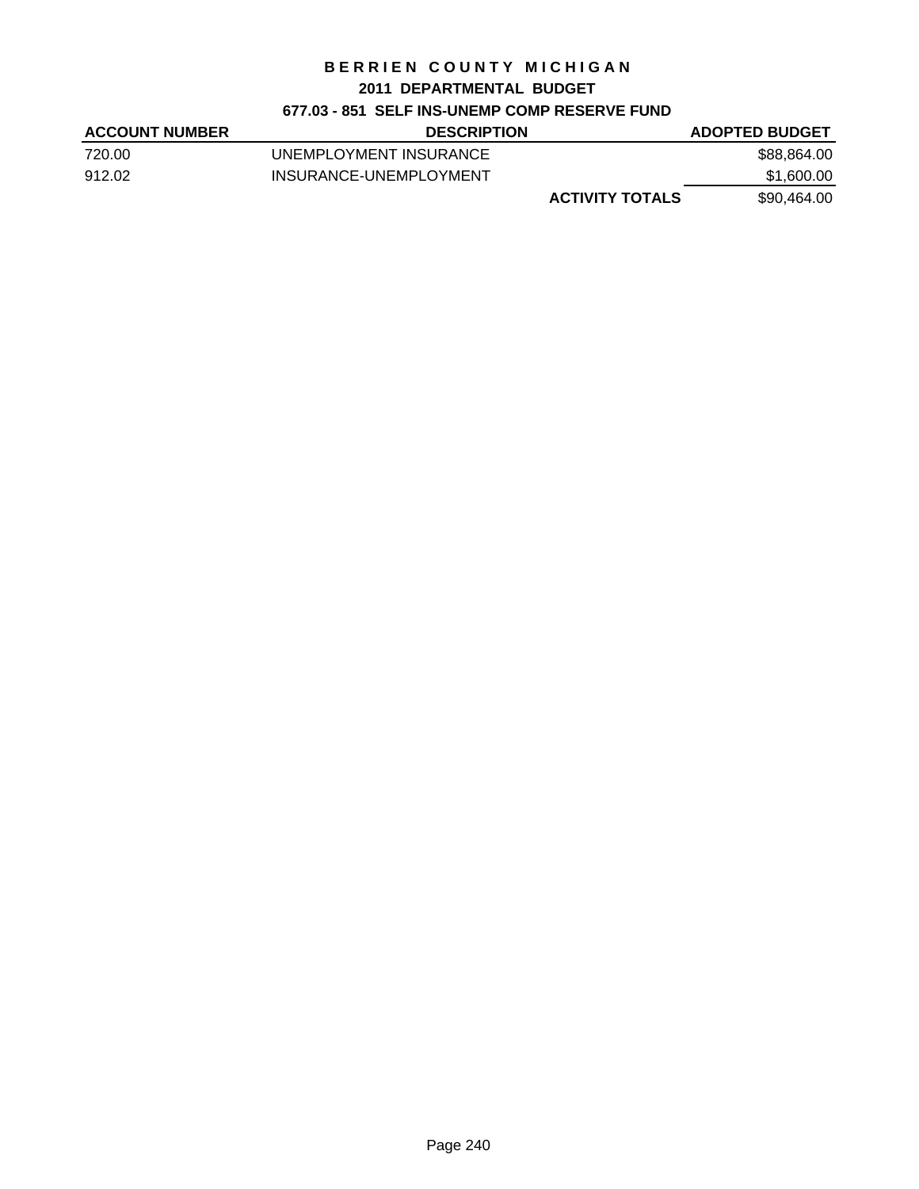# BERRIEN COUNTY MICHIGAN

## 2011 DEPARTMENTAL BUDGET

### 677.03 - 851 SELF INS-UNEMP COMP RESERVE FUND

| ACCOUNT NUMBER | DESCRIPTION | | ADOPTED BUDGET |
|---|---|---|---|
| 720.00 | UNEMPLOYMENT INSURANCE | | $88,864.00 |
| 912.02 | INSURANCE-UNEMPLOYMENT | | $1,600.00 |
| | | **ACTIVITY TOTALS** | $90,464.00 |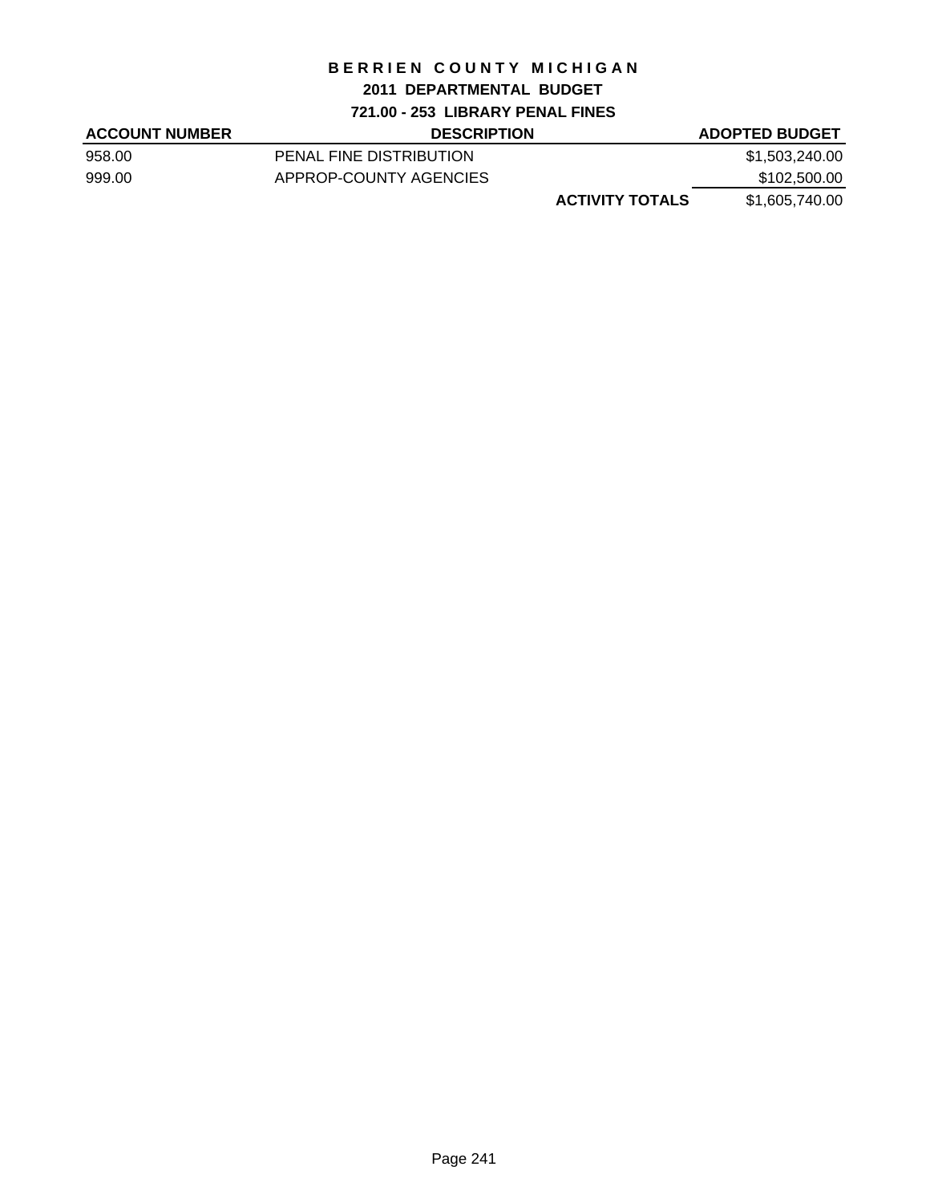# BERRIEN COUNTY MICHIGAN

## 2011 DEPARTMENTAL BUDGET

### 721.00 - 253 LIBRARY PENAL FINES

| ACCOUNT NUMBER | DESCRIPTION | | ADOPTED BUDGET |
|---|---|---|---|
| 958.00 | PENAL FINE DISTRIBUTION | | $1,503,240.00 |
| 999.00 | APPROP-COUNTY AGENCIES | | $102,500.00 |
| | | **ACTIVITY TOTALS** | $1,605,740.00 |